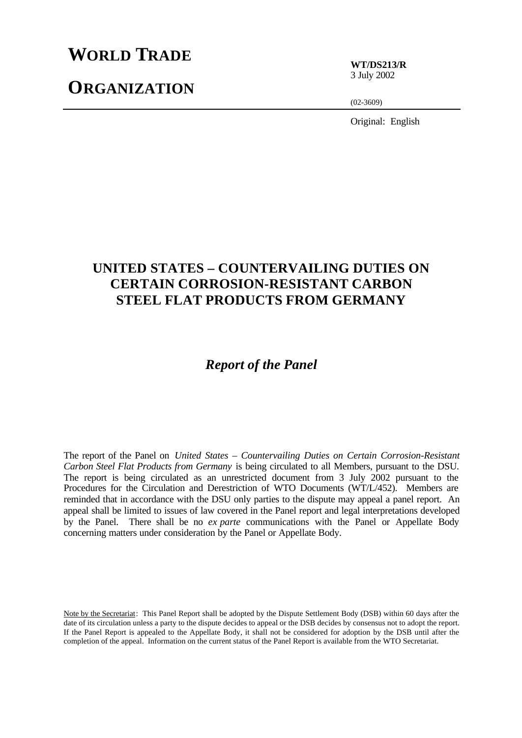# WORLD TRADE ORGANIZATION

**WT/DS213/R**
3 July 2002

(02-3609)

Original: English

## UNITED STATES – COUNTERVAILING DUTIES ON CERTAIN CORROSION-RESISTANT CARBON STEEL FLAT PRODUCTS FROM GERMANY

### *Report of the Panel*

The report of the Panel on *United States – Countervailing Duties on Certain Corrosion-Resistant Carbon Steel Flat Products from Germany* is being circulated to all Members, pursuant to the DSU. The report is being circulated as an unrestricted document from 3 July 2002 pursuant to the Procedures for the Circulation and Derestriction of WTO Documents (WT/L/452). Members are reminded that in accordance with the DSU only parties to the dispute may appeal a panel report. An appeal shall be limited to issues of law covered in the Panel report and legal interpretations developed by the Panel. There shall be no *ex parte* communications with the Panel or Appellate Body concerning matters under consideration by the Panel or Appellate Body.

Note by the Secretariat: This Panel Report shall be adopted by the Dispute Settlement Body (DSB) within 60 days after the date of its circulation unless a party to the dispute decides to appeal or the DSB decides by consensus not to adopt the report. If the Panel Report is appealed to the Appellate Body, it shall not be considered for adoption by the DSB until after the completion of the appeal. Information on the current status of the Panel Report is available from the WTO Secretariat.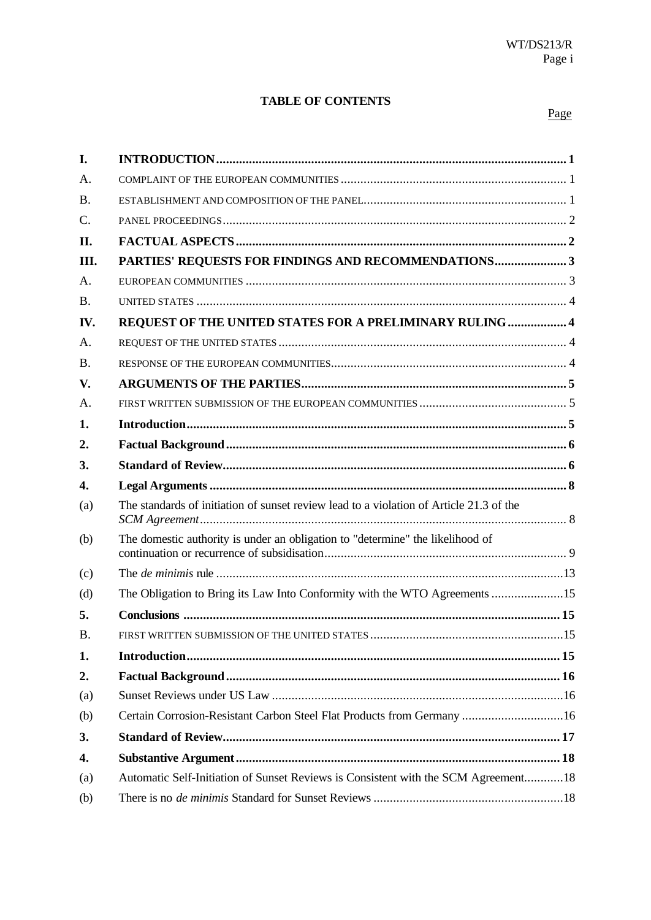## TABLE OF CONTENTS

| | | Page |
|---|---|---|
| **I.** | **INTRODUCTION** | **1** |
| A. | COMPLAINT OF THE EUROPEAN COMMUNITIES | 1 |
| B. | ESTABLISHMENT AND COMPOSITION OF THE PANEL | 1 |
| C. | PANEL PROCEEDINGS | 2 |
| **II.** | **FACTUAL ASPECTS** | **2** |
| **III.** | **PARTIES' REQUESTS FOR FINDINGS AND RECOMMENDATIONS** | **3** |
| A. | EUROPEAN COMMUNITIES | 3 |
| B. | UNITED STATES | 4 |
| **IV.** | **REQUEST OF THE UNITED STATES FOR A PRELIMINARY RULING** | **4** |
| A. | REQUEST OF THE UNITED STATES | 4 |
| B. | RESPONSE OF THE EUROPEAN COMMUNITIES | 4 |
| **V.** | **ARGUMENTS OF THE PARTIES** | **5** |
| A. | FIRST WRITTEN SUBMISSION OF THE EUROPEAN COMMUNITIES | 5 |
| **1.** | **Introduction** | **5** |
| **2.** | **Factual Background** | **6** |
| **3.** | **Standard of Review** | **6** |
| **4.** | **Legal Arguments** | **8** |
| (a) | The standards of initiation of sunset review lead to a violation of Article 21.3 of the *SCM Agreement* | 8 |
| (b) | The domestic authority is under an obligation to "determine" the likelihood of continuation or recurrence of subsidisation | 9 |
| (c) | The *de minimis* rule | 13 |
| (d) | The Obligation to Bring its Law Into Conformity with the WTO Agreements | 15 |
| **5.** | **Conclusions** | **15** |
| B. | FIRST WRITTEN SUBMISSION OF THE UNITED STATES | 15 |
| **1.** | **Introduction** | **15** |
| **2.** | **Factual Background** | **16** |
| (a) | Sunset Reviews under US Law | 16 |
| (b) | Certain Corrosion-Resistant Carbon Steel Flat Products from Germany | 16 |
| **3.** | **Standard of Review** | **17** |
| **4.** | **Substantive Argument** | **18** |
| (a) | Automatic Self-Initiation of Sunset Reviews is Consistent with the SCM Agreement | 18 |
| (b) | There is no *de minimis* Standard for Sunset Reviews | 18 |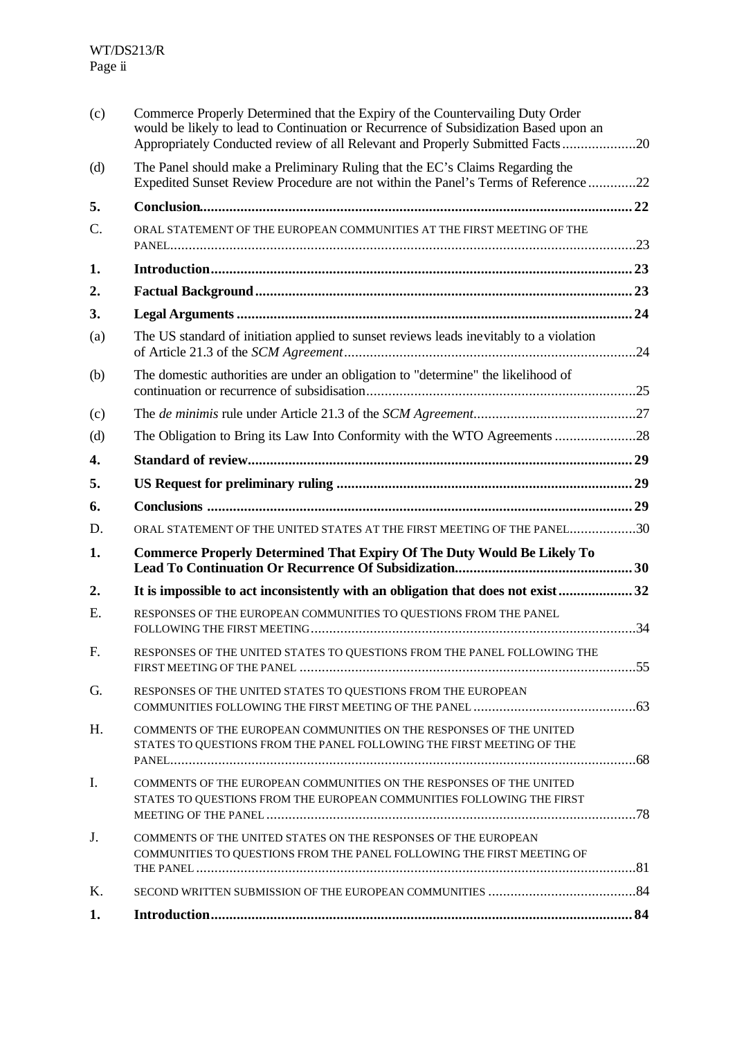| | | |
|---|---|---|
| (c) | Commerce Properly Determined that the Expiry of the Countervailing Duty Order would be likely to lead to Continuation or Recurrence of Subsidization Based upon an Appropriately Conducted review of all Relevant and Properly Submitted Facts | 20 |
| (d) | The Panel should make a Preliminary Ruling that the EC's Claims Regarding the Expedited Sunset Review Procedure are not within the Panel's Terms of Reference | 22 |
| **5.** | **Conclusion** | **22** |
| C. | ORAL STATEMENT OF THE EUROPEAN COMMUNITIES AT THE FIRST MEETING OF THE PANEL | 23 |
| **1.** | **Introduction** | **23** |
| **2.** | **Factual Background** | **23** |
| **3.** | **Legal Arguments** | **24** |
| (a) | The US standard of initiation applied to sunset reviews leads inevitably to a violation of Article 21.3 of the *SCM Agreement* | 24 |
| (b) | The domestic authorities are under an obligation to "determine" the likelihood of continuation or recurrence of subsidisation | 25 |
| (c) | The *de minimis* rule under Article 21.3 of the *SCM Agreement* | 27 |
| (d) | The Obligation to Bring its Law Into Conformity with the WTO Agreements | 28 |
| **4.** | **Standard of review** | **29** |
| **5.** | **US Request for preliminary ruling** | **29** |
| **6.** | **Conclusions** | **29** |
| D. | ORAL STATEMENT OF THE UNITED STATES AT THE FIRST MEETING OF THE PANEL | 30 |
| **1.** | **Commerce Properly Determined That Expiry Of The Duty Would Be Likely To Lead To Continuation Or Recurrence Of Subsidization** | **30** |
| **2.** | **It is impossible to act inconsistently with an obligation that does not exist** | **32** |
| E. | RESPONSES OF THE EUROPEAN COMMUNITIES TO QUESTIONS FROM THE PANEL FOLLOWING THE FIRST MEETING | 34 |
| F. | RESPONSES OF THE UNITED STATES TO QUESTIONS FROM THE PANEL FOLLOWING THE FIRST MEETING OF THE PANEL | 55 |
| G. | RESPONSES OF THE UNITED STATES TO QUESTIONS FROM THE EUROPEAN COMMUNITIES FOLLOWING THE FIRST MEETING OF THE PANEL | 63 |
| H. | COMMENTS OF THE EUROPEAN COMMUNITIES ON THE RESPONSES OF THE UNITED STATES TO QUESTIONS FROM THE PANEL FOLLOWING THE FIRST MEETING OF THE PANEL | 68 |
| I. | COMMENTS OF THE EUROPEAN COMMUNITIES ON THE RESPONSES OF THE UNITED STATES TO QUESTIONS FROM THE EUROPEAN COMMUNITIES FOLLOWING THE FIRST MEETING OF THE PANEL | 78 |
| J. | COMMENTS OF THE UNITED STATES ON THE RESPONSES OF THE EUROPEAN COMMUNITIES TO QUESTIONS FROM THE PANEL FOLLOWING THE FIRST MEETING OF THE PANEL | 81 |
| K. | SECOND WRITTEN SUBMISSION OF THE EUROPEAN COMMUNITIES | 84 |
| **1.** | **Introduction** | **84** |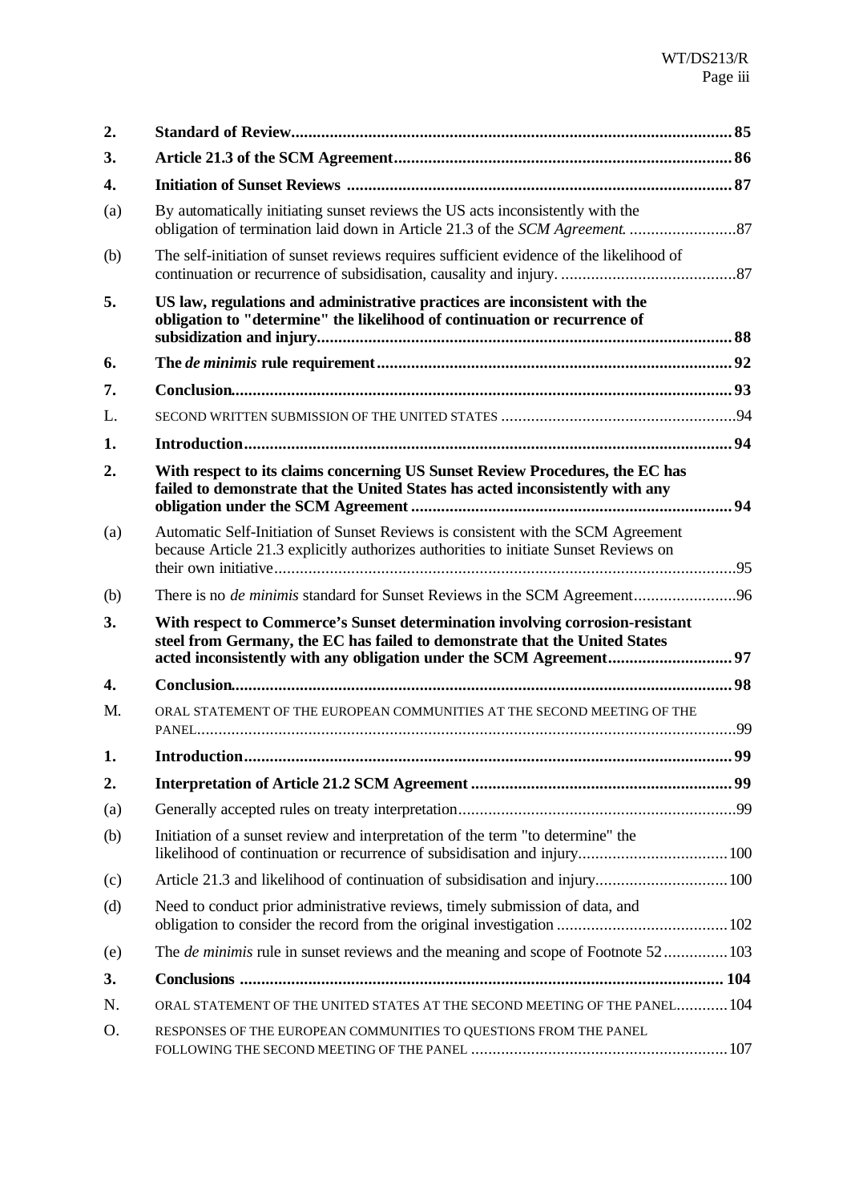| | | |
|---|---|---|
| **2.** | **Standard of Review** | **85** |
| **3.** | **Article 21.3 of the SCM Agreement** | **86** |
| **4.** | **Initiation of Sunset Reviews** | **87** |
| (a) | By automatically initiating sunset reviews the US acts inconsistently with the obligation of termination laid down in Article 21.3 of the *SCM Agreement*. | 87 |
| (b) | The self-initiation of sunset reviews requires sufficient evidence of the likelihood of continuation or recurrence of subsidisation, causality and injury. | 87 |
| **5.** | **US law, regulations and administrative practices are inconsistent with the obligation to "determine" the likelihood of continuation or recurrence of subsidization and injury** | **88** |
| **6.** | **The *de minimis* rule requirement** | **92** |
| **7.** | **Conclusion** | **93** |
| L. | SECOND WRITTEN SUBMISSION OF THE UNITED STATES | 94 |
| **1.** | **Introduction** | **94** |
| **2.** | **With respect to its claims concerning US Sunset Review Procedures, the EC has failed to demonstrate that the United States has acted inconsistently with any obligation under the SCM Agreement** | **94** |
| (a) | Automatic Self-Initiation of Sunset Reviews is consistent with the SCM Agreement because Article 21.3 explicitly authorizes authorities to initiate Sunset Reviews on their own initiative | 95 |
| (b) | There is no *de minimis* standard for Sunset Reviews in the SCM Agreement | 96 |
| **3.** | **With respect to Commerce's Sunset determination involving corrosion-resistant steel from Germany, the EC has failed to demonstrate that the United States acted inconsistently with any obligation under the SCM Agreement** | **97** |
| **4.** | **Conclusion** | **98** |
| M. | ORAL STATEMENT OF THE EUROPEAN COMMUNITIES AT THE SECOND MEETING OF THE PANEL | 99 |
| **1.** | **Introduction** | **99** |
| **2.** | **Interpretation of Article 21.2 SCM Agreement** | **99** |
| (a) | Generally accepted rules on treaty interpretation | 99 |
| (b) | Initiation of a sunset review and interpretation of the term "to determine" the likelihood of continuation or recurrence of subsidisation and injury | 100 |
| (c) | Article 21.3 and likelihood of continuation of subsidisation and injury | 100 |
| (d) | Need to conduct prior administrative reviews, timely submission of data, and obligation to consider the record from the original investigation | 102 |
| (e) | The *de minimis* rule in sunset reviews and the meaning and scope of Footnote 52 | 103 |
| **3.** | **Conclusions** | **104** |
| N. | ORAL STATEMENT OF THE UNITED STATES AT THE SECOND MEETING OF THE PANEL | 104 |
| O. | RESPONSES OF THE EUROPEAN COMMUNITIES TO QUESTIONS FROM THE PANEL FOLLOWING THE SECOND MEETING OF THE PANEL | 107 |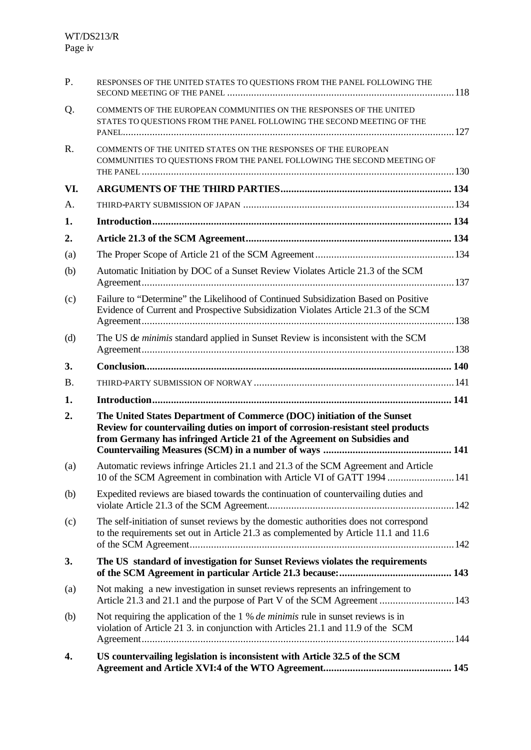| | | |
|---|---|---|
| P. | RESPONSES OF THE UNITED STATES TO QUESTIONS FROM THE PANEL FOLLOWING THE SECOND MEETING OF THE PANEL | 118 |
| Q. | COMMENTS OF THE EUROPEAN COMMUNITIES ON THE RESPONSES OF THE UNITED STATES TO QUESTIONS FROM THE PANEL FOLLOWING THE SECOND MEETING OF THE PANEL | 127 |
| R. | COMMENTS OF THE UNITED STATES ON THE RESPONSES OF THE EUROPEAN COMMUNITIES TO QUESTIONS FROM THE PANEL FOLLOWING THE SECOND MEETING OF THE PANEL | 130 |
| **VI.** | **ARGUMENTS OF THE THIRD PARTIES** | **134** |
| A. | THIRD-PARTY SUBMISSION OF JAPAN | 134 |
| **1.** | **Introduction** | **134** |
| **2.** | **Article 21.3 of the SCM Agreement** | **134** |
| (a) | The Proper Scope of Article 21 of the SCM Agreement | 134 |
| (b) | Automatic Initiation by DOC of a Sunset Review Violates Article 21.3 of the SCM Agreement | 137 |
| (c) | Failure to "Determine" the Likelihood of Continued Subsidization Based on Positive Evidence of Current and Prospective Subsidization Violates Article 21.3 of the SCM Agreement | 138 |
| (d) | The US d*e minimis* standard applied in Sunset Review is inconsistent with the SCM Agreement | 138 |
| **3.** | **Conclusion** | **140** |
| B. | THIRD-PARTY SUBMISSION OF NORWAY | 141 |
| **1.** | **Introduction** | **141** |
| **2.** | **The United States Department of Commerce (DOC) initiation of the Sunset Review for countervailing duties on import of corrosion-resistant steel products from Germany has infringed Article 21 of the Agreement on Subsidies and Countervailing Measures (SCM) in a number of ways** | **141** |
| (a) | Automatic reviews infringe Articles 21.1 and 21.3 of the SCM Agreement and Article 10 of the SCM Agreement in combination with Article VI of GATT 1994 | 141 |
| (b) | Expedited reviews are biased towards the continuation of countervailing duties and violate Article 21.3 of the SCM Agreement | 142 |
| (c) | The self-initiation of sunset reviews by the domestic authorities does not correspond to the requirements set out in Article 21.3 as complemented by Article 11.1 and 11.6 of the SCM Agreement | 142 |
| **3.** | **The US standard of investigation for Sunset Reviews violates the requirements of the SCM Agreement in particular Article 21.3 because:** | **143** |
| (a) | Not making a new investigation in sunset reviews represents an infringement to Article 21.3 and 21.1 and the purpose of Part V of the SCM Agreement | 143 |
| (b) | Not requiring the application of the 1 % *de minimis* rule in sunset reviews is in violation of Article 21 3. in conjunction with Articles 21.1 and 11.9 of the SCM Agreement | 144 |
| **4.** | **US countervailing legislation is inconsistent with Article 32.5 of the SCM Agreement and Article XVI:4 of the WTO Agreement** | **145** |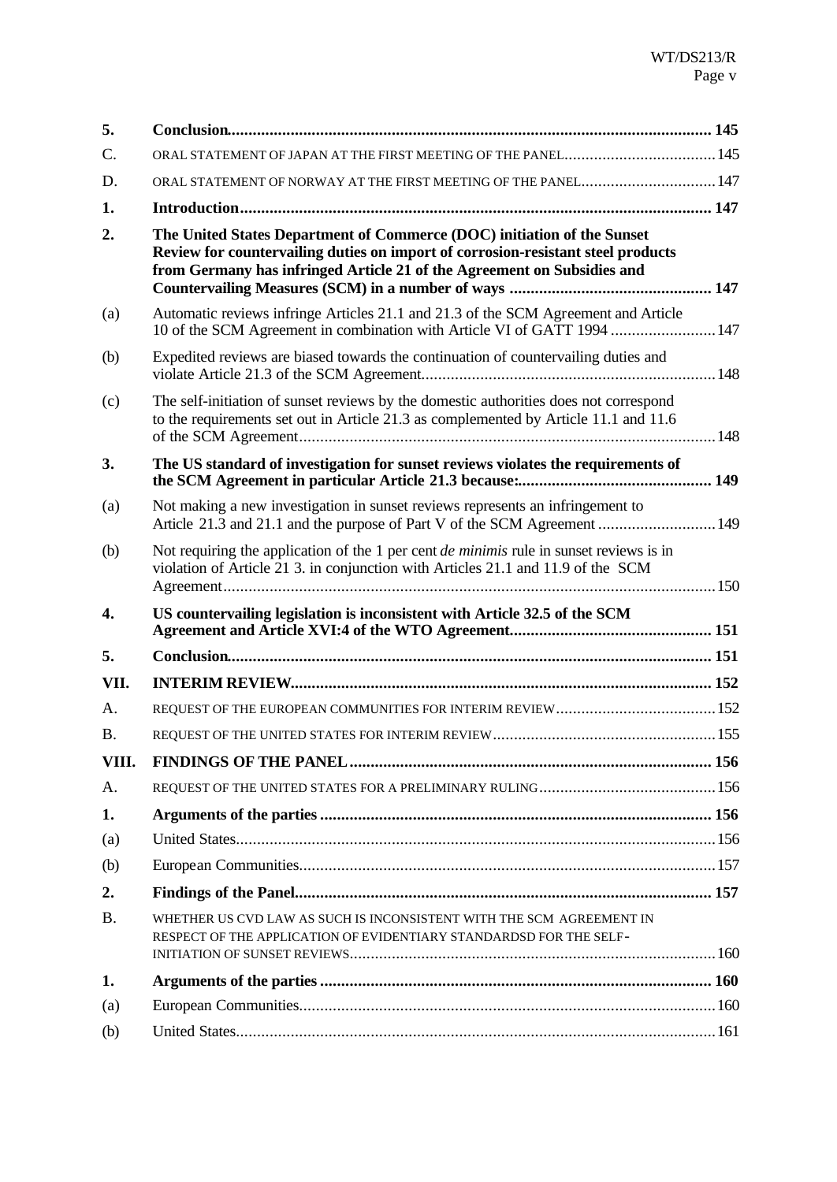| | | |
|---|---|---|
| **5.** | **Conclusion** | **145** |
| C. | ORAL STATEMENT OF JAPAN AT THE FIRST MEETING OF THE PANEL | 145 |
| D. | ORAL STATEMENT OF NORWAY AT THE FIRST MEETING OF THE PANEL | 147 |
| **1.** | **Introduction** | **147** |
| **2.** | **The United States Department of Commerce (DOC) initiation of the Sunset Review for countervailing duties on import of corrosion-resistant steel products from Germany has infringed Article 21 of the Agreement on Subsidies and Countervailing Measures (SCM) in a number of ways** | **147** |
| (a) | Automatic reviews infringe Articles 21.1 and 21.3 of the SCM Agreement and Article 10 of the SCM Agreement in combination with Article VI of GATT 1994 | 147 |
| (b) | Expedited reviews are biased towards the continuation of countervailing duties and violate Article 21.3 of the SCM Agreement | 148 |
| (c) | The self-initiation of sunset reviews by the domestic authorities does not correspond to the requirements set out in Article 21.3 as complemented by Article 11.1 and 11.6 of the SCM Agreement | 148 |
| **3.** | **The US standard of investigation for sunset reviews violates the requirements of the SCM Agreement in particular Article 21.3 because:** | **149** |
| (a) | Not making a new investigation in sunset reviews represents an infringement to Article 21.3 and 21.1 and the purpose of Part V of the SCM Agreement | 149 |
| (b) | Not requiring the application of the 1 per cent *de minimis* rule in sunset reviews is in violation of Article 21 3. in conjunction with Articles 21.1 and 11.9 of the SCM Agreement | 150 |
| **4.** | **US countervailing legislation is inconsistent with Article 32.5 of the SCM Agreement and Article XVI:4 of the WTO Agreement** | **151** |
| **5.** | **Conclusion** | **151** |
| **VII.** | **INTERIM REVIEW** | **152** |
| A. | REQUEST OF THE EUROPEAN COMMUNITIES FOR INTERIM REVIEW | 152 |
| B. | REQUEST OF THE UNITED STATES FOR INTERIM REVIEW | 155 |
| **VIII.** | **FINDINGS OF THE PANEL** | **156** |
| A. | REQUEST OF THE UNITED STATES FOR A PRELIMINARY RULING | 156 |
| **1.** | **Arguments of the parties** | **156** |
| (a) | United States | 156 |
| (b) | European Communities | 157 |
| **2.** | **Findings of the Panel** | **157** |
| B. | WHETHER US CVD LAW AS SUCH IS INCONSISTENT WITH THE SCM AGREEMENT IN RESPECT OF THE APPLICATION OF EVIDENTIARY STANDARDSD FOR THE SELF-INITIATION OF SUNSET REVIEWS | 160 |
| **1.** | **Arguments of the parties** | **160** |
| (a) | European Communities | 160 |
| (b) | United States | 161 |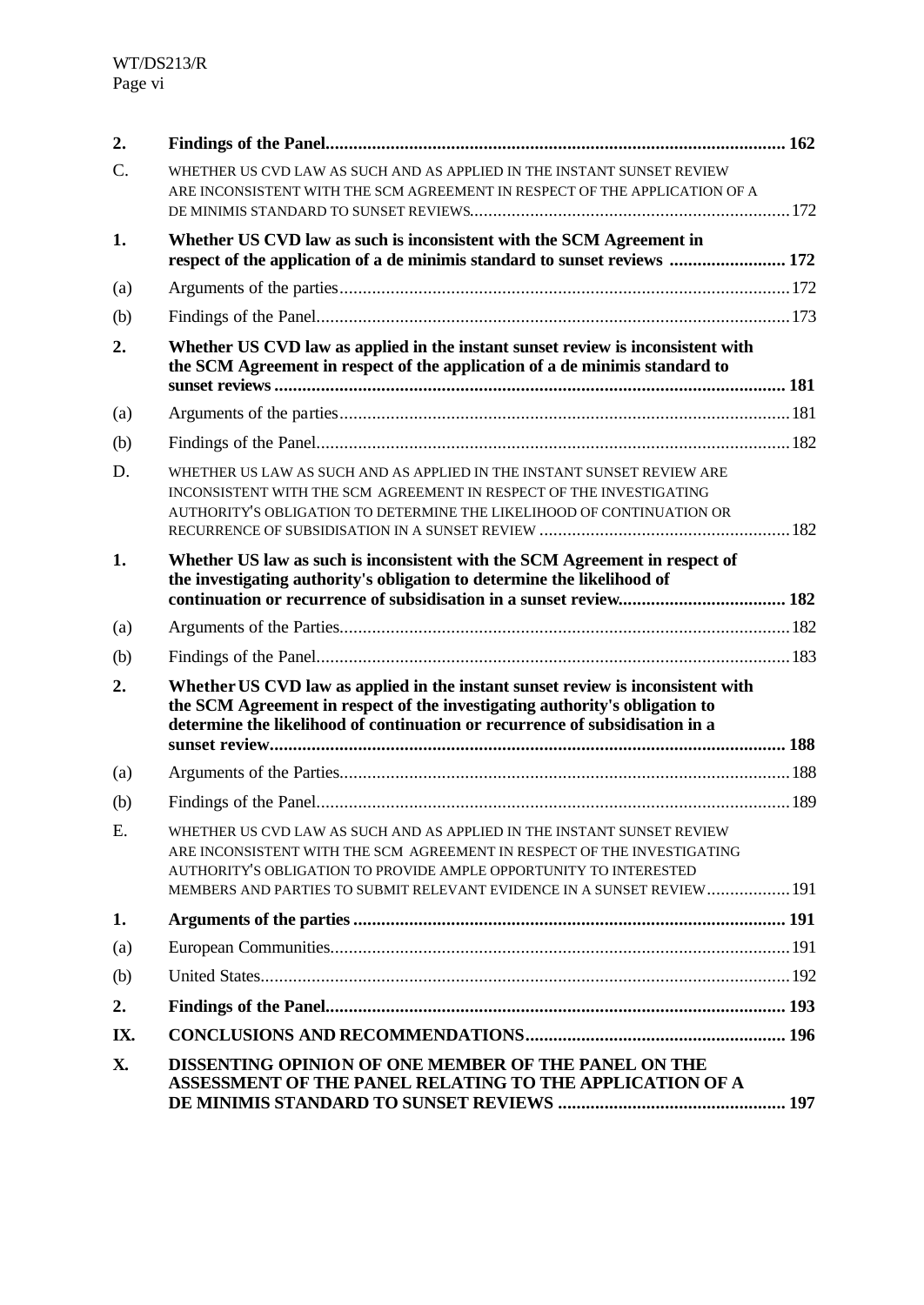| | | |
|---|---|---|
| **2.** | **Findings of the Panel** | **162** |
| C. | WHETHER US CVD LAW AS SUCH AND AS APPLIED IN THE INSTANT SUNSET REVIEW ARE INCONSISTENT WITH THE SCM AGREEMENT IN RESPECT OF THE APPLICATION OF A DE MINIMIS STANDARD TO SUNSET REVIEWS | 172 |
| **1.** | **Whether US CVD law as such is inconsistent with the SCM Agreement in respect of the application of a de minimis standard to sunset reviews** | **172** |
| (a) | Arguments of the parties | 172 |
| (b) | Findings of the Panel | 173 |
| **2.** | **Whether US CVD law as applied in the instant sunset review is inconsistent with the SCM Agreement in respect of the application of a de minimis standard to sunset reviews** | **181** |
| (a) | Arguments of the parties | 181 |
| (b) | Findings of the Panel | 182 |
| D. | WHETHER US LAW AS SUCH AND AS APPLIED IN THE INSTANT SUNSET REVIEW ARE INCONSISTENT WITH THE SCM AGREEMENT IN RESPECT OF THE INVESTIGATING AUTHORITY'S OBLIGATION TO DETERMINE THE LIKELIHOOD OF CONTINUATION OR RECURRENCE OF SUBSIDISATION IN A SUNSET REVIEW | 182 |
| **1.** | **Whether US law as such is inconsistent with the SCM Agreement in respect of the investigating authority's obligation to determine the likelihood of continuation or recurrence of subsidisation in a sunset review** | **182** |
| (a) | Arguments of the Parties | 182 |
| (b) | Findings of the Panel | 183 |
| **2.** | **Whether US CVD law as applied in the instant sunset review is inconsistent with the SCM Agreement in respect of the investigating authority's obligation to determine the likelihood of continuation or recurrence of subsidisation in a sunset review** | **188** |
| (a) | Arguments of the Parties | 188 |
| (b) | Findings of the Panel | 189 |
| E. | WHETHER US CVD LAW AS SUCH AND AS APPLIED IN THE INSTANT SUNSET REVIEW ARE INCONSISTENT WITH THE SCM AGREEMENT IN RESPECT OF THE INVESTIGATING AUTHORITY'S OBLIGATION TO PROVIDE AMPLE OPPORTUNITY TO INTERESTED MEMBERS AND PARTIES TO SUBMIT RELEVANT EVIDENCE IN A SUNSET REVIEW | 191 |
| **1.** | **Arguments of the parties** | **191** |
| (a) | European Communities | 191 |
| (b) | United States | 192 |
| **2.** | **Findings of the Panel** | **193** |
| **IX.** | **CONCLUSIONS AND RECOMMENDATIONS** | **196** |
| **X.** | **DISSENTING OPINION OF ONE MEMBER OF THE PANEL ON THE ASSESSMENT OF THE PANEL RELATING TO THE APPLICATION OF A DE MINIMIS STANDARD TO SUNSET REVIEWS** | **197** |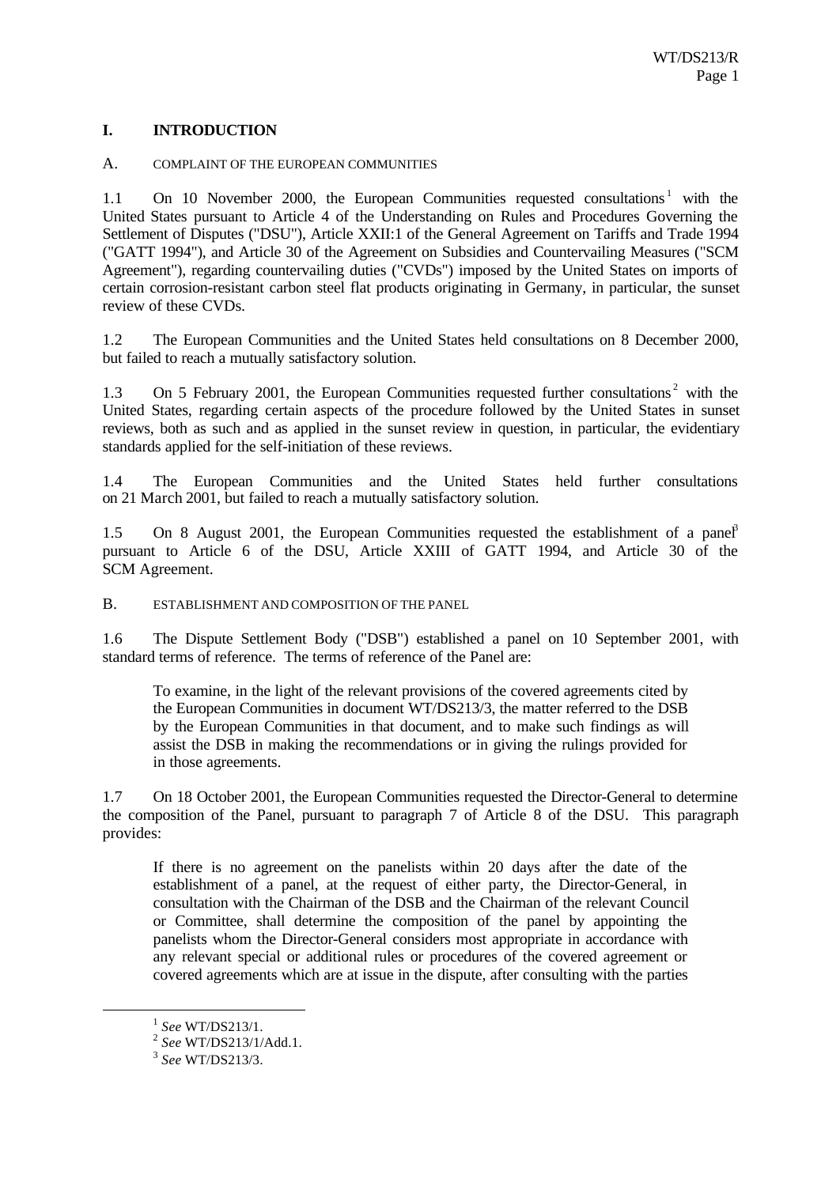# I. INTRODUCTION

## A. COMPLAINT OF THE EUROPEAN COMMUNITIES

1.1 On 10 November 2000, the European Communities requested consultations[1] with the United States pursuant to Article 4 of the Understanding on Rules and Procedures Governing the Settlement of Disputes ("DSU"), Article XXII:1 of the General Agreement on Tariffs and Trade 1994 ("GATT 1994"), and Article 30 of the Agreement on Subsidies and Countervailing Measures ("SCM Agreement"), regarding countervailing duties ("CVDs") imposed by the United States on imports of certain corrosion-resistant carbon steel flat products originating in Germany, in particular, the sunset review of these CVDs.

1.2 The European Communities and the United States held consultations on 8 December 2000, but failed to reach a mutually satisfactory solution.

1.3 On 5 February 2001, the European Communities requested further consultations[2] with the United States, regarding certain aspects of the procedure followed by the United States in sunset reviews, both as such and as applied in the sunset review in question, in particular, the evidentiary standards applied for the self-initiation of these reviews.

1.4 The European Communities and the United States held further consultations on 21 March 2001, but failed to reach a mutually satisfactory solution.

1.5 On 8 August 2001, the European Communities requested the establishment of a panel[3] pursuant to Article 6 of the DSU, Article XXIII of GATT 1994, and Article 30 of the SCM Agreement.

## B. ESTABLISHMENT AND COMPOSITION OF THE PANEL

1.6 The Dispute Settlement Body ("DSB") established a panel on 10 September 2001, with standard terms of reference. The terms of reference of the Panel are:

> To examine, in the light of the relevant provisions of the covered agreements cited by the European Communities in document WT/DS213/3, the matter referred to the DSB by the European Communities in that document, and to make such findings as will assist the DSB in making the recommendations or in giving the rulings provided for in those agreements.

1.7 On 18 October 2001, the European Communities requested the Director-General to determine the composition of the Panel, pursuant to paragraph 7 of Article 8 of the DSU. This paragraph provides:

> If there is no agreement on the panelists within 20 days after the date of the establishment of a panel, at the request of either party, the Director-General, in consultation with the Chairman of the DSB and the Chairman of the relevant Council or Committee, shall determine the composition of the panel by appointing the panelists whom the Director-General considers most appropriate in accordance with any relevant special or additional rules or procedures of the covered agreement or covered agreements which are at issue in the dispute, after consulting with the parties

---

[1] *See* WT/DS213/1.

[2] *See* WT/DS213/1/Add.1.

[3] *See* WT/DS213/3.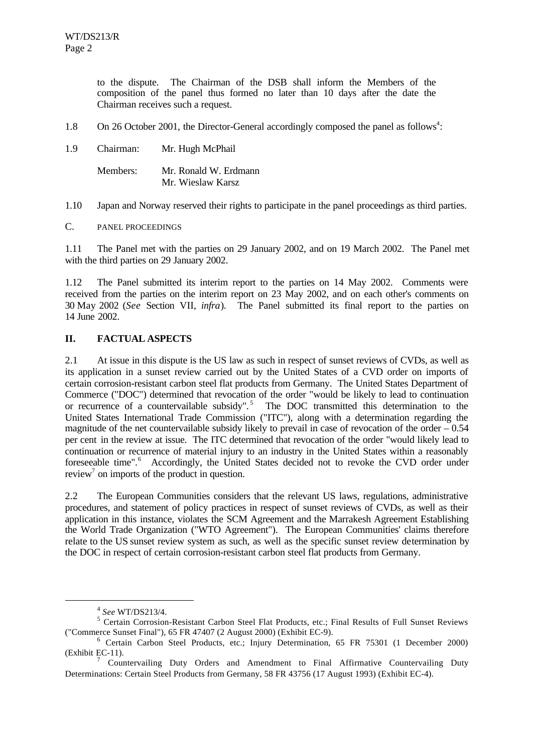to the dispute. The Chairman of the DSB shall inform the Members of the composition of the panel thus formed no later than 10 days after the date the Chairman receives such a request.

1.8 On 26 October 2001, the Director-General accordingly composed the panel as follows[4]:

1.9 Chairman: Mr. Hugh McPhail

Members: Mr. Ronald W. Erdmann
Mr. Wieslaw Karsz

1.10 Japan and Norway reserved their rights to participate in the panel proceedings as third parties.

C. PANEL PROCEEDINGS

1.11 The Panel met with the parties on 29 January 2002, and on 19 March 2002. The Panel met with the third parties on 29 January 2002.

1.12 The Panel submitted its interim report to the parties on 14 May 2002. Comments were received from the parties on the interim report on 23 May 2002, and on each other's comments on 30 May 2002 (*See* Section VII, *infra*). The Panel submitted its final report to the parties on 14 June 2002.

## II. FACTUAL ASPECTS

2.1 At issue in this dispute is the US law as such in respect of sunset reviews of CVDs, as well as its application in a sunset review carried out by the United States of a CVD order on imports of certain corrosion-resistant carbon steel flat products from Germany. The United States Department of Commerce ("DOC") determined that revocation of the order "would be likely to lead to continuation or recurrence of a countervailable subsidy".[5] The DOC transmitted this determination to the United States International Trade Commission ("ITC"), along with a determination regarding the magnitude of the net countervailable subsidy likely to prevail in case of revocation of the order – 0.54 per cent in the review at issue. The ITC determined that revocation of the order "would likely lead to continuation or recurrence of material injury to an industry in the United States within a reasonably foreseeable time".[6] Accordingly, the United States decided not to revoke the CVD order under review[7] on imports of the product in question.

2.2 The European Communities considers that the relevant US laws, regulations, administrative procedures, and statement of policy practices in respect of sunset reviews of CVDs, as well as their application in this instance, violates the SCM Agreement and the Marrakesh Agreement Establishing the World Trade Organization ("WTO Agreement"). The European Communities' claims therefore relate to the US sunset review system as such, as well as the specific sunset review determination by the DOC in respect of certain corrosion-resistant carbon steel flat products from Germany.

---

[4] *See* WT/DS213/4.

[5] Certain Corrosion-Resistant Carbon Steel Flat Products, etc.; Final Results of Full Sunset Reviews ("Commerce Sunset Final"), 65 FR 47407 (2 August 2000) (Exhibit EC-9).

[6] Certain Carbon Steel Products, etc.; Injury Determination, 65 FR 75301 (1 December 2000) (Exhibit EC-11).

[7] Countervailing Duty Orders and Amendment to Final Affirmative Countervailing Duty Determinations: Certain Steel Products from Germany, 58 FR 43756 (17 August 1993) (Exhibit EC-4).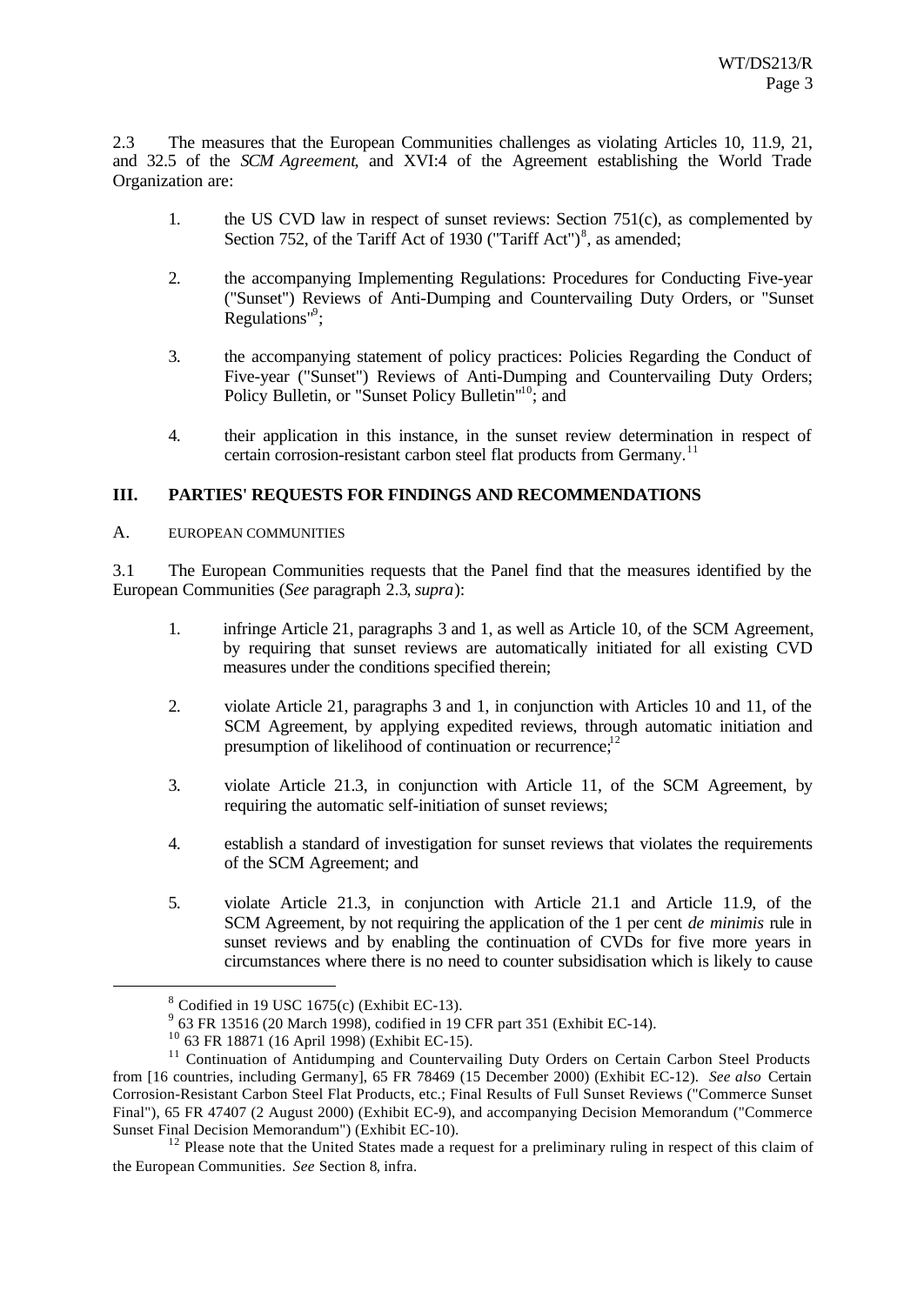2.3 The measures that the European Communities challenges as violating Articles 10, 11.9, 21, and 32.5 of the *SCM Agreement*, and XVI:4 of the Agreement establishing the World Trade Organization are:

1. the US CVD law in respect of sunset reviews: Section 751(c), as complemented by Section 752, of the Tariff Act of 1930 ("Tariff Act")[8], as amended;

2. the accompanying Implementing Regulations: Procedures for Conducting Five-year ("Sunset") Reviews of Anti-Dumping and Countervailing Duty Orders, or "Sunset Regulations"[9];

3. the accompanying statement of policy practices: Policies Regarding the Conduct of Five-year ("Sunset") Reviews of Anti-Dumping and Countervailing Duty Orders; Policy Bulletin, or "Sunset Policy Bulletin"[10]; and

4. their application in this instance, in the sunset review determination in respect of certain corrosion-resistant carbon steel flat products from Germany.[11]

## III. PARTIES' REQUESTS FOR FINDINGS AND RECOMMENDATIONS

### A. EUROPEAN COMMUNITIES

3.1 The European Communities requests that the Panel find that the measures identified by the European Communities (*See* paragraph 2.3, *supra*):

1. infringe Article 21, paragraphs 3 and 1, as well as Article 10, of the SCM Agreement, by requiring that sunset reviews are automatically initiated for all existing CVD measures under the conditions specified therein;

2. violate Article 21, paragraphs 3 and 1, in conjunction with Articles 10 and 11, of the SCM Agreement, by applying expedited reviews, through automatic initiation and presumption of likelihood of continuation or recurrence;[12]

3. violate Article 21.3, in conjunction with Article 11, of the SCM Agreement, by requiring the automatic self-initiation of sunset reviews;

4. establish a standard of investigation for sunset reviews that violates the requirements of the SCM Agreement; and

5. violate Article 21.3, in conjunction with Article 21.1 and Article 11.9, of the SCM Agreement, by not requiring the application of the 1 per cent *de minimis* rule in sunset reviews and by enabling the continuation of CVDs for five more years in circumstances where there is no need to counter subsidisation which is likely to cause

---

[8] Codified in 19 USC 1675(c) (Exhibit EC-13).

[9] 63 FR 13516 (20 March 1998), codified in 19 CFR part 351 (Exhibit EC-14).

[10] 63 FR 18871 (16 April 1998) (Exhibit EC-15).

[11] Continuation of Antidumping and Countervailing Duty Orders on Certain Carbon Steel Products from [16 countries, including Germany], 65 FR 78469 (15 December 2000) (Exhibit EC-12). *See also* Certain Corrosion-Resistant Carbon Steel Flat Products, etc.; Final Results of Full Sunset Reviews ("Commerce Sunset Final"), 65 FR 47407 (2 August 2000) (Exhibit EC-9), and accompanying Decision Memorandum ("Commerce Sunset Final Decision Memorandum") (Exhibit EC-10).

[12] Please note that the United States made a request for a preliminary ruling in respect of this claim of the European Communities. *See* Section 8, infra.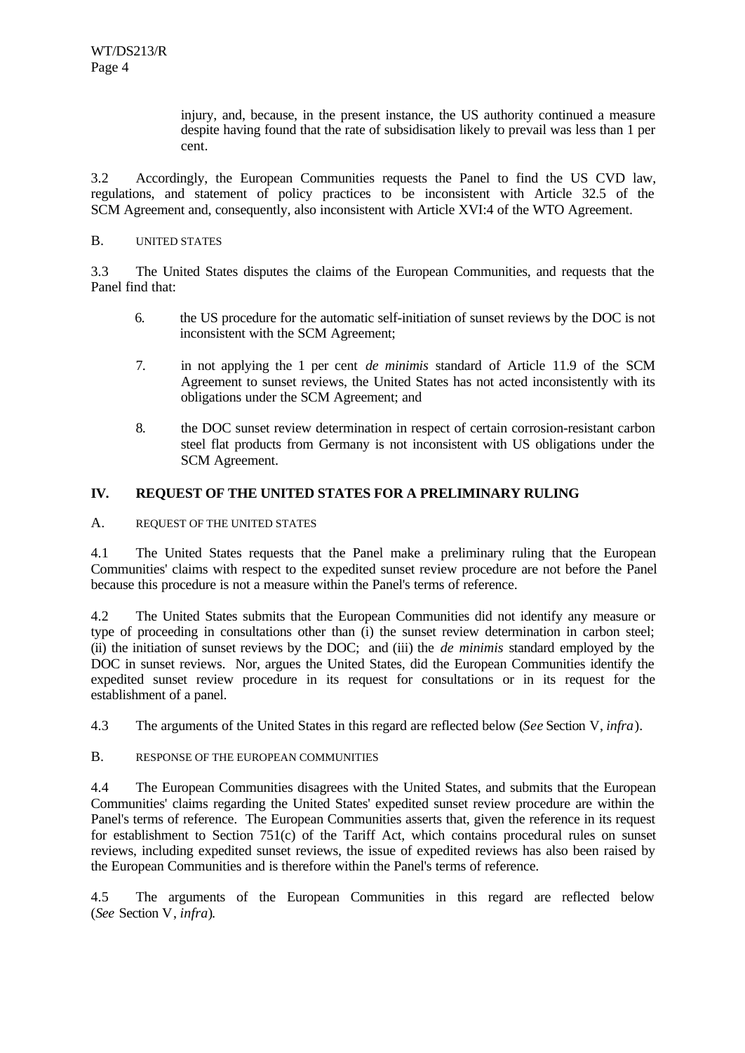injury, and, because, in the present instance, the US authority continued a measure despite having found that the rate of subsidisation likely to prevail was less than 1 per cent.

3.2 Accordingly, the European Communities requests the Panel to find the US CVD law, regulations, and statement of policy practices to be inconsistent with Article 32.5 of the SCM Agreement and, consequently, also inconsistent with Article XVI:4 of the WTO Agreement.

### B. UNITED STATES

3.3 The United States disputes the claims of the European Communities, and requests that the Panel find that:

6. the US procedure for the automatic self-initiation of sunset reviews by the DOC is not inconsistent with the SCM Agreement;

7. in not applying the 1 per cent *de minimis* standard of Article 11.9 of the SCM Agreement to sunset reviews, the United States has not acted inconsistently with its obligations under the SCM Agreement; and

8. the DOC sunset review determination in respect of certain corrosion-resistant carbon steel flat products from Germany is not inconsistent with US obligations under the SCM Agreement.

## IV. REQUEST OF THE UNITED STATES FOR A PRELIMINARY RULING

### A. REQUEST OF THE UNITED STATES

4.1 The United States requests that the Panel make a preliminary ruling that the European Communities' claims with respect to the expedited sunset review procedure are not before the Panel because this procedure is not a measure within the Panel's terms of reference.

4.2 The United States submits that the European Communities did not identify any measure or type of proceeding in consultations other than (i) the sunset review determination in carbon steel; (ii) the initiation of sunset reviews by the DOC; and (iii) the *de minimis* standard employed by the DOC in sunset reviews. Nor, argues the United States, did the European Communities identify the expedited sunset review procedure in its request for consultations or in its request for the establishment of a panel.

4.3 The arguments of the United States in this regard are reflected below (*See* Section V, *infra*).

### B. RESPONSE OF THE EUROPEAN COMMUNITIES

4.4 The European Communities disagrees with the United States, and submits that the European Communities' claims regarding the United States' expedited sunset review procedure are within the Panel's terms of reference. The European Communities asserts that, given the reference in its request for establishment to Section 751(c) of the Tariff Act, which contains procedural rules on sunset reviews, including expedited sunset reviews, the issue of expedited reviews has also been raised by the European Communities and is therefore within the Panel's terms of reference.

4.5 The arguments of the European Communities in this regard are reflected below (*See* Section V, *infra*).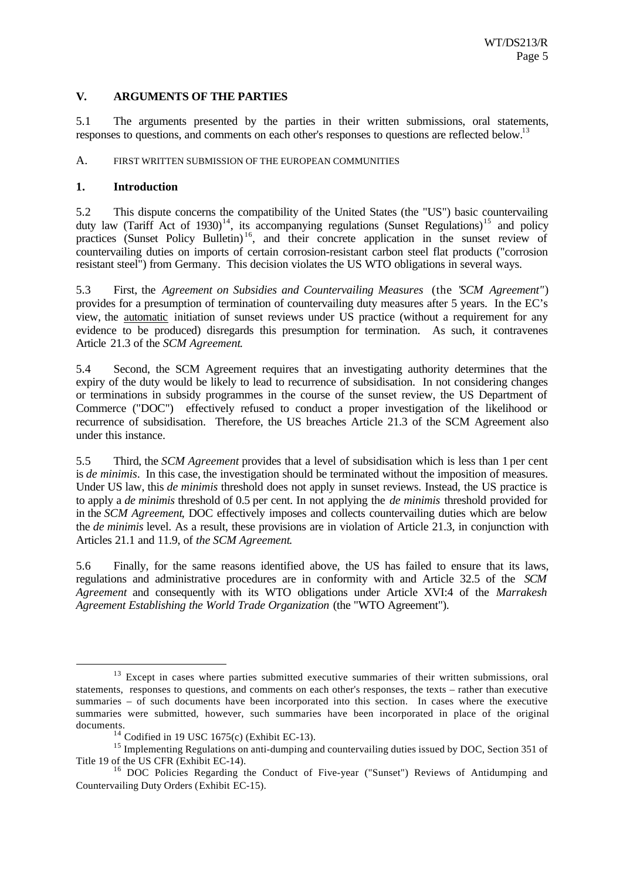## V. ARGUMENTS OF THE PARTIES

5.1 The arguments presented by the parties in their written submissions, oral statements, responses to questions, and comments on each other's responses to questions are reflected below.[13]

### A. FIRST WRITTEN SUBMISSION OF THE EUROPEAN COMMUNITIES

#### 1. Introduction

5.2 This dispute concerns the compatibility of the United States (the "US") basic countervailing duty law (Tariff Act of 1930)[14], its accompanying regulations (Sunset Regulations)[15] and policy practices (Sunset Policy Bulletin)[16], and their concrete application in the sunset review of countervailing duties on imports of certain corrosion-resistant carbon steel flat products ("corrosion resistant steel") from Germany. This decision violates the US WTO obligations in several ways.

5.3 First, the *Agreement on Subsidies and Countervailing Measures* (the "*SCM Agreement*") provides for a presumption of termination of countervailing duty measures after 5 years. In the EC's view, the automatic initiation of sunset reviews under US practice (without a requirement for any evidence to be produced) disregards this presumption for termination. As such, it contravenes Article 21.3 of the *SCM Agreement*.

5.4 Second, the SCM Agreement requires that an investigating authority determines that the expiry of the duty would be likely to lead to recurrence of subsidisation. In not considering changes or terminations in subsidy programmes in the course of the sunset review, the US Department of Commerce ("DOC") effectively refused to conduct a proper investigation of the likelihood or recurrence of subsidisation. Therefore, the US breaches Article 21.3 of the SCM Agreement also under this instance.

5.5 Third, the *SCM Agreement* provides that a level of subsidisation which is less than 1 per cent is *de minimis*. In this case, the investigation should be terminated without the imposition of measures. Under US law, this *de minimis* threshold does not apply in sunset reviews. Instead, the US practice is to apply a *de minimis* threshold of 0.5 per cent. In not applying the *de minimis* threshold provided for in the *SCM Agreement*, DOC effectively imposes and collects countervailing duties which are below the *de minimis* level. As a result, these provisions are in violation of Article 21.3, in conjunction with Articles 21.1 and 11.9, of *the SCM Agreement*.

5.6 Finally, for the same reasons identified above, the US has failed to ensure that its laws, regulations and administrative procedures are in conformity with and Article 32.5 of the *SCM Agreement* and consequently with its WTO obligations under Article XVI:4 of the *Marrakesh Agreement Establishing the World Trade Organization* (the "WTO Agreement").

---

[13] Except in cases where parties submitted executive summaries of their written submissions, oral statements, responses to questions, and comments on each other's responses, the texts – rather than executive summaries – of such documents have been incorporated into this section. In cases where the executive summaries were submitted, however, such summaries have been incorporated in place of the original documents.

[14] Codified in 19 USC 1675(c) (Exhibit EC-13).

[15] Implementing Regulations on anti-dumping and countervailing duties issued by DOC, Section 351 of Title 19 of the US CFR (Exhibit EC-14).

[16] DOC Policies Regarding the Conduct of Five-year ("Sunset") Reviews of Antidumping and Countervailing Duty Orders (Exhibit EC-15).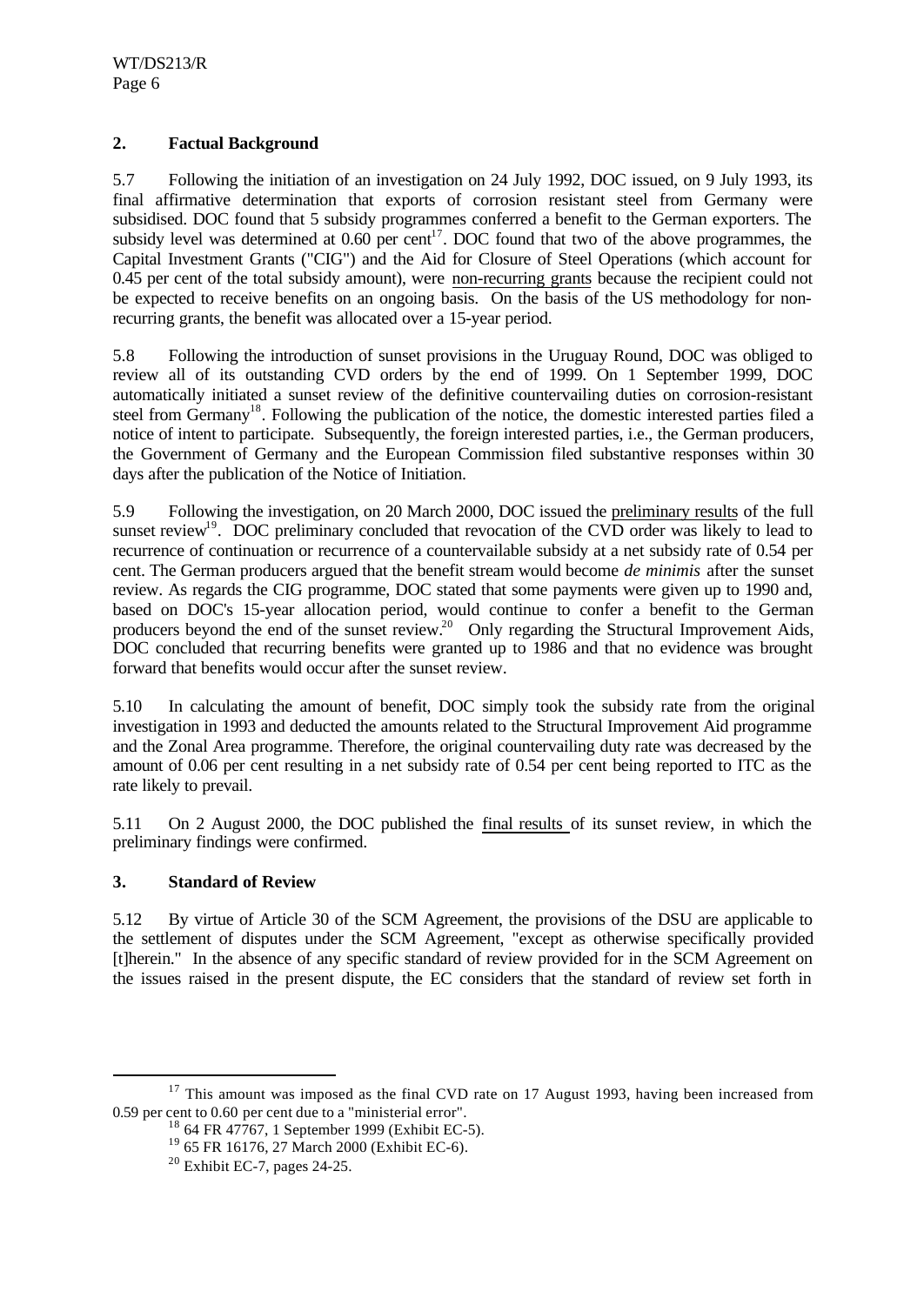## 2. Factual Background

5.7 Following the initiation of an investigation on 24 July 1992, DOC issued, on 9 July 1993, its final affirmative determination that exports of corrosion resistant steel from Germany were subsidised. DOC found that 5 subsidy programmes conferred a benefit to the German exporters. The subsidy level was determined at 0.60 per cent[17]. DOC found that two of the above programmes, the Capital Investment Grants ("CIG") and the Aid for Closure of Steel Operations (which account for 0.45 per cent of the total subsidy amount), were non-recurring grants because the recipient could not be expected to receive benefits on an ongoing basis. On the basis of the US methodology for non-recurring grants, the benefit was allocated over a 15-year period.

5.8 Following the introduction of sunset provisions in the Uruguay Round, DOC was obliged to review all of its outstanding CVD orders by the end of 1999. On 1 September 1999, DOC automatically initiated a sunset review of the definitive countervailing duties on corrosion-resistant steel from Germany[18]. Following the publication of the notice, the domestic interested parties filed a notice of intent to participate. Subsequently, the foreign interested parties, i.e., the German producers, the Government of Germany and the European Commission filed substantive responses within 30 days after the publication of the Notice of Initiation.

5.9 Following the investigation, on 20 March 2000, DOC issued the preliminary results of the full sunset review[19]. DOC preliminary concluded that revocation of the CVD order was likely to lead to recurrence of continuation or recurrence of a countervailable subsidy at a net subsidy rate of 0.54 per cent. The German producers argued that the benefit stream would become *de minimis* after the sunset review. As regards the CIG programme, DOC stated that some payments were given up to 1990 and, based on DOC's 15-year allocation period, would continue to confer a benefit to the German producers beyond the end of the sunset review.[20] Only regarding the Structural Improvement Aids, DOC concluded that recurring benefits were granted up to 1986 and that no evidence was brought forward that benefits would occur after the sunset review.

5.10 In calculating the amount of benefit, DOC simply took the subsidy rate from the original investigation in 1993 and deducted the amounts related to the Structural Improvement Aid programme and the Zonal Area programme. Therefore, the original countervailing duty rate was decreased by the amount of 0.06 per cent resulting in a net subsidy rate of 0.54 per cent being reported to ITC as the rate likely to prevail.

5.11 On 2 August 2000, the DOC published the final results of its sunset review, in which the preliminary findings were confirmed.

## 3. Standard of Review

5.12 By virtue of Article 30 of the SCM Agreement, the provisions of the DSU are applicable to the settlement of disputes under the SCM Agreement, "except as otherwise specifically provided [t]herein." In the absence of any specific standard of review provided for in the SCM Agreement on the issues raised in the present dispute, the EC considers that the standard of review set forth in

---

[17] This amount was imposed as the final CVD rate on 17 August 1993, having been increased from 0.59 per cent to 0.60 per cent due to a "ministerial error".

[18] 64 FR 47767, 1 September 1999 (Exhibit EC-5).

[19] 65 FR 16176, 27 March 2000 (Exhibit EC-6).

[20] Exhibit EC-7, pages 24-25.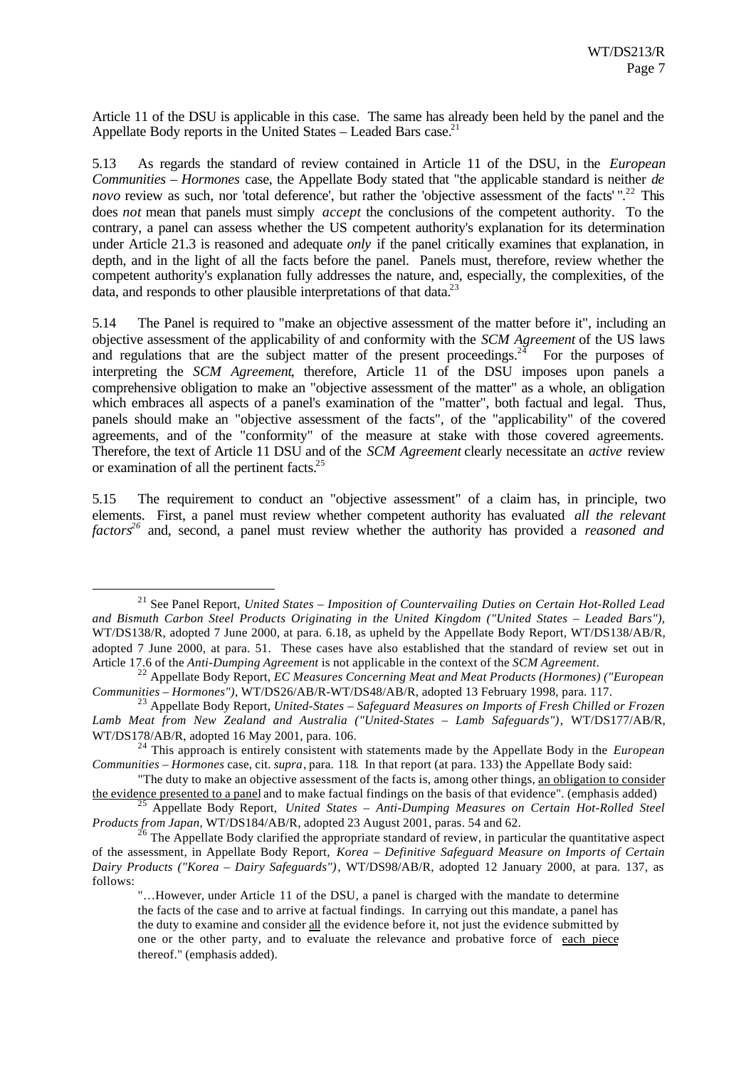Article 11 of the DSU is applicable in this case. The same has already been held by the panel and the Appellate Body reports in the United States – Leaded Bars case.[21]

5.13 As regards the standard of review contained in Article 11 of the DSU, in the *European Communities – Hormones* case, the Appellate Body stated that "the applicable standard is neither *de novo* review as such, nor 'total deference', but rather the 'objective assessment of the facts' ".[22] This does *not* mean that panels must simply *accept* the conclusions of the competent authority. To the contrary, a panel can assess whether the US competent authority's explanation for its determination under Article 21.3 is reasoned and adequate *only* if the panel critically examines that explanation, in depth, and in the light of all the facts before the panel. Panels must, therefore, review whether the competent authority's explanation fully addresses the nature, and, especially, the complexities, of the data, and responds to other plausible interpretations of that data.[23]

5.14 The Panel is required to "make an objective assessment of the matter before it", including an objective assessment of the applicability of and conformity with the *SCM Agreement* of the US laws and regulations that are the subject matter of the present proceedings.[24] For the purposes of interpreting the *SCM Agreement*, therefore, Article 11 of the DSU imposes upon panels a comprehensive obligation to make an "objective assessment of the matter" as a whole, an obligation which embraces all aspects of a panel's examination of the "matter", both factual and legal. Thus, panels should make an "objective assessment of the facts", of the "applicability" of the covered agreements, and of the "conformity" of the measure at stake with those covered agreements. Therefore, the text of Article 11 DSU and of the *SCM Agreement* clearly necessitate an *active* review or examination of all the pertinent facts.[25]

5.15 The requirement to conduct an "objective assessment" of a claim has, in principle, two elements. First, a panel must review whether competent authority has evaluated *all the relevant factors*[26] and, second, a panel must review whether the authority has provided a *reasoned and*

---

[21] See Panel Report, *United States – Imposition of Countervailing Duties on Certain Hot-Rolled Lead and Bismuth Carbon Steel Products Originating in the United Kingdom ("United States – Leaded Bars")*, WT/DS138/R, adopted 7 June 2000, at para. 6.18, as upheld by the Appellate Body Report, WT/DS138/AB/R, adopted 7 June 2000, at para. 51. These cases have also established that the standard of review set out in Article 17.6 of the *Anti-Dumping Agreement* is not applicable in the context of the *SCM Agreement*.

[22] Appellate Body Report, *EC Measures Concerning Meat and Meat Products (Hormones) ("European Communities – Hormones")*, WT/DS26/AB/R-WT/DS48/AB/R, adopted 13 February 1998, para. 117.

[23] Appellate Body Report, *United-States – Safeguard Measures on Imports of Fresh Chilled or Frozen Lamb Meat from New Zealand and Australia ("United-States – Lamb Safeguards")*, WT/DS177/AB/R, WT/DS178/AB/R, adopted 16 May 2001, para. 106.

[24] This approach is entirely consistent with statements made by the Appellate Body in the *European Communities – Hormones* case, cit. *supra*, para. 118. In that report (at para. 133) the Appellate Body said:

"The duty to make an objective assessment of the facts is, among other things, an obligation to consider the evidence presented to a panel and to make factual findings on the basis of that evidence". (emphasis added)

[25] Appellate Body Report, *United States – Anti-Dumping Measures on Certain Hot-Rolled Steel Products from Japan*, WT/DS184/AB/R, adopted 23 August 2001, paras. 54 and 62.

[26] The Appellate Body clarified the appropriate standard of review, in particular the quantitative aspect of the assessment, in Appellate Body Report, *Korea – Definitive Safeguard Measure on Imports of Certain Dairy Products ("Korea – Dairy Safeguards")*, WT/DS98/AB/R, adopted 12 January 2000, at para. 137, as follows:

"…However, under Article 11 of the DSU, a panel is charged with the mandate to determine the facts of the case and to arrive at factual findings. In carrying out this mandate, a panel has the duty to examine and consider all the evidence before it, not just the evidence submitted by one or the other party, and to evaluate the relevance and probative force of each piece thereof." (emphasis added).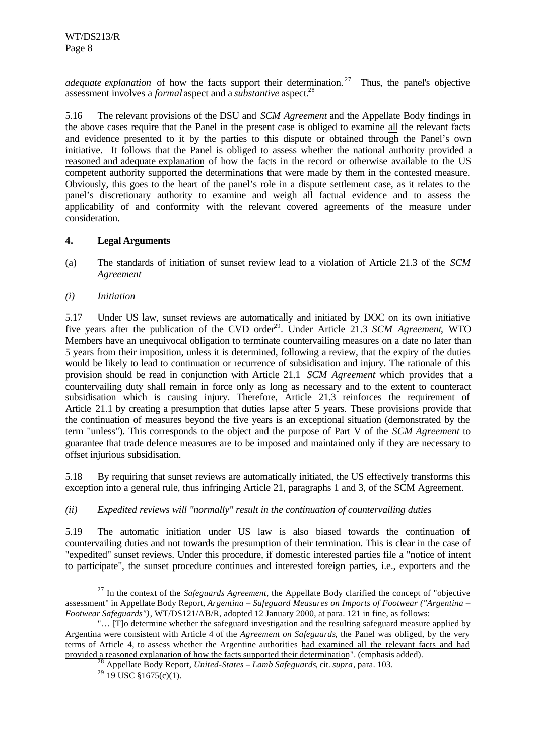*adequate explanation* of how the facts support their determination.[27] Thus, the panel's objective assessment involves a *formal* aspect and a *substantive* aspect.[28]

5.16 The relevant provisions of the DSU and *SCM Agreement* and the Appellate Body findings in the above cases require that the Panel in the present case is obliged to examine all the relevant facts and evidence presented to it by the parties to this dispute or obtained through the Panel's own initiative. It follows that the Panel is obliged to assess whether the national authority provided a reasoned and adequate explanation of how the facts in the record or otherwise available to the US competent authority supported the determinations that were made by them in the contested measure. Obviously, this goes to the heart of the panel's role in a dispute settlement case, as it relates to the panel's discretionary authority to examine and weigh all factual evidence and to assess the applicability of and conformity with the relevant covered agreements of the measure under consideration.

#### 4. Legal Arguments

(a) The standards of initiation of sunset review lead to a violation of Article 21.3 of the *SCM Agreement*

*(i) Initiation*

5.17 Under US law, sunset reviews are automatically and initiated by DOC on its own initiative five years after the publication of the CVD order[29]. Under Article 21.3 *SCM Agreement*, WTO Members have an unequivocal obligation to terminate countervailing measures on a date no later than 5 years from their imposition, unless it is determined, following a review, that the expiry of the duties would be likely to lead to continuation or recurrence of subsidisation and injury. The rationale of this provision should be read in conjunction with Article 21.1 *SCM Agreement* which provides that a countervailing duty shall remain in force only as long as necessary and to the extent to counteract subsidisation which is causing injury. Therefore, Article 21.3 reinforces the requirement of Article 21.1 by creating a presumption that duties lapse after 5 years. These provisions provide that the continuation of measures beyond the five years is an exceptional situation (demonstrated by the term "unless"). This corresponds to the object and the purpose of Part V of the *SCM Agreement* to guarantee that trade defence measures are to be imposed and maintained only if they are necessary to offset injurious subsidisation.

5.18 By requiring that sunset reviews are automatically initiated, the US effectively transforms this exception into a general rule, thus infringing Article 21, paragraphs 1 and 3, of the SCM Agreement.

*(ii) Expedited reviews will "normally" result in the continuation of countervailing duties*

5.19 The automatic initiation under US law is also biased towards the continuation of countervailing duties and not towards the presumption of their termination. This is clear in the case of "expedited" sunset reviews. Under this procedure, if domestic interested parties file a "notice of intent to participate", the sunset procedure continues and interested foreign parties, i.e., exporters and the

---

[27] In the context of the *Safeguards Agreement*, the Appellate Body clarified the concept of "objective assessment" in Appellate Body Report, *Argentina – Safeguard Measures on Imports of Footwear ("Argentina – Footwear Safeguards")*, WT/DS121/AB/R, adopted 12 January 2000, at para. 121 in fine, as follows:

"… [T]o determine whether the safeguard investigation and the resulting safeguard measure applied by Argentina were consistent with Article 4 of the *Agreement on Safeguards*, the Panel was obliged, by the very terms of Article 4, to assess whether the Argentine authorities had examined all the relevant facts and had provided a reasoned explanation of how the facts supported their determination". (emphasis added).

[28] Appellate Body Report, *United-States – Lamb Safeguards*, cit. *supra*, para. 103.

[29] 19 USC §1675(c)(1).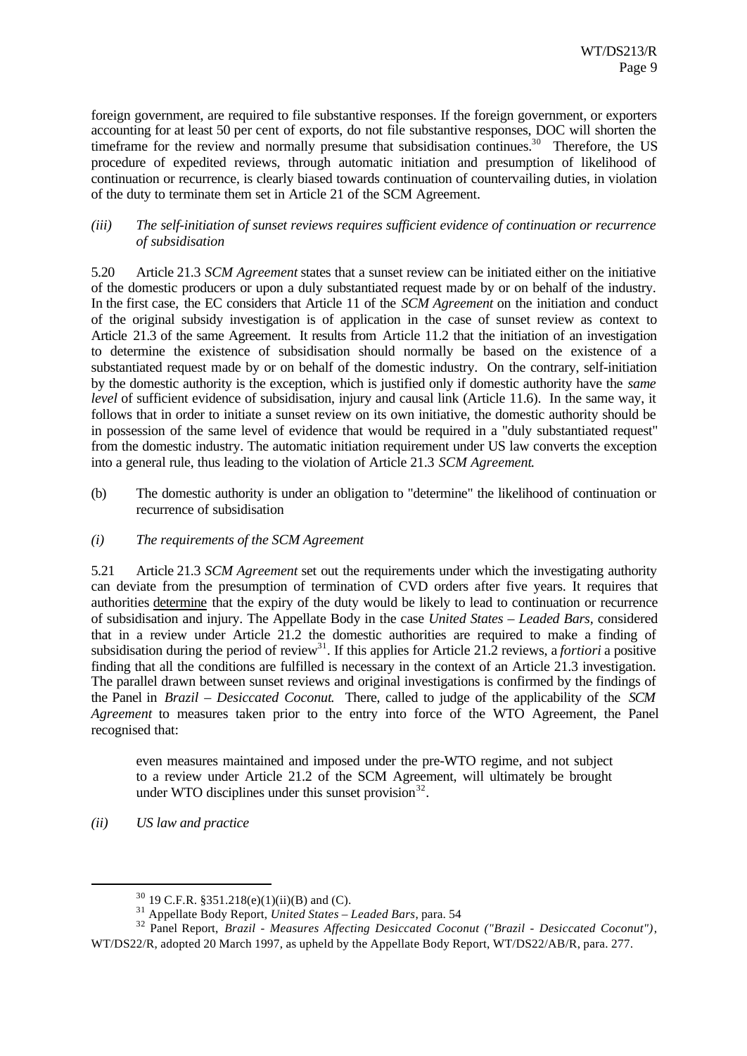foreign government, are required to file substantive responses. If the foreign government, or exporters accounting for at least 50 per cent of exports, do not file substantive responses, DOC will shorten the timeframe for the review and normally presume that subsidisation continues.[30] Therefore, the US procedure of expedited reviews, through automatic initiation and presumption of likelihood of continuation or recurrence, is clearly biased towards continuation of countervailing duties, in violation of the duty to terminate them set in Article 21 of the SCM Agreement.

*(iii) The self-initiation of sunset reviews requires sufficient evidence of continuation or recurrence of subsidisation*

5.20 Article 21.3 *SCM Agreement* states that a sunset review can be initiated either on the initiative of the domestic producers or upon a duly substantiated request made by or on behalf of the industry. In the first case, the EC considers that Article 11 of the *SCM Agreement* on the initiation and conduct of the original subsidy investigation is of application in the case of sunset review as context to Article 21.3 of the same Agreement. It results from Article 11.2 that the initiation of an investigation to determine the existence of subsidisation should normally be based on the existence of a substantiated request made by or on behalf of the domestic industry. On the contrary, self-initiation by the domestic authority is the exception, which is justified only if domestic authority have the *same level* of sufficient evidence of subsidisation, injury and causal link (Article 11.6). In the same way, it follows that in order to initiate a sunset review on its own initiative, the domestic authority should be in possession of the same level of evidence that would be required in a "duly substantiated request" from the domestic industry. The automatic initiation requirement under US law converts the exception into a general rule, thus leading to the violation of Article 21.3 *SCM Agreement*.

(b) The domestic authority is under an obligation to "determine" the likelihood of continuation or recurrence of subsidisation

*(i) The requirements of the SCM Agreement*

5.21 Article 21.3 *SCM Agreement* set out the requirements under which the investigating authority can deviate from the presumption of termination of CVD orders after five years. It requires that authorities determine that the expiry of the duty would be likely to lead to continuation or recurrence of subsidisation and injury. The Appellate Body in the case *United States – Leaded Bars*, considered that in a review under Article 21.2 the domestic authorities are required to make a finding of subsidisation during the period of review[31]. If this applies for Article 21.2 reviews, a *fortiori* a positive finding that all the conditions are fulfilled is necessary in the context of an Article 21.3 investigation. The parallel drawn between sunset reviews and original investigations is confirmed by the findings of the Panel in *Brazil – Desiccated Coconut*. There, called to judge of the applicability of the *SCM Agreement* to measures taken prior to the entry into force of the WTO Agreement, the Panel recognised that:

> even measures maintained and imposed under the pre-WTO regime, and not subject to a review under Article 21.2 of the SCM Agreement, will ultimately be brought under WTO disciplines under this sunset provision[32].

*(ii) US law and practice*

---

[30] 19 C.F.R. §351.218(e)(1)(ii)(B) and (C).

[31] Appellate Body Report, *United States – Leaded Bars*, para. 54

[32] Panel Report, *Brazil - Measures Affecting Desiccated Coconut ("Brazil - Desiccated Coconut")*, WT/DS22/R, adopted 20 March 1997, as upheld by the Appellate Body Report, WT/DS22/AB/R, para. 277.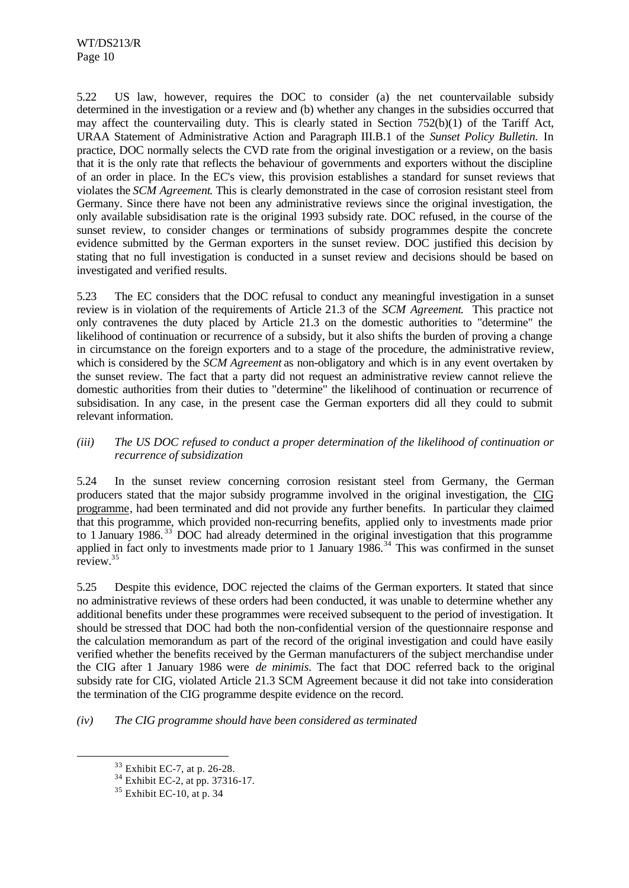5.22 US law, however, requires the DOC to consider (a) the net countervailable subsidy determined in the investigation or a review and (b) whether any changes in the subsidies occurred that may affect the countervailing duty. This is clearly stated in Section 752(b)(1) of the Tariff Act, URAA Statement of Administrative Action and Paragraph III.B.1 of the *Sunset Policy Bulletin*. In practice, DOC normally selects the CVD rate from the original investigation or a review, on the basis that it is the only rate that reflects the behaviour of governments and exporters without the discipline of an order in place. In the EC's view, this provision establishes a standard for sunset reviews that violates the *SCM Agreement*. This is clearly demonstrated in the case of corrosion resistant steel from Germany. Since there have not been any administrative reviews since the original investigation, the only available subsidisation rate is the original 1993 subsidy rate. DOC refused, in the course of the sunset review, to consider changes or terminations of subsidy programmes despite the concrete evidence submitted by the German exporters in the sunset review. DOC justified this decision by stating that no full investigation is conducted in a sunset review and decisions should be based on investigated and verified results.

5.23 The EC considers that the DOC refusal to conduct any meaningful investigation in a sunset review is in violation of the requirements of Article 21.3 of the *SCM Agreement*. This practice not only contravenes the duty placed by Article 21.3 on the domestic authorities to "determine" the likelihood of continuation or recurrence of a subsidy, but it also shifts the burden of proving a change in circumstance on the foreign exporters and to a stage of the procedure, the administrative review, which is considered by the *SCM Agreement* as non-obligatory and which is in any event overtaken by the sunset review. The fact that a party did not request an administrative review cannot relieve the domestic authorities from their duties to "determine" the likelihood of continuation or recurrence of subsidisation. In any case, in the present case the German exporters did all they could to submit relevant information.

*(iii) The US DOC refused to conduct a proper determination of the likelihood of continuation or recurrence of subsidization*

5.24 In the sunset review concerning corrosion resistant steel from Germany, the German producers stated that the major subsidy programme involved in the original investigation, the CIG programme, had been terminated and did not provide any further benefits. In particular they claimed that this programme, which provided non-recurring benefits, applied only to investments made prior to 1 January 1986.[33] DOC had already determined in the original investigation that this programme applied in fact only to investments made prior to 1 January 1986.[34] This was confirmed in the sunset review.[35]

5.25 Despite this evidence, DOC rejected the claims of the German exporters. It stated that since no administrative reviews of these orders had been conducted, it was unable to determine whether any additional benefits under these programmes were received subsequent to the period of investigation. It should be stressed that DOC had both the non-confidential version of the questionnaire response and the calculation memorandum as part of the record of the original investigation and could have easily verified whether the benefits received by the German manufacturers of the subject merchandise under the CIG after 1 January 1986 were *de minimis*. The fact that DOC referred back to the original subsidy rate for CIG, violated Article 21.3 SCM Agreement because it did not take into consideration the termination of the CIG programme despite evidence on the record.

*(iv) The CIG programme should have been considered as terminated*

[33] Exhibit EC-7, at p. 26-28.

[34] Exhibit EC-2, at pp. 37316-17.

[35] Exhibit EC-10, at p. 34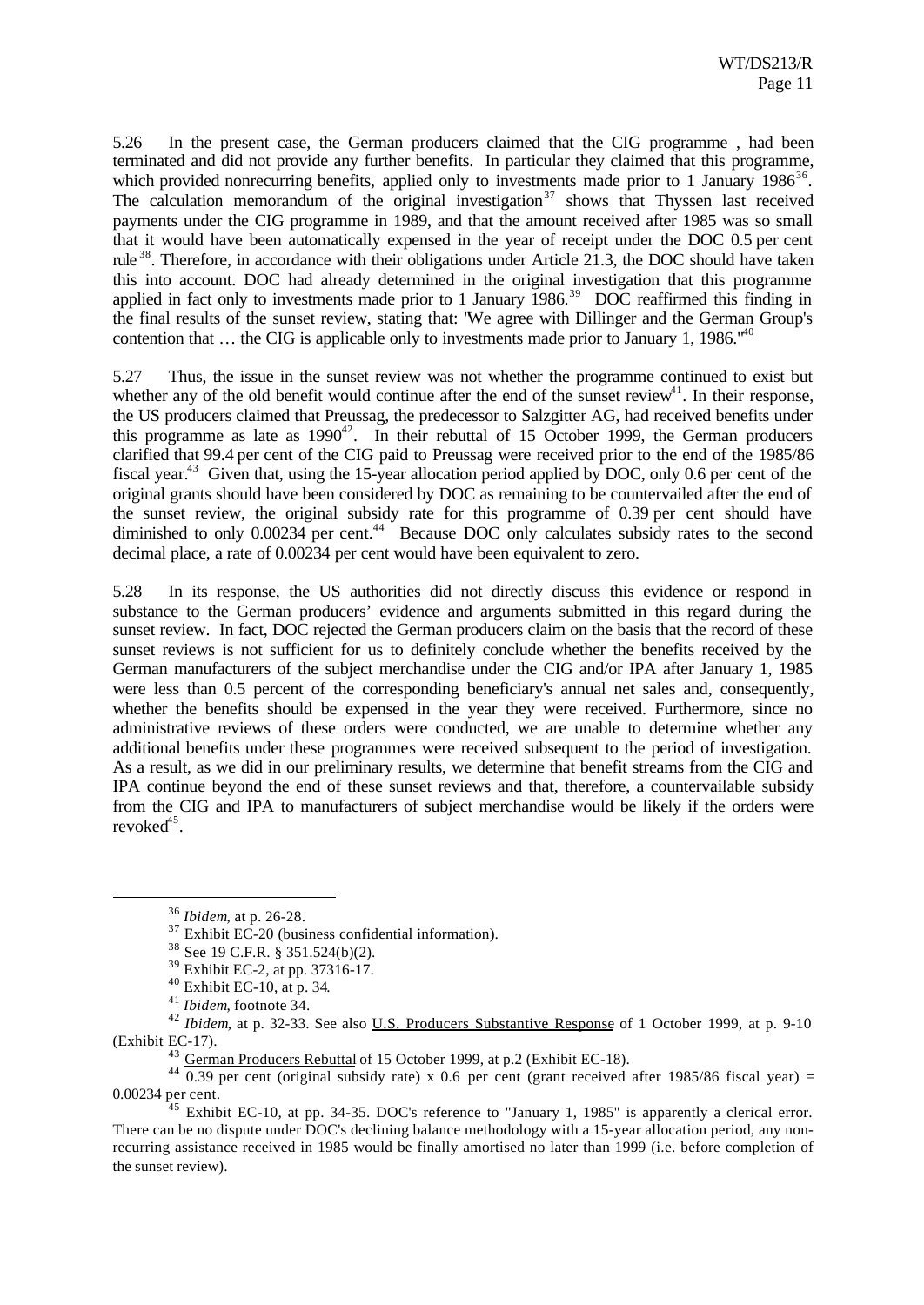5.26 In the present case, the German producers claimed that the CIG programme , had been terminated and did not provide any further benefits. In particular they claimed that this programme, which provided nonrecurring benefits, applied only to investments made prior to 1 January 1986[36]. The calculation memorandum of the original investigation[37] shows that Thyssen last received payments under the CIG programme in 1989, and that the amount received after 1985 was so small that it would have been automatically expensed in the year of receipt under the DOC 0.5 per cent rule[38]. Therefore, in accordance with their obligations under Article 21.3, the DOC should have taken this into account. DOC had already determined in the original investigation that this programme applied in fact only to investments made prior to 1 January 1986.[39] DOC reaffirmed this finding in the final results of the sunset review, stating that: 'We agree with Dillinger and the German Group's contention that … the CIG is applicable only to investments made prior to January 1, 1986.'[40]

5.27 Thus, the issue in the sunset review was not whether the programme continued to exist but whether any of the old benefit would continue after the end of the sunset review[41]. In their response, the US producers claimed that Preussag, the predecessor to Salzgitter AG, had received benefits under this programme as late as 1990[42]. In their rebuttal of 15 October 1999, the German producers clarified that 99.4 per cent of the CIG paid to Preussag were received prior to the end of the 1985/86 fiscal year.[43] Given that, using the 15-year allocation period applied by DOC, only 0.6 per cent of the original grants should have been considered by DOC as remaining to be countervailed after the end of the sunset review, the original subsidy rate for this programme of 0.39 per cent should have diminished to only 0.00234 per cent.[44] Because DOC only calculates subsidy rates to the second decimal place, a rate of 0.00234 per cent would have been equivalent to zero.

5.28 In its response, the US authorities did not directly discuss this evidence or respond in substance to the German producers' evidence and arguments submitted in this regard during the sunset review. In fact, DOC rejected the German producers claim on the basis that the record of these sunset reviews is not sufficient for us to definitely conclude whether the benefits received by the German manufacturers of the subject merchandise under the CIG and/or IPA after January 1, 1985 were less than 0.5 percent of the corresponding beneficiary's annual net sales and, consequently, whether the benefits should be expensed in the year they were received. Furthermore, since no administrative reviews of these orders were conducted, we are unable to determine whether any additional benefits under these programmes were received subsequent to the period of investigation. As a result, as we did in our preliminary results, we determine that benefit streams from the CIG and IPA continue beyond the end of these sunset reviews and that, therefore, a countervailable subsidy from the CIG and IPA to manufacturers of subject merchandise would be likely if the orders were revoked[45].

---

[36] *Ibidem*, at p. 26-28.

[37] Exhibit EC-20 (business confidential information).

[38] See 19 C.F.R. § 351.524(b)(2).

[39] Exhibit EC-2, at pp. 37316-17.

[40] Exhibit EC-10, at p. 34.

[41] *Ibidem*, footnote 34.

[42] *Ibidem*, at p. 32-33. See also U.S. Producers Substantive Response of 1 October 1999, at p. 9-10 (Exhibit EC-17).

[43] German Producers Rebuttal of 15 October 1999, at p.2 (Exhibit EC-18).

[44] 0.39 per cent (original subsidy rate) x 0.6 per cent (grant received after 1985/86 fiscal year) = 0.00234 per cent.

[45] Exhibit EC-10, at pp. 34-35. DOC's reference to "January 1, 1985" is apparently a clerical error. There can be no dispute under DOC's declining balance methodology with a 15-year allocation period, any nonrecurring assistance received in 1985 would be finally amortised no later than 1999 (i.e. before completion of the sunset review).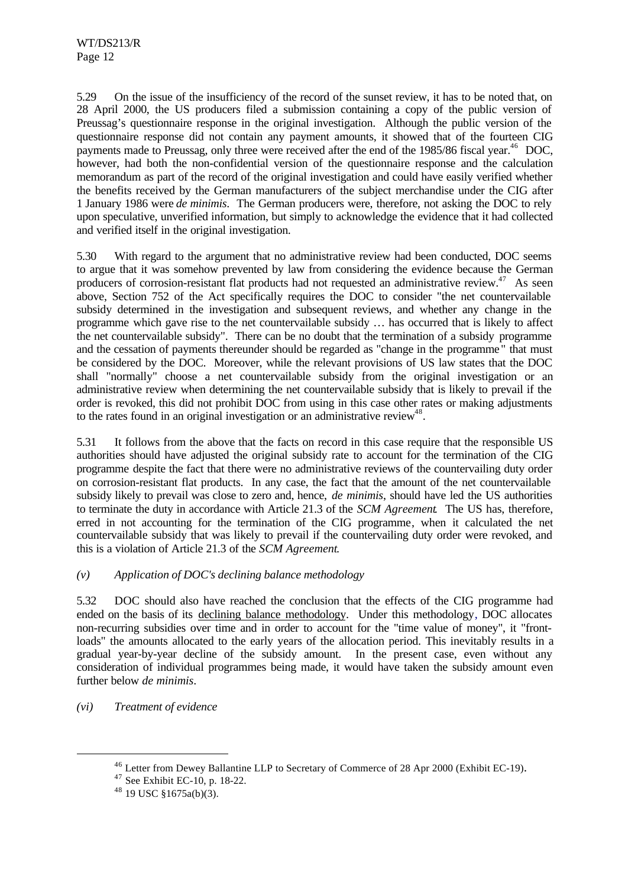5.29 On the issue of the insufficiency of the record of the sunset review, it has to be noted that, on 28 April 2000, the US producers filed a submission containing a copy of the public version of Preussag's questionnaire response in the original investigation. Although the public version of the questionnaire response did not contain any payment amounts, it showed that of the fourteen CIG payments made to Preussag, only three were received after the end of the 1985/86 fiscal year.[46] DOC, however, had both the non-confidential version of the questionnaire response and the calculation memorandum as part of the record of the original investigation and could have easily verified whether the benefits received by the German manufacturers of the subject merchandise under the CIG after 1 January 1986 were *de minimis*. The German producers were, therefore, not asking the DOC to rely upon speculative, unverified information, but simply to acknowledge the evidence that it had collected and verified itself in the original investigation.

5.30 With regard to the argument that no administrative review had been conducted, DOC seems to argue that it was somehow prevented by law from considering the evidence because the German producers of corrosion-resistant flat products had not requested an administrative review.[47] As seen above, Section 752 of the Act specifically requires the DOC to consider "the net countervailable subsidy determined in the investigation and subsequent reviews, and whether any change in the programme which gave rise to the net countervailable subsidy … has occurred that is likely to affect the net countervailable subsidy". There can be no doubt that the termination of a subsidy programme and the cessation of payments thereunder should be regarded as "change in the programme" that must be considered by the DOC. Moreover, while the relevant provisions of US law states that the DOC shall "normally" choose a net countervailable subsidy from the original investigation or an administrative review when determining the net countervailable subsidy that is likely to prevail if the order is revoked, this did not prohibit DOC from using in this case other rates or making adjustments to the rates found in an original investigation or an administrative review[48].

5.31 It follows from the above that the facts on record in this case require that the responsible US authorities should have adjusted the original subsidy rate to account for the termination of the CIG programme despite the fact that there were no administrative reviews of the countervailing duty order on corrosion-resistant flat products. In any case, the fact that the amount of the net countervailable subsidy likely to prevail was close to zero and, hence, *de minimis*, should have led the US authorities to terminate the duty in accordance with Article 21.3 of the *SCM Agreement*. The US has, therefore, erred in not accounting for the termination of the CIG programme, when it calculated the net countervailable subsidy that was likely to prevail if the countervailing duty order were revoked, and this is a violation of Article 21.3 of the *SCM Agreement*.

*(v) Application of DOC's declining balance methodology*

5.32 DOC should also have reached the conclusion that the effects of the CIG programme had ended on the basis of its declining balance methodology. Under this methodology, DOC allocates non-recurring subsidies over time and in order to account for the "time value of money", it "front-loads" the amounts allocated to the early years of the allocation period. This inevitably results in a gradual year-by-year decline of the subsidy amount. In the present case, even without any consideration of individual programmes being made, it would have taken the subsidy amount even further below *de minimis*.

*(vi) Treatment of evidence*

---

[46] Letter from Dewey Ballantine LLP to Secretary of Commerce of 28 Apr 2000 (Exhibit EC-19).

[47] See Exhibit EC-10, p. 18-22.

[48] 19 USC §1675a(b)(3).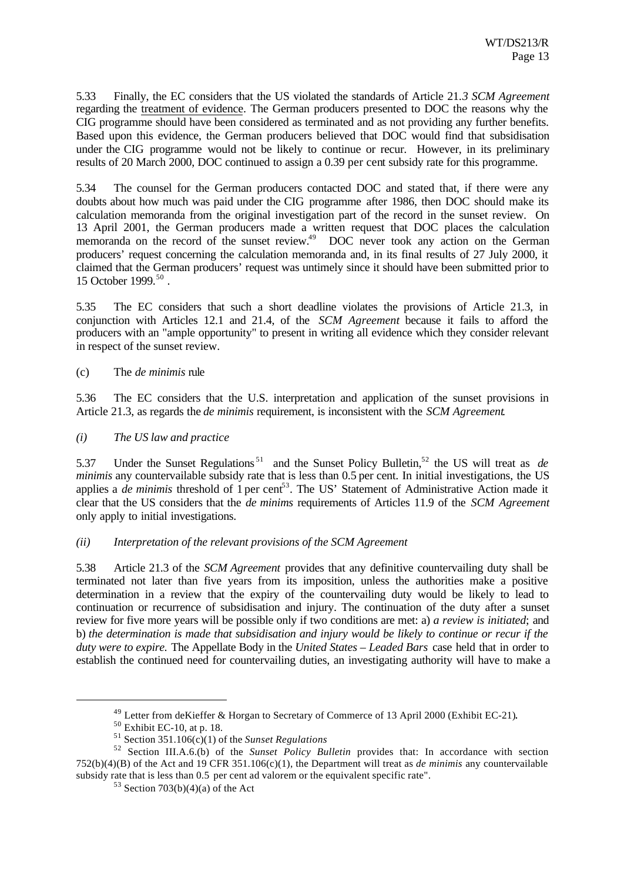5.33 Finally, the EC considers that the US violated the standards of Article 21.*3 SCM Agreement* regarding the treatment of evidence. The German producers presented to DOC the reasons why the CIG programme should have been considered as terminated and as not providing any further benefits. Based upon this evidence, the German producers believed that DOC would find that subsidisation under the CIG programme would not be likely to continue or recur. However, in its preliminary results of 20 March 2000, DOC continued to assign a 0.39 per cent subsidy rate for this programme.

5.34 The counsel for the German producers contacted DOC and stated that, if there were any doubts about how much was paid under the CIG programme after 1986, then DOC should make its calculation memoranda from the original investigation part of the record in the sunset review. On 13 April 2001, the German producers made a written request that DOC places the calculation memoranda on the record of the sunset review.[49] DOC never took any action on the German producers' request concerning the calculation memoranda and, in its final results of 27 July 2000, it claimed that the German producers' request was untimely since it should have been submitted prior to 15 October 1999.[50] .

5.35 The EC considers that such a short deadline violates the provisions of Article 21.3, in conjunction with Articles 12.1 and 21.4, of the *SCM Agreement* because it fails to afford the producers with an "ample opportunity" to present in writing all evidence which they consider relevant in respect of the sunset review.

(c) The *de minimis* rule

5.36 The EC considers that the U.S. interpretation and application of the sunset provisions in Article 21.3, as regards the *de minimis* requirement, is inconsistent with the *SCM Agreement*.

*(i) The US law and practice*

5.37 Under the Sunset Regulations[51] and the Sunset Policy Bulletin,[52] the US will treat as *de minimis* any countervailable subsidy rate that is less than 0.5 per cent. In initial investigations, the US applies a *de minimis* threshold of 1 per cent[53]. The US' Statement of Administrative Action made it clear that the US considers that the *de minims* requirements of Articles 11.9 of the *SCM Agreement* only apply to initial investigations.

*(ii) Interpretation of the relevant provisions of the SCM Agreement*

5.38 Article 21.3 of the *SCM Agreement* provides that any definitive countervailing duty shall be terminated not later than five years from its imposition, unless the authorities make a positive determination in a review that the expiry of the countervailing duty would be likely to lead to continuation or recurrence of subsidisation and injury. The continuation of the duty after a sunset review for five more years will be possible only if two conditions are met: a) *a review is initiated*; and b) *the determination is made that subsidisation and injury would be likely to continue or recur if the duty were to expire.* The Appellate Body in the *United States – Leaded Bars* case held that in order to establish the continued need for countervailing duties, an investigating authority will have to make a

---

[49] Letter from deKieffer & Horgan to Secretary of Commerce of 13 April 2000 (Exhibit EC-21).

[50] Exhibit EC-10, at p. 18.

[51] Section 351.106(c)(1) of the *Sunset Regulations*

[52] Section III.A.6.(b) of the *Sunset Policy Bulletin* provides that: In accordance with section 752(b)(4)(B) of the Act and 19 CFR 351.106(c)(1), the Department will treat as *de minimis* any countervailable subsidy rate that is less than 0.5 per cent ad valorem or the equivalent specific rate".

[53] Section 703(b)(4)(a) of the Act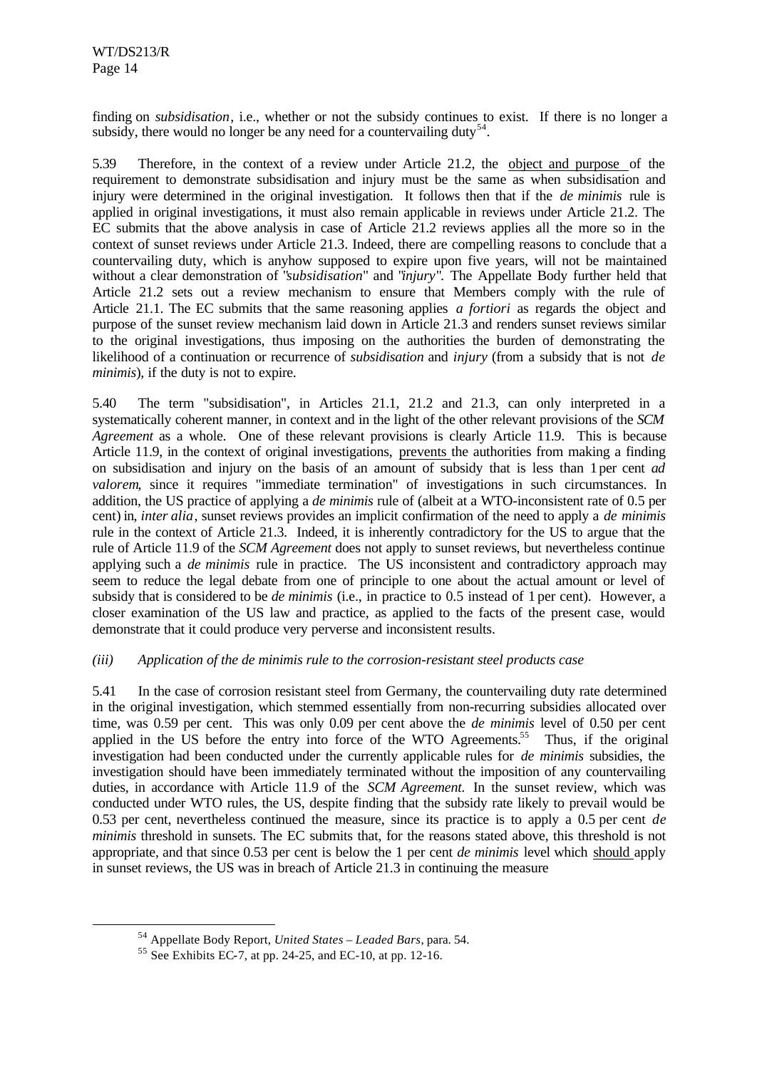finding on *subsidisation*, i.e., whether or not the subsidy continues to exist. If there is no longer a subsidy, there would no longer be any need for a countervailing duty[54].

5.39 Therefore, in the context of a review under Article 21.2, the object and purpose of the requirement to demonstrate subsidisation and injury must be the same as when subsidisation and injury were determined in the original investigation. It follows then that if the *de minimis* rule is applied in original investigations, it must also remain applicable in reviews under Article 21.2. The EC submits that the above analysis in case of Article 21.2 reviews applies all the more so in the context of sunset reviews under Article 21.3. Indeed, there are compelling reasons to conclude that a countervailing duty, which is anyhow supposed to expire upon five years, will not be maintained without a clear demonstration of "*subsidisation*" and "*injury*". The Appellate Body further held that Article 21.2 sets out a review mechanism to ensure that Members comply with the rule of Article 21.1. The EC submits that the same reasoning applies *a fortiori* as regards the object and purpose of the sunset review mechanism laid down in Article 21.3 and renders sunset reviews similar to the original investigations, thus imposing on the authorities the burden of demonstrating the likelihood of a continuation or recurrence of *subsidisation* and *injury* (from a subsidy that is not *de minimis*), if the duty is not to expire.

5.40 The term "subsidisation", in Articles 21.1, 21.2 and 21.3, can only interpreted in a systematically coherent manner, in context and in the light of the other relevant provisions of the *SCM Agreement* as a whole. One of these relevant provisions is clearly Article 11.9. This is because Article 11.9, in the context of original investigations, prevents the authorities from making a finding on subsidisation and injury on the basis of an amount of subsidy that is less than 1 per cent *ad valorem*, since it requires "immediate termination" of investigations in such circumstances. In addition, the US practice of applying a *de minimis* rule of (albeit at a WTO-inconsistent rate of 0.5 per cent) in, *inter alia*, sunset reviews provides an implicit confirmation of the need to apply a *de minimis* rule in the context of Article 21.3. Indeed, it is inherently contradictory for the US to argue that the rule of Article 11.9 of the *SCM Agreement* does not apply to sunset reviews, but nevertheless continue applying such a *de minimis* rule in practice. The US inconsistent and contradictory approach may seem to reduce the legal debate from one of principle to one about the actual amount or level of subsidy that is considered to be *de minimis* (i.e., in practice to 0.5 instead of 1 per cent). However, a closer examination of the US law and practice, as applied to the facts of the present case, would demonstrate that it could produce very perverse and inconsistent results.

*(iii) Application of the de minimis rule to the corrosion-resistant steel products case*

5.41 In the case of corrosion resistant steel from Germany, the countervailing duty rate determined in the original investigation, which stemmed essentially from non-recurring subsidies allocated over time, was 0.59 per cent. This was only 0.09 per cent above the *de minimis* level of 0.50 per cent applied in the US before the entry into force of the WTO Agreements.[55] Thus, if the original investigation had been conducted under the currently applicable rules for *de minimis* subsidies, the investigation should have been immediately terminated without the imposition of any countervailing duties, in accordance with Article 11.9 of the *SCM Agreement.* In the sunset review, which was conducted under WTO rules, the US, despite finding that the subsidy rate likely to prevail would be 0.53 per cent, nevertheless continued the measure, since its practice is to apply a 0.5 per cent *de minimis* threshold in sunsets. The EC submits that, for the reasons stated above, this threshold is not appropriate, and that since 0.53 per cent is below the 1 per cent *de minimis* level which should apply in sunset reviews, the US was in breach of Article 21.3 in continuing the measure

[54] Appellate Body Report, *United States – Leaded Bars*, para. 54.

[55] See Exhibits EC-7, at pp. 24-25, and EC-10, at pp. 12-16.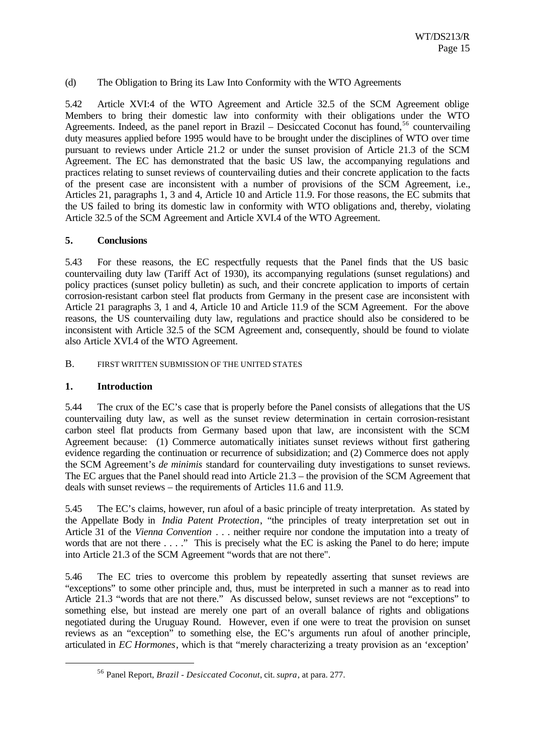(d) The Obligation to Bring its Law Into Conformity with the WTO Agreements

5.42 Article XVI:4 of the WTO Agreement and Article 32.5 of the SCM Agreement oblige Members to bring their domestic law into conformity with their obligations under the WTO Agreements. Indeed, as the panel report in Brazil – Desiccated Coconut has found,[56] countervailing duty measures applied before 1995 would have to be brought under the disciplines of WTO over time pursuant to reviews under Article 21.2 or under the sunset provision of Article 21.3 of the SCM Agreement. The EC has demonstrated that the basic US law, the accompanying regulations and practices relating to sunset reviews of countervailing duties and their concrete application to the facts of the present case are inconsistent with a number of provisions of the SCM Agreement, i.e., Articles 21, paragraphs 1, 3 and 4, Article 10 and Article 11.9. For those reasons, the EC submits that the US failed to bring its domestic law in conformity with WTO obligations and, thereby, violating Article 32.5 of the SCM Agreement and Article XVI.4 of the WTO Agreement.

### 5. Conclusions

5.43 For these reasons, the EC respectfully requests that the Panel finds that the US basic countervailing duty law (Tariff Act of 1930), its accompanying regulations (sunset regulations) and policy practices (sunset policy bulletin) as such, and their concrete application to imports of certain corrosion-resistant carbon steel flat products from Germany in the present case are inconsistent with Article 21 paragraphs 3, 1 and 4, Article 10 and Article 11.9 of the SCM Agreement. For the above reasons, the US countervailing duty law, regulations and practice should also be considered to be inconsistent with Article 32.5 of the SCM Agreement and, consequently, should be found to violate also Article XVI.4 of the WTO Agreement.

## B. FIRST WRITTEN SUBMISSION OF THE UNITED STATES

### 1. Introduction

5.44 The crux of the EC's case that is properly before the Panel consists of allegations that the US countervailing duty law, as well as the sunset review determination in certain corrosion-resistant carbon steel flat products from Germany based upon that law, are inconsistent with the SCM Agreement because: (1) Commerce automatically initiates sunset reviews without first gathering evidence regarding the continuation or recurrence of subsidization; and (2) Commerce does not apply the SCM Agreement's *de minimis* standard for countervailing duty investigations to sunset reviews. The EC argues that the Panel should read into Article 21.3 – the provision of the SCM Agreement that deals with sunset reviews – the requirements of Articles 11.6 and 11.9.

5.45 The EC's claims, however, run afoul of a basic principle of treaty interpretation. As stated by the Appellate Body in *India Patent Protection*, "the principles of treaty interpretation set out in Article 31 of the *Vienna Convention* . . . neither require nor condone the imputation into a treaty of words that are not there . . . ." This is precisely what the EC is asking the Panel to do here; impute into Article 21.3 of the SCM Agreement "words that are not there".

5.46 The EC tries to overcome this problem by repeatedly asserting that sunset reviews are "exceptions" to some other principle and, thus, must be interpreted in such a manner as to read into Article 21.3 "words that are not there." As discussed below, sunset reviews are not "exceptions" to something else, but instead are merely one part of an overall balance of rights and obligations negotiated during the Uruguay Round. However, even if one were to treat the provision on sunset reviews as an "exception" to something else, the EC's arguments run afoul of another principle, articulated in *EC Hormones*, which is that "merely characterizing a treaty provision as an 'exception'

---

[56] Panel Report, *Brazil - Desiccated Coconut*, cit. *supra*, at para. 277.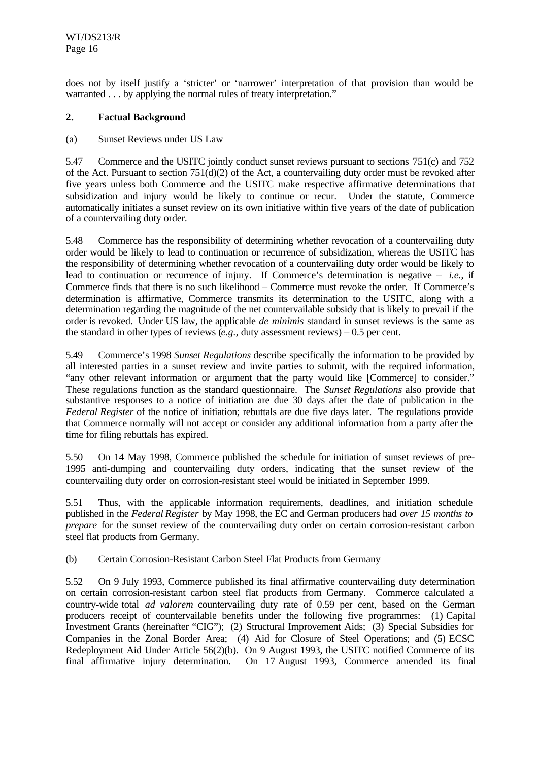does not by itself justify a 'stricter' or 'narrower' interpretation of that provision than would be warranted . . . by applying the normal rules of treaty interpretation."

## 2. Factual Background

### (a) Sunset Reviews under US Law

5.47 Commerce and the USITC jointly conduct sunset reviews pursuant to sections 751(c) and 752 of the Act. Pursuant to section 751(d)(2) of the Act, a countervailing duty order must be revoked after five years unless both Commerce and the USITC make respective affirmative determinations that subsidization and injury would be likely to continue or recur. Under the statute, Commerce automatically initiates a sunset review on its own initiative within five years of the date of publication of a countervailing duty order.

5.48 Commerce has the responsibility of determining whether revocation of a countervailing duty order would be likely to lead to continuation or recurrence of subsidization, whereas the USITC has the responsibility of determining whether revocation of a countervailing duty order would be likely to lead to continuation or recurrence of injury. If Commerce's determination is negative – *i.e.*, if Commerce finds that there is no such likelihood – Commerce must revoke the order. If Commerce's determination is affirmative, Commerce transmits its determination to the USITC, along with a determination regarding the magnitude of the net countervailable subsidy that is likely to prevail if the order is revoked. Under US law, the applicable *de minimis* standard in sunset reviews is the same as the standard in other types of reviews (*e.g.*, duty assessment reviews) – 0.5 per cent.

5.49 Commerce's 1998 *Sunset Regulations* describe specifically the information to be provided by all interested parties in a sunset review and invite parties to submit, with the required information, "any other relevant information or argument that the party would like [Commerce] to consider." These regulations function as the standard questionnaire. The *Sunset Regulations* also provide that substantive responses to a notice of initiation are due 30 days after the date of publication in the *Federal Register* of the notice of initiation; rebuttals are due five days later. The regulations provide that Commerce normally will not accept or consider any additional information from a party after the time for filing rebuttals has expired.

5.50 On 14 May 1998, Commerce published the schedule for initiation of sunset reviews of pre-1995 anti-dumping and countervailing duty orders, indicating that the sunset review of the countervailing duty order on corrosion-resistant steel would be initiated in September 1999.

5.51 Thus, with the applicable information requirements, deadlines, and initiation schedule published in the *Federal Register* by May 1998, the EC and German producers had *over 15 months to prepare* for the sunset review of the countervailing duty order on certain corrosion-resistant carbon steel flat products from Germany.

### (b) Certain Corrosion-Resistant Carbon Steel Flat Products from Germany

5.52 On 9 July 1993, Commerce published its final affirmative countervailing duty determination on certain corrosion-resistant carbon steel flat products from Germany. Commerce calculated a country-wide total *ad valorem* countervailing duty rate of 0.59 per cent, based on the German producers receipt of countervailable benefits under the following five programmes: (1) Capital Investment Grants (hereinafter "CIG"); (2) Structural Improvement Aids; (3) Special Subsidies for Companies in the Zonal Border Area; (4) Aid for Closure of Steel Operations; and (5) ECSC Redeployment Aid Under Article 56(2)(b). On 9 August 1993, the USITC notified Commerce of its final affirmative injury determination. On 17 August 1993, Commerce amended its final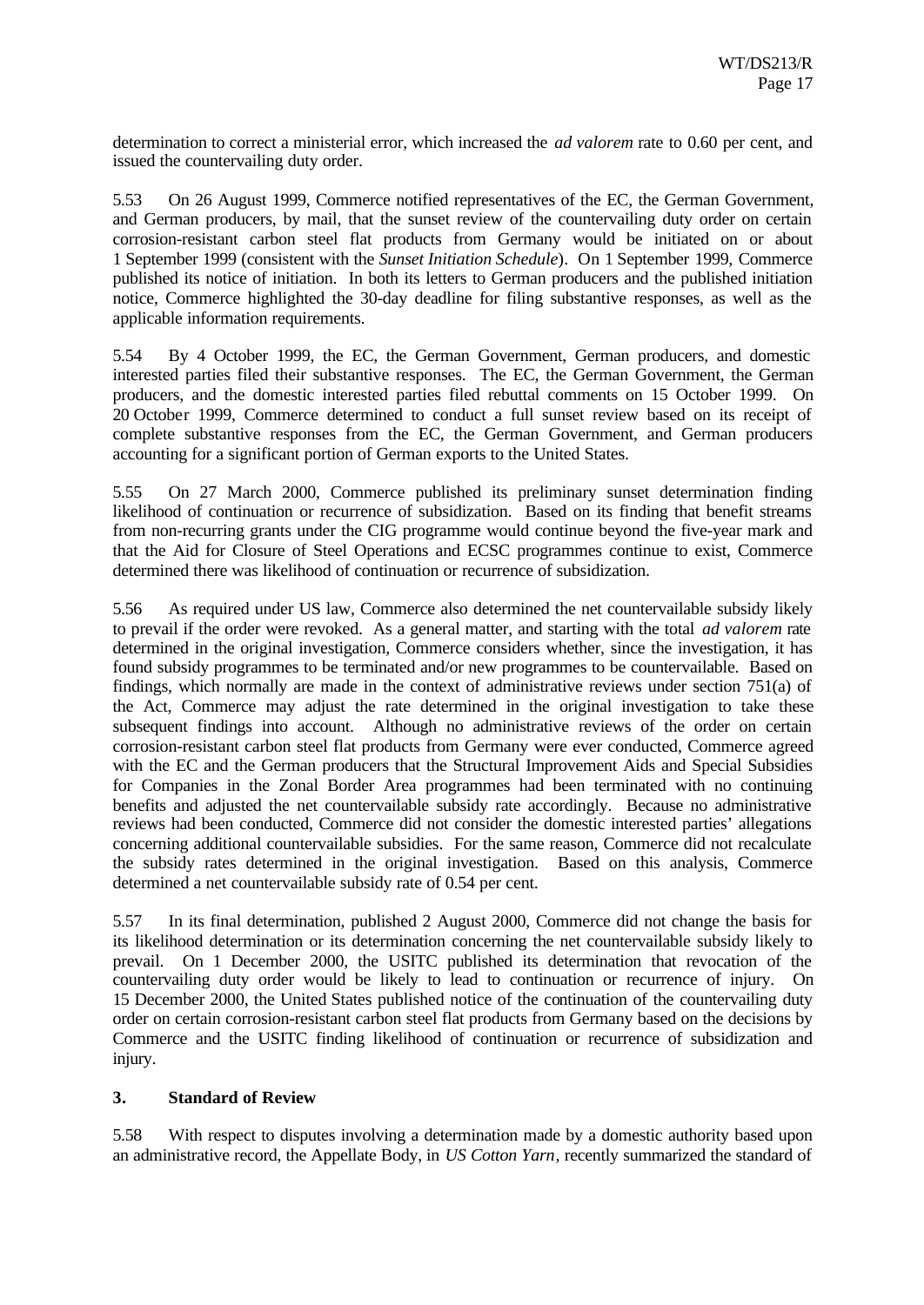determination to correct a ministerial error, which increased the *ad valorem* rate to 0.60 per cent, and issued the countervailing duty order.

5.53 On 26 August 1999, Commerce notified representatives of the EC, the German Government, and German producers, by mail, that the sunset review of the countervailing duty order on certain corrosion-resistant carbon steel flat products from Germany would be initiated on or about 1 September 1999 (consistent with the *Sunset Initiation Schedule*). On 1 September 1999, Commerce published its notice of initiation. In both its letters to German producers and the published initiation notice, Commerce highlighted the 30-day deadline for filing substantive responses, as well as the applicable information requirements.

5.54 By 4 October 1999, the EC, the German Government, German producers, and domestic interested parties filed their substantive responses. The EC, the German Government, the German producers, and the domestic interested parties filed rebuttal comments on 15 October 1999. On 20 October 1999, Commerce determined to conduct a full sunset review based on its receipt of complete substantive responses from the EC, the German Government, and German producers accounting for a significant portion of German exports to the United States.

5.55 On 27 March 2000, Commerce published its preliminary sunset determination finding likelihood of continuation or recurrence of subsidization. Based on its finding that benefit streams from non-recurring grants under the CIG programme would continue beyond the five-year mark and that the Aid for Closure of Steel Operations and ECSC programmes continue to exist, Commerce determined there was likelihood of continuation or recurrence of subsidization.

5.56 As required under US law, Commerce also determined the net countervailable subsidy likely to prevail if the order were revoked. As a general matter, and starting with the total *ad valorem* rate determined in the original investigation, Commerce considers whether, since the investigation, it has found subsidy programmes to be terminated and/or new programmes to be countervailable. Based on findings, which normally are made in the context of administrative reviews under section 751(a) of the Act, Commerce may adjust the rate determined in the original investigation to take these subsequent findings into account. Although no administrative reviews of the order on certain corrosion-resistant carbon steel flat products from Germany were ever conducted, Commerce agreed with the EC and the German producers that the Structural Improvement Aids and Special Subsidies for Companies in the Zonal Border Area programmes had been terminated with no continuing benefits and adjusted the net countervailable subsidy rate accordingly. Because no administrative reviews had been conducted, Commerce did not consider the domestic interested parties' allegations concerning additional countervailable subsidies. For the same reason, Commerce did not recalculate the subsidy rates determined in the original investigation. Based on this analysis, Commerce determined a net countervailable subsidy rate of 0.54 per cent.

5.57 In its final determination, published 2 August 2000, Commerce did not change the basis for its likelihood determination or its determination concerning the net countervailable subsidy likely to prevail. On 1 December 2000, the USITC published its determination that revocation of the countervailing duty order would be likely to lead to continuation or recurrence of injury. On 15 December 2000, the United States published notice of the continuation of the countervailing duty order on certain corrosion-resistant carbon steel flat products from Germany based on the decisions by Commerce and the USITC finding likelihood of continuation or recurrence of subsidization and injury.

### 3. Standard of Review

5.58 With respect to disputes involving a determination made by a domestic authority based upon an administrative record, the Appellate Body, in *US Cotton Yarn*, recently summarized the standard of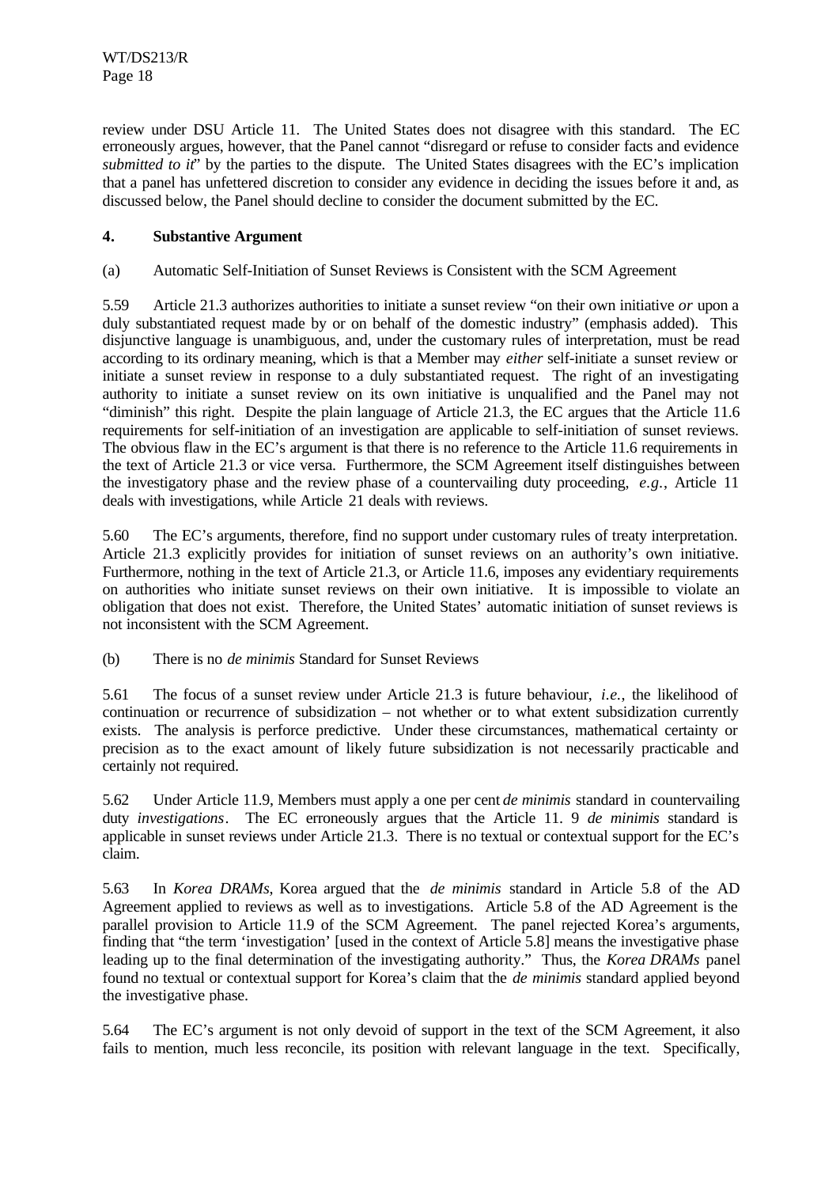review under DSU Article 11. The United States does not disagree with this standard. The EC erroneously argues, however, that the Panel cannot "disregard or refuse to consider facts and evidence *submitted to it*" by the parties to the dispute. The United States disagrees with the EC's implication that a panel has unfettered discretion to consider any evidence in deciding the issues before it and, as discussed below, the Panel should decline to consider the document submitted by the EC.

### 4. Substantive Argument

(a) Automatic Self-Initiation of Sunset Reviews is Consistent with the SCM Agreement

5.59 Article 21.3 authorizes authorities to initiate a sunset review "on their own initiative *or* upon a duly substantiated request made by or on behalf of the domestic industry" (emphasis added). This disjunctive language is unambiguous, and, under the customary rules of interpretation, must be read according to its ordinary meaning, which is that a Member may *either* self-initiate a sunset review or initiate a sunset review in response to a duly substantiated request. The right of an investigating authority to initiate a sunset review on its own initiative is unqualified and the Panel may not "diminish" this right. Despite the plain language of Article 21.3, the EC argues that the Article 11.6 requirements for self-initiation of an investigation are applicable to self-initiation of sunset reviews. The obvious flaw in the EC's argument is that there is no reference to the Article 11.6 requirements in the text of Article 21.3 or vice versa. Furthermore, the SCM Agreement itself distinguishes between the investigatory phase and the review phase of a countervailing duty proceeding, *e.g.*, Article 11 deals with investigations, while Article 21 deals with reviews.

5.60 The EC's arguments, therefore, find no support under customary rules of treaty interpretation. Article 21.3 explicitly provides for initiation of sunset reviews on an authority's own initiative. Furthermore, nothing in the text of Article 21.3, or Article 11.6, imposes any evidentiary requirements on authorities who initiate sunset reviews on their own initiative. It is impossible to violate an obligation that does not exist. Therefore, the United States' automatic initiation of sunset reviews is not inconsistent with the SCM Agreement.

(b) There is no *de minimis* Standard for Sunset Reviews

5.61 The focus of a sunset review under Article 21.3 is future behaviour, *i.e.*, the likelihood of continuation or recurrence of subsidization – not whether or to what extent subsidization currently exists. The analysis is perforce predictive. Under these circumstances, mathematical certainty or precision as to the exact amount of likely future subsidization is not necessarily practicable and certainly not required.

5.62 Under Article 11.9, Members must apply a one per cent *de minimis* standard in countervailing duty *investigations*. The EC erroneously argues that the Article 11. 9 *de minimis* standard is applicable in sunset reviews under Article 21.3. There is no textual or contextual support for the EC's claim.

5.63 In *Korea DRAMs*, Korea argued that the *de minimis* standard in Article 5.8 of the AD Agreement applied to reviews as well as to investigations. Article 5.8 of the AD Agreement is the parallel provision to Article 11.9 of the SCM Agreement. The panel rejected Korea's arguments, finding that "the term 'investigation' [used in the context of Article 5.8] means the investigative phase leading up to the final determination of the investigating authority." Thus, the *Korea DRAMs* panel found no textual or contextual support for Korea's claim that the *de minimis* standard applied beyond the investigative phase.

5.64 The EC's argument is not only devoid of support in the text of the SCM Agreement, it also fails to mention, much less reconcile, its position with relevant language in the text. Specifically,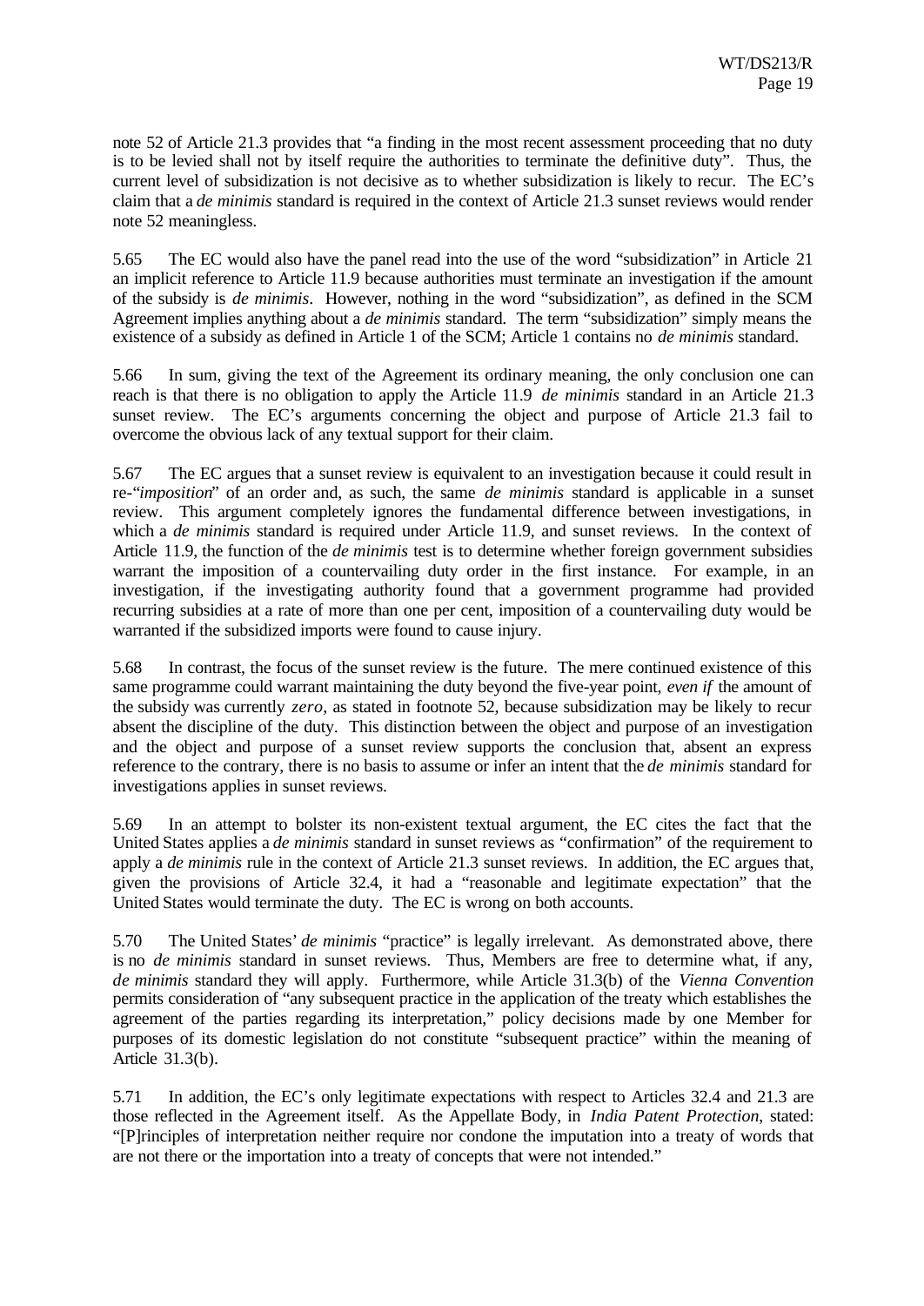note 52 of Article 21.3 provides that "a finding in the most recent assessment proceeding that no duty is to be levied shall not by itself require the authorities to terminate the definitive duty". Thus, the current level of subsidization is not decisive as to whether subsidization is likely to recur. The EC's claim that a *de minimis* standard is required in the context of Article 21.3 sunset reviews would render note 52 meaningless.

5.65 The EC would also have the panel read into the use of the word "subsidization" in Article 21 an implicit reference to Article 11.9 because authorities must terminate an investigation if the amount of the subsidy is *de minimis*. However, nothing in the word "subsidization", as defined in the SCM Agreement implies anything about a *de minimis* standard. The term "subsidization" simply means the existence of a subsidy as defined in Article 1 of the SCM; Article 1 contains no *de minimis* standard.

5.66 In sum, giving the text of the Agreement its ordinary meaning, the only conclusion one can reach is that there is no obligation to apply the Article 11.9 *de minimis* standard in an Article 21.3 sunset review. The EC's arguments concerning the object and purpose of Article 21.3 fail to overcome the obvious lack of any textual support for their claim.

5.67 The EC argues that a sunset review is equivalent to an investigation because it could result in re-"*imposition*" of an order and, as such, the same *de minimis* standard is applicable in a sunset review. This argument completely ignores the fundamental difference between investigations, in which a *de minimis* standard is required under Article 11.9, and sunset reviews. In the context of Article 11.9, the function of the *de minimis* test is to determine whether foreign government subsidies warrant the imposition of a countervailing duty order in the first instance. For example, in an investigation, if the investigating authority found that a government programme had provided recurring subsidies at a rate of more than one per cent, imposition of a countervailing duty would be warranted if the subsidized imports were found to cause injury.

5.68 In contrast, the focus of the sunset review is the future. The mere continued existence of this same programme could warrant maintaining the duty beyond the five-year point, *even if* the amount of the subsidy was currently *zero*, as stated in footnote 52, because subsidization may be likely to recur absent the discipline of the duty. This distinction between the object and purpose of an investigation and the object and purpose of a sunset review supports the conclusion that, absent an express reference to the contrary, there is no basis to assume or infer an intent that the *de minimis* standard for investigations applies in sunset reviews.

5.69 In an attempt to bolster its non-existent textual argument, the EC cites the fact that the United States applies a *de minimis* standard in sunset reviews as "confirmation" of the requirement to apply a *de minimis* rule in the context of Article 21.3 sunset reviews. In addition, the EC argues that, given the provisions of Article 32.4, it had a "reasonable and legitimate expectation" that the United States would terminate the duty. The EC is wrong on both accounts.

5.70 The United States' *de minimis* "practice" is legally irrelevant. As demonstrated above, there is no *de minimis* standard in sunset reviews. Thus, Members are free to determine what, if any, *de minimis* standard they will apply. Furthermore, while Article 31.3(b) of the *Vienna Convention* permits consideration of "any subsequent practice in the application of the treaty which establishes the agreement of the parties regarding its interpretation," policy decisions made by one Member for purposes of its domestic legislation do not constitute "subsequent practice" within the meaning of Article 31.3(b).

5.71 In addition, the EC's only legitimate expectations with respect to Articles 32.4 and 21.3 are those reflected in the Agreement itself. As the Appellate Body, in *India Patent Protection*, stated: "[P]rinciples of interpretation neither require nor condone the imputation into a treaty of words that are not there or the importation into a treaty of concepts that were not intended."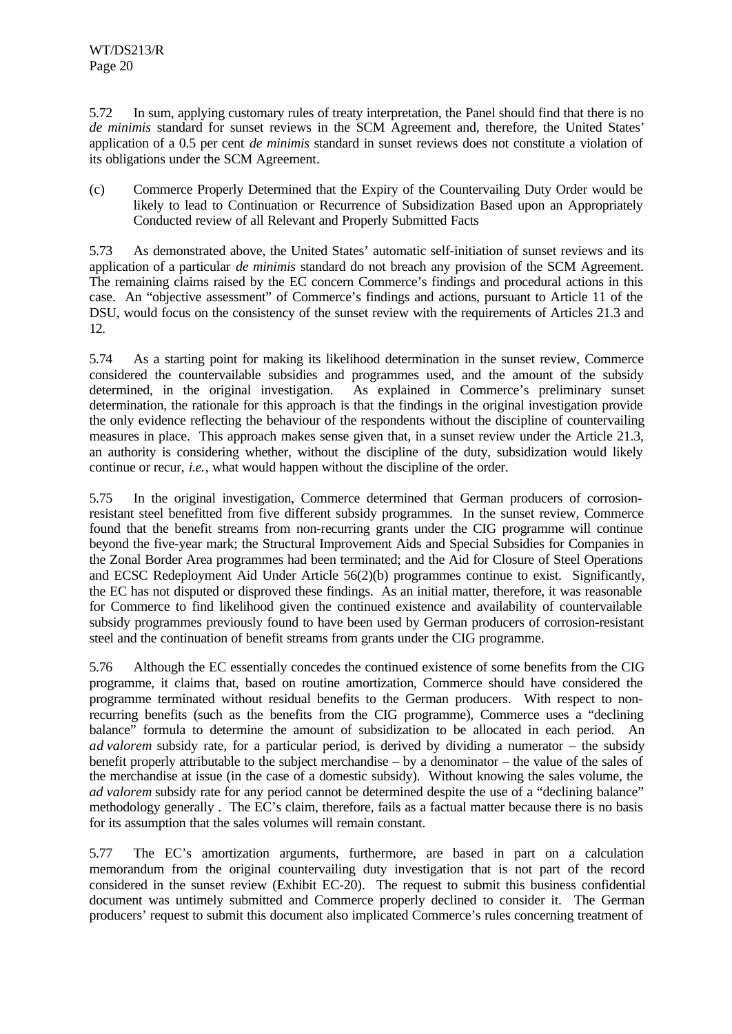5.72 In sum, applying customary rules of treaty interpretation, the Panel should find that there is no *de minimis* standard for sunset reviews in the SCM Agreement and, therefore, the United States' application of a 0.5 per cent *de minimis* standard in sunset reviews does not constitute a violation of its obligations under the SCM Agreement.

(c) Commerce Properly Determined that the Expiry of the Countervailing Duty Order would be likely to lead to Continuation or Recurrence of Subsidization Based upon an Appropriately Conducted review of all Relevant and Properly Submitted Facts

5.73 As demonstrated above, the United States' automatic self-initiation of sunset reviews and its application of a particular *de minimis* standard do not breach any provision of the SCM Agreement. The remaining claims raised by the EC concern Commerce's findings and procedural actions in this case. An "objective assessment" of Commerce's findings and actions, pursuant to Article 11 of the DSU, would focus on the consistency of the sunset review with the requirements of Articles 21.3 and 12.

5.74 As a starting point for making its likelihood determination in the sunset review, Commerce considered the countervailable subsidies and programmes used, and the amount of the subsidy determined, in the original investigation. As explained in Commerce's preliminary sunset determination, the rationale for this approach is that the findings in the original investigation provide the only evidence reflecting the behaviour of the respondents without the discipline of countervailing measures in place. This approach makes sense given that, in a sunset review under the Article 21.3, an authority is considering whether, without the discipline of the duty, subsidization would likely continue or recur, *i.e.*, what would happen without the discipline of the order.

5.75 In the original investigation, Commerce determined that German producers of corrosion-resistant steel benefitted from five different subsidy programmes. In the sunset review, Commerce found that the benefit streams from non-recurring grants under the CIG programme will continue beyond the five-year mark; the Structural Improvement Aids and Special Subsidies for Companies in the Zonal Border Area programmes had been terminated; and the Aid for Closure of Steel Operations and ECSC Redeployment Aid Under Article 56(2)(b) programmes continue to exist. Significantly, the EC has not disputed or disproved these findings. As an initial matter, therefore, it was reasonable for Commerce to find likelihood given the continued existence and availability of countervailable subsidy programmes previously found to have been used by German producers of corrosion-resistant steel and the continuation of benefit streams from grants under the CIG programme.

5.76 Although the EC essentially concedes the continued existence of some benefits from the CIG programme, it claims that, based on routine amortization, Commerce should have considered the programme terminated without residual benefits to the German producers. With respect to non-recurring benefits (such as the benefits from the CIG programme), Commerce uses a "declining balance" formula to determine the amount of subsidization to be allocated in each period. An *ad valorem* subsidy rate, for a particular period, is derived by dividing a numerator – the subsidy benefit properly attributable to the subject merchandise – by a denominator – the value of the sales of the merchandise at issue (in the case of a domestic subsidy). Without knowing the sales volume, the *ad valorem* subsidy rate for any period cannot be determined despite the use of a "declining balance" methodology generally . The EC's claim, therefore, fails as a factual matter because there is no basis for its assumption that the sales volumes will remain constant.

5.77 The EC's amortization arguments, furthermore, are based in part on a calculation memorandum from the original countervailing duty investigation that is not part of the record considered in the sunset review (Exhibit EC-20). The request to submit this business confidential document was untimely submitted and Commerce properly declined to consider it. The German producers' request to submit this document also implicated Commerce's rules concerning treatment of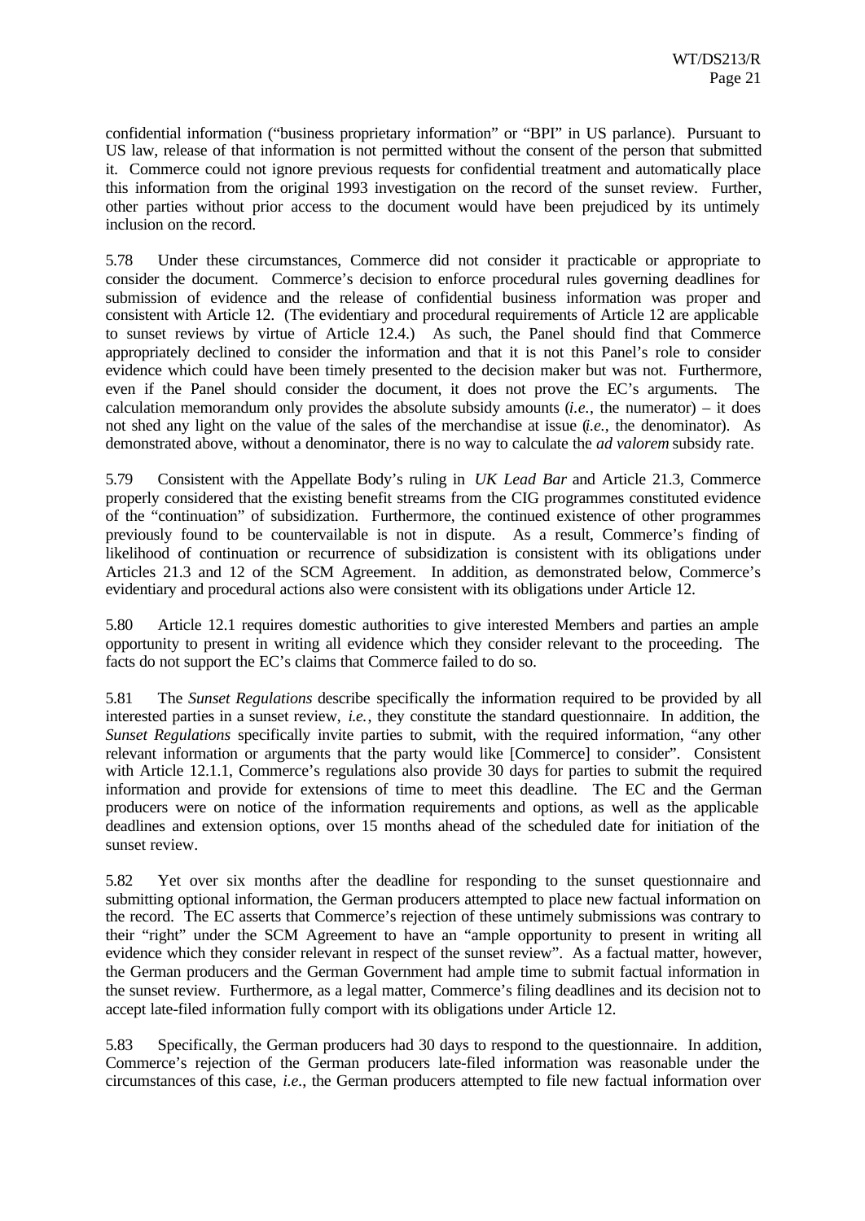confidential information ("business proprietary information" or "BPI" in US parlance). Pursuant to US law, release of that information is not permitted without the consent of the person that submitted it. Commerce could not ignore previous requests for confidential treatment and automatically place this information from the original 1993 investigation on the record of the sunset review. Further, other parties without prior access to the document would have been prejudiced by its untimely inclusion on the record.

5.78 Under these circumstances, Commerce did not consider it practicable or appropriate to consider the document. Commerce's decision to enforce procedural rules governing deadlines for submission of evidence and the release of confidential business information was proper and consistent with Article 12. (The evidentiary and procedural requirements of Article 12 are applicable to sunset reviews by virtue of Article 12.4.) As such, the Panel should find that Commerce appropriately declined to consider the information and that it is not this Panel's role to consider evidence which could have been timely presented to the decision maker but was not. Furthermore, even if the Panel should consider the document, it does not prove the EC's arguments. The calculation memorandum only provides the absolute subsidy amounts (*i.e.*, the numerator) – it does not shed any light on the value of the sales of the merchandise at issue (*i.e.*, the denominator). As demonstrated above, without a denominator, there is no way to calculate the *ad valorem* subsidy rate.

5.79 Consistent with the Appellate Body's ruling in *UK Lead Bar* and Article 21.3, Commerce properly considered that the existing benefit streams from the CIG programmes constituted evidence of the "continuation" of subsidization. Furthermore, the continued existence of other programmes previously found to be countervailable is not in dispute. As a result, Commerce's finding of likelihood of continuation or recurrence of subsidization is consistent with its obligations under Articles 21.3 and 12 of the SCM Agreement. In addition, as demonstrated below, Commerce's evidentiary and procedural actions also were consistent with its obligations under Article 12.

5.80 Article 12.1 requires domestic authorities to give interested Members and parties an ample opportunity to present in writing all evidence which they consider relevant to the proceeding. The facts do not support the EC's claims that Commerce failed to do so.

5.81 The *Sunset Regulations* describe specifically the information required to be provided by all interested parties in a sunset review, *i.e.*, they constitute the standard questionnaire. In addition, the *Sunset Regulations* specifically invite parties to submit, with the required information, "any other relevant information or arguments that the party would like [Commerce] to consider". Consistent with Article 12.1.1, Commerce's regulations also provide 30 days for parties to submit the required information and provide for extensions of time to meet this deadline. The EC and the German producers were on notice of the information requirements and options, as well as the applicable deadlines and extension options, over 15 months ahead of the scheduled date for initiation of the sunset review.

5.82 Yet over six months after the deadline for responding to the sunset questionnaire and submitting optional information, the German producers attempted to place new factual information on the record. The EC asserts that Commerce's rejection of these untimely submissions was contrary to their "right" under the SCM Agreement to have an "ample opportunity to present in writing all evidence which they consider relevant in respect of the sunset review". As a factual matter, however, the German producers and the German Government had ample time to submit factual information in the sunset review. Furthermore, as a legal matter, Commerce's filing deadlines and its decision not to accept late-filed information fully comport with its obligations under Article 12.

5.83 Specifically, the German producers had 30 days to respond to the questionnaire. In addition, Commerce's rejection of the German producers late-filed information was reasonable under the circumstances of this case, *i.e.*, the German producers attempted to file new factual information over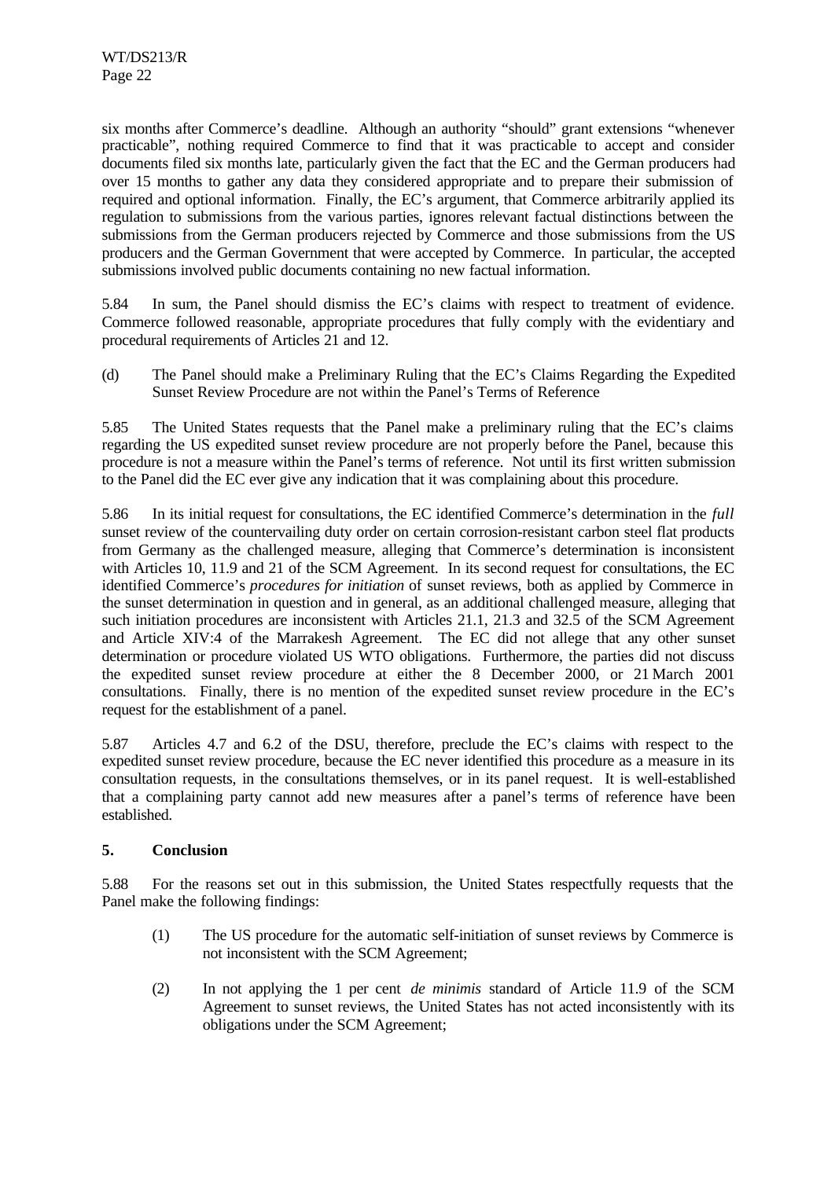six months after Commerce's deadline. Although an authority "should" grant extensions "whenever practicable", nothing required Commerce to find that it was practicable to accept and consider documents filed six months late, particularly given the fact that the EC and the German producers had over 15 months to gather any data they considered appropriate and to prepare their submission of required and optional information. Finally, the EC's argument, that Commerce arbitrarily applied its regulation to submissions from the various parties, ignores relevant factual distinctions between the submissions from the German producers rejected by Commerce and those submissions from the US producers and the German Government that were accepted by Commerce. In particular, the accepted submissions involved public documents containing no new factual information.

5.84 In sum, the Panel should dismiss the EC's claims with respect to treatment of evidence. Commerce followed reasonable, appropriate procedures that fully comply with the evidentiary and procedural requirements of Articles 21 and 12.

(d) The Panel should make a Preliminary Ruling that the EC's Claims Regarding the Expedited Sunset Review Procedure are not within the Panel's Terms of Reference

5.85 The United States requests that the Panel make a preliminary ruling that the EC's claims regarding the US expedited sunset review procedure are not properly before the Panel, because this procedure is not a measure within the Panel's terms of reference. Not until its first written submission to the Panel did the EC ever give any indication that it was complaining about this procedure.

5.86 In its initial request for consultations, the EC identified Commerce's determination in the *full* sunset review of the countervailing duty order on certain corrosion-resistant carbon steel flat products from Germany as the challenged measure, alleging that Commerce's determination is inconsistent with Articles 10, 11.9 and 21 of the SCM Agreement. In its second request for consultations, the EC identified Commerce's *procedures for initiation* of sunset reviews, both as applied by Commerce in the sunset determination in question and in general, as an additional challenged measure, alleging that such initiation procedures are inconsistent with Articles 21.1, 21.3 and 32.5 of the SCM Agreement and Article XIV:4 of the Marrakesh Agreement. The EC did not allege that any other sunset determination or procedure violated US WTO obligations. Furthermore, the parties did not discuss the expedited sunset review procedure at either the 8 December 2000, or 21 March 2001 consultations. Finally, there is no mention of the expedited sunset review procedure in the EC's request for the establishment of a panel.

5.87 Articles 4.7 and 6.2 of the DSU, therefore, preclude the EC's claims with respect to the expedited sunset review procedure, because the EC never identified this procedure as a measure in its consultation requests, in the consultations themselves, or in its panel request. It is well-established that a complaining party cannot add new measures after a panel's terms of reference have been established.

### 5. Conclusion

5.88 For the reasons set out in this submission, the United States respectfully requests that the Panel make the following findings:

(1) The US procedure for the automatic self-initiation of sunset reviews by Commerce is not inconsistent with the SCM Agreement;

(2) In not applying the 1 per cent *de minimis* standard of Article 11.9 of the SCM Agreement to sunset reviews, the United States has not acted inconsistently with its obligations under the SCM Agreement;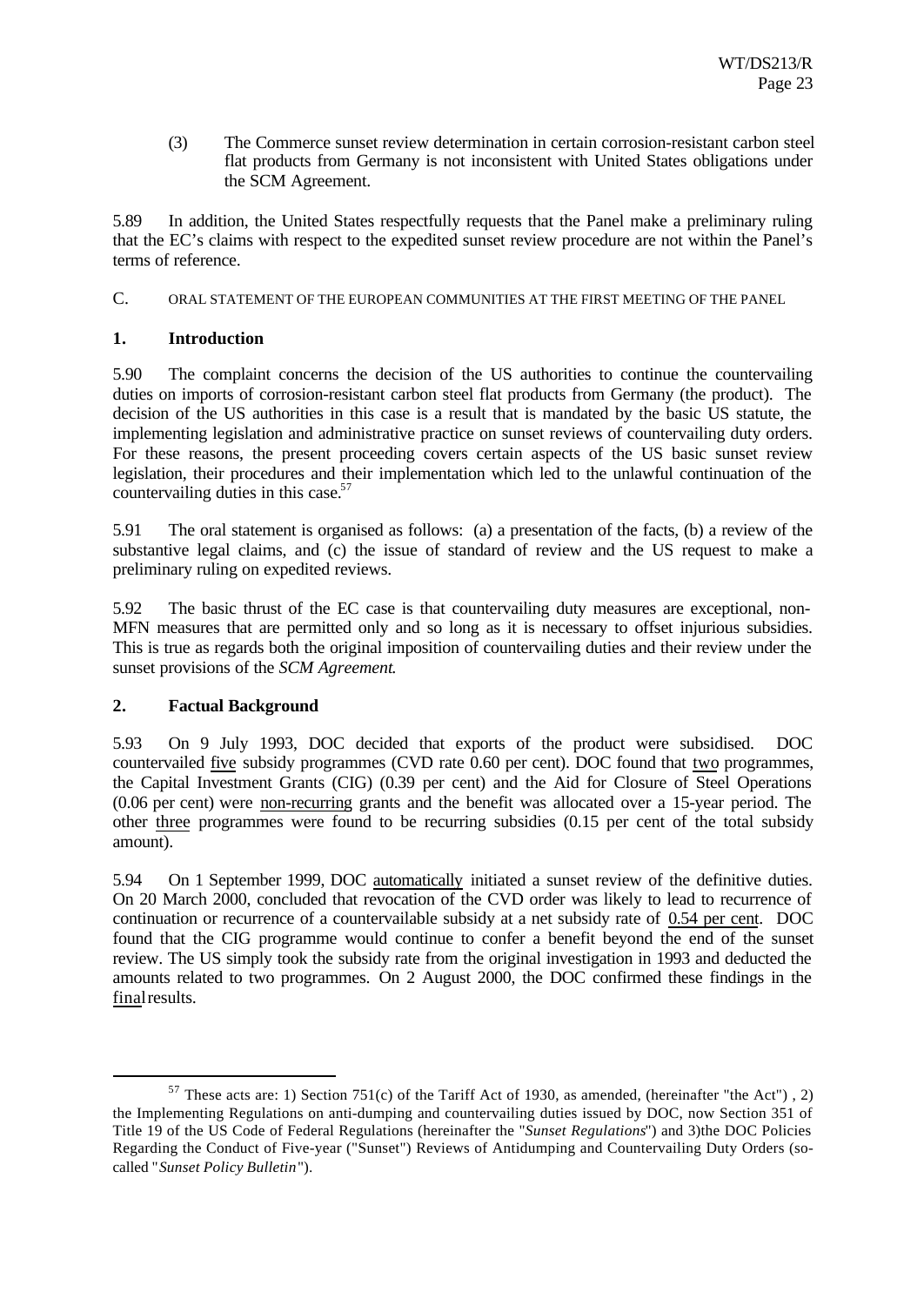(3) The Commerce sunset review determination in certain corrosion-resistant carbon steel flat products from Germany is not inconsistent with United States obligations under the SCM Agreement.

5.89 In addition, the United States respectfully requests that the Panel make a preliminary ruling that the EC's claims with respect to the expedited sunset review procedure are not within the Panel's terms of reference.

C. ORAL STATEMENT OF THE EUROPEAN COMMUNITIES AT THE FIRST MEETING OF THE PANEL

**1. Introduction**

5.90 The complaint concerns the decision of the US authorities to continue the countervailing duties on imports of corrosion-resistant carbon steel flat products from Germany (the product). The decision of the US authorities in this case is a result that is mandated by the basic US statute, the implementing legislation and administrative practice on sunset reviews of countervailing duty orders. For these reasons, the present proceeding covers certain aspects of the US basic sunset review legislation, their procedures and their implementation which led to the unlawful continuation of the countervailing duties in this case.[57]

5.91 The oral statement is organised as follows: (a) a presentation of the facts, (b) a review of the substantive legal claims, and (c) the issue of standard of review and the US request to make a preliminary ruling on expedited reviews.

5.92 The basic thrust of the EC case is that countervailing duty measures are exceptional, non-MFN measures that are permitted only and so long as it is necessary to offset injurious subsidies. This is true as regards both the original imposition of countervailing duties and their review under the sunset provisions of the *SCM Agreement*.

**2. Factual Background**

5.93 On 9 July 1993, DOC decided that exports of the product were subsidised. DOC countervailed five subsidy programmes (CVD rate 0.60 per cent). DOC found that two programmes, the Capital Investment Grants (CIG) (0.39 per cent) and the Aid for Closure of Steel Operations (0.06 per cent) were non-recurring grants and the benefit was allocated over a 15-year period. The other three programmes were found to be recurring subsidies (0.15 per cent of the total subsidy amount).

5.94 On 1 September 1999, DOC automatically initiated a sunset review of the definitive duties. On 20 March 2000, concluded that revocation of the CVD order was likely to lead to recurrence of continuation or recurrence of a countervailable subsidy at a net subsidy rate of 0.54 per cent. DOC found that the CIG programme would continue to confer a benefit beyond the end of the sunset review. The US simply took the subsidy rate from the original investigation in 1993 and deducted the amounts related to two programmes. On 2 August 2000, the DOC confirmed these findings in the final results.

---

[57] These acts are: 1) Section 751(c) of the Tariff Act of 1930, as amended, (hereinafter "the Act") , 2) the Implementing Regulations on anti-dumping and countervailing duties issued by DOC, now Section 351 of Title 19 of the US Code of Federal Regulations (hereinafter the "*Sunset Regulations*") and 3)the DOC Policies Regarding the Conduct of Five-year ("Sunset") Reviews of Antidumping and Countervailing Duty Orders (so-called "*Sunset Policy Bulletin*").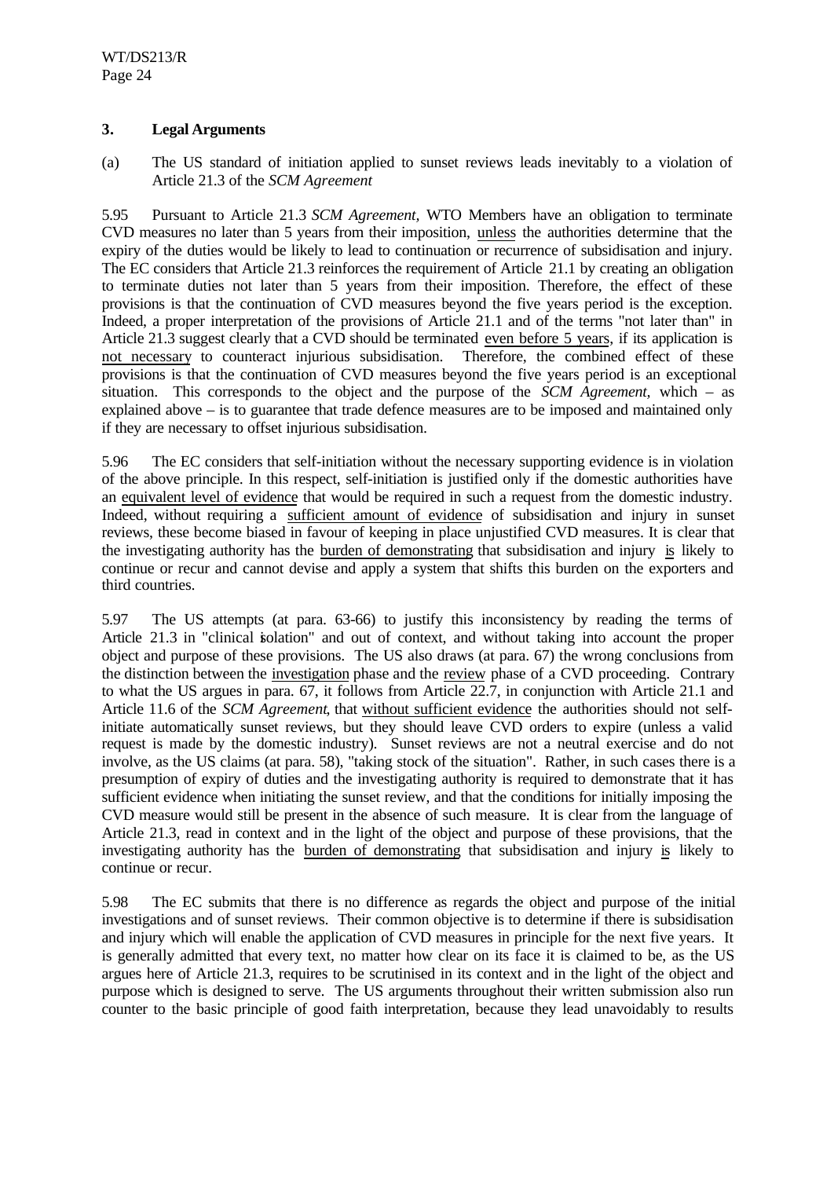### 3. Legal Arguments

(a) The US standard of initiation applied to sunset reviews leads inevitably to a violation of Article 21.3 of the *SCM Agreement*

5.95 Pursuant to Article 21.3 *SCM Agreement*, WTO Members have an obligation to terminate CVD measures no later than 5 years from their imposition, unless the authorities determine that the expiry of the duties would be likely to lead to continuation or recurrence of subsidisation and injury. The EC considers that Article 21.3 reinforces the requirement of Article 21.1 by creating an obligation to terminate duties not later than 5 years from their imposition. Therefore, the effect of these provisions is that the continuation of CVD measures beyond the five years period is the exception. Indeed, a proper interpretation of the provisions of Article 21.1 and of the terms "not later than" in Article 21.3 suggest clearly that a CVD should be terminated even before 5 years, if its application is not necessary to counteract injurious subsidisation. Therefore, the combined effect of these provisions is that the continuation of CVD measures beyond the five years period is an exceptional situation. This corresponds to the object and the purpose of the *SCM Agreement*, which – as explained above – is to guarantee that trade defence measures are to be imposed and maintained only if they are necessary to offset injurious subsidisation.

5.96 The EC considers that self-initiation without the necessary supporting evidence is in violation of the above principle. In this respect, self-initiation is justified only if the domestic authorities have an equivalent level of evidence that would be required in such a request from the domestic industry. Indeed, without requiring a sufficient amount of evidence of subsidisation and injury in sunset reviews, these become biased in favour of keeping in place unjustified CVD measures. It is clear that the investigating authority has the burden of demonstrating that subsidisation and injury is likely to continue or recur and cannot devise and apply a system that shifts this burden on the exporters and third countries.

5.97 The US attempts (at para. 63-66) to justify this inconsistency by reading the terms of Article 21.3 in "clinical isolation" and out of context, and without taking into account the proper object and purpose of these provisions. The US also draws (at para. 67) the wrong conclusions from the distinction between the investigation phase and the review phase of a CVD proceeding. Contrary to what the US argues in para. 67, it follows from Article 22.7, in conjunction with Article 21.1 and Article 11.6 of the *SCM Agreement*, that without sufficient evidence the authorities should not self-initiate automatically sunset reviews, but they should leave CVD orders to expire (unless a valid request is made by the domestic industry). Sunset reviews are not a neutral exercise and do not involve, as the US claims (at para. 58), "taking stock of the situation". Rather, in such cases there is a presumption of expiry of duties and the investigating authority is required to demonstrate that it has sufficient evidence when initiating the sunset review, and that the conditions for initially imposing the CVD measure would still be present in the absence of such measure. It is clear from the language of Article 21.3, read in context and in the light of the object and purpose of these provisions, that the investigating authority has the burden of demonstrating that subsidisation and injury is likely to continue or recur.

5.98 The EC submits that there is no difference as regards the object and purpose of the initial investigations and of sunset reviews. Their common objective is to determine if there is subsidisation and injury which will enable the application of CVD measures in principle for the next five years. It is generally admitted that every text, no matter how clear on its face it is claimed to be, as the US argues here of Article 21.3, requires to be scrutinised in its context and in the light of the object and purpose which is designed to serve. The US arguments throughout their written submission also run counter to the basic principle of good faith interpretation, because they lead unavoidably to results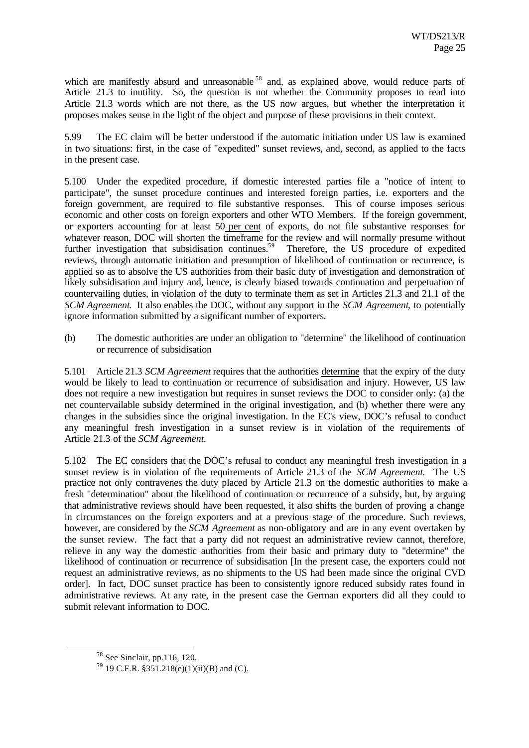which are manifestly absurd and unreasonable [58] and, as explained above, would reduce parts of Article 21.3 to inutility. So, the question is not whether the Community proposes to read into Article 21.3 words which are not there, as the US now argues, but whether the interpretation it proposes makes sense in the light of the object and purpose of these provisions in their context.

5.99 The EC claim will be better understood if the automatic initiation under US law is examined in two situations: first, in the case of "expedited" sunset reviews, and, second, as applied to the facts in the present case.

5.100 Under the expedited procedure, if domestic interested parties file a "notice of intent to participate", the sunset procedure continues and interested foreign parties, i.e. exporters and the foreign government, are required to file substantive responses. This of course imposes serious economic and other costs on foreign exporters and other WTO Members. If the foreign government, or exporters accounting for at least 50 per cent of exports, do not file substantive responses for whatever reason, DOC will shorten the timeframe for the review and will normally presume without further investigation that subsidisation continues.[59] Therefore, the US procedure of expedited reviews, through automatic initiation and presumption of likelihood of continuation or recurrence, is applied so as to absolve the US authorities from their basic duty of investigation and demonstration of likely subsidisation and injury and, hence, is clearly biased towards continuation and perpetuation of countervailing duties, in violation of the duty to terminate them as set in Articles 21.3 and 21.1 of the *SCM Agreement*. It also enables the DOC, without any support in the *SCM Agreement*, to potentially ignore information submitted by a significant number of exporters.

(b) The domestic authorities are under an obligation to "determine" the likelihood of continuation or recurrence of subsidisation

5.101 Article 21.3 *SCM Agreement* requires that the authorities determine that the expiry of the duty would be likely to lead to continuation or recurrence of subsidisation and injury. However, US law does not require a new investigation but requires in sunset reviews the DOC to consider only: (a) the net countervailable subsidy determined in the original investigation, and (b) whether there were any changes in the subsidies since the original investigation. In the EC's view, DOC's refusal to conduct any meaningful fresh investigation in a sunset review is in violation of the requirements of Article 21.3 of the *SCM Agreement*.

5.102 The EC considers that the DOC's refusal to conduct any meaningful fresh investigation in a sunset review is in violation of the requirements of Article 21.3 of the *SCM Agreement*. The US practice not only contravenes the duty placed by Article 21.3 on the domestic authorities to make a fresh "determination" about the likelihood of continuation or recurrence of a subsidy, but, by arguing that administrative reviews should have been requested, it also shifts the burden of proving a change in circumstances on the foreign exporters and at a previous stage of the procedure. Such reviews, however, are considered by the *SCM Agreement* as non-obligatory and are in any event overtaken by the sunset review. The fact that a party did not request an administrative review cannot, therefore, relieve in any way the domestic authorities from their basic and primary duty to "determine" the likelihood of continuation or recurrence of subsidisation [In the present case, the exporters could not request an administrative reviews, as no shipments to the US had been made since the original CVD order]. In fact, DOC sunset practice has been to consistently ignore reduced subsidy rates found in administrative reviews. At any rate, in the present case the German exporters did all they could to submit relevant information to DOC.

---

[58] See Sinclair, pp.116, 120.

[59] 19 C.F.R. §351.218(e)(1)(ii)(B) and (C).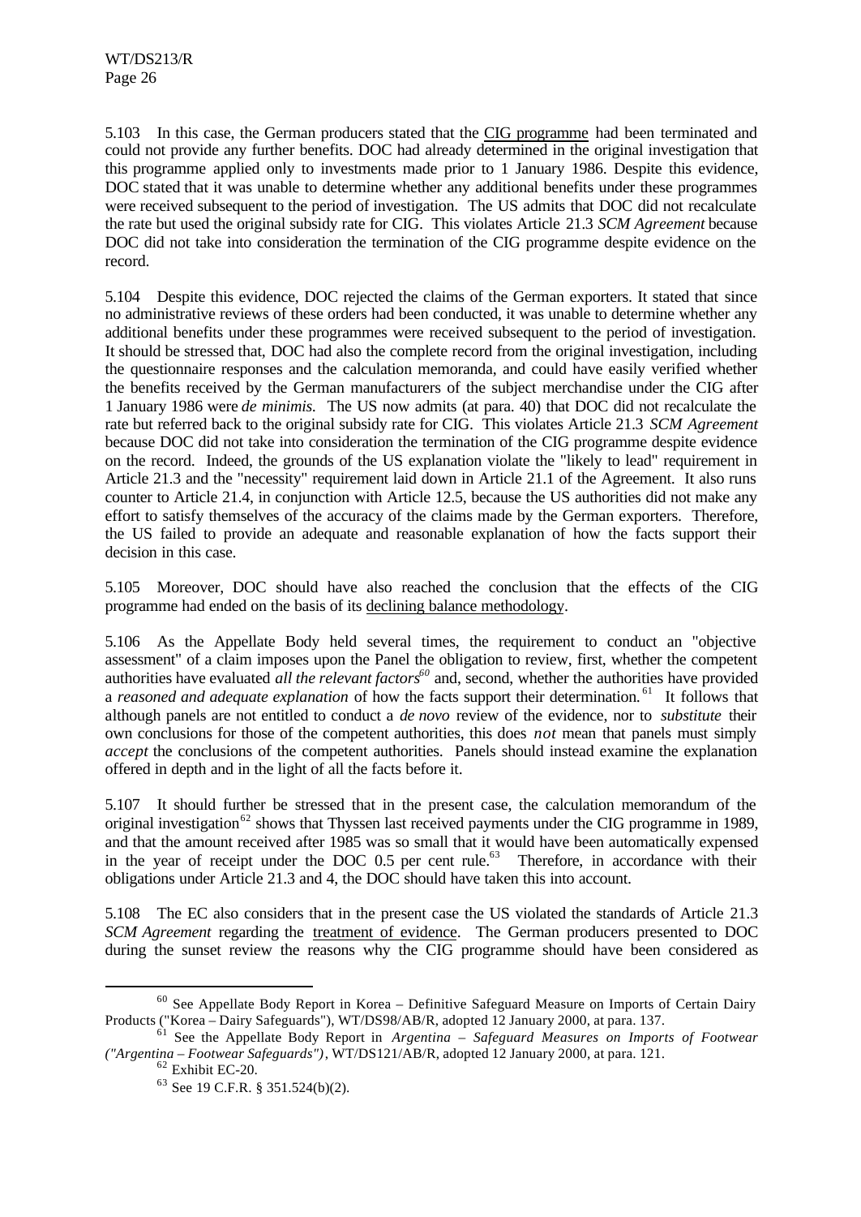5.103 In this case, the German producers stated that the CIG programme had been terminated and could not provide any further benefits. DOC had already determined in the original investigation that this programme applied only to investments made prior to 1 January 1986. Despite this evidence, DOC stated that it was unable to determine whether any additional benefits under these programmes were received subsequent to the period of investigation. The US admits that DOC did not recalculate the rate but used the original subsidy rate for CIG. This violates Article 21.3 *SCM Agreement* because DOC did not take into consideration the termination of the CIG programme despite evidence on the record.

5.104 Despite this evidence, DOC rejected the claims of the German exporters. It stated that since no administrative reviews of these orders had been conducted, it was unable to determine whether any additional benefits under these programmes were received subsequent to the period of investigation. It should be stressed that, DOC had also the complete record from the original investigation, including the questionnaire responses and the calculation memoranda, and could have easily verified whether the benefits received by the German manufacturers of the subject merchandise under the CIG after 1 January 1986 were *de minimis.* The US now admits (at para. 40) that DOC did not recalculate the rate but referred back to the original subsidy rate for CIG. This violates Article 21.3 *SCM Agreement* because DOC did not take into consideration the termination of the CIG programme despite evidence on the record. Indeed, the grounds of the US explanation violate the "likely to lead" requirement in Article 21.3 and the "necessity" requirement laid down in Article 21.1 of the Agreement. It also runs counter to Article 21.4, in conjunction with Article 12.5, because the US authorities did not make any effort to satisfy themselves of the accuracy of the claims made by the German exporters. Therefore, the US failed to provide an adequate and reasonable explanation of how the facts support their decision in this case.

5.105 Moreover, DOC should have also reached the conclusion that the effects of the CIG programme had ended on the basis of its declining balance methodology.

5.106 As the Appellate Body held several times, the requirement to conduct an "objective assessment" of a claim imposes upon the Panel the obligation to review, first, whether the competent authorities have evaluated *all the relevant factors*[60] and, second, whether the authorities have provided a *reasoned and adequate explanation* of how the facts support their determination.[61] It follows that although panels are not entitled to conduct a *de novo* review of the evidence, nor to *substitute* their own conclusions for those of the competent authorities, this does *not* mean that panels must simply *accept* the conclusions of the competent authorities. Panels should instead examine the explanation offered in depth and in the light of all the facts before it.

5.107 It should further be stressed that in the present case, the calculation memorandum of the original investigation[62] shows that Thyssen last received payments under the CIG programme in 1989, and that the amount received after 1985 was so small that it would have been automatically expensed in the year of receipt under the DOC 0.5 per cent rule.[63] Therefore, in accordance with their obligations under Article 21.3 and 4, the DOC should have taken this into account.

5.108 The EC also considers that in the present case the US violated the standards of Article 21.3 *SCM Agreement* regarding the treatment of evidence. The German producers presented to DOC during the sunset review the reasons why the CIG programme should have been considered as

---

[60] See Appellate Body Report in Korea – Definitive Safeguard Measure on Imports of Certain Dairy Products ("Korea – Dairy Safeguards"), WT/DS98/AB/R, adopted 12 January 2000, at para. 137.

[61] See the Appellate Body Report in *Argentina – Safeguard Measures on Imports of Footwear ("Argentina – Footwear Safeguards")*, WT/DS121/AB/R, adopted 12 January 2000, at para. 121.

[62] Exhibit EC-20.

[63] See 19 C.F.R. § 351.524(b)(2).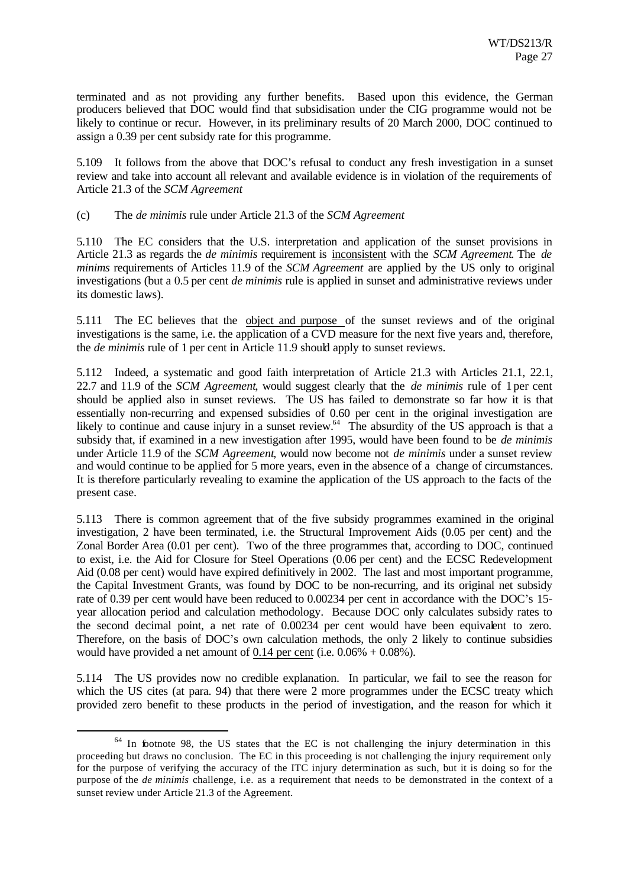terminated and as not providing any further benefits. Based upon this evidence, the German producers believed that DOC would find that subsidisation under the CIG programme would not be likely to continue or recur. However, in its preliminary results of 20 March 2000, DOC continued to assign a 0.39 per cent subsidy rate for this programme.

5.109 It follows from the above that DOC's refusal to conduct any fresh investigation in a sunset review and take into account all relevant and available evidence is in violation of the requirements of Article 21.3 of the *SCM Agreement*

(c) The *de minimis* rule under Article 21.3 of the *SCM Agreement*

5.110 The EC considers that the U.S. interpretation and application of the sunset provisions in Article 21.3 as regards the *de minimis* requirement is inconsistent with the *SCM Agreement*. The *de minims* requirements of Articles 11.9 of the *SCM Agreement* are applied by the US only to original investigations (but a 0.5 per cent *de minimis* rule is applied in sunset and administrative reviews under its domestic laws).

5.111 The EC believes that the object and purpose of the sunset reviews and of the original investigations is the same, i.e. the application of a CVD measure for the next five years and, therefore, the *de minimis* rule of 1 per cent in Article 11.9 should apply to sunset reviews.

5.112 Indeed, a systematic and good faith interpretation of Article 21.3 with Articles 21.1, 22.1, 22.7 and 11.9 of the *SCM Agreement*, would suggest clearly that the *de minimis* rule of 1 per cent should be applied also in sunset reviews. The US has failed to demonstrate so far how it is that essentially non-recurring and expensed subsidies of 0.60 per cent in the original investigation are likely to continue and cause injury in a sunset review.[64] The absurdity of the US approach is that a subsidy that, if examined in a new investigation after 1995, would have been found to be *de minimis* under Article 11.9 of the *SCM Agreement*, would now become not *de minimis* under a sunset review and would continue to be applied for 5 more years, even in the absence of a change of circumstances. It is therefore particularly revealing to examine the application of the US approach to the facts of the present case.

5.113 There is common agreement that of the five subsidy programmes examined in the original investigation, 2 have been terminated, i.e. the Structural Improvement Aids (0.05 per cent) and the Zonal Border Area (0.01 per cent). Two of the three programmes that, according to DOC, continued to exist, i.e. the Aid for Closure for Steel Operations (0.06 per cent) and the ECSC Redevelopment Aid (0.08 per cent) would have expired definitively in 2002. The last and most important programme, the Capital Investment Grants, was found by DOC to be non-recurring, and its original net subsidy rate of 0.39 per cent would have been reduced to 0.00234 per cent in accordance with the DOC's 15-year allocation period and calculation methodology. Because DOC only calculates subsidy rates to the second decimal point, a net rate of 0.00234 per cent would have been equivalent to zero. Therefore, on the basis of DOC's own calculation methods, the only 2 likely to continue subsidies would have provided a net amount of 0.14 per cent (i.e. 0.06% + 0.08%).

5.114 The US provides now no credible explanation. In particular, we fail to see the reason for which the US cites (at para. 94) that there were 2 more programmes under the ECSC treaty which provided zero benefit to these products in the period of investigation, and the reason for which it

[64] In footnote 98, the US states that the EC is not challenging the injury determination in this proceeding but draws no conclusion. The EC in this proceeding is not challenging the injury requirement only for the purpose of verifying the accuracy of the ITC injury determination as such, but it is doing so for the purpose of the *de minimis* challenge, i.e. as a requirement that needs to be demonstrated in the context of a sunset review under Article 21.3 of the Agreement.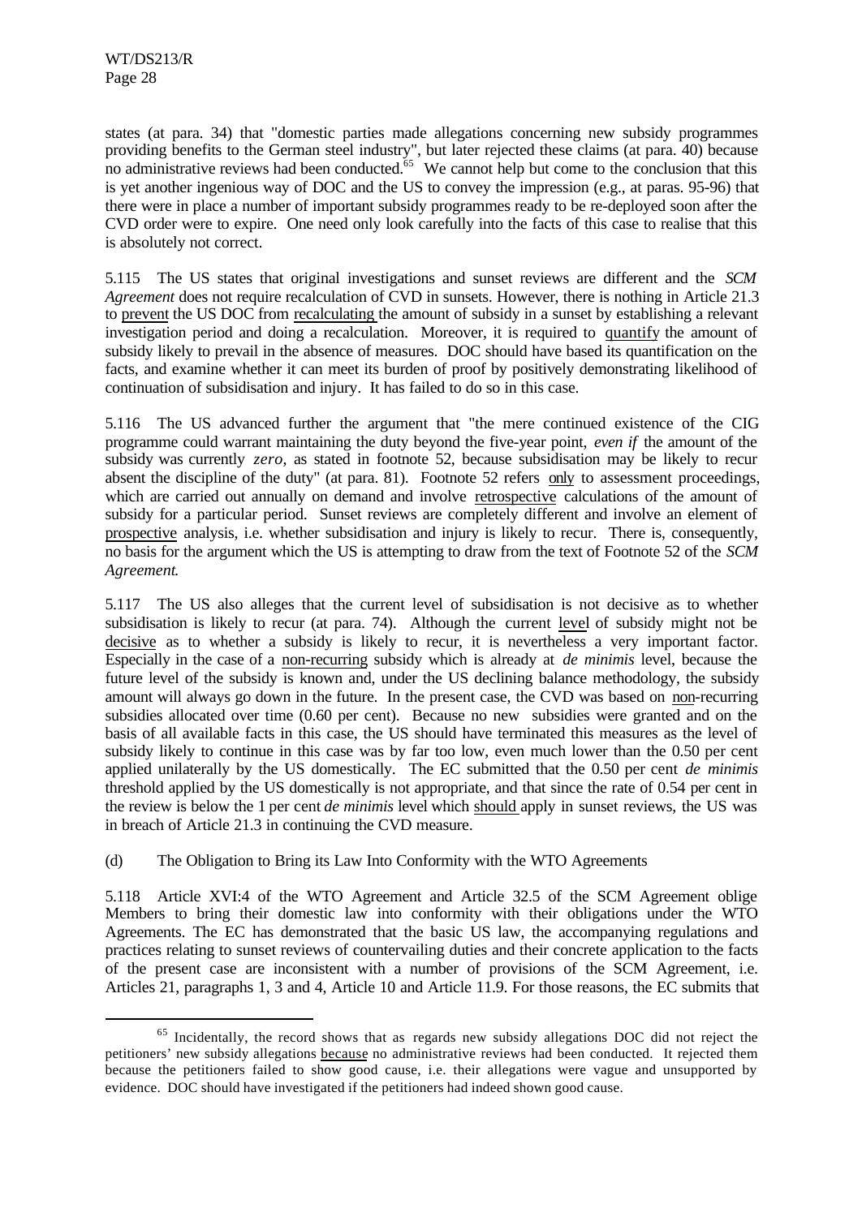states (at para. 34) that "domestic parties made allegations concerning new subsidy programmes providing benefits to the German steel industry", but later rejected these claims (at para. 40) because no administrative reviews had been conducted.[65] We cannot help but come to the conclusion that this is yet another ingenious way of DOC and the US to convey the impression (e.g., at paras. 95-96) that there were in place a number of important subsidy programmes ready to be re-deployed soon after the CVD order were to expire. One need only look carefully into the facts of this case to realise that this is absolutely not correct.

5.115 The US states that original investigations and sunset reviews are different and the *SCM Agreement* does not require recalculation of CVD in sunsets. However, there is nothing in Article 21.3 to prevent the US DOC from recalculating the amount of subsidy in a sunset by establishing a relevant investigation period and doing a recalculation. Moreover, it is required to quantify the amount of subsidy likely to prevail in the absence of measures. DOC should have based its quantification on the facts, and examine whether it can meet its burden of proof by positively demonstrating likelihood of continuation of subsidisation and injury. It has failed to do so in this case.

5.116 The US advanced further the argument that "the mere continued existence of the CIG programme could warrant maintaining the duty beyond the five-year point, *even if* the amount of the subsidy was currently *zero*, as stated in footnote 52, because subsidisation may be likely to recur absent the discipline of the duty" (at para. 81). Footnote 52 refers only to assessment proceedings, which are carried out annually on demand and involve retrospective calculations of the amount of subsidy for a particular period. Sunset reviews are completely different and involve an element of prospective analysis, i.e. whether subsidisation and injury is likely to recur. There is, consequently, no basis for the argument which the US is attempting to draw from the text of Footnote 52 of the *SCM Agreement*.

5.117 The US also alleges that the current level of subsidisation is not decisive as to whether subsidisation is likely to recur (at para. 74). Although the current level of subsidy might not be decisive as to whether a subsidy is likely to recur, it is nevertheless a very important factor. Especially in the case of a non-recurring subsidy which is already at *de minimis* level, because the future level of the subsidy is known and, under the US declining balance methodology, the subsidy amount will always go down in the future. In the present case, the CVD was based on non-recurring subsidies allocated over time (0.60 per cent). Because no new subsidies were granted and on the basis of all available facts in this case, the US should have terminated this measures as the level of subsidy likely to continue in this case was by far too low, even much lower than the 0.50 per cent applied unilaterally by the US domestically. The EC submitted that the 0.50 per cent *de minimis* threshold applied by the US domestically is not appropriate, and that since the rate of 0.54 per cent in the review is below the 1 per cent *de minimis* level which should apply in sunset reviews, the US was in breach of Article 21.3 in continuing the CVD measure.

(d) The Obligation to Bring its Law Into Conformity with the WTO Agreements

5.118 Article XVI:4 of the WTO Agreement and Article 32.5 of the SCM Agreement oblige Members to bring their domestic law into conformity with their obligations under the WTO Agreements. The EC has demonstrated that the basic US law, the accompanying regulations and practices relating to sunset reviews of countervailing duties and their concrete application to the facts of the present case are inconsistent with a number of provisions of the SCM Agreement, i.e. Articles 21, paragraphs 1, 3 and 4, Article 10 and Article 11.9. For those reasons, the EC submits that

[65] Incidentally, the record shows that as regards new subsidy allegations DOC did not reject the petitioners' new subsidy allegations because no administrative reviews had been conducted. It rejected them because the petitioners failed to show good cause, i.e. their allegations were vague and unsupported by evidence. DOC should have investigated if the petitioners had indeed shown good cause.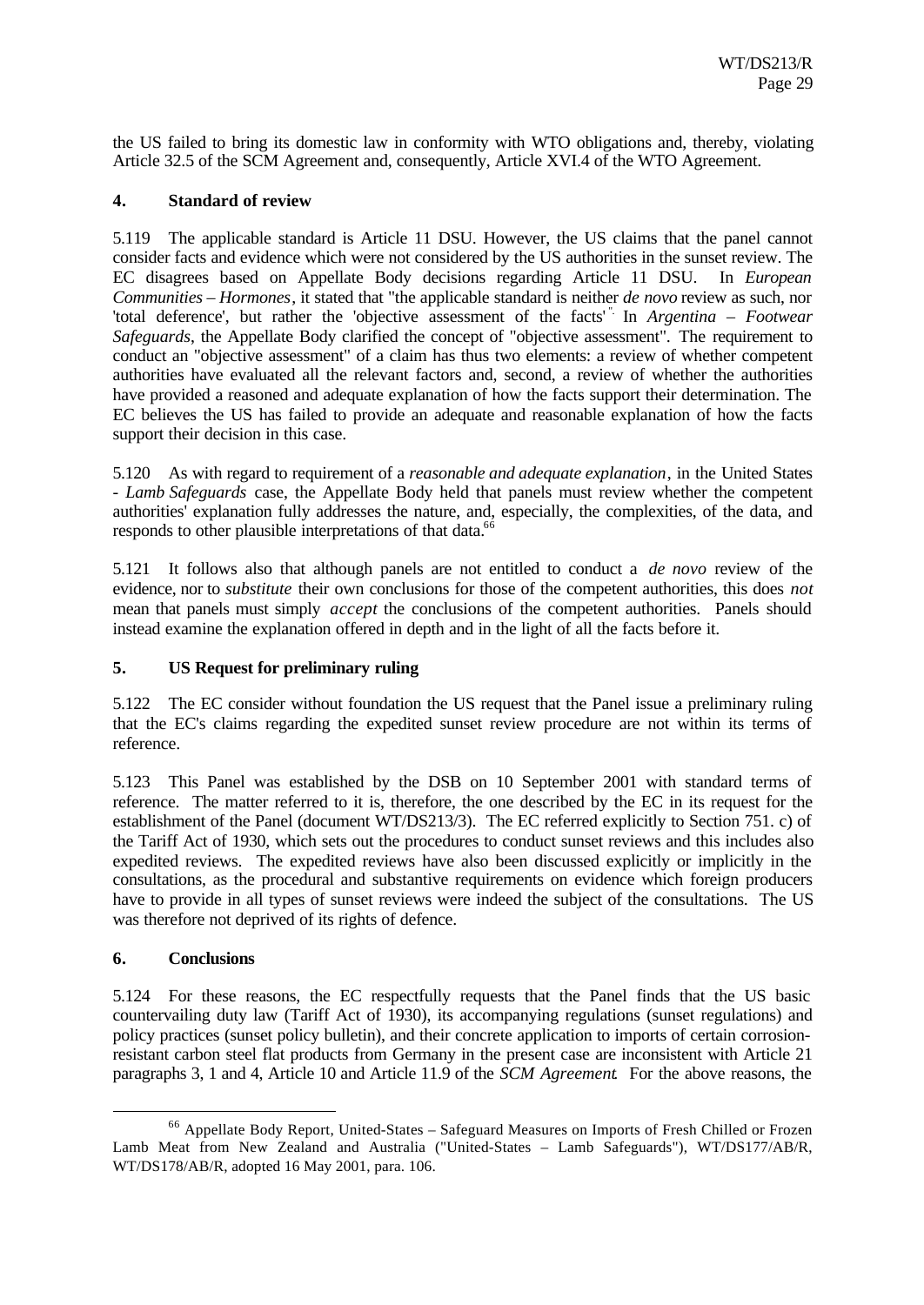the US failed to bring its domestic law in conformity with WTO obligations and, thereby, violating Article 32.5 of the SCM Agreement and, consequently, Article XVI.4 of the WTO Agreement.

### 4. Standard of review

5.119 The applicable standard is Article 11 DSU. However, the US claims that the panel cannot consider facts and evidence which were not considered by the US authorities in the sunset review. The EC disagrees based on Appellate Body decisions regarding Article 11 DSU. In *European Communities – Hormones*, it stated that "the applicable standard is neither *de novo* review as such, nor 'total deference', but rather the 'objective assessment of the facts'". In *Argentina – Footwear Safeguards*, the Appellate Body clarified the concept of "objective assessment". The requirement to conduct an "objective assessment" of a claim has thus two elements: a review of whether competent authorities have evaluated all the relevant factors and, second, a review of whether the authorities have provided a reasoned and adequate explanation of how the facts support their determination. The EC believes the US has failed to provide an adequate and reasonable explanation of how the facts support their decision in this case.

5.120 As with regard to requirement of a *reasonable and adequate explanation*, in the United States - *Lamb Safeguards* case, the Appellate Body held that panels must review whether the competent authorities' explanation fully addresses the nature, and, especially, the complexities, of the data, and responds to other plausible interpretations of that data.[66]

5.121 It follows also that although panels are not entitled to conduct a *de novo* review of the evidence, nor to *substitute* their own conclusions for those of the competent authorities, this does *not* mean that panels must simply *accept* the conclusions of the competent authorities. Panels should instead examine the explanation offered in depth and in the light of all the facts before it.

### 5. US Request for preliminary ruling

5.122 The EC consider without foundation the US request that the Panel issue a preliminary ruling that the EC's claims regarding the expedited sunset review procedure are not within its terms of reference.

5.123 This Panel was established by the DSB on 10 September 2001 with standard terms of reference. The matter referred to it is, therefore, the one described by the EC in its request for the establishment of the Panel (document WT/DS213/3). The EC referred explicitly to Section 751. c) of the Tariff Act of 1930, which sets out the procedures to conduct sunset reviews and this includes also expedited reviews. The expedited reviews have also been discussed explicitly or implicitly in the consultations, as the procedural and substantive requirements on evidence which foreign producers have to provide in all types of sunset reviews were indeed the subject of the consultations. The US was therefore not deprived of its rights of defence.

### 6. Conclusions

5.124 For these reasons, the EC respectfully requests that the Panel finds that the US basic countervailing duty law (Tariff Act of 1930), its accompanying regulations (sunset regulations) and policy practices (sunset policy bulletin), and their concrete application to imports of certain corrosion-resistant carbon steel flat products from Germany in the present case are inconsistent with Article 21 paragraphs 3, 1 and 4, Article 10 and Article 11.9 of the *SCM Agreement*. For the above reasons, the

---

[66] Appellate Body Report, United-States – Safeguard Measures on Imports of Fresh Chilled or Frozen Lamb Meat from New Zealand and Australia ("United-States – Lamb Safeguards"), WT/DS177/AB/R, WT/DS178/AB/R, adopted 16 May 2001, para. 106.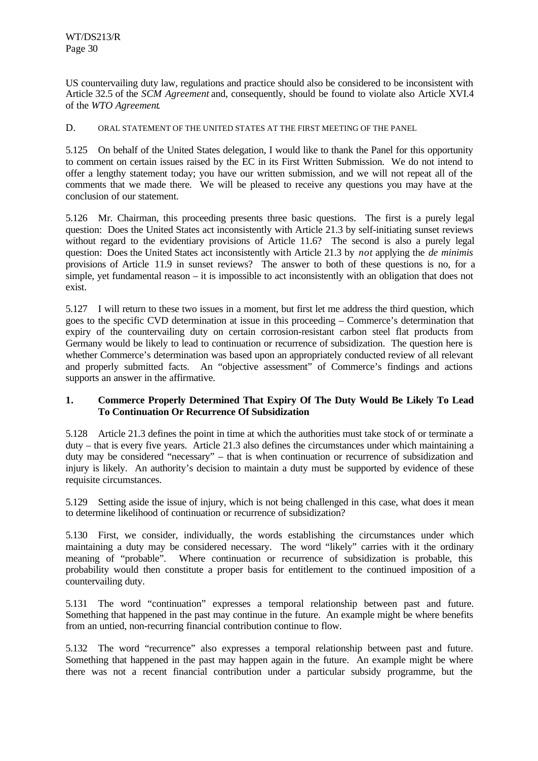US countervailing duty law, regulations and practice should also be considered to be inconsistent with Article 32.5 of the *SCM Agreement* and, consequently, should be found to violate also Article XVI.4 of the *WTO Agreement*.

D. ORAL STATEMENT OF THE UNITED STATES AT THE FIRST MEETING OF THE PANEL

5.125 On behalf of the United States delegation, I would like to thank the Panel for this opportunity to comment on certain issues raised by the EC in its First Written Submission. We do not intend to offer a lengthy statement today; you have our written submission, and we will not repeat all of the comments that we made there. We will be pleased to receive any questions you may have at the conclusion of our statement.

5.126 Mr. Chairman, this proceeding presents three basic questions. The first is a purely legal question: Does the United States act inconsistently with Article 21.3 by self-initiating sunset reviews without regard to the evidentiary provisions of Article 11.6? The second is also a purely legal question: Does the United States act inconsistently with Article 21.3 by *not* applying the *de minimis* provisions of Article 11.9 in sunset reviews? The answer to both of these questions is no, for a simple, yet fundamental reason – it is impossible to act inconsistently with an obligation that does not exist.

5.127 I will return to these two issues in a moment, but first let me address the third question, which goes to the specific CVD determination at issue in this proceeding – Commerce's determination that expiry of the countervailing duty on certain corrosion-resistant carbon steel flat products from Germany would be likely to lead to continuation or recurrence of subsidization. The question here is whether Commerce's determination was based upon an appropriately conducted review of all relevant and properly submitted facts. An "objective assessment" of Commerce's findings and actions supports an answer in the affirmative.

### 1. Commerce Properly Determined That Expiry Of The Duty Would Be Likely To Lead To Continuation Or Recurrence Of Subsidization

5.128 Article 21.3 defines the point in time at which the authorities must take stock of or terminate a duty – that is every five years. Article 21.3 also defines the circumstances under which maintaining a duty may be considered "necessary" – that is when continuation or recurrence of subsidization and injury is likely. An authority's decision to maintain a duty must be supported by evidence of these requisite circumstances.

5.129 Setting aside the issue of injury, which is not being challenged in this case, what does it mean to determine likelihood of continuation or recurrence of subsidization?

5.130 First, we consider, individually, the words establishing the circumstances under which maintaining a duty may be considered necessary. The word "likely" carries with it the ordinary meaning of "probable". Where continuation or recurrence of subsidization is probable, this probability would then constitute a proper basis for entitlement to the continued imposition of a countervailing duty.

5.131 The word "continuation" expresses a temporal relationship between past and future. Something that happened in the past may continue in the future. An example might be where benefits from an untied, non-recurring financial contribution continue to flow.

5.132 The word "recurrence" also expresses a temporal relationship between past and future. Something that happened in the past may happen again in the future. An example might be where there was not a recent financial contribution under a particular subsidy programme, but the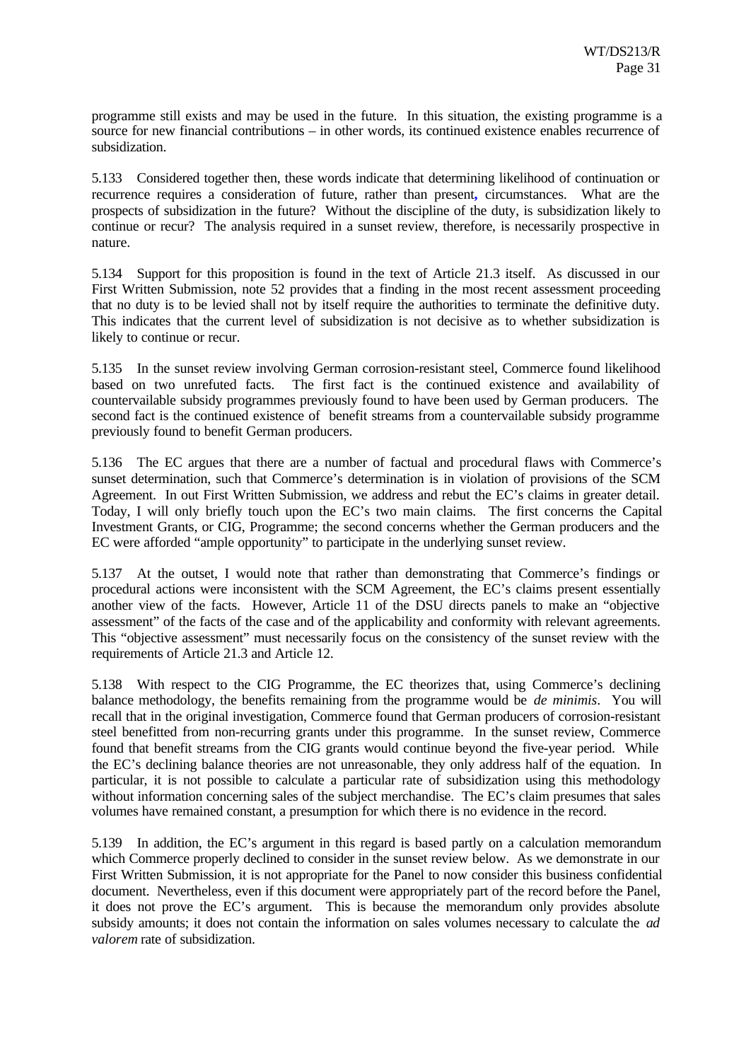programme still exists and may be used in the future. In this situation, the existing programme is a source for new financial contributions – in other words, its continued existence enables recurrence of subsidization.

5.133 Considered together then, these words indicate that determining likelihood of continuation or recurrence requires a consideration of future, rather than present, circumstances. What are the prospects of subsidization in the future? Without the discipline of the duty, is subsidization likely to continue or recur? The analysis required in a sunset review, therefore, is necessarily prospective in nature.

5.134 Support for this proposition is found in the text of Article 21.3 itself. As discussed in our First Written Submission, note 52 provides that a finding in the most recent assessment proceeding that no duty is to be levied shall not by itself require the authorities to terminate the definitive duty. This indicates that the current level of subsidization is not decisive as to whether subsidization is likely to continue or recur.

5.135 In the sunset review involving German corrosion-resistant steel, Commerce found likelihood based on two unrefuted facts. The first fact is the continued existence and availability of countervailable subsidy programmes previously found to have been used by German producers. The second fact is the continued existence of benefit streams from a countervailable subsidy programme previously found to benefit German producers.

5.136 The EC argues that there are a number of factual and procedural flaws with Commerce's sunset determination, such that Commerce's determination is in violation of provisions of the SCM Agreement. In out First Written Submission, we address and rebut the EC's claims in greater detail. Today, I will only briefly touch upon the EC's two main claims. The first concerns the Capital Investment Grants, or CIG, Programme; the second concerns whether the German producers and the EC were afforded "ample opportunity" to participate in the underlying sunset review.

5.137 At the outset, I would note that rather than demonstrating that Commerce's findings or procedural actions were inconsistent with the SCM Agreement, the EC's claims present essentially another view of the facts. However, Article 11 of the DSU directs panels to make an "objective assessment" of the facts of the case and of the applicability and conformity with relevant agreements. This "objective assessment" must necessarily focus on the consistency of the sunset review with the requirements of Article 21.3 and Article 12.

5.138 With respect to the CIG Programme, the EC theorizes that, using Commerce's declining balance methodology, the benefits remaining from the programme would be *de minimis*. You will recall that in the original investigation, Commerce found that German producers of corrosion-resistant steel benefitted from non-recurring grants under this programme. In the sunset review, Commerce found that benefit streams from the CIG grants would continue beyond the five-year period. While the EC's declining balance theories are not unreasonable, they only address half of the equation. In particular, it is not possible to calculate a particular rate of subsidization using this methodology without information concerning sales of the subject merchandise. The EC's claim presumes that sales volumes have remained constant, a presumption for which there is no evidence in the record.

5.139 In addition, the EC's argument in this regard is based partly on a calculation memorandum which Commerce properly declined to consider in the sunset review below. As we demonstrate in our First Written Submission, it is not appropriate for the Panel to now consider this business confidential document. Nevertheless, even if this document were appropriately part of the record before the Panel, it does not prove the EC's argument. This is because the memorandum only provides absolute subsidy amounts; it does not contain the information on sales volumes necessary to calculate the *ad valorem* rate of subsidization.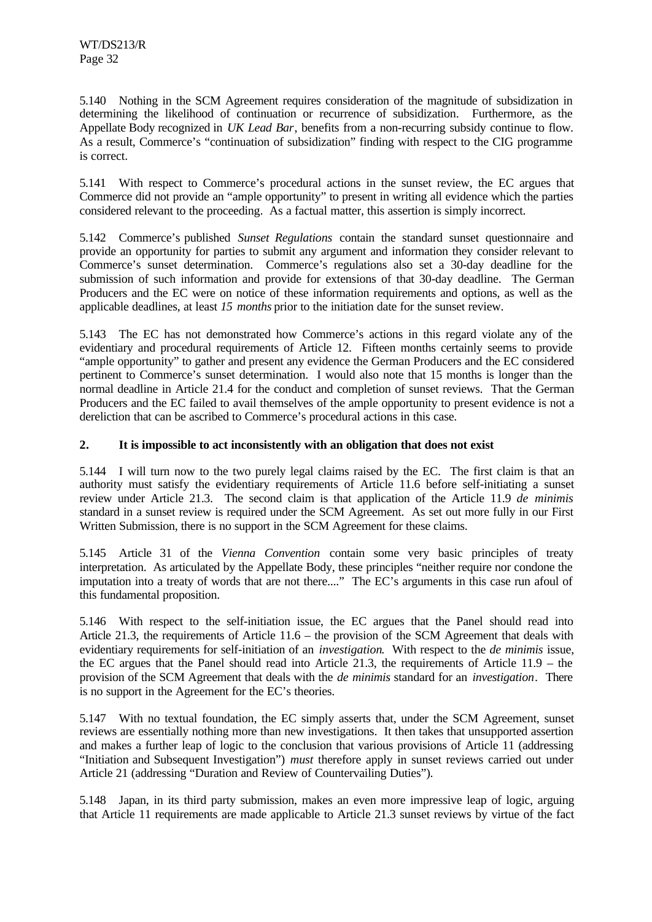5.140 Nothing in the SCM Agreement requires consideration of the magnitude of subsidization in determining the likelihood of continuation or recurrence of subsidization. Furthermore, as the Appellate Body recognized in *UK Lead Bar*, benefits from a non-recurring subsidy continue to flow. As a result, Commerce's "continuation of subsidization" finding with respect to the CIG programme is correct.

5.141 With respect to Commerce's procedural actions in the sunset review, the EC argues that Commerce did not provide an "ample opportunity" to present in writing all evidence which the parties considered relevant to the proceeding. As a factual matter, this assertion is simply incorrect.

5.142 Commerce's published *Sunset Regulations* contain the standard sunset questionnaire and provide an opportunity for parties to submit any argument and information they consider relevant to Commerce's sunset determination. Commerce's regulations also set a 30-day deadline for the submission of such information and provide for extensions of that 30-day deadline. The German Producers and the EC were on notice of these information requirements and options, as well as the applicable deadlines, at least *15 months* prior to the initiation date for the sunset review.

5.143 The EC has not demonstrated how Commerce's actions in this regard violate any of the evidentiary and procedural requirements of Article 12. Fifteen months certainly seems to provide "ample opportunity" to gather and present any evidence the German Producers and the EC considered pertinent to Commerce's sunset determination. I would also note that 15 months is longer than the normal deadline in Article 21.4 for the conduct and completion of sunset reviews. That the German Producers and the EC failed to avail themselves of the ample opportunity to present evidence is not a dereliction that can be ascribed to Commerce's procedural actions in this case.

### 2. It is impossible to act inconsistently with an obligation that does not exist

5.144 I will turn now to the two purely legal claims raised by the EC. The first claim is that an authority must satisfy the evidentiary requirements of Article 11.6 before self-initiating a sunset review under Article 21.3. The second claim is that application of the Article 11.9 *de minimis* standard in a sunset review is required under the SCM Agreement. As set out more fully in our First Written Submission, there is no support in the SCM Agreement for these claims.

5.145 Article 31 of the *Vienna Convention* contain some very basic principles of treaty interpretation. As articulated by the Appellate Body, these principles "neither require nor condone the imputation into a treaty of words that are not there...." The EC's arguments in this case run afoul of this fundamental proposition.

5.146 With respect to the self-initiation issue, the EC argues that the Panel should read into Article 21.3, the requirements of Article 11.6 – the provision of the SCM Agreement that deals with evidentiary requirements for self-initiation of an *investigation*. With respect to the *de minimis* issue, the EC argues that the Panel should read into Article 21.3, the requirements of Article 11.9 – the provision of the SCM Agreement that deals with the *de minimis* standard for an *investigation*. There is no support in the Agreement for the EC's theories.

5.147 With no textual foundation, the EC simply asserts that, under the SCM Agreement, sunset reviews are essentially nothing more than new investigations. It then takes that unsupported assertion and makes a further leap of logic to the conclusion that various provisions of Article 11 (addressing "Initiation and Subsequent Investigation") *must* therefore apply in sunset reviews carried out under Article 21 (addressing "Duration and Review of Countervailing Duties").

5.148 Japan, in its third party submission, makes an even more impressive leap of logic, arguing that Article 11 requirements are made applicable to Article 21.3 sunset reviews by virtue of the fact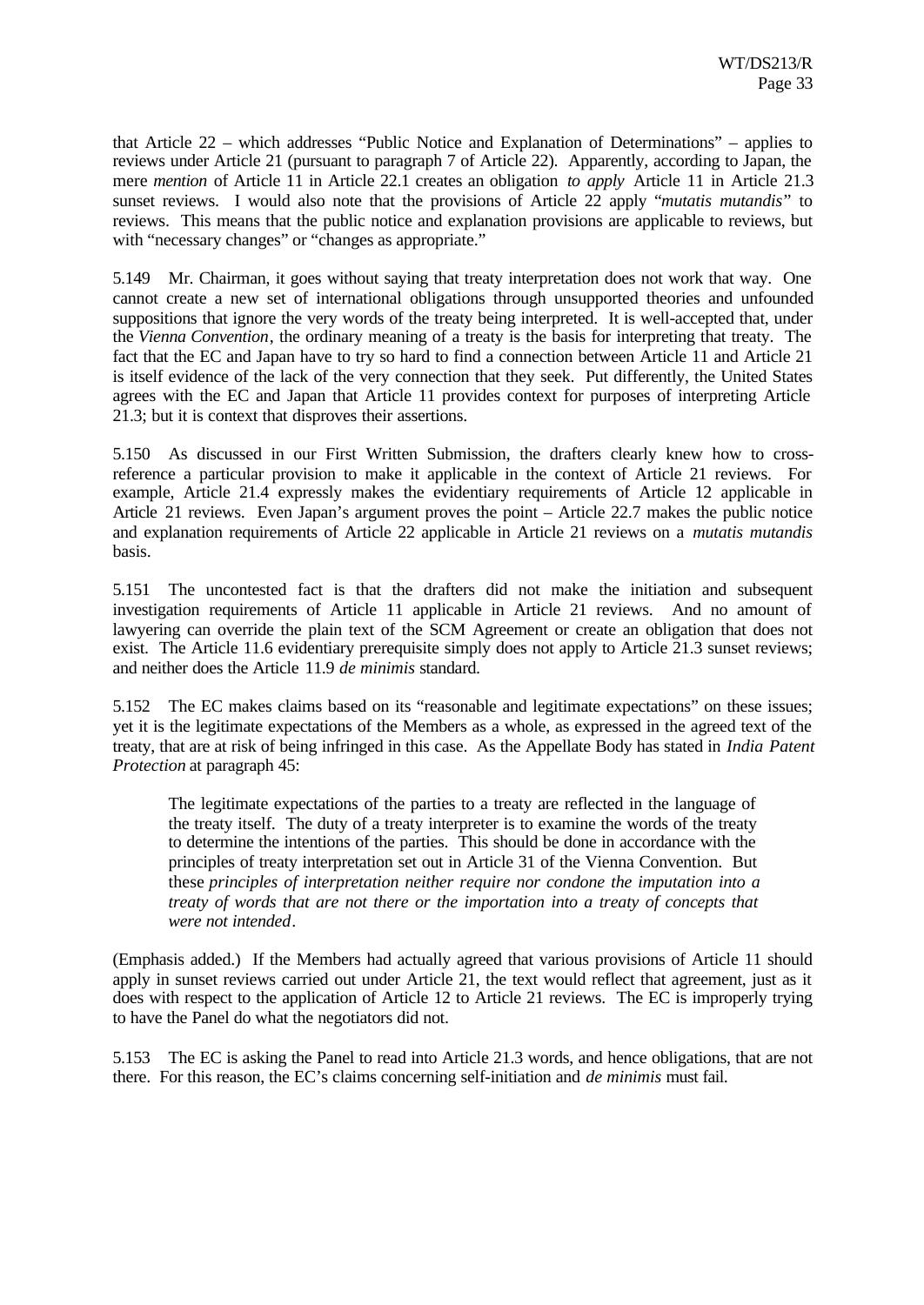that Article 22 – which addresses "Public Notice and Explanation of Determinations" – applies to reviews under Article 21 (pursuant to paragraph 7 of Article 22). Apparently, according to Japan, the mere *mention* of Article 11 in Article 22.1 creates an obligation *to apply* Article 11 in Article 21.3 sunset reviews. I would also note that the provisions of Article 22 apply "*mutatis mutandis*" to reviews. This means that the public notice and explanation provisions are applicable to reviews, but with "necessary changes" or "changes as appropriate."

5.149 Mr. Chairman, it goes without saying that treaty interpretation does not work that way. One cannot create a new set of international obligations through unsupported theories and unfounded suppositions that ignore the very words of the treaty being interpreted. It is well-accepted that, under the *Vienna Convention*, the ordinary meaning of a treaty is the basis for interpreting that treaty. The fact that the EC and Japan have to try so hard to find a connection between Article 11 and Article 21 is itself evidence of the lack of the very connection that they seek. Put differently, the United States agrees with the EC and Japan that Article 11 provides context for purposes of interpreting Article 21.3; but it is context that disproves their assertions.

5.150 As discussed in our First Written Submission, the drafters clearly knew how to cross-reference a particular provision to make it applicable in the context of Article 21 reviews. For example, Article 21.4 expressly makes the evidentiary requirements of Article 12 applicable in Article 21 reviews. Even Japan's argument proves the point – Article 22.7 makes the public notice and explanation requirements of Article 22 applicable in Article 21 reviews on a *mutatis mutandis* basis.

5.151 The uncontested fact is that the drafters did not make the initiation and subsequent investigation requirements of Article 11 applicable in Article 21 reviews. And no amount of lawyering can override the plain text of the SCM Agreement or create an obligation that does not exist. The Article 11.6 evidentiary prerequisite simply does not apply to Article 21.3 sunset reviews; and neither does the Article 11.9 *de minimis* standard.

5.152 The EC makes claims based on its "reasonable and legitimate expectations" on these issues; yet it is the legitimate expectations of the Members as a whole, as expressed in the agreed text of the treaty, that are at risk of being infringed in this case. As the Appellate Body has stated in *India Patent Protection* at paragraph 45:

> The legitimate expectations of the parties to a treaty are reflected in the language of the treaty itself. The duty of a treaty interpreter is to examine the words of the treaty to determine the intentions of the parties. This should be done in accordance with the principles of treaty interpretation set out in Article 31 of the Vienna Convention. But these *principles of interpretation neither require nor condone the imputation into a treaty of words that are not there or the importation into a treaty of concepts that were not intended*.

(Emphasis added.) If the Members had actually agreed that various provisions of Article 11 should apply in sunset reviews carried out under Article 21, the text would reflect that agreement, just as it does with respect to the application of Article 12 to Article 21 reviews. The EC is improperly trying to have the Panel do what the negotiators did not.

5.153 The EC is asking the Panel to read into Article 21.3 words, and hence obligations, that are not there. For this reason, the EC's claims concerning self-initiation and *de minimis* must fail.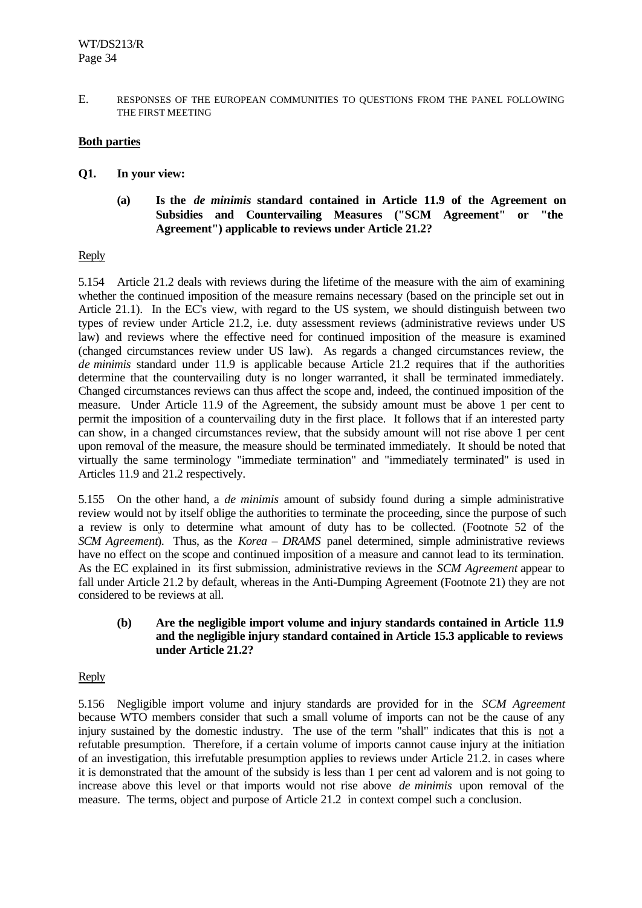E. RESPONSES OF THE EUROPEAN COMMUNITIES TO QUESTIONS FROM THE PANEL FOLLOWING THE FIRST MEETING

**Both parties**

**Q1. In your view:**

**(a) Is the *de minimis* standard contained in Article 11.9 of the Agreement on Subsidies and Countervailing Measures ("SCM Agreement" or "the Agreement") applicable to reviews under Article 21.2?**

Reply

5.154 Article 21.2 deals with reviews during the lifetime of the measure with the aim of examining whether the continued imposition of the measure remains necessary (based on the principle set out in Article 21.1). In the EC's view, with regard to the US system, we should distinguish between two types of review under Article 21.2, i.e. duty assessment reviews (administrative reviews under US law) and reviews where the effective need for continued imposition of the measure is examined (changed circumstances review under US law). As regards a changed circumstances review, the *de minimis* standard under 11.9 is applicable because Article 21.2 requires that if the authorities determine that the countervailing duty is no longer warranted, it shall be terminated immediately. Changed circumstances reviews can thus affect the scope and, indeed, the continued imposition of the measure. Under Article 11.9 of the Agreement, the subsidy amount must be above 1 per cent to permit the imposition of a countervailing duty in the first place. It follows that if an interested party can show, in a changed circumstances review, that the subsidy amount will not rise above 1 per cent upon removal of the measure, the measure should be terminated immediately. It should be noted that virtually the same terminology "immediate termination" and "immediately terminated" is used in Articles 11.9 and 21.2 respectively.

5.155 On the other hand, a *de minimis* amount of subsidy found during a simple administrative review would not by itself oblige the authorities to terminate the proceeding, since the purpose of such a review is only to determine what amount of duty has to be collected. (Footnote 52 of the *SCM Agreement*). Thus, as the *Korea – DRAMS* panel determined, simple administrative reviews have no effect on the scope and continued imposition of a measure and cannot lead to its termination. As the EC explained in its first submission, administrative reviews in the *SCM Agreement* appear to fall under Article 21.2 by default, whereas in the Anti-Dumping Agreement (Footnote 21) they are not considered to be reviews at all.

**(b) Are the negligible import volume and injury standards contained in Article 11.9 and the negligible injury standard contained in Article 15.3 applicable to reviews under Article 21.2?**

Reply

5.156 Negligible import volume and injury standards are provided for in the *SCM Agreement* because WTO members consider that such a small volume of imports can not be the cause of any injury sustained by the domestic industry. The use of the term "shall" indicates that this is not a refutable presumption. Therefore, if a certain volume of imports cannot cause injury at the initiation of an investigation, this irrefutable presumption applies to reviews under Article 21.2. in cases where it is demonstrated that the amount of the subsidy is less than 1 per cent ad valorem and is not going to increase above this level or that imports would not rise above *de minimis* upon removal of the measure. The terms, object and purpose of Article 21.2 in context compel such a conclusion.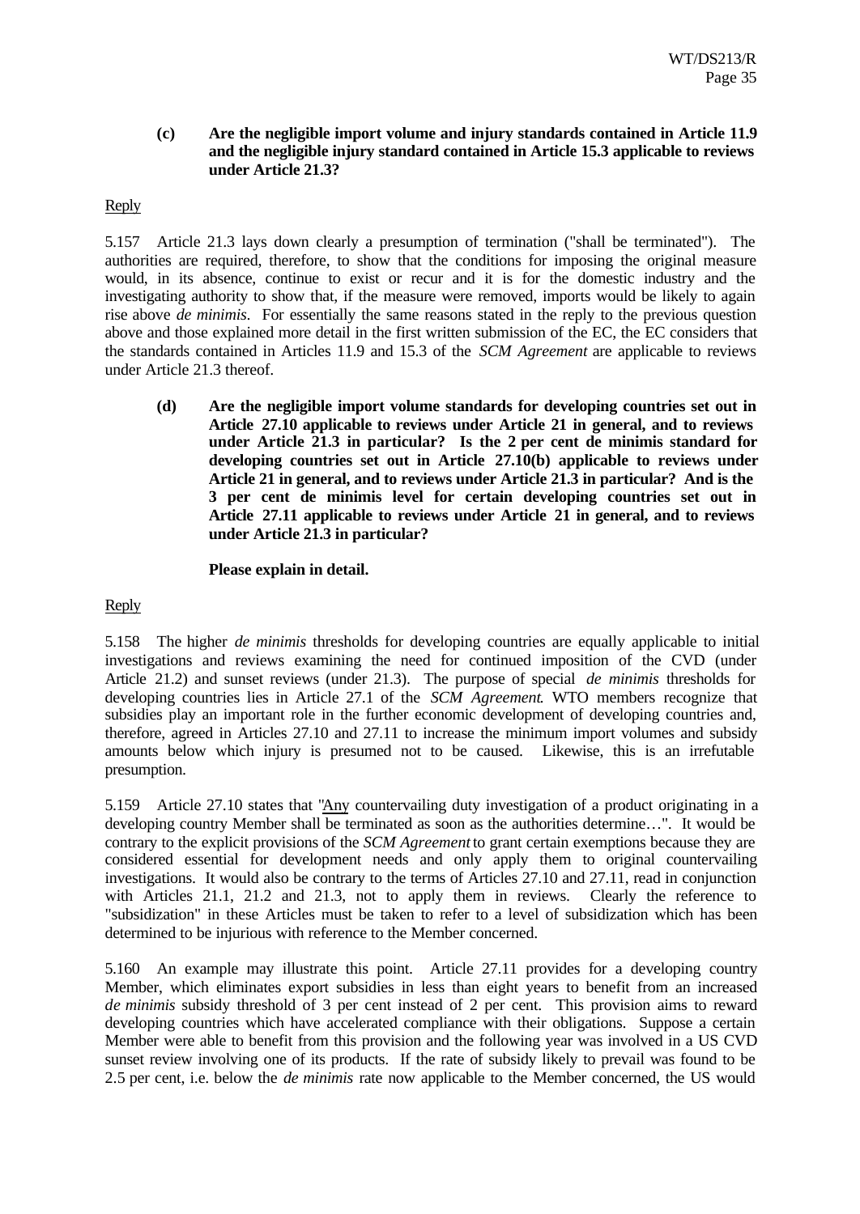**(c) Are the negligible import volume and injury standards contained in Article 11.9 and the negligible injury standard contained in Article 15.3 applicable to reviews under Article 21.3?**

Reply

5.157 Article 21.3 lays down clearly a presumption of termination ("shall be terminated"). The authorities are required, therefore, to show that the conditions for imposing the original measure would, in its absence, continue to exist or recur and it is for the domestic industry and the investigating authority to show that, if the measure were removed, imports would be likely to again rise above *de minimis*. For essentially the same reasons stated in the reply to the previous question above and those explained more detail in the first written submission of the EC, the EC considers that the standards contained in Articles 11.9 and 15.3 of the *SCM Agreement* are applicable to reviews under Article 21.3 thereof.

**(d) Are the negligible import volume standards for developing countries set out in Article 27.10 applicable to reviews under Article 21 in general, and to reviews under Article 21.3 in particular? Is the 2 per cent de minimis standard for developing countries set out in Article 27.10(b) applicable to reviews under Article 21 in general, and to reviews under Article 21.3 in particular? And is the 3 per cent de minimis level for certain developing countries set out in Article 27.11 applicable to reviews under Article 21 in general, and to reviews under Article 21.3 in particular?**

**Please explain in detail.**

Reply

5.158 The higher *de minimis* thresholds for developing countries are equally applicable to initial investigations and reviews examining the need for continued imposition of the CVD (under Article 21.2) and sunset reviews (under 21.3). The purpose of special *de minimis* thresholds for developing countries lies in Article 27.1 of the *SCM Agreement*. WTO members recognize that subsidies play an important role in the further economic development of developing countries and, therefore, agreed in Articles 27.10 and 27.11 to increase the minimum import volumes and subsidy amounts below which injury is presumed not to be caused. Likewise, this is an irrefutable presumption.

5.159 Article 27.10 states that "Any countervailing duty investigation of a product originating in a developing country Member shall be terminated as soon as the authorities determine…". It would be contrary to the explicit provisions of the *SCM Agreement* to grant certain exemptions because they are considered essential for development needs and only apply them to original countervailing investigations. It would also be contrary to the terms of Articles 27.10 and 27.11, read in conjunction with Articles 21.1, 21.2 and 21.3, not to apply them in reviews. Clearly the reference to "subsidization" in these Articles must be taken to refer to a level of subsidization which has been determined to be injurious with reference to the Member concerned.

5.160 An example may illustrate this point. Article 27.11 provides for a developing country Member, which eliminates export subsidies in less than eight years to benefit from an increased *de minimis* subsidy threshold of 3 per cent instead of 2 per cent. This provision aims to reward developing countries which have accelerated compliance with their obligations. Suppose a certain Member were able to benefit from this provision and the following year was involved in a US CVD sunset review involving one of its products. If the rate of subsidy likely to prevail was found to be 2.5 per cent, i.e. below the *de minimis* rate now applicable to the Member concerned, the US would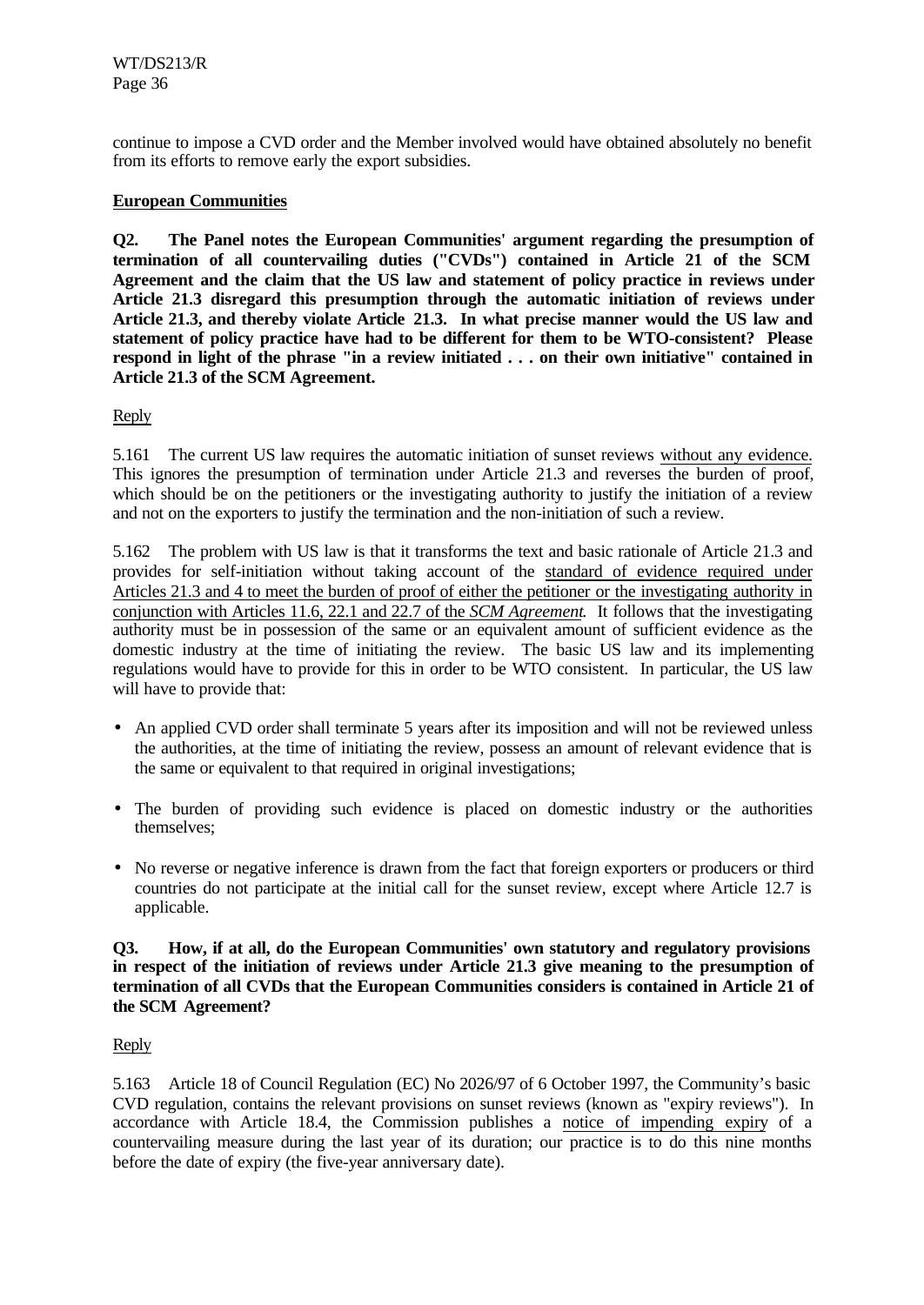continue to impose a CVD order and the Member involved would have obtained absolutely no benefit from its efforts to remove early the export subsidies.

**European Communities**

**Q2. The Panel notes the European Communities' argument regarding the presumption of termination of all countervailing duties ("CVDs") contained in Article 21 of the SCM Agreement and the claim that the US law and statement of policy practice in reviews under Article 21.3 disregard this presumption through the automatic initiation of reviews under Article 21.3, and thereby violate Article 21.3. In what precise manner would the US law and statement of policy practice have had to be different for them to be WTO-consistent? Please respond in light of the phrase "in a review initiated . . . on their own initiative" contained in Article 21.3 of the SCM Agreement.**

Reply

5.161 The current US law requires the automatic initiation of sunset reviews without any evidence. This ignores the presumption of termination under Article 21.3 and reverses the burden of proof, which should be on the petitioners or the investigating authority to justify the initiation of a review and not on the exporters to justify the termination and the non-initiation of such a review.

5.162 The problem with US law is that it transforms the text and basic rationale of Article 21.3 and provides for self-initiation without taking account of the standard of evidence required under Articles 21.3 and 4 to meet the burden of proof of either the petitioner or the investigating authority in conjunction with Articles 11.6, 22.1 and 22.7 of the *SCM Agreement*. It follows that the investigating authority must be in possession of the same or an equivalent amount of sufficient evidence as the domestic industry at the time of initiating the review. The basic US law and its implementing regulations would have to provide for this in order to be WTO consistent. In particular, the US law will have to provide that:

- An applied CVD order shall terminate 5 years after its imposition and will not be reviewed unless the authorities, at the time of initiating the review, possess an amount of relevant evidence that is the same or equivalent to that required in original investigations;
- The burden of providing such evidence is placed on domestic industry or the authorities themselves;
- No reverse or negative inference is drawn from the fact that foreign exporters or producers or third countries do not participate at the initial call for the sunset review, except where Article 12.7 is applicable.

**Q3. How, if at all, do the European Communities' own statutory and regulatory provisions in respect of the initiation of reviews under Article 21.3 give meaning to the presumption of termination of all CVDs that the European Communities considers is contained in Article 21 of the SCM Agreement?**

Reply

5.163 Article 18 of Council Regulation (EC) No 2026/97 of 6 October 1997, the Community's basic CVD regulation, contains the relevant provisions on sunset reviews (known as "expiry reviews"). In accordance with Article 18.4, the Commission publishes a notice of impending expiry of a countervailing measure during the last year of its duration; our practice is to do this nine months before the date of expiry (the five-year anniversary date).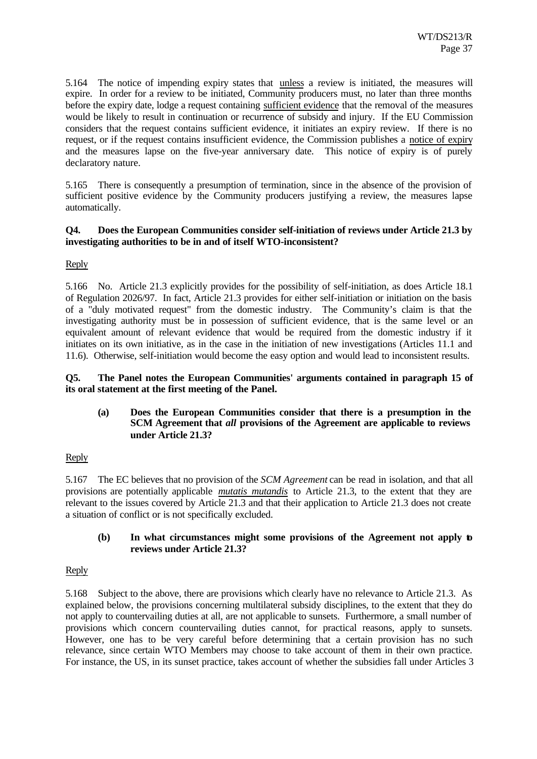5.164 The notice of impending expiry states that unless a review is initiated, the measures will expire. In order for a review to be initiated, Community producers must, no later than three months before the expiry date, lodge a request containing sufficient evidence that the removal of the measures would be likely to result in continuation or recurrence of subsidy and injury. If the EU Commission considers that the request contains sufficient evidence, it initiates an expiry review. If there is no request, or if the request contains insufficient evidence, the Commission publishes a notice of expiry and the measures lapse on the five-year anniversary date. This notice of expiry is of purely declaratory nature.

5.165 There is consequently a presumption of termination, since in the absence of the provision of sufficient positive evidence by the Community producers justifying a review, the measures lapse automatically.

**Q4. Does the European Communities consider self-initiation of reviews under Article 21.3 by investigating authorities to be in and of itself WTO-inconsistent?**

Reply

5.166 No. Article 21.3 explicitly provides for the possibility of self-initiation, as does Article 18.1 of Regulation 2026/97. In fact, Article 21.3 provides for either self-initiation or initiation on the basis of a "duly motivated request" from the domestic industry. The Community's claim is that the investigating authority must be in possession of sufficient evidence, that is the same level or an equivalent amount of relevant evidence that would be required from the domestic industry if it initiates on its own initiative, as in the case in the initiation of new investigations (Articles 11.1 and 11.6). Otherwise, self-initiation would become the easy option and would lead to inconsistent results.

**Q5. The Panel notes the European Communities' arguments contained in paragraph 15 of its oral statement at the first meeting of the Panel.**

**(a) Does the European Communities consider that there is a presumption in the SCM Agreement that *all* provisions of the Agreement are applicable to reviews under Article 21.3?**

Reply

5.167 The EC believes that no provision of the *SCM Agreement* can be read in isolation, and that all provisions are potentially applicable *mutatis mutandis* to Article 21.3, to the extent that they are relevant to the issues covered by Article 21.3 and that their application to Article 21.3 does not create a situation of conflict or is not specifically excluded.

**(b) In what circumstances might some provisions of the Agreement not apply to reviews under Article 21.3?**

Reply

5.168 Subject to the above, there are provisions which clearly have no relevance to Article 21.3. As explained below, the provisions concerning multilateral subsidy disciplines, to the extent that they do not apply to countervailing duties at all, are not applicable to sunsets. Furthermore, a small number of provisions which concern countervailing duties cannot, for practical reasons, apply to sunsets. However, one has to be very careful before determining that a certain provision has no such relevance, since certain WTO Members may choose to take account of them in their own practice. For instance, the US, in its sunset practice, takes account of whether the subsidies fall under Articles 3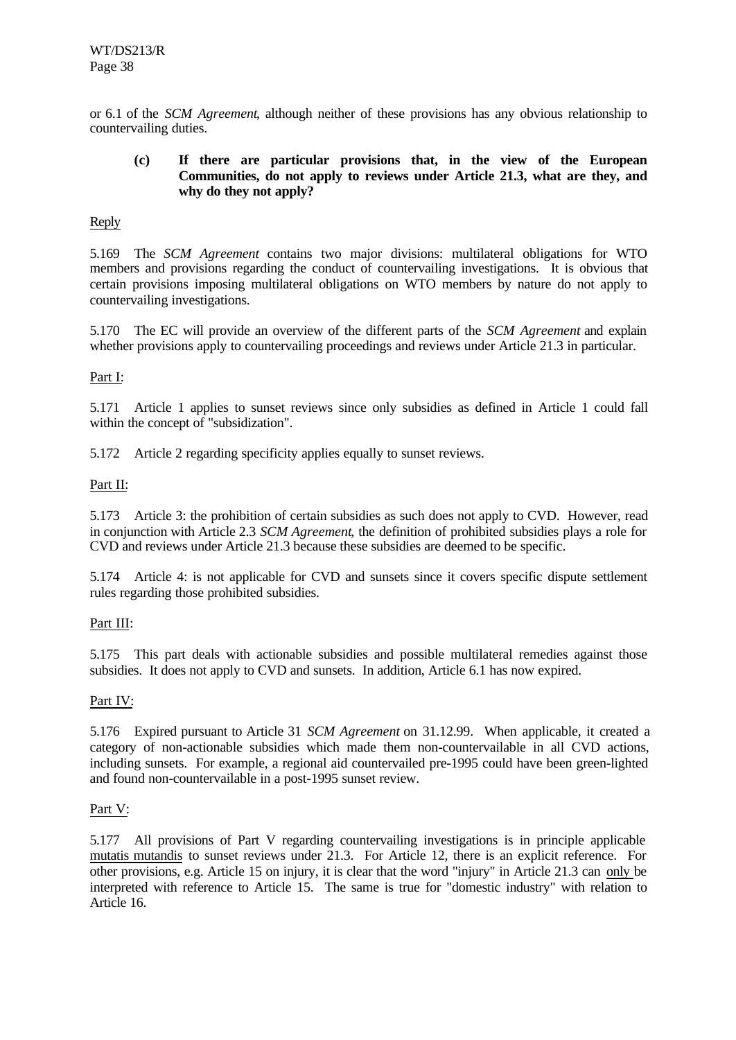or 6.1 of the *SCM Agreement*, although neither of these provisions has any obvious relationship to countervailing duties.

> **(c) If there are particular provisions that, in the view of the European Communities, do not apply to reviews under Article 21.3, what are they, and why do they not apply?**

Reply

5.169 The *SCM Agreement* contains two major divisions: multilateral obligations for WTO members and provisions regarding the conduct of countervailing investigations. It is obvious that certain provisions imposing multilateral obligations on WTO members by nature do not apply to countervailing investigations.

5.170 The EC will provide an overview of the different parts of the *SCM Agreement* and explain whether provisions apply to countervailing proceedings and reviews under Article 21.3 in particular.

Part I:

5.171 Article 1 applies to sunset reviews since only subsidies as defined in Article 1 could fall within the concept of "subsidization".

5.172 Article 2 regarding specificity applies equally to sunset reviews.

Part II:

5.173 Article 3: the prohibition of certain subsidies as such does not apply to CVD. However, read in conjunction with Article 2.3 *SCM Agreement*, the definition of prohibited subsidies plays a role for CVD and reviews under Article 21.3 because these subsidies are deemed to be specific.

5.174 Article 4: is not applicable for CVD and sunsets since it covers specific dispute settlement rules regarding those prohibited subsidies.

Part III:

5.175 This part deals with actionable subsidies and possible multilateral remedies against those subsidies. It does not apply to CVD and sunsets. In addition, Article 6.1 has now expired.

Part IV:

5.176 Expired pursuant to Article 31 *SCM Agreement* on 31.12.99. When applicable, it created a category of non-actionable subsidies which made them non-countervailable in all CVD actions, including sunsets. For example, a regional aid countervailed pre-1995 could have been green-lighted and found non-countervailable in a post-1995 sunset review.

Part V:

5.177 All provisions of Part V regarding countervailing investigations is in principle applicable mutatis mutandis to sunset reviews under 21.3. For Article 12, there is an explicit reference. For other provisions, e.g. Article 15 on injury, it is clear that the word "injury" in Article 21.3 can only be interpreted with reference to Article 15. The same is true for "domestic industry" with relation to Article 16.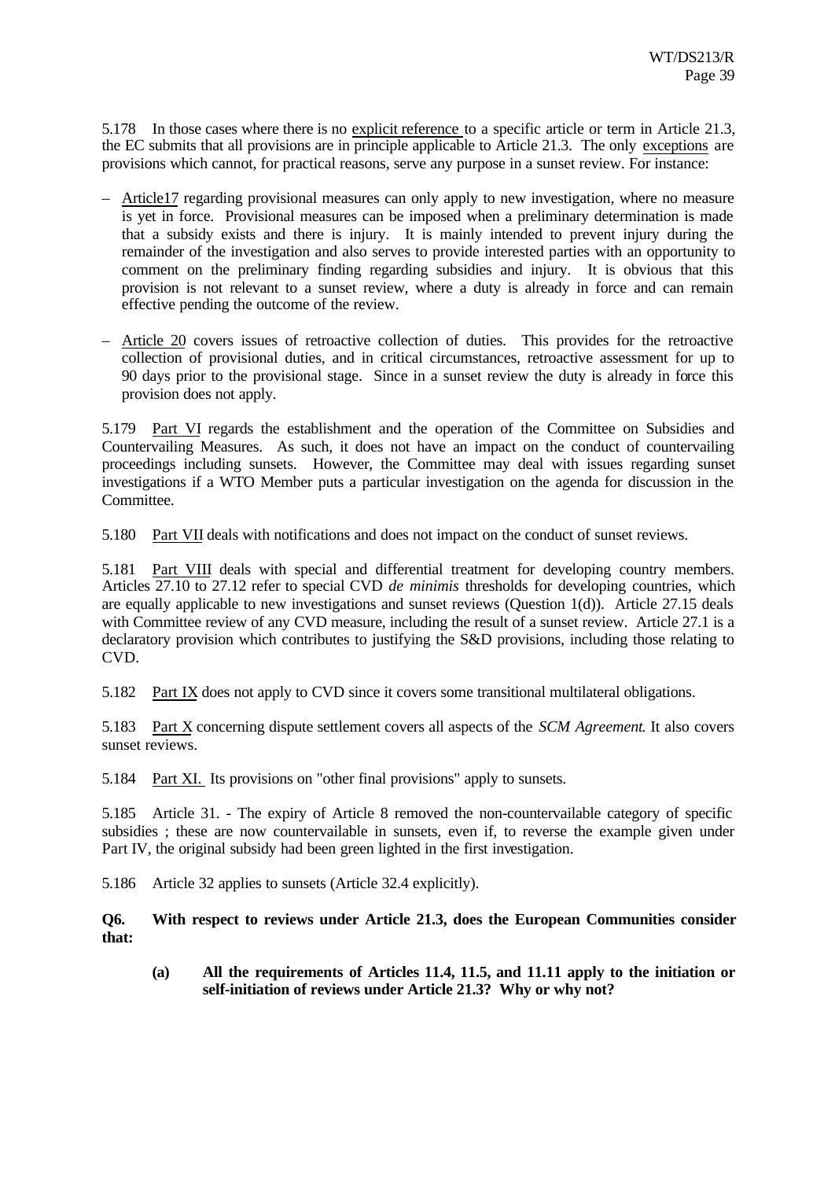5.178 In those cases where there is no explicit reference to a specific article or term in Article 21.3, the EC submits that all provisions are in principle applicable to Article 21.3. The only exceptions are provisions which cannot, for practical reasons, serve any purpose in a sunset review. For instance:

– Article17 regarding provisional measures can only apply to new investigation, where no measure is yet in force. Provisional measures can be imposed when a preliminary determination is made that a subsidy exists and there is injury. It is mainly intended to prevent injury during the remainder of the investigation and also serves to provide interested parties with an opportunity to comment on the preliminary finding regarding subsidies and injury. It is obvious that this provision is not relevant to a sunset review, where a duty is already in force and can remain effective pending the outcome of the review.

– Article 20 covers issues of retroactive collection of duties. This provides for the retroactive collection of provisional duties, and in critical circumstances, retroactive assessment for up to 90 days prior to the provisional stage. Since in a sunset review the duty is already in force this provision does not apply.

5.179 Part VI regards the establishment and the operation of the Committee on Subsidies and Countervailing Measures. As such, it does not have an impact on the conduct of countervailing proceedings including sunsets. However, the Committee may deal with issues regarding sunset investigations if a WTO Member puts a particular investigation on the agenda for discussion in the Committee.

5.180 Part VII deals with notifications and does not impact on the conduct of sunset reviews.

5.181 Part VIII deals with special and differential treatment for developing country members. Articles 27.10 to 27.12 refer to special CVD *de minimis* thresholds for developing countries, which are equally applicable to new investigations and sunset reviews (Question 1(d)). Article 27.15 deals with Committee review of any CVD measure, including the result of a sunset review. Article 27.1 is a declaratory provision which contributes to justifying the S&D provisions, including those relating to CVD.

5.182 Part IX does not apply to CVD since it covers some transitional multilateral obligations.

5.183 Part X concerning dispute settlement covers all aspects of the *SCM Agreement*. It also covers sunset reviews.

5.184 Part XI. Its provisions on "other final provisions" apply to sunsets.

5.185 Article 31. - The expiry of Article 8 removed the non-countervailable category of specific subsidies ; these are now countervailable in sunsets, even if, to reverse the example given under Part IV, the original subsidy had been green lighted in the first investigation.

5.186 Article 32 applies to sunsets (Article 32.4 explicitly).

**Q6. With respect to reviews under Article 21.3, does the European Communities consider that:**

**(a) All the requirements of Articles 11.4, 11.5, and 11.11 apply to the initiation or self-initiation of reviews under Article 21.3? Why or why not?**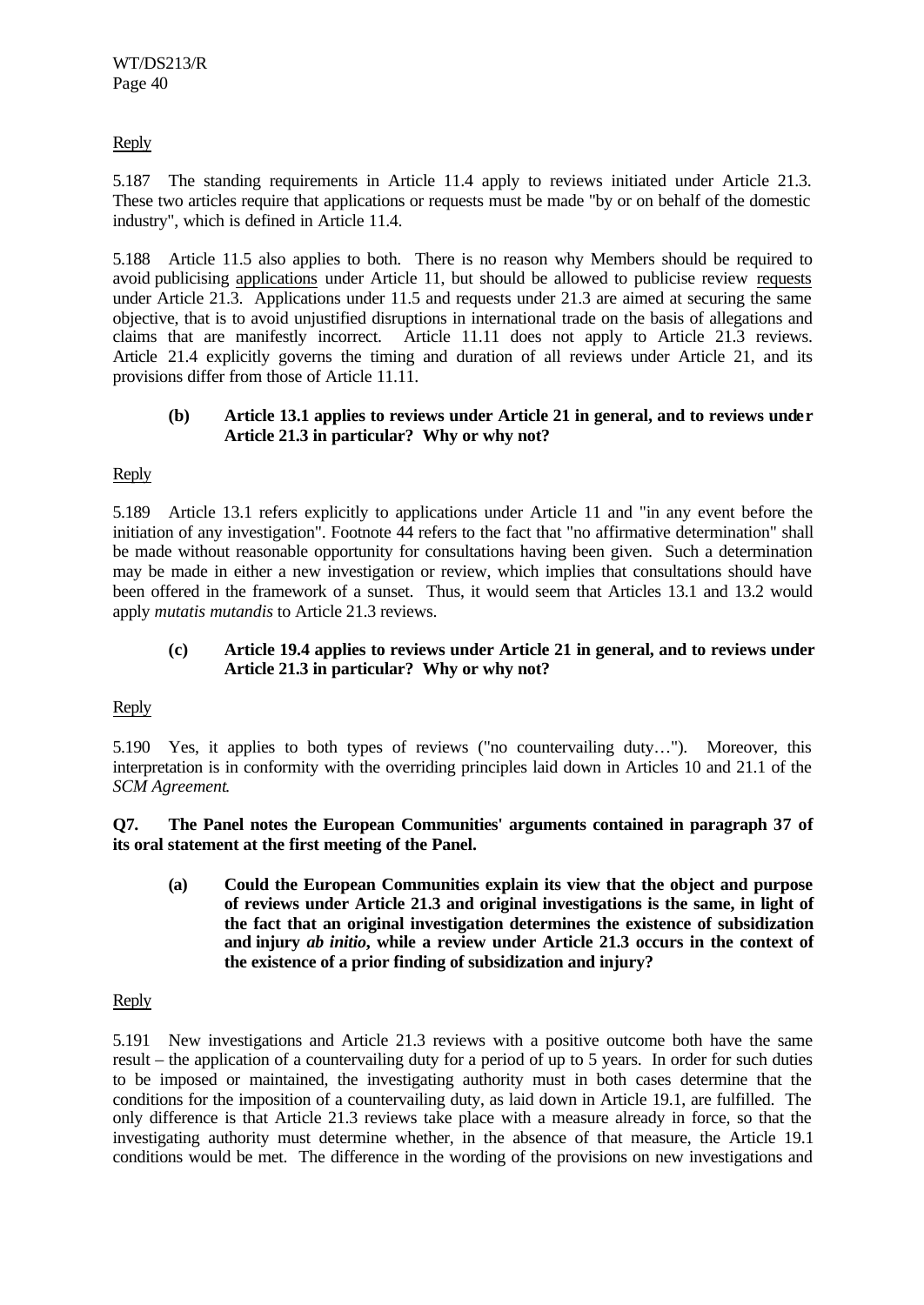Reply

5.187 The standing requirements in Article 11.4 apply to reviews initiated under Article 21.3. These two articles require that applications or requests must be made "by or on behalf of the domestic industry", which is defined in Article 11.4.

5.188 Article 11.5 also applies to both. There is no reason why Members should be required to avoid publicising applications under Article 11, but should be allowed to publicise review requests under Article 21.3. Applications under 11.5 and requests under 21.3 are aimed at securing the same objective, that is to avoid unjustified disruptions in international trade on the basis of allegations and claims that are manifestly incorrect. Article 11.11 does not apply to Article 21.3 reviews. Article 21.4 explicitly governs the timing and duration of all reviews under Article 21, and its provisions differ from those of Article 11.11.

> **(b) Article 13.1 applies to reviews under Article 21 in general, and to reviews under Article 21.3 in particular? Why or why not?**

Reply

5.189 Article 13.1 refers explicitly to applications under Article 11 and "in any event before the initiation of any investigation". Footnote 44 refers to the fact that "no affirmative determination" shall be made without reasonable opportunity for consultations having been given. Such a determination may be made in either a new investigation or review, which implies that consultations should have been offered in the framework of a sunset. Thus, it would seem that Articles 13.1 and 13.2 would apply *mutatis mutandis* to Article 21.3 reviews.

> **(c) Article 19.4 applies to reviews under Article 21 in general, and to reviews under Article 21.3 in particular? Why or why not?**

Reply

5.190 Yes, it applies to both types of reviews ("no countervailing duty…"). Moreover, this interpretation is in conformity with the overriding principles laid down in Articles 10 and 21.1 of the *SCM Agreement*.

**Q7. The Panel notes the European Communities' arguments contained in paragraph 37 of its oral statement at the first meeting of the Panel.**

> **(a) Could the European Communities explain its view that the object and purpose of reviews under Article 21.3 and original investigations is the same, in light of the fact that an original investigation determines the existence of subsidization and injury *ab initio*, while a review under Article 21.3 occurs in the context of the existence of a prior finding of subsidization and injury?**

Reply

5.191 New investigations and Article 21.3 reviews with a positive outcome both have the same result – the application of a countervailing duty for a period of up to 5 years. In order for such duties to be imposed or maintained, the investigating authority must in both cases determine that the conditions for the imposition of a countervailing duty, as laid down in Article 19.1, are fulfilled. The only difference is that Article 21.3 reviews take place with a measure already in force, so that the investigating authority must determine whether, in the absence of that measure, the Article 19.1 conditions would be met. The difference in the wording of the provisions on new investigations and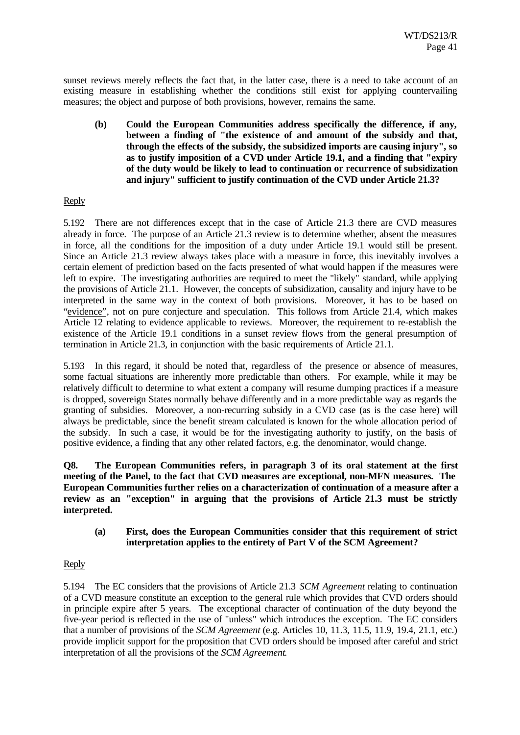sunset reviews merely reflects the fact that, in the latter case, there is a need to take account of an existing measure in establishing whether the conditions still exist for applying countervailing measures; the object and purpose of both provisions, however, remains the same.

> **(b) Could the European Communities address specifically the difference, if any, between a finding of "the existence of and amount of the subsidy and that, through the effects of the subsidy, the subsidized imports are causing injury", so as to justify imposition of a CVD under Article 19.1, and a finding that "expiry of the duty would be likely to lead to continuation or recurrence of subsidization and injury" sufficient to justify continuation of the CVD under Article 21.3?**

Reply

5.192 There are not differences except that in the case of Article 21.3 there are CVD measures already in force. The purpose of an Article 21.3 review is to determine whether, absent the measures in force, all the conditions for the imposition of a duty under Article 19.1 would still be present. Since an Article 21.3 review always takes place with a measure in force, this inevitably involves a certain element of prediction based on the facts presented of what would happen if the measures were left to expire. The investigating authorities are required to meet the "likely" standard, while applying the provisions of Article 21.1. However, the concepts of subsidization, causality and injury have to be interpreted in the same way in the context of both provisions. Moreover, it has to be based on "evidence", not on pure conjecture and speculation. This follows from Article 21.4, which makes Article 12 relating to evidence applicable to reviews. Moreover, the requirement to re-establish the existence of the Article 19.1 conditions in a sunset review flows from the general presumption of termination in Article 21.3, in conjunction with the basic requirements of Article 21.1.

5.193 In this regard, it should be noted that, regardless of the presence or absence of measures, some factual situations are inherently more predictable than others. For example, while it may be relatively difficult to determine to what extent a company will resume dumping practices if a measure is dropped, sovereign States normally behave differently and in a more predictable way as regards the granting of subsidies. Moreover, a non-recurring subsidy in a CVD case (as is the case here) will always be predictable, since the benefit stream calculated is known for the whole allocation period of the subsidy. In such a case, it would be for the investigating authority to justify, on the basis of positive evidence, a finding that any other related factors, e.g. the denominator, would change.

**Q8. The European Communities refers, in paragraph 3 of its oral statement at the first meeting of the Panel, to the fact that CVD measures are exceptional, non-MFN measures. The European Communities further relies on a characterization of continuation of a measure after a review as an "exception" in arguing that the provisions of Article 21.3 must be strictly interpreted.**

> **(a) First, does the European Communities consider that this requirement of strict interpretation applies to the entirety of Part V of the SCM Agreement?**

Reply

5.194 The EC considers that the provisions of Article 21.3 *SCM Agreement* relating to continuation of a CVD measure constitute an exception to the general rule which provides that CVD orders should in principle expire after 5 years. The exceptional character of continuation of the duty beyond the five-year period is reflected in the use of "unless" which introduces the exception. The EC considers that a number of provisions of the *SCM Agreement* (e.g. Articles 10, 11.3, 11.5, 11.9, 19.4, 21.1, etc.) provide implicit support for the proposition that CVD orders should be imposed after careful and strict interpretation of all the provisions of the *SCM Agreement*.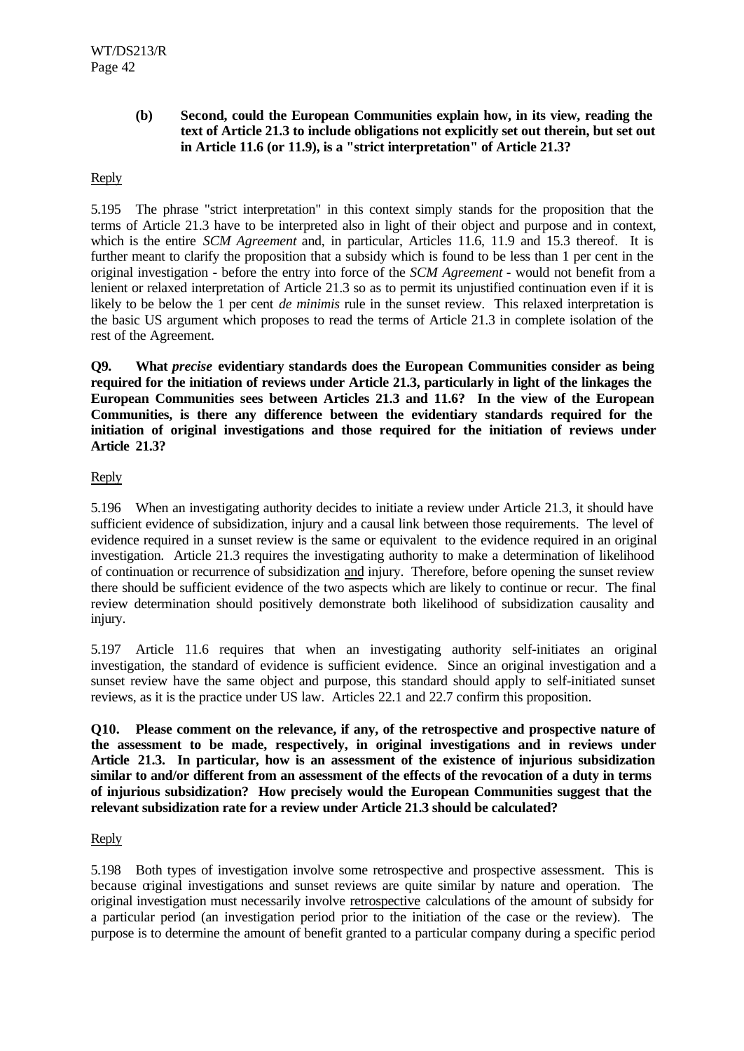**(b) Second, could the European Communities explain how, in its view, reading the text of Article 21.3 to include obligations not explicitly set out therein, but set out in Article 11.6 (or 11.9), is a "strict interpretation" of Article 21.3?**

Reply

5.195 The phrase "strict interpretation" in this context simply stands for the proposition that the terms of Article 21.3 have to be interpreted also in light of their object and purpose and in context, which is the entire *SCM Agreement* and, in particular, Articles 11.6, 11.9 and 15.3 thereof. It is further meant to clarify the proposition that a subsidy which is found to be less than 1 per cent in the original investigation - before the entry into force of the *SCM Agreement* - would not benefit from a lenient or relaxed interpretation of Article 21.3 so as to permit its unjustified continuation even if it is likely to be below the 1 per cent *de minimis* rule in the sunset review. This relaxed interpretation is the basic US argument which proposes to read the terms of Article 21.3 in complete isolation of the rest of the Agreement.

**Q9. What *precise* evidentiary standards does the European Communities consider as being required for the initiation of reviews under Article 21.3, particularly in light of the linkages the European Communities sees between Articles 21.3 and 11.6? In the view of the European Communities, is there any difference between the evidentiary standards required for the initiation of original investigations and those required for the initiation of reviews under Article 21.3?**

Reply

5.196 When an investigating authority decides to initiate a review under Article 21.3, it should have sufficient evidence of subsidization, injury and a causal link between those requirements. The level of evidence required in a sunset review is the same or equivalent to the evidence required in an original investigation. Article 21.3 requires the investigating authority to make a determination of likelihood of continuation or recurrence of subsidization and injury. Therefore, before opening the sunset review there should be sufficient evidence of the two aspects which are likely to continue or recur. The final review determination should positively demonstrate both likelihood of subsidization causality and injury.

5.197 Article 11.6 requires that when an investigating authority self-initiates an original investigation, the standard of evidence is sufficient evidence. Since an original investigation and a sunset review have the same object and purpose, this standard should apply to self-initiated sunset reviews, as it is the practice under US law. Articles 22.1 and 22.7 confirm this proposition.

**Q10. Please comment on the relevance, if any, of the retrospective and prospective nature of the assessment to be made, respectively, in original investigations and in reviews under Article 21.3. In particular, how is an assessment of the existence of injurious subsidization similar to and/or different from an assessment of the effects of the revocation of a duty in terms of injurious subsidization? How precisely would the European Communities suggest that the relevant subsidization rate for a review under Article 21.3 should be calculated?**

Reply

5.198 Both types of investigation involve some retrospective and prospective assessment. This is because original investigations and sunset reviews are quite similar by nature and operation. The original investigation must necessarily involve retrospective calculations of the amount of subsidy for a particular period (an investigation period prior to the initiation of the case or the review). The purpose is to determine the amount of benefit granted to a particular company during a specific period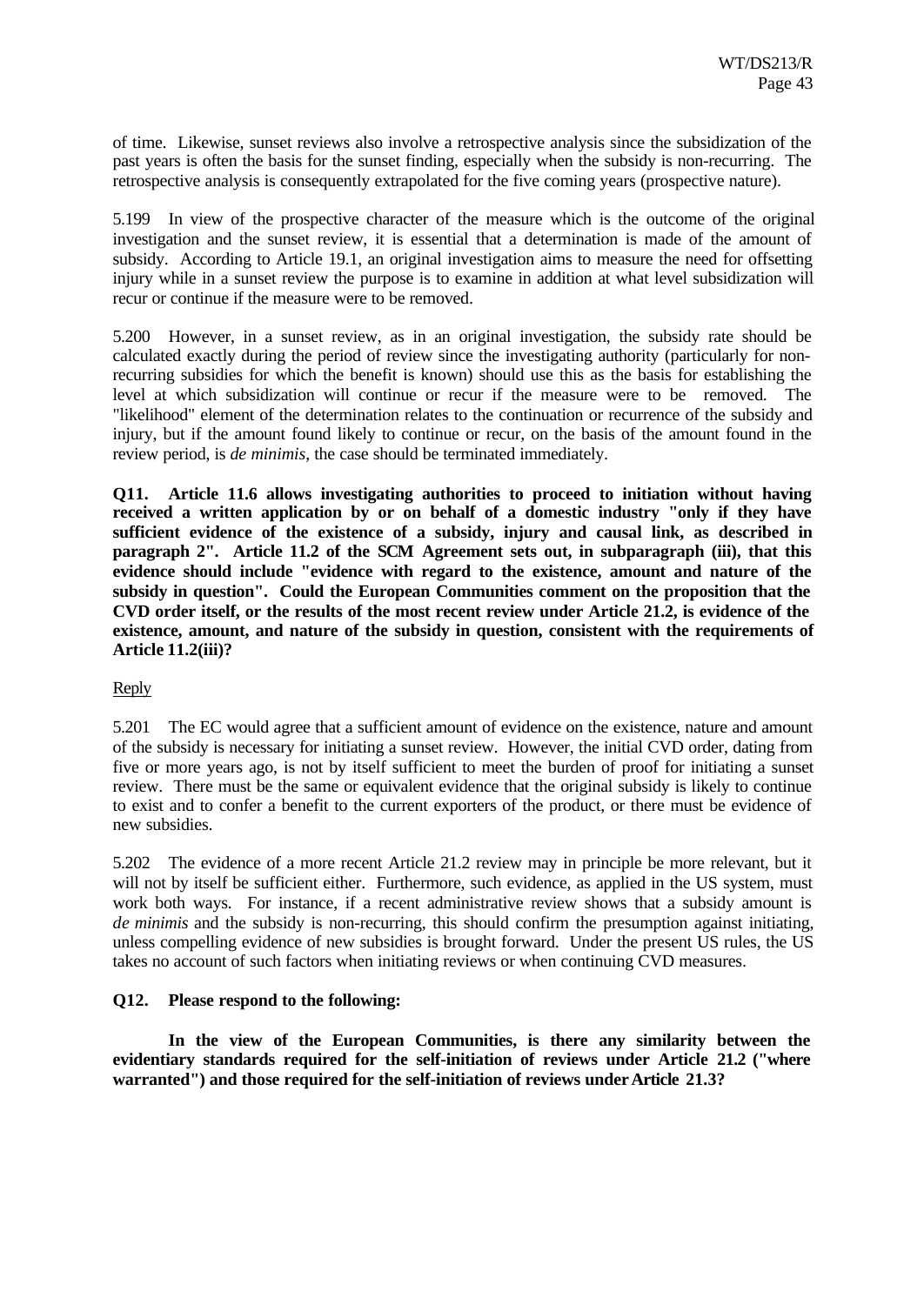of time. Likewise, sunset reviews also involve a retrospective analysis since the subsidization of the past years is often the basis for the sunset finding, especially when the subsidy is non-recurring. The retrospective analysis is consequently extrapolated for the five coming years (prospective nature).

5.199 In view of the prospective character of the measure which is the outcome of the original investigation and the sunset review, it is essential that a determination is made of the amount of subsidy. According to Article 19.1, an original investigation aims to measure the need for offsetting injury while in a sunset review the purpose is to examine in addition at what level subsidization will recur or continue if the measure were to be removed.

5.200 However, in a sunset review, as in an original investigation, the subsidy rate should be calculated exactly during the period of review since the investigating authority (particularly for non-recurring subsidies for which the benefit is known) should use this as the basis for establishing the level at which subsidization will continue or recur if the measure were to be removed. The "likelihood" element of the determination relates to the continuation or recurrence of the subsidy and injury, but if the amount found likely to continue or recur, on the basis of the amount found in the review period, is *de minimis*, the case should be terminated immediately.

**Q11. Article 11.6 allows investigating authorities to proceed to initiation without having received a written application by or on behalf of a domestic industry "only if they have sufficient evidence of the existence of a subsidy, injury and causal link, as described in paragraph 2". Article 11.2 of the SCM Agreement sets out, in subparagraph (iii), that this evidence should include "evidence with regard to the existence, amount and nature of the subsidy in question". Could the European Communities comment on the proposition that the CVD order itself, or the results of the most recent review under Article 21.2, is evidence of the existence, amount, and nature of the subsidy in question, consistent with the requirements of Article 11.2(iii)?**

Reply

5.201 The EC would agree that a sufficient amount of evidence on the existence, nature and amount of the subsidy is necessary for initiating a sunset review. However, the initial CVD order, dating from five or more years ago, is not by itself sufficient to meet the burden of proof for initiating a sunset review. There must be the same or equivalent evidence that the original subsidy is likely to continue to exist and to confer a benefit to the current exporters of the product, or there must be evidence of new subsidies.

5.202 The evidence of a more recent Article 21.2 review may in principle be more relevant, but it will not by itself be sufficient either. Furthermore, such evidence, as applied in the US system, must work both ways. For instance, if a recent administrative review shows that a subsidy amount is *de minimis* and the subsidy is non-recurring, this should confirm the presumption against initiating, unless compelling evidence of new subsidies is brought forward. Under the present US rules, the US takes no account of such factors when initiating reviews or when continuing CVD measures.

**Q12. Please respond to the following:**

**In the view of the European Communities, is there any similarity between the evidentiary standards required for the self-initiation of reviews under Article 21.2 ("where warranted") and those required for the self-initiation of reviews under Article 21.3?**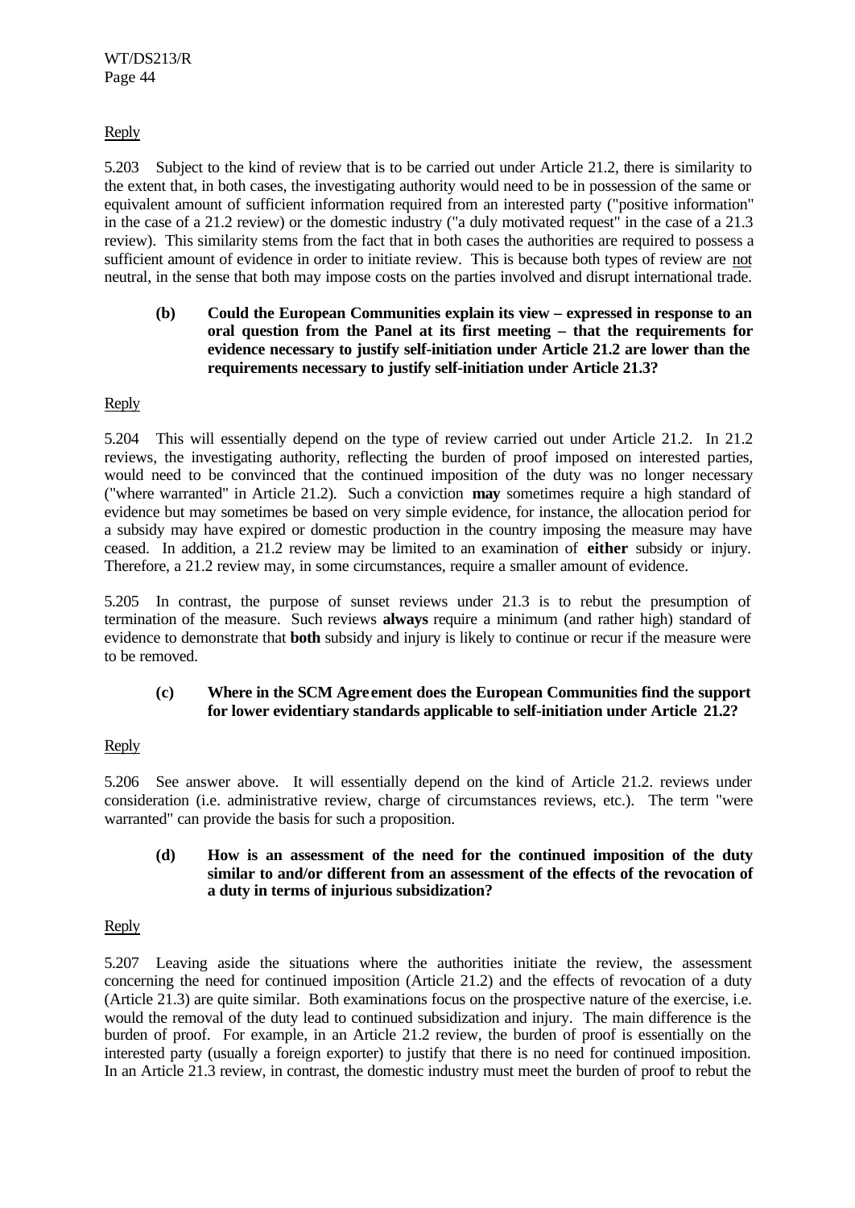Reply

5.203 Subject to the kind of review that is to be carried out under Article 21.2, there is similarity to the extent that, in both cases, the investigating authority would need to be in possession of the same or equivalent amount of sufficient information required from an interested party ("positive information" in the case of a 21.2 review) or the domestic industry ("a duly motivated request" in the case of a 21.3 review). This similarity stems from the fact that in both cases the authorities are required to possess a sufficient amount of evidence in order to initiate review. This is because both types of review are not neutral, in the sense that both may impose costs on the parties involved and disrupt international trade.

> **(b) Could the European Communities explain its view – expressed in response to an oral question from the Panel at its first meeting – that the requirements for evidence necessary to justify self-initiation under Article 21.2 are lower than the requirements necessary to justify self-initiation under Article 21.3?**

Reply

5.204 This will essentially depend on the type of review carried out under Article 21.2. In 21.2 reviews, the investigating authority, reflecting the burden of proof imposed on interested parties, would need to be convinced that the continued imposition of the duty was no longer necessary ("where warranted" in Article 21.2). Such a conviction **may** sometimes require a high standard of evidence but may sometimes be based on very simple evidence, for instance, the allocation period for a subsidy may have expired or domestic production in the country imposing the measure may have ceased. In addition, a 21.2 review may be limited to an examination of **either** subsidy or injury. Therefore, a 21.2 review may, in some circumstances, require a smaller amount of evidence.

5.205 In contrast, the purpose of sunset reviews under 21.3 is to rebut the presumption of termination of the measure. Such reviews **always** require a minimum (and rather high) standard of evidence to demonstrate that **both** subsidy and injury is likely to continue or recur if the measure were to be removed.

> **(c) Where in the SCM Agreement does the European Communities find the support for lower evidentiary standards applicable to self-initiation under Article 21.2?**

Reply

5.206 See answer above. It will essentially depend on the kind of Article 21.2. reviews under consideration (i.e. administrative review, charge of circumstances reviews, etc.). The term "were warranted" can provide the basis for such a proposition.

> **(d) How is an assessment of the need for the continued imposition of the duty similar to and/or different from an assessment of the effects of the revocation of a duty in terms of injurious subsidization?**

Reply

5.207 Leaving aside the situations where the authorities initiate the review, the assessment concerning the need for continued imposition (Article 21.2) and the effects of revocation of a duty (Article 21.3) are quite similar. Both examinations focus on the prospective nature of the exercise, i.e. would the removal of the duty lead to continued subsidization and injury. The main difference is the burden of proof. For example, in an Article 21.2 review, the burden of proof is essentially on the interested party (usually a foreign exporter) to justify that there is no need for continued imposition. In an Article 21.3 review, in contrast, the domestic industry must meet the burden of proof to rebut the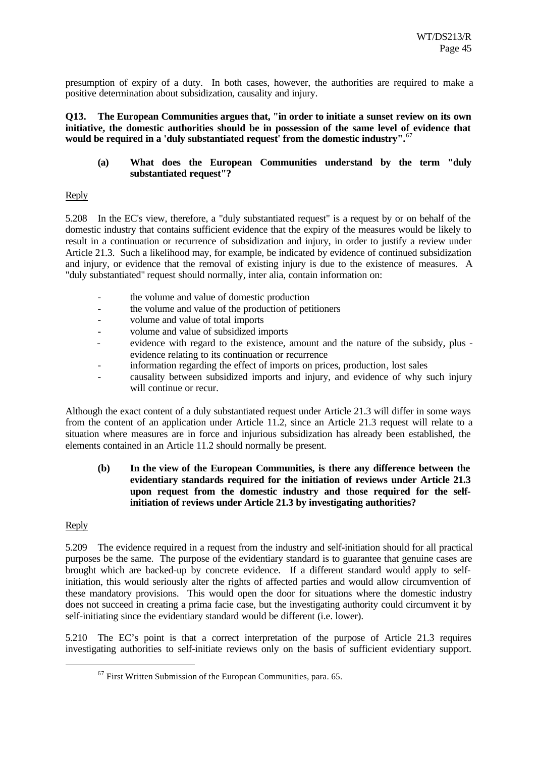presumption of expiry of a duty. In both cases, however, the authorities are required to make a positive determination about subsidization, causality and injury.

**Q13. The European Communities argues that, "in order to initiate a sunset review on its own initiative, the domestic authorities should be in possession of the same level of evidence that would be required in a 'duly substantiated request' from the domestic industry".**[67]

> **(a) What does the European Communities understand by the term "duly substantiated request"?**

Reply

5.208 In the EC's view, therefore, a "duly substantiated request" is a request by or on behalf of the domestic industry that contains sufficient evidence that the expiry of the measures would be likely to result in a continuation or recurrence of subsidization and injury, in order to justify a review under Article 21.3. Such a likelihood may, for example, be indicated by evidence of continued subsidization and injury, or evidence that the removal of existing injury is due to the existence of measures. A "duly substantiated" request should normally, inter alia, contain information on:

- the volume and value of domestic production
- the volume and value of the production of petitioners
- volume and value of total imports
- volume and value of subsidized imports
- evidence with regard to the existence, amount and the nature of the subsidy, plus - evidence relating to its continuation or recurrence
- information regarding the effect of imports on prices, production, lost sales
- causality between subsidized imports and injury, and evidence of why such injury will continue or recur.

Although the exact content of a duly substantiated request under Article 21.3 will differ in some ways from the content of an application under Article 11.2, since an Article 21.3 request will relate to a situation where measures are in force and injurious subsidization has already been established, the elements contained in an Article 11.2 should normally be present.

> **(b) In the view of the European Communities, is there any difference between the evidentiary standards required for the initiation of reviews under Article 21.3 upon request from the domestic industry and those required for the self-initiation of reviews under Article 21.3 by investigating authorities?**

Reply

5.209 The evidence required in a request from the industry and self-initiation should for all practical purposes be the same. The purpose of the evidentiary standard is to guarantee that genuine cases are brought which are backed-up by concrete evidence. If a different standard would apply to self-initiation, this would seriously alter the rights of affected parties and would allow circumvention of these mandatory provisions. This would open the door for situations where the domestic industry does not succeed in creating a prima facie case, but the investigating authority could circumvent it by self-initiating since the evidentiary standard would be different (i.e. lower).

5.210 The EC's point is that a correct interpretation of the purpose of Article 21.3 requires investigating authorities to self-initiate reviews only on the basis of sufficient evidentiary support.

---

[67] First Written Submission of the European Communities, para. 65.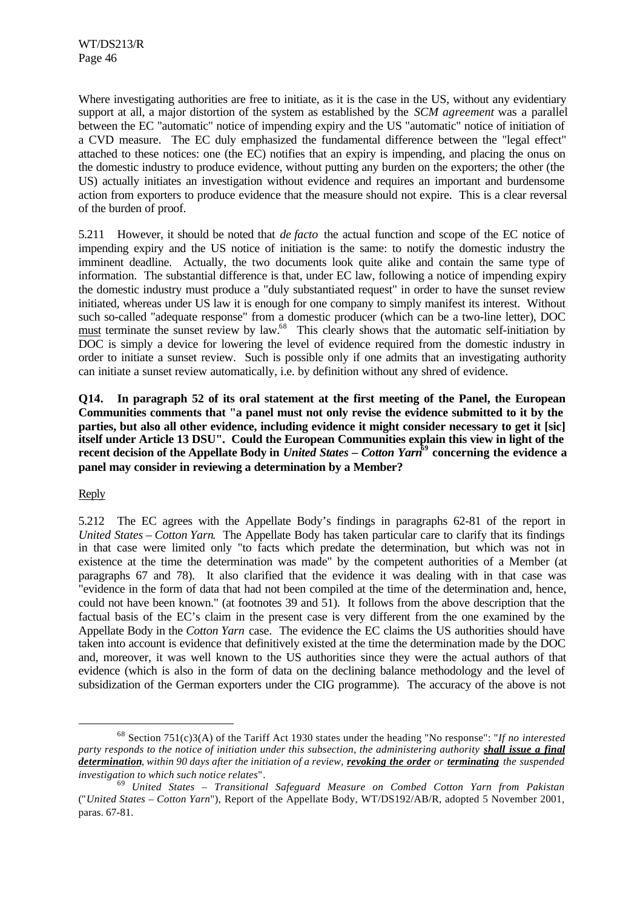Where investigating authorities are free to initiate, as it is the case in the US, without any evidentiary support at all, a major distortion of the system as established by the *SCM agreement* was a parallel between the EC "automatic" notice of impending expiry and the US "automatic" notice of initiation of a CVD measure. The EC duly emphasized the fundamental difference between the "legal effect" attached to these notices: one (the EC) notifies that an expiry is impending, and placing the onus on the domestic industry to produce evidence, without putting any burden on the exporters; the other (the US) actually initiates an investigation without evidence and requires an important and burdensome action from exporters to produce evidence that the measure should not expire. This is a clear reversal of the burden of proof.

5.211 However, it should be noted that *de facto* the actual function and scope of the EC notice of impending expiry and the US notice of initiation is the same: to notify the domestic industry the imminent deadline. Actually, the two documents look quite alike and contain the same type of information. The substantial difference is that, under EC law, following a notice of impending expiry the domestic industry must produce a "duly substantiated request" in order to have the sunset review initiated, whereas under US law it is enough for one company to simply manifest its interest. Without such so-called "adequate response" from a domestic producer (which can be a two-line letter), DOC <u>must</u> terminate the sunset review by law.[68] This clearly shows that the automatic self-initiation by DOC is simply a device for lowering the level of evidence required from the domestic industry in order to initiate a sunset review. Such is possible only if one admits that an investigating authority can initiate a sunset review automatically, i.e. by definition without any shred of evidence.

**Q14. In paragraph 52 of its oral statement at the first meeting of the Panel, the European Communities comments that "a panel must not only revise the evidence submitted to it by the parties, but also all other evidence, including evidence it might consider necessary to get it [sic] itself under Article 13 DSU". Could the European Communities explain this view in light of the recent decision of the Appellate Body in *United States – Cotton Yarn*[69] concerning the evidence a panel may consider in reviewing a determination by a Member?**

<u>Reply</u>

5.212 The EC agrees with the Appellate Body's findings in paragraphs 62-81 of the report in *United States – Cotton Yarn*. The Appellate Body has taken particular care to clarify that its findings in that case were limited only "to facts which predate the determination, but which was not in existence at the time the determination was made" by the competent authorities of a Member (at paragraphs 67 and 78). It also clarified that the evidence it was dealing with in that case was "evidence in the form of data that had not been compiled at the time of the determination and, hence, could not have been known." (at footnotes 39 and 51). It follows from the above description that the factual basis of the EC's claim in the present case is very different from the one examined by the Appellate Body in the *Cotton Yarn* case. The evidence the EC claims the US authorities should have taken into account is evidence that definitively existed at the time the determination made by the DOC and, moreover, it was well known to the US authorities since they were the actual authors of that evidence (which is also in the form of data on the declining balance methodology and the level of subsidization of the German exporters under the CIG programme). The accuracy of the above is not

---

[68] Section 751(c)3(A) of the Tariff Act 1930 states under the heading "No response": "*If no interested party responds to the notice of initiation under this subsection, the administering authority **<u>shall issue a final determination</u>**, within 90 days after the initiation of a review, **<u>revoking the order</u>** or **<u>terminating</u>** the suspended investigation to which such notice relates*".

[69] *United States – Transitional Safeguard Measure on Combed Cotton Yarn from Pakistan* ("*United States – Cotton Yarn*"), Report of the Appellate Body, WT/DS192/AB/R, adopted 5 November 2001, paras. 67-81.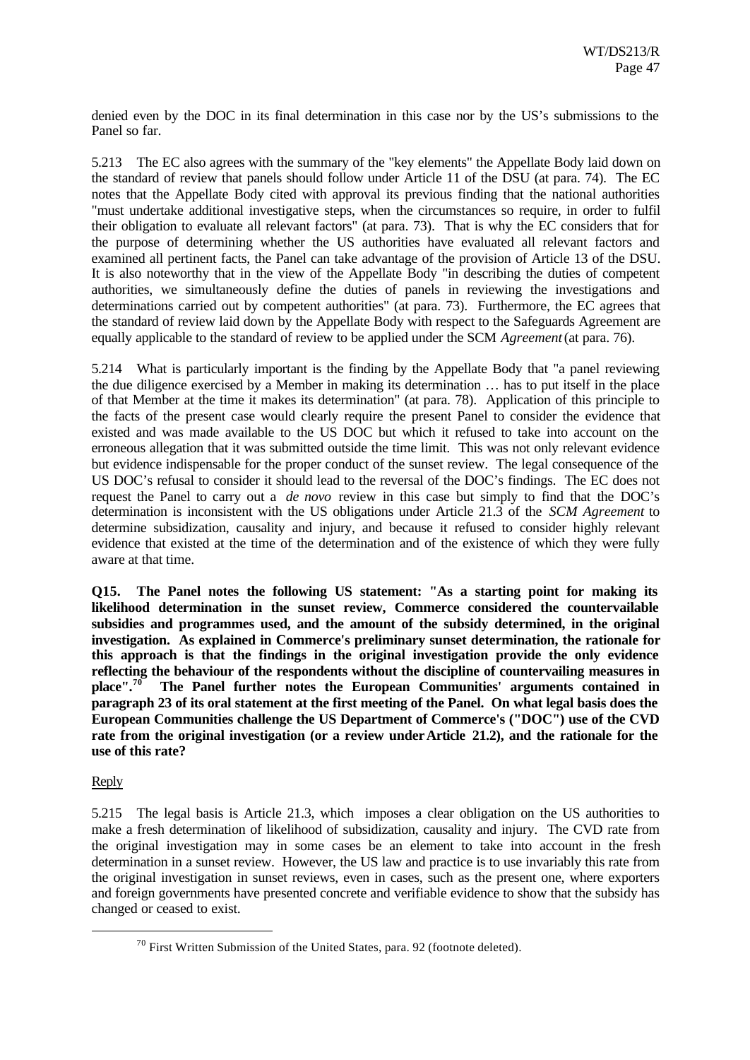denied even by the DOC in its final determination in this case nor by the US's submissions to the Panel so far.

5.213 The EC also agrees with the summary of the "key elements" the Appellate Body laid down on the standard of review that panels should follow under Article 11 of the DSU (at para. 74). The EC notes that the Appellate Body cited with approval its previous finding that the national authorities "must undertake additional investigative steps, when the circumstances so require, in order to fulfil their obligation to evaluate all relevant factors" (at para. 73). That is why the EC considers that for the purpose of determining whether the US authorities have evaluated all relevant factors and examined all pertinent facts, the Panel can take advantage of the provision of Article 13 of the DSU. It is also noteworthy that in the view of the Appellate Body "in describing the duties of competent authorities, we simultaneously define the duties of panels in reviewing the investigations and determinations carried out by competent authorities" (at para. 73). Furthermore, the EC agrees that the standard of review laid down by the Appellate Body with respect to the Safeguards Agreement are equally applicable to the standard of review to be applied under the SCM *Agreement* (at para. 76).

5.214 What is particularly important is the finding by the Appellate Body that "a panel reviewing the due diligence exercised by a Member in making its determination … has to put itself in the place of that Member at the time it makes its determination" (at para. 78). Application of this principle to the facts of the present case would clearly require the present Panel to consider the evidence that existed and was made available to the US DOC but which it refused to take into account on the erroneous allegation that it was submitted outside the time limit. This was not only relevant evidence but evidence indispensable for the proper conduct of the sunset review. The legal consequence of the US DOC's refusal to consider it should lead to the reversal of the DOC's findings. The EC does not request the Panel to carry out a *de novo* review in this case but simply to find that the DOC's determination is inconsistent with the US obligations under Article 21.3 of the *SCM Agreement* to determine subsidization, causality and injury, and because it refused to consider highly relevant evidence that existed at the time of the determination and of the existence of which they were fully aware at that time.

**Q15. The Panel notes the following US statement: "As a starting point for making its likelihood determination in the sunset review, Commerce considered the countervailable subsidies and programmes used, and the amount of the subsidy determined, in the original investigation. As explained in Commerce's preliminary sunset determination, the rationale for this approach is that the findings in the original investigation provide the only evidence reflecting the behaviour of the respondents without the discipline of countervailing measures in place".[70] The Panel further notes the European Communities' arguments contained in paragraph 23 of its oral statement at the first meeting of the Panel. On what legal basis does the European Communities challenge the US Department of Commerce's ("DOC") use of the CVD rate from the original investigation (or a review under Article 21.2), and the rationale for the use of this rate?**

Reply

5.215 The legal basis is Article 21.3, which imposes a clear obligation on the US authorities to make a fresh determination of likelihood of subsidization, causality and injury. The CVD rate from the original investigation may in some cases be an element to take into account in the fresh determination in a sunset review. However, the US law and practice is to use invariably this rate from the original investigation in sunset reviews, even in cases, such as the present one, where exporters and foreign governments have presented concrete and verifiable evidence to show that the subsidy has changed or ceased to exist.

---

[70] First Written Submission of the United States, para. 92 (footnote deleted).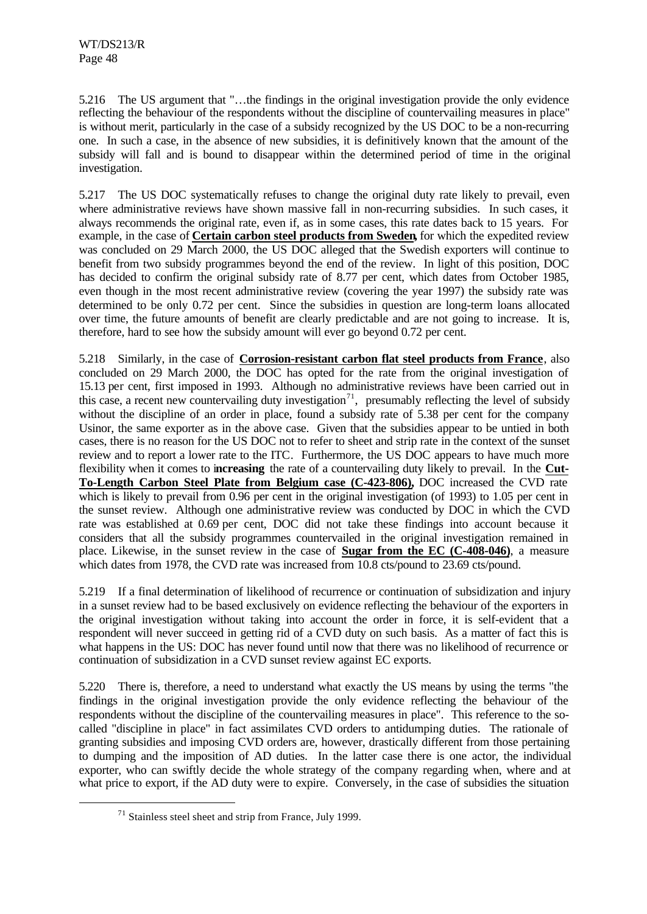5.216 The US argument that "…the findings in the original investigation provide the only evidence reflecting the behaviour of the respondents without the discipline of countervailing measures in place" is without merit, particularly in the case of a subsidy recognized by the US DOC to be a non-recurring one. In such a case, in the absence of new subsidies, it is definitively known that the amount of the subsidy will fall and is bound to disappear within the determined period of time in the original investigation.

5.217 The US DOC systematically refuses to change the original duty rate likely to prevail, even where administrative reviews have shown massive fall in non-recurring subsidies. In such cases, it always recommends the original rate, even if, as in some cases, this rate dates back to 15 years. For example, in the case of **Certain carbon steel products from Sweden**, for which the expedited review was concluded on 29 March 2000, the US DOC alleged that the Swedish exporters will continue to benefit from two subsidy programmes beyond the end of the review. In light of this position, DOC has decided to confirm the original subsidy rate of 8.77 per cent, which dates from October 1985, even though in the most recent administrative review (covering the year 1997) the subsidy rate was determined to be only 0.72 per cent. Since the subsidies in question are long-term loans allocated over time, the future amounts of benefit are clearly predictable and are not going to increase. It is, therefore, hard to see how the subsidy amount will ever go beyond 0.72 per cent.

5.218 Similarly, in the case of **Corrosion-resistant carbon flat steel products from France**, also concluded on 29 March 2000, the DOC has opted for the rate from the original investigation of 15.13 per cent, first imposed in 1993. Although no administrative reviews have been carried out in this case, a recent new countervailing duty investigation[71], presumably reflecting the level of subsidy without the discipline of an order in place, found a subsidy rate of 5.38 per cent for the company Usinor, the same exporter as in the above case. Given that the subsidies appear to be untied in both cases, there is no reason for the US DOC not to refer to sheet and strip rate in the context of the sunset review and to report a lower rate to the ITC. Furthermore, the US DOC appears to have much more flexibility when it comes to **increasing** the rate of a countervailing duty likely to prevail. In the **Cut-To-Length Carbon Steel Plate from Belgium case (C-423-806)**, DOC increased the CVD rate which is likely to prevail from 0.96 per cent in the original investigation (of 1993) to 1.05 per cent in the sunset review. Although one administrative review was conducted by DOC in which the CVD rate was established at 0.69 per cent, DOC did not take these findings into account because it considers that all the subsidy programmes countervailed in the original investigation remained in place. Likewise, in the sunset review in the case of **Sugar from the EC (C-408-046)**, a measure which dates from 1978, the CVD rate was increased from 10.8 cts/pound to 23.69 cts/pound.

5.219 If a final determination of likelihood of recurrence or continuation of subsidization and injury in a sunset review had to be based exclusively on evidence reflecting the behaviour of the exporters in the original investigation without taking into account the order in force, it is self-evident that a respondent will never succeed in getting rid of a CVD duty on such basis. As a matter of fact this is what happens in the US: DOC has never found until now that there was no likelihood of recurrence or continuation of subsidization in a CVD sunset review against EC exports.

5.220 There is, therefore, a need to understand what exactly the US means by using the terms "the findings in the original investigation provide the only evidence reflecting the behaviour of the respondents without the discipline of the countervailing measures in place". This reference to the so-called "discipline in place" in fact assimilates CVD orders to antidumping duties. The rationale of granting subsidies and imposing CVD orders are, however, drastically different from those pertaining to dumping and the imposition of AD duties. In the latter case there is one actor, the individual exporter, who can swiftly decide the whole strategy of the company regarding when, where and at what price to export, if the AD duty were to expire. Conversely, in the case of subsidies the situation

[71] Stainless steel sheet and strip from France, July 1999.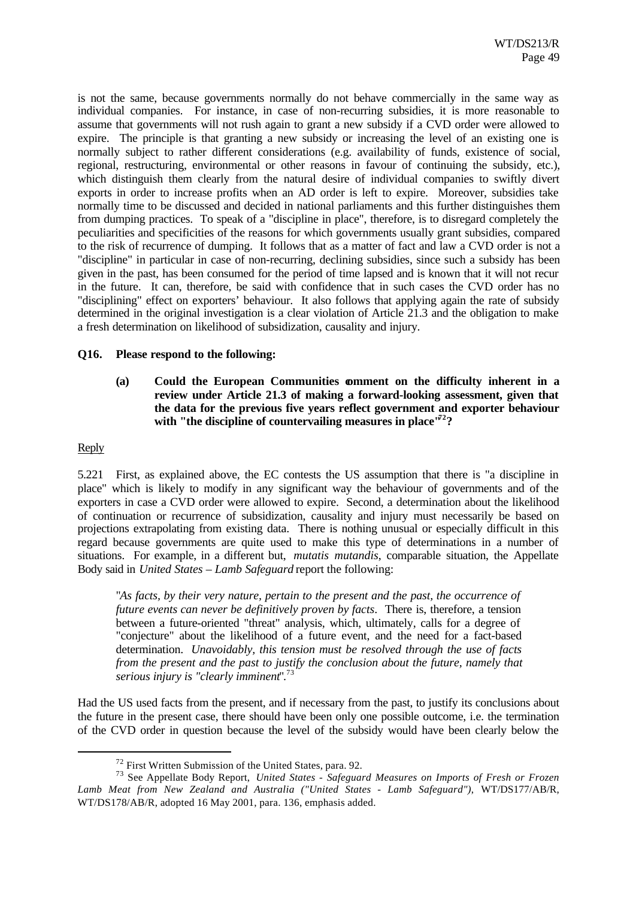is not the same, because governments normally do not behave commercially in the same way as individual companies. For instance, in case of non-recurring subsidies, it is more reasonable to assume that governments will not rush again to grant a new subsidy if a CVD order were allowed to expire. The principle is that granting a new subsidy or increasing the level of an existing one is normally subject to rather different considerations (e.g. availability of funds, existence of social, regional, restructuring, environmental or other reasons in favour of continuing the subsidy, etc.), which distinguish them clearly from the natural desire of individual companies to swiftly divert exports in order to increase profits when an AD order is left to expire. Moreover, subsidies take normally time to be discussed and decided in national parliaments and this further distinguishes them from dumping practices. To speak of a "discipline in place", therefore, is to disregard completely the peculiarities and specificities of the reasons for which governments usually grant subsidies, compared to the risk of recurrence of dumping. It follows that as a matter of fact and law a CVD order is not a "discipline" in particular in case of non-recurring, declining subsidies, since such a subsidy has been given in the past, has been consumed for the period of time lapsed and is known that it will not recur in the future. It can, therefore, be said with confidence that in such cases the CVD order has no "disciplining" effect on exporters' behaviour. It also follows that applying again the rate of subsidy determined in the original investigation is a clear violation of Article 21.3 and the obligation to make a fresh determination on likelihood of subsidization, causality and injury.

**Q16. Please respond to the following:**

**(a) Could the European Communities comment on the difficulty inherent in a review under Article 21.3 of making a forward-looking assessment, given that the data for the previous five years reflect government and exporter behaviour with "the discipline of countervailing measures in place"[72]?**

Reply

5.221 First, as explained above, the EC contests the US assumption that there is "a discipline in place" which is likely to modify in any significant way the behaviour of governments and of the exporters in case a CVD order were allowed to expire. Second, a determination about the likelihood of continuation or recurrence of subsidization, causality and injury must necessarily be based on projections extrapolating from existing data. There is nothing unusual or especially difficult in this regard because governments are quite used to make this type of determinations in a number of situations. For example, in a different but, *mutatis mutandis*, comparable situation, the Appellate Body said in *United States – Lamb Safeguard* report the following:

> "*As facts, by their very nature, pertain to the present and the past, the occurrence of future events can never be definitively proven by facts*. There is, therefore, a tension between a future-oriented "threat" analysis, which, ultimately, calls for a degree of "conjecture" about the likelihood of a future event, and the need for a fact-based determination. *Unavoidably, this tension must be resolved through the use of facts from the present and the past to justify the conclusion about the future, namely that serious injury is "clearly imminent*".[73]

Had the US used facts from the present, and if necessary from the past, to justify its conclusions about the future in the present case, there should have been only one possible outcome, i.e. the termination of the CVD order in question because the level of the subsidy would have been clearly below the

---

[72] First Written Submission of the United States, para. 92.

[73] See Appellate Body Report, *United States - Safeguard Measures on Imports of Fresh or Frozen Lamb Meat from New Zealand and Australia ("United States - Lamb Safeguard")*, WT/DS177/AB/R, WT/DS178/AB/R, adopted 16 May 2001, para. 136, emphasis added.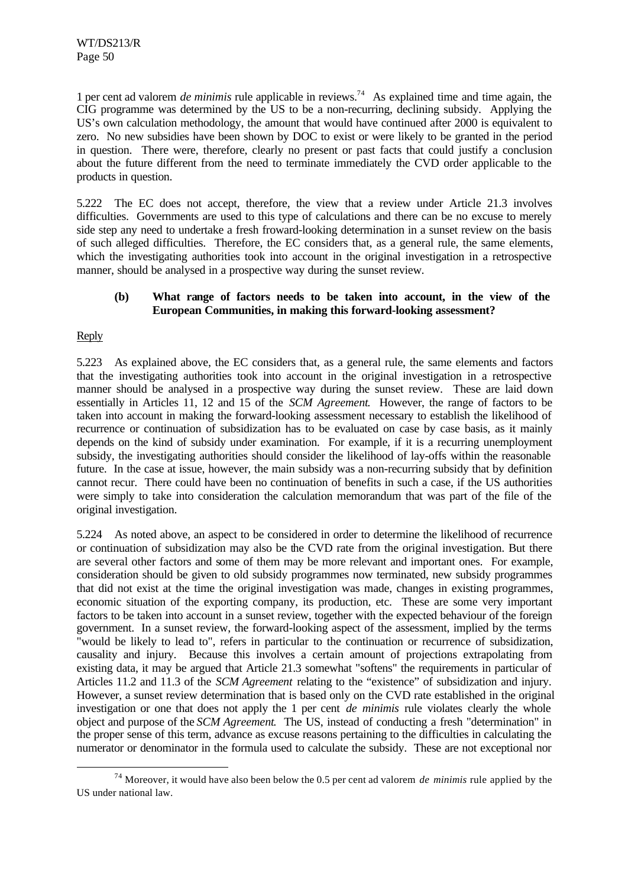1 per cent ad valorem *de minimis* rule applicable in reviews.[74] As explained time and time again, the CIG programme was determined by the US to be a non-recurring, declining subsidy. Applying the US's own calculation methodology, the amount that would have continued after 2000 is equivalent to zero. No new subsidies have been shown by DOC to exist or were likely to be granted in the period in question. There were, therefore, clearly no present or past facts that could justify a conclusion about the future different from the need to terminate immediately the CVD order applicable to the products in question.

5.222 The EC does not accept, therefore, the view that a review under Article 21.3 involves difficulties. Governments are used to this type of calculations and there can be no excuse to merely side step any need to undertake a fresh froward-looking determination in a sunset review on the basis of such alleged difficulties. Therefore, the EC considers that, as a general rule, the same elements, which the investigating authorities took into account in the original investigation in a retrospective manner, should be analysed in a prospective way during the sunset review.

**(b) What range of factors needs to be taken into account, in the view of the European Communities, in making this forward-looking assessment?**

Reply

5.223 As explained above, the EC considers that, as a general rule, the same elements and factors that the investigating authorities took into account in the original investigation in a retrospective manner should be analysed in a prospective way during the sunset review. These are laid down essentially in Articles 11, 12 and 15 of the *SCM Agreement*. However, the range of factors to be taken into account in making the forward-looking assessment necessary to establish the likelihood of recurrence or continuation of subsidization has to be evaluated on case by case basis, as it mainly depends on the kind of subsidy under examination. For example, if it is a recurring unemployment subsidy, the investigating authorities should consider the likelihood of lay-offs within the reasonable future. In the case at issue, however, the main subsidy was a non-recurring subsidy that by definition cannot recur. There could have been no continuation of benefits in such a case, if the US authorities were simply to take into consideration the calculation memorandum that was part of the file of the original investigation.

5.224 As noted above, an aspect to be considered in order to determine the likelihood of recurrence or continuation of subsidization may also be the CVD rate from the original investigation. But there are several other factors and some of them may be more relevant and important ones. For example, consideration should be given to old subsidy programmes now terminated, new subsidy programmes that did not exist at the time the original investigation was made, changes in existing programmes, economic situation of the exporting company, its production, etc. These are some very important factors to be taken into account in a sunset review, together with the expected behaviour of the foreign government. In a sunset review, the forward-looking aspect of the assessment, implied by the terms "would be likely to lead to", refers in particular to the continuation or recurrence of subsidization, causality and injury. Because this involves a certain amount of projections extrapolating from existing data, it may be argued that Article 21.3 somewhat "softens" the requirements in particular of Articles 11.2 and 11.3 of the *SCM Agreement* relating to the "existence" of subsidization and injury. However, a sunset review determination that is based only on the CVD rate established in the original investigation or one that does not apply the 1 per cent *de minimis* rule violates clearly the whole object and purpose of the *SCM Agreement*. The US, instead of conducting a fresh "determination" in the proper sense of this term, advance as excuse reasons pertaining to the difficulties in calculating the numerator or denominator in the formula used to calculate the subsidy. These are not exceptional nor

[74] Moreover, it would have also been below the 0.5 per cent ad valorem *de minimis* rule applied by the US under national law.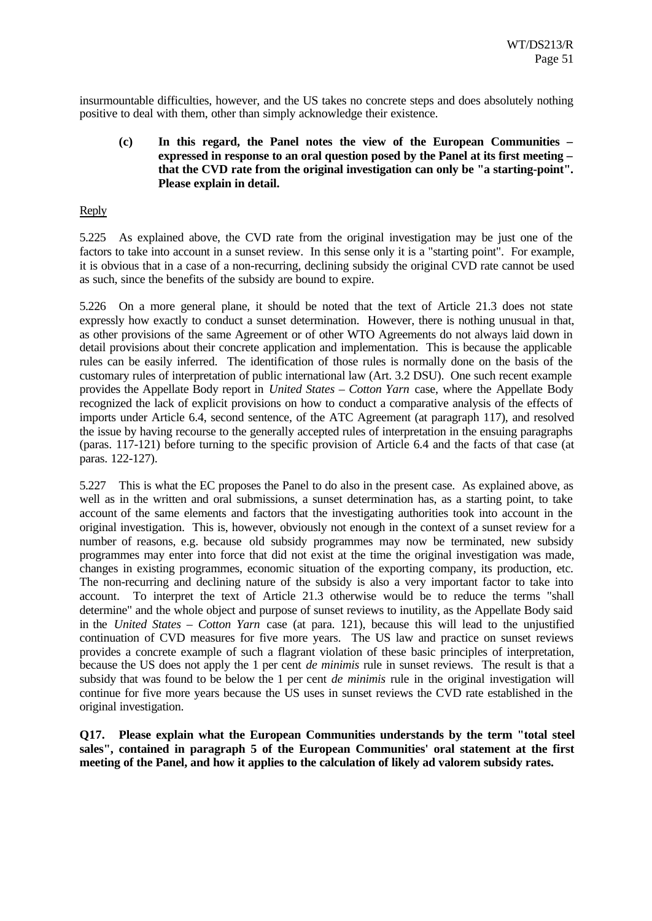insurmountable difficulties, however, and the US takes no concrete steps and does absolutely nothing positive to deal with them, other than simply acknowledge their existence.

> **(c) In this regard, the Panel notes the view of the European Communities – expressed in response to an oral question posed by the Panel at its first meeting – that the CVD rate from the original investigation can only be "a starting-point". Please explain in detail.**

Reply

5.225 As explained above, the CVD rate from the original investigation may be just one of the factors to take into account in a sunset review. In this sense only it is a "starting point". For example, it is obvious that in a case of a non-recurring, declining subsidy the original CVD rate cannot be used as such, since the benefits of the subsidy are bound to expire.

5.226 On a more general plane, it should be noted that the text of Article 21.3 does not state expressly how exactly to conduct a sunset determination. However, there is nothing unusual in that, as other provisions of the same Agreement or of other WTO Agreements do not always laid down in detail provisions about their concrete application and implementation. This is because the applicable rules can be easily inferred. The identification of those rules is normally done on the basis of the customary rules of interpretation of public international law (Art. 3.2 DSU). One such recent example provides the Appellate Body report in *United States – Cotton Yarn* case, where the Appellate Body recognized the lack of explicit provisions on how to conduct a comparative analysis of the effects of imports under Article 6.4, second sentence, of the ATC Agreement (at paragraph 117), and resolved the issue by having recourse to the generally accepted rules of interpretation in the ensuing paragraphs (paras. 117-121) before turning to the specific provision of Article 6.4 and the facts of that case (at paras. 122-127).

5.227 This is what the EC proposes the Panel to do also in the present case. As explained above, as well as in the written and oral submissions, a sunset determination has, as a starting point, to take account of the same elements and factors that the investigating authorities took into account in the original investigation. This is, however, obviously not enough in the context of a sunset review for a number of reasons, e.g. because old subsidy programmes may now be terminated, new subsidy programmes may enter into force that did not exist at the time the original investigation was made, changes in existing programmes, economic situation of the exporting company, its production, etc. The non-recurring and declining nature of the subsidy is also a very important factor to take into account. To interpret the text of Article 21.3 otherwise would be to reduce the terms "shall determine" and the whole object and purpose of sunset reviews to inutility, as the Appellate Body said in the *United States – Cotton Yarn* case (at para. 121), because this will lead to the unjustified continuation of CVD measures for five more years. The US law and practice on sunset reviews provides a concrete example of such a flagrant violation of these basic principles of interpretation, because the US does not apply the 1 per cent *de minimis* rule in sunset reviews. The result is that a subsidy that was found to be below the 1 per cent *de minimis* rule in the original investigation will continue for five more years because the US uses in sunset reviews the CVD rate established in the original investigation.

**Q17. Please explain what the European Communities understands by the term "total steel sales", contained in paragraph 5 of the European Communities' oral statement at the first meeting of the Panel, and how it applies to the calculation of likely ad valorem subsidy rates.**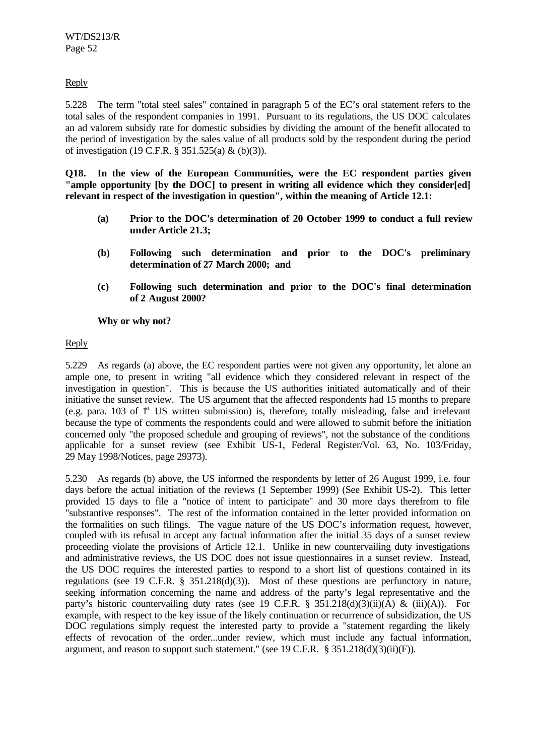Reply

5.228 The term "total steel sales" contained in paragraph 5 of the EC's oral statement refers to the total sales of the respondent companies in 1991. Pursuant to its regulations, the US DOC calculates an ad valorem subsidy rate for domestic subsidies by dividing the amount of the benefit allocated to the period of investigation by the sales value of all products sold by the respondent during the period of investigation (19 C.F.R. § 351.525(a) & (b)(3)).

**Q18. In the view of the European Communities, were the EC respondent parties given "ample opportunity [by the DOC] to present in writing all evidence which they consider[ed] relevant in respect of the investigation in question", within the meaning of Article 12.1:**

- **(a) Prior to the DOC's determination of 20 October 1999 to conduct a full review under Article 21.3;**
- **(b) Following such determination and prior to the DOC's preliminary determination of 27 March 2000; and**
- **(c) Following such determination and prior to the DOC's final determination of 2 August 2000?**

**Why or why not?**

Reply

5.229 As regards (a) above, the EC respondent parties were not given any opportunity, let alone an ample one, to present in writing "all evidence which they considered relevant in respect of the investigation in question". This is because the US authorities initiated automatically and of their initiative the sunset review. The US argument that the affected respondents had 15 months to prepare (e.g. para. 103 of 1st US written submission) is, therefore, totally misleading, false and irrelevant because the type of comments the respondents could and were allowed to submit before the initiation concerned only "the proposed schedule and grouping of reviews", not the substance of the conditions applicable for a sunset review (see Exhibit US-1, Federal Register/Vol. 63, No. 103/Friday, 29 May 1998/Notices, page 29373).

5.230 As regards (b) above, the US informed the respondents by letter of 26 August 1999, i.e. four days before the actual initiation of the reviews (1 September 1999) (See Exhibit US-2). This letter provided 15 days to file a "notice of intent to participate" and 30 more days therefrom to file "substantive responses". The rest of the information contained in the letter provided information on the formalities on such filings. The vague nature of the US DOC's information request, however, coupled with its refusal to accept any factual information after the initial 35 days of a sunset review proceeding violate the provisions of Article 12.1. Unlike in new countervailing duty investigations and administrative reviews, the US DOC does not issue questionnaires in a sunset review. Instead, the US DOC requires the interested parties to respond to a short list of questions contained in its regulations (see 19 C.F.R. § 351.218(d)(3)). Most of these questions are perfunctory in nature, seeking information concerning the name and address of the party's legal representative and the party's historic countervailing duty rates (see 19 C.F.R. § 351.218(d)(3)(ii)(A) & (iii)(A)). For example, with respect to the key issue of the likely continuation or recurrence of subsidization, the US DOC regulations simply request the interested party to provide a "statement regarding the likely effects of revocation of the order...under review, which must include any factual information, argument, and reason to support such statement." (see 19 C.F.R. § 351.218(d)(3)(ii)(F)).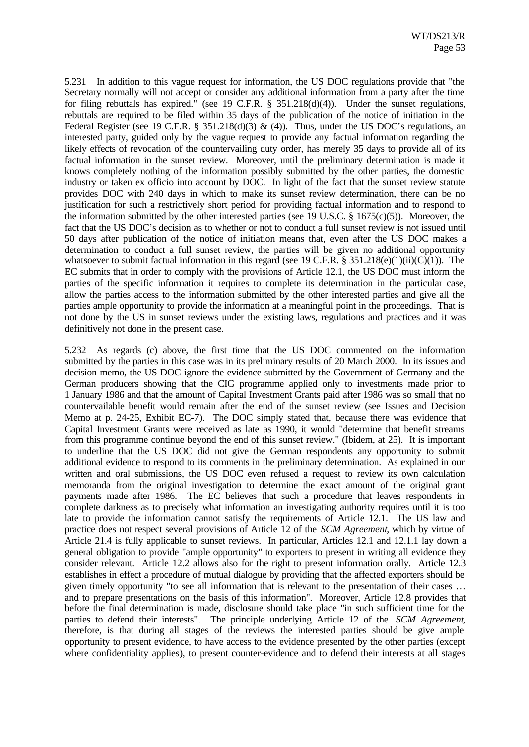5.231 In addition to this vague request for information, the US DOC regulations provide that "the Secretary normally will not accept or consider any additional information from a party after the time for filing rebuttals has expired." (see 19 C.F.R. § 351.218(d)(4)). Under the sunset regulations, rebuttals are required to be filed within 35 days of the publication of the notice of initiation in the Federal Register (see 19 C.F.R. § 351.218(d)(3) & (4)). Thus, under the US DOC's regulations, an interested party, guided only by the vague request to provide any factual information regarding the likely effects of revocation of the countervailing duty order, has merely 35 days to provide all of its factual information in the sunset review. Moreover, until the preliminary determination is made it knows completely nothing of the information possibly submitted by the other parties, the domestic industry or taken ex officio into account by DOC. In light of the fact that the sunset review statute provides DOC with 240 days in which to make its sunset review determination, there can be no justification for such a restrictively short period for providing factual information and to respond to the information submitted by the other interested parties (see 19 U.S.C. § 1675(c)(5)). Moreover, the fact that the US DOC's decision as to whether or not to conduct a full sunset review is not issued until 50 days after publication of the notice of initiation means that, even after the US DOC makes a determination to conduct a full sunset review, the parties will be given no additional opportunity whatsoever to submit factual information in this regard (see 19 C.F.R. § 351.218(e)(1)(ii)(C)(1)). The EC submits that in order to comply with the provisions of Article 12.1, the US DOC must inform the parties of the specific information it requires to complete its determination in the particular case, allow the parties access to the information submitted by the other interested parties and give all the parties ample opportunity to provide the information at a meaningful point in the proceedings. That is not done by the US in sunset reviews under the existing laws, regulations and practices and it was definitively not done in the present case.

5.232 As regards (c) above, the first time that the US DOC commented on the information submitted by the parties in this case was in its preliminary results of 20 March 2000. In its issues and decision memo, the US DOC ignore the evidence submitted by the Government of Germany and the German producers showing that the CIG programme applied only to investments made prior to 1 January 1986 and that the amount of Capital Investment Grants paid after 1986 was so small that no countervailable benefit would remain after the end of the sunset review (see Issues and Decision Memo at p. 24-25, Exhibit EC-7). The DOC simply stated that, because there was evidence that Capital Investment Grants were received as late as 1990, it would "determine that benefit streams from this programme continue beyond the end of this sunset review." (Ibidem, at 25). It is important to underline that the US DOC did not give the German respondents any opportunity to submit additional evidence to respond to its comments in the preliminary determination. As explained in our written and oral submissions, the US DOC even refused a request to review its own calculation memoranda from the original investigation to determine the exact amount of the original grant payments made after 1986. The EC believes that such a procedure that leaves respondents in complete darkness as to precisely what information an investigating authority requires until it is too late to provide the information cannot satisfy the requirements of Article 12.1. The US law and practice does not respect several provisions of Article 12 of the *SCM Agreement*, which by virtue of Article 21.4 is fully applicable to sunset reviews. In particular, Articles 12.1 and 12.1.1 lay down a general obligation to provide "ample opportunity" to exporters to present in writing all evidence they consider relevant. Article 12.2 allows also for the right to present information orally. Article 12.3 establishes in effect a procedure of mutual dialogue by providing that the affected exporters should be given timely opportunity "to see all information that is relevant to the presentation of their cases … and to prepare presentations on the basis of this information". Moreover, Article 12.8 provides that before the final determination is made, disclosure should take place "in such sufficient time for the parties to defend their interests". The principle underlying Article 12 of the *SCM Agreement*, therefore, is that during all stages of the reviews the interested parties should be give ample opportunity to present evidence, to have access to the evidence presented by the other parties (except where confidentiality applies), to present counter-evidence and to defend their interests at all stages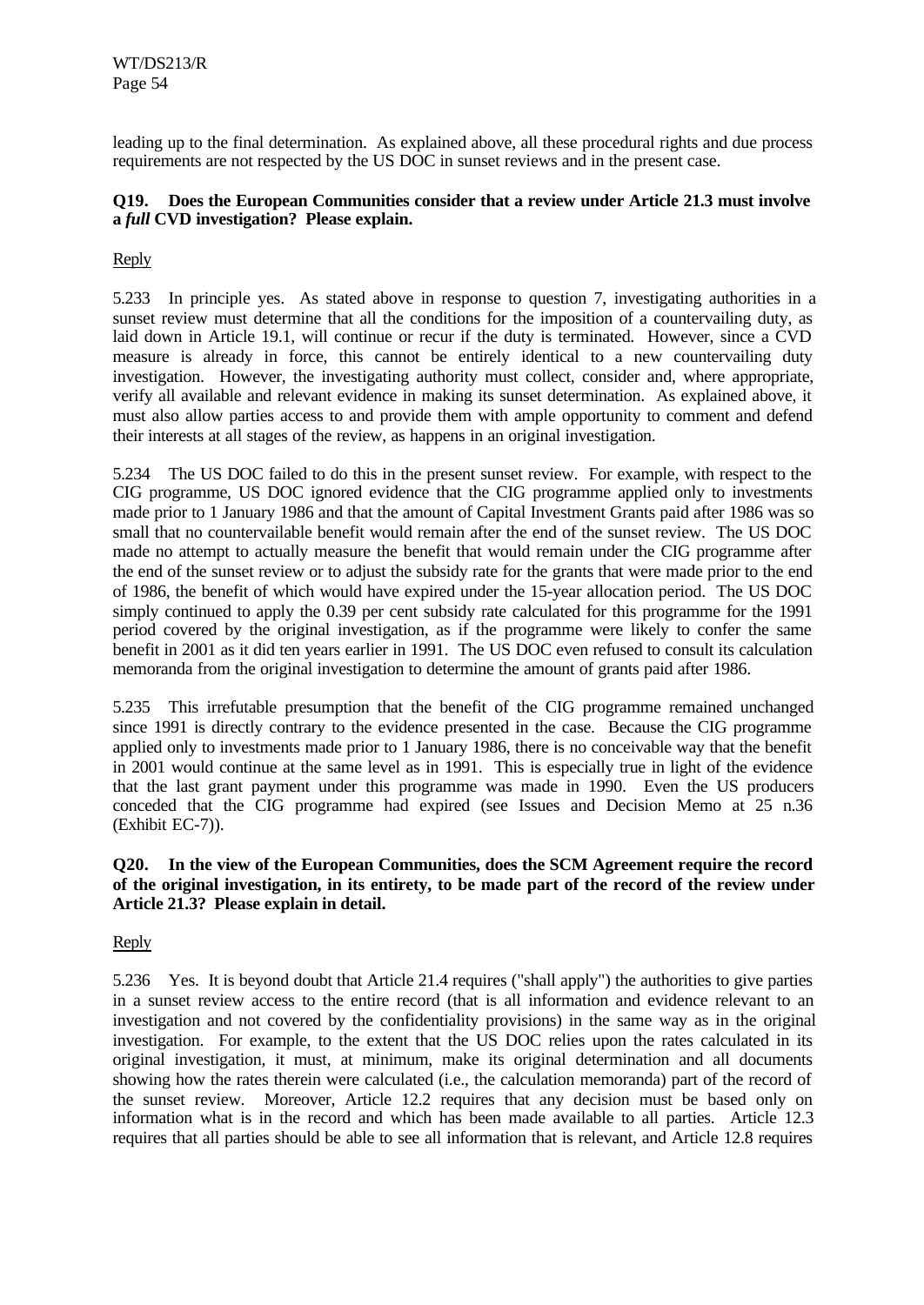leading up to the final determination. As explained above, all these procedural rights and due process requirements are not respected by the US DOC in sunset reviews and in the present case.

**Q19. Does the European Communities consider that a review under Article 21.3 must involve a *full* CVD investigation? Please explain.**

Reply

5.233 In principle yes. As stated above in response to question 7, investigating authorities in a sunset review must determine that all the conditions for the imposition of a countervailing duty, as laid down in Article 19.1, will continue or recur if the duty is terminated. However, since a CVD measure is already in force, this cannot be entirely identical to a new countervailing duty investigation. However, the investigating authority must collect, consider and, where appropriate, verify all available and relevant evidence in making its sunset determination. As explained above, it must also allow parties access to and provide them with ample opportunity to comment and defend their interests at all stages of the review, as happens in an original investigation.

5.234 The US DOC failed to do this in the present sunset review. For example, with respect to the CIG programme, US DOC ignored evidence that the CIG programme applied only to investments made prior to 1 January 1986 and that the amount of Capital Investment Grants paid after 1986 was so small that no countervailable benefit would remain after the end of the sunset review. The US DOC made no attempt to actually measure the benefit that would remain under the CIG programme after the end of the sunset review or to adjust the subsidy rate for the grants that were made prior to the end of 1986, the benefit of which would have expired under the 15-year allocation period. The US DOC simply continued to apply the 0.39 per cent subsidy rate calculated for this programme for the 1991 period covered by the original investigation, as if the programme were likely to confer the same benefit in 2001 as it did ten years earlier in 1991. The US DOC even refused to consult its calculation memoranda from the original investigation to determine the amount of grants paid after 1986.

5.235 This irrefutable presumption that the benefit of the CIG programme remained unchanged since 1991 is directly contrary to the evidence presented in the case. Because the CIG programme applied only to investments made prior to 1 January 1986, there is no conceivable way that the benefit in 2001 would continue at the same level as in 1991. This is especially true in light of the evidence that the last grant payment under this programme was made in 1990. Even the US producers conceded that the CIG programme had expired (see Issues and Decision Memo at 25 n.36 (Exhibit EC-7)).

**Q20. In the view of the European Communities, does the SCM Agreement require the record of the original investigation, in its entirety, to be made part of the record of the review under Article 21.3? Please explain in detail.**

Reply

5.236 Yes. It is beyond doubt that Article 21.4 requires ("shall apply") the authorities to give parties in a sunset review access to the entire record (that is all information and evidence relevant to an investigation and not covered by the confidentiality provisions) in the same way as in the original investigation. For example, to the extent that the US DOC relies upon the rates calculated in its original investigation, it must, at minimum, make its original determination and all documents showing how the rates therein were calculated (i.e., the calculation memoranda) part of the record of the sunset review. Moreover, Article 12.2 requires that any decision must be based only on information what is in the record and which has been made available to all parties. Article 12.3 requires that all parties should be able to see all information that is relevant, and Article 12.8 requires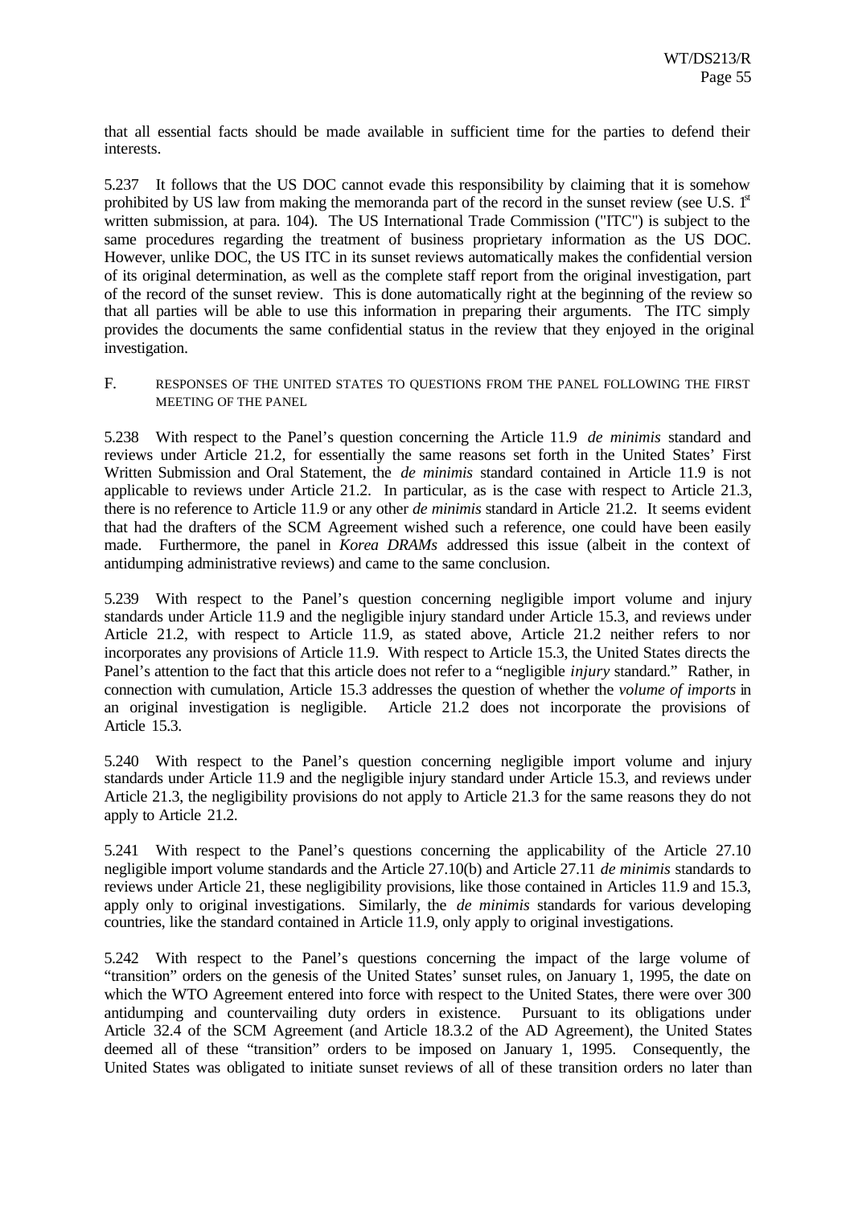that all essential facts should be made available in sufficient time for the parties to defend their interests.

5.237 It follows that the US DOC cannot evade this responsibility by claiming that it is somehow prohibited by US law from making the memoranda part of the record in the sunset review (see U.S. 1st written submission, at para. 104). The US International Trade Commission ("ITC") is subject to the same procedures regarding the treatment of business proprietary information as the US DOC. However, unlike DOC, the US ITC in its sunset reviews automatically makes the confidential version of its original determination, as well as the complete staff report from the original investigation, part of the record of the sunset review. This is done automatically right at the beginning of the review so that all parties will be able to use this information in preparing their arguments. The ITC simply provides the documents the same confidential status in the review that they enjoyed in the original investigation.

## F. RESPONSES OF THE UNITED STATES TO QUESTIONS FROM THE PANEL FOLLOWING THE FIRST MEETING OF THE PANEL

5.238 With respect to the Panel's question concerning the Article 11.9 *de minimis* standard and reviews under Article 21.2, for essentially the same reasons set forth in the United States' First Written Submission and Oral Statement, the *de minimis* standard contained in Article 11.9 is not applicable to reviews under Article 21.2. In particular, as is the case with respect to Article 21.3, there is no reference to Article 11.9 or any other *de minimis* standard in Article 21.2. It seems evident that had the drafters of the SCM Agreement wished such a reference, one could have been easily made. Furthermore, the panel in *Korea DRAMs* addressed this issue (albeit in the context of antidumping administrative reviews) and came to the same conclusion.

5.239 With respect to the Panel's question concerning negligible import volume and injury standards under Article 11.9 and the negligible injury standard under Article 15.3, and reviews under Article 21.2, with respect to Article 11.9, as stated above, Article 21.2 neither refers to nor incorporates any provisions of Article 11.9. With respect to Article 15.3, the United States directs the Panel's attention to the fact that this article does not refer to a "negligible *injury* standard." Rather, in connection with cumulation, Article 15.3 addresses the question of whether the *volume of imports* in an original investigation is negligible. Article 21.2 does not incorporate the provisions of Article 15.3.

5.240 With respect to the Panel's question concerning negligible import volume and injury standards under Article 11.9 and the negligible injury standard under Article 15.3, and reviews under Article 21.3, the negligibility provisions do not apply to Article 21.3 for the same reasons they do not apply to Article 21.2.

5.241 With respect to the Panel's questions concerning the applicability of the Article 27.10 negligible import volume standards and the Article 27.10(b) and Article 27.11 *de minimis* standards to reviews under Article 21, these negligibility provisions, like those contained in Articles 11.9 and 15.3, apply only to original investigations. Similarly, the *de minimis* standards for various developing countries, like the standard contained in Article 11.9, only apply to original investigations.

5.242 With respect to the Panel's questions concerning the impact of the large volume of "transition" orders on the genesis of the United States' sunset rules, on January 1, 1995, the date on which the WTO Agreement entered into force with respect to the United States, there were over 300 antidumping and countervailing duty orders in existence. Pursuant to its obligations under Article 32.4 of the SCM Agreement (and Article 18.3.2 of the AD Agreement), the United States deemed all of these "transition" orders to be imposed on January 1, 1995. Consequently, the United States was obligated to initiate sunset reviews of all of these transition orders no later than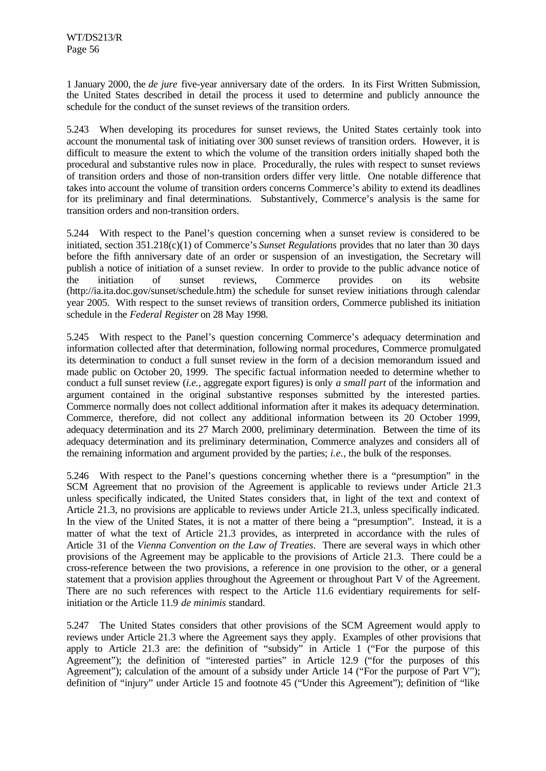1 January 2000, the *de jure* five-year anniversary date of the orders. In its First Written Submission, the United States described in detail the process it used to determine and publicly announce the schedule for the conduct of the sunset reviews of the transition orders.

5.243 When developing its procedures for sunset reviews, the United States certainly took into account the monumental task of initiating over 300 sunset reviews of transition orders. However, it is difficult to measure the extent to which the volume of the transition orders initially shaped both the procedural and substantive rules now in place. Procedurally, the rules with respect to sunset reviews of transition orders and those of non-transition orders differ very little. One notable difference that takes into account the volume of transition orders concerns Commerce's ability to extend its deadlines for its preliminary and final determinations. Substantively, Commerce's analysis is the same for transition orders and non-transition orders.

5.244 With respect to the Panel's question concerning when a sunset review is considered to be initiated, section 351.218(c)(1) of Commerce's *Sunset Regulations* provides that no later than 30 days before the fifth anniversary date of an order or suspension of an investigation, the Secretary will publish a notice of initiation of a sunset review. In order to provide to the public advance notice of the initiation of sunset reviews, Commerce provides on its website (http://ia.ita.doc.gov/sunset/schedule.htm) the schedule for sunset review initiations through calendar year 2005. With respect to the sunset reviews of transition orders, Commerce published its initiation schedule in the *Federal Register* on 28 May 1998.

5.245 With respect to the Panel's question concerning Commerce's adequacy determination and information collected after that determination, following normal procedures, Commerce promulgated its determination to conduct a full sunset review in the form of a decision memorandum issued and made public on October 20, 1999. The specific factual information needed to determine whether to conduct a full sunset review (*i.e.*, aggregate export figures) is only *a small part* of the information and argument contained in the original substantive responses submitted by the interested parties. Commerce normally does not collect additional information after it makes its adequacy determination. Commerce, therefore, did not collect any additional information between its 20 October 1999, adequacy determination and its 27 March 2000, preliminary determination. Between the time of its adequacy determination and its preliminary determination, Commerce analyzes and considers all of the remaining information and argument provided by the parties; *i.e.*, the bulk of the responses.

5.246 With respect to the Panel's questions concerning whether there is a "presumption" in the SCM Agreement that no provision of the Agreement is applicable to reviews under Article 21.3 unless specifically indicated, the United States considers that, in light of the text and context of Article 21.3, no provisions are applicable to reviews under Article 21.3, unless specifically indicated. In the view of the United States, it is not a matter of there being a "presumption". Instead, it is a matter of what the text of Article 21.3 provides, as interpreted in accordance with the rules of Article 31 of the *Vienna Convention on the Law of Treaties*. There are several ways in which other provisions of the Agreement may be applicable to the provisions of Article 21.3. There could be a cross-reference between the two provisions, a reference in one provision to the other, or a general statement that a provision applies throughout the Agreement or throughout Part V of the Agreement. There are no such references with respect to the Article 11.6 evidentiary requirements for self-initiation or the Article 11.9 *de minimis* standard.

5.247 The United States considers that other provisions of the SCM Agreement would apply to reviews under Article 21.3 where the Agreement says they apply. Examples of other provisions that apply to Article 21.3 are: the definition of "subsidy" in Article 1 ("For the purpose of this Agreement"); the definition of "interested parties" in Article 12.9 ("for the purposes of this Agreement"); calculation of the amount of a subsidy under Article 14 ("For the purpose of Part V"); definition of "injury" under Article 15 and footnote 45 ("Under this Agreement"); definition of "like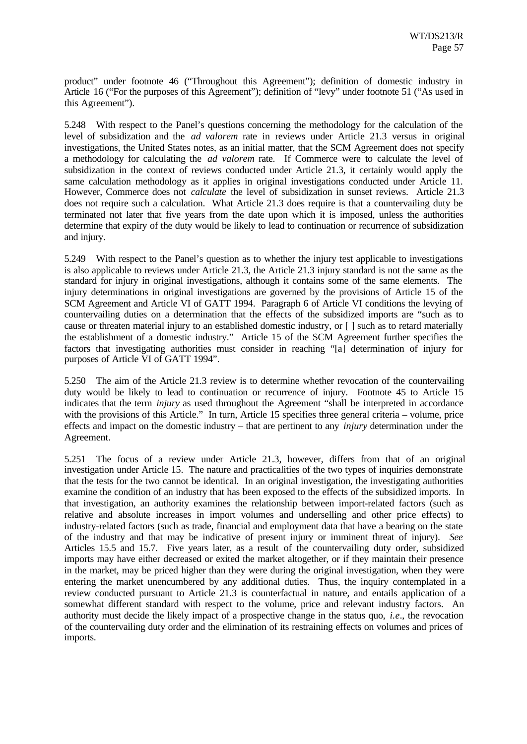product" under footnote 46 ("Throughout this Agreement"); definition of domestic industry in Article 16 ("For the purposes of this Agreement"); definition of "levy" under footnote 51 ("As used in this Agreement").

5.248 With respect to the Panel's questions concerning the methodology for the calculation of the level of subsidization and the *ad valorem* rate in reviews under Article 21.3 versus in original investigations, the United States notes, as an initial matter, that the SCM Agreement does not specify a methodology for calculating the *ad valorem* rate. If Commerce were to calculate the level of subsidization in the context of reviews conducted under Article 21.3, it certainly would apply the same calculation methodology as it applies in original investigations conducted under Article 11. However, Commerce does not *calculate* the level of subsidization in sunset reviews. Article 21.3 does not require such a calculation. What Article 21.3 does require is that a countervailing duty be terminated not later that five years from the date upon which it is imposed, unless the authorities determine that expiry of the duty would be likely to lead to continuation or recurrence of subsidization and injury.

5.249 With respect to the Panel's question as to whether the injury test applicable to investigations is also applicable to reviews under Article 21.3, the Article 21.3 injury standard is not the same as the standard for injury in original investigations, although it contains some of the same elements. The injury determinations in original investigations are governed by the provisions of Article 15 of the SCM Agreement and Article VI of GATT 1994. Paragraph 6 of Article VI conditions the levying of countervailing duties on a determination that the effects of the subsidized imports are "such as to cause or threaten material injury to an established domestic industry, or [ ] such as to retard materially the establishment of a domestic industry." Article 15 of the SCM Agreement further specifies the factors that investigating authorities must consider in reaching "[a] determination of injury for purposes of Article VI of GATT 1994".

5.250 The aim of the Article 21.3 review is to determine whether revocation of the countervailing duty would be likely to lead to continuation or recurrence of injury. Footnote 45 to Article 15 indicates that the term *injury* as used throughout the Agreement "shall be interpreted in accordance with the provisions of this Article." In turn, Article 15 specifies three general criteria – volume, price effects and impact on the domestic industry – that are pertinent to any *injury* determination under the Agreement.

5.251 The focus of a review under Article 21.3, however, differs from that of an original investigation under Article 15. The nature and practicalities of the two types of inquiries demonstrate that the tests for the two cannot be identical. In an original investigation, the investigating authorities examine the condition of an industry that has been exposed to the effects of the subsidized imports. In that investigation, an authority examines the relationship between import-related factors (such as relative and absolute increases in import volumes and underselling and other price effects) to industry-related factors (such as trade, financial and employment data that have a bearing on the state of the industry and that may be indicative of present injury or imminent threat of injury). *See* Articles 15.5 and 15.7. Five years later, as a result of the countervailing duty order, subsidized imports may have either decreased or exited the market altogether, or if they maintain their presence in the market, may be priced higher than they were during the original investigation, when they were entering the market unencumbered by any additional duties. Thus, the inquiry contemplated in a review conducted pursuant to Article 21.3 is counterfactual in nature, and entails application of a somewhat different standard with respect to the volume, price and relevant industry factors. An authority must decide the likely impact of a prospective change in the status quo, *i.e*., the revocation of the countervailing duty order and the elimination of its restraining effects on volumes and prices of imports.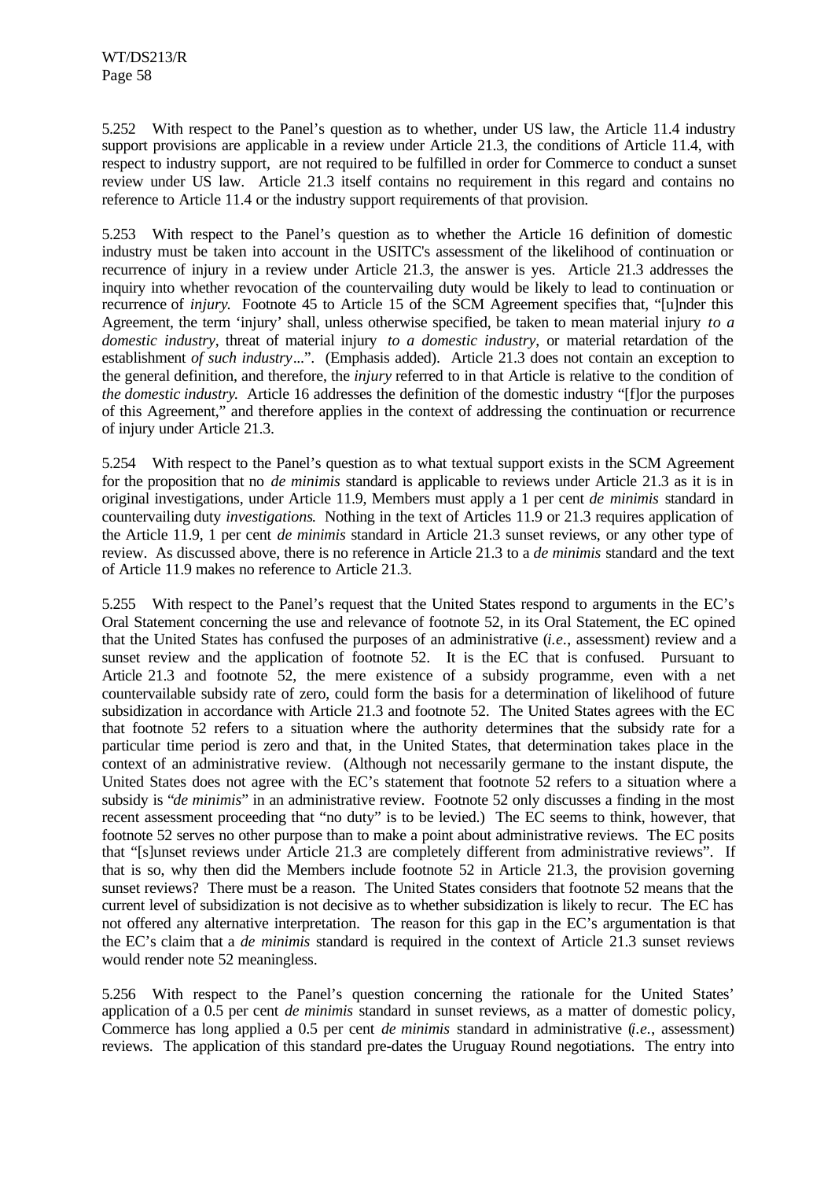5.252 With respect to the Panel's question as to whether, under US law, the Article 11.4 industry support provisions are applicable in a review under Article 21.3, the conditions of Article 11.4, with respect to industry support, are not required to be fulfilled in order for Commerce to conduct a sunset review under US law. Article 21.3 itself contains no requirement in this regard and contains no reference to Article 11.4 or the industry support requirements of that provision.

5.253 With respect to the Panel's question as to whether the Article 16 definition of domestic industry must be taken into account in the USITC's assessment of the likelihood of continuation or recurrence of injury in a review under Article 21.3, the answer is yes. Article 21.3 addresses the inquiry into whether revocation of the countervailing duty would be likely to lead to continuation or recurrence of *injury.* Footnote 45 to Article 15 of the SCM Agreement specifies that, "[u]nder this Agreement, the term 'injury' shall, unless otherwise specified, be taken to mean material injury *to a domestic industry*, threat of material injury *to a domestic industry*, or material retardation of the establishment *of such industry*...". (Emphasis added). Article 21.3 does not contain an exception to the general definition, and therefore, the *injury* referred to in that Article is relative to the condition of *the domestic industry.* Article 16 addresses the definition of the domestic industry "[f]or the purposes of this Agreement," and therefore applies in the context of addressing the continuation or recurrence of injury under Article 21.3.

5.254 With respect to the Panel's question as to what textual support exists in the SCM Agreement for the proposition that no *de minimis* standard is applicable to reviews under Article 21.3 as it is in original investigations, under Article 11.9, Members must apply a 1 per cent *de minimis* standard in countervailing duty *investigations*. Nothing in the text of Articles 11.9 or 21.3 requires application of the Article 11.9, 1 per cent *de minimis* standard in Article 21.3 sunset reviews, or any other type of review. As discussed above, there is no reference in Article 21.3 to a *de minimis* standard and the text of Article 11.9 makes no reference to Article 21.3.

5.255 With respect to the Panel's request that the United States respond to arguments in the EC's Oral Statement concerning the use and relevance of footnote 52, in its Oral Statement, the EC opined that the United States has confused the purposes of an administrative (*i.e.*, assessment) review and a sunset review and the application of footnote 52. It is the EC that is confused. Pursuant to Article 21.3 and footnote 52, the mere existence of a subsidy programme, even with a net countervailable subsidy rate of zero, could form the basis for a determination of likelihood of future subsidization in accordance with Article 21.3 and footnote 52. The United States agrees with the EC that footnote 52 refers to a situation where the authority determines that the subsidy rate for a particular time period is zero and that, in the United States, that determination takes place in the context of an administrative review. (Although not necessarily germane to the instant dispute, the United States does not agree with the EC's statement that footnote 52 refers to a situation where a subsidy is "*de minimis*" in an administrative review. Footnote 52 only discusses a finding in the most recent assessment proceeding that "no duty" is to be levied.) The EC seems to think, however, that footnote 52 serves no other purpose than to make a point about administrative reviews. The EC posits that "[s]unset reviews under Article 21.3 are completely different from administrative reviews". If that is so, why then did the Members include footnote 52 in Article 21.3, the provision governing sunset reviews? There must be a reason. The United States considers that footnote 52 means that the current level of subsidization is not decisive as to whether subsidization is likely to recur. The EC has not offered any alternative interpretation. The reason for this gap in the EC's argumentation is that the EC's claim that a *de minimis* standard is required in the context of Article 21.3 sunset reviews would render note 52 meaningless.

5.256 With respect to the Panel's question concerning the rationale for the United States' application of a 0.5 per cent *de minimis* standard in sunset reviews, as a matter of domestic policy, Commerce has long applied a 0.5 per cent *de minimis* standard in administrative (*i.e.*, assessment) reviews. The application of this standard pre-dates the Uruguay Round negotiations. The entry into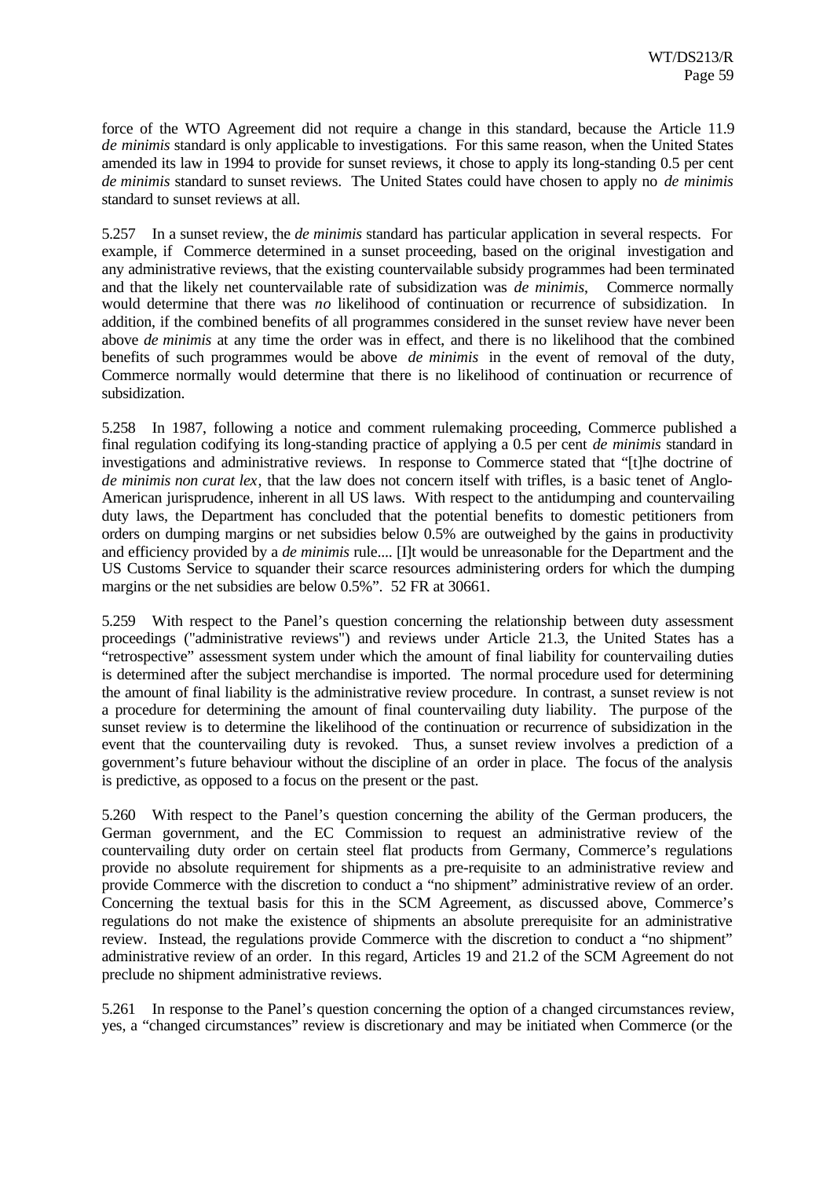force of the WTO Agreement did not require a change in this standard, because the Article 11.9 *de minimis* standard is only applicable to investigations. For this same reason, when the United States amended its law in 1994 to provide for sunset reviews, it chose to apply its long-standing 0.5 per cent *de minimis* standard to sunset reviews. The United States could have chosen to apply no *de minimis* standard to sunset reviews at all.

5.257 In a sunset review, the *de minimis* standard has particular application in several respects. For example, if Commerce determined in a sunset proceeding, based on the original investigation and any administrative reviews, that the existing countervailable subsidy programmes had been terminated and that the likely net countervailable rate of subsidization was *de minimis*, Commerce normally would determine that there was *no* likelihood of continuation or recurrence of subsidization. In addition, if the combined benefits of all programmes considered in the sunset review have never been above *de minimis* at any time the order was in effect, and there is no likelihood that the combined benefits of such programmes would be above *de minimis* in the event of removal of the duty, Commerce normally would determine that there is no likelihood of continuation or recurrence of subsidization.

5.258 In 1987, following a notice and comment rulemaking proceeding, Commerce published a final regulation codifying its long-standing practice of applying a 0.5 per cent *de minimis* standard in investigations and administrative reviews. In response to Commerce stated that "[t]he doctrine of *de minimis non curat lex*, that the law does not concern itself with trifles, is a basic tenet of Anglo-American jurisprudence, inherent in all US laws. With respect to the antidumping and countervailing duty laws, the Department has concluded that the potential benefits to domestic petitioners from orders on dumping margins or net subsidies below 0.5% are outweighed by the gains in productivity and efficiency provided by a *de minimis* rule.... [I]t would be unreasonable for the Department and the US Customs Service to squander their scarce resources administering orders for which the dumping margins or the net subsidies are below 0.5%". 52 FR at 30661.

5.259 With respect to the Panel's question concerning the relationship between duty assessment proceedings ("administrative reviews") and reviews under Article 21.3, the United States has a "retrospective" assessment system under which the amount of final liability for countervailing duties is determined after the subject merchandise is imported. The normal procedure used for determining the amount of final liability is the administrative review procedure. In contrast, a sunset review is not a procedure for determining the amount of final countervailing duty liability. The purpose of the sunset review is to determine the likelihood of the continuation or recurrence of subsidization in the event that the countervailing duty is revoked. Thus, a sunset review involves a prediction of a government's future behaviour without the discipline of an order in place. The focus of the analysis is predictive, as opposed to a focus on the present or the past.

5.260 With respect to the Panel's question concerning the ability of the German producers, the German government, and the EC Commission to request an administrative review of the countervailing duty order on certain steel flat products from Germany, Commerce's regulations provide no absolute requirement for shipments as a pre-requisite to an administrative review and provide Commerce with the discretion to conduct a "no shipment" administrative review of an order. Concerning the textual basis for this in the SCM Agreement, as discussed above, Commerce's regulations do not make the existence of shipments an absolute prerequisite for an administrative review. Instead, the regulations provide Commerce with the discretion to conduct a "no shipment" administrative review of an order. In this regard, Articles 19 and 21.2 of the SCM Agreement do not preclude no shipment administrative reviews.

5.261 In response to the Panel's question concerning the option of a changed circumstances review, yes, a "changed circumstances" review is discretionary and may be initiated when Commerce (or the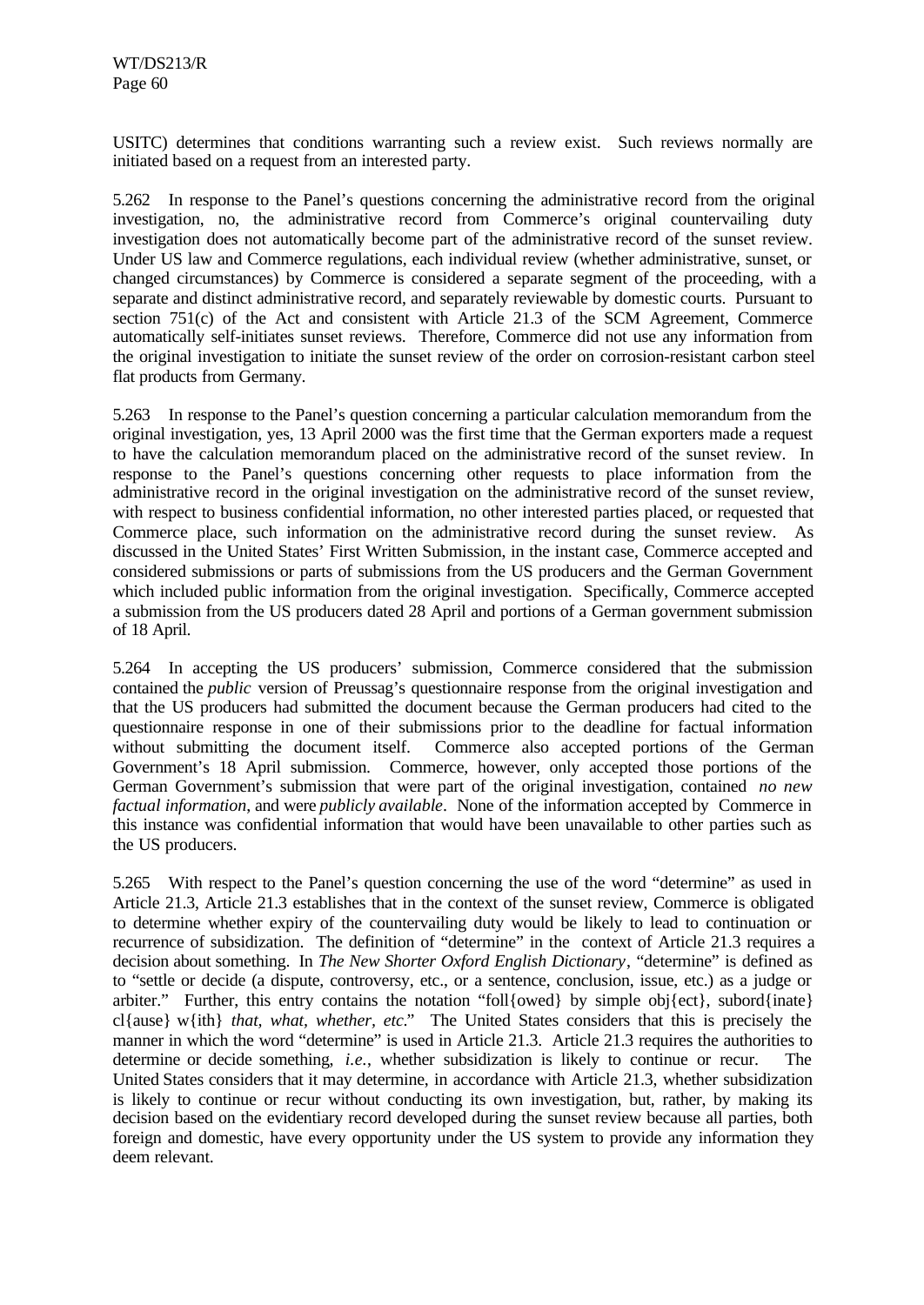USITC) determines that conditions warranting such a review exist. Such reviews normally are initiated based on a request from an interested party.

5.262 In response to the Panel's questions concerning the administrative record from the original investigation, no, the administrative record from Commerce's original countervailing duty investigation does not automatically become part of the administrative record of the sunset review. Under US law and Commerce regulations, each individual review (whether administrative, sunset, or changed circumstances) by Commerce is considered a separate segment of the proceeding, with a separate and distinct administrative record, and separately reviewable by domestic courts. Pursuant to section 751(c) of the Act and consistent with Article 21.3 of the SCM Agreement, Commerce automatically self-initiates sunset reviews. Therefore, Commerce did not use any information from the original investigation to initiate the sunset review of the order on corrosion-resistant carbon steel flat products from Germany.

5.263 In response to the Panel's question concerning a particular calculation memorandum from the original investigation, yes, 13 April 2000 was the first time that the German exporters made a request to have the calculation memorandum placed on the administrative record of the sunset review. In response to the Panel's questions concerning other requests to place information from the administrative record in the original investigation on the administrative record of the sunset review, with respect to business confidential information, no other interested parties placed, or requested that Commerce place, such information on the administrative record during the sunset review. As discussed in the United States' First Written Submission, in the instant case, Commerce accepted and considered submissions or parts of submissions from the US producers and the German Government which included public information from the original investigation. Specifically, Commerce accepted a submission from the US producers dated 28 April and portions of a German government submission of 18 April.

5.264 In accepting the US producers' submission, Commerce considered that the submission contained the *public* version of Preussag's questionnaire response from the original investigation and that the US producers had submitted the document because the German producers had cited to the questionnaire response in one of their submissions prior to the deadline for factual information without submitting the document itself. Commerce also accepted portions of the German Government's 18 April submission. Commerce, however, only accepted those portions of the German Government's submission that were part of the original investigation, contained *no new factual information*, and were *publicly available*. None of the information accepted by Commerce in this instance was confidential information that would have been unavailable to other parties such as the US producers.

5.265 With respect to the Panel's question concerning the use of the word "determine" as used in Article 21.3, Article 21.3 establishes that in the context of the sunset review, Commerce is obligated to determine whether expiry of the countervailing duty would be likely to lead to continuation or recurrence of subsidization. The definition of "determine" in the context of Article 21.3 requires a decision about something. In *The New Shorter Oxford English Dictionary*, "determine" is defined as to "settle or decide (a dispute, controversy, etc., or a sentence, conclusion, issue, etc.) as a judge or arbiter." Further, this entry contains the notation "foll{owed} by simple obj{ect}, subord{inate} cl{ause} w{ith} *that, what, whether, etc*." The United States considers that this is precisely the manner in which the word "determine" is used in Article 21.3. Article 21.3 requires the authorities to determine or decide something, *i.e.*, whether subsidization is likely to continue or recur. The United States considers that it may determine, in accordance with Article 21.3, whether subsidization is likely to continue or recur without conducting its own investigation, but, rather, by making its decision based on the evidentiary record developed during the sunset review because all parties, both foreign and domestic, have every opportunity under the US system to provide any information they deem relevant.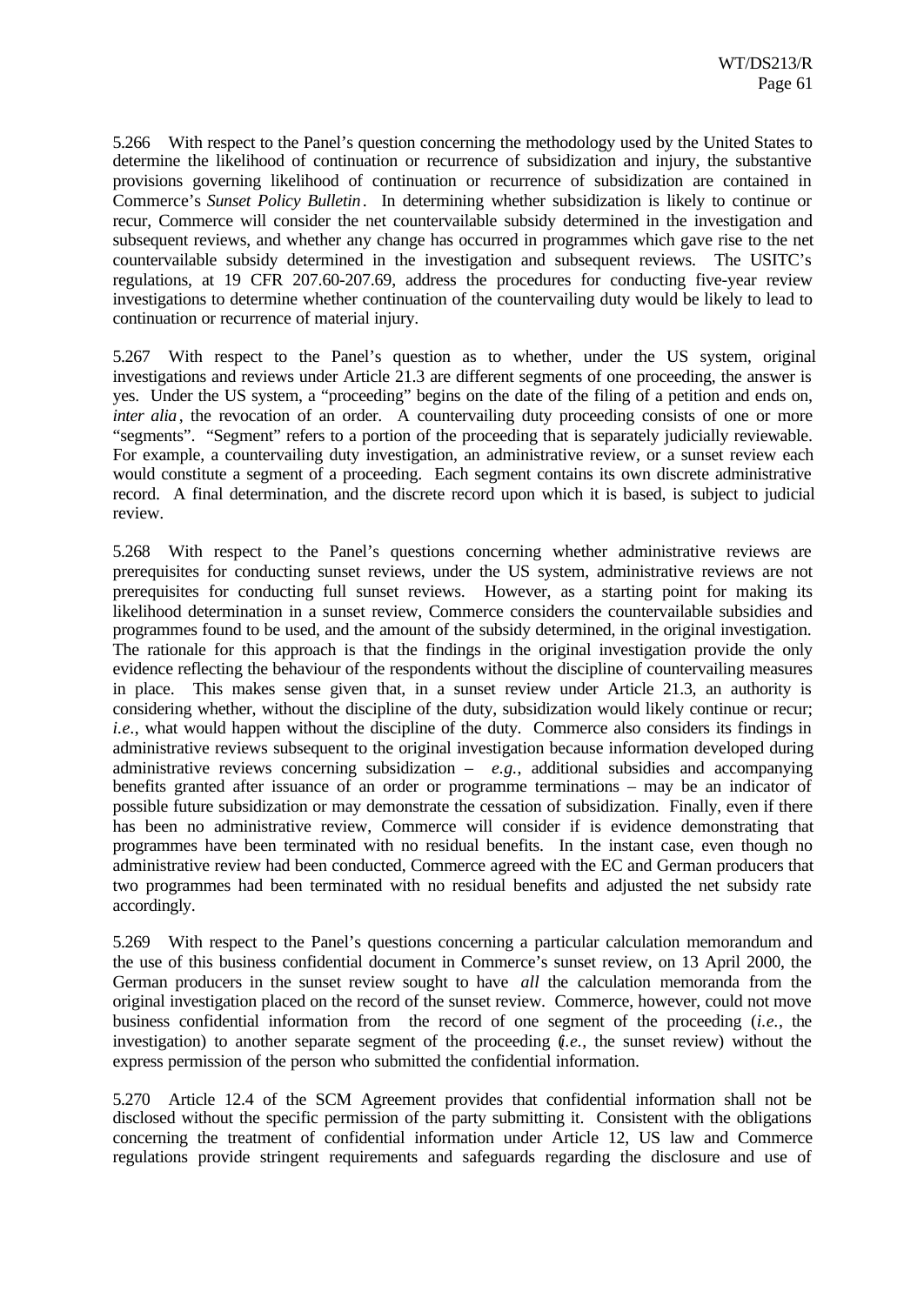5.266 With respect to the Panel's question concerning the methodology used by the United States to determine the likelihood of continuation or recurrence of subsidization and injury, the substantive provisions governing likelihood of continuation or recurrence of subsidization are contained in Commerce's *Sunset Policy Bulletin*. In determining whether subsidization is likely to continue or recur, Commerce will consider the net countervailable subsidy determined in the investigation and subsequent reviews, and whether any change has occurred in programmes which gave rise to the net countervailable subsidy determined in the investigation and subsequent reviews. The USITC's regulations, at 19 CFR 207.60-207.69, address the procedures for conducting five-year review investigations to determine whether continuation of the countervailing duty would be likely to lead to continuation or recurrence of material injury.

5.267 With respect to the Panel's question as to whether, under the US system, original investigations and reviews under Article 21.3 are different segments of one proceeding, the answer is yes. Under the US system, a "proceeding" begins on the date of the filing of a petition and ends on, *inter alia*, the revocation of an order. A countervailing duty proceeding consists of one or more "segments". "Segment" refers to a portion of the proceeding that is separately judicially reviewable. For example, a countervailing duty investigation, an administrative review, or a sunset review each would constitute a segment of a proceeding. Each segment contains its own discrete administrative record. A final determination, and the discrete record upon which it is based, is subject to judicial review.

5.268 With respect to the Panel's questions concerning whether administrative reviews are prerequisites for conducting sunset reviews, under the US system, administrative reviews are not prerequisites for conducting full sunset reviews. However, as a starting point for making its likelihood determination in a sunset review, Commerce considers the countervailable subsidies and programmes found to be used, and the amount of the subsidy determined, in the original investigation. The rationale for this approach is that the findings in the original investigation provide the only evidence reflecting the behaviour of the respondents without the discipline of countervailing measures in place. This makes sense given that, in a sunset review under Article 21.3, an authority is considering whether, without the discipline of the duty, subsidization would likely continue or recur; *i.e.*, what would happen without the discipline of the duty. Commerce also considers its findings in administrative reviews subsequent to the original investigation because information developed during administrative reviews concerning subsidization – *e.g.*, additional subsidies and accompanying benefits granted after issuance of an order or programme terminations – may be an indicator of possible future subsidization or may demonstrate the cessation of subsidization. Finally, even if there has been no administrative review, Commerce will consider if is evidence demonstrating that programmes have been terminated with no residual benefits. In the instant case, even though no administrative review had been conducted, Commerce agreed with the EC and German producers that two programmes had been terminated with no residual benefits and adjusted the net subsidy rate accordingly.

5.269 With respect to the Panel's questions concerning a particular calculation memorandum and the use of this business confidential document in Commerce's sunset review, on 13 April 2000, the German producers in the sunset review sought to have *all* the calculation memoranda from the original investigation placed on the record of the sunset review. Commerce, however, could not move business confidential information from the record of one segment of the proceeding (*i.e.*, the investigation) to another separate segment of the proceeding (*i.e.*, the sunset review) without the express permission of the person who submitted the confidential information.

5.270 Article 12.4 of the SCM Agreement provides that confidential information shall not be disclosed without the specific permission of the party submitting it. Consistent with the obligations concerning the treatment of confidential information under Article 12, US law and Commerce regulations provide stringent requirements and safeguards regarding the disclosure and use of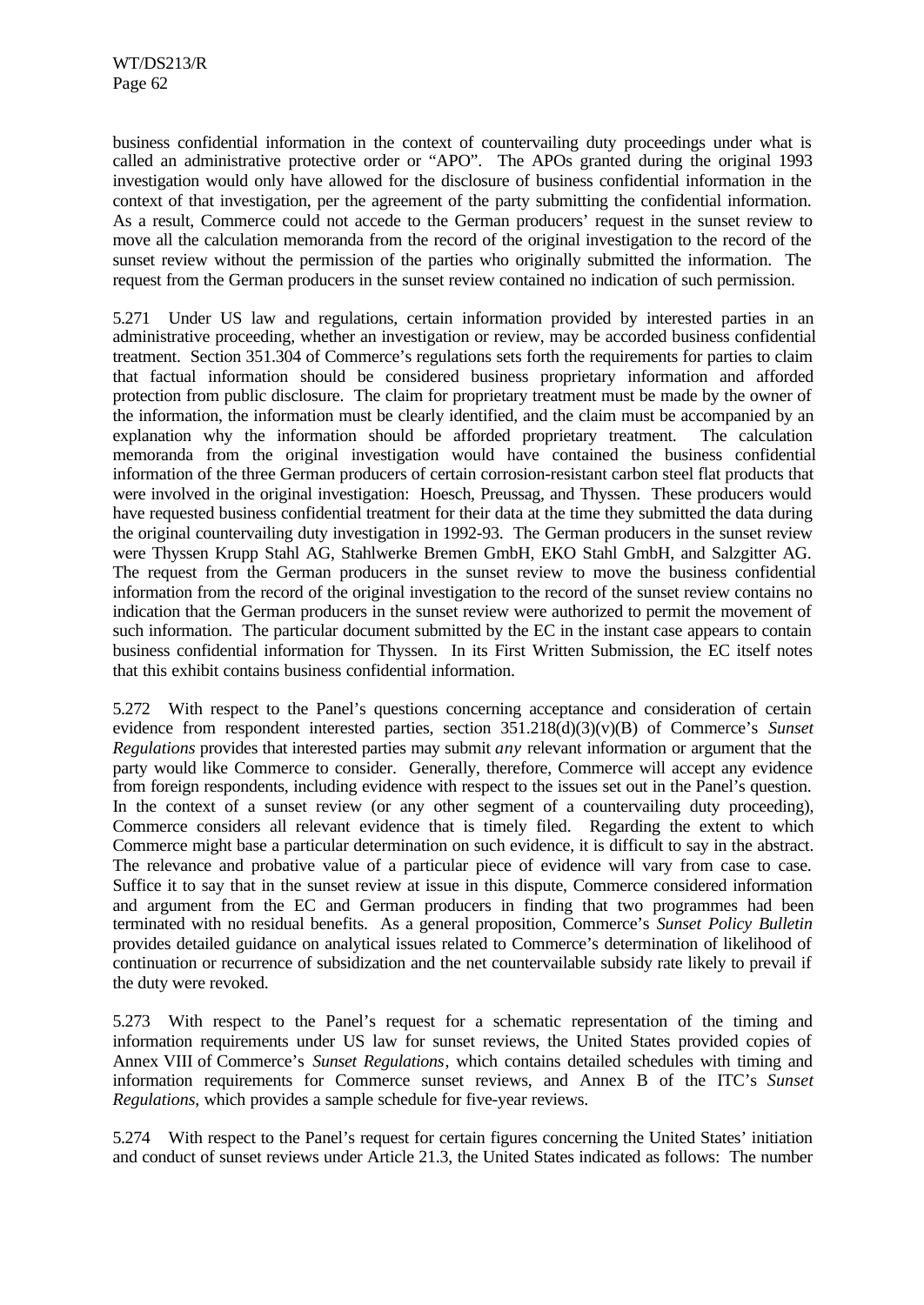business confidential information in the context of countervailing duty proceedings under what is called an administrative protective order or "APO". The APOs granted during the original 1993 investigation would only have allowed for the disclosure of business confidential information in the context of that investigation, per the agreement of the party submitting the confidential information. As a result, Commerce could not accede to the German producers' request in the sunset review to move all the calculation memoranda from the record of the original investigation to the record of the sunset review without the permission of the parties who originally submitted the information. The request from the German producers in the sunset review contained no indication of such permission.

5.271 Under US law and regulations, certain information provided by interested parties in an administrative proceeding, whether an investigation or review, may be accorded business confidential treatment. Section 351.304 of Commerce's regulations sets forth the requirements for parties to claim that factual information should be considered business proprietary information and afforded protection from public disclosure. The claim for proprietary treatment must be made by the owner of the information, the information must be clearly identified, and the claim must be accompanied by an explanation why the information should be afforded proprietary treatment. The calculation memoranda from the original investigation would have contained the business confidential information of the three German producers of certain corrosion-resistant carbon steel flat products that were involved in the original investigation: Hoesch, Preussag, and Thyssen. These producers would have requested business confidential treatment for their data at the time they submitted the data during the original countervailing duty investigation in 1992-93. The German producers in the sunset review were Thyssen Krupp Stahl AG, Stahlwerke Bremen GmbH, EKO Stahl GmbH, and Salzgitter AG. The request from the German producers in the sunset review to move the business confidential information from the record of the original investigation to the record of the sunset review contains no indication that the German producers in the sunset review were authorized to permit the movement of such information. The particular document submitted by the EC in the instant case appears to contain business confidential information for Thyssen. In its First Written Submission, the EC itself notes that this exhibit contains business confidential information.

5.272 With respect to the Panel's questions concerning acceptance and consideration of certain evidence from respondent interested parties, section 351.218(d)(3)(v)(B) of Commerce's *Sunset Regulations* provides that interested parties may submit *any* relevant information or argument that the party would like Commerce to consider. Generally, therefore, Commerce will accept any evidence from foreign respondents, including evidence with respect to the issues set out in the Panel's question. In the context of a sunset review (or any other segment of a countervailing duty proceeding), Commerce considers all relevant evidence that is timely filed. Regarding the extent to which Commerce might base a particular determination on such evidence, it is difficult to say in the abstract. The relevance and probative value of a particular piece of evidence will vary from case to case. Suffice it to say that in the sunset review at issue in this dispute, Commerce considered information and argument from the EC and German producers in finding that two programmes had been terminated with no residual benefits. As a general proposition, Commerce's *Sunset Policy Bulletin* provides detailed guidance on analytical issues related to Commerce's determination of likelihood of continuation or recurrence of subsidization and the net countervailable subsidy rate likely to prevail if the duty were revoked.

5.273 With respect to the Panel's request for a schematic representation of the timing and information requirements under US law for sunset reviews, the United States provided copies of Annex VIII of Commerce's *Sunset Regulations*, which contains detailed schedules with timing and information requirements for Commerce sunset reviews, and Annex B of the ITC's *Sunset Regulations*, which provides a sample schedule for five-year reviews.

5.274 With respect to the Panel's request for certain figures concerning the United States' initiation and conduct of sunset reviews under Article 21.3, the United States indicated as follows: The number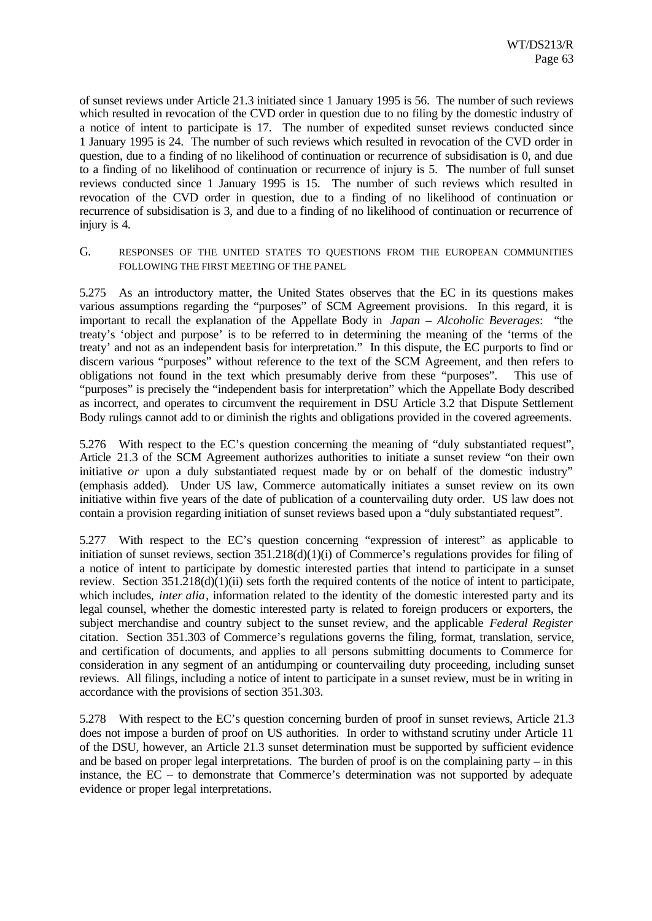of sunset reviews under Article 21.3 initiated since 1 January 1995 is 56. The number of such reviews which resulted in revocation of the CVD order in question due to no filing by the domestic industry of a notice of intent to participate is 17. The number of expedited sunset reviews conducted since 1 January 1995 is 24. The number of such reviews which resulted in revocation of the CVD order in question, due to a finding of no likelihood of continuation or recurrence of subsidisation is 0, and due to a finding of no likelihood of continuation or recurrence of injury is 5. The number of full sunset reviews conducted since 1 January 1995 is 15. The number of such reviews which resulted in revocation of the CVD order in question, due to a finding of no likelihood of continuation or recurrence of subsidisation is 3, and due to a finding of no likelihood of continuation or recurrence of injury is 4.

## G. RESPONSES OF THE UNITED STATES TO QUESTIONS FROM THE EUROPEAN COMMUNITIES FOLLOWING THE FIRST MEETING OF THE PANEL

5.275 As an introductory matter, the United States observes that the EC in its questions makes various assumptions regarding the "purposes" of SCM Agreement provisions. In this regard, it is important to recall the explanation of the Appellate Body in *Japan – Alcoholic Beverages*: "the treaty's 'object and purpose' is to be referred to in determining the meaning of the 'terms of the treaty' and not as an independent basis for interpretation." In this dispute, the EC purports to find or discern various "purposes" without reference to the text of the SCM Agreement, and then refers to obligations not found in the text which presumably derive from these "purposes". This use of "purposes" is precisely the "independent basis for interpretation" which the Appellate Body described as incorrect, and operates to circumvent the requirement in DSU Article 3.2 that Dispute Settlement Body rulings cannot add to or diminish the rights and obligations provided in the covered agreements.

5.276 With respect to the EC's question concerning the meaning of "duly substantiated request", Article 21.3 of the SCM Agreement authorizes authorities to initiate a sunset review "on their own initiative *or* upon a duly substantiated request made by or on behalf of the domestic industry" (emphasis added). Under US law, Commerce automatically initiates a sunset review on its own initiative within five years of the date of publication of a countervailing duty order. US law does not contain a provision regarding initiation of sunset reviews based upon a "duly substantiated request".

5.277 With respect to the EC's question concerning "expression of interest" as applicable to initiation of sunset reviews, section 351.218(d)(1)(i) of Commerce's regulations provides for filing of a notice of intent to participate by domestic interested parties that intend to participate in a sunset review. Section 351.218(d)(1)(ii) sets forth the required contents of the notice of intent to participate, which includes, *inter alia*, information related to the identity of the domestic interested party and its legal counsel, whether the domestic interested party is related to foreign producers or exporters, the subject merchandise and country subject to the sunset review, and the applicable *Federal Register* citation. Section 351.303 of Commerce's regulations governs the filing, format, translation, service, and certification of documents, and applies to all persons submitting documents to Commerce for consideration in any segment of an antidumping or countervailing duty proceeding, including sunset reviews. All filings, including a notice of intent to participate in a sunset review, must be in writing in accordance with the provisions of section 351.303.

5.278 With respect to the EC's question concerning burden of proof in sunset reviews, Article 21.3 does not impose a burden of proof on US authorities. In order to withstand scrutiny under Article 11 of the DSU, however, an Article 21.3 sunset determination must be supported by sufficient evidence and be based on proper legal interpretations. The burden of proof is on the complaining party – in this instance, the EC – to demonstrate that Commerce's determination was not supported by adequate evidence or proper legal interpretations.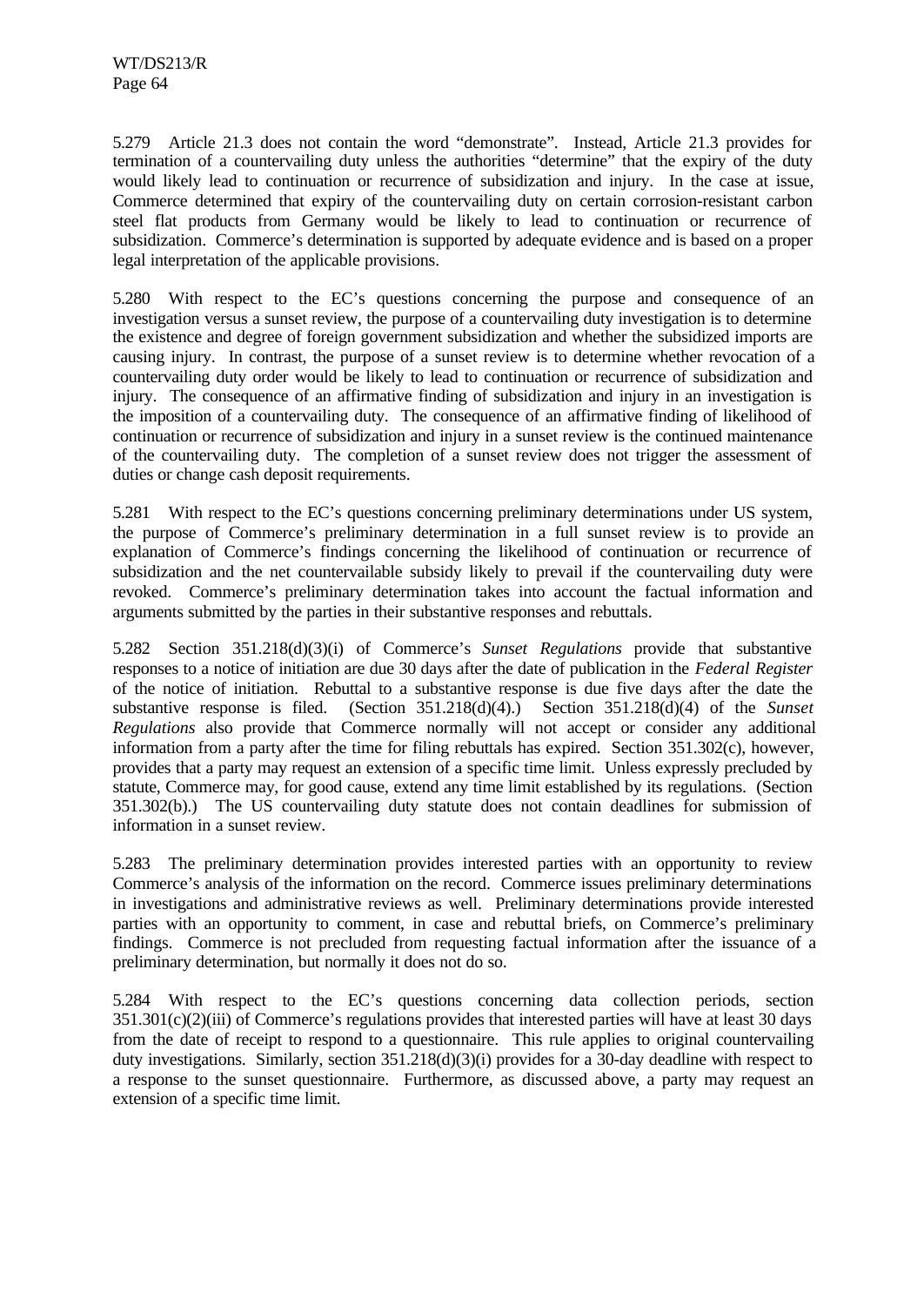5.279 Article 21.3 does not contain the word "demonstrate". Instead, Article 21.3 provides for termination of a countervailing duty unless the authorities "determine" that the expiry of the duty would likely lead to continuation or recurrence of subsidization and injury. In the case at issue, Commerce determined that expiry of the countervailing duty on certain corrosion-resistant carbon steel flat products from Germany would be likely to lead to continuation or recurrence of subsidization. Commerce's determination is supported by adequate evidence and is based on a proper legal interpretation of the applicable provisions.

5.280 With respect to the EC's questions concerning the purpose and consequence of an investigation versus a sunset review, the purpose of a countervailing duty investigation is to determine the existence and degree of foreign government subsidization and whether the subsidized imports are causing injury. In contrast, the purpose of a sunset review is to determine whether revocation of a countervailing duty order would be likely to lead to continuation or recurrence of subsidization and injury. The consequence of an affirmative finding of subsidization and injury in an investigation is the imposition of a countervailing duty. The consequence of an affirmative finding of likelihood of continuation or recurrence of subsidization and injury in a sunset review is the continued maintenance of the countervailing duty. The completion of a sunset review does not trigger the assessment of duties or change cash deposit requirements.

5.281 With respect to the EC's questions concerning preliminary determinations under US system, the purpose of Commerce's preliminary determination in a full sunset review is to provide an explanation of Commerce's findings concerning the likelihood of continuation or recurrence of subsidization and the net countervailable subsidy likely to prevail if the countervailing duty were revoked. Commerce's preliminary determination takes into account the factual information and arguments submitted by the parties in their substantive responses and rebuttals.

5.282 Section 351.218(d)(3)(i) of Commerce's *Sunset Regulations* provide that substantive responses to a notice of initiation are due 30 days after the date of publication in the *Federal Register* of the notice of initiation. Rebuttal to a substantive response is due five days after the date the substantive response is filed. (Section 351.218(d)(4).) Section 351.218(d)(4) of the *Sunset Regulations* also provide that Commerce normally will not accept or consider any additional information from a party after the time for filing rebuttals has expired. Section 351.302(c), however, provides that a party may request an extension of a specific time limit. Unless expressly precluded by statute, Commerce may, for good cause, extend any time limit established by its regulations. (Section 351.302(b).) The US countervailing duty statute does not contain deadlines for submission of information in a sunset review.

5.283 The preliminary determination provides interested parties with an opportunity to review Commerce's analysis of the information on the record. Commerce issues preliminary determinations in investigations and administrative reviews as well. Preliminary determinations provide interested parties with an opportunity to comment, in case and rebuttal briefs, on Commerce's preliminary findings. Commerce is not precluded from requesting factual information after the issuance of a preliminary determination, but normally it does not do so.

5.284 With respect to the EC's questions concerning data collection periods, section 351.301(c)(2)(iii) of Commerce's regulations provides that interested parties will have at least 30 days from the date of receipt to respond to a questionnaire. This rule applies to original countervailing duty investigations. Similarly, section 351.218(d)(3)(i) provides for a 30-day deadline with respect to a response to the sunset questionnaire. Furthermore, as discussed above, a party may request an extension of a specific time limit.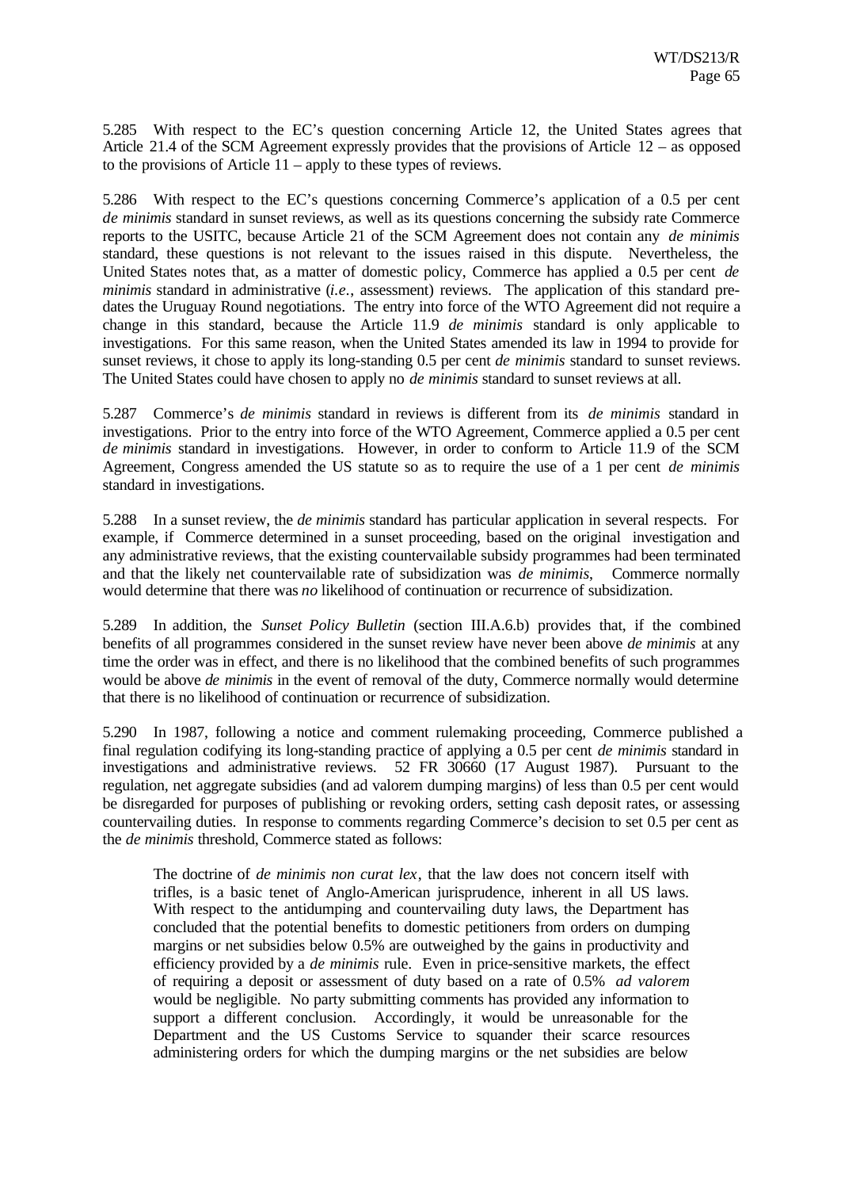5.285 With respect to the EC's question concerning Article 12, the United States agrees that Article 21.4 of the SCM Agreement expressly provides that the provisions of Article 12 – as opposed to the provisions of Article 11 – apply to these types of reviews.

5.286 With respect to the EC's questions concerning Commerce's application of a 0.5 per cent *de minimis* standard in sunset reviews, as well as its questions concerning the subsidy rate Commerce reports to the USITC, because Article 21 of the SCM Agreement does not contain any *de minimis* standard, these questions is not relevant to the issues raised in this dispute. Nevertheless, the United States notes that, as a matter of domestic policy, Commerce has applied a 0.5 per cent *de minimis* standard in administrative (*i.e.*, assessment) reviews. The application of this standard pre-dates the Uruguay Round negotiations. The entry into force of the WTO Agreement did not require a change in this standard, because the Article 11.9 *de minimis* standard is only applicable to investigations. For this same reason, when the United States amended its law in 1994 to provide for sunset reviews, it chose to apply its long-standing 0.5 per cent *de minimis* standard to sunset reviews. The United States could have chosen to apply no *de minimis* standard to sunset reviews at all.

5.287 Commerce's *de minimis* standard in reviews is different from its *de minimis* standard in investigations. Prior to the entry into force of the WTO Agreement, Commerce applied a 0.5 per cent *de minimis* standard in investigations. However, in order to conform to Article 11.9 of the SCM Agreement, Congress amended the US statute so as to require the use of a 1 per cent *de minimis* standard in investigations.

5.288 In a sunset review, the *de minimis* standard has particular application in several respects. For example, if Commerce determined in a sunset proceeding, based on the original investigation and any administrative reviews, that the existing countervailable subsidy programmes had been terminated and that the likely net countervailable rate of subsidization was *de minimis*, Commerce normally would determine that there was *no* likelihood of continuation or recurrence of subsidization.

5.289 In addition, the *Sunset Policy Bulletin* (section III.A.6.b) provides that, if the combined benefits of all programmes considered in the sunset review have never been above *de minimis* at any time the order was in effect, and there is no likelihood that the combined benefits of such programmes would be above *de minimis* in the event of removal of the duty, Commerce normally would determine that there is no likelihood of continuation or recurrence of subsidization.

5.290 In 1987, following a notice and comment rulemaking proceeding, Commerce published a final regulation codifying its long-standing practice of applying a 0.5 per cent *de minimis* standard in investigations and administrative reviews. 52 FR 30660 (17 August 1987). Pursuant to the regulation, net aggregate subsidies (and ad valorem dumping margins) of less than 0.5 per cent would be disregarded for purposes of publishing or revoking orders, setting cash deposit rates, or assessing countervailing duties. In response to comments regarding Commerce's decision to set 0.5 per cent as the *de minimis* threshold, Commerce stated as follows:

> The doctrine of *de minimis non curat lex*, that the law does not concern itself with trifles, is a basic tenet of Anglo-American jurisprudence, inherent in all US laws. With respect to the antidumping and countervailing duty laws, the Department has concluded that the potential benefits to domestic petitioners from orders on dumping margins or net subsidies below 0.5% are outweighed by the gains in productivity and efficiency provided by a *de minimis* rule. Even in price-sensitive markets, the effect of requiring a deposit or assessment of duty based on a rate of 0.5% *ad valorem* would be negligible. No party submitting comments has provided any information to support a different conclusion. Accordingly, it would be unreasonable for the Department and the US Customs Service to squander their scarce resources administering orders for which the dumping margins or the net subsidies are below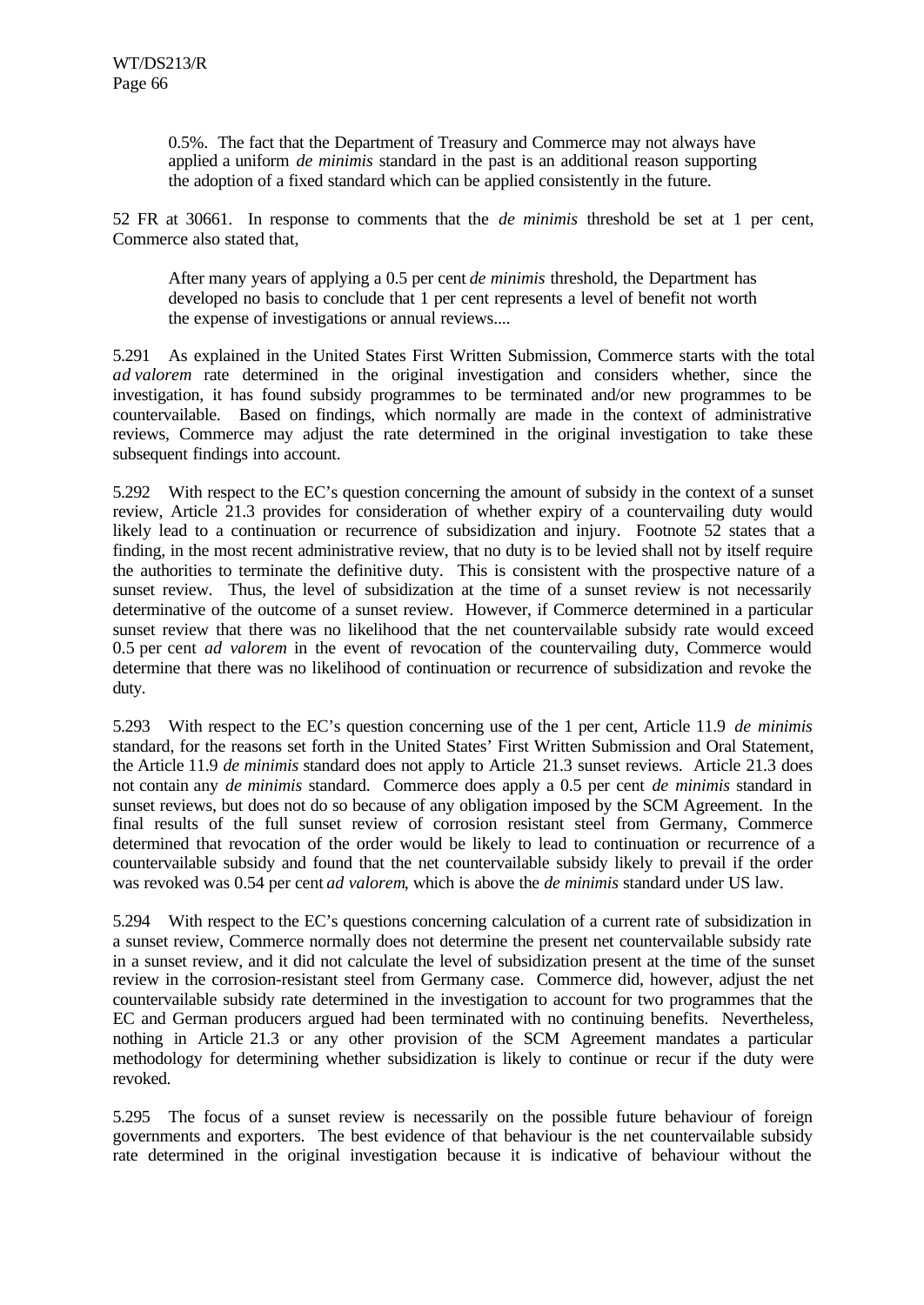> 0.5%. The fact that the Department of Treasury and Commerce may not always have applied a uniform *de minimis* standard in the past is an additional reason supporting the adoption of a fixed standard which can be applied consistently in the future.

52 FR at 30661. In response to comments that the *de minimis* threshold be set at 1 per cent, Commerce also stated that,

> After many years of applying a 0.5 per cent *de minimis* threshold, the Department has developed no basis to conclude that 1 per cent represents a level of benefit not worth the expense of investigations or annual reviews....

5.291 As explained in the United States First Written Submission, Commerce starts with the total *ad valorem* rate determined in the original investigation and considers whether, since the investigation, it has found subsidy programmes to be terminated and/or new programmes to be countervailable. Based on findings, which normally are made in the context of administrative reviews, Commerce may adjust the rate determined in the original investigation to take these subsequent findings into account.

5.292 With respect to the EC's question concerning the amount of subsidy in the context of a sunset review, Article 21.3 provides for consideration of whether expiry of a countervailing duty would likely lead to a continuation or recurrence of subsidization and injury. Footnote 52 states that a finding, in the most recent administrative review, that no duty is to be levied shall not by itself require the authorities to terminate the definitive duty. This is consistent with the prospective nature of a sunset review. Thus, the level of subsidization at the time of a sunset review is not necessarily determinative of the outcome of a sunset review. However, if Commerce determined in a particular sunset review that there was no likelihood that the net countervailable subsidy rate would exceed 0.5 per cent *ad valorem* in the event of revocation of the countervailing duty, Commerce would determine that there was no likelihood of continuation or recurrence of subsidization and revoke the duty.

5.293 With respect to the EC's question concerning use of the 1 per cent, Article 11.9 *de minimis* standard, for the reasons set forth in the United States' First Written Submission and Oral Statement, the Article 11.9 *de minimis* standard does not apply to Article 21.3 sunset reviews. Article 21.3 does not contain any *de minimis* standard. Commerce does apply a 0.5 per cent *de minimis* standard in sunset reviews, but does not do so because of any obligation imposed by the SCM Agreement. In the final results of the full sunset review of corrosion resistant steel from Germany, Commerce determined that revocation of the order would be likely to lead to continuation or recurrence of a countervailable subsidy and found that the net countervailable subsidy likely to prevail if the order was revoked was 0.54 per cent *ad valorem*, which is above the *de minimis* standard under US law.

5.294 With respect to the EC's questions concerning calculation of a current rate of subsidization in a sunset review, Commerce normally does not determine the present net countervailable subsidy rate in a sunset review, and it did not calculate the level of subsidization present at the time of the sunset review in the corrosion-resistant steel from Germany case. Commerce did, however, adjust the net countervailable subsidy rate determined in the investigation to account for two programmes that the EC and German producers argued had been terminated with no continuing benefits. Nevertheless, nothing in Article 21.3 or any other provision of the SCM Agreement mandates a particular methodology for determining whether subsidization is likely to continue or recur if the duty were revoked.

5.295 The focus of a sunset review is necessarily on the possible future behaviour of foreign governments and exporters. The best evidence of that behaviour is the net countervailable subsidy rate determined in the original investigation because it is indicative of behaviour without the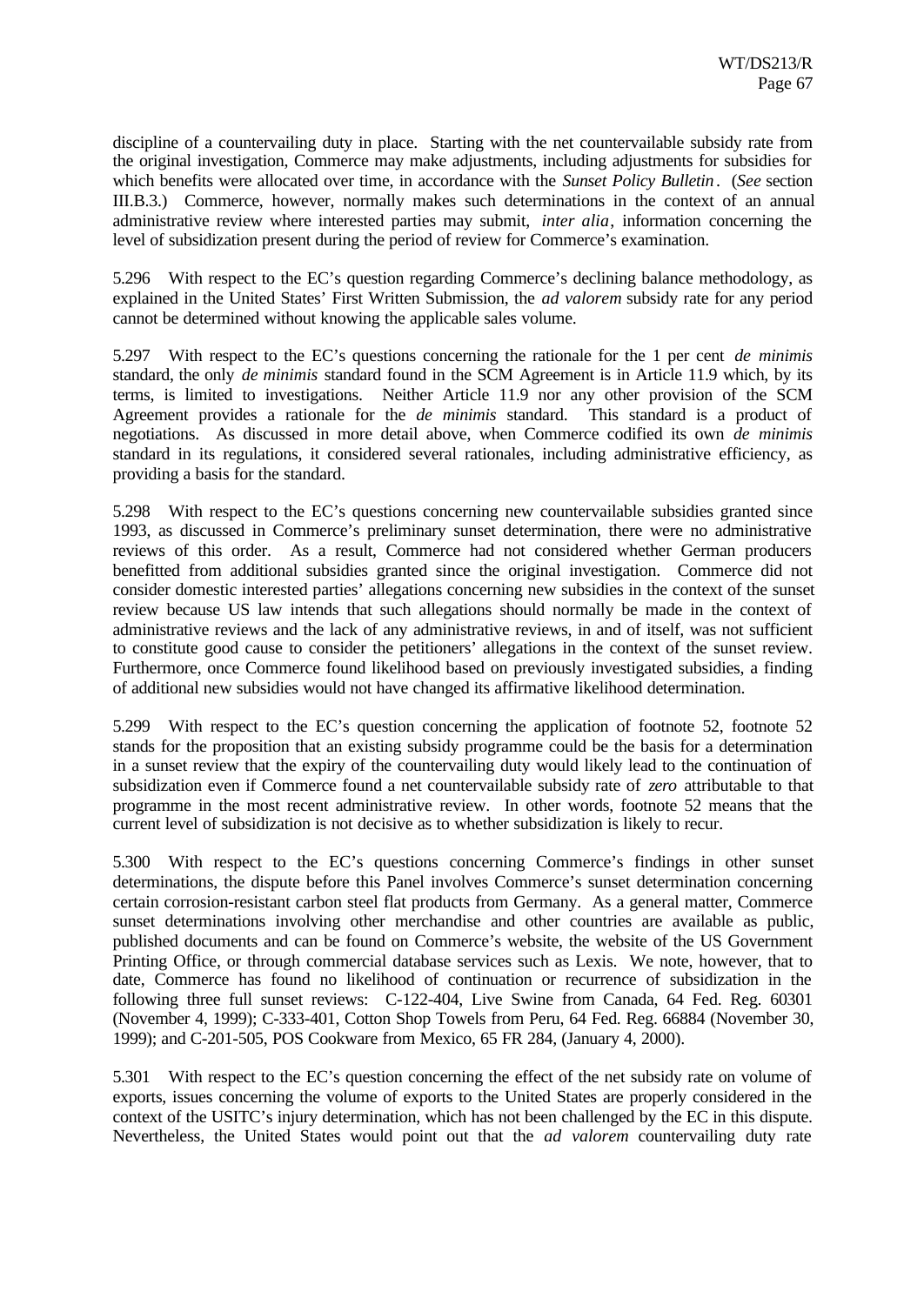discipline of a countervailing duty in place. Starting with the net countervailable subsidy rate from the original investigation, Commerce may make adjustments, including adjustments for subsidies for which benefits were allocated over time, in accordance with the *Sunset Policy Bulletin*. (*See* section III.B.3.) Commerce, however, normally makes such determinations in the context of an annual administrative review where interested parties may submit, *inter alia*, information concerning the level of subsidization present during the period of review for Commerce's examination.

5.296 With respect to the EC's question regarding Commerce's declining balance methodology, as explained in the United States' First Written Submission, the *ad valorem* subsidy rate for any period cannot be determined without knowing the applicable sales volume.

5.297 With respect to the EC's questions concerning the rationale for the 1 per cent *de minimis* standard, the only *de minimis* standard found in the SCM Agreement is in Article 11.9 which, by its terms, is limited to investigations. Neither Article 11.9 nor any other provision of the SCM Agreement provides a rationale for the *de minimis* standard. This standard is a product of negotiations. As discussed in more detail above, when Commerce codified its own *de minimis* standard in its regulations, it considered several rationales, including administrative efficiency, as providing a basis for the standard.

5.298 With respect to the EC's questions concerning new countervailable subsidies granted since 1993, as discussed in Commerce's preliminary sunset determination, there were no administrative reviews of this order. As a result, Commerce had not considered whether German producers benefitted from additional subsidies granted since the original investigation. Commerce did not consider domestic interested parties' allegations concerning new subsidies in the context of the sunset review because US law intends that such allegations should normally be made in the context of administrative reviews and the lack of any administrative reviews, in and of itself, was not sufficient to constitute good cause to consider the petitioners' allegations in the context of the sunset review. Furthermore, once Commerce found likelihood based on previously investigated subsidies, a finding of additional new subsidies would not have changed its affirmative likelihood determination.

5.299 With respect to the EC's question concerning the application of footnote 52, footnote 52 stands for the proposition that an existing subsidy programme could be the basis for a determination in a sunset review that the expiry of the countervailing duty would likely lead to the continuation of subsidization even if Commerce found a net countervailable subsidy rate of *zero* attributable to that programme in the most recent administrative review. In other words, footnote 52 means that the current level of subsidization is not decisive as to whether subsidization is likely to recur.

5.300 With respect to the EC's questions concerning Commerce's findings in other sunset determinations, the dispute before this Panel involves Commerce's sunset determination concerning certain corrosion-resistant carbon steel flat products from Germany. As a general matter, Commerce sunset determinations involving other merchandise and other countries are available as public, published documents and can be found on Commerce's website, the website of the US Government Printing Office, or through commercial database services such as Lexis. We note, however, that to date, Commerce has found no likelihood of continuation or recurrence of subsidization in the following three full sunset reviews: C-122-404, Live Swine from Canada, 64 Fed. Reg. 60301 (November 4, 1999); C-333-401, Cotton Shop Towels from Peru, 64 Fed. Reg. 66884 (November 30, 1999); and C-201-505, POS Cookware from Mexico, 65 FR 284, (January 4, 2000).

5.301 With respect to the EC's question concerning the effect of the net subsidy rate on volume of exports, issues concerning the volume of exports to the United States are properly considered in the context of the USITC's injury determination, which has not been challenged by the EC in this dispute. Nevertheless, the United States would point out that the *ad valorem* countervailing duty rate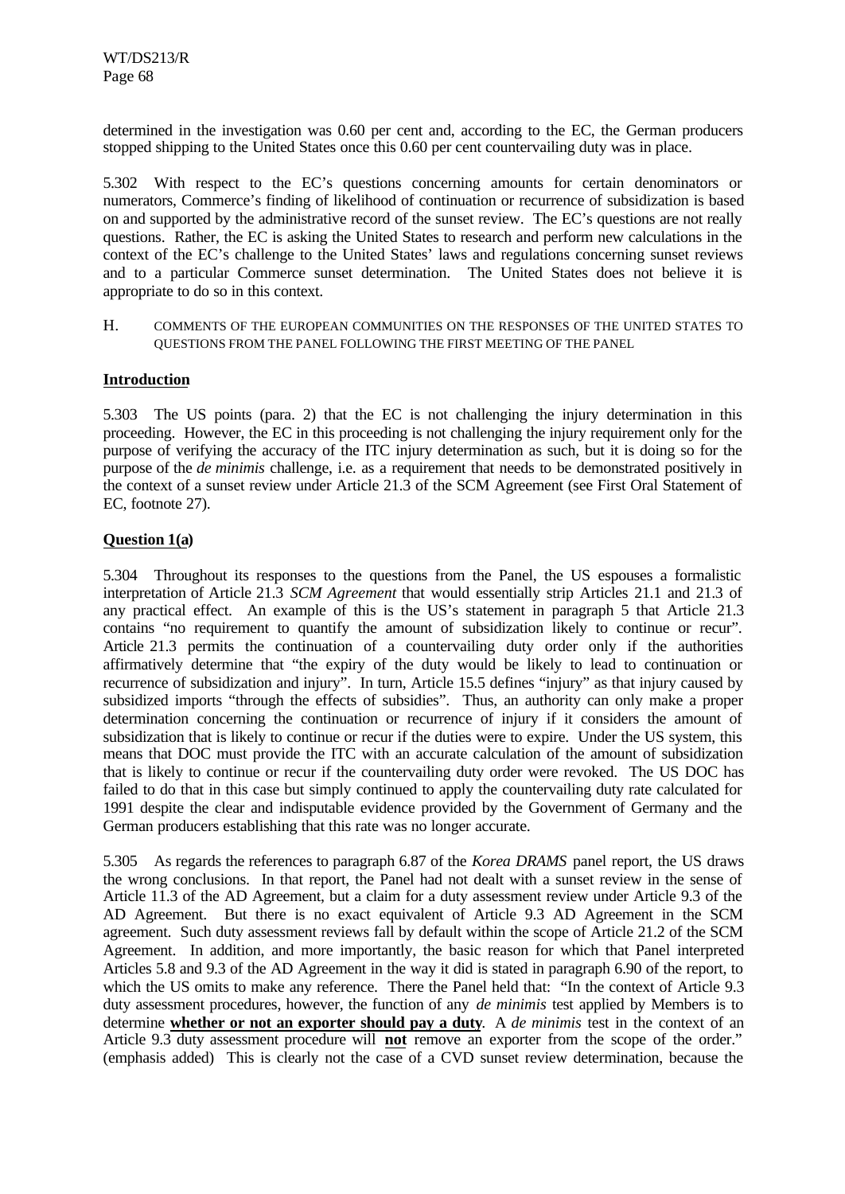determined in the investigation was 0.60 per cent and, according to the EC, the German producers stopped shipping to the United States once this 0.60 per cent countervailing duty was in place.

5.302 With respect to the EC's questions concerning amounts for certain denominators or numerators, Commerce's finding of likelihood of continuation or recurrence of subsidization is based on and supported by the administrative record of the sunset review. The EC's questions are not really questions. Rather, the EC is asking the United States to research and perform new calculations in the context of the EC's challenge to the United States' laws and regulations concerning sunset reviews and to a particular Commerce sunset determination. The United States does not believe it is appropriate to do so in this context.

## H. COMMENTS OF THE EUROPEAN COMMUNITIES ON THE RESPONSES OF THE UNITED STATES TO QUESTIONS FROM THE PANEL FOLLOWING THE FIRST MEETING OF THE PANEL

### Introduction

5.303 The US points (para. 2) that the EC is not challenging the injury determination in this proceeding. However, the EC in this proceeding is not challenging the injury requirement only for the purpose of verifying the accuracy of the ITC injury determination as such, but it is doing so for the purpose of the *de minimis* challenge, i.e. as a requirement that needs to be demonstrated positively in the context of a sunset review under Article 21.3 of the SCM Agreement (see First Oral Statement of EC, footnote 27).

### Question 1(a)

5.304 Throughout its responses to the questions from the Panel, the US espouses a formalistic interpretation of Article 21.3 *SCM Agreement* that would essentially strip Articles 21.1 and 21.3 of any practical effect. An example of this is the US's statement in paragraph 5 that Article 21.3 contains "no requirement to quantify the amount of subsidization likely to continue or recur". Article 21.3 permits the continuation of a countervailing duty order only if the authorities affirmatively determine that "the expiry of the duty would be likely to lead to continuation or recurrence of subsidization and injury". In turn, Article 15.5 defines "injury" as that injury caused by subsidized imports "through the effects of subsidies". Thus, an authority can only make a proper determination concerning the continuation or recurrence of injury if it considers the amount of subsidization that is likely to continue or recur if the duties were to expire. Under the US system, this means that DOC must provide the ITC with an accurate calculation of the amount of subsidization that is likely to continue or recur if the countervailing duty order were revoked. The US DOC has failed to do that in this case but simply continued to apply the countervailing duty rate calculated for 1991 despite the clear and indisputable evidence provided by the Government of Germany and the German producers establishing that this rate was no longer accurate.

5.305 As regards the references to paragraph 6.87 of the *Korea DRAMS* panel report, the US draws the wrong conclusions. In that report, the Panel had not dealt with a sunset review in the sense of Article 11.3 of the AD Agreement, but a claim for a duty assessment review under Article 9.3 of the AD Agreement. But there is no exact equivalent of Article 9.3 AD Agreement in the SCM agreement. Such duty assessment reviews fall by default within the scope of Article 21.2 of the SCM Agreement. In addition, and more importantly, the basic reason for which that Panel interpreted Articles 5.8 and 9.3 of the AD Agreement in the way it did is stated in paragraph 6.90 of the report, to which the US omits to make any reference. There the Panel held that: "In the context of Article 9.3 duty assessment procedures, however, the function of any *de minimis* test applied by Members is to determine **whether or not an exporter should pay a duty**. A *de minimis* test in the context of an Article 9.3 duty assessment procedure will **not** remove an exporter from the scope of the order." (emphasis added) This is clearly not the case of a CVD sunset review determination, because the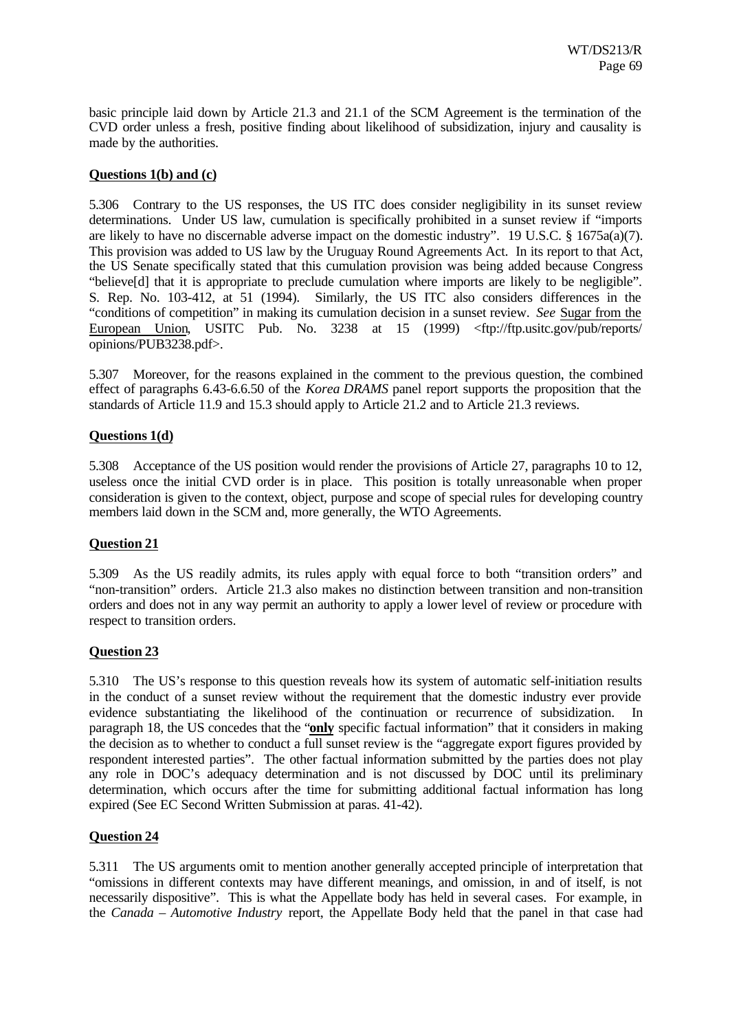basic principle laid down by Article 21.3 and 21.1 of the SCM Agreement is the termination of the CVD order unless a fresh, positive finding about likelihood of subsidization, injury and causality is made by the authorities.

**Questions 1(b) and (c)**

5.306 Contrary to the US responses, the US ITC does consider negligibility in its sunset review determinations. Under US law, cumulation is specifically prohibited in a sunset review if "imports are likely to have no discernable adverse impact on the domestic industry". 19 U.S.C. § 1675a(a)(7). This provision was added to US law by the Uruguay Round Agreements Act. In its report to that Act, the US Senate specifically stated that this cumulation provision was being added because Congress "believe[d] that it is appropriate to preclude cumulation where imports are likely to be negligible". S. Rep. No. 103-412, at 51 (1994). Similarly, the US ITC also considers differences in the "conditions of competition" in making its cumulation decision in a sunset review. *See* Sugar from the European Union, USITC Pub. No. 3238 at 15 (1999) <ftp://ftp.usitc.gov/pub/reports/opinions/PUB3238.pdf>.

5.307 Moreover, for the reasons explained in the comment to the previous question, the combined effect of paragraphs 6.43-6.6.50 of the *Korea DRAMS* panel report supports the proposition that the standards of Article 11.9 and 15.3 should apply to Article 21.2 and to Article 21.3 reviews.

**Questions 1(d)**

5.308 Acceptance of the US position would render the provisions of Article 27, paragraphs 10 to 12, useless once the initial CVD order is in place. This position is totally unreasonable when proper consideration is given to the context, object, purpose and scope of special rules for developing country members laid down in the SCM and, more generally, the WTO Agreements.

**Question 21**

5.309 As the US readily admits, its rules apply with equal force to both "transition orders" and "non-transition" orders. Article 21.3 also makes no distinction between transition and non-transition orders and does not in any way permit an authority to apply a lower level of review or procedure with respect to transition orders.

**Question 23**

5.310 The US's response to this question reveals how its system of automatic self-initiation results in the conduct of a sunset review without the requirement that the domestic industry ever provide evidence substantiating the likelihood of the continuation or recurrence of subsidization. In paragraph 18, the US concedes that the "**only** specific factual information" that it considers in making the decision as to whether to conduct a full sunset review is the "aggregate export figures provided by respondent interested parties". The other factual information submitted by the parties does not play any role in DOC's adequacy determination and is not discussed by DOC until its preliminary determination, which occurs after the time for submitting additional factual information has long expired (See EC Second Written Submission at paras. 41-42).

**Question 24**

5.311 The US arguments omit to mention another generally accepted principle of interpretation that "omissions in different contexts may have different meanings, and omission, in and of itself, is not necessarily dispositive". This is what the Appellate body has held in several cases. For example, in the *Canada – Automotive Industry* report, the Appellate Body held that the panel in that case had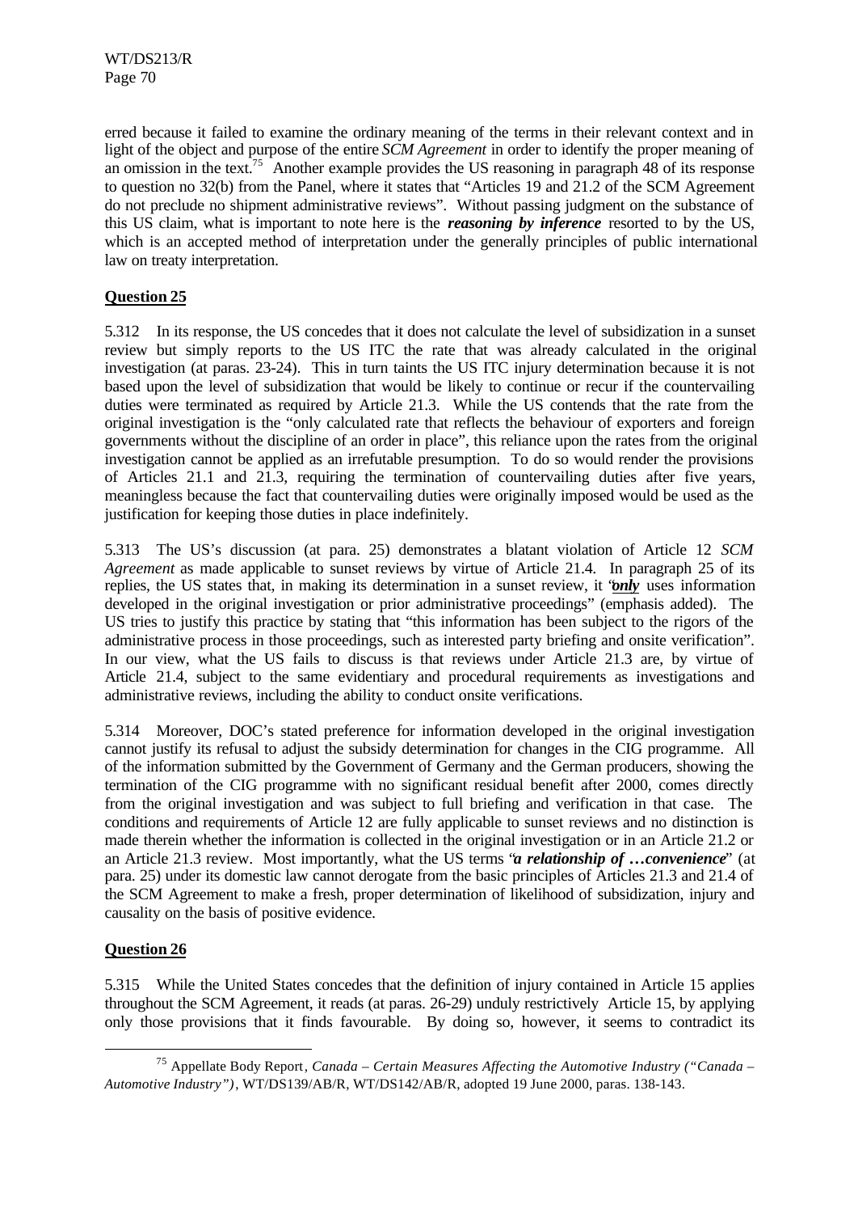erred because it failed to examine the ordinary meaning of the terms in their relevant context and in light of the object and purpose of the entire *SCM Agreement* in order to identify the proper meaning of an omission in the text.[75] Another example provides the US reasoning in paragraph 48 of its response to question no 32(b) from the Panel, where it states that "Articles 19 and 21.2 of the SCM Agreement do not preclude no shipment administrative reviews". Without passing judgment on the substance of this US claim, what is important to note here is the ***reasoning by inference*** resorted to by the US, which is an accepted method of interpretation under the generally principles of public international law on treaty interpretation.

## Question 25

5.312 In its response, the US concedes that it does not calculate the level of subsidization in a sunset review but simply reports to the US ITC the rate that was already calculated in the original investigation (at paras. 23-24). This in turn taints the US ITC injury determination because it is not based upon the level of subsidization that would be likely to continue or recur if the countervailing duties were terminated as required by Article 21.3. While the US contends that the rate from the original investigation is the "only calculated rate that reflects the behaviour of exporters and foreign governments without the discipline of an order in place", this reliance upon the rates from the original investigation cannot be applied as an irrefutable presumption. To do so would render the provisions of Articles 21.1 and 21.3, requiring the termination of countervailing duties after five years, meaningless because the fact that countervailing duties were originally imposed would be used as the justification for keeping those duties in place indefinitely.

5.313 The US's discussion (at para. 25) demonstrates a blatant violation of Article 12 *SCM Agreement* as made applicable to sunset reviews by virtue of Article 21.4. In paragraph 25 of its replies, the US states that, in making its determination in a sunset review, it "***only*** uses information developed in the original investigation or prior administrative proceedings" (emphasis added). The US tries to justify this practice by stating that "this information has been subject to the rigors of the administrative process in those proceedings, such as interested party briefing and onsite verification". In our view, what the US fails to discuss is that reviews under Article 21.3 are, by virtue of Article 21.4, subject to the same evidentiary and procedural requirements as investigations and administrative reviews, including the ability to conduct onsite verifications.

5.314 Moreover, DOC's stated preference for information developed in the original investigation cannot justify its refusal to adjust the subsidy determination for changes in the CIG programme. All of the information submitted by the Government of Germany and the German producers, showing the termination of the CIG programme with no significant residual benefit after 2000, comes directly from the original investigation and was subject to full briefing and verification in that case. The conditions and requirements of Article 12 are fully applicable to sunset reviews and no distinction is made therein whether the information is collected in the original investigation or in an Article 21.2 or an Article 21.3 review. Most importantly, what the US terms "***a relationship of …convenience***" (at para. 25) under its domestic law cannot derogate from the basic principles of Articles 21.3 and 21.4 of the SCM Agreement to make a fresh, proper determination of likelihood of subsidization, injury and causality on the basis of positive evidence.

## Question 26

5.315 While the United States concedes that the definition of injury contained in Article 15 applies throughout the SCM Agreement, it reads (at paras. 26-29) unduly restrictively Article 15, by applying only those provisions that it finds favourable. By doing so, however, it seems to contradict its

[75] Appellate Body Report, *Canada – Certain Measures Affecting the Automotive Industry ("Canada – Automotive Industry")*, WT/DS139/AB/R, WT/DS142/AB/R, adopted 19 June 2000, paras. 138-143.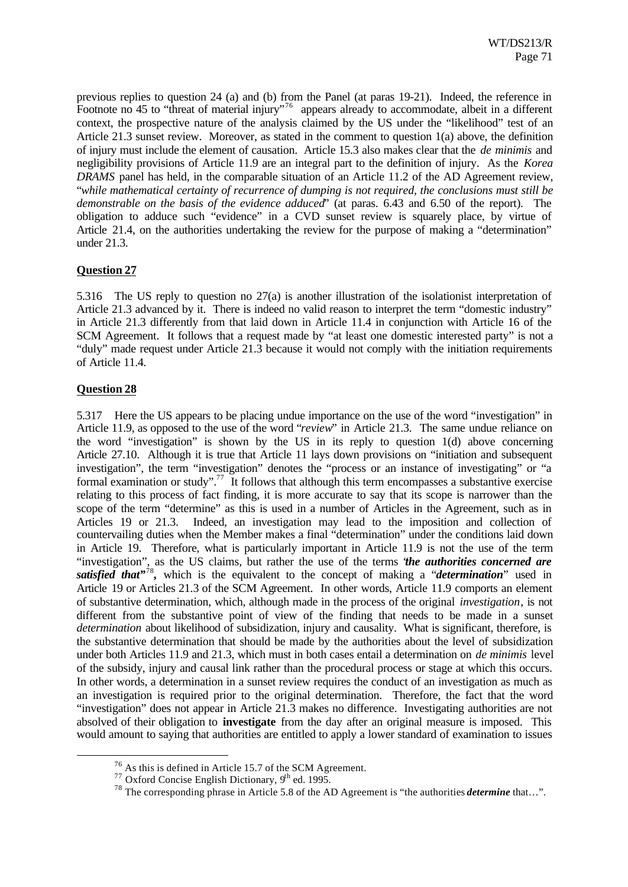previous replies to question 24 (a) and (b) from the Panel (at paras 19-21). Indeed, the reference in Footnote no 45 to "threat of material injury"[76] appears already to accommodate, albeit in a different context, the prospective nature of the analysis claimed by the US under the "likelihood" test of an Article 21.3 sunset review. Moreover, as stated in the comment to question 1(a) above, the definition of injury must include the element of causation. Article 15.3 also makes clear that the *de minimis* and negligibility provisions of Article 11.9 are an integral part to the definition of injury. As the *Korea DRAMS* panel has held, in the comparable situation of an Article 11.2 of the AD Agreement review, "*while mathematical certainty of recurrence of dumping is not required, the conclusions must still be demonstrable on the basis of the evidence adduced*" (at paras. 6.43 and 6.50 of the report). The obligation to adduce such "evidence" in a CVD sunset review is squarely place, by virtue of Article 21.4, on the authorities undertaking the review for the purpose of making a "determination" under 21.3.

**Question 27**

5.316 The US reply to question no 27(a) is another illustration of the isolationist interpretation of Article 21.3 advanced by it. There is indeed no valid reason to interpret the term "domestic industry" in Article 21.3 differently from that laid down in Article 11.4 in conjunction with Article 16 of the SCM Agreement. It follows that a request made by "at least one domestic interested party" is not a "duly" made request under Article 21.3 because it would not comply with the initiation requirements of Article 11.4.

**Question 28**

5.317 Here the US appears to be placing undue importance on the use of the word "investigation" in Article 11.9, as opposed to the use of the word "*review*" in Article 21.3. The same undue reliance on the word "investigation" is shown by the US in its reply to question 1(d) above concerning Article 27.10. Although it is true that Article 11 lays down provisions on "initiation and subsequent investigation", the term "investigation" denotes the "process or an instance of investigating" or "a formal examination or study".[77] It follows that although this term encompasses a substantive exercise relating to this process of fact finding, it is more accurate to say that its scope is narrower than the scope of the term "determine" as this is used in a number of Articles in the Agreement, such as in Articles 19 or 21.3. Indeed, an investigation may lead to the imposition and collection of countervailing duties when the Member makes a final "determination" under the conditions laid down in Article 19. Therefore, what is particularly important in Article 11.9 is not the use of the term "investigation", as the US claims, but rather the use of the terms "***the authorities concerned are satisfied that***"[78], which is the equivalent to the concept of making a "***determination***" used in Article 19 or Articles 21.3 of the SCM Agreement. In other words, Article 11.9 comports an element of substantive determination, which, although made in the process of the original *investigation*, is not different from the substantive point of view of the finding that needs to be made in a sunset *determination* about likelihood of subsidization, injury and causality. What is significant, therefore, is the substantive determination that should be made by the authorities about the level of subsidization under both Articles 11.9 and 21.3, which must in both cases entail a determination on *de minimis* level of the subsidy, injury and causal link rather than the procedural process or stage at which this occurs. In other words, a determination in a sunset review requires the conduct of an investigation as much as an investigation is required prior to the original determination. Therefore, the fact that the word "investigation" does not appear in Article 21.3 makes no difference. Investigating authorities are not absolved of their obligation to **investigate** from the day after an original measure is imposed. This would amount to saying that authorities are entitled to apply a lower standard of examination to issues

---

[76] As this is defined in Article 15.7 of the SCM Agreement.

[77] Oxford Concise English Dictionary, 9th ed. 1995.

[78] The corresponding phrase in Article 5.8 of the AD Agreement is "the authorities ***determine*** that…".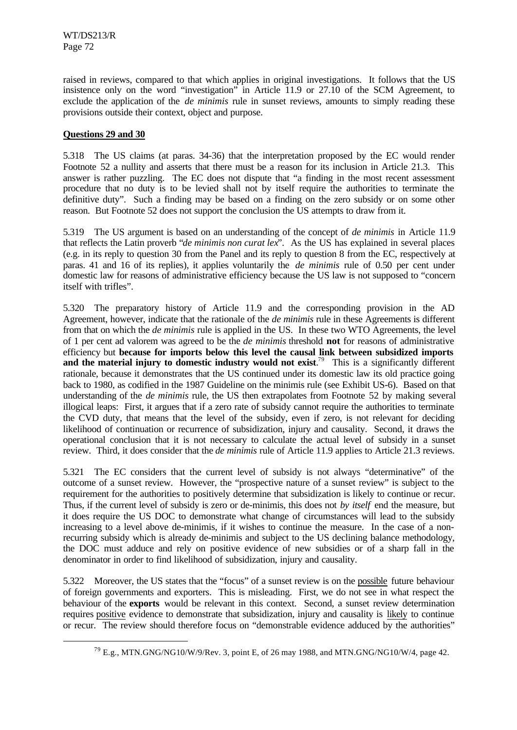raised in reviews, compared to that which applies in original investigations. It follows that the US insistence only on the word "investigation" in Article 11.9 or 27.10 of the SCM Agreement, to exclude the application of the *de minimis* rule in sunset reviews, amounts to simply reading these provisions outside their context, object and purpose.

**Questions 29 and 30**

5.318 The US claims (at paras. 34-36) that the interpretation proposed by the EC would render Footnote 52 a nullity and asserts that there must be a reason for its inclusion in Article 21.3. This answer is rather puzzling. The EC does not dispute that "a finding in the most recent assessment procedure that no duty is to be levied shall not by itself require the authorities to terminate the definitive duty". Such a finding may be based on a finding on the zero subsidy or on some other reason. But Footnote 52 does not support the conclusion the US attempts to draw from it.

5.319 The US argument is based on an understanding of the concept of *de minimis* in Article 11.9 that reflects the Latin proverb "*de minimis non curat lex*". As the US has explained in several places (e.g. in its reply to question 30 from the Panel and its reply to question 8 from the EC, respectively at paras. 41 and 16 of its replies), it applies voluntarily the *de minimis* rule of 0.50 per cent under domestic law for reasons of administrative efficiency because the US law is not supposed to "concern itself with trifles".

5.320 The preparatory history of Article 11.9 and the corresponding provision in the AD Agreement, however, indicate that the rationale of the *de minimis* rule in these Agreements is different from that on which the *de minimis* rule is applied in the US. In these two WTO Agreements, the level of 1 per cent ad valorem was agreed to be the *de minimis* threshold **not** for reasons of administrative efficiency but **because for imports below this level the causal link between subsidized imports and the material injury to domestic industry would not exist**.[79] This is a significantly different rationale, because it demonstrates that the US continued under its domestic law its old practice going back to 1980, as codified in the 1987 Guideline on the minimis rule (see Exhibit US-6). Based on that understanding of the *de minimis* rule, the US then extrapolates from Footnote 52 by making several illogical leaps: First, it argues that if a zero rate of subsidy cannot require the authorities to terminate the CVD duty, that means that the level of the subsidy, even if zero, is not relevant for deciding likelihood of continuation or recurrence of subsidization, injury and causality. Second, it draws the operational conclusion that it is not necessary to calculate the actual level of subsidy in a sunset review. Third, it does consider that the *de minimis* rule of Article 11.9 applies to Article 21.3 reviews.

5.321 The EC considers that the current level of subsidy is not always "determinative" of the outcome of a sunset review. However, the "prospective nature of a sunset review" is subject to the requirement for the authorities to positively determine that subsidization is likely to continue or recur. Thus, if the current level of subsidy is zero or de-minimis, this does not *by itself* end the measure, but it does require the US DOC to demonstrate what change of circumstances will lead to the subsidy increasing to a level above de-minimis, if it wishes to continue the measure. In the case of a non-recurring subsidy which is already de-minimis and subject to the US declining balance methodology, the DOC must adduce and rely on positive evidence of new subsidies or of a sharp fall in the denominator in order to find likelihood of subsidization, injury and causality.

5.322 Moreover, the US states that the "focus" of a sunset review is on the <u>possible</u> future behaviour of foreign governments and exporters. This is misleading. First, we do not see in what respect the behaviour of the **exports** would be relevant in this context. Second, a sunset review determination requires <u>positive</u> evidence to demonstrate that subsidization, injury and causality is <u>likely</u> to continue or recur. The review should therefore focus on "demonstrable evidence adduced by the authorities"

[79] E.g., MTN.GNG/NG10/W/9/Rev. 3, point E, of 26 may 1988, and MTN.GNG/NG10/W/4, page 42.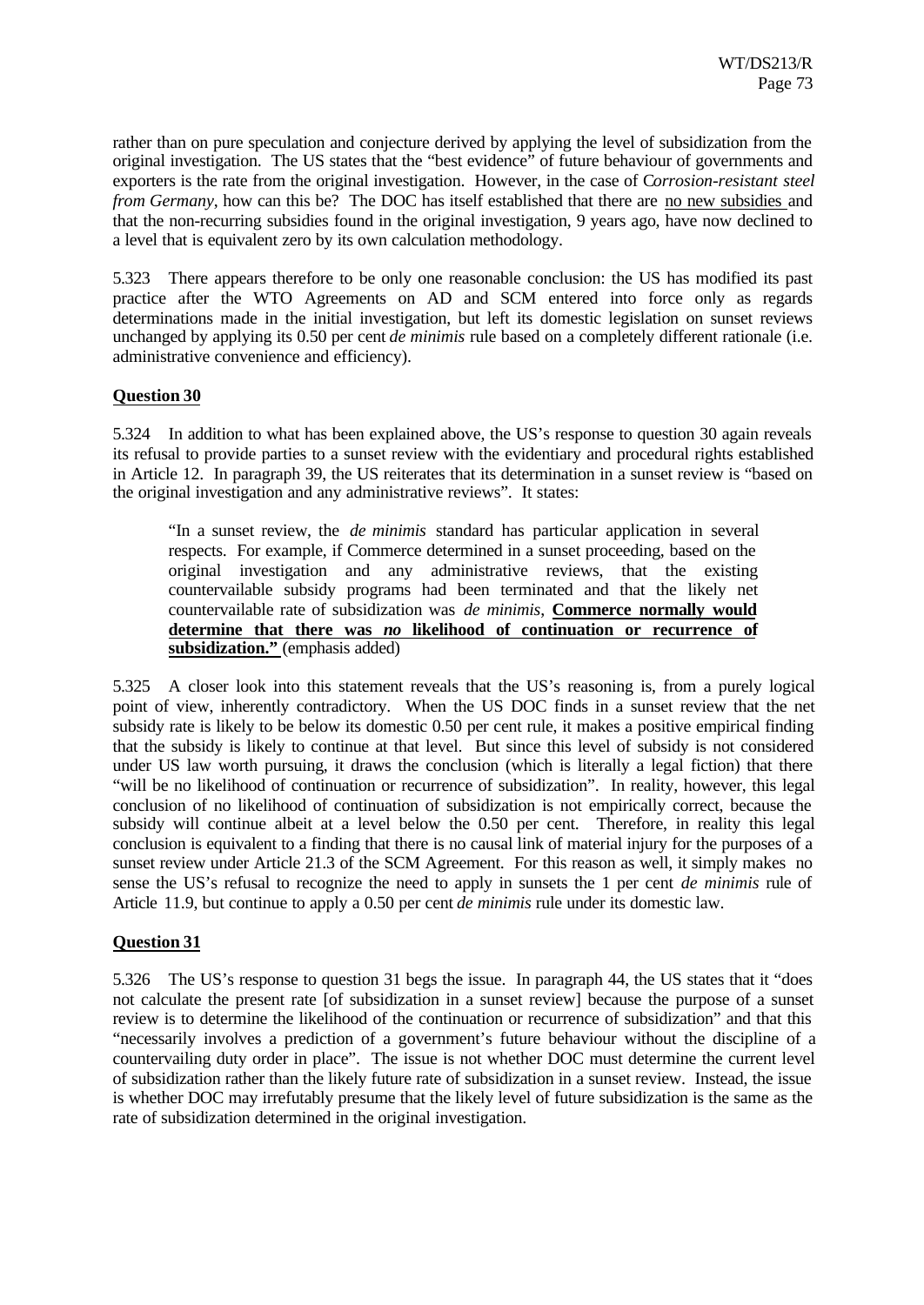rather than on pure speculation and conjecture derived by applying the level of subsidization from the original investigation. The US states that the "best evidence" of future behaviour of governments and exporters is the rate from the original investigation. However, in the case of C*orrosion-resistant steel from Germany*, how can this be? The DOC has itself established that there are <u>no new subsidies</u> and that the non-recurring subsidies found in the original investigation, 9 years ago, have now declined to a level that is equivalent zero by its own calculation methodology.

5.323 There appears therefore to be only one reasonable conclusion: the US has modified its past practice after the WTO Agreements on AD and SCM entered into force only as regards determinations made in the initial investigation, but left its domestic legislation on sunset reviews unchanged by applying its 0.50 per cent *de minimis* rule based on a completely different rationale (i.e. administrative convenience and efficiency).

**<u>Question 30</u>**

5.324 In addition to what has been explained above, the US's response to question 30 again reveals its refusal to provide parties to a sunset review with the evidentiary and procedural rights established in Article 12. In paragraph 39, the US reiterates that its determination in a sunset review is "based on the original investigation and any administrative reviews". It states:

> "In a sunset review, the *de minimis* standard has particular application in several respects. For example, if Commerce determined in a sunset proceeding, based on the original investigation and any administrative reviews, that the existing countervailable subsidy programs had been terminated and that the likely net countervailable rate of subsidization was *de minimis*, **<u>Commerce normally would determine that there was *no* likelihood of continuation or recurrence of subsidization."</u>** (emphasis added)

5.325 A closer look into this statement reveals that the US's reasoning is, from a purely logical point of view, inherently contradictory. When the US DOC finds in a sunset review that the net subsidy rate is likely to be below its domestic 0.50 per cent rule, it makes a positive empirical finding that the subsidy is likely to continue at that level. But since this level of subsidy is not considered under US law worth pursuing, it draws the conclusion (which is literally a legal fiction) that there "will be no likelihood of continuation or recurrence of subsidization". In reality, however, this legal conclusion of no likelihood of continuation of subsidization is not empirically correct, because the subsidy will continue albeit at a level below the 0.50 per cent. Therefore, in reality this legal conclusion is equivalent to a finding that there is no causal link of material injury for the purposes of a sunset review under Article 21.3 of the SCM Agreement. For this reason as well, it simply makes no sense the US's refusal to recognize the need to apply in sunsets the 1 per cent *de minimis* rule of Article 11.9, but continue to apply a 0.50 per cent *de minimis* rule under its domestic law.

**<u>Question 31</u>**

5.326 The US's response to question 31 begs the issue. In paragraph 44, the US states that it "does not calculate the present rate [of subsidization in a sunset review] because the purpose of a sunset review is to determine the likelihood of the continuation or recurrence of subsidization" and that this "necessarily involves a prediction of a government's future behaviour without the discipline of a countervailing duty order in place". The issue is not whether DOC must determine the current level of subsidization rather than the likely future rate of subsidization in a sunset review. Instead, the issue is whether DOC may irrefutably presume that the likely level of future subsidization is the same as the rate of subsidization determined in the original investigation.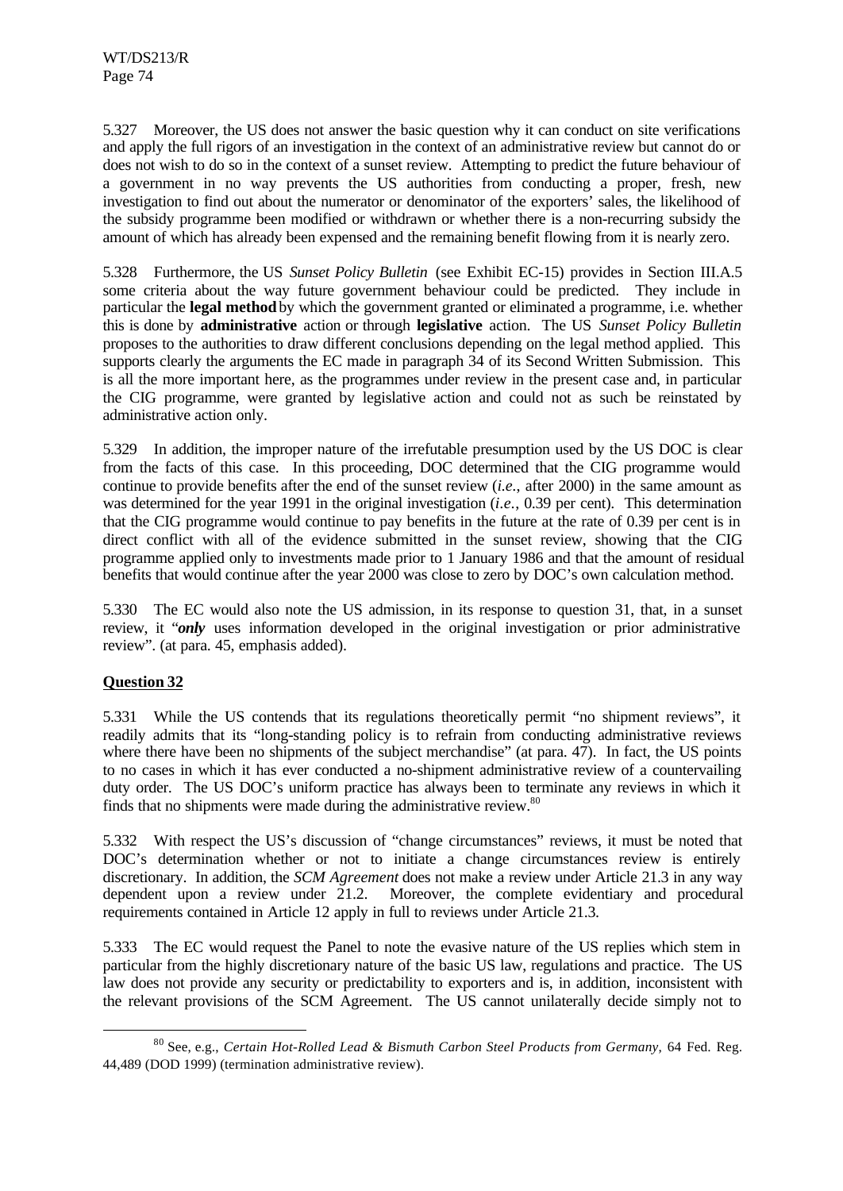5.327 Moreover, the US does not answer the basic question why it can conduct on site verifications and apply the full rigors of an investigation in the context of an administrative review but cannot do or does not wish to do so in the context of a sunset review. Attempting to predict the future behaviour of a government in no way prevents the US authorities from conducting a proper, fresh, new investigation to find out about the numerator or denominator of the exporters' sales, the likelihood of the subsidy programme been modified or withdrawn or whether there is a non-recurring subsidy the amount of which has already been expensed and the remaining benefit flowing from it is nearly zero.

5.328 Furthermore, the US *Sunset Policy Bulletin* (see Exhibit EC-15) provides in Section III.A.5 some criteria about the way future government behaviour could be predicted. They include in particular the **legal method** by which the government granted or eliminated a programme, i.e. whether this is done by **administrative** action or through **legislative** action. The US *Sunset Policy Bulletin* proposes to the authorities to draw different conclusions depending on the legal method applied. This supports clearly the arguments the EC made in paragraph 34 of its Second Written Submission. This is all the more important here, as the programmes under review in the present case and, in particular the CIG programme, were granted by legislative action and could not as such be reinstated by administrative action only.

5.329 In addition, the improper nature of the irrefutable presumption used by the US DOC is clear from the facts of this case. In this proceeding, DOC determined that the CIG programme would continue to provide benefits after the end of the sunset review (*i.e.*, after 2000) in the same amount as was determined for the year 1991 in the original investigation (*i.e.*, 0.39 per cent). This determination that the CIG programme would continue to pay benefits in the future at the rate of 0.39 per cent is in direct conflict with all of the evidence submitted in the sunset review, showing that the CIG programme applied only to investments made prior to 1 January 1986 and that the amount of residual benefits that would continue after the year 2000 was close to zero by DOC's own calculation method.

5.330 The EC would also note the US admission, in its response to question 31, that, in a sunset review, it "***only*** uses information developed in the original investigation or prior administrative review". (at para. 45, emphasis added).

**Question 32**

5.331 While the US contends that its regulations theoretically permit "no shipment reviews", it readily admits that its "long-standing policy is to refrain from conducting administrative reviews where there have been no shipments of the subject merchandise" (at para. 47). In fact, the US points to no cases in which it has ever conducted a no-shipment administrative review of a countervailing duty order. The US DOC's uniform practice has always been to terminate any reviews in which it finds that no shipments were made during the administrative review.[80]

5.332 With respect the US's discussion of "change circumstances" reviews, it must be noted that DOC's determination whether or not to initiate a change circumstances review is entirely discretionary. In addition, the *SCM Agreement* does not make a review under Article 21.3 in any way dependent upon a review under 21.2. Moreover, the complete evidentiary and procedural requirements contained in Article 12 apply in full to reviews under Article 21.3.

5.333 The EC would request the Panel to note the evasive nature of the US replies which stem in particular from the highly discretionary nature of the basic US law, regulations and practice. The US law does not provide any security or predictability to exporters and is, in addition, inconsistent with the relevant provisions of the SCM Agreement. The US cannot unilaterally decide simply not to

---

[80] See, e.g., *Certain Hot-Rolled Lead & Bismuth Carbon Steel Products from Germany*, 64 Fed. Reg. 44,489 (DOD 1999) (termination administrative review).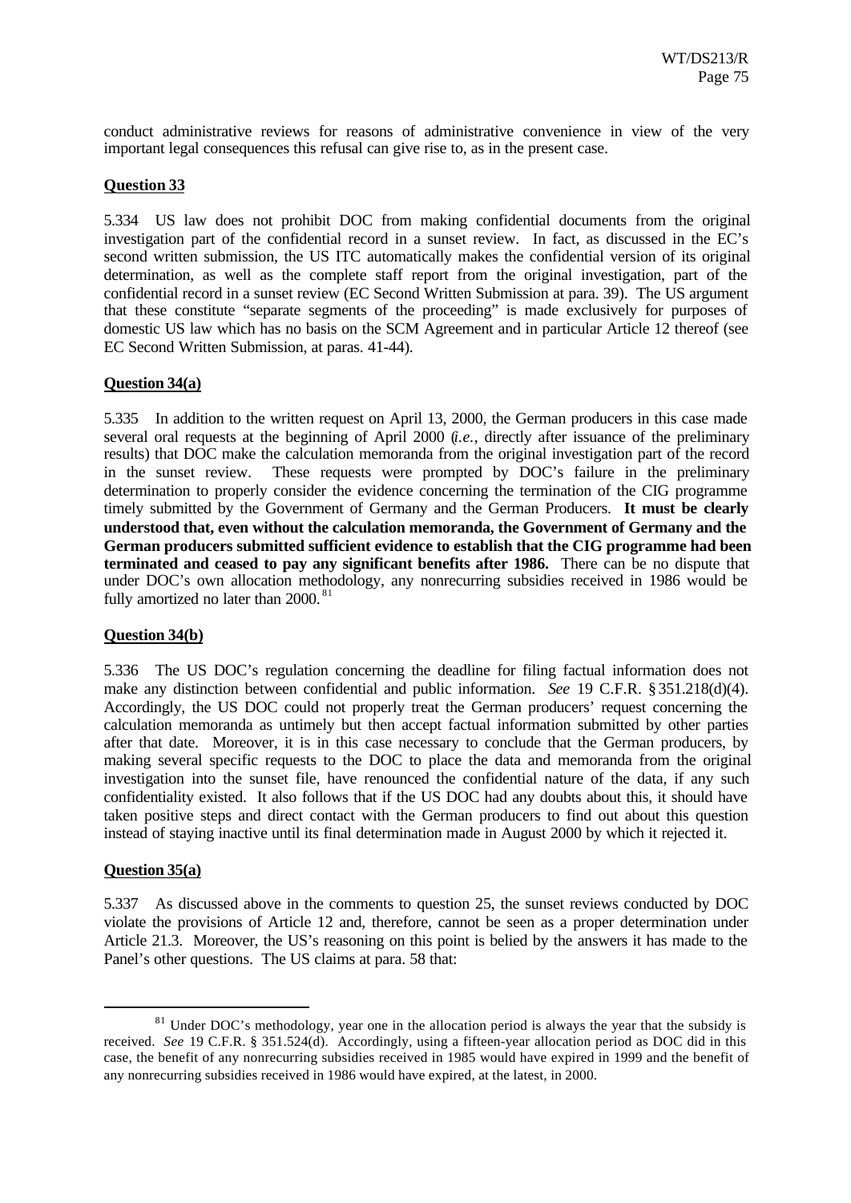conduct administrative reviews for reasons of administrative convenience in view of the very important legal consequences this refusal can give rise to, as in the present case.

**Question 33**

5.334 US law does not prohibit DOC from making confidential documents from the original investigation part of the confidential record in a sunset review. In fact, as discussed in the EC's second written submission, the US ITC automatically makes the confidential version of its original determination, as well as the complete staff report from the original investigation, part of the confidential record in a sunset review (EC Second Written Submission at para. 39). The US argument that these constitute "separate segments of the proceeding" is made exclusively for purposes of domestic US law which has no basis on the SCM Agreement and in particular Article 12 thereof (see EC Second Written Submission, at paras. 41-44).

**Question 34(a)**

5.335 In addition to the written request on April 13, 2000, the German producers in this case made several oral requests at the beginning of April 2000 (*i.e.*, directly after issuance of the preliminary results) that DOC make the calculation memoranda from the original investigation part of the record in the sunset review. These requests were prompted by DOC's failure in the preliminary determination to properly consider the evidence concerning the termination of the CIG programme timely submitted by the Government of Germany and the German Producers. **It must be clearly understood that, even without the calculation memoranda, the Government of Germany and the German producers submitted sufficient evidence to establish that the CIG programme had been terminated and ceased to pay any significant benefits after 1986.** There can be no dispute that under DOC's own allocation methodology, any nonrecurring subsidies received in 1986 would be fully amortized no later than 2000.[81]

**Question 34(b)**

5.336 The US DOC's regulation concerning the deadline for filing factual information does not make any distinction between confidential and public information. *See* 19 C.F.R. § 351.218(d)(4). Accordingly, the US DOC could not properly treat the German producers' request concerning the calculation memoranda as untimely but then accept factual information submitted by other parties after that date. Moreover, it is in this case necessary to conclude that the German producers, by making several specific requests to the DOC to place the data and memoranda from the original investigation into the sunset file, have renounced the confidential nature of the data, if any such confidentiality existed. It also follows that if the US DOC had any doubts about this, it should have taken positive steps and direct contact with the German producers to find out about this question instead of staying inactive until its final determination made in August 2000 by which it rejected it.

**Question 35(a)**

5.337 As discussed above in the comments to question 25, the sunset reviews conducted by DOC violate the provisions of Article 12 and, therefore, cannot be seen as a proper determination under Article 21.3. Moreover, the US's reasoning on this point is belied by the answers it has made to the Panel's other questions. The US claims at para. 58 that:

---

[81] Under DOC's methodology, year one in the allocation period is always the year that the subsidy is received. *See* 19 C.F.R. § 351.524(d). Accordingly, using a fifteen-year allocation period as DOC did in this case, the benefit of any nonrecurring subsidies received in 1985 would have expired in 1999 and the benefit of any nonrecurring subsidies received in 1986 would have expired, at the latest, in 2000.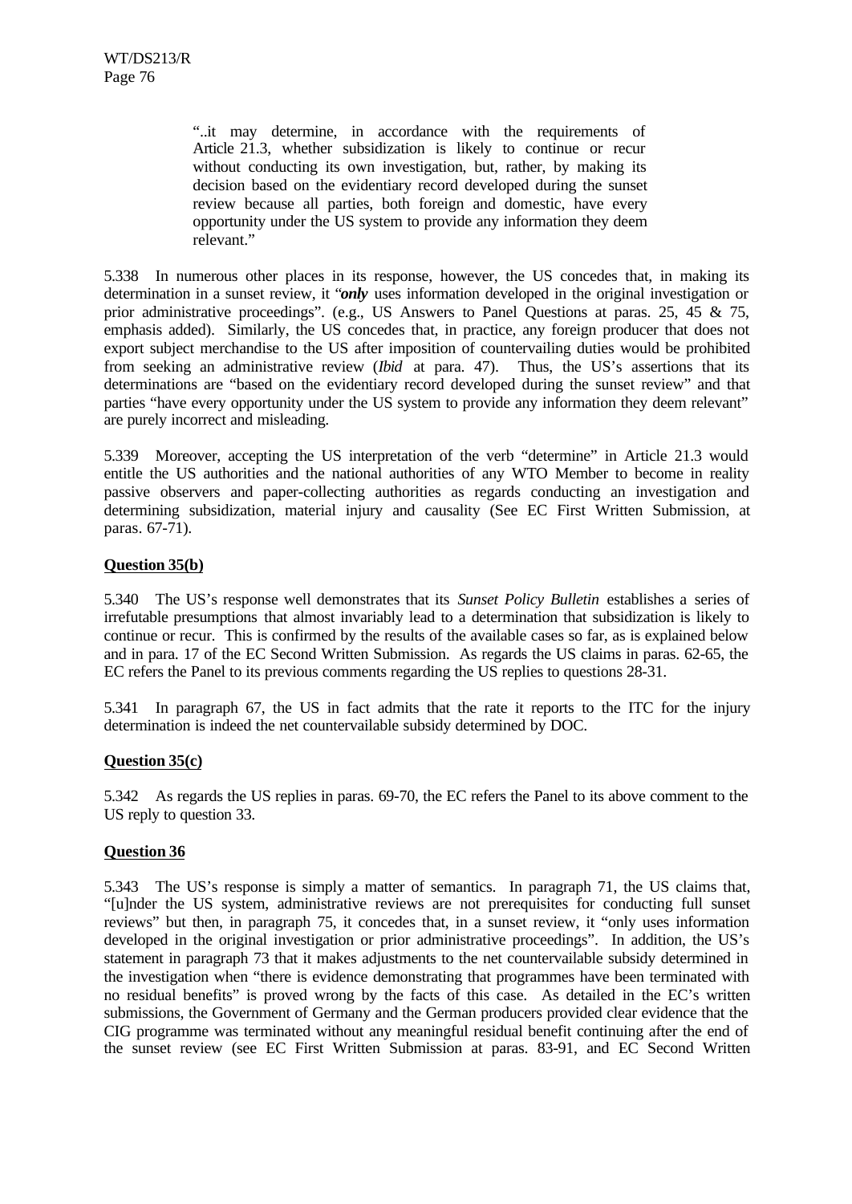> "..it may determine, in accordance with the requirements of Article 21.3, whether subsidization is likely to continue or recur without conducting its own investigation, but, rather, by making its decision based on the evidentiary record developed during the sunset review because all parties, both foreign and domestic, have every opportunity under the US system to provide any information they deem relevant."

5.338 In numerous other places in its response, however, the US concedes that, in making its determination in a sunset review, it "***only*** uses information developed in the original investigation or prior administrative proceedings". (e.g., US Answers to Panel Questions at paras. 25, 45 & 75, emphasis added). Similarly, the US concedes that, in practice, any foreign producer that does not export subject merchandise to the US after imposition of countervailing duties would be prohibited from seeking an administrative review (*Ibid* at para. 47). Thus, the US's assertions that its determinations are "based on the evidentiary record developed during the sunset review" and that parties "have every opportunity under the US system to provide any information they deem relevant" are purely incorrect and misleading.

5.339 Moreover, accepting the US interpretation of the verb "determine" in Article 21.3 would entitle the US authorities and the national authorities of any WTO Member to become in reality passive observers and paper-collecting authorities as regards conducting an investigation and determining subsidization, material injury and causality (See EC First Written Submission, at paras. 67-71).

**Question 35(b)**

5.340 The US's response well demonstrates that its *Sunset Policy Bulletin* establishes a series of irrefutable presumptions that almost invariably lead to a determination that subsidization is likely to continue or recur. This is confirmed by the results of the available cases so far, as is explained below and in para. 17 of the EC Second Written Submission. As regards the US claims in paras. 62-65, the EC refers the Panel to its previous comments regarding the US replies to questions 28-31.

5.341 In paragraph 67, the US in fact admits that the rate it reports to the ITC for the injury determination is indeed the net countervailable subsidy determined by DOC.

**Question 35(c)**

5.342 As regards the US replies in paras. 69-70, the EC refers the Panel to its above comment to the US reply to question 33.

**Question 36**

5.343 The US's response is simply a matter of semantics. In paragraph 71, the US claims that, "[u]nder the US system, administrative reviews are not prerequisites for conducting full sunset reviews" but then, in paragraph 75, it concedes that, in a sunset review, it "only uses information developed in the original investigation or prior administrative proceedings". In addition, the US's statement in paragraph 73 that it makes adjustments to the net countervailable subsidy determined in the investigation when "there is evidence demonstrating that programmes have been terminated with no residual benefits" is proved wrong by the facts of this case. As detailed in the EC's written submissions, the Government of Germany and the German producers provided clear evidence that the CIG programme was terminated without any meaningful residual benefit continuing after the end of the sunset review (see EC First Written Submission at paras. 83-91, and EC Second Written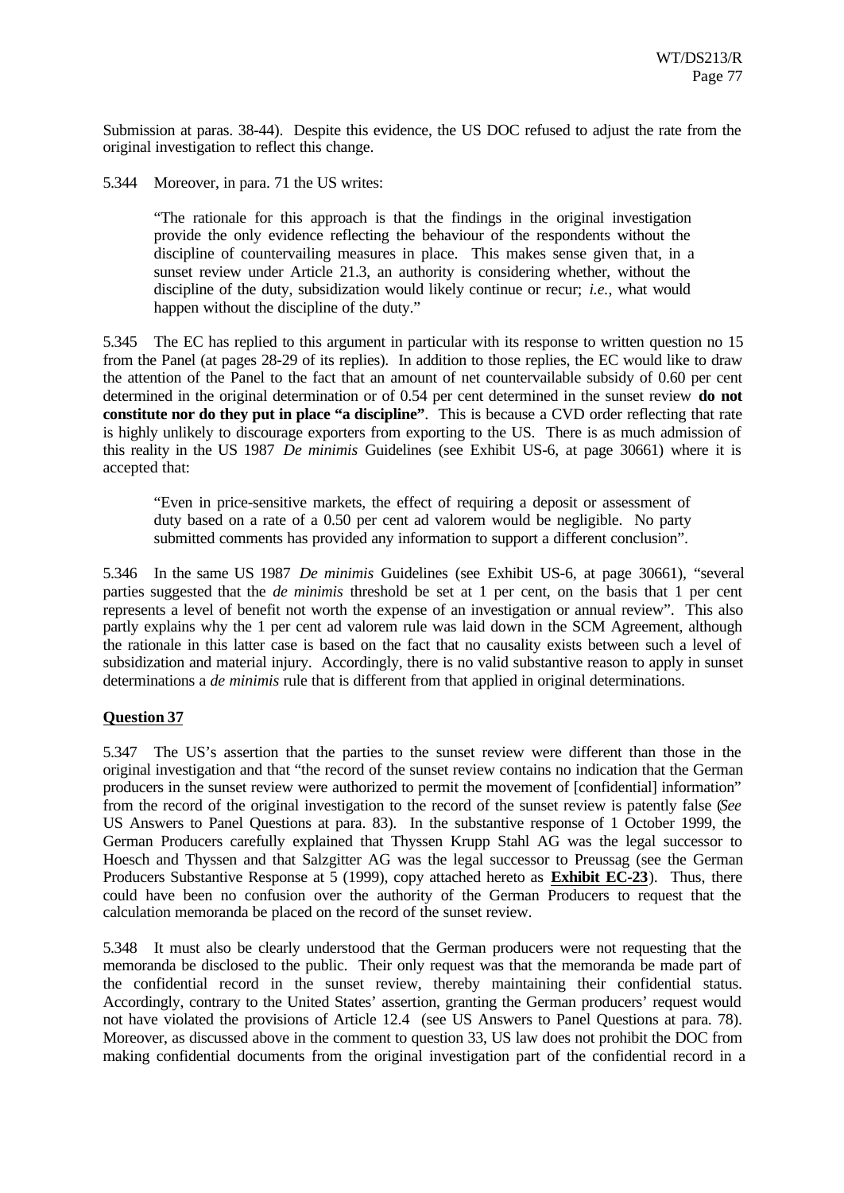Submission at paras. 38-44). Despite this evidence, the US DOC refused to adjust the rate from the original investigation to reflect this change.

5.344 Moreover, in para. 71 the US writes:

> "The rationale for this approach is that the findings in the original investigation provide the only evidence reflecting the behaviour of the respondents without the discipline of countervailing measures in place. This makes sense given that, in a sunset review under Article 21.3, an authority is considering whether, without the discipline of the duty, subsidization would likely continue or recur; *i.e.*, what would happen without the discipline of the duty."

5.345 The EC has replied to this argument in particular with its response to written question no 15 from the Panel (at pages 28-29 of its replies). In addition to those replies, the EC would like to draw the attention of the Panel to the fact that an amount of net countervailable subsidy of 0.60 per cent determined in the original determination or of 0.54 per cent determined in the sunset review **do not constitute nor do they put in place "a discipline"**. This is because a CVD order reflecting that rate is highly unlikely to discourage exporters from exporting to the US. There is as much admission of this reality in the US 1987 *De minimis* Guidelines (see Exhibit US-6, at page 30661) where it is accepted that:

> "Even in price-sensitive markets, the effect of requiring a deposit or assessment of duty based on a rate of a 0.50 per cent ad valorem would be negligible. No party submitted comments has provided any information to support a different conclusion".

5.346 In the same US 1987 *De minimis* Guidelines (see Exhibit US-6, at page 30661), "several parties suggested that the *de minimis* threshold be set at 1 per cent, on the basis that 1 per cent represents a level of benefit not worth the expense of an investigation or annual review". This also partly explains why the 1 per cent ad valorem rule was laid down in the SCM Agreement, although the rationale in this latter case is based on the fact that no causality exists between such a level of subsidization and material injury. Accordingly, there is no valid substantive reason to apply in sunset determinations a *de minimis* rule that is different from that applied in original determinations.

**Question 37**

5.347 The US's assertion that the parties to the sunset review were different than those in the original investigation and that "the record of the sunset review contains no indication that the German producers in the sunset review were authorized to permit the movement of [confidential] information" from the record of the original investigation to the record of the sunset review is patently false (*See* US Answers to Panel Questions at para. 83). In the substantive response of 1 October 1999, the German Producers carefully explained that Thyssen Krupp Stahl AG was the legal successor to Hoesch and Thyssen and that Salzgitter AG was the legal successor to Preussag (see the German Producers Substantive Response at 5 (1999), copy attached hereto as **Exhibit EC-23**). Thus, there could have been no confusion over the authority of the German Producers to request that the calculation memoranda be placed on the record of the sunset review.

5.348 It must also be clearly understood that the German producers were not requesting that the memoranda be disclosed to the public. Their only request was that the memoranda be made part of the confidential record in the sunset review, thereby maintaining their confidential status. Accordingly, contrary to the United States' assertion, granting the German producers' request would not have violated the provisions of Article 12.4 (see US Answers to Panel Questions at para. 78). Moreover, as discussed above in the comment to question 33, US law does not prohibit the DOC from making confidential documents from the original investigation part of the confidential record in a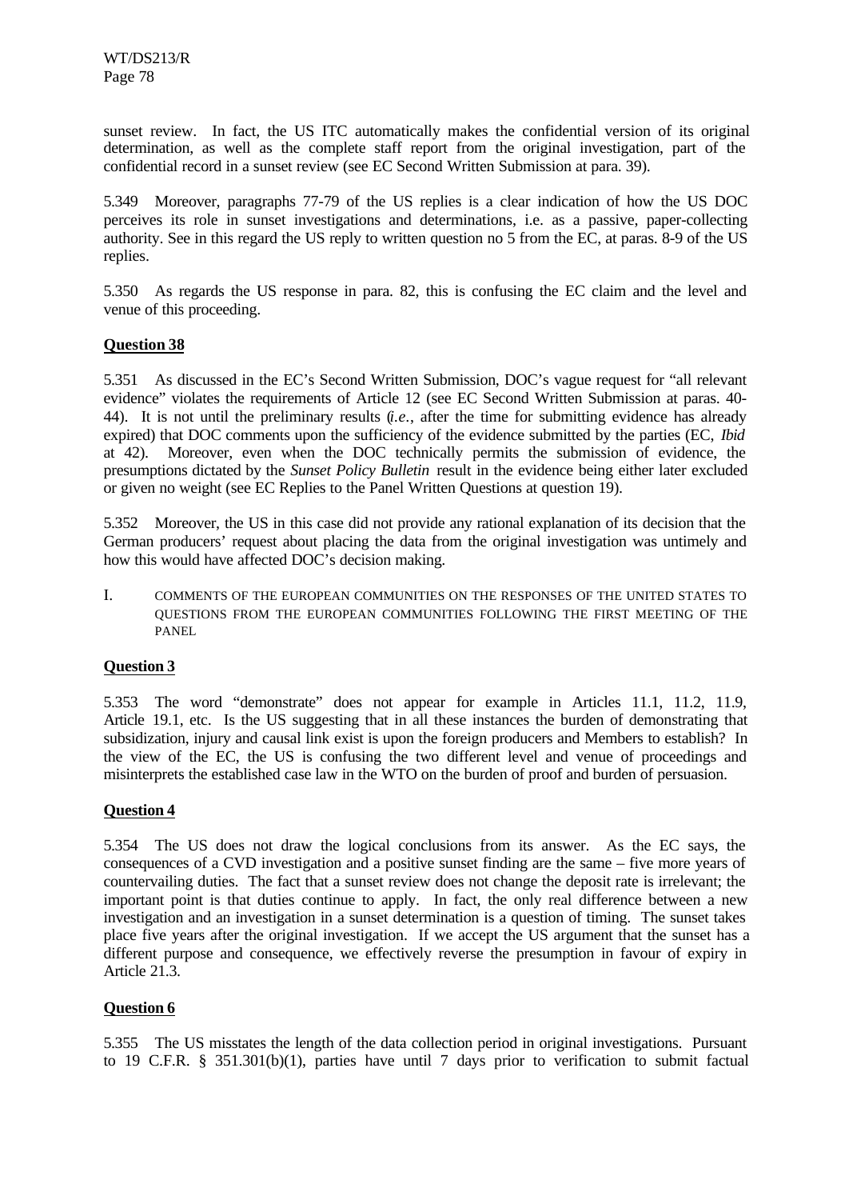sunset review. In fact, the US ITC automatically makes the confidential version of its original determination, as well as the complete staff report from the original investigation, part of the confidential record in a sunset review (see EC Second Written Submission at para. 39).

5.349 Moreover, paragraphs 77-79 of the US replies is a clear indication of how the US DOC perceives its role in sunset investigations and determinations, i.e. as a passive, paper-collecting authority. See in this regard the US reply to written question no 5 from the EC, at paras. 8-9 of the US replies.

5.350 As regards the US response in para. 82, this is confusing the EC claim and the level and venue of this proceeding.

**Question 38**

5.351 As discussed in the EC's Second Written Submission, DOC's vague request for "all relevant evidence" violates the requirements of Article 12 (see EC Second Written Submission at paras. 40-44). It is not until the preliminary results (*i.e.*, after the time for submitting evidence has already expired) that DOC comments upon the sufficiency of the evidence submitted by the parties (EC, *Ibid* at 42). Moreover, even when the DOC technically permits the submission of evidence, the presumptions dictated by the *Sunset Policy Bulletin* result in the evidence being either later excluded or given no weight (see EC Replies to the Panel Written Questions at question 19).

5.352 Moreover, the US in this case did not provide any rational explanation of its decision that the German producers' request about placing the data from the original investigation was untimely and how this would have affected DOC's decision making.

## I. COMMENTS OF THE EUROPEAN COMMUNITIES ON THE RESPONSES OF THE UNITED STATES TO QUESTIONS FROM THE EUROPEAN COMMUNITIES FOLLOWING THE FIRST MEETING OF THE PANEL

**Question 3**

5.353 The word "demonstrate" does not appear for example in Articles 11.1, 11.2, 11.9, Article 19.1, etc. Is the US suggesting that in all these instances the burden of demonstrating that subsidization, injury and causal link exist is upon the foreign producers and Members to establish? In the view of the EC, the US is confusing the two different level and venue of proceedings and misinterprets the established case law in the WTO on the burden of proof and burden of persuasion.

**Question 4**

5.354 The US does not draw the logical conclusions from its answer. As the EC says, the consequences of a CVD investigation and a positive sunset finding are the same – five more years of countervailing duties. The fact that a sunset review does not change the deposit rate is irrelevant; the important point is that duties continue to apply. In fact, the only real difference between a new investigation and an investigation in a sunset determination is a question of timing. The sunset takes place five years after the original investigation. If we accept the US argument that the sunset has a different purpose and consequence, we effectively reverse the presumption in favour of expiry in Article 21.3.

**Question 6**

5.355 The US misstates the length of the data collection period in original investigations. Pursuant to 19 C.F.R. § 351.301(b)(1), parties have until 7 days prior to verification to submit factual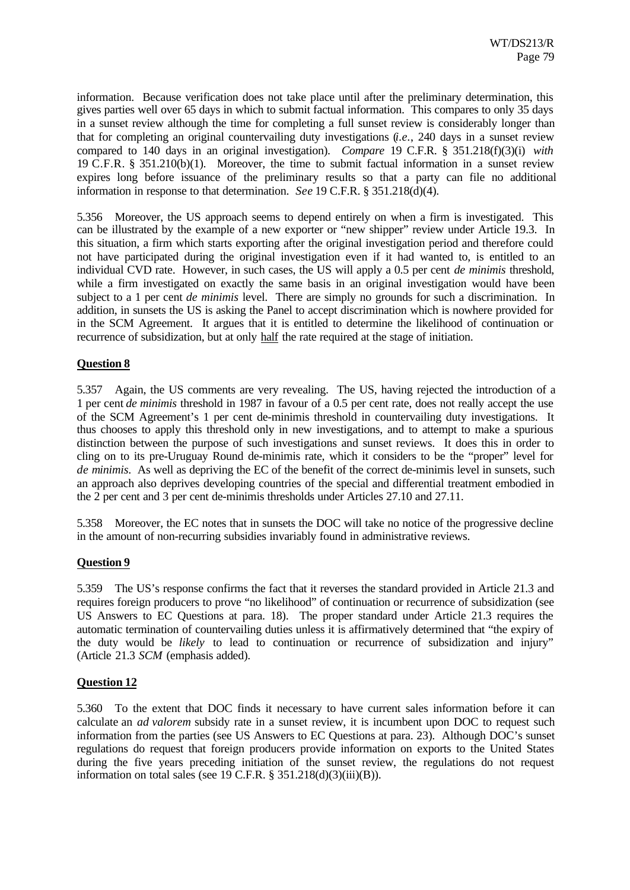information. Because verification does not take place until after the preliminary determination, this gives parties well over 65 days in which to submit factual information. This compares to only 35 days in a sunset review although the time for completing a full sunset review is considerably longer than that for completing an original countervailing duty investigations (*i.e.*, 240 days in a sunset review compared to 140 days in an original investigation). *Compare* 19 C.F.R. § 351.218(f)(3)(i) *with* 19 C.F.R. § 351.210(b)(1). Moreover, the time to submit factual information in a sunset review expires long before issuance of the preliminary results so that a party can file no additional information in response to that determination. *See* 19 C.F.R. § 351.218(d)(4).

5.356 Moreover, the US approach seems to depend entirely on when a firm is investigated. This can be illustrated by the example of a new exporter or "new shipper" review under Article 19.3. In this situation, a firm which starts exporting after the original investigation period and therefore could not have participated during the original investigation even if it had wanted to, is entitled to an individual CVD rate. However, in such cases, the US will apply a 0.5 per cent *de minimis* threshold, while a firm investigated on exactly the same basis in an original investigation would have been subject to a 1 per cent *de minimis* level. There are simply no grounds for such a discrimination. In addition, in sunsets the US is asking the Panel to accept discrimination which is nowhere provided for in the SCM Agreement. It argues that it is entitled to determine the likelihood of continuation or recurrence of subsidization, but at only <u>half</u> the rate required at the stage of initiation.

**<u>Question 8</u>**

5.357 Again, the US comments are very revealing. The US, having rejected the introduction of a 1 per cent *de minimis* threshold in 1987 in favour of a 0.5 per cent rate, does not really accept the use of the SCM Agreement's 1 per cent de-minimis threshold in countervailing duty investigations. It thus chooses to apply this threshold only in new investigations, and to attempt to make a spurious distinction between the purpose of such investigations and sunset reviews. It does this in order to cling on to its pre-Uruguay Round de-minimis rate, which it considers to be the "proper" level for *de minimis*. As well as depriving the EC of the benefit of the correct de-minimis level in sunsets, such an approach also deprives developing countries of the special and differential treatment embodied in the 2 per cent and 3 per cent de-minimis thresholds under Articles 27.10 and 27.11.

5.358 Moreover, the EC notes that in sunsets the DOC will take no notice of the progressive decline in the amount of non-recurring subsidies invariably found in administrative reviews.

**<u>Question 9</u>**

5.359 The US's response confirms the fact that it reverses the standard provided in Article 21.3 and requires foreign producers to prove "no likelihood" of continuation or recurrence of subsidization (see US Answers to EC Questions at para. 18). The proper standard under Article 21.3 requires the automatic termination of countervailing duties unless it is affirmatively determined that "the expiry of the duty would be *likely* to lead to continuation or recurrence of subsidization and injury" (Article 21.3 *SCM* (emphasis added).

**<u>Question 12</u>**

5.360 To the extent that DOC finds it necessary to have current sales information before it can calculate an *ad valorem* subsidy rate in a sunset review, it is incumbent upon DOC to request such information from the parties (see US Answers to EC Questions at para. 23). Although DOC's sunset regulations do request that foreign producers provide information on exports to the United States during the five years preceding initiation of the sunset review, the regulations do not request information on total sales (see 19 C.F.R. § 351.218(d)(3)(iii)(B)).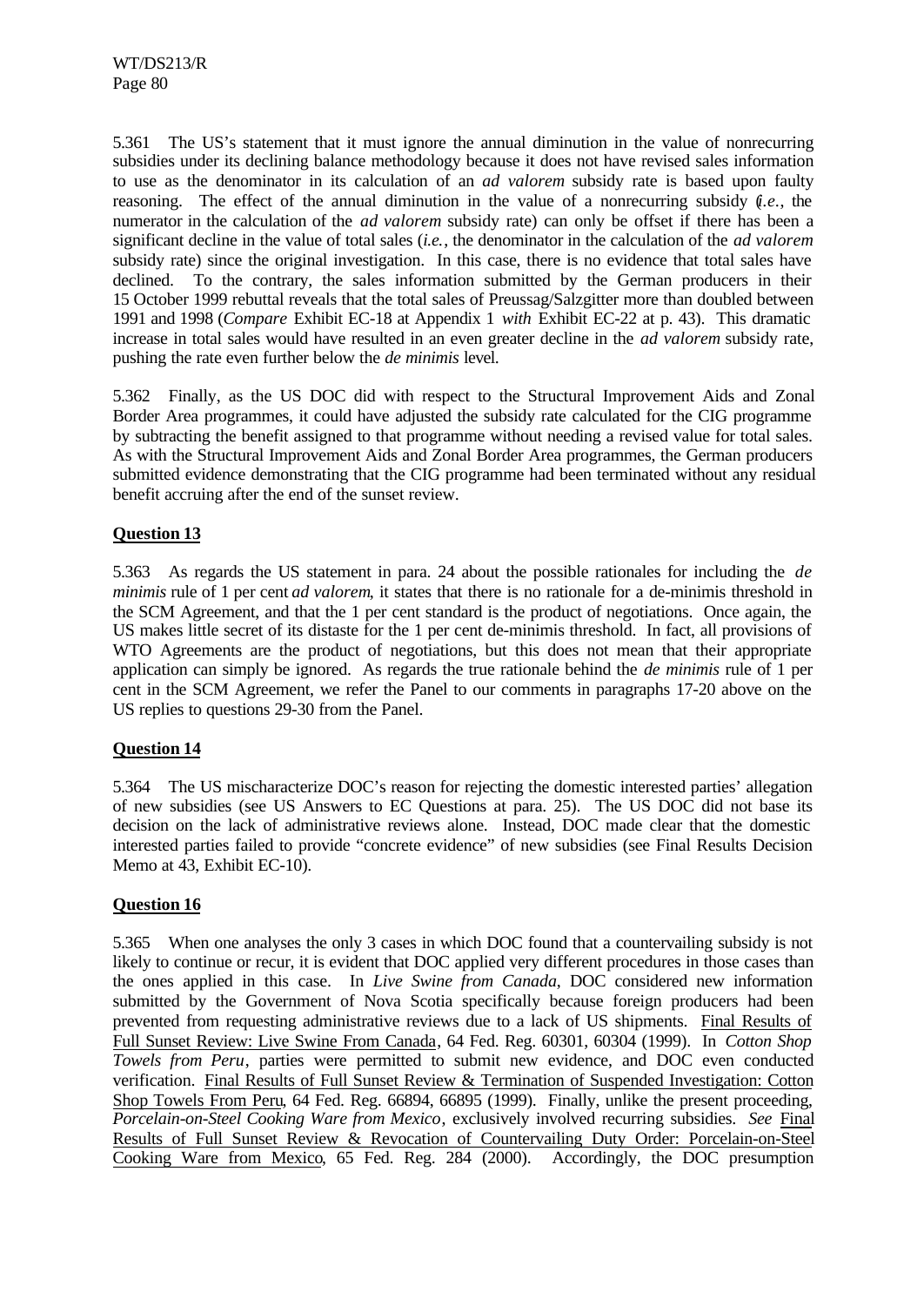5.361 The US's statement that it must ignore the annual diminution in the value of nonrecurring subsidies under its declining balance methodology because it does not have revised sales information to use as the denominator in its calculation of an *ad valorem* subsidy rate is based upon faulty reasoning. The effect of the annual diminution in the value of a nonrecurring subsidy (*i.e.*, the numerator in the calculation of the *ad valorem* subsidy rate) can only be offset if there has been a significant decline in the value of total sales (*i.e.*, the denominator in the calculation of the *ad valorem* subsidy rate) since the original investigation. In this case, there is no evidence that total sales have declined. To the contrary, the sales information submitted by the German producers in their 15 October 1999 rebuttal reveals that the total sales of Preussag/Salzgitter more than doubled between 1991 and 1998 (*Compare* Exhibit EC-18 at Appendix 1 *with* Exhibit EC-22 at p. 43). This dramatic increase in total sales would have resulted in an even greater decline in the *ad valorem* subsidy rate, pushing the rate even further below the *de minimis* level.

5.362 Finally, as the US DOC did with respect to the Structural Improvement Aids and Zonal Border Area programmes, it could have adjusted the subsidy rate calculated for the CIG programme by subtracting the benefit assigned to that programme without needing a revised value for total sales. As with the Structural Improvement Aids and Zonal Border Area programmes, the German producers submitted evidence demonstrating that the CIG programme had been terminated without any residual benefit accruing after the end of the sunset review.

**Question 13**

5.363 As regards the US statement in para. 24 about the possible rationales for including the *de minimis* rule of 1 per cent *ad valorem*, it states that there is no rationale for a de-minimis threshold in the SCM Agreement, and that the 1 per cent standard is the product of negotiations. Once again, the US makes little secret of its distaste for the 1 per cent de-minimis threshold. In fact, all provisions of WTO Agreements are the product of negotiations, but this does not mean that their appropriate application can simply be ignored. As regards the true rationale behind the *de minimis* rule of 1 per cent in the SCM Agreement, we refer the Panel to our comments in paragraphs 17-20 above on the US replies to questions 29-30 from the Panel.

**Question 14**

5.364 The US mischaracterize DOC's reason for rejecting the domestic interested parties' allegation of new subsidies (see US Answers to EC Questions at para. 25). The US DOC did not base its decision on the lack of administrative reviews alone. Instead, DOC made clear that the domestic interested parties failed to provide "concrete evidence" of new subsidies (see Final Results Decision Memo at 43, Exhibit EC-10).

**Question 16**

5.365 When one analyses the only 3 cases in which DOC found that a countervailing subsidy is not likely to continue or recur, it is evident that DOC applied very different procedures in those cases than the ones applied in this case. In *Live Swine from Canada*, DOC considered new information submitted by the Government of Nova Scotia specifically because foreign producers had been prevented from requesting administrative reviews due to a lack of US shipments. Final Results of Full Sunset Review: Live Swine From Canada, 64 Fed. Reg. 60301, 60304 (1999). In *Cotton Shop Towels from Peru*, parties were permitted to submit new evidence, and DOC even conducted verification. Final Results of Full Sunset Review & Termination of Suspended Investigation: Cotton Shop Towels From Peru, 64 Fed. Reg. 66894, 66895 (1999). Finally, unlike the present proceeding, *Porcelain-on-Steel Cooking Ware from Mexico*, exclusively involved recurring subsidies. *See* Final Results of Full Sunset Review & Revocation of Countervailing Duty Order: Porcelain-on-Steel Cooking Ware from Mexico, 65 Fed. Reg. 284 (2000). Accordingly, the DOC presumption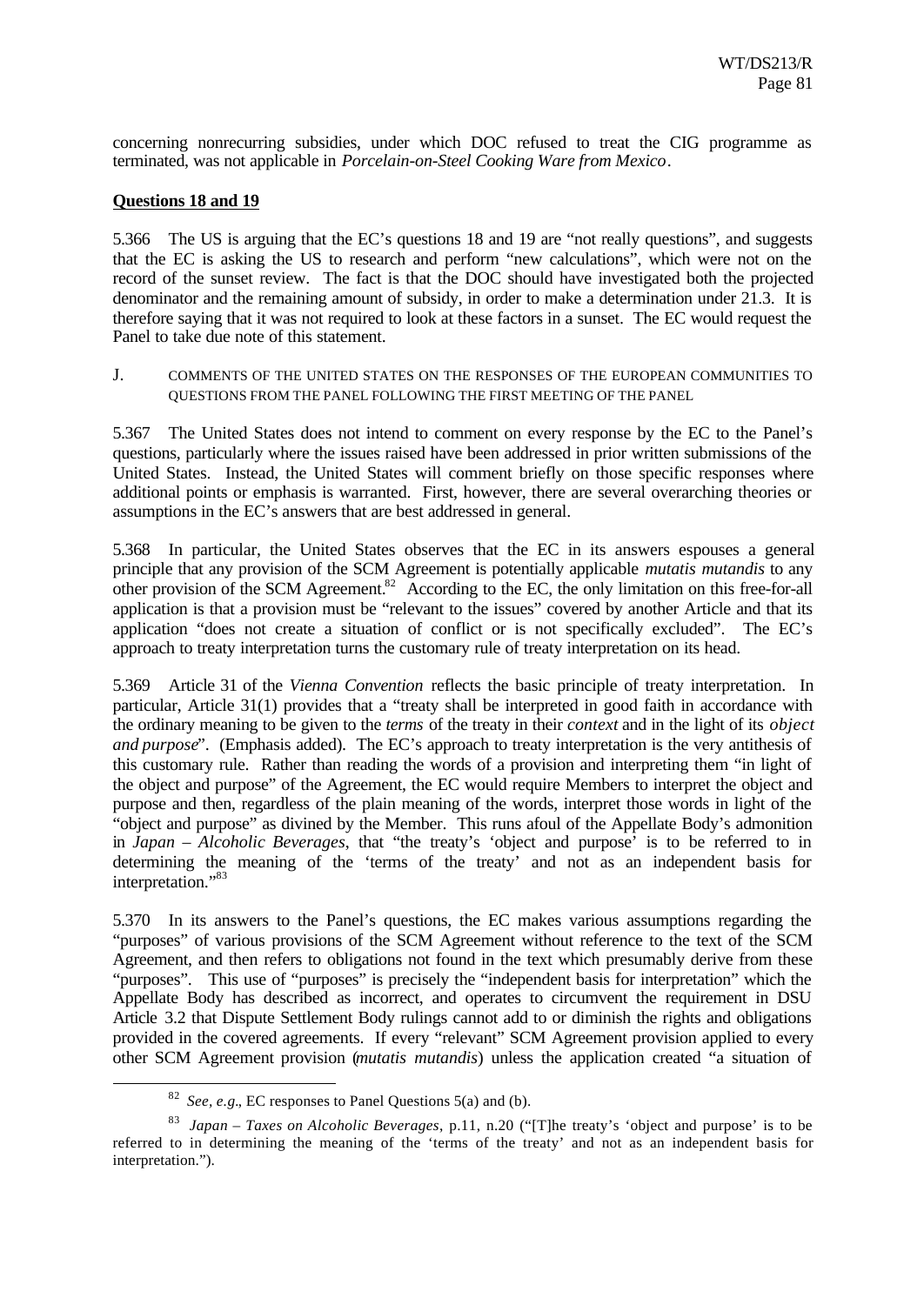concerning nonrecurring subsidies, under which DOC refused to treat the CIG programme as terminated, was not applicable in *Porcelain-on-Steel Cooking Ware from Mexico*.

**Questions 18 and 19**

5.366 The US is arguing that the EC's questions 18 and 19 are "not really questions", and suggests that the EC is asking the US to research and perform "new calculations", which were not on the record of the sunset review. The fact is that the DOC should have investigated both the projected denominator and the remaining amount of subsidy, in order to make a determination under 21.3. It is therefore saying that it was not required to look at these factors in a sunset. The EC would request the Panel to take due note of this statement.

J. COMMENTS OF THE UNITED STATES ON THE RESPONSES OF THE EUROPEAN COMMUNITIES TO QUESTIONS FROM THE PANEL FOLLOWING THE FIRST MEETING OF THE PANEL

5.367 The United States does not intend to comment on every response by the EC to the Panel's questions, particularly where the issues raised have been addressed in prior written submissions of the United States. Instead, the United States will comment briefly on those specific responses where additional points or emphasis is warranted. First, however, there are several overarching theories or assumptions in the EC's answers that are best addressed in general.

5.368 In particular, the United States observes that the EC in its answers espouses a general principle that any provision of the SCM Agreement is potentially applicable *mutatis mutandis* to any other provision of the SCM Agreement.[82] According to the EC, the only limitation on this free-for-all application is that a provision must be "relevant to the issues" covered by another Article and that its application "does not create a situation of conflict or is not specifically excluded". The EC's approach to treaty interpretation turns the customary rule of treaty interpretation on its head.

5.369 Article 31 of the *Vienna Convention* reflects the basic principle of treaty interpretation. In particular, Article 31(1) provides that a "treaty shall be interpreted in good faith in accordance with the ordinary meaning to be given to the *terms* of the treaty in their *context* and in the light of its *object and purpose*". (Emphasis added). The EC's approach to treaty interpretation is the very antithesis of this customary rule. Rather than reading the words of a provision and interpreting them "in light of the object and purpose" of the Agreement, the EC would require Members to interpret the object and purpose and then, regardless of the plain meaning of the words, interpret those words in light of the "object and purpose" as divined by the Member. This runs afoul of the Appellate Body's admonition in *Japan – Alcoholic Beverages*, that "the treaty's 'object and purpose' is to be referred to in determining the meaning of the 'terms of the treaty' and not as an independent basis for interpretation."[83]

5.370 In its answers to the Panel's questions, the EC makes various assumptions regarding the "purposes" of various provisions of the SCM Agreement without reference to the text of the SCM Agreement, and then refers to obligations not found in the text which presumably derive from these "purposes". This use of "purposes" is precisely the "independent basis for interpretation" which the Appellate Body has described as incorrect, and operates to circumvent the requirement in DSU Article 3.2 that Dispute Settlement Body rulings cannot add to or diminish the rights and obligations provided in the covered agreements. If every "relevant" SCM Agreement provision applied to every other SCM Agreement provision (*mutatis mutandis*) unless the application created "a situation of

---

[82] *See, e.g.*, EC responses to Panel Questions 5(a) and (b).

[83] *Japan – Taxes on Alcoholic Beverages*, p.11, n.20 ("[T]he treaty's 'object and purpose' is to be referred to in determining the meaning of the 'terms of the treaty' and not as an independent basis for interpretation.").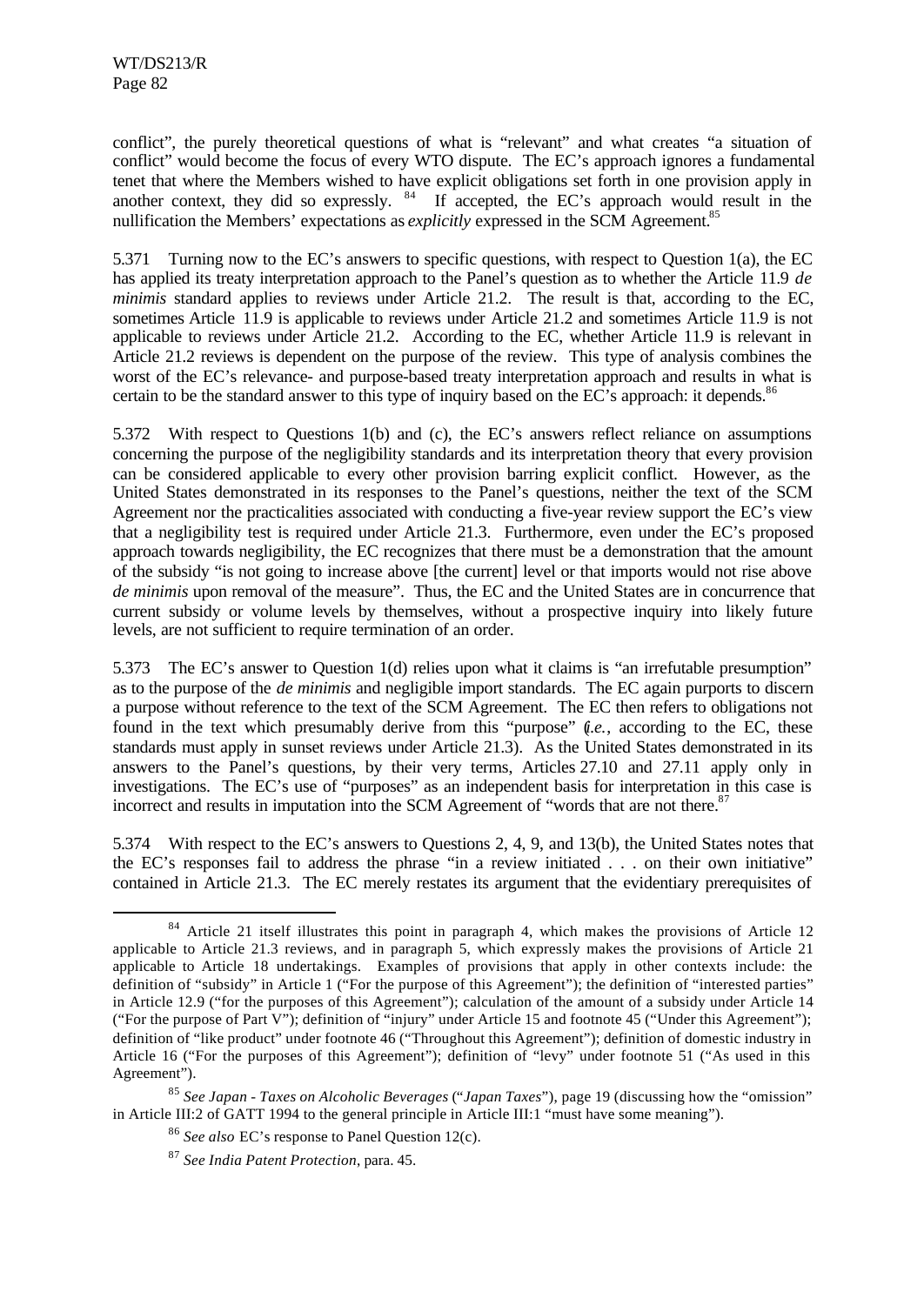conflict", the purely theoretical questions of what is "relevant" and what creates "a situation of conflict" would become the focus of every WTO dispute. The EC's approach ignores a fundamental tenet that where the Members wished to have explicit obligations set forth in one provision apply in another context, they did so expressly. [84] If accepted, the EC's approach would result in the nullification the Members' expectations as *explicitly* expressed in the SCM Agreement.[85]

5.371 Turning now to the EC's answers to specific questions, with respect to Question 1(a), the EC has applied its treaty interpretation approach to the Panel's question as to whether the Article 11.9 *de minimis* standard applies to reviews under Article 21.2. The result is that, according to the EC, sometimes Article 11.9 is applicable to reviews under Article 21.2 and sometimes Article 11.9 is not applicable to reviews under Article 21.2. According to the EC, whether Article 11.9 is relevant in Article 21.2 reviews is dependent on the purpose of the review. This type of analysis combines the worst of the EC's relevance- and purpose-based treaty interpretation approach and results in what is certain to be the standard answer to this type of inquiry based on the EC's approach: it depends.[86]

5.372 With respect to Questions 1(b) and (c), the EC's answers reflect reliance on assumptions concerning the purpose of the negligibility standards and its interpretation theory that every provision can be considered applicable to every other provision barring explicit conflict. However, as the United States demonstrated in its responses to the Panel's questions, neither the text of the SCM Agreement nor the practicalities associated with conducting a five-year review support the EC's view that a negligibility test is required under Article 21.3. Furthermore, even under the EC's proposed approach towards negligibility, the EC recognizes that there must be a demonstration that the amount of the subsidy "is not going to increase above [the current] level or that imports would not rise above *de minimis* upon removal of the measure". Thus, the EC and the United States are in concurrence that current subsidy or volume levels by themselves, without a prospective inquiry into likely future levels, are not sufficient to require termination of an order.

5.373 The EC's answer to Question 1(d) relies upon what it claims is "an irrefutable presumption" as to the purpose of the *de minimis* and negligible import standards. The EC again purports to discern a purpose without reference to the text of the SCM Agreement. The EC then refers to obligations not found in the text which presumably derive from this "purpose" (*i.e.*, according to the EC, these standards must apply in sunset reviews under Article 21.3). As the United States demonstrated in its answers to the Panel's questions, by their very terms, Articles 27.10 and 27.11 apply only in investigations. The EC's use of "purposes" as an independent basis for interpretation in this case is incorrect and results in imputation into the SCM Agreement of "words that are not there."[87]

5.374 With respect to the EC's answers to Questions 2, 4, 9, and 13(b), the United States notes that the EC's responses fail to address the phrase "in a review initiated . . . on their own initiative" contained in Article 21.3. The EC merely restates its argument that the evidentiary prerequisites of

---

[84] Article 21 itself illustrates this point in paragraph 4, which makes the provisions of Article 12 applicable to Article 21.3 reviews, and in paragraph 5, which expressly makes the provisions of Article 21 applicable to Article 18 undertakings. Examples of provisions that apply in other contexts include: the definition of "subsidy" in Article 1 ("For the purpose of this Agreement"); the definition of "interested parties" in Article 12.9 ("for the purposes of this Agreement"); calculation of the amount of a subsidy under Article 14 ("For the purpose of Part V"); definition of "injury" under Article 15 and footnote 45 ("Under this Agreement"); definition of "like product" under footnote 46 ("Throughout this Agreement"); definition of domestic industry in Article 16 ("For the purposes of this Agreement"); definition of "levy" under footnote 51 ("As used in this Agreement").

[85] *See Japan - Taxes on Alcoholic Beverages* ("*Japan Taxes*"), page 19 (discussing how the "omission" in Article III:2 of GATT 1994 to the general principle in Article III:1 "must have some meaning").

[86] *See also* EC's response to Panel Question 12(c).

[87] *See India Patent Protection*, para. 45.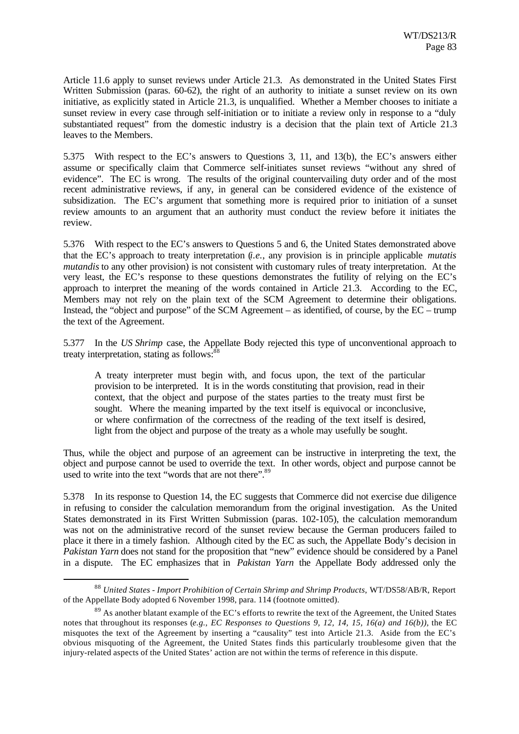Article 11.6 apply to sunset reviews under Article 21.3. As demonstrated in the United States First Written Submission (paras. 60-62), the right of an authority to initiate a sunset review on its own initiative, as explicitly stated in Article 21.3, is unqualified. Whether a Member chooses to initiate a sunset review in every case through self-initiation or to initiate a review only in response to a "duly substantiated request" from the domestic industry is a decision that the plain text of Article 21.3 leaves to the Members.

5.375 With respect to the EC's answers to Questions 3, 11, and 13(b), the EC's answers either assume or specifically claim that Commerce self-initiates sunset reviews "without any shred of evidence". The EC is wrong. The results of the original countervailing duty order and of the most recent administrative reviews, if any, in general can be considered evidence of the existence of subsidization. The EC's argument that something more is required prior to initiation of a sunset review amounts to an argument that an authority must conduct the review before it initiates the review.

5.376 With respect to the EC's answers to Questions 5 and 6, the United States demonstrated above that the EC's approach to treaty interpretation (*i.e.*, any provision is in principle applicable *mutatis mutandis* to any other provision) is not consistent with customary rules of treaty interpretation. At the very least, the EC's response to these questions demonstrates the futility of relying on the EC's approach to interpret the meaning of the words contained in Article 21.3. According to the EC, Members may not rely on the plain text of the SCM Agreement to determine their obligations. Instead, the "object and purpose" of the SCM Agreement – as identified, of course, by the EC – trump the text of the Agreement.

5.377 In the *US Shrimp* case, the Appellate Body rejected this type of unconventional approach to treaty interpretation, stating as follows:[88]

> A treaty interpreter must begin with, and focus upon, the text of the particular provision to be interpreted. It is in the words constituting that provision, read in their context, that the object and purpose of the states parties to the treaty must first be sought. Where the meaning imparted by the text itself is equivocal or inconclusive, or where confirmation of the correctness of the reading of the text itself is desired, light from the object and purpose of the treaty as a whole may usefully be sought.

Thus, while the object and purpose of an agreement can be instructive in interpreting the text, the object and purpose cannot be used to override the text. In other words, object and purpose cannot be used to write into the text "words that are not there".[89]

5.378 In its response to Question 14, the EC suggests that Commerce did not exercise due diligence in refusing to consider the calculation memorandum from the original investigation. As the United States demonstrated in its First Written Submission (paras. 102-105), the calculation memorandum was not on the administrative record of the sunset review because the German producers failed to place it there in a timely fashion. Although cited by the EC as such, the Appellate Body's decision in *Pakistan Yarn* does not stand for the proposition that "new" evidence should be considered by a Panel in a dispute. The EC emphasizes that in *Pakistan Yarn* the Appellate Body addressed only the

---

[88] *United States - Import Prohibition of Certain Shrimp and Shrimp Products*, WT/DS58/AB/R, Report of the Appellate Body adopted 6 November 1998, para. 114 (footnote omitted).

[89] As another blatant example of the EC's efforts to rewrite the text of the Agreement, the United States notes that throughout its responses (*e.g., EC Responses to Questions 9, 12, 14, 15, 16(a) and 16(b)*), the EC misquotes the text of the Agreement by inserting a "causality" test into Article 21.3. Aside from the EC's obvious misquoting of the Agreement, the United States finds this particularly troublesome given that the injury-related aspects of the United States' action are not within the terms of reference in this dispute.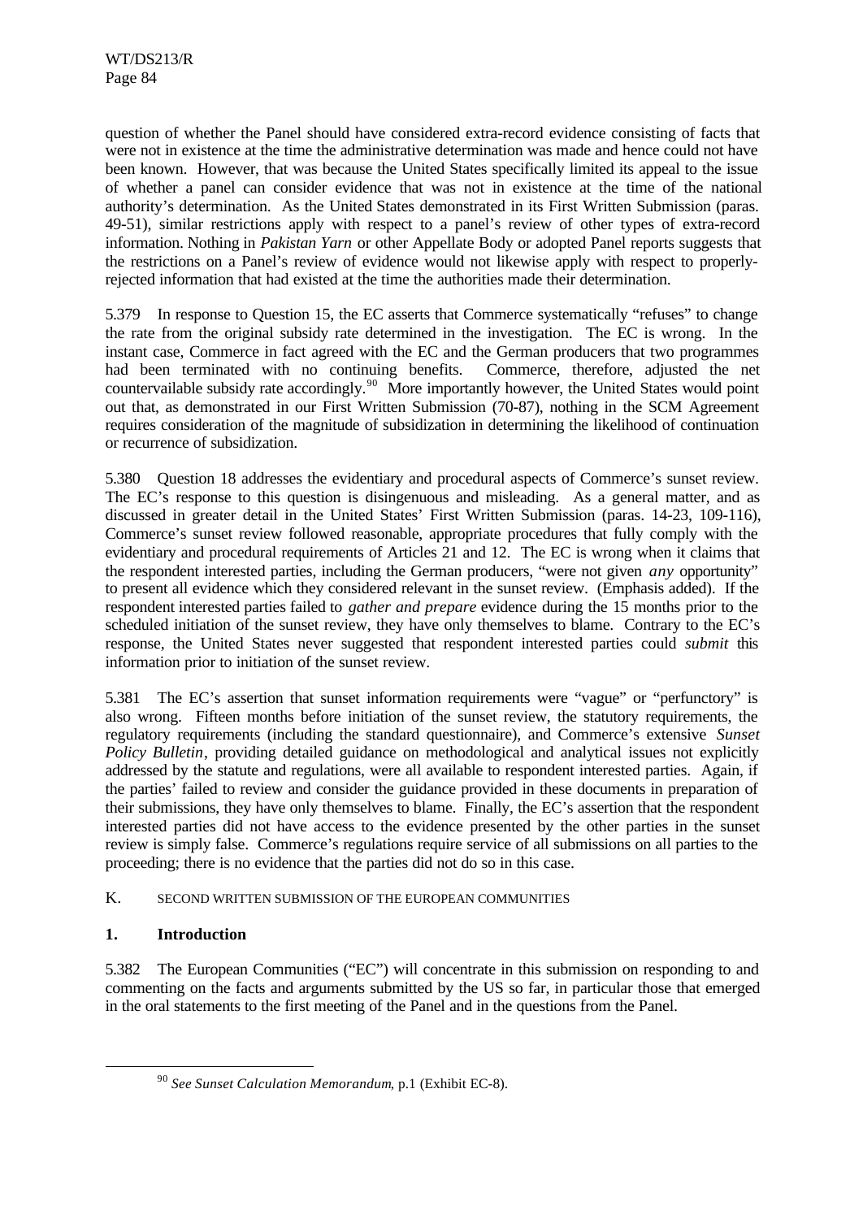question of whether the Panel should have considered extra-record evidence consisting of facts that were not in existence at the time the administrative determination was made and hence could not have been known. However, that was because the United States specifically limited its appeal to the issue of whether a panel can consider evidence that was not in existence at the time of the national authority's determination. As the United States demonstrated in its First Written Submission (paras. 49-51), similar restrictions apply with respect to a panel's review of other types of extra-record information. Nothing in *Pakistan Yarn* or other Appellate Body or adopted Panel reports suggests that the restrictions on a Panel's review of evidence would not likewise apply with respect to properly-rejected information that had existed at the time the authorities made their determination.

5.379 In response to Question 15, the EC asserts that Commerce systematically "refuses" to change the rate from the original subsidy rate determined in the investigation. The EC is wrong. In the instant case, Commerce in fact agreed with the EC and the German producers that two programmes had been terminated with no continuing benefits. Commerce, therefore, adjusted the net countervailable subsidy rate accordingly.[90] More importantly however, the United States would point out that, as demonstrated in our First Written Submission (70-87), nothing in the SCM Agreement requires consideration of the magnitude of subsidization in determining the likelihood of continuation or recurrence of subsidization.

5.380 Question 18 addresses the evidentiary and procedural aspects of Commerce's sunset review. The EC's response to this question is disingenuous and misleading. As a general matter, and as discussed in greater detail in the United States' First Written Submission (paras. 14-23, 109-116), Commerce's sunset review followed reasonable, appropriate procedures that fully comply with the evidentiary and procedural requirements of Articles 21 and 12. The EC is wrong when it claims that the respondent interested parties, including the German producers, "were not given *any* opportunity" to present all evidence which they considered relevant in the sunset review. (Emphasis added). If the respondent interested parties failed to *gather and prepare* evidence during the 15 months prior to the scheduled initiation of the sunset review, they have only themselves to blame. Contrary to the EC's response, the United States never suggested that respondent interested parties could *submit* this information prior to initiation of the sunset review.

5.381 The EC's assertion that sunset information requirements were "vague" or "perfunctory" is also wrong. Fifteen months before initiation of the sunset review, the statutory requirements, the regulatory requirements (including the standard questionnaire), and Commerce's extensive *Sunset Policy Bulletin*, providing detailed guidance on methodological and analytical issues not explicitly addressed by the statute and regulations, were all available to respondent interested parties. Again, if the parties' failed to review and consider the guidance provided in these documents in preparation of their submissions, they have only themselves to blame. Finally, the EC's assertion that the respondent interested parties did not have access to the evidence presented by the other parties in the sunset review is simply false. Commerce's regulations require service of all submissions on all parties to the proceeding; there is no evidence that the parties did not do so in this case.

## K. SECOND WRITTEN SUBMISSION OF THE EUROPEAN COMMUNITIES

### 1. Introduction

5.382 The European Communities ("EC") will concentrate in this submission on responding to and commenting on the facts and arguments submitted by the US so far, in particular those that emerged in the oral statements to the first meeting of the Panel and in the questions from the Panel.

[90] *See Sunset Calculation Memorandum*, p.1 (Exhibit EC-8).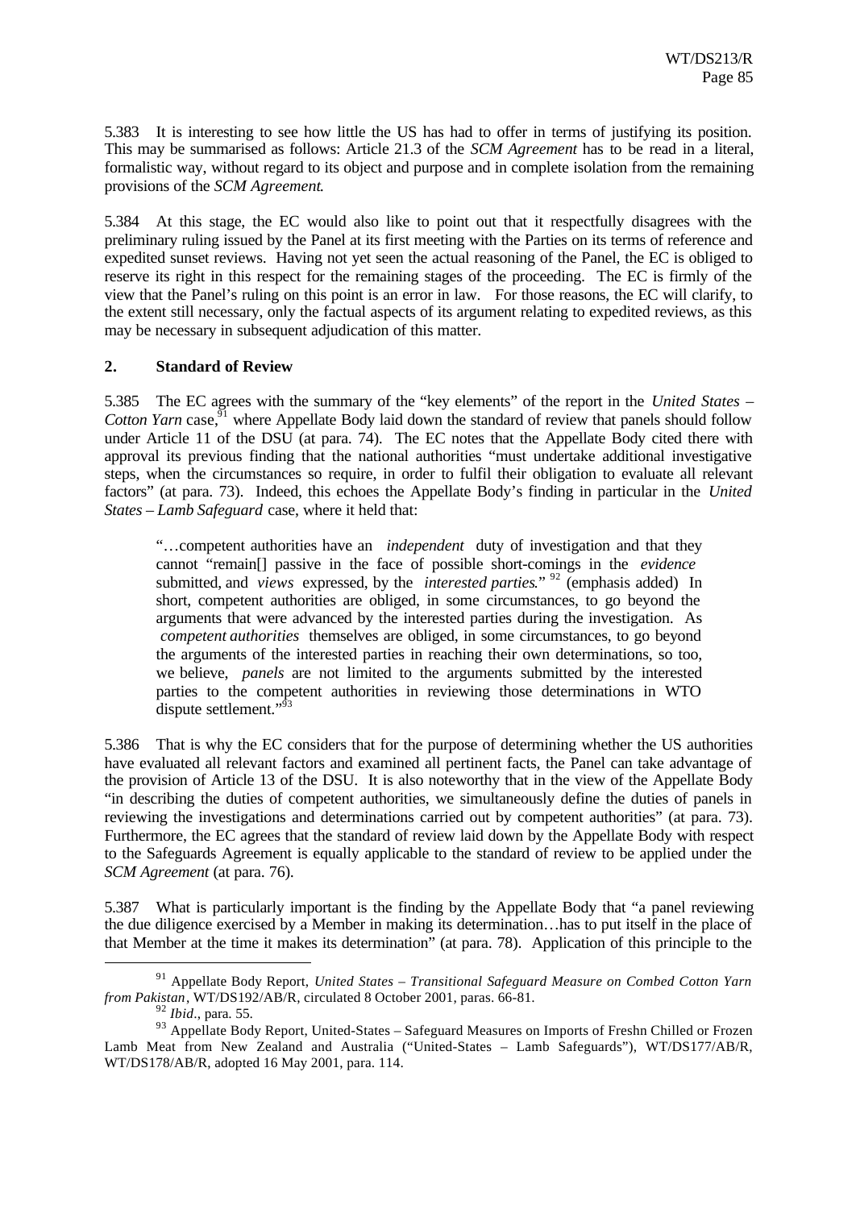5.383 It is interesting to see how little the US has had to offer in terms of justifying its position. This may be summarised as follows: Article 21.3 of the *SCM Agreement* has to be read in a literal, formalistic way, without regard to its object and purpose and in complete isolation from the remaining provisions of the *SCM Agreement*.

5.384 At this stage, the EC would also like to point out that it respectfully disagrees with the preliminary ruling issued by the Panel at its first meeting with the Parties on its terms of reference and expedited sunset reviews. Having not yet seen the actual reasoning of the Panel, the EC is obliged to reserve its right in this respect for the remaining stages of the proceeding. The EC is firmly of the view that the Panel's ruling on this point is an error in law. For those reasons, the EC will clarify, to the extent still necessary, only the factual aspects of its argument relating to expedited reviews, as this may be necessary in subsequent adjudication of this matter.

## 2. Standard of Review

5.385 The EC agrees with the summary of the "key elements" of the report in the *United States – Cotton Yarn* case,[91] where Appellate Body laid down the standard of review that panels should follow under Article 11 of the DSU (at para. 74). The EC notes that the Appellate Body cited there with approval its previous finding that the national authorities "must undertake additional investigative steps, when the circumstances so require, in order to fulfil their obligation to evaluate all relevant factors" (at para. 73). Indeed, this echoes the Appellate Body's finding in particular in the *United States – Lamb Safeguard* case, where it held that:

> "…competent authorities have an *independent* duty of investigation and that they cannot "remain[] passive in the face of possible short-comings in the *evidence* submitted, and *views* expressed, by the *interested parties*." [92] (emphasis added) In short, competent authorities are obliged, in some circumstances, to go beyond the arguments that were advanced by the interested parties during the investigation. As *competent authorities* themselves are obliged, in some circumstances, to go beyond the arguments of the interested parties in reaching their own determinations, so too, we believe, *panels* are not limited to the arguments submitted by the interested parties to the competent authorities in reviewing those determinations in WTO dispute settlement."[93]

5.386 That is why the EC considers that for the purpose of determining whether the US authorities have evaluated all relevant factors and examined all pertinent facts, the Panel can take advantage of the provision of Article 13 of the DSU. It is also noteworthy that in the view of the Appellate Body "in describing the duties of competent authorities, we simultaneously define the duties of panels in reviewing the investigations and determinations carried out by competent authorities" (at para. 73). Furthermore, the EC agrees that the standard of review laid down by the Appellate Body with respect to the Safeguards Agreement is equally applicable to the standard of review to be applied under the *SCM Agreement* (at para. 76).

5.387 What is particularly important is the finding by the Appellate Body that "a panel reviewing the due diligence exercised by a Member in making its determination…has to put itself in the place of that Member at the time it makes its determination" (at para. 78). Application of this principle to the

---

[91] Appellate Body Report, *United States – Transitional Safeguard Measure on Combed Cotton Yarn from Pakistan*, WT/DS192/AB/R, circulated 8 October 2001, paras. 66-81.

[92] *Ibid*., para. 55.

[93] Appellate Body Report, United-States – Safeguard Measures on Imports of Freshn Chilled or Frozen Lamb Meat from New Zealand and Australia ("United-States – Lamb Safeguards"), WT/DS177/AB/R, WT/DS178/AB/R, adopted 16 May 2001, para. 114.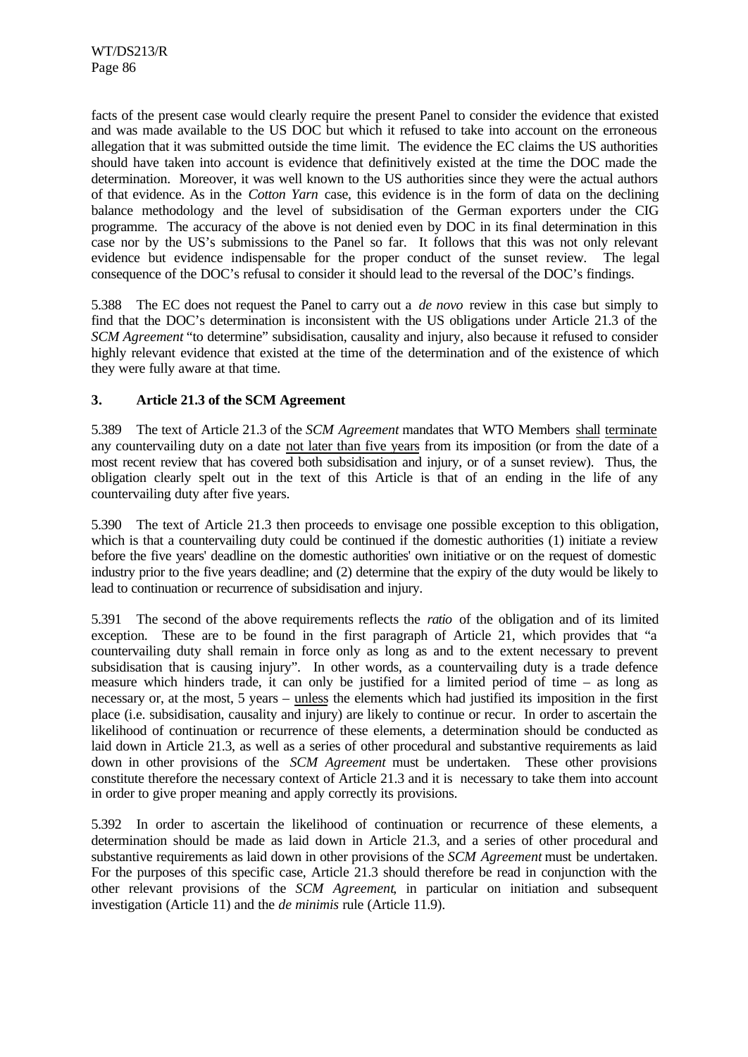facts of the present case would clearly require the present Panel to consider the evidence that existed and was made available to the US DOC but which it refused to take into account on the erroneous allegation that it was submitted outside the time limit. The evidence the EC claims the US authorities should have taken into account is evidence that definitively existed at the time the DOC made the determination. Moreover, it was well known to the US authorities since they were the actual authors of that evidence. As in the *Cotton Yarn* case, this evidence is in the form of data on the declining balance methodology and the level of subsidisation of the German exporters under the CIG programme. The accuracy of the above is not denied even by DOC in its final determination in this case nor by the US's submissions to the Panel so far. It follows that this was not only relevant evidence but evidence indispensable for the proper conduct of the sunset review. The legal consequence of the DOC's refusal to consider it should lead to the reversal of the DOC's findings.

5.388 The EC does not request the Panel to carry out a *de novo* review in this case but simply to find that the DOC's determination is inconsistent with the US obligations under Article 21.3 of the *SCM Agreement* "to determine" subsidisation, causality and injury, also because it refused to consider highly relevant evidence that existed at the time of the determination and of the existence of which they were fully aware at that time.

### 3. Article 21.3 of the SCM Agreement

5.389 The text of Article 21.3 of the *SCM Agreement* mandates that WTO Members shall terminate any countervailing duty on a date not later than five years from its imposition (or from the date of a most recent review that has covered both subsidisation and injury, or of a sunset review). Thus, the obligation clearly spelt out in the text of this Article is that of an ending in the life of any countervailing duty after five years.

5.390 The text of Article 21.3 then proceeds to envisage one possible exception to this obligation, which is that a countervailing duty could be continued if the domestic authorities (1) initiate a review before the five years' deadline on the domestic authorities' own initiative or on the request of domestic industry prior to the five years deadline; and (2) determine that the expiry of the duty would be likely to lead to continuation or recurrence of subsidisation and injury.

5.391 The second of the above requirements reflects the *ratio* of the obligation and of its limited exception. These are to be found in the first paragraph of Article 21, which provides that "a countervailing duty shall remain in force only as long as and to the extent necessary to prevent subsidisation that is causing injury". In other words, as a countervailing duty is a trade defence measure which hinders trade, it can only be justified for a limited period of time – as long as necessary or, at the most, 5 years – unless the elements which had justified its imposition in the first place (i.e. subsidisation, causality and injury) are likely to continue or recur. In order to ascertain the likelihood of continuation or recurrence of these elements, a determination should be conducted as laid down in Article 21.3, as well as a series of other procedural and substantive requirements as laid down in other provisions of the *SCM Agreement* must be undertaken. These other provisions constitute therefore the necessary context of Article 21.3 and it is necessary to take them into account in order to give proper meaning and apply correctly its provisions.

5.392 In order to ascertain the likelihood of continuation or recurrence of these elements, a determination should be made as laid down in Article 21.3, and a series of other procedural and substantive requirements as laid down in other provisions of the *SCM Agreement* must be undertaken. For the purposes of this specific case, Article 21.3 should therefore be read in conjunction with the other relevant provisions of the *SCM Agreement*, in particular on initiation and subsequent investigation (Article 11) and the *de minimis* rule (Article 11.9).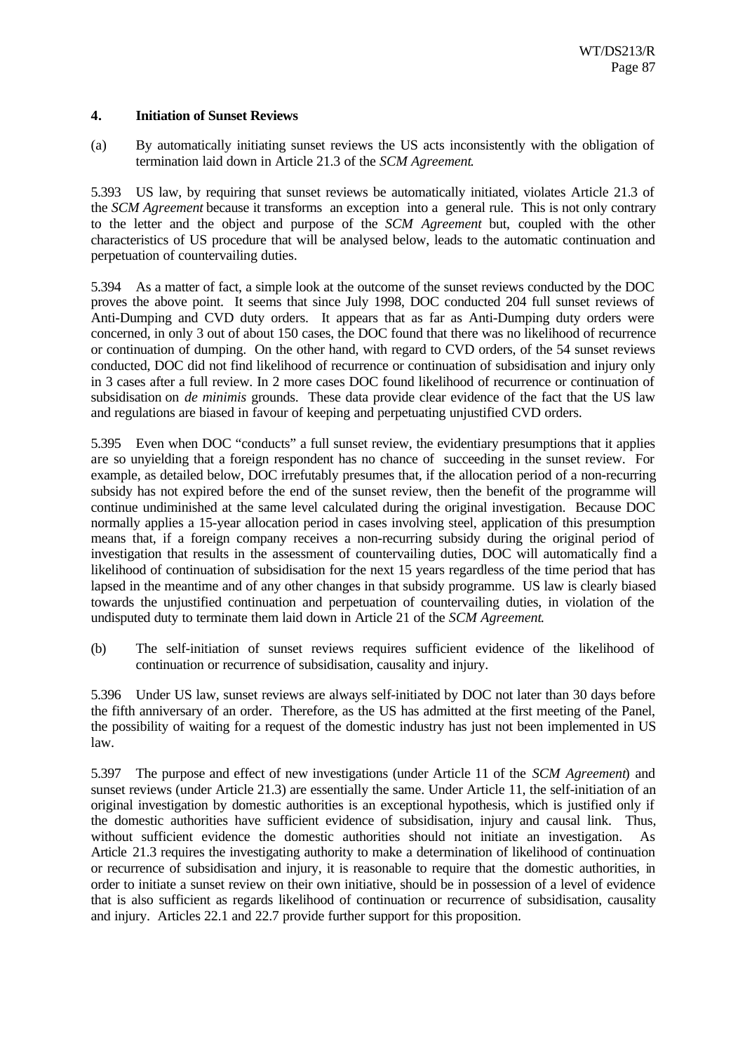#### 4. Initiation of Sunset Reviews

(a) By automatically initiating sunset reviews the US acts inconsistently with the obligation of termination laid down in Article 21.3 of the *SCM Agreement*.

5.393 US law, by requiring that sunset reviews be automatically initiated, violates Article 21.3 of the *SCM Agreement* because it transforms an exception into a general rule. This is not only contrary to the letter and the object and purpose of the *SCM Agreement* but, coupled with the other characteristics of US procedure that will be analysed below, leads to the automatic continuation and perpetuation of countervailing duties.

5.394 As a matter of fact, a simple look at the outcome of the sunset reviews conducted by the DOC proves the above point. It seems that since July 1998, DOC conducted 204 full sunset reviews of Anti-Dumping and CVD duty orders. It appears that as far as Anti-Dumping duty orders were concerned, in only 3 out of about 150 cases, the DOC found that there was no likelihood of recurrence or continuation of dumping. On the other hand, with regard to CVD orders, of the 54 sunset reviews conducted, DOC did not find likelihood of recurrence or continuation of subsidisation and injury only in 3 cases after a full review. In 2 more cases DOC found likelihood of recurrence or continuation of subsidisation on *de minimis* grounds. These data provide clear evidence of the fact that the US law and regulations are biased in favour of keeping and perpetuating unjustified CVD orders.

5.395 Even when DOC "conducts" a full sunset review, the evidentiary presumptions that it applies are so unyielding that a foreign respondent has no chance of succeeding in the sunset review. For example, as detailed below, DOC irrefutably presumes that, if the allocation period of a non-recurring subsidy has not expired before the end of the sunset review, then the benefit of the programme will continue undiminished at the same level calculated during the original investigation. Because DOC normally applies a 15-year allocation period in cases involving steel, application of this presumption means that, if a foreign company receives a non-recurring subsidy during the original period of investigation that results in the assessment of countervailing duties, DOC will automatically find a likelihood of continuation of subsidisation for the next 15 years regardless of the time period that has lapsed in the meantime and of any other changes in that subsidy programme. US law is clearly biased towards the unjustified continuation and perpetuation of countervailing duties, in violation of the undisputed duty to terminate them laid down in Article 21 of the *SCM Agreement*.

(b) The self-initiation of sunset reviews requires sufficient evidence of the likelihood of continuation or recurrence of subsidisation, causality and injury.

5.396 Under US law, sunset reviews are always self-initiated by DOC not later than 30 days before the fifth anniversary of an order. Therefore, as the US has admitted at the first meeting of the Panel, the possibility of waiting for a request of the domestic industry has just not been implemented in US law.

5.397 The purpose and effect of new investigations (under Article 11 of the *SCM Agreement*) and sunset reviews (under Article 21.3) are essentially the same. Under Article 11, the self-initiation of an original investigation by domestic authorities is an exceptional hypothesis, which is justified only if the domestic authorities have sufficient evidence of subsidisation, injury and causal link. Thus, without sufficient evidence the domestic authorities should not initiate an investigation. As Article 21.3 requires the investigating authority to make a determination of likelihood of continuation or recurrence of subsidisation and injury, it is reasonable to require that the domestic authorities, in order to initiate a sunset review on their own initiative, should be in possession of a level of evidence that is also sufficient as regards likelihood of continuation or recurrence of subsidisation, causality and injury. Articles 22.1 and 22.7 provide further support for this proposition.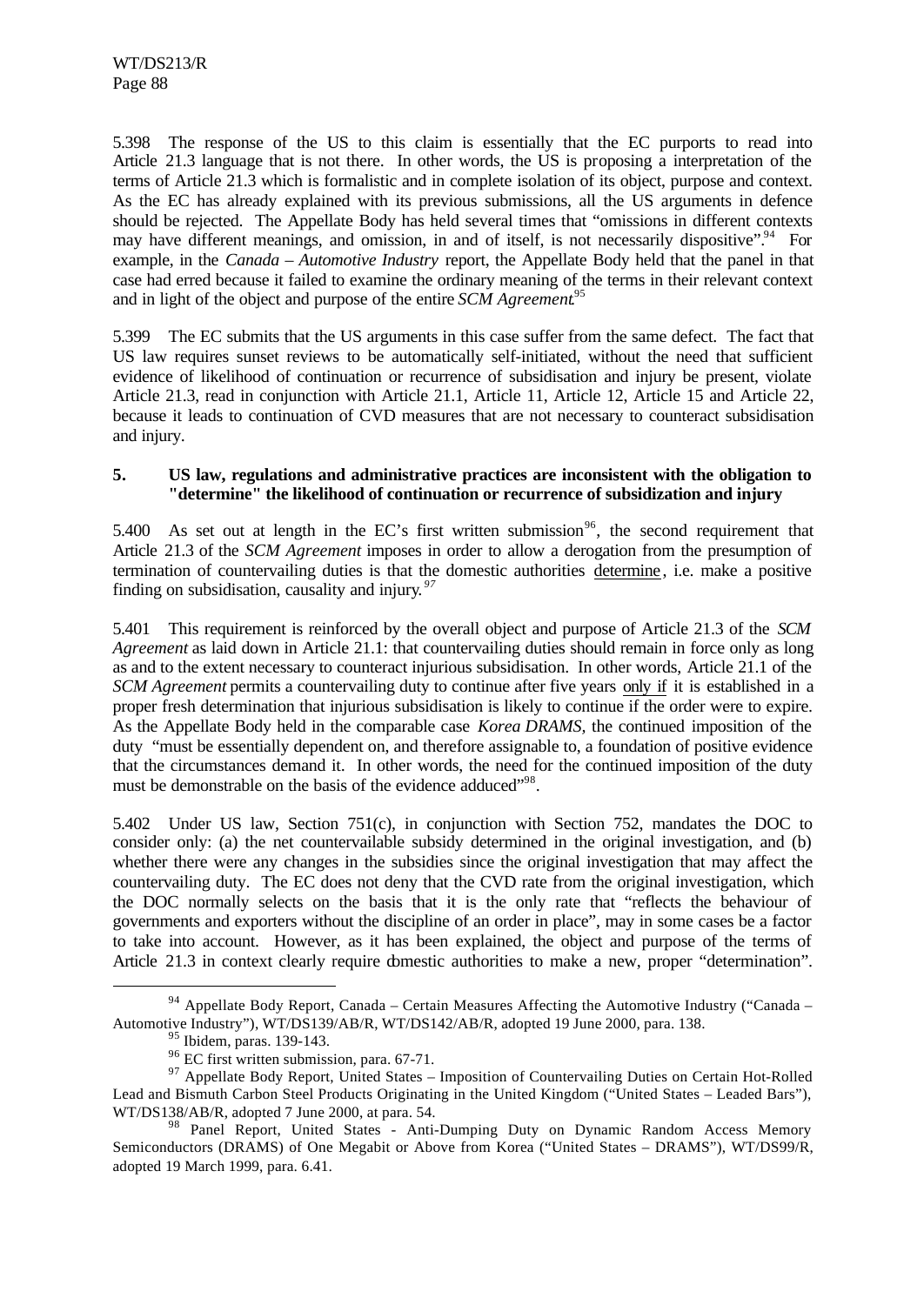5.398 The response of the US to this claim is essentially that the EC purports to read into Article 21.3 language that is not there. In other words, the US is proposing a interpretation of the terms of Article 21.3 which is formalistic and in complete isolation of its object, purpose and context. As the EC has already explained with its previous submissions, all the US arguments in defence should be rejected. The Appellate Body has held several times that "omissions in different contexts may have different meanings, and omission, in and of itself, is not necessarily dispositive".[94] For example, in the *Canada – Automotive Industry* report, the Appellate Body held that the panel in that case had erred because it failed to examine the ordinary meaning of the terms in their relevant context and in light of the object and purpose of the entire *SCM Agreement*.[95]

5.399 The EC submits that the US arguments in this case suffer from the same defect. The fact that US law requires sunset reviews to be automatically self-initiated, without the need that sufficient evidence of likelihood of continuation or recurrence of subsidisation and injury be present, violate Article 21.3, read in conjunction with Article 21.1, Article 11, Article 12, Article 15 and Article 22, because it leads to continuation of CVD measures that are not necessary to counteract subsidisation and injury.

### 5. US law, regulations and administrative practices are inconsistent with the obligation to "determine" the likelihood of continuation or recurrence of subsidization and injury

5.400 As set out at length in the EC's first written submission[96], the second requirement that Article 21.3 of the *SCM Agreement* imposes in order to allow a derogation from the presumption of termination of countervailing duties is that the domestic authorities determine, i.e. make a positive finding on subsidisation, causality and injury.[97]

5.401 This requirement is reinforced by the overall object and purpose of Article 21.3 of the *SCM Agreement* as laid down in Article 21.1: that countervailing duties should remain in force only as long as and to the extent necessary to counteract injurious subsidisation. In other words, Article 21.1 of the *SCM Agreement* permits a countervailing duty to continue after five years only if it is established in a proper fresh determination that injurious subsidisation is likely to continue if the order were to expire. As the Appellate Body held in the comparable case *Korea DRAMS*, the continued imposition of the duty "must be essentially dependent on, and therefore assignable to, a foundation of positive evidence that the circumstances demand it. In other words, the need for the continued imposition of the duty must be demonstrable on the basis of the evidence adduced"[98].

5.402 Under US law, Section 751(c), in conjunction with Section 752, mandates the DOC to consider only: (a) the net countervailable subsidy determined in the original investigation, and (b) whether there were any changes in the subsidies since the original investigation that may affect the countervailing duty. The EC does not deny that the CVD rate from the original investigation, which the DOC normally selects on the basis that it is the only rate that "reflects the behaviour of governments and exporters without the discipline of an order in place", may in some cases be a factor to take into account. However, as it has been explained, the object and purpose of the terms of Article 21.3 in context clearly require domestic authorities to make a new, proper "determination".

---

[94] Appellate Body Report, Canada – Certain Measures Affecting the Automotive Industry ("Canada – Automotive Industry"), WT/DS139/AB/R, WT/DS142/AB/R, adopted 19 June 2000, para. 138.

[95] Ibidem, paras. 139-143.

[96] EC first written submission, para. 67-71.

[97] Appellate Body Report, United States – Imposition of Countervailing Duties on Certain Hot-Rolled Lead and Bismuth Carbon Steel Products Originating in the United Kingdom ("United States – Leaded Bars"), WT/DS138/AB/R, adopted 7 June 2000, at para. 54.

[98] Panel Report, United States - Anti-Dumping Duty on Dynamic Random Access Memory Semiconductors (DRAMS) of One Megabit or Above from Korea ("United States – DRAMS"), WT/DS99/R, adopted 19 March 1999, para. 6.41.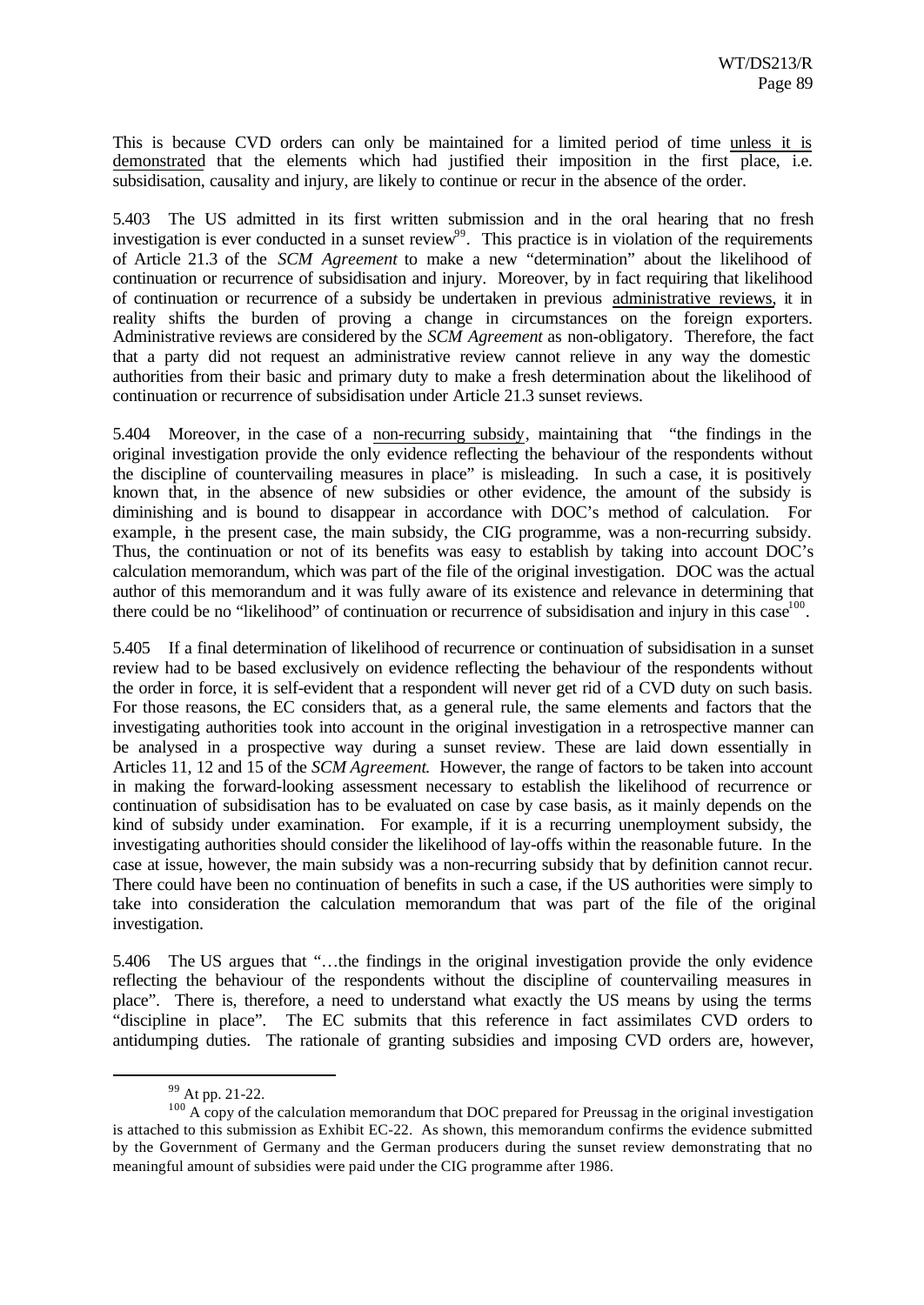This is because CVD orders can only be maintained for a limited period of time unless it is demonstrated that the elements which had justified their imposition in the first place, i.e. subsidisation, causality and injury, are likely to continue or recur in the absence of the order.

5.403 The US admitted in its first written submission and in the oral hearing that no fresh investigation is ever conducted in a sunset review[99]. This practice is in violation of the requirements of Article 21.3 of the *SCM Agreement* to make a new "determination" about the likelihood of continuation or recurrence of subsidisation and injury. Moreover, by in fact requiring that likelihood of continuation or recurrence of a subsidy be undertaken in previous administrative reviews, it in reality shifts the burden of proving a change in circumstances on the foreign exporters. Administrative reviews are considered by the *SCM Agreement* as non-obligatory. Therefore, the fact that a party did not request an administrative review cannot relieve in any way the domestic authorities from their basic and primary duty to make a fresh determination about the likelihood of continuation or recurrence of subsidisation under Article 21.3 sunset reviews.

5.404 Moreover, in the case of a non-recurring subsidy, maintaining that "the findings in the original investigation provide the only evidence reflecting the behaviour of the respondents without the discipline of countervailing measures in place" is misleading. In such a case, it is positively known that, in the absence of new subsidies or other evidence, the amount of the subsidy is diminishing and is bound to disappear in accordance with DOC's method of calculation. For example, in the present case, the main subsidy, the CIG programme, was a non-recurring subsidy. Thus, the continuation or not of its benefits was easy to establish by taking into account DOC's calculation memorandum, which was part of the file of the original investigation. DOC was the actual author of this memorandum and it was fully aware of its existence and relevance in determining that there could be no "likelihood" of continuation or recurrence of subsidisation and injury in this case[100].

5.405 If a final determination of likelihood of recurrence or continuation of subsidisation in a sunset review had to be based exclusively on evidence reflecting the behaviour of the respondents without the order in force, it is self-evident that a respondent will never get rid of a CVD duty on such basis. For those reasons, the EC considers that, as a general rule, the same elements and factors that the investigating authorities took into account in the original investigation in a retrospective manner can be analysed in a prospective way during a sunset review. These are laid down essentially in Articles 11, 12 and 15 of the *SCM Agreement*. However, the range of factors to be taken into account in making the forward-looking assessment necessary to establish the likelihood of recurrence or continuation of subsidisation has to be evaluated on case by case basis, as it mainly depends on the kind of subsidy under examination. For example, if it is a recurring unemployment subsidy, the investigating authorities should consider the likelihood of lay-offs within the reasonable future. In the case at issue, however, the main subsidy was a non-recurring subsidy that by definition cannot recur. There could have been no continuation of benefits in such a case, if the US authorities were simply to take into consideration the calculation memorandum that was part of the file of the original investigation.

5.406 The US argues that "…the findings in the original investigation provide the only evidence reflecting the behaviour of the respondents without the discipline of countervailing measures in place". There is, therefore, a need to understand what exactly the US means by using the terms "discipline in place". The EC submits that this reference in fact assimilates CVD orders to antidumping duties. The rationale of granting subsidies and imposing CVD orders are, however,

---

[99] At pp. 21-22.

[100] A copy of the calculation memorandum that DOC prepared for Preussag in the original investigation is attached to this submission as Exhibit EC-22. As shown, this memorandum confirms the evidence submitted by the Government of Germany and the German producers during the sunset review demonstrating that no meaningful amount of subsidies were paid under the CIG programme after 1986.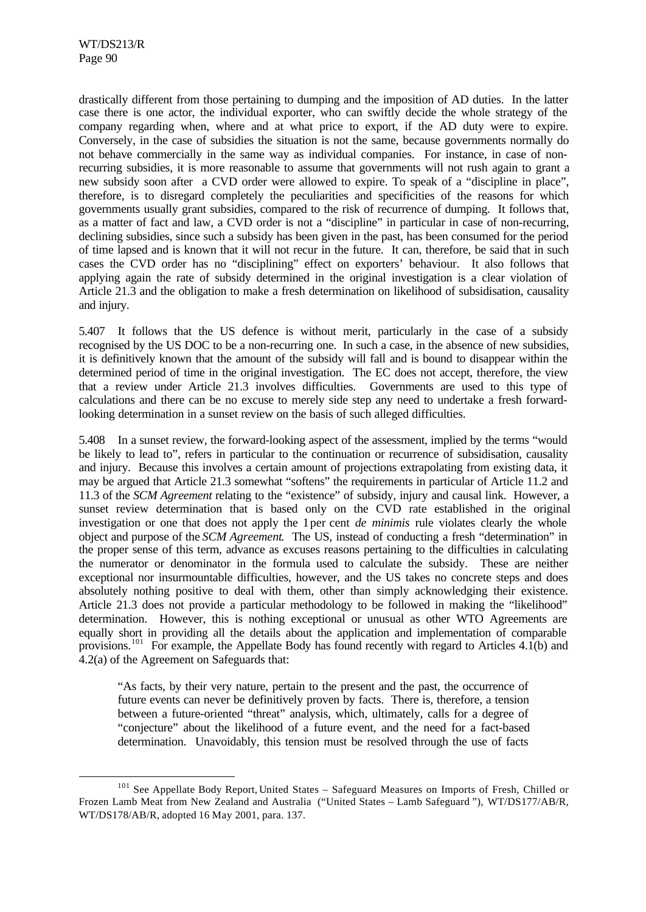drastically different from those pertaining to dumping and the imposition of AD duties. In the latter case there is one actor, the individual exporter, who can swiftly decide the whole strategy of the company regarding when, where and at what price to export, if the AD duty were to expire. Conversely, in the case of subsidies the situation is not the same, because governments normally do not behave commercially in the same way as individual companies. For instance, in case of non-recurring subsidies, it is more reasonable to assume that governments will not rush again to grant a new subsidy soon after a CVD order were allowed to expire. To speak of a "discipline in place", therefore, is to disregard completely the peculiarities and specificities of the reasons for which governments usually grant subsidies, compared to the risk of recurrence of dumping. It follows that, as a matter of fact and law, a CVD order is not a "discipline" in particular in case of non-recurring, declining subsidies, since such a subsidy has been given in the past, has been consumed for the period of time lapsed and is known that it will not recur in the future. It can, therefore, be said that in such cases the CVD order has no "disciplining" effect on exporters' behaviour. It also follows that applying again the rate of subsidy determined in the original investigation is a clear violation of Article 21.3 and the obligation to make a fresh determination on likelihood of subsidisation, causality and injury.

5.407 It follows that the US defence is without merit, particularly in the case of a subsidy recognised by the US DOC to be a non-recurring one. In such a case, in the absence of new subsidies, it is definitively known that the amount of the subsidy will fall and is bound to disappear within the determined period of time in the original investigation. The EC does not accept, therefore, the view that a review under Article 21.3 involves difficulties. Governments are used to this type of calculations and there can be no excuse to merely side step any need to undertake a fresh forward-looking determination in a sunset review on the basis of such alleged difficulties.

5.408 In a sunset review, the forward-looking aspect of the assessment, implied by the terms "would be likely to lead to", refers in particular to the continuation or recurrence of subsidisation, causality and injury. Because this involves a certain amount of projections extrapolating from existing data, it may be argued that Article 21.3 somewhat "softens" the requirements in particular of Article 11.2 and 11.3 of the *SCM Agreement* relating to the "existence" of subsidy, injury and causal link. However, a sunset review determination that is based only on the CVD rate established in the original investigation or one that does not apply the 1 per cent *de minimis* rule violates clearly the whole object and purpose of the *SCM Agreement*. The US, instead of conducting a fresh "determination" in the proper sense of this term, advance as excuses reasons pertaining to the difficulties in calculating the numerator or denominator in the formula used to calculate the subsidy. These are neither exceptional nor insurmountable difficulties, however, and the US takes no concrete steps and does absolutely nothing positive to deal with them, other than simply acknowledging their existence. Article 21.3 does not provide a particular methodology to be followed in making the "likelihood" determination. However, this is nothing exceptional or unusual as other WTO Agreements are equally short in providing all the details about the application and implementation of comparable provisions.[101] For example, the Appellate Body has found recently with regard to Articles 4.1(b) and 4.2(a) of the Agreement on Safeguards that:

> "As facts, by their very nature, pertain to the present and the past, the occurrence of future events can never be definitively proven by facts. There is, therefore, a tension between a future-oriented "threat" analysis, which, ultimately, calls for a degree of "conjecture" about the likelihood of a future event, and the need for a fact-based determination. Unavoidably, this tension must be resolved through the use of facts

[101] See Appellate Body Report, United States – Safeguard Measures on Imports of Fresh, Chilled or Frozen Lamb Meat from New Zealand and Australia ("United States – Lamb Safeguard"), WT/DS177/AB/R, WT/DS178/AB/R, adopted 16 May 2001, para. 137.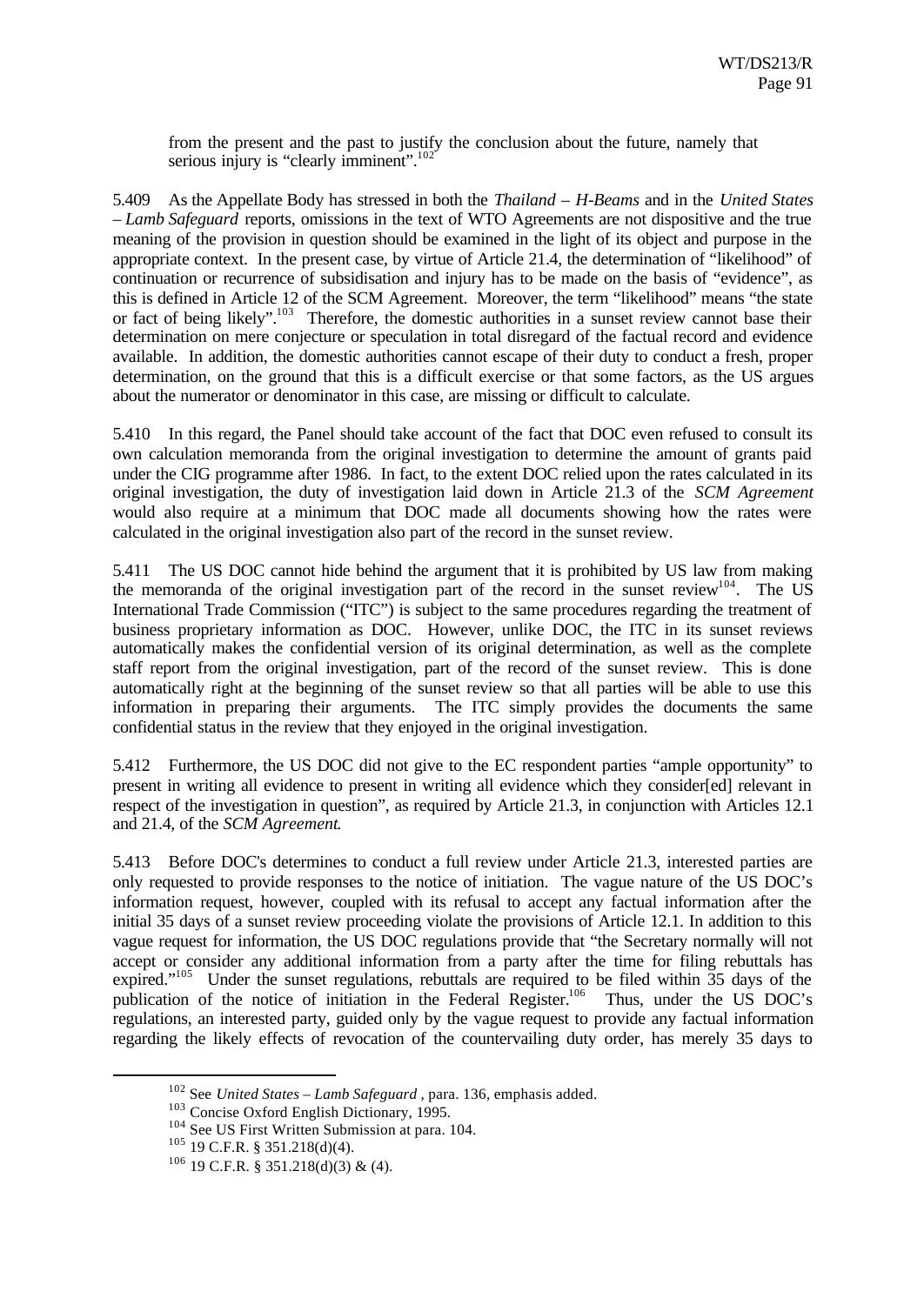from the present and the past to justify the conclusion about the future, namely that serious injury is "clearly imminent".[102]

5.409 As the Appellate Body has stressed in both the *Thailand – H-Beams* and in the *United States – Lamb Safeguard* reports, omissions in the text of WTO Agreements are not dispositive and the true meaning of the provision in question should be examined in the light of its object and purpose in the appropriate context. In the present case, by virtue of Article 21.4, the determination of "likelihood" of continuation or recurrence of subsidisation and injury has to be made on the basis of "evidence", as this is defined in Article 12 of the SCM Agreement. Moreover, the term "likelihood" means "the state or fact of being likely".[103] Therefore, the domestic authorities in a sunset review cannot base their determination on mere conjecture or speculation in total disregard of the factual record and evidence available. In addition, the domestic authorities cannot escape of their duty to conduct a fresh, proper determination, on the ground that this is a difficult exercise or that some factors, as the US argues about the numerator or denominator in this case, are missing or difficult to calculate.

5.410 In this regard, the Panel should take account of the fact that DOC even refused to consult its own calculation memoranda from the original investigation to determine the amount of grants paid under the CIG programme after 1986. In fact, to the extent DOC relied upon the rates calculated in its original investigation, the duty of investigation laid down in Article 21.3 of the *SCM Agreement* would also require at a minimum that DOC made all documents showing how the rates were calculated in the original investigation also part of the record in the sunset review.

5.411 The US DOC cannot hide behind the argument that it is prohibited by US law from making the memoranda of the original investigation part of the record in the sunset review[104]. The US International Trade Commission ("ITC") is subject to the same procedures regarding the treatment of business proprietary information as DOC. However, unlike DOC, the ITC in its sunset reviews automatically makes the confidential version of its original determination, as well as the complete staff report from the original investigation, part of the record of the sunset review. This is done automatically right at the beginning of the sunset review so that all parties will be able to use this information in preparing their arguments. The ITC simply provides the documents the same confidential status in the review that they enjoyed in the original investigation.

5.412 Furthermore, the US DOC did not give to the EC respondent parties "ample opportunity" to present in writing all evidence to present in writing all evidence which they consider[ed] relevant in respect of the investigation in question", as required by Article 21.3, in conjunction with Articles 12.1 and 21.4, of the *SCM Agreement*.

5.413 Before DOC's determines to conduct a full review under Article 21.3, interested parties are only requested to provide responses to the notice of initiation. The vague nature of the US DOC's information request, however, coupled with its refusal to accept any factual information after the initial 35 days of a sunset review proceeding violate the provisions of Article 12.1. In addition to this vague request for information, the US DOC regulations provide that "the Secretary normally will not accept or consider any additional information from a party after the time for filing rebuttals has expired."[105] Under the sunset regulations, rebuttals are required to be filed within 35 days of the publication of the notice of initiation in the Federal Register.[106] Thus, under the US DOC's regulations, an interested party, guided only by the vague request to provide any factual information regarding the likely effects of revocation of the countervailing duty order, has merely 35 days to

---

[102] See *United States – Lamb Safeguard* , para. 136, emphasis added.

[103] Concise Oxford English Dictionary, 1995.

[104] See US First Written Submission at para. 104.

[105] 19 C.F.R. § 351.218(d)(4).

[106] 19 C.F.R. § 351.218(d)(3) & (4).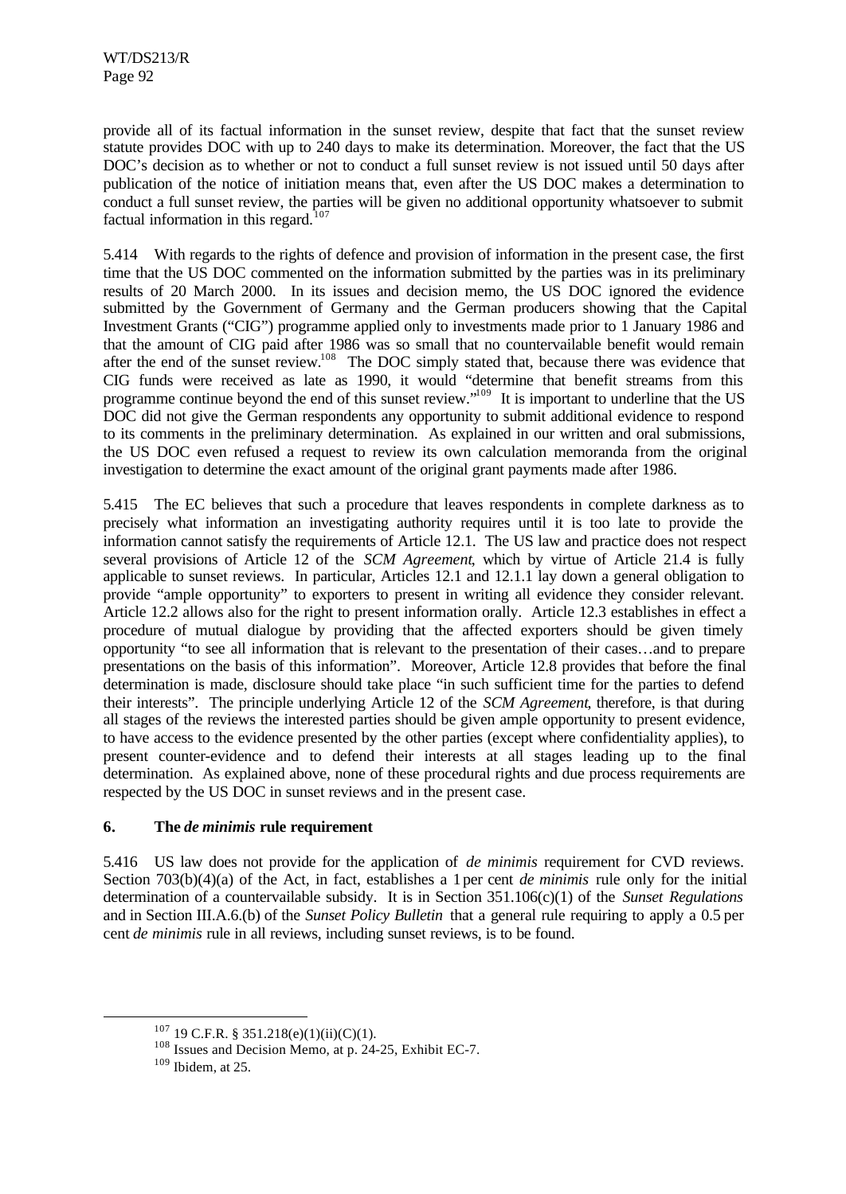provide all of its factual information in the sunset review, despite that fact that the sunset review statute provides DOC with up to 240 days to make its determination. Moreover, the fact that the US DOC's decision as to whether or not to conduct a full sunset review is not issued until 50 days after publication of the notice of initiation means that, even after the US DOC makes a determination to conduct a full sunset review, the parties will be given no additional opportunity whatsoever to submit factual information in this regard.[107]

5.414 With regards to the rights of defence and provision of information in the present case, the first time that the US DOC commented on the information submitted by the parties was in its preliminary results of 20 March 2000. In its issues and decision memo, the US DOC ignored the evidence submitted by the Government of Germany and the German producers showing that the Capital Investment Grants ("CIG") programme applied only to investments made prior to 1 January 1986 and that the amount of CIG paid after 1986 was so small that no countervailable benefit would remain after the end of the sunset review.[108] The DOC simply stated that, because there was evidence that CIG funds were received as late as 1990, it would "determine that benefit streams from this programme continue beyond the end of this sunset review."[109] It is important to underline that the US DOC did not give the German respondents any opportunity to submit additional evidence to respond to its comments in the preliminary determination. As explained in our written and oral submissions, the US DOC even refused a request to review its own calculation memoranda from the original investigation to determine the exact amount of the original grant payments made after 1986.

5.415 The EC believes that such a procedure that leaves respondents in complete darkness as to precisely what information an investigating authority requires until it is too late to provide the information cannot satisfy the requirements of Article 12.1. The US law and practice does not respect several provisions of Article 12 of the *SCM Agreement*, which by virtue of Article 21.4 is fully applicable to sunset reviews. In particular, Articles 12.1 and 12.1.1 lay down a general obligation to provide "ample opportunity" to exporters to present in writing all evidence they consider relevant. Article 12.2 allows also for the right to present information orally. Article 12.3 establishes in effect a procedure of mutual dialogue by providing that the affected exporters should be given timely opportunity "to see all information that is relevant to the presentation of their cases…and to prepare presentations on the basis of this information". Moreover, Article 12.8 provides that before the final determination is made, disclosure should take place "in such sufficient time for the parties to defend their interests". The principle underlying Article 12 of the *SCM Agreement*, therefore, is that during all stages of the reviews the interested parties should be given ample opportunity to present evidence, to have access to the evidence presented by the other parties (except where confidentiality applies), to present counter-evidence and to defend their interests at all stages leading up to the final determination. As explained above, none of these procedural rights and due process requirements are respected by the US DOC in sunset reviews and in the present case.

### 6. The *de minimis* rule requirement

5.416 US law does not provide for the application of *de minimis* requirement for CVD reviews. Section 703(b)(4)(a) of the Act, in fact, establishes a 1 per cent *de minimis* rule only for the initial determination of a countervailable subsidy. It is in Section 351.106(c)(1) of the *Sunset Regulations* and in Section III.A.6.(b) of the *Sunset Policy Bulletin* that a general rule requiring to apply a 0.5 per cent *de minimis* rule in all reviews, including sunset reviews, is to be found.

---

[107] 19 C.F.R. § 351.218(e)(1)(ii)(C)(1).

[108] Issues and Decision Memo, at p. 24-25, Exhibit EC-7.

[109] Ibidem, at 25.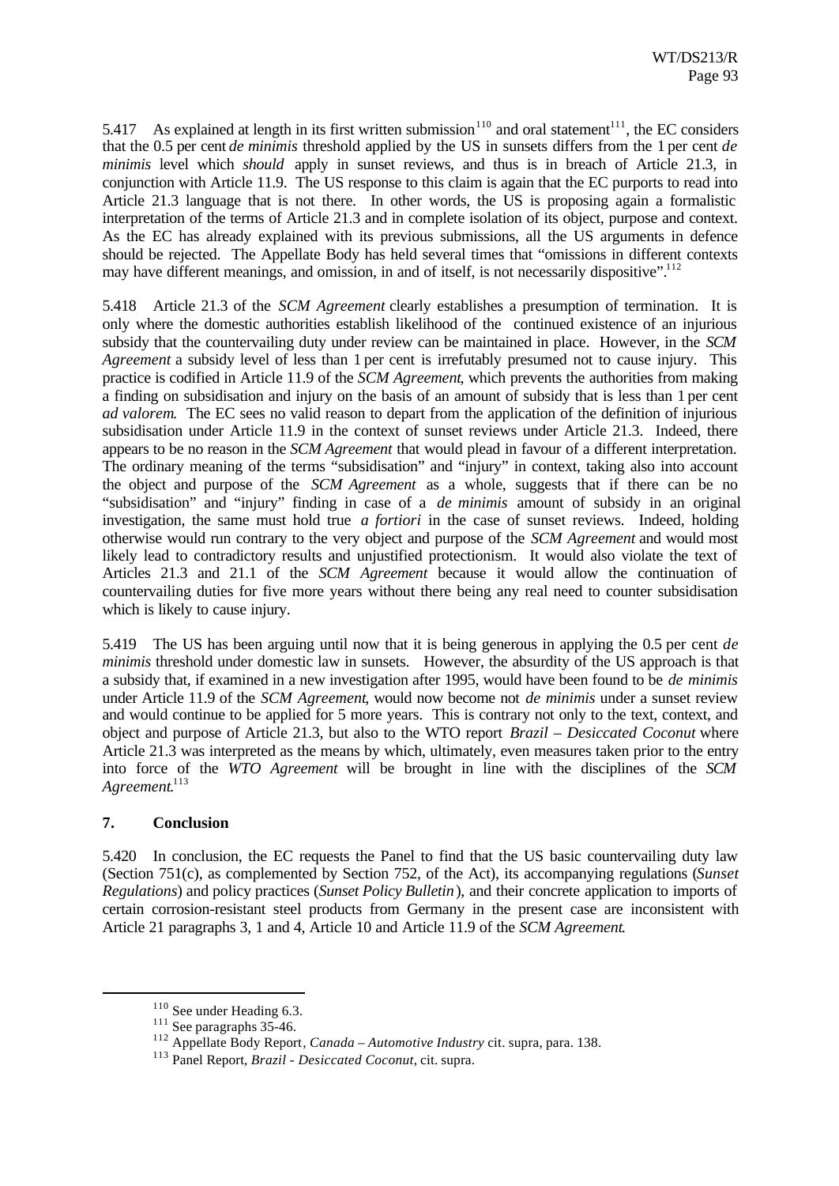5.417 As explained at length in its first written submission[110] and oral statement[111], the EC considers that the 0.5 per cent *de minimis* threshold applied by the US in sunsets differs from the 1 per cent *de minimis* level which *should* apply in sunset reviews, and thus is in breach of Article 21.3, in conjunction with Article 11.9. The US response to this claim is again that the EC purports to read into Article 21.3 language that is not there. In other words, the US is proposing again a formalistic interpretation of the terms of Article 21.3 and in complete isolation of its object, purpose and context. As the EC has already explained with its previous submissions, all the US arguments in defence should be rejected. The Appellate Body has held several times that "omissions in different contexts may have different meanings, and omission, in and of itself, is not necessarily dispositive".[112]

5.418 Article 21.3 of the *SCM Agreement* clearly establishes a presumption of termination. It is only where the domestic authorities establish likelihood of the continued existence of an injurious subsidy that the countervailing duty under review can be maintained in place. However, in the *SCM Agreement* a subsidy level of less than 1 per cent is irrefutably presumed not to cause injury. This practice is codified in Article 11.9 of the *SCM Agreement*, which prevents the authorities from making a finding on subsidisation and injury on the basis of an amount of subsidy that is less than 1 per cent *ad valorem*. The EC sees no valid reason to depart from the application of the definition of injurious subsidisation under Article 11.9 in the context of sunset reviews under Article 21.3. Indeed, there appears to be no reason in the *SCM Agreement* that would plead in favour of a different interpretation. The ordinary meaning of the terms "subsidisation" and "injury" in context, taking also into account the object and purpose of the *SCM Agreement* as a whole, suggests that if there can be no "subsidisation" and "injury" finding in case of a *de minimis* amount of subsidy in an original investigation, the same must hold true *a fortiori* in the case of sunset reviews. Indeed, holding otherwise would run contrary to the very object and purpose of the *SCM Agreement* and would most likely lead to contradictory results and unjustified protectionism. It would also violate the text of Articles 21.3 and 21.1 of the *SCM Agreement* because it would allow the continuation of countervailing duties for five more years without there being any real need to counter subsidisation which is likely to cause injury.

5.419 The US has been arguing until now that it is being generous in applying the 0.5 per cent *de minimis* threshold under domestic law in sunsets. However, the absurdity of the US approach is that a subsidy that, if examined in a new investigation after 1995, would have been found to be *de minimis* under Article 11.9 of the *SCM Agreement*, would now become not *de minimis* under a sunset review and would continue to be applied for 5 more years. This is contrary not only to the text, context, and object and purpose of Article 21.3, but also to the WTO report *Brazil – Desiccated Coconut* where Article 21.3 was interpreted as the means by which, ultimately, even measures taken prior to the entry into force of the *WTO Agreement* will be brought in line with the disciplines of the *SCM Agreement*.[113]

## 7. Conclusion

5.420 In conclusion, the EC requests the Panel to find that the US basic countervailing duty law (Section 751(c), as complemented by Section 752, of the Act), its accompanying regulations (*Sunset Regulations*) and policy practices (*Sunset Policy Bulletin*), and their concrete application to imports of certain corrosion-resistant steel products from Germany in the present case are inconsistent with Article 21 paragraphs 3, 1 and 4, Article 10 and Article 11.9 of the *SCM Agreement*.

---

[110] See under Heading 6.3.

[111] See paragraphs 35-46.

[112] Appellate Body Report, *Canada – Automotive Industry* cit. supra, para. 138.

[113] Panel Report, *Brazil - Desiccated Coconut*, cit. supra.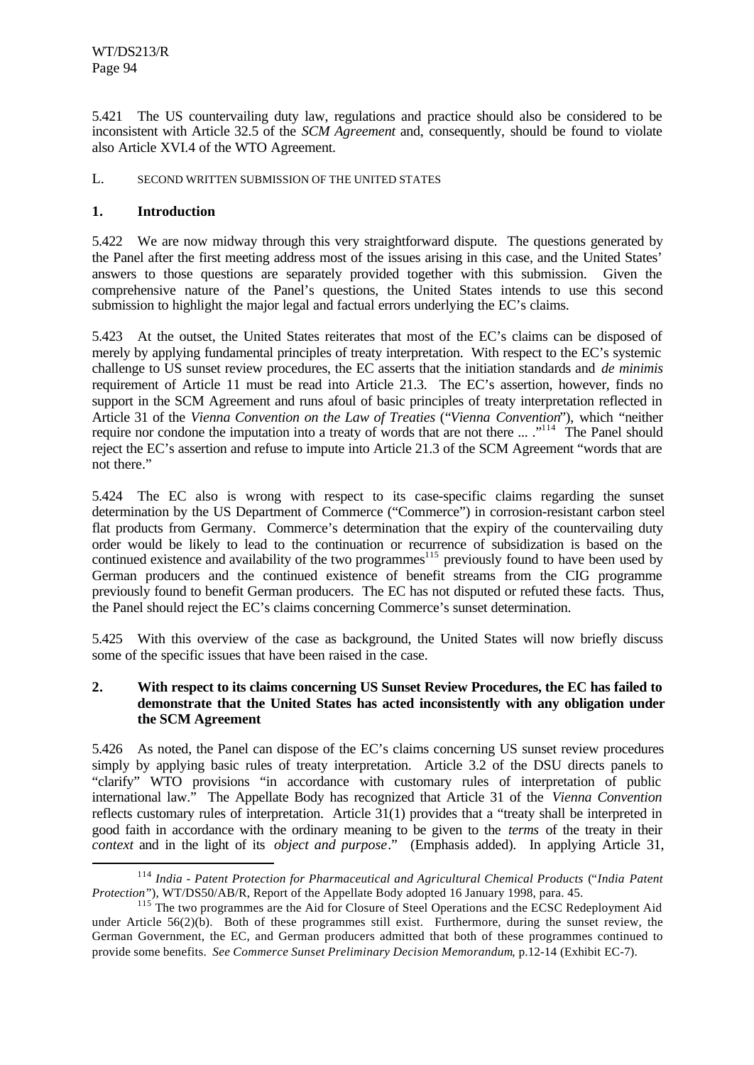5.421 The US countervailing duty law, regulations and practice should also be considered to be inconsistent with Article 32.5 of the *SCM Agreement* and, consequently, should be found to violate also Article XVI.4 of the WTO Agreement.

## L. SECOND WRITTEN SUBMISSION OF THE UNITED STATES

### 1. Introduction

5.422 We are now midway through this very straightforward dispute. The questions generated by the Panel after the first meeting address most of the issues arising in this case, and the United States' answers to those questions are separately provided together with this submission. Given the comprehensive nature of the Panel's questions, the United States intends to use this second submission to highlight the major legal and factual errors underlying the EC's claims.

5.423 At the outset, the United States reiterates that most of the EC's claims can be disposed of merely by applying fundamental principles of treaty interpretation. With respect to the EC's systemic challenge to US sunset review procedures, the EC asserts that the initiation standards and *de minimis* requirement of Article 11 must be read into Article 21.3. The EC's assertion, however, finds no support in the SCM Agreement and runs afoul of basic principles of treaty interpretation reflected in Article 31 of the *Vienna Convention on the Law of Treaties* ("*Vienna Convention*"), which "neither require nor condone the imputation into a treaty of words that are not there ... ."[114] The Panel should reject the EC's assertion and refuse to impute into Article 21.3 of the SCM Agreement "words that are not there."

5.424 The EC also is wrong with respect to its case-specific claims regarding the sunset determination by the US Department of Commerce ("Commerce") in corrosion-resistant carbon steel flat products from Germany. Commerce's determination that the expiry of the countervailing duty order would be likely to lead to the continuation or recurrence of subsidization is based on the continued existence and availability of the two programmes[115] previously found to have been used by German producers and the continued existence of benefit streams from the CIG programme previously found to benefit German producers. The EC has not disputed or refuted these facts. Thus, the Panel should reject the EC's claims concerning Commerce's sunset determination.

5.425 With this overview of the case as background, the United States will now briefly discuss some of the specific issues that have been raised in the case.

### 2. With respect to its claims concerning US Sunset Review Procedures, the EC has failed to demonstrate that the United States has acted inconsistently with any obligation under the SCM Agreement

5.426 As noted, the Panel can dispose of the EC's claims concerning US sunset review procedures simply by applying basic rules of treaty interpretation. Article 3.2 of the DSU directs panels to "clarify" WTO provisions "in accordance with customary rules of interpretation of public international law." The Appellate Body has recognized that Article 31 of the *Vienna Convention* reflects customary rules of interpretation. Article 31(1) provides that a "treaty shall be interpreted in good faith in accordance with the ordinary meaning to be given to the *terms* of the treaty in their *context* and in the light of its *object and purpose*." (Emphasis added). In applying Article 31,

---

[114] *India - Patent Protection for Pharmaceutical and Agricultural Chemical Products* ("*India Patent Protection*"), WT/DS50/AB/R, Report of the Appellate Body adopted 16 January 1998, para. 45.

[115] The two programmes are the Aid for Closure of Steel Operations and the ECSC Redeployment Aid under Article 56(2)(b). Both of these programmes still exist. Furthermore, during the sunset review, the German Government, the EC, and German producers admitted that both of these programmes continued to provide some benefits. *See Commerce Sunset Preliminary Decision Memorandum*, p.12-14 (Exhibit EC-7).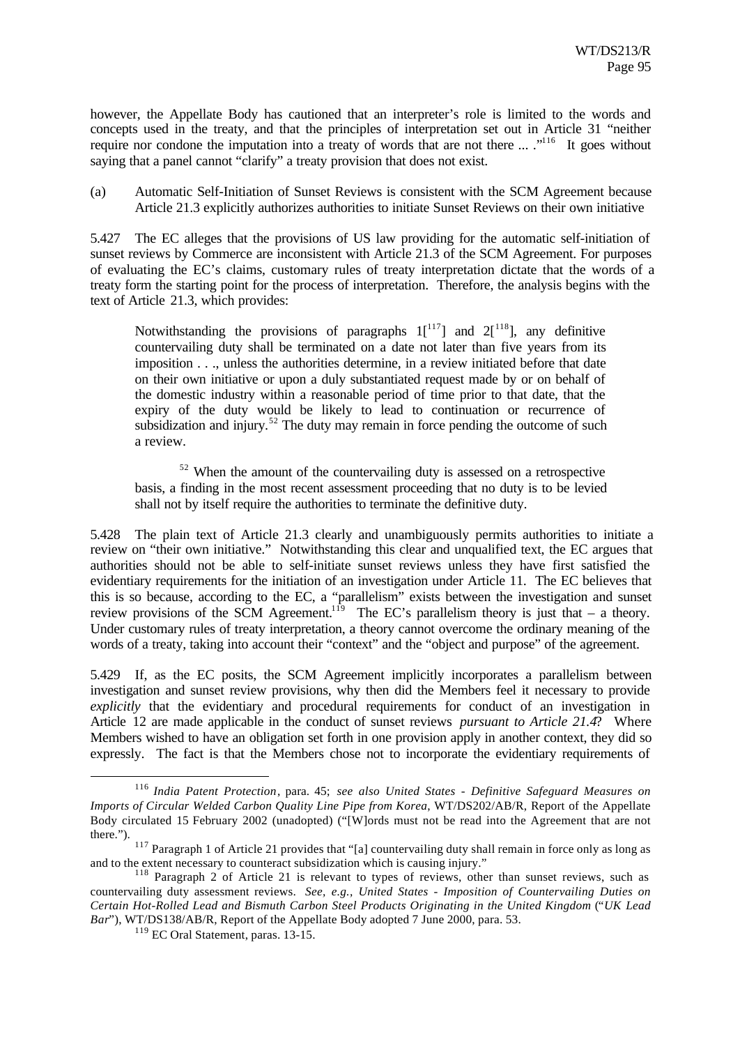however, the Appellate Body has cautioned that an interpreter's role is limited to the words and concepts used in the treaty, and that the principles of interpretation set out in Article 31 "neither require nor condone the imputation into a treaty of words that are not there ... ."[116] It goes without saying that a panel cannot "clarify" a treaty provision that does not exist.

(a) Automatic Self-Initiation of Sunset Reviews is consistent with the SCM Agreement because Article 21.3 explicitly authorizes authorities to initiate Sunset Reviews on their own initiative

5.427 The EC alleges that the provisions of US law providing for the automatic self-initiation of sunset reviews by Commerce are inconsistent with Article 21.3 of the SCM Agreement. For purposes of evaluating the EC's claims, customary rules of treaty interpretation dictate that the words of a treaty form the starting point for the process of interpretation. Therefore, the analysis begins with the text of Article 21.3, which provides:

> Notwithstanding the provisions of paragraphs 1[[117]] and 2[[118]], any definitive countervailing duty shall be terminated on a date not later than five years from its imposition . . ., unless the authorities determine, in a review initiated before that date on their own initiative or upon a duly substantiated request made by or on behalf of the domestic industry within a reasonable period of time prior to that date, that the expiry of the duty would be likely to lead to continuation or recurrence of subsidization and injury.[52] The duty may remain in force pending the outcome of such a review.
>
> [52] When the amount of the countervailing duty is assessed on a retrospective basis, a finding in the most recent assessment proceeding that no duty is to be levied shall not by itself require the authorities to terminate the definitive duty.

5.428 The plain text of Article 21.3 clearly and unambiguously permits authorities to initiate a review on "their own initiative." Notwithstanding this clear and unqualified text, the EC argues that authorities should not be able to self-initiate sunset reviews unless they have first satisfied the evidentiary requirements for the initiation of an investigation under Article 11. The EC believes that this is so because, according to the EC, a "parallelism" exists between the investigation and sunset review provisions of the SCM Agreement.[119] The EC's parallelism theory is just that – a theory. Under customary rules of treaty interpretation, a theory cannot overcome the ordinary meaning of the words of a treaty, taking into account their "context" and the "object and purpose" of the agreement.

5.429 If, as the EC posits, the SCM Agreement implicitly incorporates a parallelism between investigation and sunset review provisions, why then did the Members feel it necessary to provide *explicitly* that the evidentiary and procedural requirements for conduct of an investigation in Article 12 are made applicable in the conduct of sunset reviews *pursuant to Article 21.4*? Where Members wished to have an obligation set forth in one provision apply in another context, they did so expressly. The fact is that the Members chose not to incorporate the evidentiary requirements of

---

[116] *India Patent Protection*, para. 45; *see also United States - Definitive Safeguard Measures on Imports of Circular Welded Carbon Quality Line Pipe from Korea*, WT/DS202/AB/R, Report of the Appellate Body circulated 15 February 2002 (unadopted) ("[W]ords must not be read into the Agreement that are not there.").

[117] Paragraph 1 of Article 21 provides that "[a] countervailing duty shall remain in force only as long as and to the extent necessary to counteract subsidization which is causing injury."

[118] Paragraph 2 of Article 21 is relevant to types of reviews, other than sunset reviews, such as countervailing duty assessment reviews. *See, e.g., United States - Imposition of Countervailing Duties on Certain Hot-Rolled Lead and Bismuth Carbon Steel Products Originating in the United Kingdom* ("*UK Lead Bar*"), WT/DS138/AB/R, Report of the Appellate Body adopted 7 June 2000, para. 53.

[119] EC Oral Statement, paras. 13-15.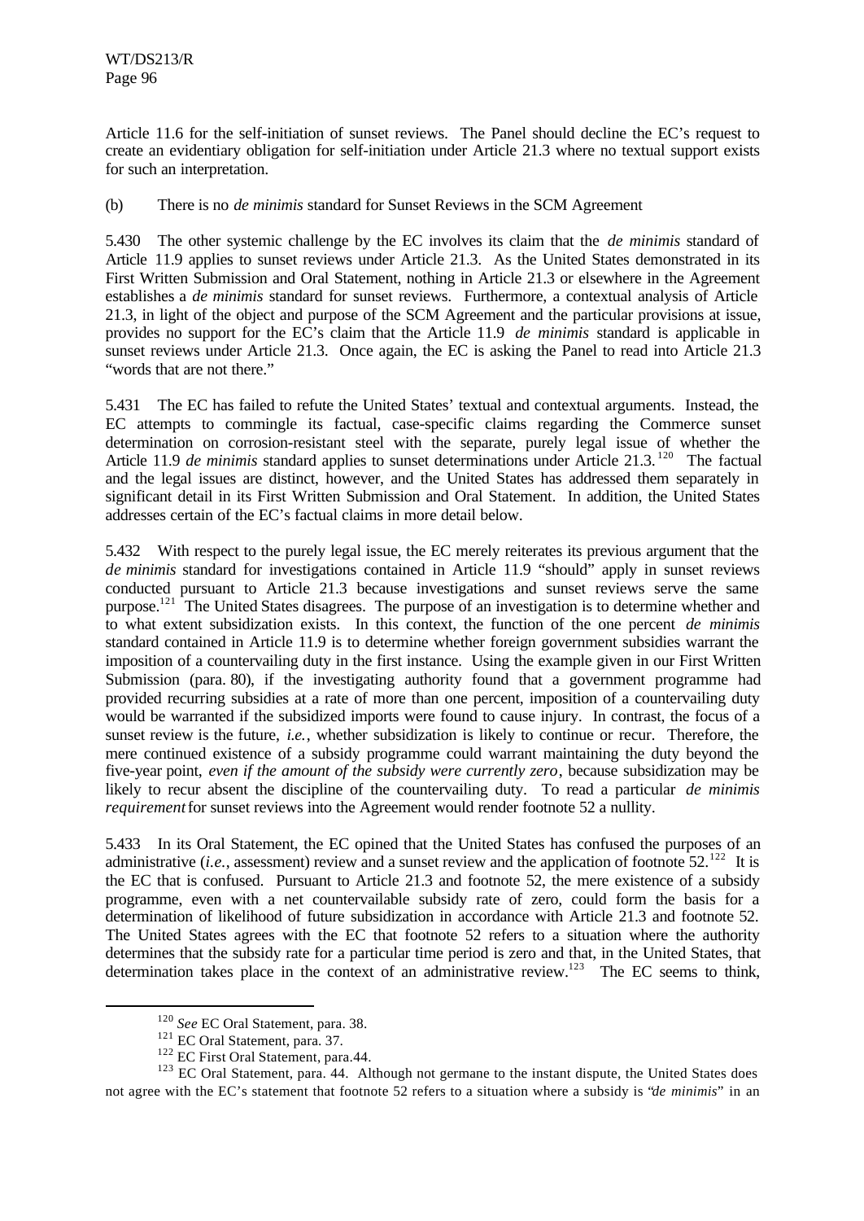Article 11.6 for the self-initiation of sunset reviews. The Panel should decline the EC's request to create an evidentiary obligation for self-initiation under Article 21.3 where no textual support exists for such an interpretation.

(b) There is no *de minimis* standard for Sunset Reviews in the SCM Agreement

5.430 The other systemic challenge by the EC involves its claim that the *de minimis* standard of Article 11.9 applies to sunset reviews under Article 21.3. As the United States demonstrated in its First Written Submission and Oral Statement, nothing in Article 21.3 or elsewhere in the Agreement establishes a *de minimis* standard for sunset reviews. Furthermore, a contextual analysis of Article 21.3, in light of the object and purpose of the SCM Agreement and the particular provisions at issue, provides no support for the EC's claim that the Article 11.9 *de minimis* standard is applicable in sunset reviews under Article 21.3. Once again, the EC is asking the Panel to read into Article 21.3 "words that are not there."

5.431 The EC has failed to refute the United States' textual and contextual arguments. Instead, the EC attempts to commingle its factual, case-specific claims regarding the Commerce sunset determination on corrosion-resistant steel with the separate, purely legal issue of whether the Article 11.9 *de minimis* standard applies to sunset determinations under Article 21.3.[120] The factual and the legal issues are distinct, however, and the United States has addressed them separately in significant detail in its First Written Submission and Oral Statement. In addition, the United States addresses certain of the EC's factual claims in more detail below.

5.432 With respect to the purely legal issue, the EC merely reiterates its previous argument that the *de minimis* standard for investigations contained in Article 11.9 "should" apply in sunset reviews conducted pursuant to Article 21.3 because investigations and sunset reviews serve the same purpose.[121] The United States disagrees. The purpose of an investigation is to determine whether and to what extent subsidization exists. In this context, the function of the one percent *de minimis* standard contained in Article 11.9 is to determine whether foreign government subsidies warrant the imposition of a countervailing duty in the first instance. Using the example given in our First Written Submission (para. 80), if the investigating authority found that a government programme had provided recurring subsidies at a rate of more than one percent, imposition of a countervailing duty would be warranted if the subsidized imports were found to cause injury. In contrast, the focus of a sunset review is the future, *i.e.*, whether subsidization is likely to continue or recur. Therefore, the mere continued existence of a subsidy programme could warrant maintaining the duty beyond the five-year point, *even if the amount of the subsidy were currently zero*, because subsidization may be likely to recur absent the discipline of the countervailing duty. To read a particular *de minimis requirement* for sunset reviews into the Agreement would render footnote 52 a nullity.

5.433 In its Oral Statement, the EC opined that the United States has confused the purposes of an administrative (*i.e.*, assessment) review and a sunset review and the application of footnote 52.[122] It is the EC that is confused. Pursuant to Article 21.3 and footnote 52, the mere existence of a subsidy programme, even with a net countervailable subsidy rate of zero, could form the basis for a determination of likelihood of future subsidization in accordance with Article 21.3 and footnote 52. The United States agrees with the EC that footnote 52 refers to a situation where the authority determines that the subsidy rate for a particular time period is zero and that, in the United States, that determination takes place in the context of an administrative review.[123] The EC seems to think,

[120] *See* EC Oral Statement, para. 38.

[121] EC Oral Statement, para. 37.

[122] EC First Oral Statement, para.44.

[123] EC Oral Statement, para. 44. Although not germane to the instant dispute, the United States does not agree with the EC's statement that footnote 52 refers to a situation where a subsidy is "*de minimis*" in an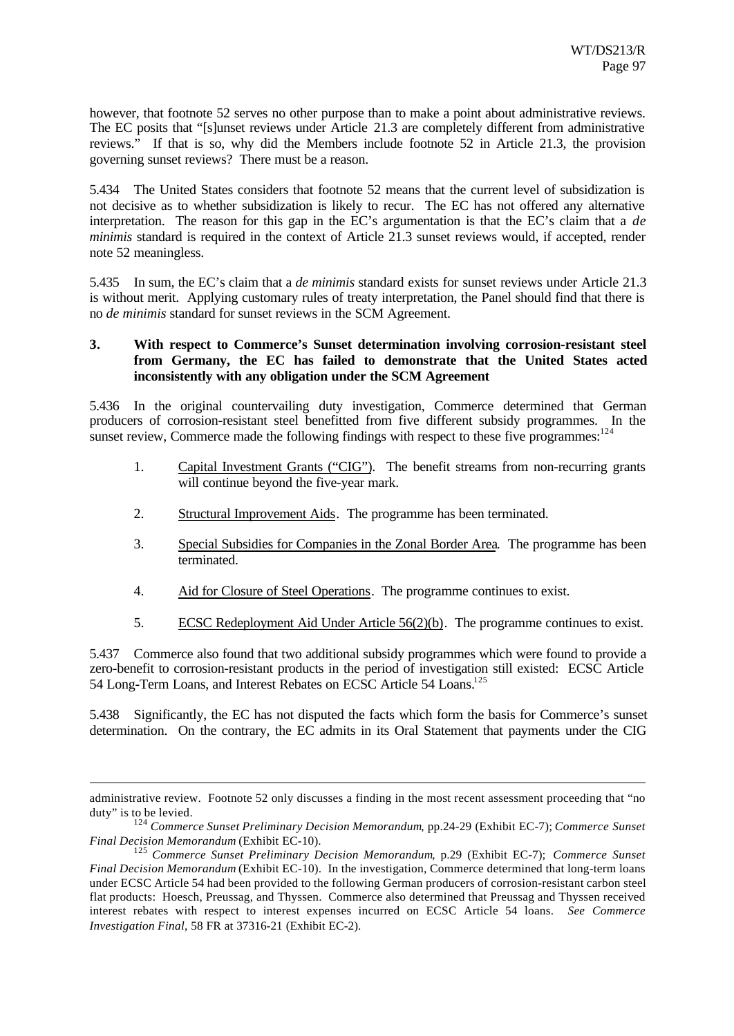however, that footnote 52 serves no other purpose than to make a point about administrative reviews. The EC posits that "[s]unset reviews under Article 21.3 are completely different from administrative reviews." If that is so, why did the Members include footnote 52 in Article 21.3, the provision governing sunset reviews? There must be a reason.

5.434 The United States considers that footnote 52 means that the current level of subsidization is not decisive as to whether subsidization is likely to recur. The EC has not offered any alternative interpretation. The reason for this gap in the EC's argumentation is that the EC's claim that a *de minimis* standard is required in the context of Article 21.3 sunset reviews would, if accepted, render note 52 meaningless.

5.435 In sum, the EC's claim that a *de minimis* standard exists for sunset reviews under Article 21.3 is without merit. Applying customary rules of treaty interpretation, the Panel should find that there is no *de minimis* standard for sunset reviews in the SCM Agreement.

### 3. With respect to Commerce's Sunset determination involving corrosion-resistant steel from Germany, the EC has failed to demonstrate that the United States acted inconsistently with any obligation under the SCM Agreement

5.436 In the original countervailing duty investigation, Commerce determined that German producers of corrosion-resistant steel benefitted from five different subsidy programmes. In the sunset review, Commerce made the following findings with respect to these five programmes:[124]

1. Capital Investment Grants ("CIG"). The benefit streams from non-recurring grants will continue beyond the five-year mark.

2. Structural Improvement Aids. The programme has been terminated.

3. Special Subsidies for Companies in the Zonal Border Area. The programme has been terminated.

4. Aid for Closure of Steel Operations. The programme continues to exist.

5. ECSC Redeployment Aid Under Article 56(2)(b). The programme continues to exist.

5.437 Commerce also found that two additional subsidy programmes which were found to provide a zero-benefit to corrosion-resistant products in the period of investigation still existed: ECSC Article 54 Long-Term Loans, and Interest Rebates on ECSC Article 54 Loans.[125]

5.438 Significantly, the EC has not disputed the facts which form the basis for Commerce's sunset determination. On the contrary, the EC admits in its Oral Statement that payments under the CIG

---

administrative review. Footnote 52 only discusses a finding in the most recent assessment proceeding that "no duty" is to be levied.

[124] *Commerce Sunset Preliminary Decision Memorandum*, pp.24-29 (Exhibit EC-7); *Commerce Sunset Final Decision Memorandum* (Exhibit EC-10).

[125] *Commerce Sunset Preliminary Decision Memorandum*, p.29 (Exhibit EC-7); *Commerce Sunset Final Decision Memorandum* (Exhibit EC-10). In the investigation, Commerce determined that long-term loans under ECSC Article 54 had been provided to the following German producers of corrosion-resistant carbon steel flat products: Hoesch, Preussag, and Thyssen. Commerce also determined that Preussag and Thyssen received interest rebates with respect to interest expenses incurred on ECSC Article 54 loans. *See Commerce Investigation Final*, 58 FR at 37316-21 (Exhibit EC-2).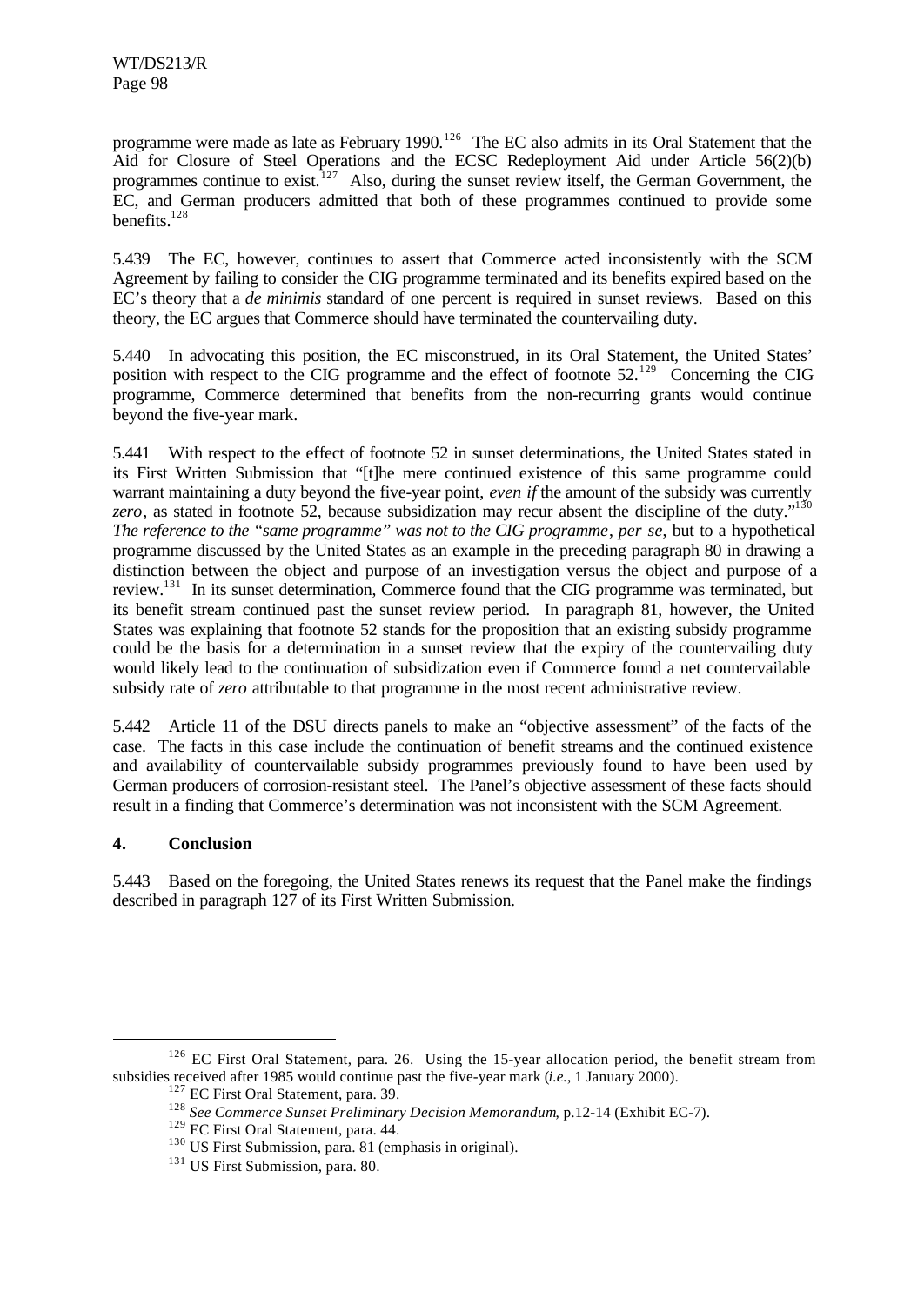programme were made as late as February 1990.[126] The EC also admits in its Oral Statement that the Aid for Closure of Steel Operations and the ECSC Redeployment Aid under Article 56(2)(b) programmes continue to exist.[127] Also, during the sunset review itself, the German Government, the EC, and German producers admitted that both of these programmes continued to provide some benefits.[128]

5.439 The EC, however, continues to assert that Commerce acted inconsistently with the SCM Agreement by failing to consider the CIG programme terminated and its benefits expired based on the EC's theory that a *de minimis* standard of one percent is required in sunset reviews. Based on this theory, the EC argues that Commerce should have terminated the countervailing duty.

5.440 In advocating this position, the EC misconstrued, in its Oral Statement, the United States' position with respect to the CIG programme and the effect of footnote 52.[129] Concerning the CIG programme, Commerce determined that benefits from the non-recurring grants would continue beyond the five-year mark.

5.441 With respect to the effect of footnote 52 in sunset determinations, the United States stated in its First Written Submission that "[t]he mere continued existence of this same programme could warrant maintaining a duty beyond the five-year point, *even if* the amount of the subsidy was currently *zero*, as stated in footnote 52, because subsidization may recur absent the discipline of the duty."[130] *The reference to the "same programme" was not to the CIG programme*, *per se*, but to a hypothetical programme discussed by the United States as an example in the preceding paragraph 80 in drawing a distinction between the object and purpose of an investigation versus the object and purpose of a review.[131] In its sunset determination, Commerce found that the CIG programme was terminated, but its benefit stream continued past the sunset review period. In paragraph 81, however, the United States was explaining that footnote 52 stands for the proposition that an existing subsidy programme could be the basis for a determination in a sunset review that the expiry of the countervailing duty would likely lead to the continuation of subsidization even if Commerce found a net countervailable subsidy rate of *zero* attributable to that programme in the most recent administrative review.

5.442 Article 11 of the DSU directs panels to make an "objective assessment" of the facts of the case. The facts in this case include the continuation of benefit streams and the continued existence and availability of countervailable subsidy programmes previously found to have been used by German producers of corrosion-resistant steel. The Panel's objective assessment of these facts should result in a finding that Commerce's determination was not inconsistent with the SCM Agreement.

## 4. Conclusion

5.443 Based on the foregoing, the United States renews its request that the Panel make the findings described in paragraph 127 of its First Written Submission.

---

[126] EC First Oral Statement, para. 26. Using the 15-year allocation period, the benefit stream from subsidies received after 1985 would continue past the five-year mark (*i.e.*, 1 January 2000).

[127] EC First Oral Statement, para. 39.

[128] *See Commerce Sunset Preliminary Decision Memorandum*, p.12-14 (Exhibit EC-7).

[129] EC First Oral Statement, para. 44.

[130] US First Submission, para. 81 (emphasis in original).

[131] US First Submission, para. 80.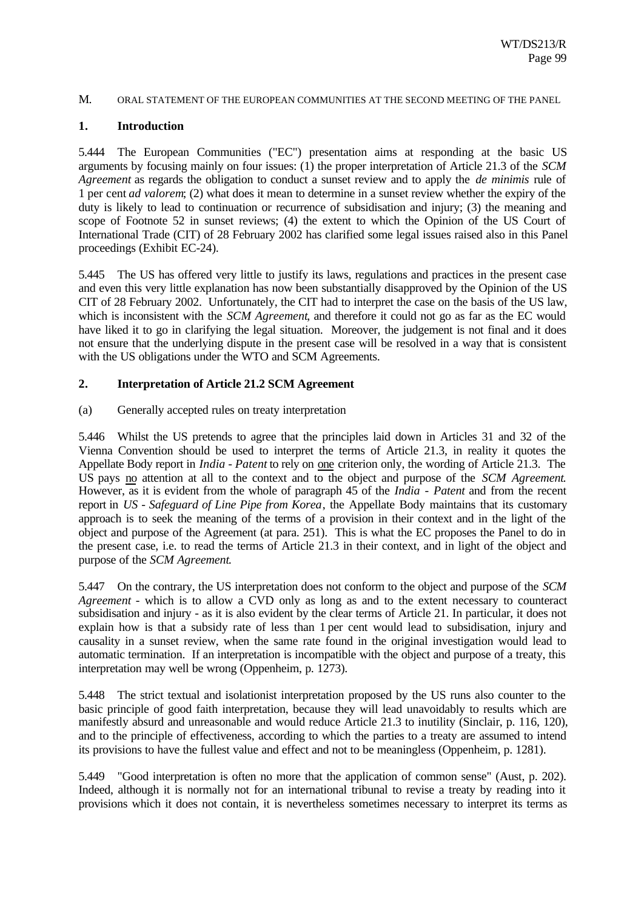M. ORAL STATEMENT OF THE EUROPEAN COMMUNITIES AT THE SECOND MEETING OF THE PANEL

## 1. Introduction

5.444 The European Communities ("EC") presentation aims at responding at the basic US arguments by focusing mainly on four issues: (1) the proper interpretation of Article 21.3 of the *SCM Agreement* as regards the obligation to conduct a sunset review and to apply the *de minimis* rule of 1 per cent *ad valorem*; (2) what does it mean to determine in a sunset review whether the expiry of the duty is likely to lead to continuation or recurrence of subsidisation and injury; (3) the meaning and scope of Footnote 52 in sunset reviews; (4) the extent to which the Opinion of the US Court of International Trade (CIT) of 28 February 2002 has clarified some legal issues raised also in this Panel proceedings (Exhibit EC-24).

5.445 The US has offered very little to justify its laws, regulations and practices in the present case and even this very little explanation has now been substantially disapproved by the Opinion of the US CIT of 28 February 2002. Unfortunately, the CIT had to interpret the case on the basis of the US law, which is inconsistent with the *SCM Agreement*, and therefore it could not go as far as the EC would have liked it to go in clarifying the legal situation. Moreover, the judgement is not final and it does not ensure that the underlying dispute in the present case will be resolved in a way that is consistent with the US obligations under the WTO and SCM Agreements.

## 2. Interpretation of Article 21.2 SCM Agreement

(a) Generally accepted rules on treaty interpretation

5.446 Whilst the US pretends to agree that the principles laid down in Articles 31 and 32 of the Vienna Convention should be used to interpret the terms of Article 21.3, in reality it quotes the Appellate Body report in *India - Patent* to rely on one criterion only, the wording of Article 21.3. The US pays no attention at all to the context and to the object and purpose of the *SCM Agreement*. However, as it is evident from the whole of paragraph 45 of the *India - Patent* and from the recent report in *US - Safeguard of Line Pipe from Korea*, the Appellate Body maintains that its customary approach is to seek the meaning of the terms of a provision in their context and in the light of the object and purpose of the Agreement (at para. 251). This is what the EC proposes the Panel to do in the present case, i.e. to read the terms of Article 21.3 in their context, and in light of the object and purpose of the *SCM Agreement*.

5.447 On the contrary, the US interpretation does not conform to the object and purpose of the *SCM Agreement* - which is to allow a CVD only as long as and to the extent necessary to counteract subsidisation and injury - as it is also evident by the clear terms of Article 21. In particular, it does not explain how is that a subsidy rate of less than 1 per cent would lead to subsidisation, injury and causality in a sunset review, when the same rate found in the original investigation would lead to automatic termination. If an interpretation is incompatible with the object and purpose of a treaty, this interpretation may well be wrong (Oppenheim, p. 1273).

5.448 The strict textual and isolationist interpretation proposed by the US runs also counter to the basic principle of good faith interpretation, because they will lead unavoidably to results which are manifestly absurd and unreasonable and would reduce Article 21.3 to inutility (Sinclair, p. 116, 120), and to the principle of effectiveness, according to which the parties to a treaty are assumed to intend its provisions to have the fullest value and effect and not to be meaningless (Oppenheim, p. 1281).

5.449 "Good interpretation is often no more that the application of common sense" (Aust, p. 202). Indeed, although it is normally not for an international tribunal to revise a treaty by reading into it provisions which it does not contain, it is nevertheless sometimes necessary to interpret its terms as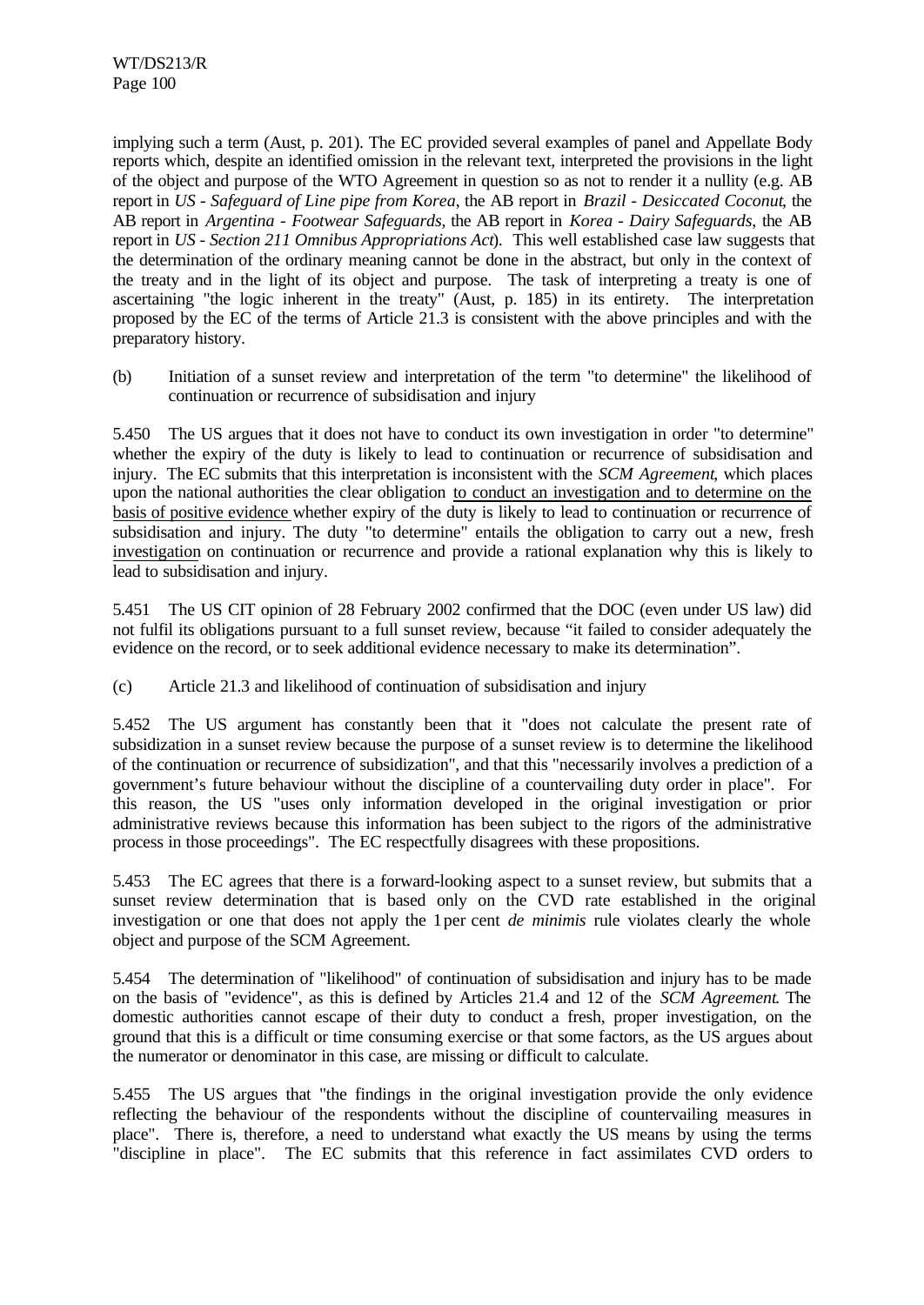implying such a term (Aust, p. 201). The EC provided several examples of panel and Appellate Body reports which, despite an identified omission in the relevant text, interpreted the provisions in the light of the object and purpose of the WTO Agreement in question so as not to render it a nullity (e.g. AB report in *US - Safeguard of Line pipe from Korea*, the AB report in *Brazil - Desiccated Coconut*, the AB report in *Argentina - Footwear Safeguards*, the AB report in *Korea - Dairy Safeguards*, the AB report in *US - Section 211 Omnibus Appropriations Act*). This well established case law suggests that the determination of the ordinary meaning cannot be done in the abstract, but only in the context of the treaty and in the light of its object and purpose. The task of interpreting a treaty is one of ascertaining "the logic inherent in the treaty" (Aust, p. 185) in its entirety. The interpretation proposed by the EC of the terms of Article 21.3 is consistent with the above principles and with the preparatory history.

(b) Initiation of a sunset review and interpretation of the term "to determine" the likelihood of continuation or recurrence of subsidisation and injury

5.450 The US argues that it does not have to conduct its own investigation in order "to determine" whether the expiry of the duty is likely to lead to continuation or recurrence of subsidisation and injury. The EC submits that this interpretation is inconsistent with the *SCM Agreement*, which places upon the national authorities the clear obligation to conduct an investigation and to determine on the basis of positive evidence whether expiry of the duty is likely to lead to continuation or recurrence of subsidisation and injury. The duty "to determine" entails the obligation to carry out a new, fresh investigation on continuation or recurrence and provide a rational explanation why this is likely to lead to subsidisation and injury.

5.451 The US CIT opinion of 28 February 2002 confirmed that the DOC (even under US law) did not fulfil its obligations pursuant to a full sunset review, because "it failed to consider adequately the evidence on the record, or to seek additional evidence necessary to make its determination".

(c) Article 21.3 and likelihood of continuation of subsidisation and injury

5.452 The US argument has constantly been that it "does not calculate the present rate of subsidization in a sunset review because the purpose of a sunset review is to determine the likelihood of the continuation or recurrence of subsidization", and that this "necessarily involves a prediction of a government's future behaviour without the discipline of a countervailing duty order in place". For this reason, the US "uses only information developed in the original investigation or prior administrative reviews because this information has been subject to the rigors of the administrative process in those proceedings". The EC respectfully disagrees with these propositions.

5.453 The EC agrees that there is a forward-looking aspect to a sunset review, but submits that a sunset review determination that is based only on the CVD rate established in the original investigation or one that does not apply the 1 per cent *de minimis* rule violates clearly the whole object and purpose of the SCM Agreement.

5.454 The determination of "likelihood" of continuation of subsidisation and injury has to be made on the basis of "evidence", as this is defined by Articles 21.4 and 12 of the *SCM Agreement*. The domestic authorities cannot escape of their duty to conduct a fresh, proper investigation, on the ground that this is a difficult or time consuming exercise or that some factors, as the US argues about the numerator or denominator in this case, are missing or difficult to calculate.

5.455 The US argues that "the findings in the original investigation provide the only evidence reflecting the behaviour of the respondents without the discipline of countervailing measures in place". There is, therefore, a need to understand what exactly the US means by using the terms "discipline in place". The EC submits that this reference in fact assimilates CVD orders to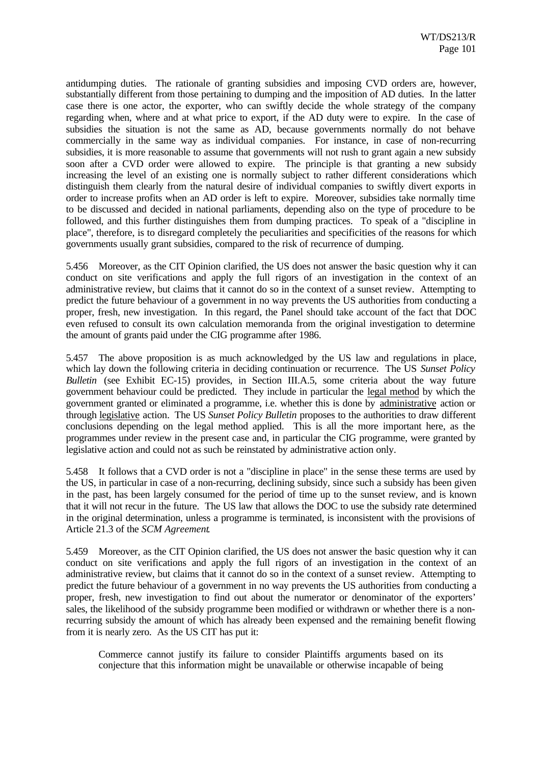antidumping duties. The rationale of granting subsidies and imposing CVD orders are, however, substantially different from those pertaining to dumping and the imposition of AD duties. In the latter case there is one actor, the exporter, who can swiftly decide the whole strategy of the company regarding when, where and at what price to export, if the AD duty were to expire. In the case of subsidies the situation is not the same as AD, because governments normally do not behave commercially in the same way as individual companies. For instance, in case of non-recurring subsidies, it is more reasonable to assume that governments will not rush to grant again a new subsidy soon after a CVD order were allowed to expire. The principle is that granting a new subsidy increasing the level of an existing one is normally subject to rather different considerations which distinguish them clearly from the natural desire of individual companies to swiftly divert exports in order to increase profits when an AD order is left to expire. Moreover, subsidies take normally time to be discussed and decided in national parliaments, depending also on the type of procedure to be followed, and this further distinguishes them from dumping practices. To speak of a "discipline in place", therefore, is to disregard completely the peculiarities and specificities of the reasons for which governments usually grant subsidies, compared to the risk of recurrence of dumping.

5.456 Moreover, as the CIT Opinion clarified, the US does not answer the basic question why it can conduct on site verifications and apply the full rigors of an investigation in the context of an administrative review, but claims that it cannot do so in the context of a sunset review. Attempting to predict the future behaviour of a government in no way prevents the US authorities from conducting a proper, fresh, new investigation. In this regard, the Panel should take account of the fact that DOC even refused to consult its own calculation memoranda from the original investigation to determine the amount of grants paid under the CIG programme after 1986.

5.457 The above proposition is as much acknowledged by the US law and regulations in place, which lay down the following criteria in deciding continuation or recurrence. The US *Sunset Policy Bulletin* (see Exhibit EC-15) provides, in Section III.A.5, some criteria about the way future government behaviour could be predicted. They include in particular the legal method by which the government granted or eliminated a programme, i.e. whether this is done by administrative action or through legislative action. The US *Sunset Policy Bulletin* proposes to the authorities to draw different conclusions depending on the legal method applied. This is all the more important here, as the programmes under review in the present case and, in particular the CIG programme, were granted by legislative action and could not as such be reinstated by administrative action only.

5.458 It follows that a CVD order is not a "discipline in place" in the sense these terms are used by the US, in particular in case of a non-recurring, declining subsidy, since such a subsidy has been given in the past, has been largely consumed for the period of time up to the sunset review, and is known that it will not recur in the future. The US law that allows the DOC to use the subsidy rate determined in the original determination, unless a programme is terminated, is inconsistent with the provisions of Article 21.3 of the *SCM Agreement*.

5.459 Moreover, as the CIT Opinion clarified, the US does not answer the basic question why it can conduct on site verifications and apply the full rigors of an investigation in the context of an administrative review, but claims that it cannot do so in the context of a sunset review. Attempting to predict the future behaviour of a government in no way prevents the US authorities from conducting a proper, fresh, new investigation to find out about the numerator or denominator of the exporters' sales, the likelihood of the subsidy programme been modified or withdrawn or whether there is a non-recurring subsidy the amount of which has already been expensed and the remaining benefit flowing from it is nearly zero. As the US CIT has put it:

> Commerce cannot justify its failure to consider Plaintiffs arguments based on its conjecture that this information might be unavailable or otherwise incapable of being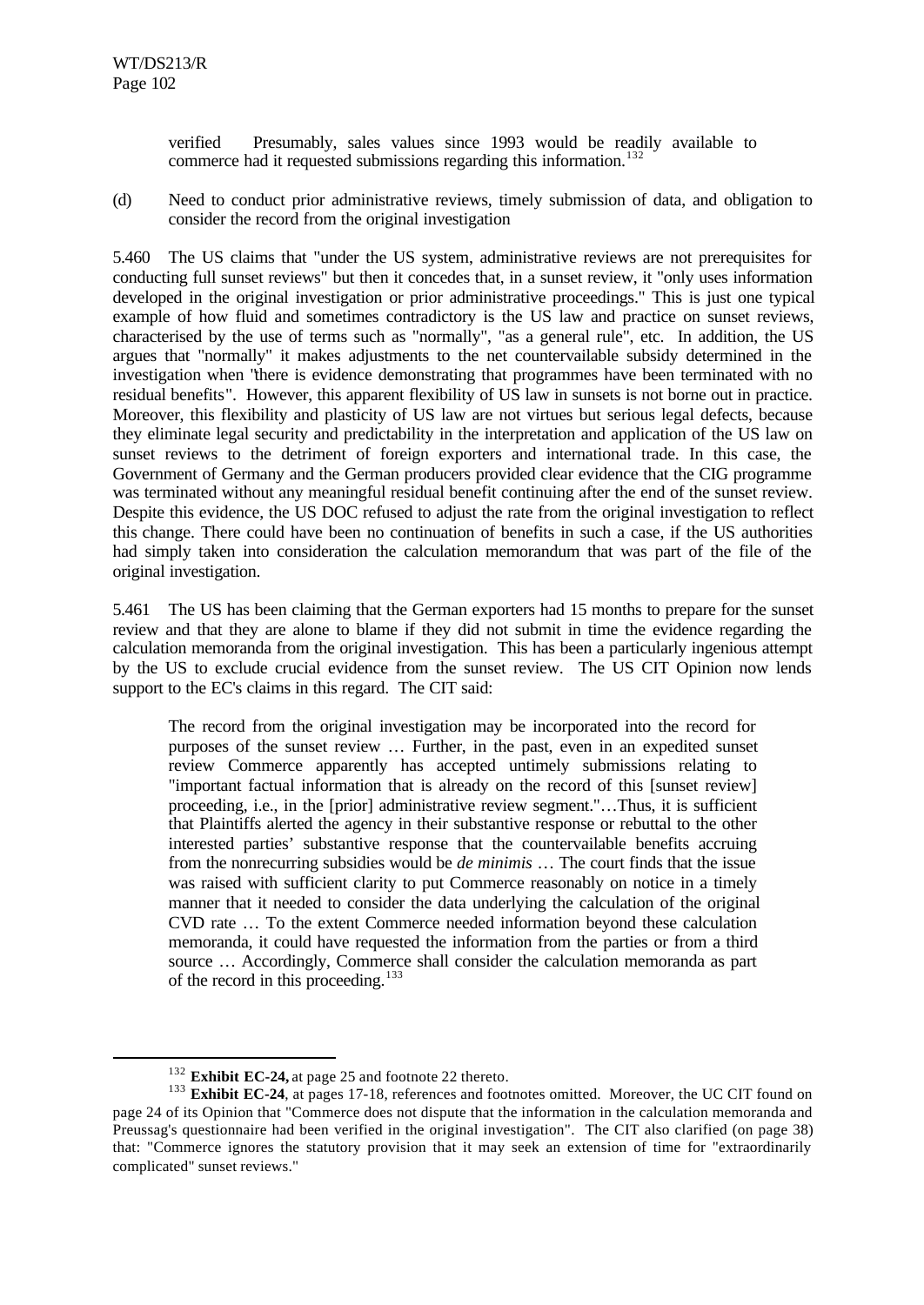verified Presumably, sales values since 1993 would be readily available to commerce had it requested submissions regarding this information.[132]

(d) Need to conduct prior administrative reviews, timely submission of data, and obligation to consider the record from the original investigation

5.460 The US claims that "under the US system, administrative reviews are not prerequisites for conducting full sunset reviews" but then it concedes that, in a sunset review, it "only uses information developed in the original investigation or prior administrative proceedings." This is just one typical example of how fluid and sometimes contradictory is the US law and practice on sunset reviews, characterised by the use of terms such as "normally", "as a general rule", etc. In addition, the US argues that "normally" it makes adjustments to the net countervailable subsidy determined in the investigation when "there is evidence demonstrating that programmes have been terminated with no residual benefits". However, this apparent flexibility of US law in sunsets is not borne out in practice. Moreover, this flexibility and plasticity of US law are not virtues but serious legal defects, because they eliminate legal security and predictability in the interpretation and application of the US law on sunset reviews to the detriment of foreign exporters and international trade. In this case, the Government of Germany and the German producers provided clear evidence that the CIG programme was terminated without any meaningful residual benefit continuing after the end of the sunset review. Despite this evidence, the US DOC refused to adjust the rate from the original investigation to reflect this change. There could have been no continuation of benefits in such a case, if the US authorities had simply taken into consideration the calculation memorandum that was part of the file of the original investigation.

5.461 The US has been claiming that the German exporters had 15 months to prepare for the sunset review and that they are alone to blame if they did not submit in time the evidence regarding the calculation memoranda from the original investigation. This has been a particularly ingenious attempt by the US to exclude crucial evidence from the sunset review. The US CIT Opinion now lends support to the EC's claims in this regard. The CIT said:

> The record from the original investigation may be incorporated into the record for purposes of the sunset review … Further, in the past, even in an expedited sunset review Commerce apparently has accepted untimely submissions relating to "important factual information that is already on the record of this [sunset review] proceeding, i.e., in the [prior] administrative review segment."…Thus, it is sufficient that Plaintiffs alerted the agency in their substantive response or rebuttal to the other interested parties' substantive response that the countervailable benefits accruing from the nonrecurring subsidies would be *de minimis* … The court finds that the issue was raised with sufficient clarity to put Commerce reasonably on notice in a timely manner that it needed to consider the data underlying the calculation of the original CVD rate … To the extent Commerce needed information beyond these calculation memoranda, it could have requested the information from the parties or from a third source … Accordingly, Commerce shall consider the calculation memoranda as part of the record in this proceeding.[133]

[132] **Exhibit EC-24,** at page 25 and footnote 22 thereto.

[133] **Exhibit EC-24**, at pages 17-18, references and footnotes omitted. Moreover, the UC CIT found on page 24 of its Opinion that "Commerce does not dispute that the information in the calculation memoranda and Preussag's questionnaire had been verified in the original investigation". The CIT also clarified (on page 38) that: "Commerce ignores the statutory provision that it may seek an extension of time for "extraordinarily complicated" sunset reviews."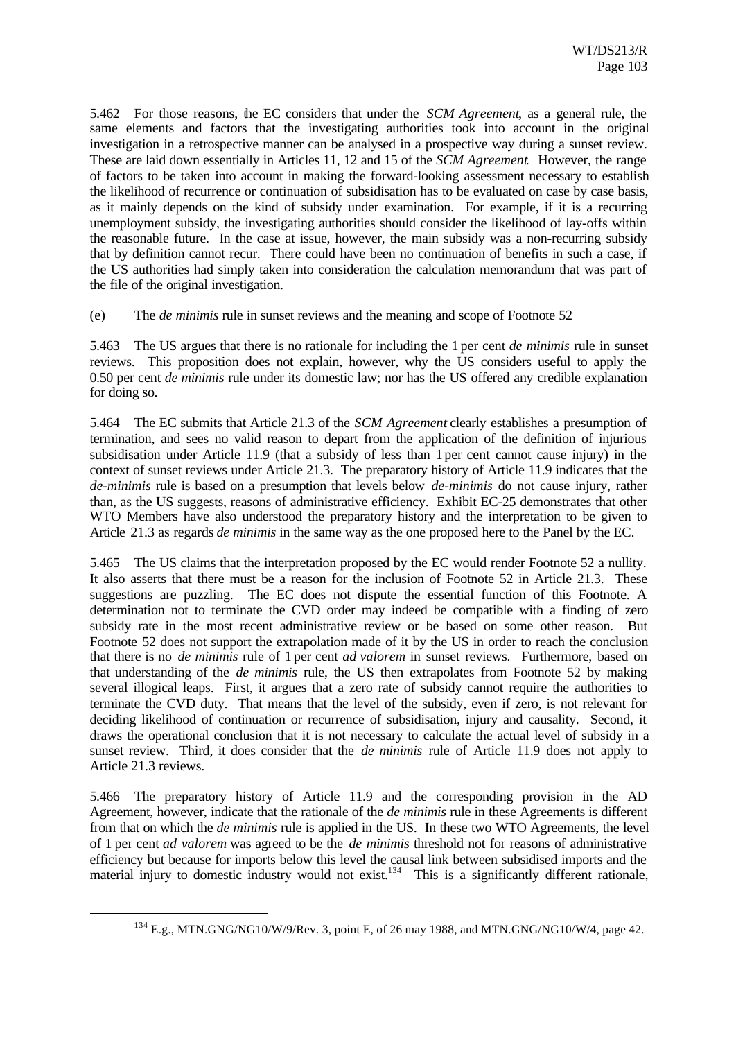5.462 For those reasons, the EC considers that under the *SCM Agreement*, as a general rule, the same elements and factors that the investigating authorities took into account in the original investigation in a retrospective manner can be analysed in a prospective way during a sunset review. These are laid down essentially in Articles 11, 12 and 15 of the *SCM Agreement*. However, the range of factors to be taken into account in making the forward-looking assessment necessary to establish the likelihood of recurrence or continuation of subsidisation has to be evaluated on case by case basis, as it mainly depends on the kind of subsidy under examination. For example, if it is a recurring unemployment subsidy, the investigating authorities should consider the likelihood of lay-offs within the reasonable future. In the case at issue, however, the main subsidy was a non-recurring subsidy that by definition cannot recur. There could have been no continuation of benefits in such a case, if the US authorities had simply taken into consideration the calculation memorandum that was part of the file of the original investigation.

(e) The *de minimis* rule in sunset reviews and the meaning and scope of Footnote 52

5.463 The US argues that there is no rationale for including the 1 per cent *de minimis* rule in sunset reviews. This proposition does not explain, however, why the US considers useful to apply the 0.50 per cent *de minimis* rule under its domestic law; nor has the US offered any credible explanation for doing so.

5.464 The EC submits that Article 21.3 of the *SCM Agreement* clearly establishes a presumption of termination, and sees no valid reason to depart from the application of the definition of injurious subsidisation under Article 11.9 (that a subsidy of less than 1 per cent cannot cause injury) in the context of sunset reviews under Article 21.3. The preparatory history of Article 11.9 indicates that the *de-minimis* rule is based on a presumption that levels below *de-minimis* do not cause injury, rather than, as the US suggests, reasons of administrative efficiency. Exhibit EC-25 demonstrates that other WTO Members have also understood the preparatory history and the interpretation to be given to Article 21.3 as regards *de minimis* in the same way as the one proposed here to the Panel by the EC.

5.465 The US claims that the interpretation proposed by the EC would render Footnote 52 a nullity. It also asserts that there must be a reason for the inclusion of Footnote 52 in Article 21.3. These suggestions are puzzling. The EC does not dispute the essential function of this Footnote. A determination not to terminate the CVD order may indeed be compatible with a finding of zero subsidy rate in the most recent administrative review or be based on some other reason. But Footnote 52 does not support the extrapolation made of it by the US in order to reach the conclusion that there is no *de minimis* rule of 1 per cent *ad valorem* in sunset reviews. Furthermore, based on that understanding of the *de minimis* rule, the US then extrapolates from Footnote 52 by making several illogical leaps. First, it argues that a zero rate of subsidy cannot require the authorities to terminate the CVD duty. That means that the level of the subsidy, even if zero, is not relevant for deciding likelihood of continuation or recurrence of subsidisation, injury and causality. Second, it draws the operational conclusion that it is not necessary to calculate the actual level of subsidy in a sunset review. Third, it does consider that the *de minimis* rule of Article 11.9 does not apply to Article 21.3 reviews.

5.466 The preparatory history of Article 11.9 and the corresponding provision in the AD Agreement, however, indicate that the rationale of the *de minimis* rule in these Agreements is different from that on which the *de minimis* rule is applied in the US. In these two WTO Agreements, the level of 1 per cent *ad valorem* was agreed to be the *de minimis* threshold not for reasons of administrative efficiency but because for imports below this level the causal link between subsidised imports and the material injury to domestic industry would not exist.[134] This is a significantly different rationale,

[134] E.g., MTN.GNG/NG10/W/9/Rev. 3, point E, of 26 may 1988, and MTN.GNG/NG10/W/4, page 42.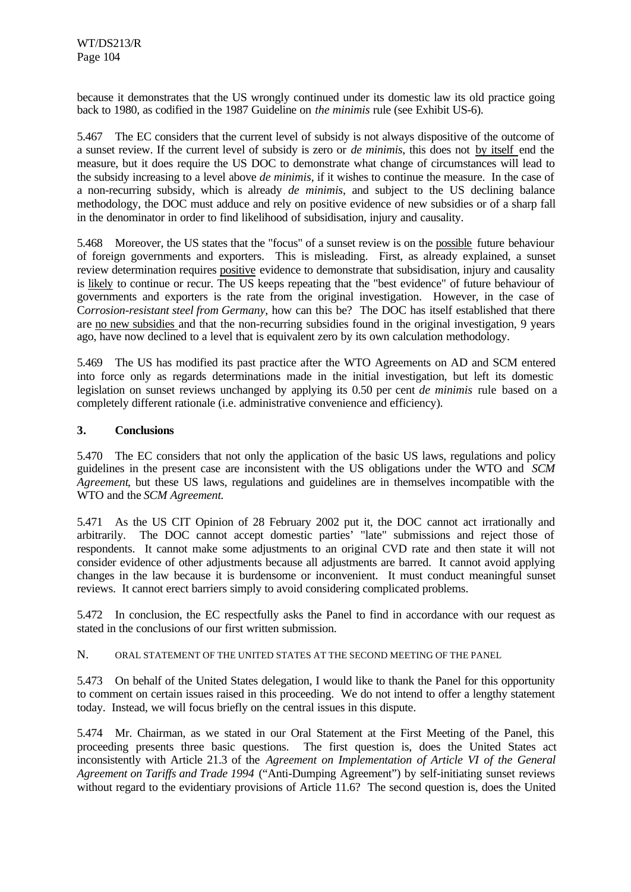because it demonstrates that the US wrongly continued under its domestic law its old practice going back to 1980, as codified in the 1987 Guideline on *the minimis* rule (see Exhibit US-6).

5.467 The EC considers that the current level of subsidy is not always dispositive of the outcome of a sunset review. If the current level of subsidy is zero or *de minimis*, this does not by itself end the measure, but it does require the US DOC to demonstrate what change of circumstances will lead to the subsidy increasing to a level above *de minimis*, if it wishes to continue the measure. In the case of a non-recurring subsidy, which is already *de minimis*, and subject to the US declining balance methodology, the DOC must adduce and rely on positive evidence of new subsidies or of a sharp fall in the denominator in order to find likelihood of subsidisation, injury and causality.

5.468 Moreover, the US states that the "focus" of a sunset review is on the possible future behaviour of foreign governments and exporters. This is misleading. First, as already explained, a sunset review determination requires positive evidence to demonstrate that subsidisation, injury and causality is likely to continue or recur. The US keeps repeating that the "best evidence" of future behaviour of governments and exporters is the rate from the original investigation. However, in the case of *Corrosion-resistant steel from Germany*, how can this be? The DOC has itself established that there are no new subsidies and that the non-recurring subsidies found in the original investigation, 9 years ago, have now declined to a level that is equivalent zero by its own calculation methodology.

5.469 The US has modified its past practice after the WTO Agreements on AD and SCM entered into force only as regards determinations made in the initial investigation, but left its domestic legislation on sunset reviews unchanged by applying its 0.50 per cent *de minimis* rule based on a completely different rationale (i.e. administrative convenience and efficiency).

### 3. Conclusions

5.470 The EC considers that not only the application of the basic US laws, regulations and policy guidelines in the present case are inconsistent with the US obligations under the WTO and *SCM Agreement*, but these US laws, regulations and guidelines are in themselves incompatible with the WTO and the *SCM Agreement*.

5.471 As the US CIT Opinion of 28 February 2002 put it, the DOC cannot act irrationally and arbitrarily. The DOC cannot accept domestic parties' "late" submissions and reject those of respondents. It cannot make some adjustments to an original CVD rate and then state it will not consider evidence of other adjustments because all adjustments are barred. It cannot avoid applying changes in the law because it is burdensome or inconvenient. It must conduct meaningful sunset reviews. It cannot erect barriers simply to avoid considering complicated problems.

5.472 In conclusion, the EC respectfully asks the Panel to find in accordance with our request as stated in the conclusions of our first written submission.

## N. ORAL STATEMENT OF THE UNITED STATES AT THE SECOND MEETING OF THE PANEL

5.473 On behalf of the United States delegation, I would like to thank the Panel for this opportunity to comment on certain issues raised in this proceeding. We do not intend to offer a lengthy statement today. Instead, we will focus briefly on the central issues in this dispute.

5.474 Mr. Chairman, as we stated in our Oral Statement at the First Meeting of the Panel, this proceeding presents three basic questions. The first question is, does the United States act inconsistently with Article 21.3 of the *Agreement on Implementation of Article VI of the General Agreement on Tariffs and Trade 1994* ("Anti-Dumping Agreement") by self-initiating sunset reviews without regard to the evidentiary provisions of Article 11.6? The second question is, does the United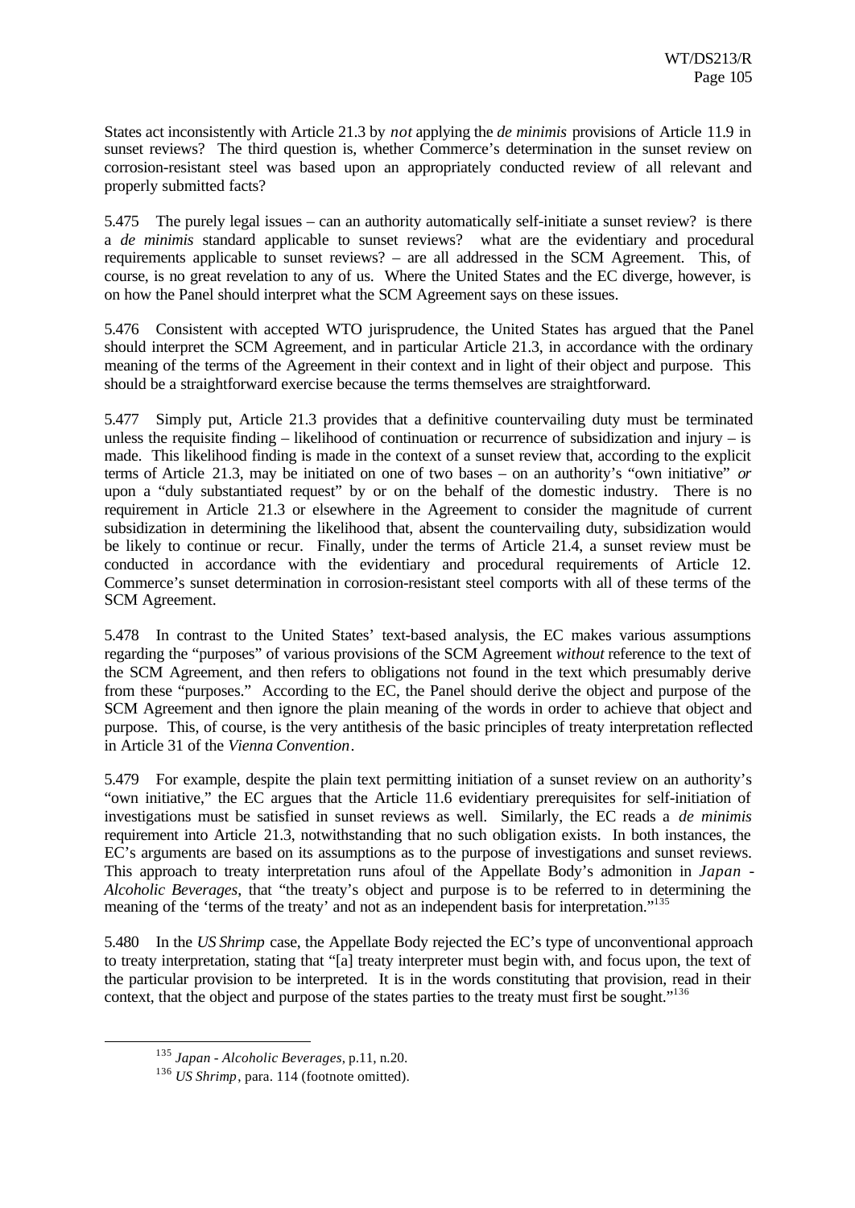States act inconsistently with Article 21.3 by *not* applying the *de minimis* provisions of Article 11.9 in sunset reviews? The third question is, whether Commerce's determination in the sunset review on corrosion-resistant steel was based upon an appropriately conducted review of all relevant and properly submitted facts?

5.475 The purely legal issues – can an authority automatically self-initiate a sunset review? is there a *de minimis* standard applicable to sunset reviews? what are the evidentiary and procedural requirements applicable to sunset reviews? – are all addressed in the SCM Agreement. This, of course, is no great revelation to any of us. Where the United States and the EC diverge, however, is on how the Panel should interpret what the SCM Agreement says on these issues.

5.476 Consistent with accepted WTO jurisprudence, the United States has argued that the Panel should interpret the SCM Agreement, and in particular Article 21.3, in accordance with the ordinary meaning of the terms of the Agreement in their context and in light of their object and purpose. This should be a straightforward exercise because the terms themselves are straightforward.

5.477 Simply put, Article 21.3 provides that a definitive countervailing duty must be terminated unless the requisite finding – likelihood of continuation or recurrence of subsidization and injury – is made. This likelihood finding is made in the context of a sunset review that, according to the explicit terms of Article 21.3, may be initiated on one of two bases – on an authority's "own initiative" *or* upon a "duly substantiated request" by or on the behalf of the domestic industry. There is no requirement in Article 21.3 or elsewhere in the Agreement to consider the magnitude of current subsidization in determining the likelihood that, absent the countervailing duty, subsidization would be likely to continue or recur. Finally, under the terms of Article 21.4, a sunset review must be conducted in accordance with the evidentiary and procedural requirements of Article 12. Commerce's sunset determination in corrosion-resistant steel comports with all of these terms of the SCM Agreement.

5.478 In contrast to the United States' text-based analysis, the EC makes various assumptions regarding the "purposes" of various provisions of the SCM Agreement *without* reference to the text of the SCM Agreement, and then refers to obligations not found in the text which presumably derive from these "purposes." According to the EC, the Panel should derive the object and purpose of the SCM Agreement and then ignore the plain meaning of the words in order to achieve that object and purpose. This, of course, is the very antithesis of the basic principles of treaty interpretation reflected in Article 31 of the *Vienna Convention*.

5.479 For example, despite the plain text permitting initiation of a sunset review on an authority's "own initiative," the EC argues that the Article 11.6 evidentiary prerequisites for self-initiation of investigations must be satisfied in sunset reviews as well. Similarly, the EC reads a *de minimis* requirement into Article 21.3, notwithstanding that no such obligation exists. In both instances, the EC's arguments are based on its assumptions as to the purpose of investigations and sunset reviews. This approach to treaty interpretation runs afoul of the Appellate Body's admonition in *Japan - Alcoholic Beverages*, that "the treaty's object and purpose is to be referred to in determining the meaning of the 'terms of the treaty' and not as an independent basis for interpretation."[135]

5.480 In the *US Shrimp* case, the Appellate Body rejected the EC's type of unconventional approach to treaty interpretation, stating that "[a] treaty interpreter must begin with, and focus upon, the text of the particular provision to be interpreted. It is in the words constituting that provision, read in their context, that the object and purpose of the states parties to the treaty must first be sought."[136]

---

[135] *Japan - Alcoholic Beverages*, p.11, n.20.

[136] *US Shrimp*, para. 114 (footnote omitted).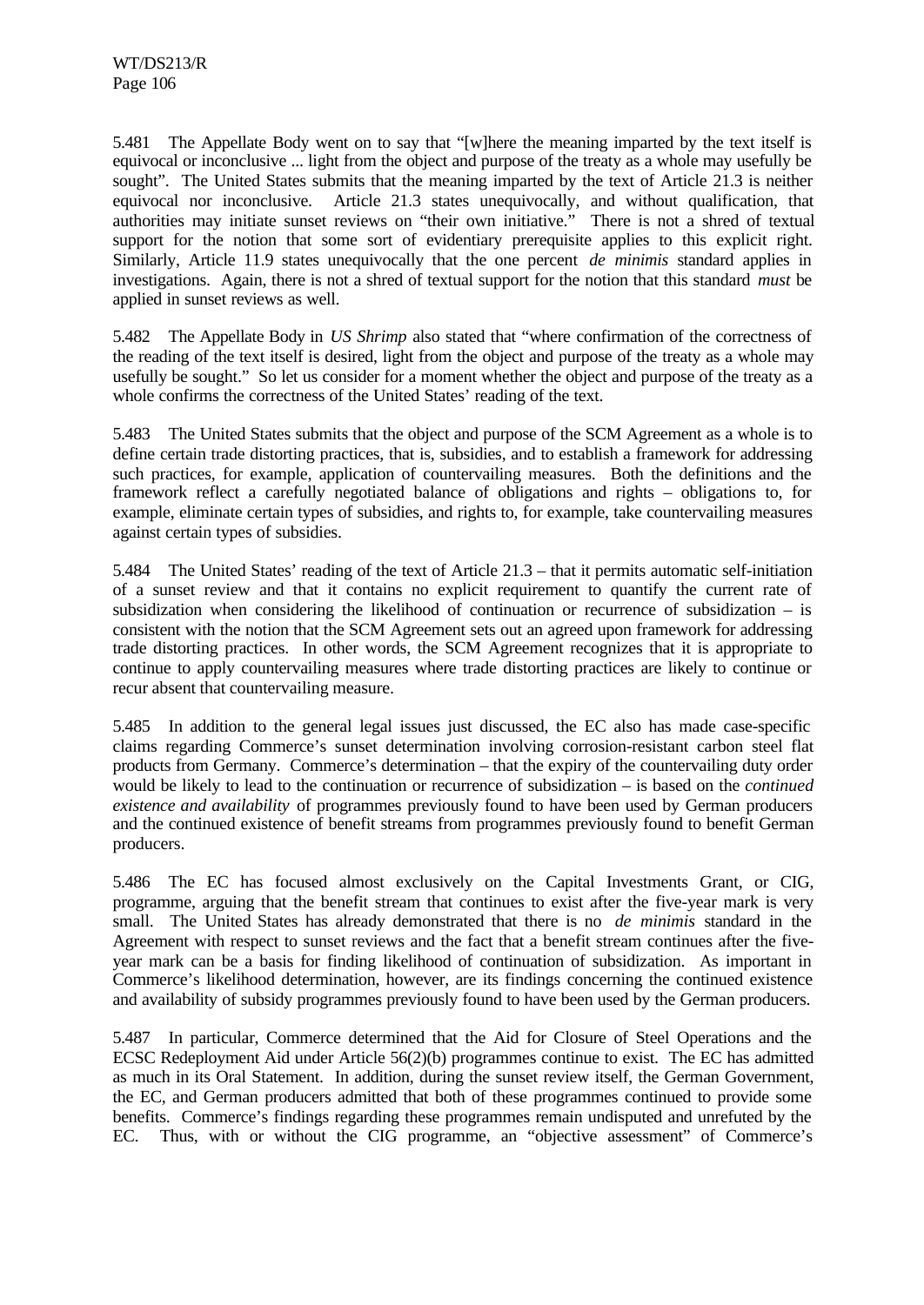5.481 The Appellate Body went on to say that "[w]here the meaning imparted by the text itself is equivocal or inconclusive ... light from the object and purpose of the treaty as a whole may usefully be sought". The United States submits that the meaning imparted by the text of Article 21.3 is neither equivocal nor inconclusive. Article 21.3 states unequivocally, and without qualification, that authorities may initiate sunset reviews on "their own initiative." There is not a shred of textual support for the notion that some sort of evidentiary prerequisite applies to this explicit right. Similarly, Article 11.9 states unequivocally that the one percent *de minimis* standard applies in investigations. Again, there is not a shred of textual support for the notion that this standard *must* be applied in sunset reviews as well.

5.482 The Appellate Body in *US Shrimp* also stated that "where confirmation of the correctness of the reading of the text itself is desired, light from the object and purpose of the treaty as a whole may usefully be sought." So let us consider for a moment whether the object and purpose of the treaty as a whole confirms the correctness of the United States' reading of the text.

5.483 The United States submits that the object and purpose of the SCM Agreement as a whole is to define certain trade distorting practices, that is, subsidies, and to establish a framework for addressing such practices, for example, application of countervailing measures. Both the definitions and the framework reflect a carefully negotiated balance of obligations and rights – obligations to, for example, eliminate certain types of subsidies, and rights to, for example, take countervailing measures against certain types of subsidies.

5.484 The United States' reading of the text of Article 21.3 – that it permits automatic self-initiation of a sunset review and that it contains no explicit requirement to quantify the current rate of subsidization when considering the likelihood of continuation or recurrence of subsidization – is consistent with the notion that the SCM Agreement sets out an agreed upon framework for addressing trade distorting practices. In other words, the SCM Agreement recognizes that it is appropriate to continue to apply countervailing measures where trade distorting practices are likely to continue or recur absent that countervailing measure.

5.485 In addition to the general legal issues just discussed, the EC also has made case-specific claims regarding Commerce's sunset determination involving corrosion-resistant carbon steel flat products from Germany. Commerce's determination – that the expiry of the countervailing duty order would be likely to lead to the continuation or recurrence of subsidization – is based on the *continued existence and availability* of programmes previously found to have been used by German producers and the continued existence of benefit streams from programmes previously found to benefit German producers.

5.486 The EC has focused almost exclusively on the Capital Investments Grant, or CIG, programme, arguing that the benefit stream that continues to exist after the five-year mark is very small. The United States has already demonstrated that there is no *de minimis* standard in the Agreement with respect to sunset reviews and the fact that a benefit stream continues after the five-year mark can be a basis for finding likelihood of continuation of subsidization. As important in Commerce's likelihood determination, however, are its findings concerning the continued existence and availability of subsidy programmes previously found to have been used by the German producers.

5.487 In particular, Commerce determined that the Aid for Closure of Steel Operations and the ECSC Redeployment Aid under Article 56(2)(b) programmes continue to exist. The EC has admitted as much in its Oral Statement. In addition, during the sunset review itself, the German Government, the EC, and German producers admitted that both of these programmes continued to provide some benefits. Commerce's findings regarding these programmes remain undisputed and unrefuted by the EC. Thus, with or without the CIG programme, an "objective assessment" of Commerce's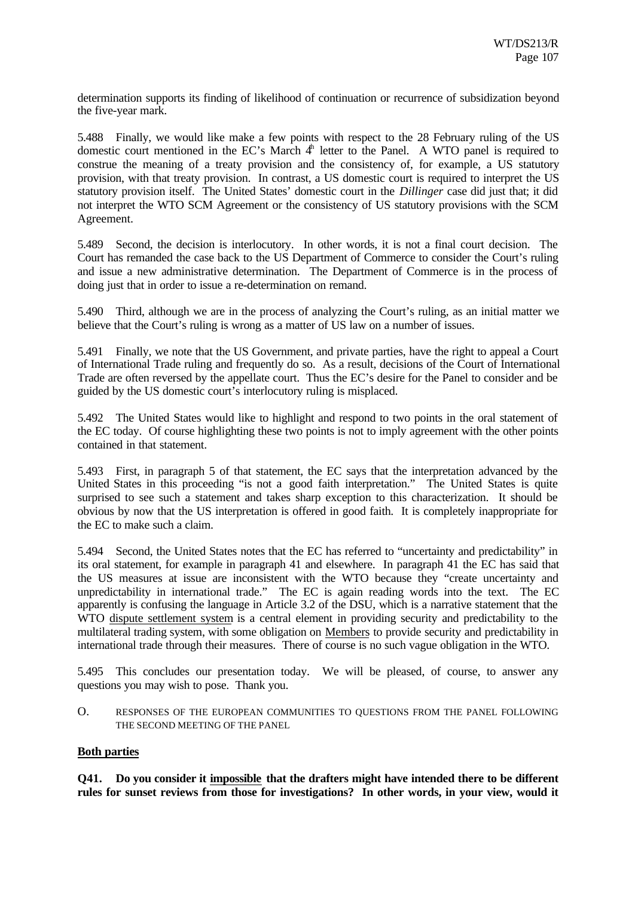determination supports its finding of likelihood of continuation or recurrence of subsidization beyond the five-year mark.

5.488 Finally, we would like make a few points with respect to the 28 February ruling of the US domestic court mentioned in the EC's March 4th letter to the Panel. A WTO panel is required to construe the meaning of a treaty provision and the consistency of, for example, a US statutory provision, with that treaty provision. In contrast, a US domestic court is required to interpret the US statutory provision itself. The United States' domestic court in the *Dillinger* case did just that; it did not interpret the WTO SCM Agreement or the consistency of US statutory provisions with the SCM Agreement.

5.489 Second, the decision is interlocutory. In other words, it is not a final court decision. The Court has remanded the case back to the US Department of Commerce to consider the Court's ruling and issue a new administrative determination. The Department of Commerce is in the process of doing just that in order to issue a re-determination on remand.

5.490 Third, although we are in the process of analyzing the Court's ruling, as an initial matter we believe that the Court's ruling is wrong as a matter of US law on a number of issues.

5.491 Finally, we note that the US Government, and private parties, have the right to appeal a Court of International Trade ruling and frequently do so. As a result, decisions of the Court of International Trade are often reversed by the appellate court. Thus the EC's desire for the Panel to consider and be guided by the US domestic court's interlocutory ruling is misplaced.

5.492 The United States would like to highlight and respond to two points in the oral statement of the EC today. Of course highlighting these two points is not to imply agreement with the other points contained in that statement.

5.493 First, in paragraph 5 of that statement, the EC says that the interpretation advanced by the United States in this proceeding "is not a good faith interpretation." The United States is quite surprised to see such a statement and takes sharp exception to this characterization. It should be obvious by now that the US interpretation is offered in good faith. It is completely inappropriate for the EC to make such a claim.

5.494 Second, the United States notes that the EC has referred to "uncertainty and predictability" in its oral statement, for example in paragraph 41 and elsewhere. In paragraph 41 the EC has said that the US measures at issue are inconsistent with the WTO because they "create uncertainty and unpredictability in international trade." The EC is again reading words into the text. The EC apparently is confusing the language in Article 3.2 of the DSU, which is a narrative statement that the WTO dispute settlement system is a central element in providing security and predictability to the multilateral trading system, with some obligation on Members to provide security and predictability in international trade through their measures. There of course is no such vague obligation in the WTO.

5.495 This concludes our presentation today. We will be pleased, of course, to answer any questions you may wish to pose. Thank you.

O. RESPONSES OF THE EUROPEAN COMMUNITIES TO QUESTIONS FROM THE PANEL FOLLOWING THE SECOND MEETING OF THE PANEL

**Both parties**

**Q41. Do you consider it impossible that the drafters might have intended there to be different rules for sunset reviews from those for investigations? In other words, in your view, would it**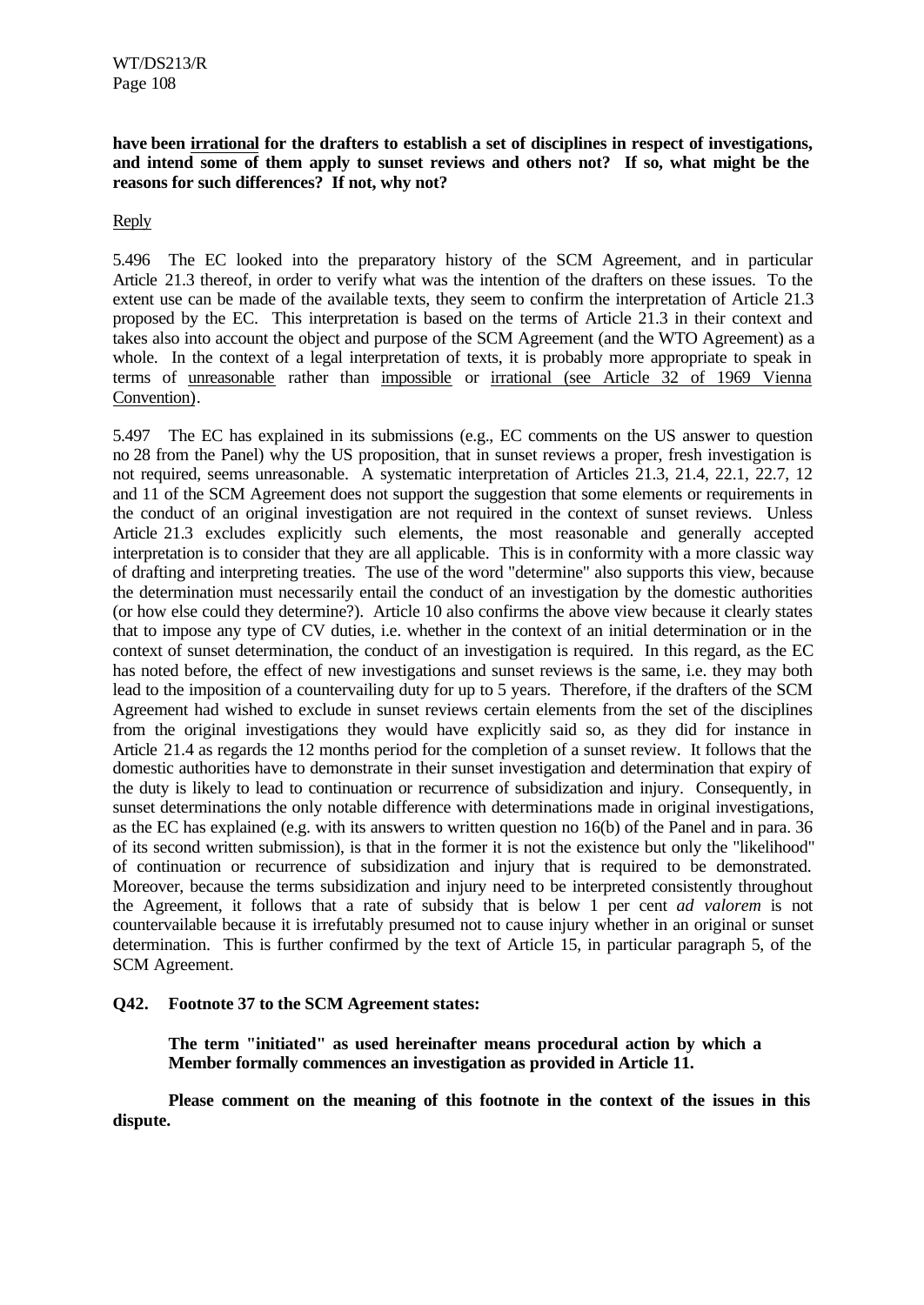**have been irrational for the drafters to establish a set of disciplines in respect of investigations, and intend some of them apply to sunset reviews and others not? If so, what might be the reasons for such differences? If not, why not?**

Reply

5.496 The EC looked into the preparatory history of the SCM Agreement, and in particular Article 21.3 thereof, in order to verify what was the intention of the drafters on these issues. To the extent use can be made of the available texts, they seem to confirm the interpretation of Article 21.3 proposed by the EC. This interpretation is based on the terms of Article 21.3 in their context and takes also into account the object and purpose of the SCM Agreement (and the WTO Agreement) as a whole. In the context of a legal interpretation of texts, it is probably more appropriate to speak in terms of unreasonable rather than impossible or irrational (see Article 32 of 1969 Vienna Convention).

5.497 The EC has explained in its submissions (e.g., EC comments on the US answer to question no 28 from the Panel) why the US proposition, that in sunset reviews a proper, fresh investigation is not required, seems unreasonable. A systematic interpretation of Articles 21.3, 21.4, 22.1, 22.7, 12 and 11 of the SCM Agreement does not support the suggestion that some elements or requirements in the conduct of an original investigation are not required in the context of sunset reviews. Unless Article 21.3 excludes explicitly such elements, the most reasonable and generally accepted interpretation is to consider that they are all applicable. This is in conformity with a more classic way of drafting and interpreting treaties. The use of the word "determine" also supports this view, because the determination must necessarily entail the conduct of an investigation by the domestic authorities (or how else could they determine?). Article 10 also confirms the above view because it clearly states that to impose any type of CV duties, i.e. whether in the context of an initial determination or in the context of sunset determination, the conduct of an investigation is required. In this regard, as the EC has noted before, the effect of new investigations and sunset reviews is the same, i.e. they may both lead to the imposition of a countervailing duty for up to 5 years. Therefore, if the drafters of the SCM Agreement had wished to exclude in sunset reviews certain elements from the set of the disciplines from the original investigations they would have explicitly said so, as they did for instance in Article 21.4 as regards the 12 months period for the completion of a sunset review. It follows that the domestic authorities have to demonstrate in their sunset investigation and determination that expiry of the duty is likely to lead to continuation or recurrence of subsidization and injury. Consequently, in sunset determinations the only notable difference with determinations made in original investigations, as the EC has explained (e.g. with its answers to written question no 16(b) of the Panel and in para. 36 of its second written submission), is that in the former it is not the existence but only the "likelihood" of continuation or recurrence of subsidization and injury that is required to be demonstrated. Moreover, because the terms subsidization and injury need to be interpreted consistently throughout the Agreement, it follows that a rate of subsidy that is below 1 per cent *ad valorem* is not countervailable because it is irrefutably presumed not to cause injury whether in an original or sunset determination. This is further confirmed by the text of Article 15, in particular paragraph 5, of the SCM Agreement.

**Q42. Footnote 37 to the SCM Agreement states:**

> **The term "initiated" as used hereinafter means procedural action by which a Member formally commences an investigation as provided in Article 11.**

**Please comment on the meaning of this footnote in the context of the issues in this dispute.**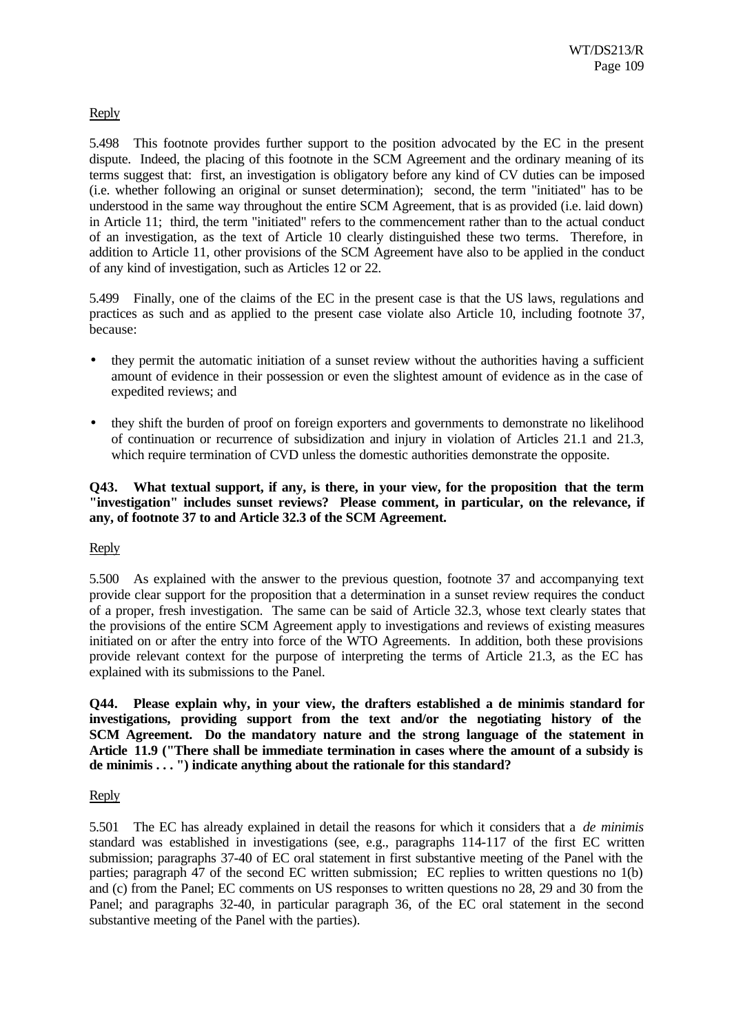Reply

5.498 This footnote provides further support to the position advocated by the EC in the present dispute. Indeed, the placing of this footnote in the SCM Agreement and the ordinary meaning of its terms suggest that: first, an investigation is obligatory before any kind of CV duties can be imposed (i.e. whether following an original or sunset determination); second, the term "initiated" has to be understood in the same way throughout the entire SCM Agreement, that is as provided (i.e. laid down) in Article 11; third, the term "initiated" refers to the commencement rather than to the actual conduct of an investigation, as the text of Article 10 clearly distinguished these two terms. Therefore, in addition to Article 11, other provisions of the SCM Agreement have also to be applied in the conduct of any kind of investigation, such as Articles 12 or 22.

5.499 Finally, one of the claims of the EC in the present case is that the US laws, regulations and practices as such and as applied to the present case violate also Article 10, including footnote 37, because:

- they permit the automatic initiation of a sunset review without the authorities having a sufficient amount of evidence in their possession or even the slightest amount of evidence as in the case of expedited reviews; and

- they shift the burden of proof on foreign exporters and governments to demonstrate no likelihood of continuation or recurrence of subsidization and injury in violation of Articles 21.1 and 21.3, which require termination of CVD unless the domestic authorities demonstrate the opposite.

**Q43. What textual support, if any, is there, in your view, for the proposition that the term "investigation" includes sunset reviews? Please comment, in particular, on the relevance, if any, of footnote 37 to and Article 32.3 of the SCM Agreement.**

Reply

5.500 As explained with the answer to the previous question, footnote 37 and accompanying text provide clear support for the proposition that a determination in a sunset review requires the conduct of a proper, fresh investigation. The same can be said of Article 32.3, whose text clearly states that the provisions of the entire SCM Agreement apply to investigations and reviews of existing measures initiated on or after the entry into force of the WTO Agreements. In addition, both these provisions provide relevant context for the purpose of interpreting the terms of Article 21.3, as the EC has explained with its submissions to the Panel.

**Q44. Please explain why, in your view, the drafters established a de minimis standard for investigations, providing support from the text and/or the negotiating history of the SCM Agreement. Do the mandatory nature and the strong language of the statement in Article 11.9 ("There shall be immediate termination in cases where the amount of a subsidy is de minimis . . . ") indicate anything about the rationale for this standard?**

Reply

5.501 The EC has already explained in detail the reasons for which it considers that a *de minimis* standard was established in investigations (see, e.g., paragraphs 114-117 of the first EC written submission; paragraphs 37-40 of EC oral statement in first substantive meeting of the Panel with the parties; paragraph 47 of the second EC written submission; EC replies to written questions no 1(b) and (c) from the Panel; EC comments on US responses to written questions no 28, 29 and 30 from the Panel; and paragraphs 32-40, in particular paragraph 36, of the EC oral statement in the second substantive meeting of the Panel with the parties).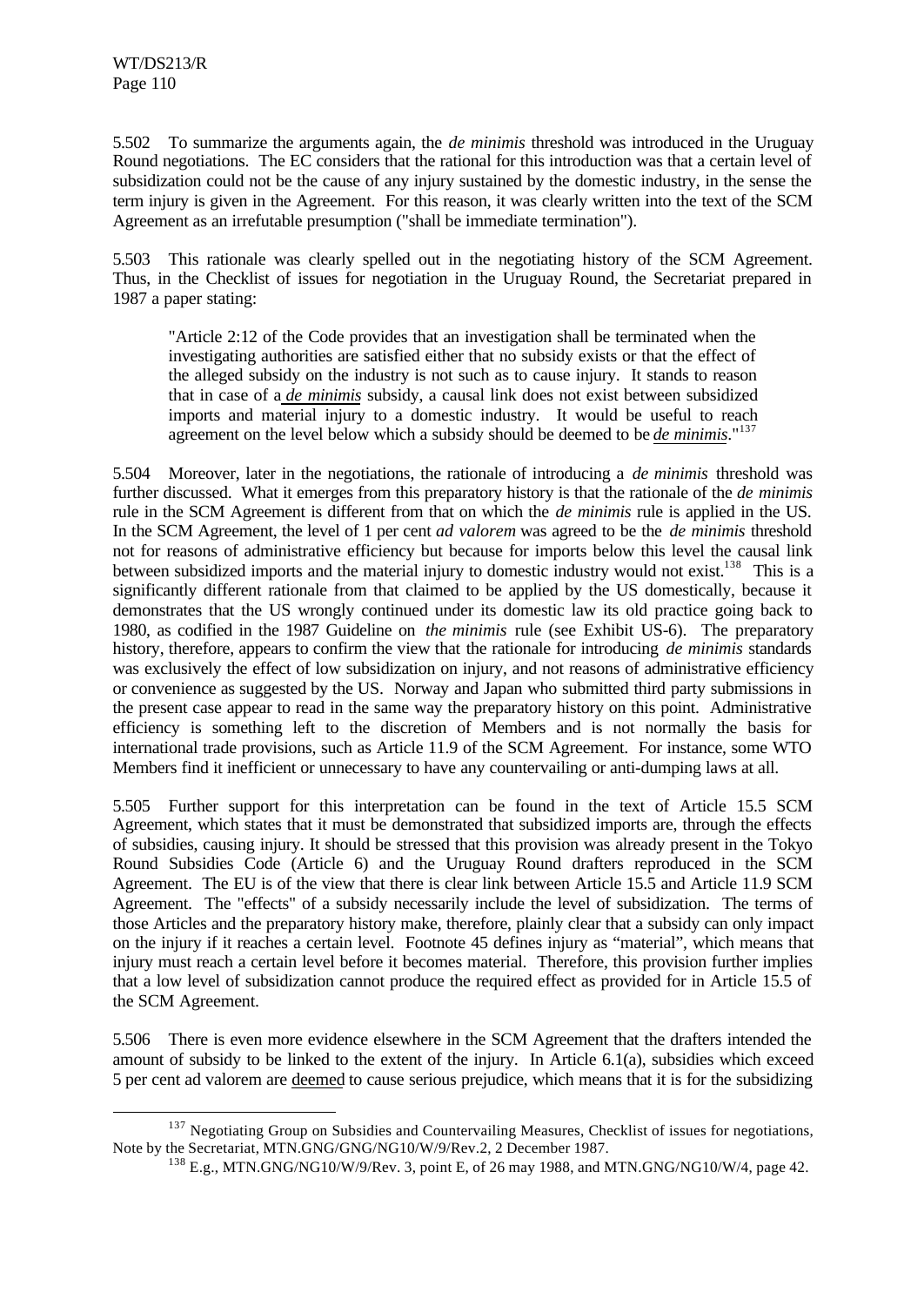5.502 To summarize the arguments again, the *de minimis* threshold was introduced in the Uruguay Round negotiations. The EC considers that the rational for this introduction was that a certain level of subsidization could not be the cause of any injury sustained by the domestic industry, in the sense the term injury is given in the Agreement. For this reason, it was clearly written into the text of the SCM Agreement as an irrefutable presumption ("shall be immediate termination").

5.503 This rationale was clearly spelled out in the negotiating history of the SCM Agreement. Thus, in the Checklist of issues for negotiation in the Uruguay Round, the Secretariat prepared in 1987 a paper stating:

> "Article 2:12 of the Code provides that an investigation shall be terminated when the investigating authorities are satisfied either that no subsidy exists or that the effect of the alleged subsidy on the industry is not such as to cause injury. It stands to reason that in case of a *de minimis* subsidy, a causal link does not exist between subsidized imports and material injury to a domestic industry. It would be useful to reach agreement on the level below which a subsidy should be deemed to be *de minimis*."[137]

5.504 Moreover, later in the negotiations, the rationale of introducing a *de minimis* threshold was further discussed. What it emerges from this preparatory history is that the rationale of the *de minimis* rule in the SCM Agreement is different from that on which the *de minimis* rule is applied in the US. In the SCM Agreement, the level of 1 per cent *ad valorem* was agreed to be the *de minimis* threshold not for reasons of administrative efficiency but because for imports below this level the causal link between subsidized imports and the material injury to domestic industry would not exist.[138] This is a significantly different rationale from that claimed to be applied by the US domestically, because it demonstrates that the US wrongly continued under its domestic law its old practice going back to 1980, as codified in the 1987 Guideline on *the minimis* rule (see Exhibit US-6). The preparatory history, therefore, appears to confirm the view that the rationale for introducing *de minimis* standards was exclusively the effect of low subsidization on injury, and not reasons of administrative efficiency or convenience as suggested by the US. Norway and Japan who submitted third party submissions in the present case appear to read in the same way the preparatory history on this point. Administrative efficiency is something left to the discretion of Members and is not normally the basis for international trade provisions, such as Article 11.9 of the SCM Agreement. For instance, some WTO Members find it inefficient or unnecessary to have any countervailing or anti-dumping laws at all.

5.505 Further support for this interpretation can be found in the text of Article 15.5 SCM Agreement, which states that it must be demonstrated that subsidized imports are, through the effects of subsidies, causing injury. It should be stressed that this provision was already present in the Tokyo Round Subsidies Code (Article 6) and the Uruguay Round drafters reproduced in the SCM Agreement. The EU is of the view that there is clear link between Article 15.5 and Article 11.9 SCM Agreement. The "effects" of a subsidy necessarily include the level of subsidization. The terms of those Articles and the preparatory history make, therefore, plainly clear that a subsidy can only impact on the injury if it reaches a certain level. Footnote 45 defines injury as "material", which means that injury must reach a certain level before it becomes material. Therefore, this provision further implies that a low level of subsidization cannot produce the required effect as provided for in Article 15.5 of the SCM Agreement.

5.506 There is even more evidence elsewhere in the SCM Agreement that the drafters intended the amount of subsidy to be linked to the extent of the injury. In Article 6.1(a), subsidies which exceed 5 per cent ad valorem are deemed to cause serious prejudice, which means that it is for the subsidizing

---

[137] Negotiating Group on Subsidies and Countervailing Measures, Checklist of issues for negotiations, Note by the Secretariat, MTN.GNG/GNG/NG10/W/9/Rev.2, 2 December 1987.

[138] E.g., MTN.GNG/NG10/W/9/Rev. 3, point E, of 26 may 1988, and MTN.GNG/NG10/W/4, page 42.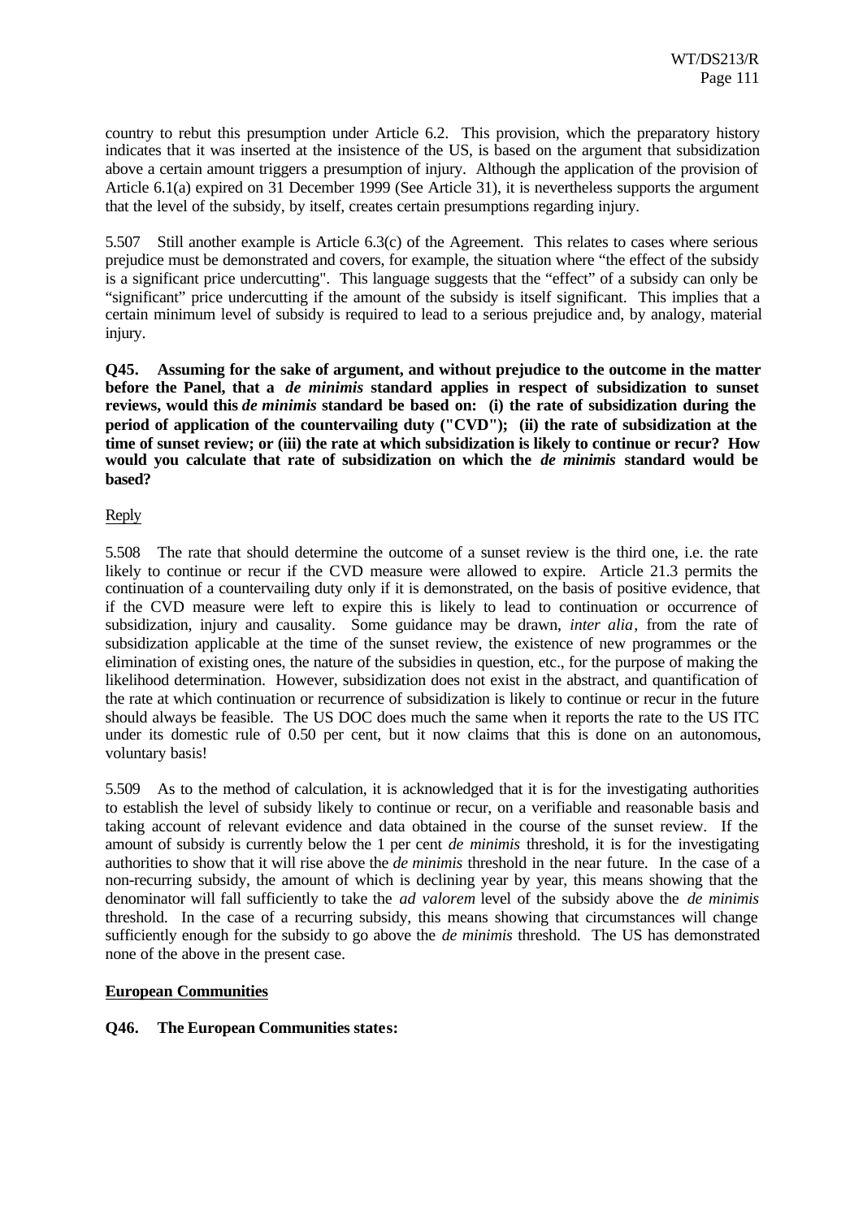country to rebut this presumption under Article 6.2. This provision, which the preparatory history indicates that it was inserted at the insistence of the US, is based on the argument that subsidization above a certain amount triggers a presumption of injury. Although the application of the provision of Article 6.1(a) expired on 31 December 1999 (See Article 31), it is nevertheless supports the argument that the level of the subsidy, by itself, creates certain presumptions regarding injury.

5.507 Still another example is Article 6.3(c) of the Agreement. This relates to cases where serious prejudice must be demonstrated and covers, for example, the situation where "the effect of the subsidy is a significant price undercutting". This language suggests that the "effect" of a subsidy can only be "significant" price undercutting if the amount of the subsidy is itself significant. This implies that a certain minimum level of subsidy is required to lead to a serious prejudice and, by analogy, material injury.

**Q45. Assuming for the sake of argument, and without prejudice to the outcome in the matter before the Panel, that a *de minimis* standard applies in respect of subsidization to sunset reviews, would this *de minimis* standard be based on: (i) the rate of subsidization during the period of application of the countervailing duty ("CVD"); (ii) the rate of subsidization at the time of sunset review; or (iii) the rate at which subsidization is likely to continue or recur? How would you calculate that rate of subsidization on which the *de minimis* standard would be based?**

Reply

5.508 The rate that should determine the outcome of a sunset review is the third one, i.e. the rate likely to continue or recur if the CVD measure were allowed to expire. Article 21.3 permits the continuation of a countervailing duty only if it is demonstrated, on the basis of positive evidence, that if the CVD measure were left to expire this is likely to lead to continuation or occurrence of subsidization, injury and causality. Some guidance may be drawn, *inter alia*, from the rate of subsidization applicable at the time of the sunset review, the existence of new programmes or the elimination of existing ones, the nature of the subsidies in question, etc., for the purpose of making the likelihood determination. However, subsidization does not exist in the abstract, and quantification of the rate at which continuation or recurrence of subsidization is likely to continue or recur in the future should always be feasible. The US DOC does much the same when it reports the rate to the US ITC under its domestic rule of 0.50 per cent, but it now claims that this is done on an autonomous, voluntary basis!

5.509 As to the method of calculation, it is acknowledged that it is for the investigating authorities to establish the level of subsidy likely to continue or recur, on a verifiable and reasonable basis and taking account of relevant evidence and data obtained in the course of the sunset review. If the amount of subsidy is currently below the 1 per cent *de minimis* threshold, it is for the investigating authorities to show that it will rise above the *de minimis* threshold in the near future. In the case of a non-recurring subsidy, the amount of which is declining year by year, this means showing that the denominator will fall sufficiently to take the *ad valorem* level of the subsidy above the *de minimis* threshold. In the case of a recurring subsidy, this means showing that circumstances will change sufficiently enough for the subsidy to go above the *de minimis* threshold. The US has demonstrated none of the above in the present case.

**European Communities**

**Q46. The European Communities states:**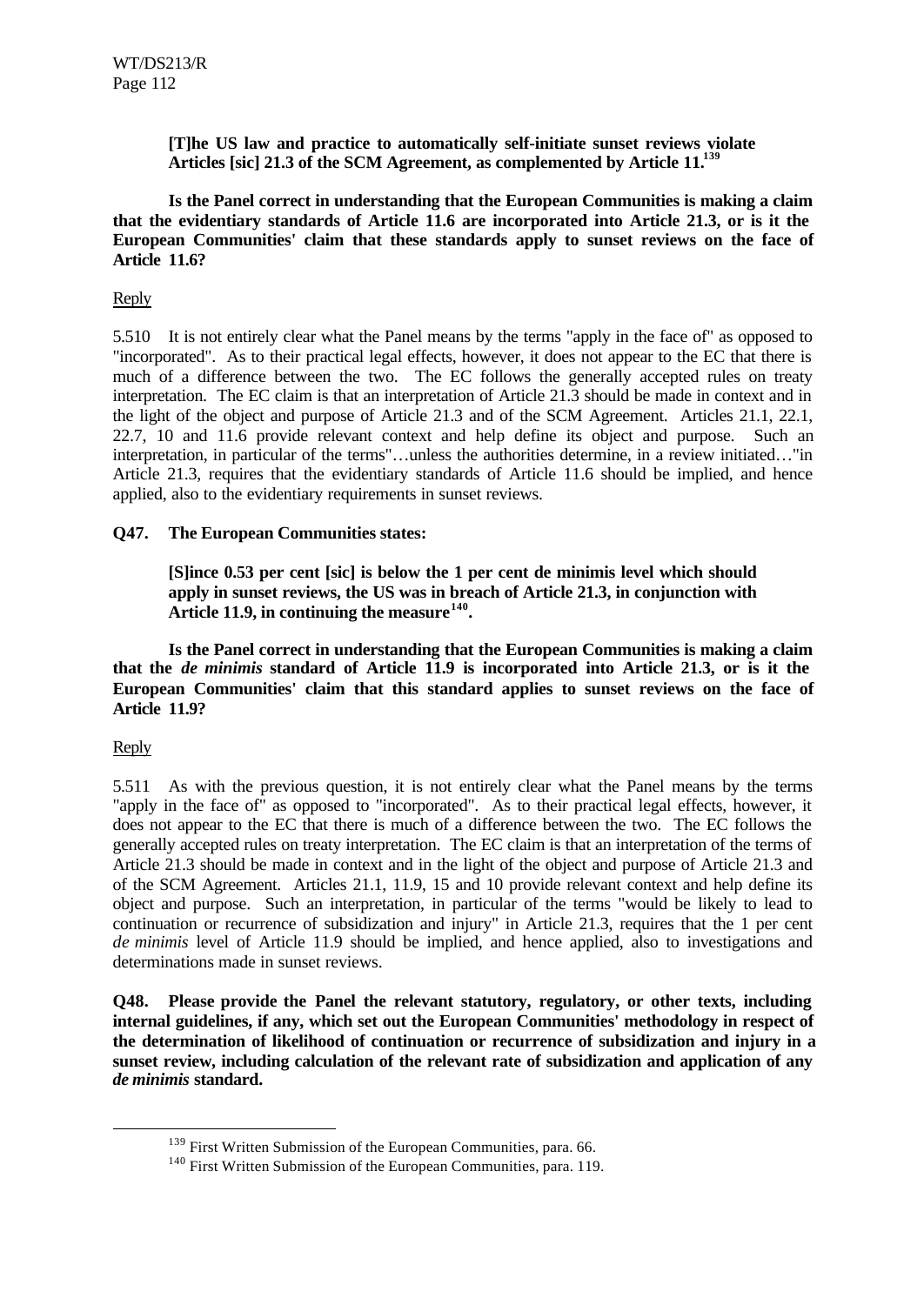**[T]he US law and practice to automatically self-initiate sunset reviews violate Articles [sic] 21.3 of the SCM Agreement, as complemented by Article 11.**[139]

**Is the Panel correct in understanding that the European Communities is making a claim that the evidentiary standards of Article 11.6 are incorporated into Article 21.3, or is it the European Communities' claim that these standards apply to sunset reviews on the face of Article 11.6?**

Reply

5.510 It is not entirely clear what the Panel means by the terms "apply in the face of" as opposed to "incorporated". As to their practical legal effects, however, it does not appear to the EC that there is much of a difference between the two. The EC follows the generally accepted rules on treaty interpretation. The EC claim is that an interpretation of Article 21.3 should be made in context and in the light of the object and purpose of Article 21.3 and of the SCM Agreement. Articles 21.1, 22.1, 22.7, 10 and 11.6 provide relevant context and help define its object and purpose. Such an interpretation, in particular of the terms"…unless the authorities determine, in a review initiated…"in Article 21.3, requires that the evidentiary standards of Article 11.6 should be implied, and hence applied, also to the evidentiary requirements in sunset reviews.

**Q47. The European Communities states:**

**[S]ince 0.53 per cent [sic] is below the 1 per cent de minimis level which should apply in sunset reviews, the US was in breach of Article 21.3, in conjunction with Article 11.9, in continuing the measure**[140]**.**

**Is the Panel correct in understanding that the European Communities is making a claim that the *de minimis* standard of Article 11.9 is incorporated into Article 21.3, or is it the European Communities' claim that this standard applies to sunset reviews on the face of Article 11.9?**

Reply

5.511 As with the previous question, it is not entirely clear what the Panel means by the terms "apply in the face of" as opposed to "incorporated". As to their practical legal effects, however, it does not appear to the EC that there is much of a difference between the two. The EC follows the generally accepted rules on treaty interpretation. The EC claim is that an interpretation of the terms of Article 21.3 should be made in context and in the light of the object and purpose of Article 21.3 and of the SCM Agreement. Articles 21.1, 11.9, 15 and 10 provide relevant context and help define its object and purpose. Such an interpretation, in particular of the terms "would be likely to lead to continuation or recurrence of subsidization and injury" in Article 21.3, requires that the 1 per cent *de minimis* level of Article 11.9 should be implied, and hence applied, also to investigations and determinations made in sunset reviews.

**Q48. Please provide the Panel the relevant statutory, regulatory, or other texts, including internal guidelines, if any, which set out the European Communities' methodology in respect of the determination of likelihood of continuation or recurrence of subsidization and injury in a sunset review, including calculation of the relevant rate of subsidization and application of any *de minimis* standard.**

[139] First Written Submission of the European Communities, para. 66.

[140] First Written Submission of the European Communities, para. 119.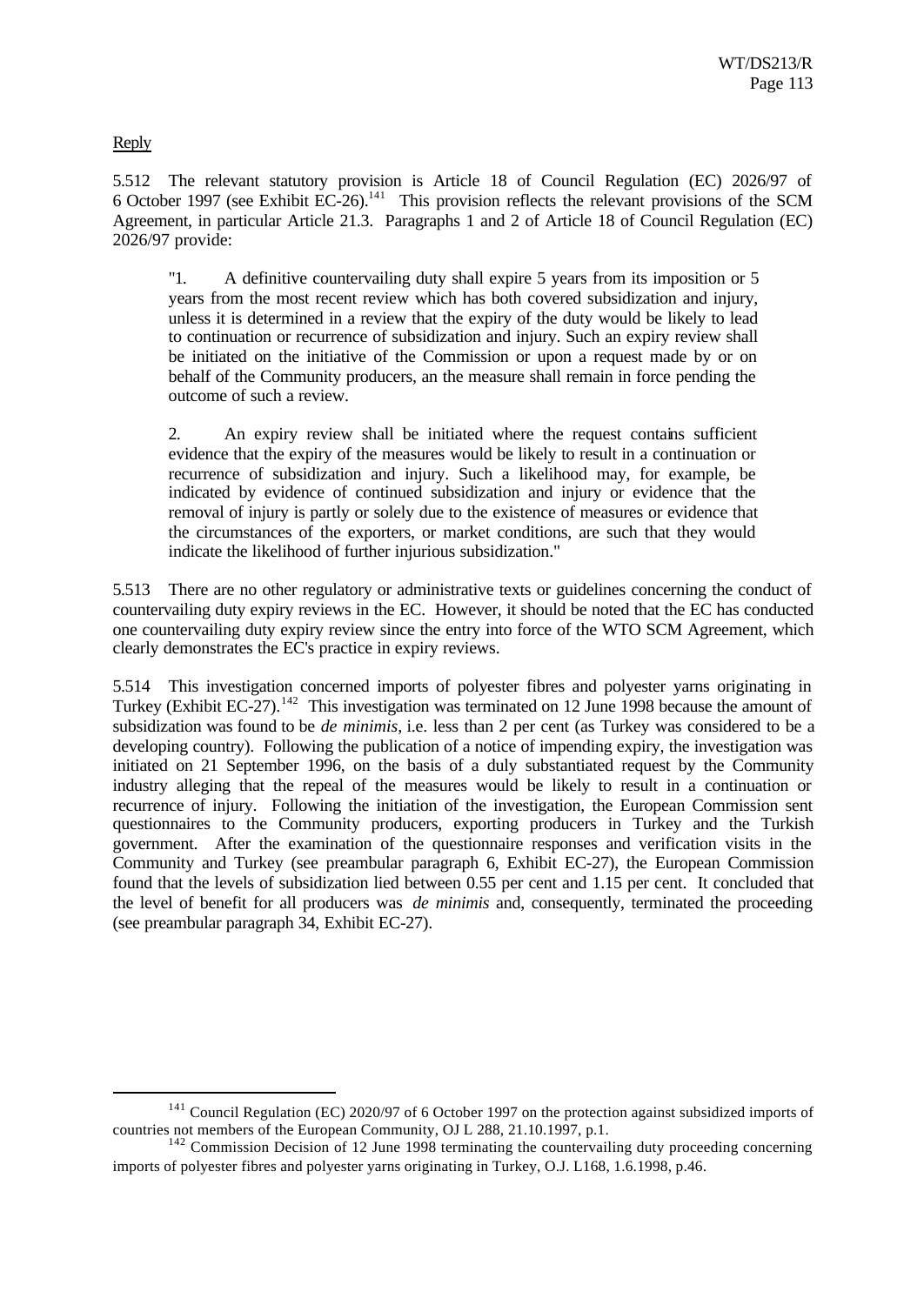Reply

5.512 The relevant statutory provision is Article 18 of Council Regulation (EC) 2026/97 of 6 October 1997 (see Exhibit EC-26).[141] This provision reflects the relevant provisions of the SCM Agreement, in particular Article 21.3. Paragraphs 1 and 2 of Article 18 of Council Regulation (EC) 2026/97 provide:

> "1. A definitive countervailing duty shall expire 5 years from its imposition or 5 years from the most recent review which has both covered subsidization and injury, unless it is determined in a review that the expiry of the duty would be likely to lead to continuation or recurrence of subsidization and injury. Such an expiry review shall be initiated on the initiative of the Commission or upon a request made by or on behalf of the Community producers, an the measure shall remain in force pending the outcome of such a review.
>
> 2. An expiry review shall be initiated where the request contains sufficient evidence that the expiry of the measures would be likely to result in a continuation or recurrence of subsidization and injury. Such a likelihood may, for example, be indicated by evidence of continued subsidization and injury or evidence that the removal of injury is partly or solely due to the existence of measures or evidence that the circumstances of the exporters, or market conditions, are such that they would indicate the likelihood of further injurious subsidization."

5.513 There are no other regulatory or administrative texts or guidelines concerning the conduct of countervailing duty expiry reviews in the EC. However, it should be noted that the EC has conducted one countervailing duty expiry review since the entry into force of the WTO SCM Agreement, which clearly demonstrates the EC's practice in expiry reviews.

5.514 This investigation concerned imports of polyester fibres and polyester yarns originating in Turkey (Exhibit EC-27).[142] This investigation was terminated on 12 June 1998 because the amount of subsidization was found to be *de minimis*, i.e. less than 2 per cent (as Turkey was considered to be a developing country). Following the publication of a notice of impending expiry, the investigation was initiated on 21 September 1996, on the basis of a duly substantiated request by the Community industry alleging that the repeal of the measures would be likely to result in a continuation or recurrence of injury. Following the initiation of the investigation, the European Commission sent questionnaires to the Community producers, exporting producers in Turkey and the Turkish government. After the examination of the questionnaire responses and verification visits in the Community and Turkey (see preambular paragraph 6, Exhibit EC-27), the European Commission found that the levels of subsidization lied between 0.55 per cent and 1.15 per cent. It concluded that the level of benefit for all producers was *de minimis* and, consequently, terminated the proceeding (see preambular paragraph 34, Exhibit EC-27).

---

[141] Council Regulation (EC) 2020/97 of 6 October 1997 on the protection against subsidized imports of countries not members of the European Community, OJ L 288, 21.10.1997, p.1.

[142] Commission Decision of 12 June 1998 terminating the countervailing duty proceeding concerning imports of polyester fibres and polyester yarns originating in Turkey, O.J. L168, 1.6.1998, p.46.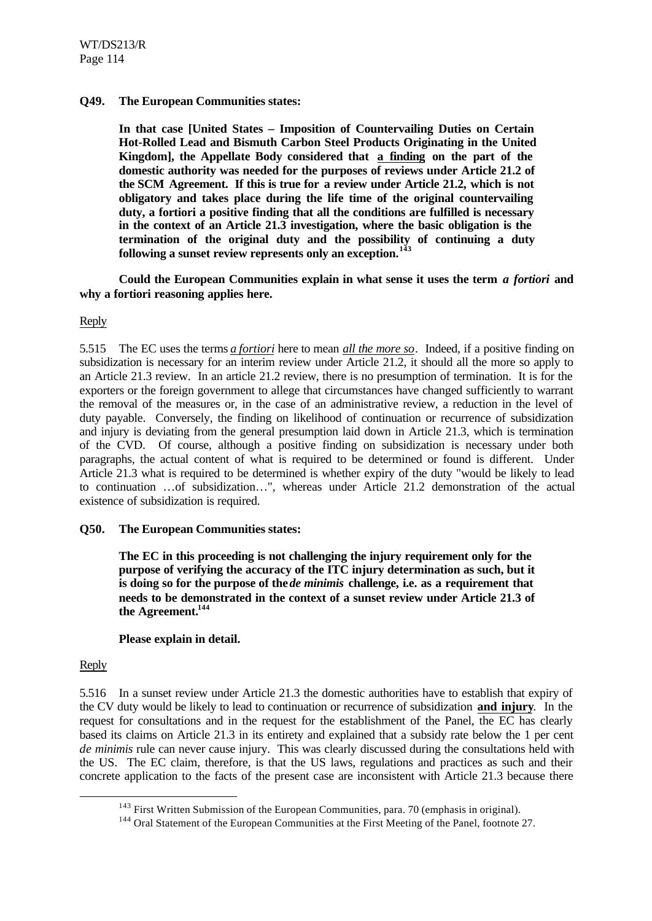**Q49. The European Communities states:**

> **In that case [United States – Imposition of Countervailing Duties on Certain Hot-Rolled Lead and Bismuth Carbon Steel Products Originating in the United Kingdom], the Appellate Body considered that <u>a finding</u> on the part of the domestic authority was needed for the purposes of reviews under Article 21.2 of the SCM Agreement. If this is true for a review under Article 21.2, which is not obligatory and takes place during the life time of the original countervailing duty, a fortiori a positive finding that all the conditions are fulfilled is necessary in the context of an Article 21.3 investigation, where the basic obligation is the termination of the original duty and the possibility of continuing a duty following a sunset review represents only an exception.**[143]

**Could the European Communities explain in what sense it uses the term *a fortiori* and why a fortiori reasoning applies here.**

<u>Reply</u>

5.515 The EC uses the terms <u>*a fortiori*</u> here to mean <u>*all the more so*</u>. Indeed, if a positive finding on subsidization is necessary for an interim review under Article 21.2, it should all the more so apply to an Article 21.3 review. In an article 21.2 review, there is no presumption of termination. It is for the exporters or the foreign government to allege that circumstances have changed sufficiently to warrant the removal of the measures or, in the case of an administrative review, a reduction in the level of duty payable. Conversely, the finding on likelihood of continuation or recurrence of subsidization and injury is deviating from the general presumption laid down in Article 21.3, which is termination of the CVD. Of course, although a positive finding on subsidization is necessary under both paragraphs, the actual content of what is required to be determined or found is different. Under Article 21.3 what is required to be determined is whether expiry of the duty "would be likely to lead to continuation …of subsidization…", whereas under Article 21.2 demonstration of the actual existence of subsidization is required.

**Q50. The European Communities states:**

> **The EC in this proceeding is not challenging the injury requirement only for the purpose of verifying the accuracy of the ITC injury determination as such, but it is doing so for the purpose of the *de minimis* challenge, i.e. as a requirement that needs to be demonstrated in the context of a sunset review under Article 21.3 of the Agreement.**[144]
>
> **Please explain in detail.**

<u>Reply</u>

5.516 In a sunset review under Article 21.3 the domestic authorities have to establish that expiry of the CV duty would be likely to lead to continuation or recurrence of subsidization **<u>and injury</u>**. In the request for consultations and in the request for the establishment of the Panel, the EC has clearly based its claims on Article 21.3 in its entirety and explained that a subsidy rate below the 1 per cent *de minimis* rule can never cause injury. This was clearly discussed during the consultations held with the US. The EC claim, therefore, is that the US laws, regulations and practices as such and their concrete application to the facts of the present case are inconsistent with Article 21.3 because there

---

[143] First Written Submission of the European Communities, para. 70 (emphasis in original).

[144] Oral Statement of the European Communities at the First Meeting of the Panel, footnote 27.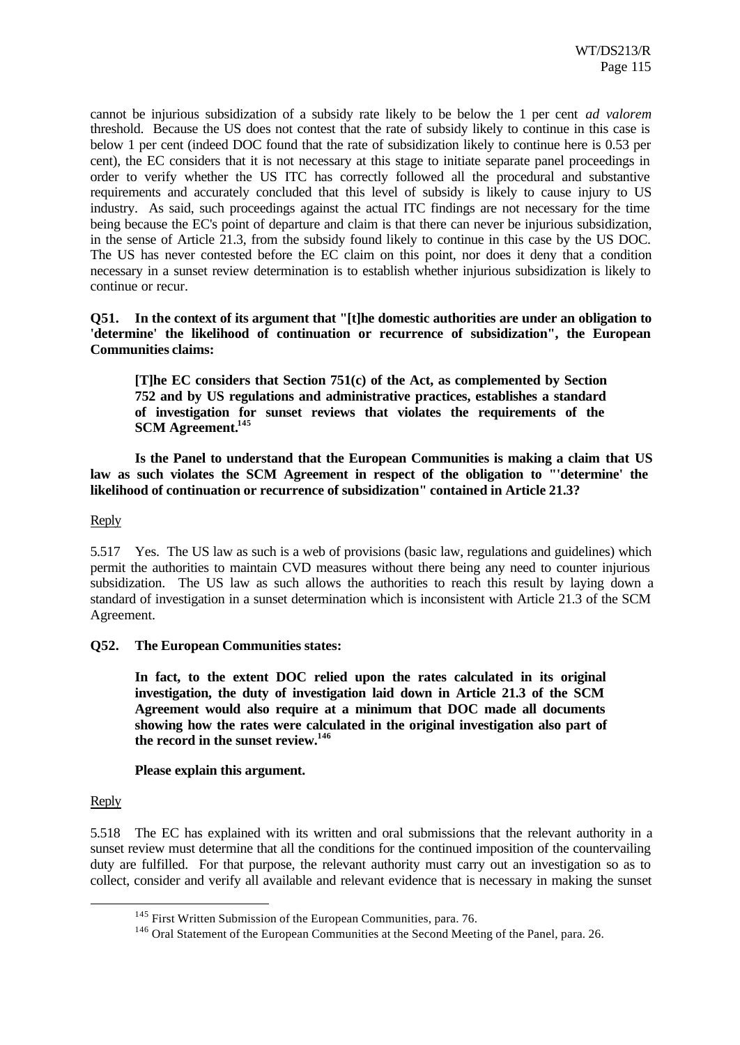cannot be injurious subsidization of a subsidy rate likely to be below the 1 per cent *ad valorem* threshold. Because the US does not contest that the rate of subsidy likely to continue in this case is below 1 per cent (indeed DOC found that the rate of subsidization likely to continue here is 0.53 per cent), the EC considers that it is not necessary at this stage to initiate separate panel proceedings in order to verify whether the US ITC has correctly followed all the procedural and substantive requirements and accurately concluded that this level of subsidy is likely to cause injury to US industry. As said, such proceedings against the actual ITC findings are not necessary for the time being because the EC's point of departure and claim is that there can never be injurious subsidization, in the sense of Article 21.3, from the subsidy found likely to continue in this case by the US DOC. The US has never contested before the EC claim on this point, nor does it deny that a condition necessary in a sunset review determination is to establish whether injurious subsidization is likely to continue or recur.

**Q51. In the context of its argument that "[t]he domestic authorities are under an obligation to 'determine' the likelihood of continuation or recurrence of subsidization", the European Communities claims:**

> **[T]he EC considers that Section 751(c) of the Act, as complemented by Section 752 and by US regulations and administrative practices, establishes a standard of investigation for sunset reviews that violates the requirements of the SCM Agreement.[145]**

**Is the Panel to understand that the European Communities is making a claim that US law as such violates the SCM Agreement in respect of the obligation to "'determine' the likelihood of continuation or recurrence of subsidization" contained in Article 21.3?**

Reply

5.517 Yes. The US law as such is a web of provisions (basic law, regulations and guidelines) which permit the authorities to maintain CVD measures without there being any need to counter injurious subsidization. The US law as such allows the authorities to reach this result by laying down a standard of investigation in a sunset determination which is inconsistent with Article 21.3 of the SCM Agreement.

**Q52. The European Communities states:**

> **In fact, to the extent DOC relied upon the rates calculated in its original investigation, the duty of investigation laid down in Article 21.3 of the SCM Agreement would also require at a minimum that DOC made all documents showing how the rates were calculated in the original investigation also part of the record in the sunset review.[146]**

**Please explain this argument.**

Reply

5.518 The EC has explained with its written and oral submissions that the relevant authority in a sunset review must determine that all the conditions for the continued imposition of the countervailing duty are fulfilled. For that purpose, the relevant authority must carry out an investigation so as to collect, consider and verify all available and relevant evidence that is necessary in making the sunset

---

[145] First Written Submission of the European Communities, para. 76.

[146] Oral Statement of the European Communities at the Second Meeting of the Panel, para. 26.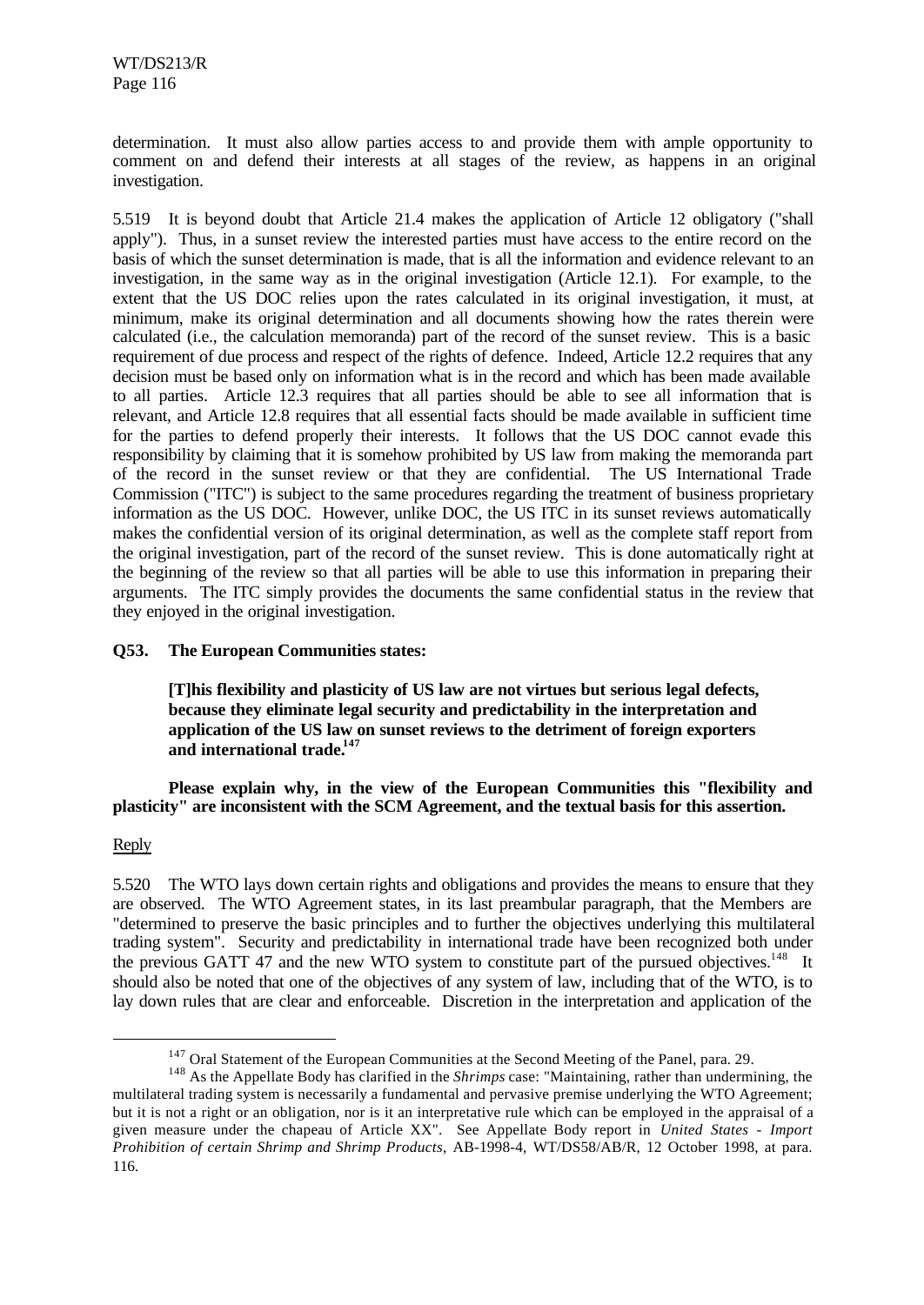determination. It must also allow parties access to and provide them with ample opportunity to comment on and defend their interests at all stages of the review, as happens in an original investigation.

5.519 It is beyond doubt that Article 21.4 makes the application of Article 12 obligatory ("shall apply"). Thus, in a sunset review the interested parties must have access to the entire record on the basis of which the sunset determination is made, that is all the information and evidence relevant to an investigation, in the same way as in the original investigation (Article 12.1). For example, to the extent that the US DOC relies upon the rates calculated in its original investigation, it must, at minimum, make its original determination and all documents showing how the rates therein were calculated (i.e., the calculation memoranda) part of the record of the sunset review. This is a basic requirement of due process and respect of the rights of defence. Indeed, Article 12.2 requires that any decision must be based only on information what is in the record and which has been made available to all parties. Article 12.3 requires that all parties should be able to see all information that is relevant, and Article 12.8 requires that all essential facts should be made available in sufficient time for the parties to defend properly their interests. It follows that the US DOC cannot evade this responsibility by claiming that it is somehow prohibited by US law from making the memoranda part of the record in the sunset review or that they are confidential. The US International Trade Commission ("ITC") is subject to the same procedures regarding the treatment of business proprietary information as the US DOC. However, unlike DOC, the US ITC in its sunset reviews automatically makes the confidential version of its original determination, as well as the complete staff report from the original investigation, part of the record of the sunset review. This is done automatically right at the beginning of the review so that all parties will be able to use this information in preparing their arguments. The ITC simply provides the documents the same confidential status in the review that they enjoyed in the original investigation.

**Q53. The European Communities states:**

> **[T]his flexibility and plasticity of US law are not virtues but serious legal defects, because they eliminate legal security and predictability in the interpretation and application of the US law on sunset reviews to the detriment of foreign exporters and international trade.**[147]

**Please explain why, in the view of the European Communities this "flexibility and plasticity" are inconsistent with the SCM Agreement, and the textual basis for this assertion.**

Reply

5.520 The WTO lays down certain rights and obligations and provides the means to ensure that they are observed. The WTO Agreement states, in its last preambular paragraph, that the Members are "determined to preserve the basic principles and to further the objectives underlying this multilateral trading system". Security and predictability in international trade have been recognized both under the previous GATT 47 and the new WTO system to constitute part of the pursued objectives.[148] It should also be noted that one of the objectives of any system of law, including that of the WTO, is to lay down rules that are clear and enforceable. Discretion in the interpretation and application of the

---

[147] Oral Statement of the European Communities at the Second Meeting of the Panel, para. 29.

[148] As the Appellate Body has clarified in the *Shrimps* case: "Maintaining, rather than undermining, the multilateral trading system is necessarily a fundamental and pervasive premise underlying the WTO Agreement; but it is not a right or an obligation, nor is it an interpretative rule which can be employed in the appraisal of a given measure under the chapeau of Article XX". See Appellate Body report in *United States - Import Prohibition of certain Shrimp and Shrimp Products*, AB-1998-4, WT/DS58/AB/R, 12 October 1998, at para. 116.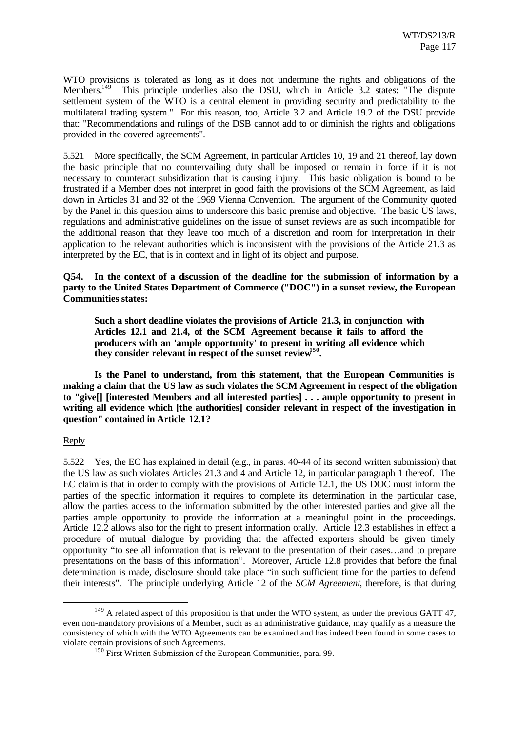WTO provisions is tolerated as long as it does not undermine the rights and obligations of the Members.[149] This principle underlies also the DSU, which in Article 3.2 states: "The dispute settlement system of the WTO is a central element in providing security and predictability to the multilateral trading system." For this reason, too, Article 3.2 and Article 19.2 of the DSU provide that: "Recommendations and rulings of the DSB cannot add to or diminish the rights and obligations provided in the covered agreements".

5.521 More specifically, the SCM Agreement, in particular Articles 10, 19 and 21 thereof, lay down the basic principle that no countervailing duty shall be imposed or remain in force if it is not necessary to counteract subsidization that is causing injury. This basic obligation is bound to be frustrated if a Member does not interpret in good faith the provisions of the SCM Agreement, as laid down in Articles 31 and 32 of the 1969 Vienna Convention. The argument of the Community quoted by the Panel in this question aims to underscore this basic premise and objective. The basic US laws, regulations and administrative guidelines on the issue of sunset reviews are as such incompatible for the additional reason that they leave too much of a discretion and room for interpretation in their application to the relevant authorities which is inconsistent with the provisions of the Article 21.3 as interpreted by the EC, that is in context and in light of its object and purpose.

**Q54. In the context of a discussion of the deadline for the submission of information by a party to the United States Department of Commerce ("DOC") in a sunset review, the European Communities states:**

> **Such a short deadline violates the provisions of Article 21.3, in conjunction with Articles 12.1 and 21.4, of the SCM Agreement because it fails to afford the producers with an 'ample opportunity' to present in writing all evidence which they consider relevant in respect of the sunset review[150].**

**Is the Panel to understand, from this statement, that the European Communities is making a claim that the US law as such violates the SCM Agreement in respect of the obligation to "give[] [interested Members and all interested parties] . . . ample opportunity to present in writing all evidence which [the authorities] consider relevant in respect of the investigation in question" contained in Article 12.1?**

Reply

5.522 Yes, the EC has explained in detail (e.g., in paras. 40-44 of its second written submission) that the US law as such violates Articles 21.3 and 4 and Article 12, in particular paragraph 1 thereof. The EC claim is that in order to comply with the provisions of Article 12.1, the US DOC must inform the parties of the specific information it requires to complete its determination in the particular case, allow the parties access to the information submitted by the other interested parties and give all the parties ample opportunity to provide the information at a meaningful point in the proceedings. Article 12.2 allows also for the right to present information orally. Article 12.3 establishes in effect a procedure of mutual dialogue by providing that the affected exporters should be given timely opportunity "to see all information that is relevant to the presentation of their cases…and to prepare presentations on the basis of this information". Moreover, Article 12.8 provides that before the final determination is made, disclosure should take place "in such sufficient time for the parties to defend their interests". The principle underlying Article 12 of the *SCM Agreement*, therefore, is that during

[149] A related aspect of this proposition is that under the WTO system, as under the previous GATT 47, even non-mandatory provisions of a Member, such as an administrative guidance, may qualify as a measure the consistency of which with the WTO Agreements can be examined and has indeed been found in some cases to violate certain provisions of such Agreements.

[150] First Written Submission of the European Communities, para. 99.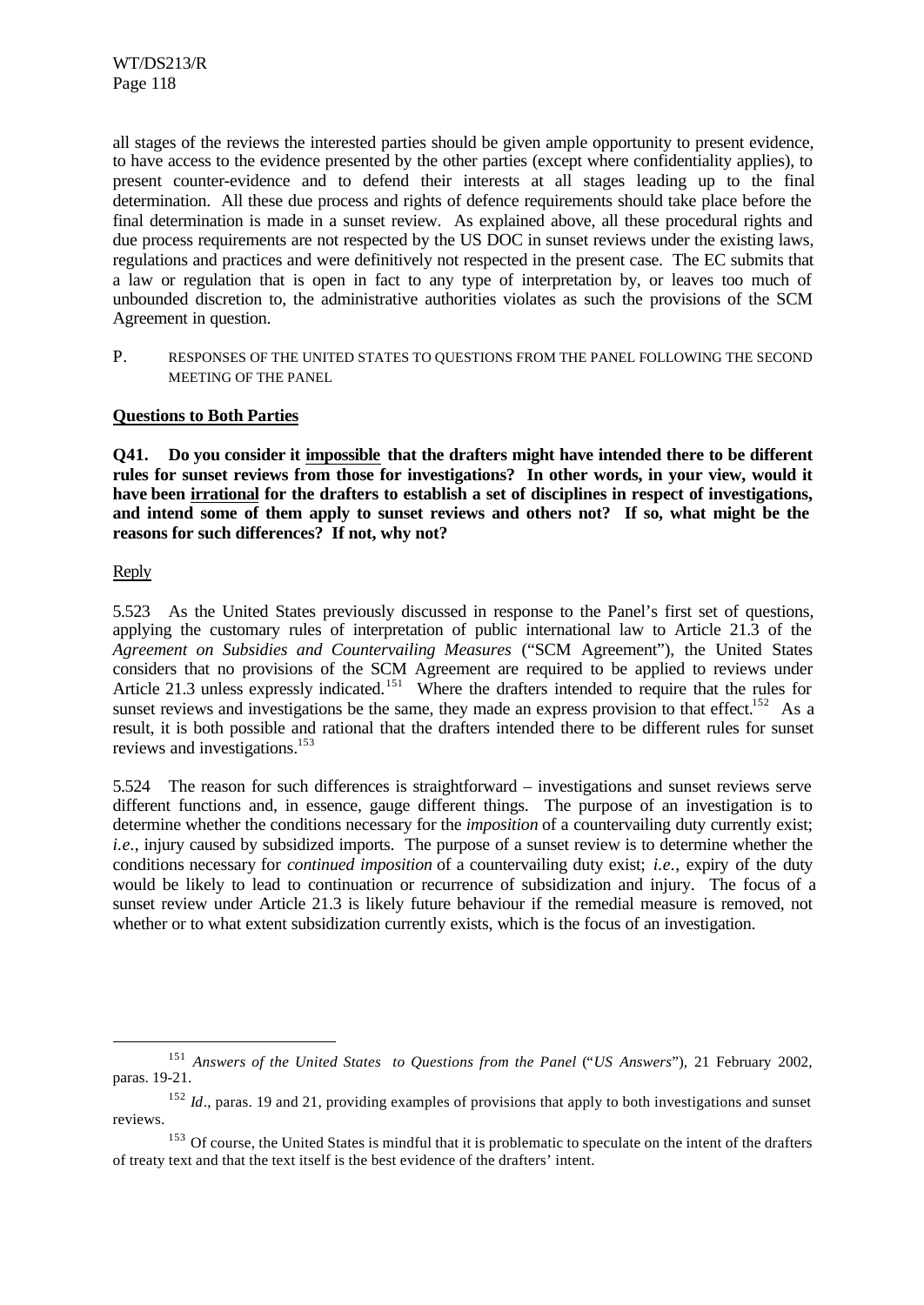all stages of the reviews the interested parties should be given ample opportunity to present evidence, to have access to the evidence presented by the other parties (except where confidentiality applies), to present counter-evidence and to defend their interests at all stages leading up to the final determination. All these due process and rights of defence requirements should take place before the final determination is made in a sunset review. As explained above, all these procedural rights and due process requirements are not respected by the US DOC in sunset reviews under the existing laws, regulations and practices and were definitively not respected in the present case. The EC submits that a law or regulation that is open in fact to any type of interpretation by, or leaves too much of unbounded discretion to, the administrative authorities violates as such the provisions of the SCM Agreement in question.

P. RESPONSES OF THE UNITED STATES TO QUESTIONS FROM THE PANEL FOLLOWING THE SECOND MEETING OF THE PANEL

**Questions to Both Parties**

**Q41. Do you consider it impossible that the drafters might have intended there to be different rules for sunset reviews from those for investigations? In other words, in your view, would it have been irrational for the drafters to establish a set of disciplines in respect of investigations, and intend some of them apply to sunset reviews and others not? If so, what might be the reasons for such differences? If not, why not?**

Reply

5.523 As the United States previously discussed in response to the Panel's first set of questions, applying the customary rules of interpretation of public international law to Article 21.3 of the *Agreement on Subsidies and Countervailing Measures* ("SCM Agreement"), the United States considers that no provisions of the SCM Agreement are required to be applied to reviews under Article 21.3 unless expressly indicated.[151] Where the drafters intended to require that the rules for sunset reviews and investigations be the same, they made an express provision to that effect.[152] As a result, it is both possible and rational that the drafters intended there to be different rules for sunset reviews and investigations.[153]

5.524 The reason for such differences is straightforward – investigations and sunset reviews serve different functions and, in essence, gauge different things. The purpose of an investigation is to determine whether the conditions necessary for the *imposition* of a countervailing duty currently exist; *i.e.*, injury caused by subsidized imports. The purpose of a sunset review is to determine whether the conditions necessary for *continued imposition* of a countervailing duty exist; *i.e.*, expiry of the duty would be likely to lead to continuation or recurrence of subsidization and injury. The focus of a sunset review under Article 21.3 is likely future behaviour if the remedial measure is removed, not whether or to what extent subsidization currently exists, which is the focus of an investigation.

---

[151] *Answers of the United States to Questions from the Panel* ("*US Answers*"), 21 February 2002, paras. 19-21.

[152] *Id*., paras. 19 and 21, providing examples of provisions that apply to both investigations and sunset reviews.

[153] Of course, the United States is mindful that it is problematic to speculate on the intent of the drafters of treaty text and that the text itself is the best evidence of the drafters' intent.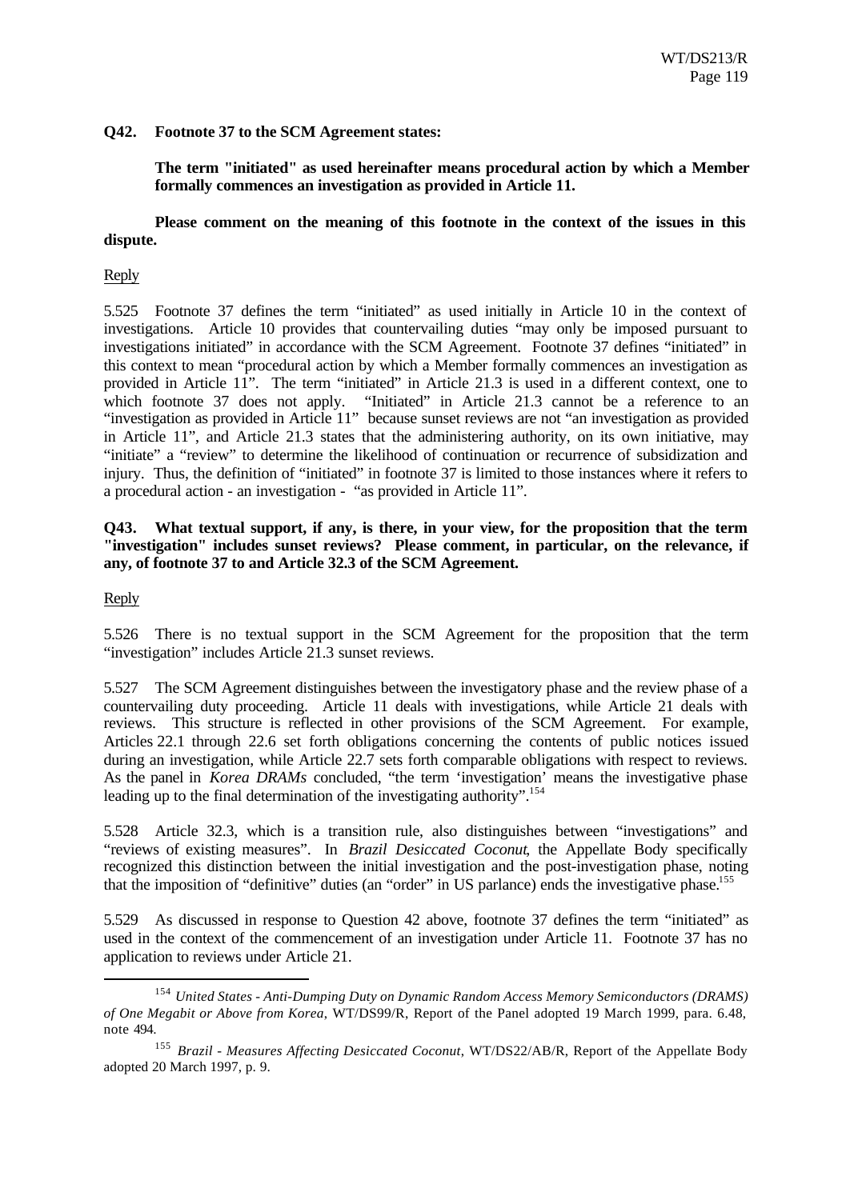**Q42. Footnote 37 to the SCM Agreement states:**

> **The term "initiated" as used hereinafter means procedural action by which a Member formally commences an investigation as provided in Article 11.**

**Please comment on the meaning of this footnote in the context of the issues in this dispute.**

Reply

5.525 Footnote 37 defines the term "initiated" as used initially in Article 10 in the context of investigations. Article 10 provides that countervailing duties "may only be imposed pursuant to investigations initiated" in accordance with the SCM Agreement. Footnote 37 defines "initiated" in this context to mean "procedural action by which a Member formally commences an investigation as provided in Article 11". The term "initiated" in Article 21.3 is used in a different context, one to which footnote 37 does not apply. "Initiated" in Article 21.3 cannot be a reference to an "investigation as provided in Article 11" because sunset reviews are not "an investigation as provided in Article 11", and Article 21.3 states that the administering authority, on its own initiative, may "initiate" a "review" to determine the likelihood of continuation or recurrence of subsidization and injury. Thus, the definition of "initiated" in footnote 37 is limited to those instances where it refers to a procedural action - an investigation - "as provided in Article 11".

**Q43. What textual support, if any, is there, in your view, for the proposition that the term "investigation" includes sunset reviews? Please comment, in particular, on the relevance, if any, of footnote 37 to and Article 32.3 of the SCM Agreement.**

Reply

5.526 There is no textual support in the SCM Agreement for the proposition that the term "investigation" includes Article 21.3 sunset reviews.

5.527 The SCM Agreement distinguishes between the investigatory phase and the review phase of a countervailing duty proceeding. Article 11 deals with investigations, while Article 21 deals with reviews. This structure is reflected in other provisions of the SCM Agreement. For example, Articles 22.1 through 22.6 set forth obligations concerning the contents of public notices issued during an investigation, while Article 22.7 sets forth comparable obligations with respect to reviews. As the panel in *Korea DRAMs* concluded, "the term 'investigation' means the investigative phase leading up to the final determination of the investigating authority".[154]

5.528 Article 32.3, which is a transition rule, also distinguishes between "investigations" and "reviews of existing measures". In *Brazil Desiccated Coconut*, the Appellate Body specifically recognized this distinction between the initial investigation and the post-investigation phase, noting that the imposition of "definitive" duties (an "order" in US parlance) ends the investigative phase.[155]

5.529 As discussed in response to Question 42 above, footnote 37 defines the term "initiated" as used in the context of the commencement of an investigation under Article 11. Footnote 37 has no application to reviews under Article 21.

---

[154] *United States - Anti-Dumping Duty on Dynamic Random Access Memory Semiconductors (DRAMS) of One Megabit or Above from Korea*, WT/DS99/R, Report of the Panel adopted 19 March 1999, para. 6.48, note 494.

[155] *Brazil - Measures Affecting Desiccated Coconut*, WT/DS22/AB/R, Report of the Appellate Body adopted 20 March 1997, p. 9.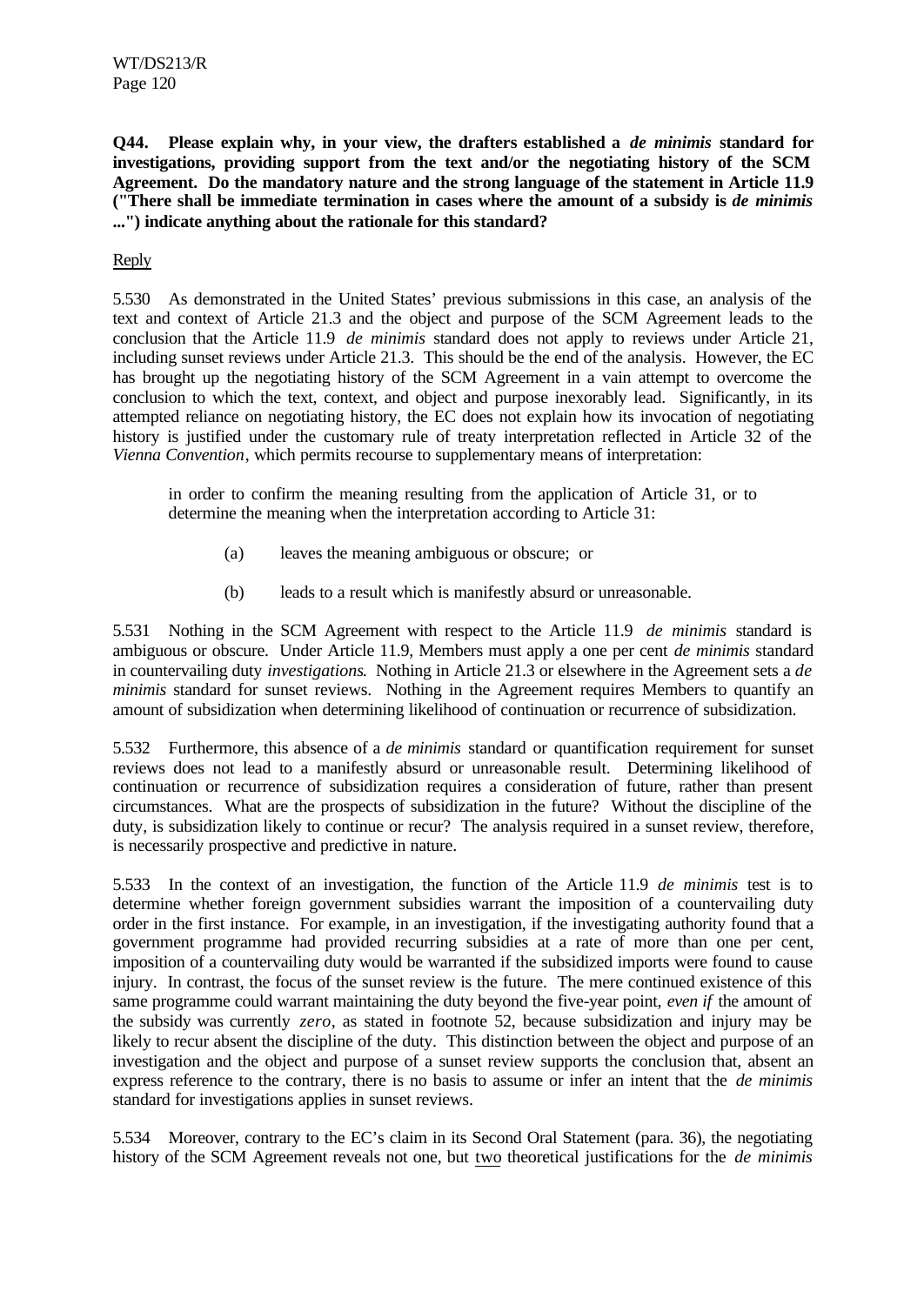**Q44. Please explain why, in your view, the drafters established a *de minimis* standard for investigations, providing support from the text and/or the negotiating history of the SCM Agreement. Do the mandatory nature and the strong language of the statement in Article 11.9 ("There shall be immediate termination in cases where the amount of a subsidy is *de minimis* ...") indicate anything about the rationale for this standard?**

Reply

5.530 As demonstrated in the United States' previous submissions in this case, an analysis of the text and context of Article 21.3 and the object and purpose of the SCM Agreement leads to the conclusion that the Article 11.9 *de minimis* standard does not apply to reviews under Article 21, including sunset reviews under Article 21.3. This should be the end of the analysis. However, the EC has brought up the negotiating history of the SCM Agreement in a vain attempt to overcome the conclusion to which the text, context, and object and purpose inexorably lead. Significantly, in its attempted reliance on negotiating history, the EC does not explain how its invocation of negotiating history is justified under the customary rule of treaty interpretation reflected in Article 32 of the *Vienna Convention*, which permits recourse to supplementary means of interpretation:

> in order to confirm the meaning resulting from the application of Article 31, or to determine the meaning when the interpretation according to Article 31:
>
> (a) leaves the meaning ambiguous or obscure; or
>
> (b) leads to a result which is manifestly absurd or unreasonable.

5.531 Nothing in the SCM Agreement with respect to the Article 11.9 *de minimis* standard is ambiguous or obscure. Under Article 11.9, Members must apply a one per cent *de minimis* standard in countervailing duty *investigations*. Nothing in Article 21.3 or elsewhere in the Agreement sets a *de minimis* standard for sunset reviews. Nothing in the Agreement requires Members to quantify an amount of subsidization when determining likelihood of continuation or recurrence of subsidization.

5.532 Furthermore, this absence of a *de minimis* standard or quantification requirement for sunset reviews does not lead to a manifestly absurd or unreasonable result. Determining likelihood of continuation or recurrence of subsidization requires a consideration of future, rather than present circumstances. What are the prospects of subsidization in the future? Without the discipline of the duty, is subsidization likely to continue or recur? The analysis required in a sunset review, therefore, is necessarily prospective and predictive in nature.

5.533 In the context of an investigation, the function of the Article 11.9 *de minimis* test is to determine whether foreign government subsidies warrant the imposition of a countervailing duty order in the first instance. For example, in an investigation, if the investigating authority found that a government programme had provided recurring subsidies at a rate of more than one per cent, imposition of a countervailing duty would be warranted if the subsidized imports were found to cause injury. In contrast, the focus of the sunset review is the future. The mere continued existence of this same programme could warrant maintaining the duty beyond the five-year point, *even if* the amount of the subsidy was currently *zero*, as stated in footnote 52, because subsidization and injury may be likely to recur absent the discipline of the duty. This distinction between the object and purpose of an investigation and the object and purpose of a sunset review supports the conclusion that, absent an express reference to the contrary, there is no basis to assume or infer an intent that the *de minimis* standard for investigations applies in sunset reviews.

5.534 Moreover, contrary to the EC's claim in its Second Oral Statement (para. 36), the negotiating history of the SCM Agreement reveals not one, but two theoretical justifications for the *de minimis*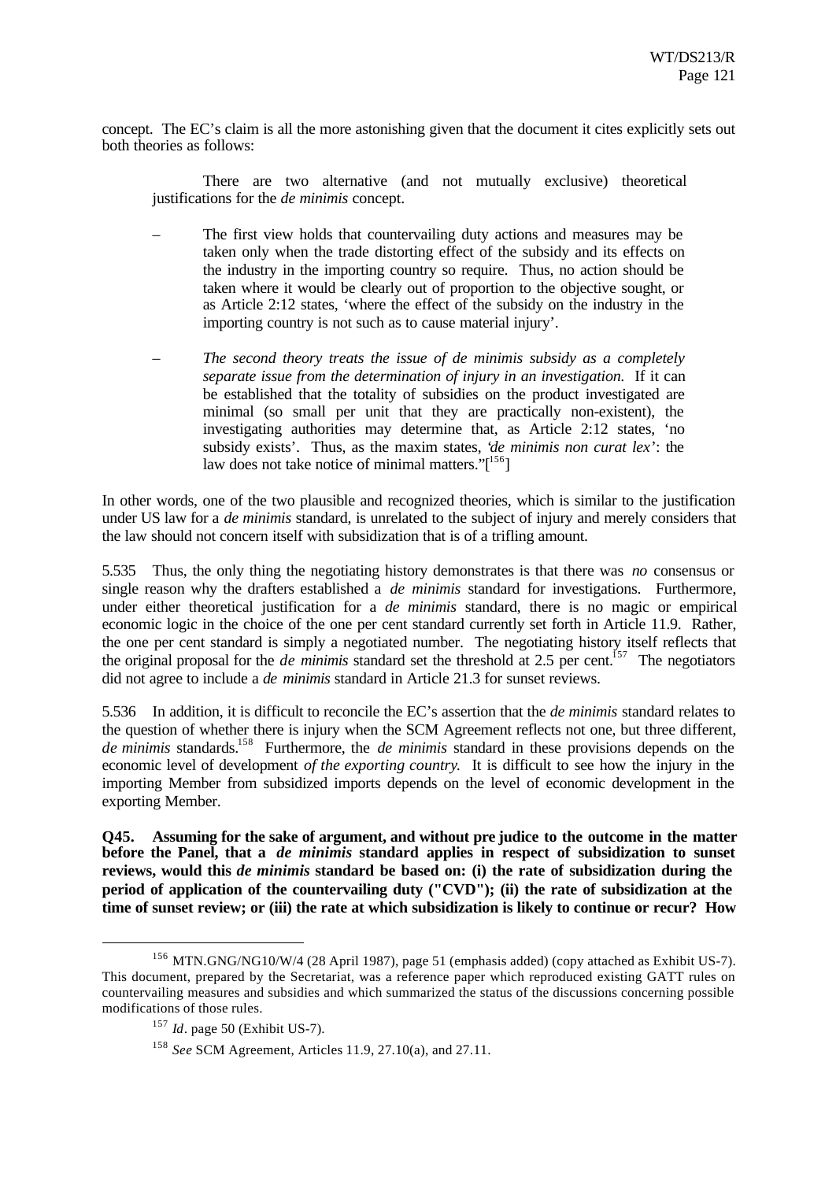concept. The EC's claim is all the more astonishing given that the document it cites explicitly sets out both theories as follows:

> There are two alternative (and not mutually exclusive) theoretical justifications for the *de minimis* concept.
>
> – The first view holds that countervailing duty actions and measures may be taken only when the trade distorting effect of the subsidy and its effects on the industry in the importing country so require. Thus, no action should be taken where it would be clearly out of proportion to the objective sought, or as Article 2:12 states, 'where the effect of the subsidy on the industry in the importing country is not such as to cause material injury'.
>
> – *The second theory treats the issue of de minimis subsidy as a completely separate issue from the determination of injury in an investigation.* If it can be established that the totality of subsidies on the product investigated are minimal (so small per unit that they are practically non-existent), the investigating authorities may determine that, as Article 2:12 states, 'no subsidy exists'. Thus, as the maxim states, '*de minimis non curat lex*': the law does not take notice of minimal matters."[156]

In other words, one of the two plausible and recognized theories, which is similar to the justification under US law for a *de minimis* standard, is unrelated to the subject of injury and merely considers that the law should not concern itself with subsidization that is of a trifling amount.

5.535 Thus, the only thing the negotiating history demonstrates is that there was *no* consensus or single reason why the drafters established a *de minimis* standard for investigations. Furthermore, under either theoretical justification for a *de minimis* standard, there is no magic or empirical economic logic in the choice of the one per cent standard currently set forth in Article 11.9. Rather, the one per cent standard is simply a negotiated number. The negotiating history itself reflects that the original proposal for the *de minimis* standard set the threshold at 2.5 per cent.[157] The negotiators did not agree to include a *de minimis* standard in Article 21.3 for sunset reviews.

5.536 In addition, it is difficult to reconcile the EC's assertion that the *de minimis* standard relates to the question of whether there is injury when the SCM Agreement reflects not one, but three different, *de minimis* standards.[158] Furthermore, the *de minimis* standard in these provisions depends on the economic level of development *of the exporting country.* It is difficult to see how the injury in the importing Member from subsidized imports depends on the level of economic development in the exporting Member.

**Q45. Assuming for the sake of argument, and without prejudice to the outcome in the matter before the Panel, that a *de minimis* standard applies in respect of subsidization to sunset reviews, would this *de minimis* standard be based on: (i) the rate of subsidization during the period of application of the countervailing duty ("CVD"); (ii) the rate of subsidization at the time of sunset review; or (iii) the rate at which subsidization is likely to continue or recur? How**

---

[156] MTN.GNG/NG10/W/4 (28 April 1987), page 51 (emphasis added) (copy attached as Exhibit US-7). This document, prepared by the Secretariat, was a reference paper which reproduced existing GATT rules on countervailing measures and subsidies and which summarized the status of the discussions concerning possible modifications of those rules.

[157] *Id*. page 50 (Exhibit US-7).

[158] *See* SCM Agreement, Articles 11.9, 27.10(a), and 27.11.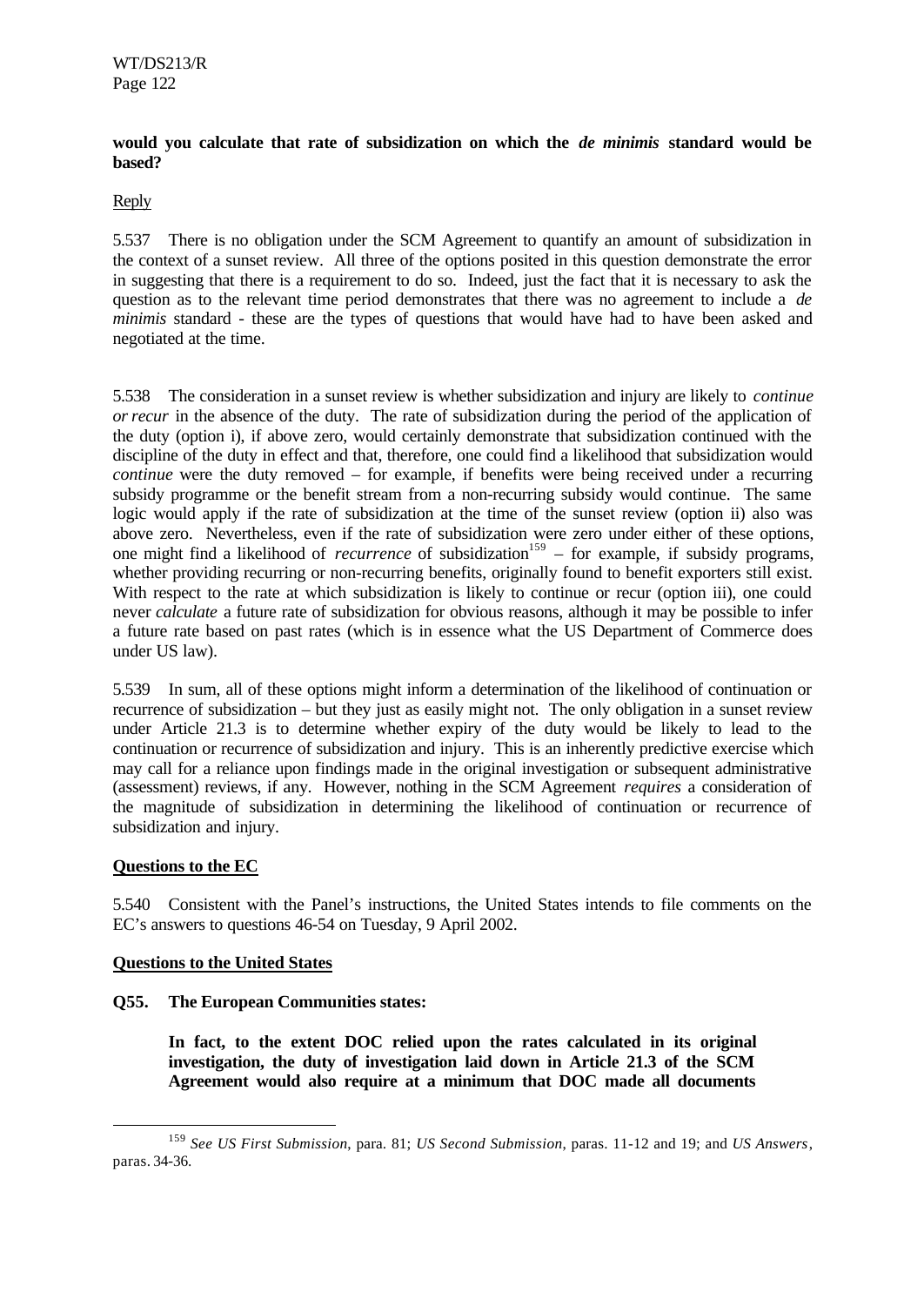**would you calculate that rate of subsidization on which the *de minimis* standard would be based?**

Reply

5.537 There is no obligation under the SCM Agreement to quantify an amount of subsidization in the context of a sunset review. All three of the options posited in this question demonstrate the error in suggesting that there is a requirement to do so. Indeed, just the fact that it is necessary to ask the question as to the relevant time period demonstrates that there was no agreement to include a *de minimis* standard - these are the types of questions that would have had to have been asked and negotiated at the time.

5.538 The consideration in a sunset review is whether subsidization and injury are likely to *continue or recur* in the absence of the duty. The rate of subsidization during the period of the application of the duty (option i), if above zero, would certainly demonstrate that subsidization continued with the discipline of the duty in effect and that, therefore, one could find a likelihood that subsidization would *continue* were the duty removed – for example, if benefits were being received under a recurring subsidy programme or the benefit stream from a non-recurring subsidy would continue. The same logic would apply if the rate of subsidization at the time of the sunset review (option ii) also was above zero. Nevertheless, even if the rate of subsidization were zero under either of these options, one might find a likelihood of *recurrence* of subsidization[159] – for example, if subsidy programs, whether providing recurring or non-recurring benefits, originally found to benefit exporters still exist. With respect to the rate at which subsidization is likely to continue or recur (option iii), one could never *calculate* a future rate of subsidization for obvious reasons, although it may be possible to infer a future rate based on past rates (which is in essence what the US Department of Commerce does under US law).

5.539 In sum, all of these options might inform a determination of the likelihood of continuation or recurrence of subsidization – but they just as easily might not. The only obligation in a sunset review under Article 21.3 is to determine whether expiry of the duty would be likely to lead to the continuation or recurrence of subsidization and injury. This is an inherently predictive exercise which may call for a reliance upon findings made in the original investigation or subsequent administrative (assessment) reviews, if any. However, nothing in the SCM Agreement *requires* a consideration of the magnitude of subsidization in determining the likelihood of continuation or recurrence of subsidization and injury.

**Questions to the EC**

5.540 Consistent with the Panel's instructions, the United States intends to file comments on the EC's answers to questions 46-54 on Tuesday, 9 April 2002.

**Questions to the United States**

**Q55. The European Communities states:**

> **In fact, to the extent DOC relied upon the rates calculated in its original investigation, the duty of investigation laid down in Article 21.3 of the SCM Agreement would also require at a minimum that DOC made all documents**

---

[159] *See US First Submission*, para. 81; *US Second Submission*, paras. 11-12 and 19; and *US Answers*, paras. 34-36.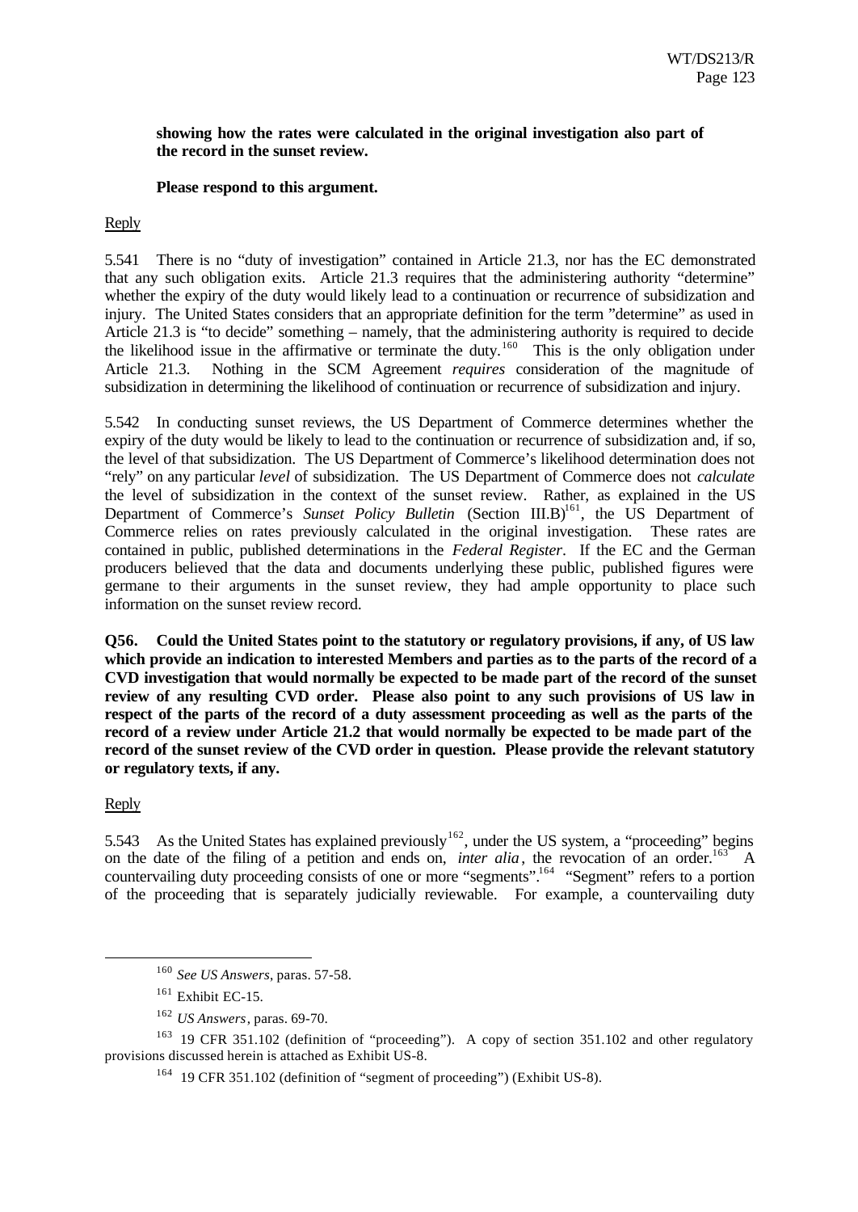**showing how the rates were calculated in the original investigation also part of the record in the sunset review.**

**Please respond to this argument.**

Reply

5.541 There is no "duty of investigation" contained in Article 21.3, nor has the EC demonstrated that any such obligation exits. Article 21.3 requires that the administering authority "determine" whether the expiry of the duty would likely lead to a continuation or recurrence of subsidization and injury. The United States considers that an appropriate definition for the term "determine" as used in Article 21.3 is "to decide" something – namely, that the administering authority is required to decide the likelihood issue in the affirmative or terminate the duty.[160] This is the only obligation under Article 21.3. Nothing in the SCM Agreement *requires* consideration of the magnitude of subsidization in determining the likelihood of continuation or recurrence of subsidization and injury.

5.542 In conducting sunset reviews, the US Department of Commerce determines whether the expiry of the duty would be likely to lead to the continuation or recurrence of subsidization and, if so, the level of that subsidization. The US Department of Commerce's likelihood determination does not "rely" on any particular *level* of subsidization. The US Department of Commerce does not *calculate* the level of subsidization in the context of the sunset review. Rather, as explained in the US Department of Commerce's *Sunset Policy Bulletin* (Section III.B)[161], the US Department of Commerce relies on rates previously calculated in the original investigation. These rates are contained in public, published determinations in the *Federal Register*. If the EC and the German producers believed that the data and documents underlying these public, published figures were germane to their arguments in the sunset review, they had ample opportunity to place such information on the sunset review record.

**Q56. Could the United States point to the statutory or regulatory provisions, if any, of US law which provide an indication to interested Members and parties as to the parts of the record of a CVD investigation that would normally be expected to be made part of the record of the sunset review of any resulting CVD order. Please also point to any such provisions of US law in respect of the parts of the record of a duty assessment proceeding as well as the parts of the record of a review under Article 21.2 that would normally be expected to be made part of the record of the sunset review of the CVD order in question. Please provide the relevant statutory or regulatory texts, if any.**

Reply

5.543 As the United States has explained previously[162], under the US system, a "proceeding" begins on the date of the filing of a petition and ends on, *inter alia*, the revocation of an order.[163] A countervailing duty proceeding consists of one or more "segments".[164] "Segment" refers to a portion of the proceeding that is separately judicially reviewable. For example, a countervailing duty

---

[160] *See US Answers*, paras. 57-58.

[161] Exhibit EC-15.

[162] *US Answers*, paras. 69-70.

[163] 19 CFR 351.102 (definition of "proceeding"). A copy of section 351.102 and other regulatory provisions discussed herein is attached as Exhibit US-8.

[164] 19 CFR 351.102 (definition of "segment of proceeding") (Exhibit US-8).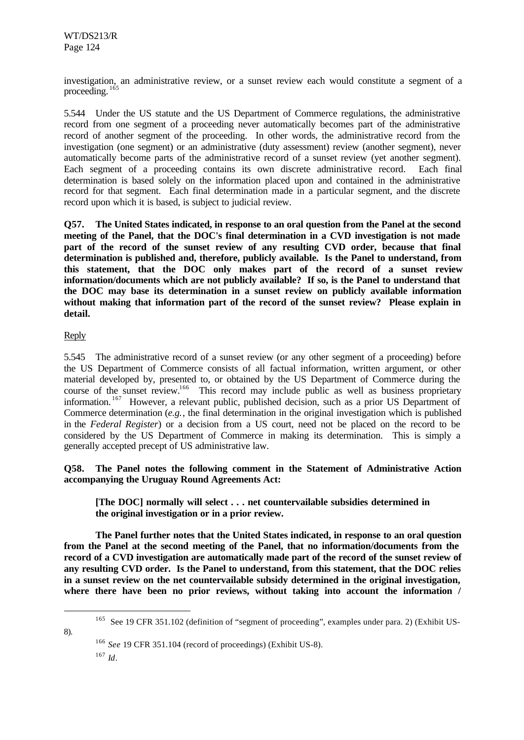investigation, an administrative review, or a sunset review each would constitute a segment of a proceeding.[165]

5.544 Under the US statute and the US Department of Commerce regulations, the administrative record from one segment of a proceeding never automatically becomes part of the administrative record of another segment of the proceeding. In other words, the administrative record from the investigation (one segment) or an administrative (duty assessment) review (another segment), never automatically become parts of the administrative record of a sunset review (yet another segment). Each segment of a proceeding contains its own discrete administrative record. Each final determination is based solely on the information placed upon and contained in the administrative record for that segment. Each final determination made in a particular segment, and the discrete record upon which it is based, is subject to judicial review.

**Q57. The United States indicated, in response to an oral question from the Panel at the second meeting of the Panel, that the DOC's final determination in a CVD investigation is not made part of the record of the sunset review of any resulting CVD order, because that final determination is published and, therefore, publicly available. Is the Panel to understand, from this statement, that the DOC only makes part of the record of a sunset review information/documents which are not publicly available? If so, is the Panel to understand that the DOC may base its determination in a sunset review on publicly available information without making that information part of the record of the sunset review? Please explain in detail.**

Reply

5.545 The administrative record of a sunset review (or any other segment of a proceeding) before the US Department of Commerce consists of all factual information, written argument, or other material developed by, presented to, or obtained by the US Department of Commerce during the course of the sunset review.[166] This record may include public as well as business proprietary information.[167] However, a relevant public, published decision, such as a prior US Department of Commerce determination (*e.g.*, the final determination in the original investigation which is published in the *Federal Register*) or a decision from a US court, need not be placed on the record to be considered by the US Department of Commerce in making its determination. This is simply a generally accepted precept of US administrative law.

**Q58. The Panel notes the following comment in the Statement of Administrative Action accompanying the Uruguay Round Agreements Act:**

> **[The DOC] normally will select . . . net countervailable subsidies determined in the original investigation or in a prior review.**

**The Panel further notes that the United States indicated, in response to an oral question from the Panel at the second meeting of the Panel, that no information/documents from the record of a CVD investigation are automatically made part of the record of the sunset review of any resulting CVD order. Is the Panel to understand, from this statement, that the DOC relies in a sunset review on the net countervailable subsidy determined in the original investigation, where there have been no prior reviews, without taking into account the information /**

---

[165] See 19 CFR 351.102 (definition of "segment of proceeding", examples under para. 2) (Exhibit US-8).

[166] *See* 19 CFR 351.104 (record of proceedings) (Exhibit US-8).

[167] *Id*.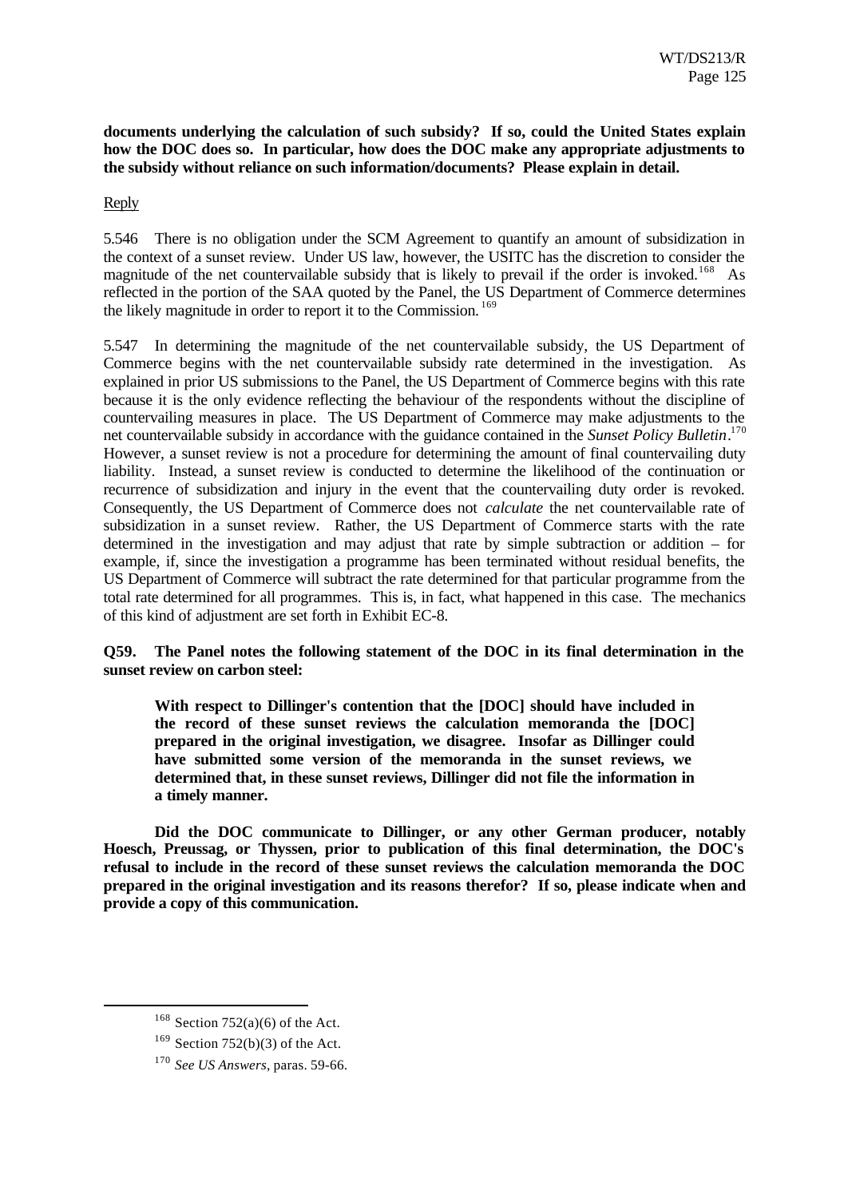**documents underlying the calculation of such subsidy? If so, could the United States explain how the DOC does so. In particular, how does the DOC make any appropriate adjustments to the subsidy without reliance on such information/documents? Please explain in detail.**

Reply

5.546 There is no obligation under the SCM Agreement to quantify an amount of subsidization in the context of a sunset review. Under US law, however, the USITC has the discretion to consider the magnitude of the net countervailable subsidy that is likely to prevail if the order is invoked.[168] As reflected in the portion of the SAA quoted by the Panel, the US Department of Commerce determines the likely magnitude in order to report it to the Commission.[169]

5.547 In determining the magnitude of the net countervailable subsidy, the US Department of Commerce begins with the net countervailable subsidy rate determined in the investigation. As explained in prior US submissions to the Panel, the US Department of Commerce begins with this rate because it is the only evidence reflecting the behaviour of the respondents without the discipline of countervailing measures in place. The US Department of Commerce may make adjustments to the net countervailable subsidy in accordance with the guidance contained in the *Sunset Policy Bulletin*.[170] However, a sunset review is not a procedure for determining the amount of final countervailing duty liability. Instead, a sunset review is conducted to determine the likelihood of the continuation or recurrence of subsidization and injury in the event that the countervailing duty order is revoked. Consequently, the US Department of Commerce does not *calculate* the net countervailable rate of subsidization in a sunset review. Rather, the US Department of Commerce starts with the rate determined in the investigation and may adjust that rate by simple subtraction or addition – for example, if, since the investigation a programme has been terminated without residual benefits, the US Department of Commerce will subtract the rate determined for that particular programme from the total rate determined for all programmes. This is, in fact, what happened in this case. The mechanics of this kind of adjustment are set forth in Exhibit EC-8.

**Q59. The Panel notes the following statement of the DOC in its final determination in the sunset review on carbon steel:**

> **With respect to Dillinger's contention that the [DOC] should have included in the record of these sunset reviews the calculation memoranda the [DOC] prepared in the original investigation, we disagree. Insofar as Dillinger could have submitted some version of the memoranda in the sunset reviews, we determined that, in these sunset reviews, Dillinger did not file the information in a timely manner.**

**Did the DOC communicate to Dillinger, or any other German producer, notably Hoesch, Preussag, or Thyssen, prior to publication of this final determination, the DOC's refusal to include in the record of these sunset reviews the calculation memoranda the DOC prepared in the original investigation and its reasons therefor? If so, please indicate when and provide a copy of this communication.**

---

[168] Section 752(a)(6) of the Act.

[169] Section 752(b)(3) of the Act.

[170] *See US Answers*, paras. 59-66.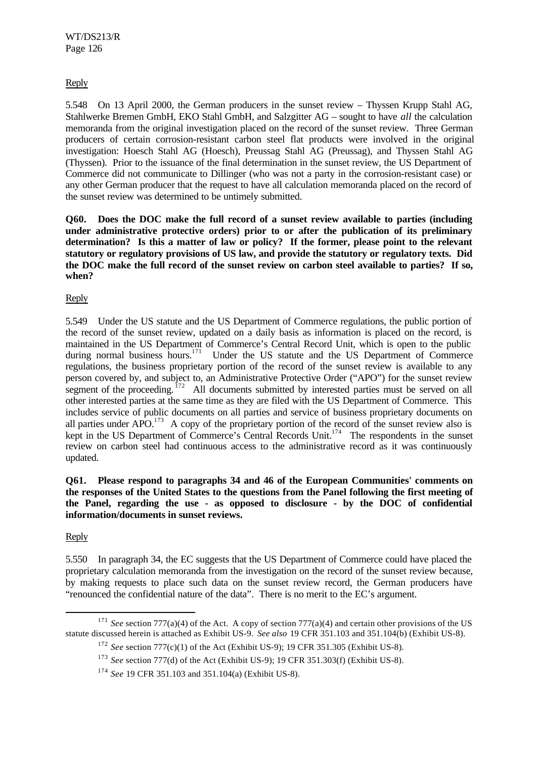Reply

5.548 On 13 April 2000, the German producers in the sunset review – Thyssen Krupp Stahl AG, Stahlwerke Bremen GmbH, EKO Stahl GmbH, and Salzgitter AG – sought to have *all* the calculation memoranda from the original investigation placed on the record of the sunset review. Three German producers of certain corrosion-resistant carbon steel flat products were involved in the original investigation: Hoesch Stahl AG (Hoesch), Preussag Stahl AG (Preussag), and Thyssen Stahl AG (Thyssen). Prior to the issuance of the final determination in the sunset review, the US Department of Commerce did not communicate to Dillinger (who was not a party in the corrosion-resistant case) or any other German producer that the request to have all calculation memoranda placed on the record of the sunset review was determined to be untimely submitted.

**Q60. Does the DOC make the full record of a sunset review available to parties (including under administrative protective orders) prior to or after the publication of its preliminary determination? Is this a matter of law or policy? If the former, please point to the relevant statutory or regulatory provisions of US law, and provide the statutory or regulatory texts. Did the DOC make the full record of the sunset review on carbon steel available to parties? If so, when?**

Reply

5.549 Under the US statute and the US Department of Commerce regulations, the public portion of the record of the sunset review, updated on a daily basis as information is placed on the record, is maintained in the US Department of Commerce's Central Record Unit, which is open to the public during normal business hours.[171] Under the US statute and the US Department of Commerce regulations, the business proprietary portion of the record of the sunset review is available to any person covered by, and subject to, an Administrative Protective Order ("APO") for the sunset review segment of the proceeding.[172] All documents submitted by interested parties must be served on all other interested parties at the same time as they are filed with the US Department of Commerce. This includes service of public documents on all parties and service of business proprietary documents on all parties under APO.[173] A copy of the proprietary portion of the record of the sunset review also is kept in the US Department of Commerce's Central Records Unit.[174] The respondents in the sunset review on carbon steel had continuous access to the administrative record as it was continuously updated.

**Q61. Please respond to paragraphs 34 and 46 of the European Communities' comments on the responses of the United States to the questions from the Panel following the first meeting of the Panel, regarding the use - as opposed to disclosure - by the DOC of confidential information/documents in sunset reviews.**

Reply

5.550 In paragraph 34, the EC suggests that the US Department of Commerce could have placed the proprietary calculation memoranda from the investigation on the record of the sunset review because, by making requests to place such data on the sunset review record, the German producers have "renounced the confidential nature of the data". There is no merit to the EC's argument.

---

[171] *See* section 777(a)(4) of the Act. A copy of section 777(a)(4) and certain other provisions of the US statute discussed herein is attached as Exhibit US-9. *See also* 19 CFR 351.103 and 351.104(b) (Exhibit US-8).

[172] *See* section 777(c)(1) of the Act (Exhibit US-9); 19 CFR 351.305 (Exhibit US-8).

[173] *See* section 777(d) of the Act (Exhibit US-9); 19 CFR 351.303(f) (Exhibit US-8).

[174] *See* 19 CFR 351.103 and 351.104(a) (Exhibit US-8).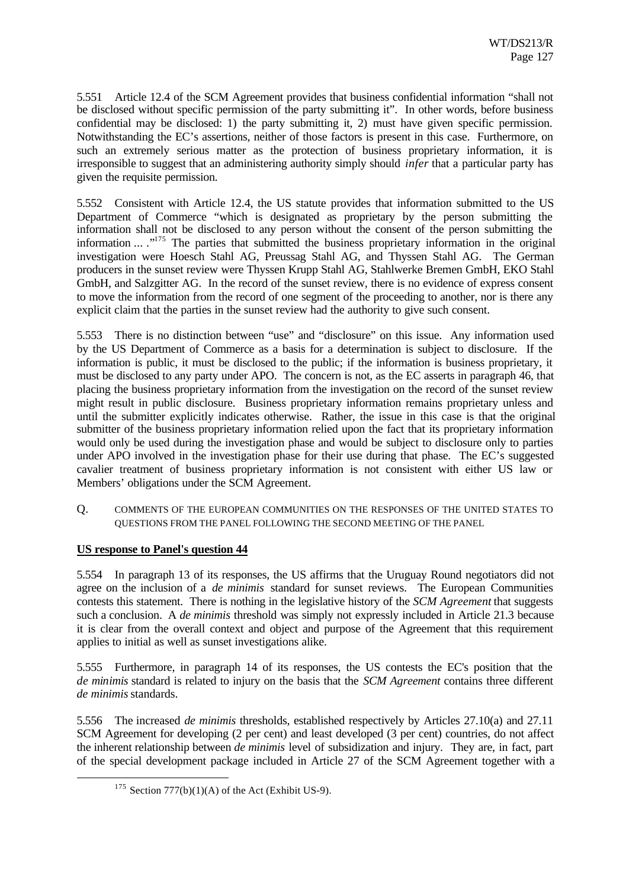5.551 Article 12.4 of the SCM Agreement provides that business confidential information "shall not be disclosed without specific permission of the party submitting it". In other words, before business confidential may be disclosed: 1) the party submitting it, 2) must have given specific permission. Notwithstanding the EC's assertions, neither of those factors is present in this case. Furthermore, on such an extremely serious matter as the protection of business proprietary information, it is irresponsible to suggest that an administering authority simply should *infer* that a particular party has given the requisite permission.

5.552 Consistent with Article 12.4, the US statute provides that information submitted to the US Department of Commerce "which is designated as proprietary by the person submitting the information shall not be disclosed to any person without the consent of the person submitting the information ... ."[175] The parties that submitted the business proprietary information in the original investigation were Hoesch Stahl AG, Preussag Stahl AG, and Thyssen Stahl AG. The German producers in the sunset review were Thyssen Krupp Stahl AG, Stahlwerke Bremen GmbH, EKO Stahl GmbH, and Salzgitter AG. In the record of the sunset review, there is no evidence of express consent to move the information from the record of one segment of the proceeding to another, nor is there any explicit claim that the parties in the sunset review had the authority to give such consent.

5.553 There is no distinction between "use" and "disclosure" on this issue. Any information used by the US Department of Commerce as a basis for a determination is subject to disclosure. If the information is public, it must be disclosed to the public; if the information is business proprietary, it must be disclosed to any party under APO. The concern is not, as the EC asserts in paragraph 46, that placing the business proprietary information from the investigation on the record of the sunset review might result in public disclosure. Business proprietary information remains proprietary unless and until the submitter explicitly indicates otherwise. Rather, the issue in this case is that the original submitter of the business proprietary information relied upon the fact that its proprietary information would only be used during the investigation phase and would be subject to disclosure only to parties under APO involved in the investigation phase for their use during that phase. The EC's suggested cavalier treatment of business proprietary information is not consistent with either US law or Members' obligations under the SCM Agreement.

Q. COMMENTS OF THE EUROPEAN COMMUNITIES ON THE RESPONSES OF THE UNITED STATES TO QUESTIONS FROM THE PANEL FOLLOWING THE SECOND MEETING OF THE PANEL

**US response to Panel's question 44**

5.554 In paragraph 13 of its responses, the US affirms that the Uruguay Round negotiators did not agree on the inclusion of a *de minimis* standard for sunset reviews. The European Communities contests this statement. There is nothing in the legislative history of the *SCM Agreement* that suggests such a conclusion. A *de minimis* threshold was simply not expressly included in Article 21.3 because it is clear from the overall context and object and purpose of the Agreement that this requirement applies to initial as well as sunset investigations alike.

5.555 Furthermore, in paragraph 14 of its responses, the US contests the EC's position that the *de minimis* standard is related to injury on the basis that the *SCM Agreement* contains three different *de minimis* standards.

5.556 The increased *de minimis* thresholds, established respectively by Articles 27.10(a) and 27.11 SCM Agreement for developing (2 per cent) and least developed (3 per cent) countries, do not affect the inherent relationship between *de minimis* level of subsidization and injury. They are, in fact, part of the special development package included in Article 27 of the SCM Agreement together with a

[175] Section 777(b)(1)(A) of the Act (Exhibit US-9).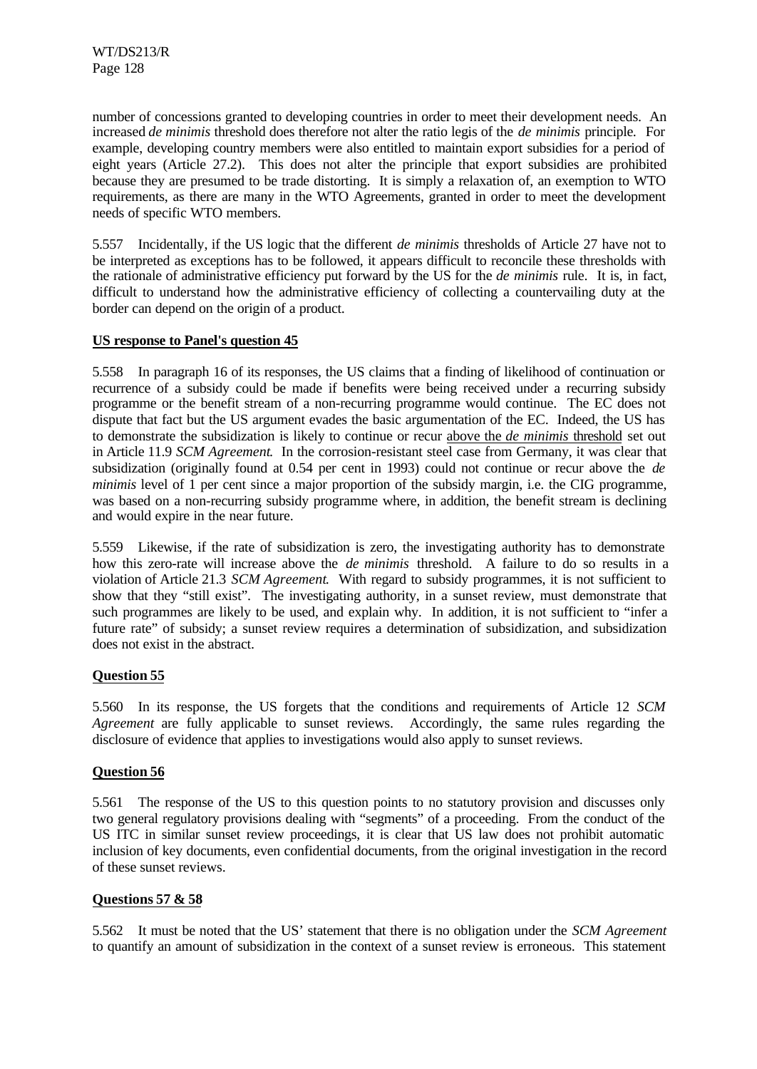number of concessions granted to developing countries in order to meet their development needs. An increased *de minimis* threshold does therefore not alter the ratio legis of the *de minimis* principle. For example, developing country members were also entitled to maintain export subsidies for a period of eight years (Article 27.2). This does not alter the principle that export subsidies are prohibited because they are presumed to be trade distorting. It is simply a relaxation of, an exemption to WTO requirements, as there are many in the WTO Agreements, granted in order to meet the development needs of specific WTO members.

5.557 Incidentally, if the US logic that the different *de minimis* thresholds of Article 27 have not to be interpreted as exceptions has to be followed, it appears difficult to reconcile these thresholds with the rationale of administrative efficiency put forward by the US for the *de minimis* rule. It is, in fact, difficult to understand how the administrative efficiency of collecting a countervailing duty at the border can depend on the origin of a product.

**US response to Panel's question 45**

5.558 In paragraph 16 of its responses, the US claims that a finding of likelihood of continuation or recurrence of a subsidy could be made if benefits were being received under a recurring subsidy programme or the benefit stream of a non-recurring programme would continue. The EC does not dispute that fact but the US argument evades the basic argumentation of the EC. Indeed, the US has to demonstrate the subsidization is likely to continue or recur above the *de minimis* threshold set out in Article 11.9 *SCM Agreement*. In the corrosion-resistant steel case from Germany, it was clear that subsidization (originally found at 0.54 per cent in 1993) could not continue or recur above the *de minimis* level of 1 per cent since a major proportion of the subsidy margin, i.e. the CIG programme, was based on a non-recurring subsidy programme where, in addition, the benefit stream is declining and would expire in the near future.

5.559 Likewise, if the rate of subsidization is zero, the investigating authority has to demonstrate how this zero-rate will increase above the *de minimis* threshold. A failure to do so results in a violation of Article 21.3 *SCM Agreement*. With regard to subsidy programmes, it is not sufficient to show that they "still exist". The investigating authority, in a sunset review, must demonstrate that such programmes are likely to be used, and explain why. In addition, it is not sufficient to "infer a future rate" of subsidy; a sunset review requires a determination of subsidization, and subsidization does not exist in the abstract.

**Question 55**

5.560 In its response, the US forgets that the conditions and requirements of Article 12 *SCM Agreement* are fully applicable to sunset reviews. Accordingly, the same rules regarding the disclosure of evidence that applies to investigations would also apply to sunset reviews.

**Question 56**

5.561 The response of the US to this question points to no statutory provision and discusses only two general regulatory provisions dealing with "segments" of a proceeding. From the conduct of the US ITC in similar sunset review proceedings, it is clear that US law does not prohibit automatic inclusion of key documents, even confidential documents, from the original investigation in the record of these sunset reviews.

**Questions 57 & 58**

5.562 It must be noted that the US' statement that there is no obligation under the *SCM Agreement* to quantify an amount of subsidization in the context of a sunset review is erroneous. This statement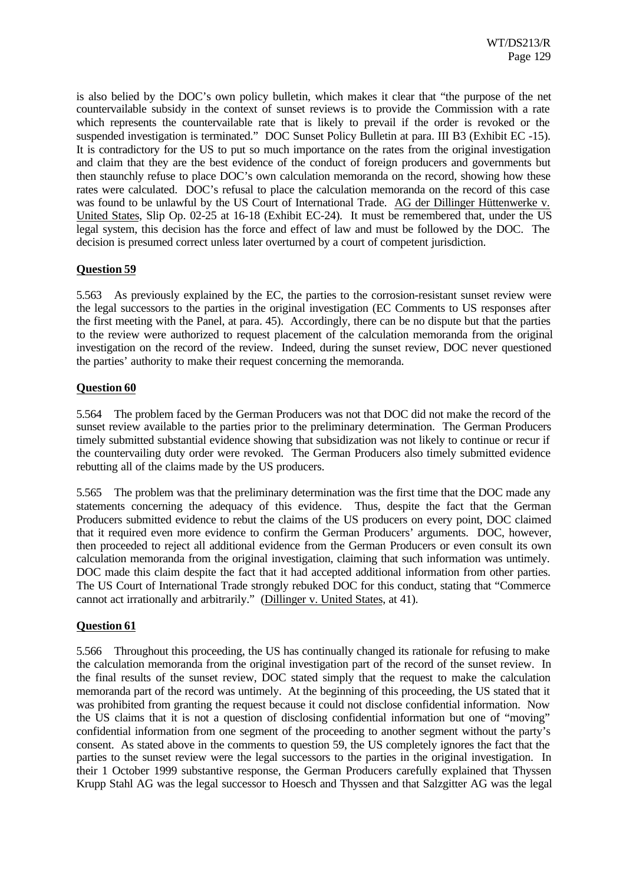is also belied by the DOC's own policy bulletin, which makes it clear that "the purpose of the net countervailable subsidy in the context of sunset reviews is to provide the Commission with a rate which represents the countervailable rate that is likely to prevail if the order is revoked or the suspended investigation is terminated." DOC Sunset Policy Bulletin at para. III B3 (Exhibit EC -15). It is contradictory for the US to put so much importance on the rates from the original investigation and claim that they are the best evidence of the conduct of foreign producers and governments but then staunchly refuse to place DOC's own calculation memoranda on the record, showing how these rates were calculated. DOC's refusal to place the calculation memoranda on the record of this case was found to be unlawful by the US Court of International Trade. AG der Dillinger Hüttenwerke v. United States, Slip Op. 02-25 at 16-18 (Exhibit EC-24). It must be remembered that, under the US legal system, this decision has the force and effect of law and must be followed by the DOC. The decision is presumed correct unless later overturned by a court of competent jurisdiction.

**Question 59**

5.563 As previously explained by the EC, the parties to the corrosion-resistant sunset review were the legal successors to the parties in the original investigation (EC Comments to US responses after the first meeting with the Panel, at para. 45). Accordingly, there can be no dispute but that the parties to the review were authorized to request placement of the calculation memoranda from the original investigation on the record of the review. Indeed, during the sunset review, DOC never questioned the parties' authority to make their request concerning the memoranda.

**Question 60**

5.564 The problem faced by the German Producers was not that DOC did not make the record of the sunset review available to the parties prior to the preliminary determination. The German Producers timely submitted substantial evidence showing that subsidization was not likely to continue or recur if the countervailing duty order were revoked. The German Producers also timely submitted evidence rebutting all of the claims made by the US producers.

5.565 The problem was that the preliminary determination was the first time that the DOC made any statements concerning the adequacy of this evidence. Thus, despite the fact that the German Producers submitted evidence to rebut the claims of the US producers on every point, DOC claimed that it required even more evidence to confirm the German Producers' arguments. DOC, however, then proceeded to reject all additional evidence from the German Producers or even consult its own calculation memoranda from the original investigation, claiming that such information was untimely. DOC made this claim despite the fact that it had accepted additional information from other parties. The US Court of International Trade strongly rebuked DOC for this conduct, stating that "Commerce cannot act irrationally and arbitrarily." (Dillinger v. United States, at 41).

**Question 61**

5.566 Throughout this proceeding, the US has continually changed its rationale for refusing to make the calculation memoranda from the original investigation part of the record of the sunset review. In the final results of the sunset review, DOC stated simply that the request to make the calculation memoranda part of the record was untimely. At the beginning of this proceeding, the US stated that it was prohibited from granting the request because it could not disclose confidential information. Now the US claims that it is not a question of disclosing confidential information but one of "moving" confidential information from one segment of the proceeding to another segment without the party's consent. As stated above in the comments to question 59, the US completely ignores the fact that the parties to the sunset review were the legal successors to the parties in the original investigation. In their 1 October 1999 substantive response, the German Producers carefully explained that Thyssen Krupp Stahl AG was the legal successor to Hoesch and Thyssen and that Salzgitter AG was the legal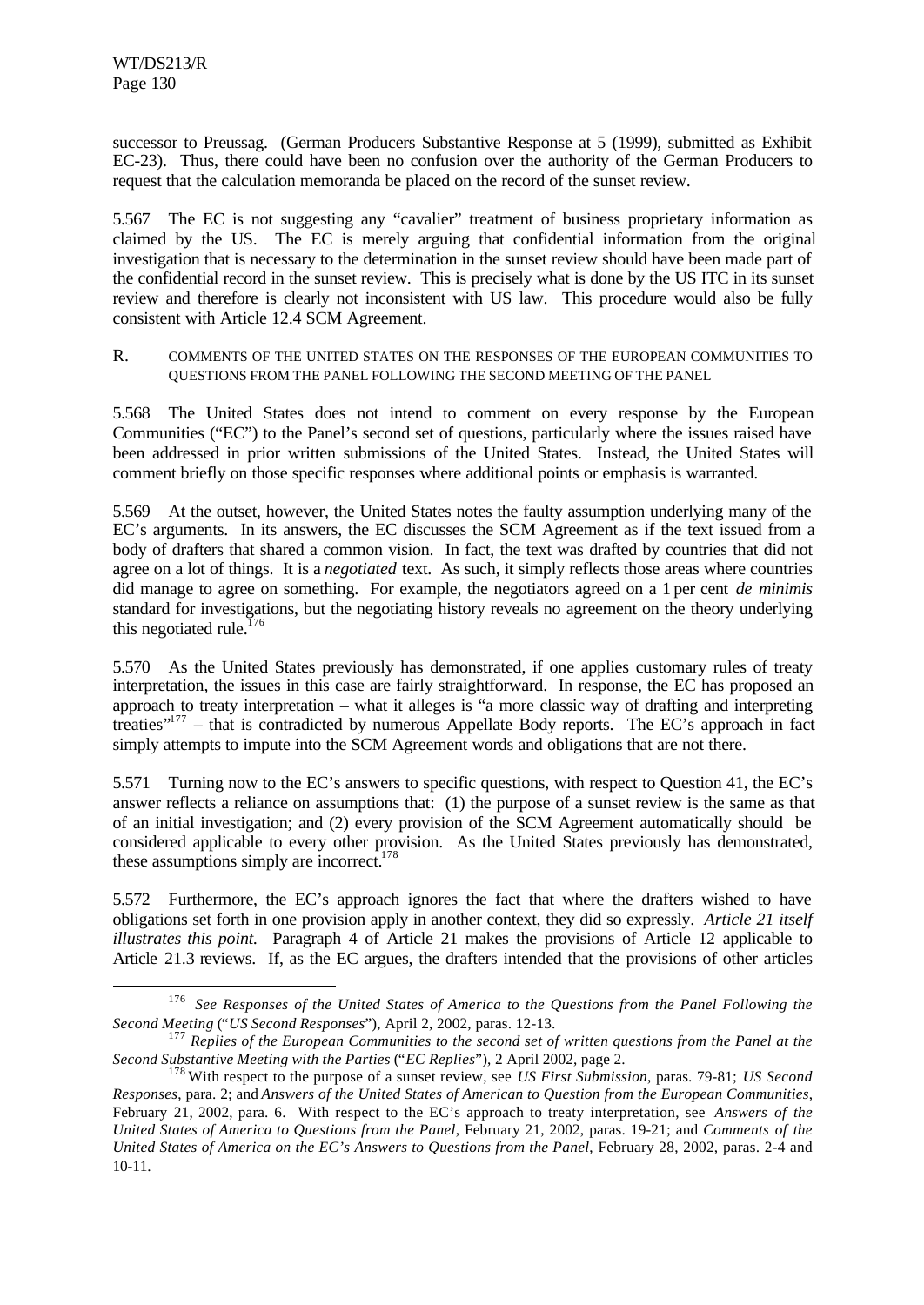successor to Preussag. (German Producers Substantive Response at 5 (1999), submitted as Exhibit EC-23). Thus, there could have been no confusion over the authority of the German Producers to request that the calculation memoranda be placed on the record of the sunset review.

5.567 The EC is not suggesting any "cavalier" treatment of business proprietary information as claimed by the US. The EC is merely arguing that confidential information from the original investigation that is necessary to the determination in the sunset review should have been made part of the confidential record in the sunset review. This is precisely what is done by the US ITC in its sunset review and therefore is clearly not inconsistent with US law. This procedure would also be fully consistent with Article 12.4 SCM Agreement.

### R. COMMENTS OF THE UNITED STATES ON THE RESPONSES OF THE EUROPEAN COMMUNITIES TO QUESTIONS FROM THE PANEL FOLLOWING THE SECOND MEETING OF THE PANEL

5.568 The United States does not intend to comment on every response by the European Communities ("EC") to the Panel's second set of questions, particularly where the issues raised have been addressed in prior written submissions of the United States. Instead, the United States will comment briefly on those specific responses where additional points or emphasis is warranted.

5.569 At the outset, however, the United States notes the faulty assumption underlying many of the EC's arguments. In its answers, the EC discusses the SCM Agreement as if the text issued from a body of drafters that shared a common vision. In fact, the text was drafted by countries that did not agree on a lot of things. It is a *negotiated* text. As such, it simply reflects those areas where countries did manage to agree on something. For example, the negotiators agreed on a 1 per cent *de minimis* standard for investigations, but the negotiating history reveals no agreement on the theory underlying this negotiated rule.[176]

5.570 As the United States previously has demonstrated, if one applies customary rules of treaty interpretation, the issues in this case are fairly straightforward. In response, the EC has proposed an approach to treaty interpretation – what it alleges is "a more classic way of drafting and interpreting treaties"[177] – that is contradicted by numerous Appellate Body reports. The EC's approach in fact simply attempts to impute into the SCM Agreement words and obligations that are not there.

5.571 Turning now to the EC's answers to specific questions, with respect to Question 41, the EC's answer reflects a reliance on assumptions that: (1) the purpose of a sunset review is the same as that of an initial investigation; and (2) every provision of the SCM Agreement automatically should be considered applicable to every other provision. As the United States previously has demonstrated, these assumptions simply are incorrect.[178]

5.572 Furthermore, the EC's approach ignores the fact that where the drafters wished to have obligations set forth in one provision apply in another context, they did so expressly. *Article 21 itself illustrates this point.* Paragraph 4 of Article 21 makes the provisions of Article 12 applicable to Article 21.3 reviews. If, as the EC argues, the drafters intended that the provisions of other articles

---

[176] *See Responses of the United States of America to the Questions from the Panel Following the Second Meeting* ("*US Second Responses*"), April 2, 2002, paras. 12-13.

[177] *Replies of the European Communities to the second set of written questions from the Panel at the Second Substantive Meeting with the Parties* ("*EC Replies*"), 2 April 2002, page 2.

[178] With respect to the purpose of a sunset review, see *US First Submission*, paras. 79-81; *US Second Responses*, para. 2; and *Answers of the United States of American to Question from the European Communities*, February 21, 2002, para. 6. With respect to the EC's approach to treaty interpretation, see *Answers of the United States of America to Questions from the Panel*, February 21, 2002, paras. 19-21; and *Comments of the United States of America on the EC's Answers to Questions from the Panel*, February 28, 2002, paras. 2-4 and 10-11.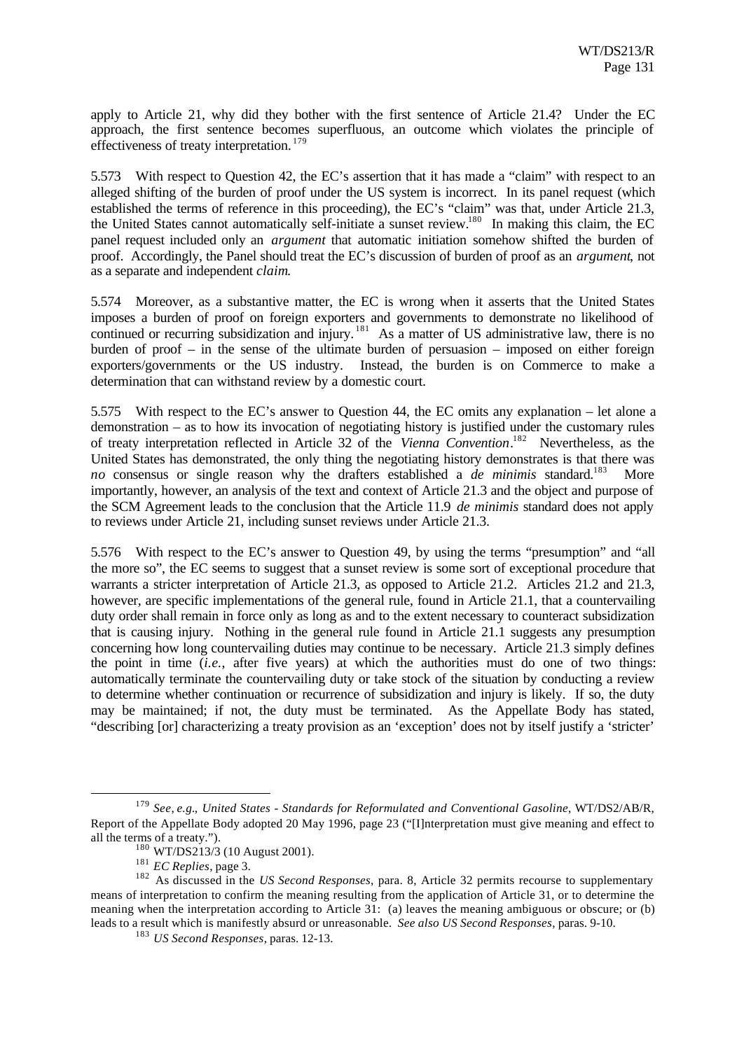apply to Article 21, why did they bother with the first sentence of Article 21.4? Under the EC approach, the first sentence becomes superfluous, an outcome which violates the principle of effectiveness of treaty interpretation.[179]

5.573 With respect to Question 42, the EC's assertion that it has made a "claim" with respect to an alleged shifting of the burden of proof under the US system is incorrect. In its panel request (which established the terms of reference in this proceeding), the EC's "claim" was that, under Article 21.3, the United States cannot automatically self-initiate a sunset review.[180] In making this claim, the EC panel request included only an *argument* that automatic initiation somehow shifted the burden of proof. Accordingly, the Panel should treat the EC's discussion of burden of proof as an *argument*, not as a separate and independent *claim*.

5.574 Moreover, as a substantive matter, the EC is wrong when it asserts that the United States imposes a burden of proof on foreign exporters and governments to demonstrate no likelihood of continued or recurring subsidization and injury.[181] As a matter of US administrative law, there is no burden of proof – in the sense of the ultimate burden of persuasion – imposed on either foreign exporters/governments or the US industry. Instead, the burden is on Commerce to make a determination that can withstand review by a domestic court.

5.575 With respect to the EC's answer to Question 44, the EC omits any explanation – let alone a demonstration – as to how its invocation of negotiating history is justified under the customary rules of treaty interpretation reflected in Article 32 of the *Vienna Convention*.[182] Nevertheless, as the United States has demonstrated, the only thing the negotiating history demonstrates is that there was *no* consensus or single reason why the drafters established a *de minimis* standard.[183] More importantly, however, an analysis of the text and context of Article 21.3 and the object and purpose of the SCM Agreement leads to the conclusion that the Article 11.9 *de minimis* standard does not apply to reviews under Article 21, including sunset reviews under Article 21.3.

5.576 With respect to the EC's answer to Question 49, by using the terms "presumption" and "all the more so", the EC seems to suggest that a sunset review is some sort of exceptional procedure that warrants a stricter interpretation of Article 21.3, as opposed to Article 21.2. Articles 21.2 and 21.3, however, are specific implementations of the general rule, found in Article 21.1, that a countervailing duty order shall remain in force only as long as and to the extent necessary to counteract subsidization that is causing injury. Nothing in the general rule found in Article 21.1 suggests any presumption concerning how long countervailing duties may continue to be necessary. Article 21.3 simply defines the point in time (*i.e.*, after five years) at which the authorities must do one of two things: automatically terminate the countervailing duty or take stock of the situation by conducting a review to determine whether continuation or recurrence of subsidization and injury is likely. If so, the duty may be maintained; if not, the duty must be terminated. As the Appellate Body has stated, "describing [or] characterizing a treaty provision as an 'exception' does not by itself justify a 'stricter'

---

[179] *See, e.g., United States - Standards for Reformulated and Conventional Gasoline*, WT/DS2/AB/R, Report of the Appellate Body adopted 20 May 1996, page 23 ("[I]nterpretation must give meaning and effect to all the terms of a treaty.").

[180] WT/DS213/3 (10 August 2001).

[181] *EC Replies*, page 3.

[182] As discussed in the *US Second Responses*, para. 8, Article 32 permits recourse to supplementary means of interpretation to confirm the meaning resulting from the application of Article 31, or to determine the meaning when the interpretation according to Article 31: (a) leaves the meaning ambiguous or obscure; or (b) leads to a result which is manifestly absurd or unreasonable. *See also US Second Responses*, paras. 9-10.

[183] *US Second Responses*, paras. 12-13.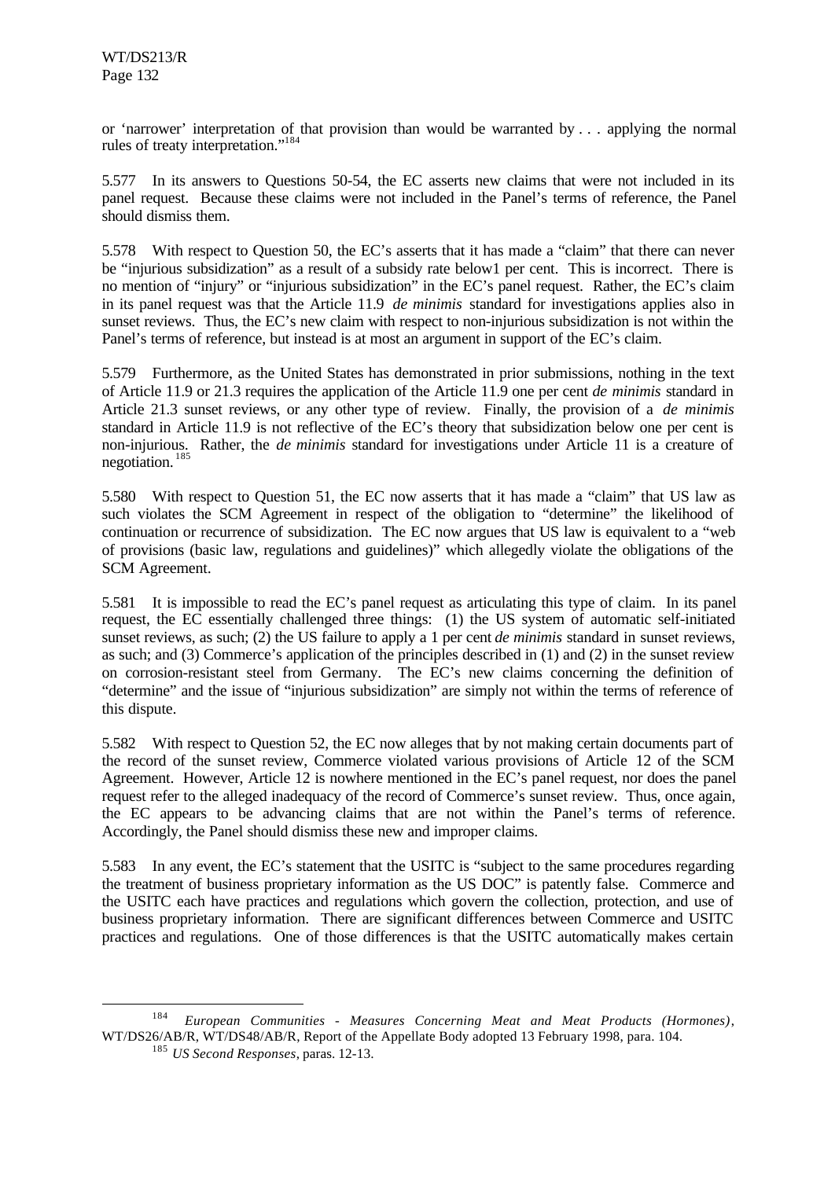or 'narrower' interpretation of that provision than would be warranted by . . . applying the normal rules of treaty interpretation."[184]

5.577 In its answers to Questions 50-54, the EC asserts new claims that were not included in its panel request. Because these claims were not included in the Panel's terms of reference, the Panel should dismiss them.

5.578 With respect to Question 50, the EC's asserts that it has made a "claim" that there can never be "injurious subsidization" as a result of a subsidy rate below1 per cent. This is incorrect. There is no mention of "injury" or "injurious subsidization" in the EC's panel request. Rather, the EC's claim in its panel request was that the Article 11.9 *de minimis* standard for investigations applies also in sunset reviews. Thus, the EC's new claim with respect to non-injurious subsidization is not within the Panel's terms of reference, but instead is at most an argument in support of the EC's claim.

5.579 Furthermore, as the United States has demonstrated in prior submissions, nothing in the text of Article 11.9 or 21.3 requires the application of the Article 11.9 one per cent *de minimis* standard in Article 21.3 sunset reviews, or any other type of review. Finally, the provision of a *de minimis* standard in Article 11.9 is not reflective of the EC's theory that subsidization below one per cent is non-injurious. Rather, the *de minimis* standard for investigations under Article 11 is a creature of negotiation.[185]

5.580 With respect to Question 51, the EC now asserts that it has made a "claim" that US law as such violates the SCM Agreement in respect of the obligation to "determine" the likelihood of continuation or recurrence of subsidization. The EC now argues that US law is equivalent to a "web of provisions (basic law, regulations and guidelines)" which allegedly violate the obligations of the SCM Agreement.

5.581 It is impossible to read the EC's panel request as articulating this type of claim. In its panel request, the EC essentially challenged three things: (1) the US system of automatic self-initiated sunset reviews, as such; (2) the US failure to apply a 1 per cent *de minimis* standard in sunset reviews, as such; and (3) Commerce's application of the principles described in (1) and (2) in the sunset review on corrosion-resistant steel from Germany. The EC's new claims concerning the definition of "determine" and the issue of "injurious subsidization" are simply not within the terms of reference of this dispute.

5.582 With respect to Question 52, the EC now alleges that by not making certain documents part of the record of the sunset review, Commerce violated various provisions of Article 12 of the SCM Agreement. However, Article 12 is nowhere mentioned in the EC's panel request, nor does the panel request refer to the alleged inadequacy of the record of Commerce's sunset review. Thus, once again, the EC appears to be advancing claims that are not within the Panel's terms of reference. Accordingly, the Panel should dismiss these new and improper claims.

5.583 In any event, the EC's statement that the USITC is "subject to the same procedures regarding the treatment of business proprietary information as the US DOC" is patently false. Commerce and the USITC each have practices and regulations which govern the collection, protection, and use of business proprietary information. There are significant differences between Commerce and USITC practices and regulations. One of those differences is that the USITC automatically makes certain

---

[184] *European Communities - Measures Concerning Meat and Meat Products (Hormones)*, WT/DS26/AB/R, WT/DS48/AB/R, Report of the Appellate Body adopted 13 February 1998, para. 104.

[185] *US Second Responses*, paras. 12-13.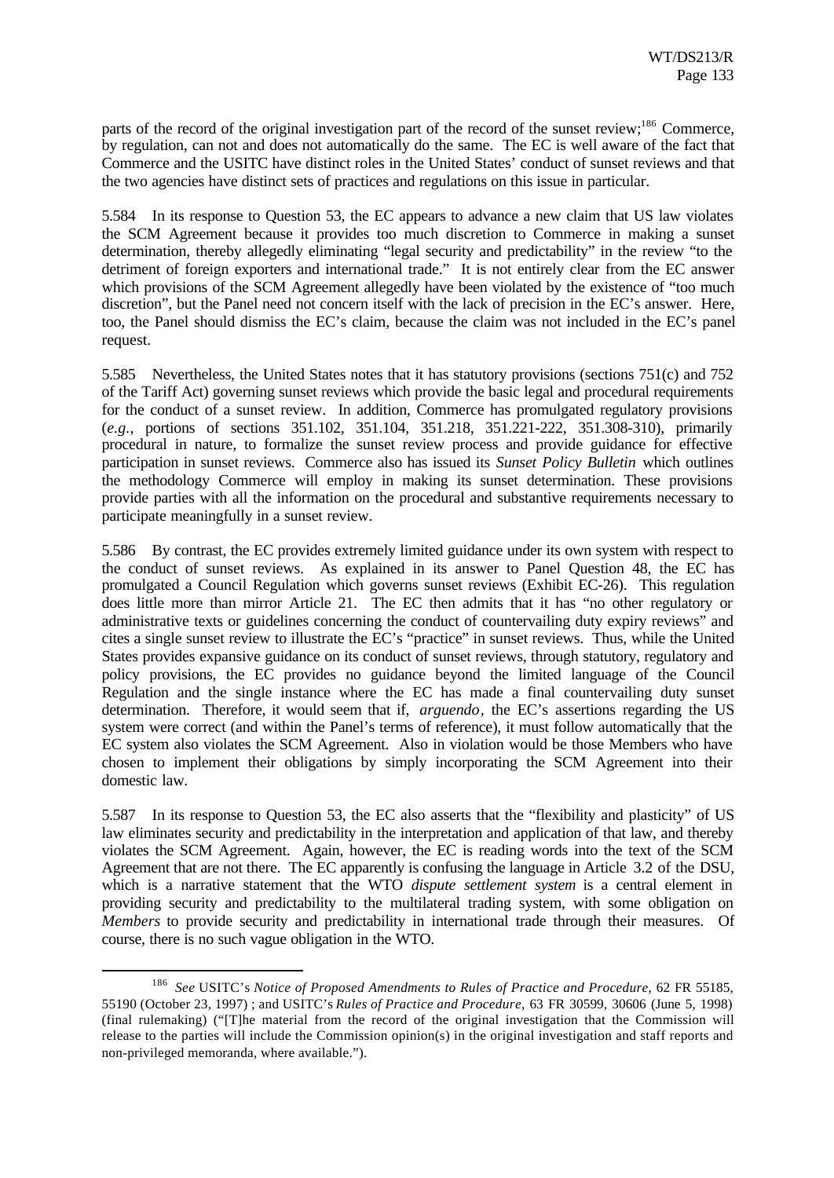parts of the record of the original investigation part of the record of the sunset review;[186] Commerce, by regulation, can not and does not automatically do the same. The EC is well aware of the fact that Commerce and the USITC have distinct roles in the United States' conduct of sunset reviews and that the two agencies have distinct sets of practices and regulations on this issue in particular.

5.584 In its response to Question 53, the EC appears to advance a new claim that US law violates the SCM Agreement because it provides too much discretion to Commerce in making a sunset determination, thereby allegedly eliminating "legal security and predictability" in the review "to the detriment of foreign exporters and international trade." It is not entirely clear from the EC answer which provisions of the SCM Agreement allegedly have been violated by the existence of "too much discretion", but the Panel need not concern itself with the lack of precision in the EC's answer. Here, too, the Panel should dismiss the EC's claim, because the claim was not included in the EC's panel request.

5.585 Nevertheless, the United States notes that it has statutory provisions (sections 751(c) and 752 of the Tariff Act) governing sunset reviews which provide the basic legal and procedural requirements for the conduct of a sunset review. In addition, Commerce has promulgated regulatory provisions (*e.g.*, portions of sections 351.102, 351.104, 351.218, 351.221-222, 351.308-310), primarily procedural in nature, to formalize the sunset review process and provide guidance for effective participation in sunset reviews. Commerce also has issued its *Sunset Policy Bulletin* which outlines the methodology Commerce will employ in making its sunset determination. These provisions provide parties with all the information on the procedural and substantive requirements necessary to participate meaningfully in a sunset review.

5.586 By contrast, the EC provides extremely limited guidance under its own system with respect to the conduct of sunset reviews. As explained in its answer to Panel Question 48, the EC has promulgated a Council Regulation which governs sunset reviews (Exhibit EC-26). This regulation does little more than mirror Article 21. The EC then admits that it has "no other regulatory or administrative texts or guidelines concerning the conduct of countervailing duty expiry reviews" and cites a single sunset review to illustrate the EC's "practice" in sunset reviews. Thus, while the United States provides expansive guidance on its conduct of sunset reviews, through statutory, regulatory and policy provisions, the EC provides no guidance beyond the limited language of the Council Regulation and the single instance where the EC has made a final countervailing duty sunset determination. Therefore, it would seem that if, *arguendo*, the EC's assertions regarding the US system were correct (and within the Panel's terms of reference), it must follow automatically that the EC system also violates the SCM Agreement. Also in violation would be those Members who have chosen to implement their obligations by simply incorporating the SCM Agreement into their domestic law.

5.587 In its response to Question 53, the EC also asserts that the "flexibility and plasticity" of US law eliminates security and predictability in the interpretation and application of that law, and thereby violates the SCM Agreement. Again, however, the EC is reading words into the text of the SCM Agreement that are not there. The EC apparently is confusing the language in Article 3.2 of the DSU, which is a narrative statement that the WTO *dispute settlement system* is a central element in providing security and predictability to the multilateral trading system, with some obligation on *Members* to provide security and predictability in international trade through their measures. Of course, there is no such vague obligation in the WTO.

[186] *See* USITC's *Notice of Proposed Amendments to Rules of Practice and Procedure*, 62 FR 55185, 55190 (October 23, 1997) ; and USITC's *Rules of Practice and Procedure*, 63 FR 30599, 30606 (June 5, 1998) (final rulemaking) ("[T]he material from the record of the original investigation that the Commission will release to the parties will include the Commission opinion(s) in the original investigation and staff reports and non-privileged memoranda, where available.").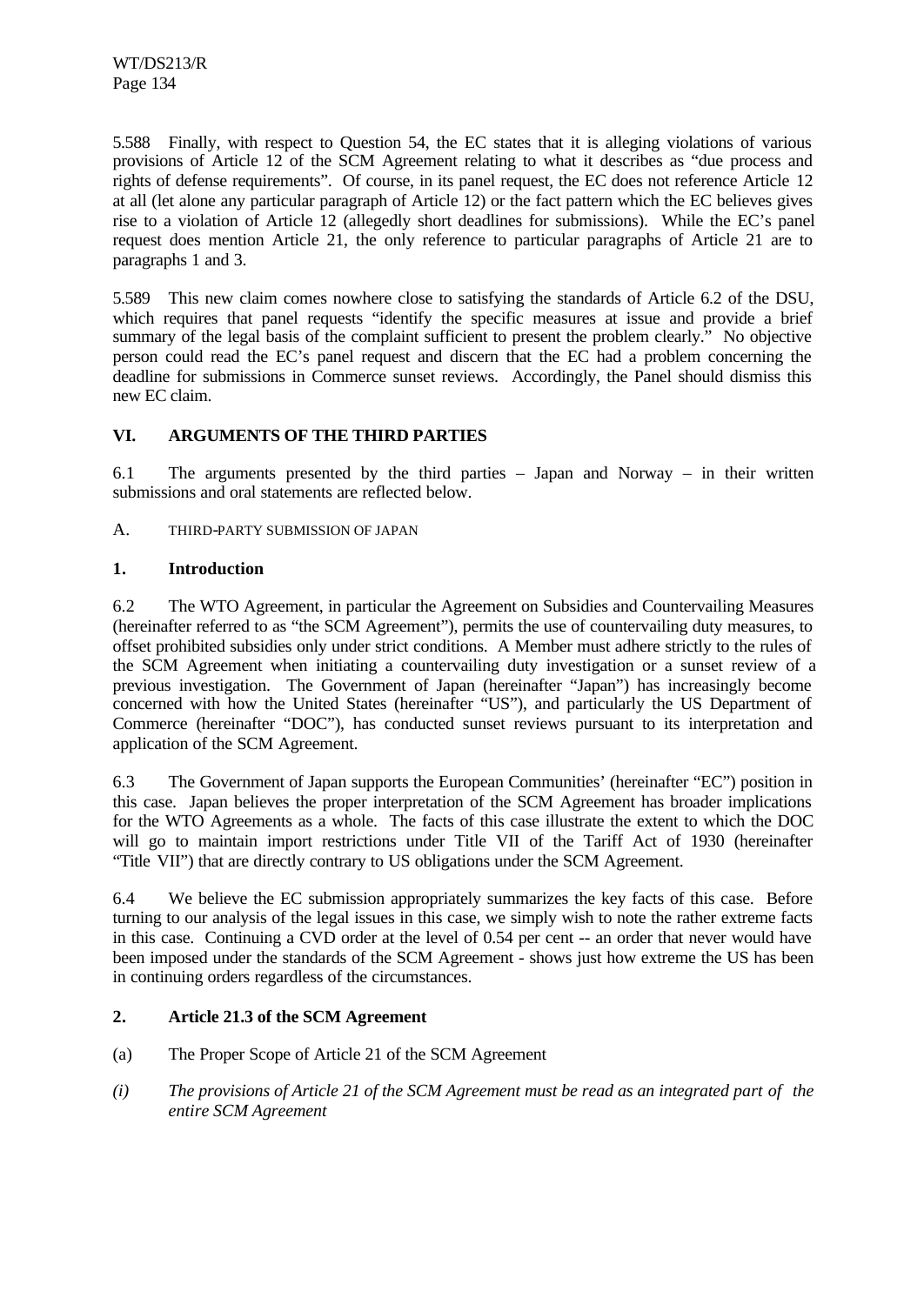5.588 Finally, with respect to Question 54, the EC states that it is alleging violations of various provisions of Article 12 of the SCM Agreement relating to what it describes as "due process and rights of defense requirements". Of course, in its panel request, the EC does not reference Article 12 at all (let alone any particular paragraph of Article 12) or the fact pattern which the EC believes gives rise to a violation of Article 12 (allegedly short deadlines for submissions). While the EC's panel request does mention Article 21, the only reference to particular paragraphs of Article 21 are to paragraphs 1 and 3.

5.589 This new claim comes nowhere close to satisfying the standards of Article 6.2 of the DSU, which requires that panel requests "identify the specific measures at issue and provide a brief summary of the legal basis of the complaint sufficient to present the problem clearly." No objective person could read the EC's panel request and discern that the EC had a problem concerning the deadline for submissions in Commerce sunset reviews. Accordingly, the Panel should dismiss this new EC claim.

## VI. ARGUMENTS OF THE THIRD PARTIES

6.1 The arguments presented by the third parties – Japan and Norway – in their written submissions and oral statements are reflected below.

### A. THIRD-PARTY SUBMISSION OF JAPAN

#### 1. Introduction

6.2 The WTO Agreement, in particular the Agreement on Subsidies and Countervailing Measures (hereinafter referred to as "the SCM Agreement"), permits the use of countervailing duty measures, to offset prohibited subsidies only under strict conditions. A Member must adhere strictly to the rules of the SCM Agreement when initiating a countervailing duty investigation or a sunset review of a previous investigation. The Government of Japan (hereinafter "Japan") has increasingly become concerned with how the United States (hereinafter "US"), and particularly the US Department of Commerce (hereinafter "DOC"), has conducted sunset reviews pursuant to its interpretation and application of the SCM Agreement.

6.3 The Government of Japan supports the European Communities' (hereinafter "EC") position in this case. Japan believes the proper interpretation of the SCM Agreement has broader implications for the WTO Agreements as a whole. The facts of this case illustrate the extent to which the DOC will go to maintain import restrictions under Title VII of the Tariff Act of 1930 (hereinafter "Title VII") that are directly contrary to US obligations under the SCM Agreement.

6.4 We believe the EC submission appropriately summarizes the key facts of this case. Before turning to our analysis of the legal issues in this case, we simply wish to note the rather extreme facts in this case. Continuing a CVD order at the level of 0.54 per cent -- an order that never would have been imposed under the standards of the SCM Agreement - shows just how extreme the US has been in continuing orders regardless of the circumstances.

#### 2. Article 21.3 of the SCM Agreement

(a) The Proper Scope of Article 21 of the SCM Agreement

*(i) The provisions of Article 21 of the SCM Agreement must be read as an integrated part of the entire SCM Agreement*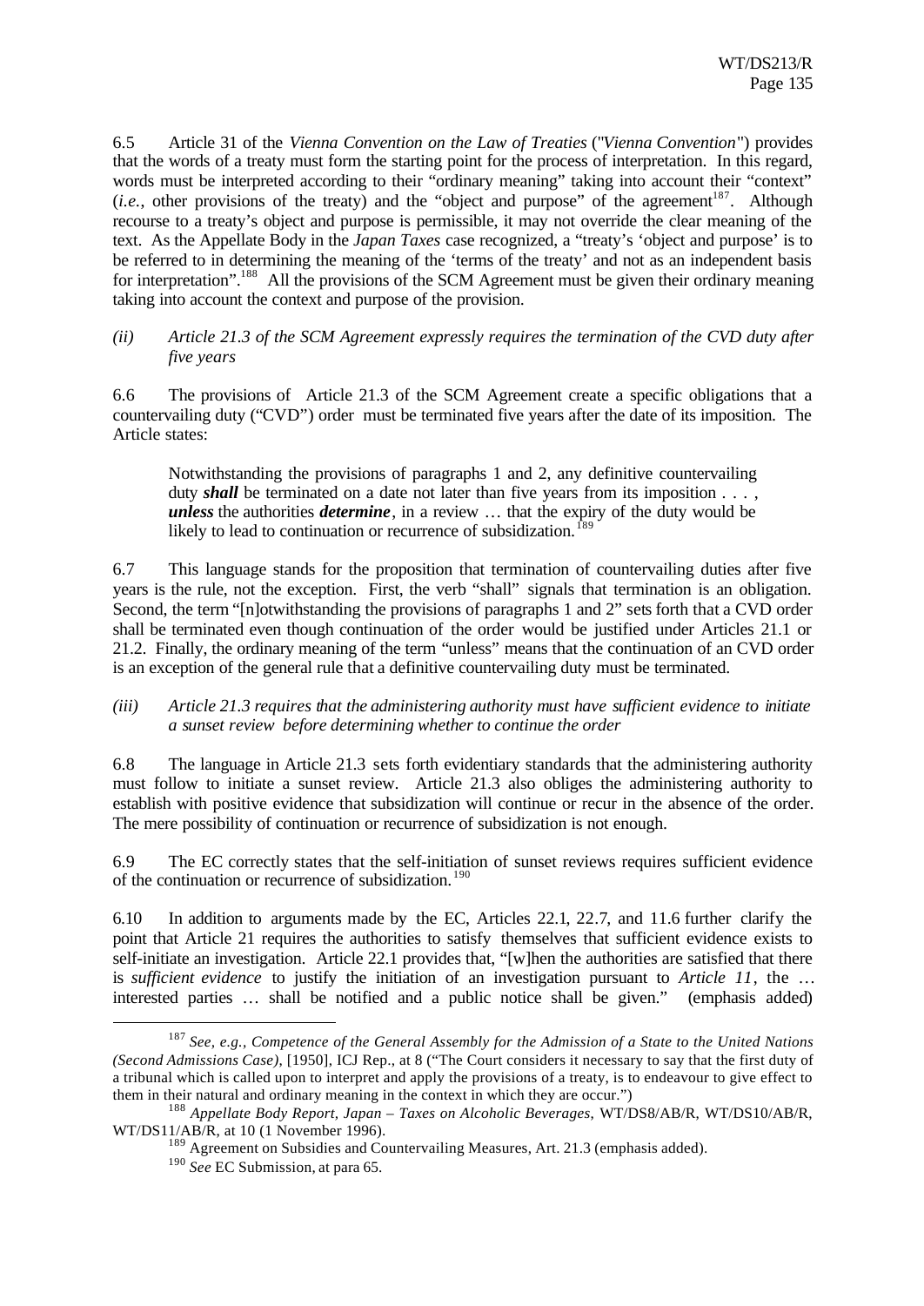6.5 Article 31 of the *Vienna Convention on the Law of Treaties* ("*Vienna Convention*") provides that the words of a treaty must form the starting point for the process of interpretation. In this regard, words must be interpreted according to their "ordinary meaning" taking into account their "context" (*i.e.*, other provisions of the treaty) and the "object and purpose" of the agreement[187]. Although recourse to a treaty's object and purpose is permissible, it may not override the clear meaning of the text. As the Appellate Body in the *Japan Taxes* case recognized, a "treaty's 'object and purpose' is to be referred to in determining the meaning of the 'terms of the treaty' and not as an independent basis for interpretation".[188] All the provisions of the SCM Agreement must be given their ordinary meaning taking into account the context and purpose of the provision.

*(ii) Article 21.3 of the SCM Agreement expressly requires the termination of the CVD duty after five years*

6.6 The provisions of Article 21.3 of the SCM Agreement create a specific obligations that a countervailing duty ("CVD") order must be terminated five years after the date of its imposition. The Article states:

> Notwithstanding the provisions of paragraphs 1 and 2, any definitive countervailing duty ***shall*** be terminated on a date not later than five years from its imposition . . . , ***unless*** the authorities ***determine***, in a review … that the expiry of the duty would be likely to lead to continuation or recurrence of subsidization.[189]

6.7 This language stands for the proposition that termination of countervailing duties after five years is the rule, not the exception. First, the verb "shall" signals that termination is an obligation. Second, the term "[n]otwithstanding the provisions of paragraphs 1 and 2" sets forth that a CVD order shall be terminated even though continuation of the order would be justified under Articles 21.1 or 21.2. Finally, the ordinary meaning of the term "unless" means that the continuation of an CVD order is an exception of the general rule that a definitive countervailing duty must be terminated.

*(iii) Article 21.3 requires that the administering authority must have sufficient evidence to initiate a sunset review before determining whether to continue the order*

6.8 The language in Article 21.3 sets forth evidentiary standards that the administering authority must follow to initiate a sunset review. Article 21.3 also obliges the administering authority to establish with positive evidence that subsidization will continue or recur in the absence of the order. The mere possibility of continuation or recurrence of subsidization is not enough.

6.9 The EC correctly states that the self-initiation of sunset reviews requires sufficient evidence of the continuation or recurrence of subsidization.[190]

6.10 In addition to arguments made by the EC, Articles 22.1, 22.7, and 11.6 further clarify the point that Article 21 requires the authorities to satisfy themselves that sufficient evidence exists to self-initiate an investigation. Article 22.1 provides that, "[w]hen the authorities are satisfied that there is *sufficient evidence* to justify the initiation of an investigation pursuant to *Article 11*, the … interested parties … shall be notified and a public notice shall be given." (emphasis added)

---

[187] *See, e.g., Competence of the General Assembly for the Admission of a State to the United Nations (Second Admissions Case)*, [1950], ICJ Rep., at 8 ("The Court considers it necessary to say that the first duty of a tribunal which is called upon to interpret and apply the provisions of a treaty, is to endeavour to give effect to them in their natural and ordinary meaning in the context in which they are occur.")

[188] *Appellate Body Report, Japan – Taxes on Alcoholic Beverages*, WT/DS8/AB/R, WT/DS10/AB/R, WT/DS11/AB/R, at 10 (1 November 1996).

[189] Agreement on Subsidies and Countervailing Measures, Art. 21.3 (emphasis added).

[190] *See* EC Submission, at para 65.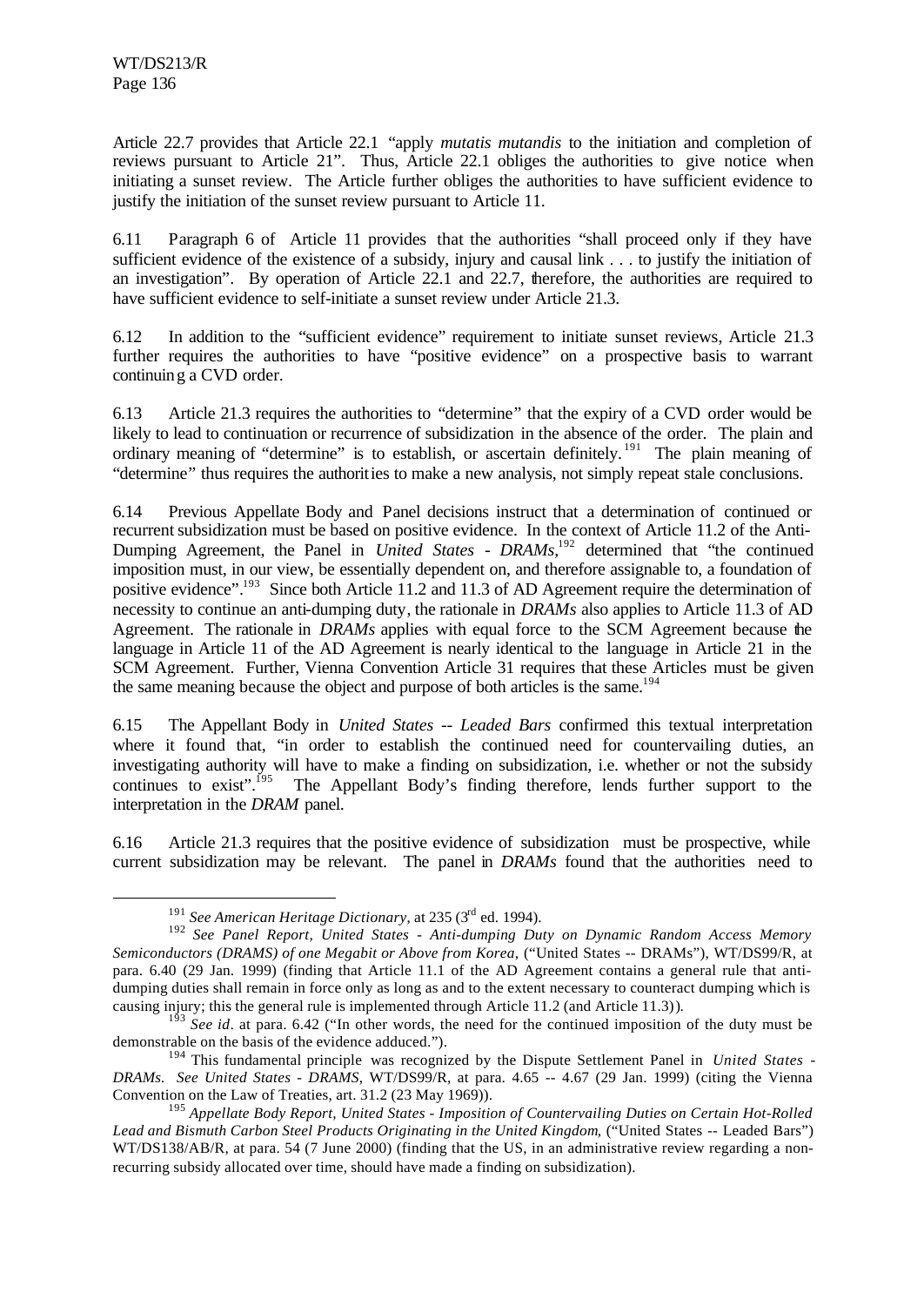Article 22.7 provides that Article 22.1 "apply *mutatis mutandis* to the initiation and completion of reviews pursuant to Article 21". Thus, Article 22.1 obliges the authorities to give notice when initiating a sunset review. The Article further obliges the authorities to have sufficient evidence to justify the initiation of the sunset review pursuant to Article 11.

6.11 Paragraph 6 of Article 11 provides that the authorities "shall proceed only if they have sufficient evidence of the existence of a subsidy, injury and causal link . . . to justify the initiation of an investigation". By operation of Article 22.1 and 22.7, therefore, the authorities are required to have sufficient evidence to self-initiate a sunset review under Article 21.3.

6.12 In addition to the "sufficient evidence" requirement to initiate sunset reviews, Article 21.3 further requires the authorities to have "positive evidence" on a prospective basis to warrant continuing a CVD order.

6.13 Article 21.3 requires the authorities to "determine" that the expiry of a CVD order would be likely to lead to continuation or recurrence of subsidization in the absence of the order. The plain and ordinary meaning of "determine" is to establish, or ascertain definitely.[191] The plain meaning of "determine" thus requires the authorities to make a new analysis, not simply repeat stale conclusions.

6.14 Previous Appellate Body and Panel decisions instruct that a determination of continued or recurrent subsidization must be based on positive evidence. In the context of Article 11.2 of the Anti-Dumping Agreement, the Panel in *United States - DRAMs*,[192] determined that "the continued imposition must, in our view, be essentially dependent on, and therefore assignable to, a foundation of positive evidence".[193] Since both Article 11.2 and 11.3 of AD Agreement require the determination of necessity to continue an anti-dumping duty, the rationale in *DRAMs* also applies to Article 11.3 of AD Agreement. The rationale in *DRAMs* applies with equal force to the SCM Agreement because the language in Article 11 of the AD Agreement is nearly identical to the language in Article 21 in the SCM Agreement. Further, Vienna Convention Article 31 requires that these Articles must be given the same meaning because the object and purpose of both articles is the same.[194]

6.15 The Appellant Body in *United States -- Leaded Bars* confirmed this textual interpretation where it found that, "in order to establish the continued need for countervailing duties, an investigating authority will have to make a finding on subsidization, i.e. whether or not the subsidy continues to exist".[195] The Appellant Body's finding therefore, lends further support to the interpretation in the *DRAM* panel.

6.16 Article 21.3 requires that the positive evidence of subsidization must be prospective, while current subsidization may be relevant. The panel in *DRAMs* found that the authorities need to

---

[191] *See American Heritage Dictionary*, at 235 (3rd ed. 1994).

[192] *See Panel Report, United States - Anti-dumping Duty on Dynamic Random Access Memory Semiconductors (DRAMS) of one Megabit or Above from Korea*, ("United States -- DRAMs"), WT/DS99/R, at para. 6.40 (29 Jan. 1999) (finding that Article 11.1 of the AD Agreement contains a general rule that anti-dumping duties shall remain in force only as long as and to the extent necessary to counteract dumping which is causing injury; this the general rule is implemented through Article 11.2 (and Article 11.3)).

[193] *See id*. at para. 6.42 ("In other words, the need for the continued imposition of the duty must be demonstrable on the basis of the evidence adduced.").

[194] This fundamental principle was recognized by the Dispute Settlement Panel in *United States - DRAMs*. *See United States - DRAMS*, WT/DS99/R, at para. 4.65 -- 4.67 (29 Jan. 1999) (citing the Vienna Convention on the Law of Treaties, art. 31.2 (23 May 1969)).

[195] *Appellate Body Report, United States - Imposition of Countervailing Duties on Certain Hot-Rolled Lead and Bismuth Carbon Steel Products Originating in the United Kingdom*, ("United States -- Leaded Bars") WT/DS138/AB/R, at para. 54 (7 June 2000) (finding that the US, in an administrative review regarding a non-recurring subsidy allocated over time, should have made a finding on subsidization).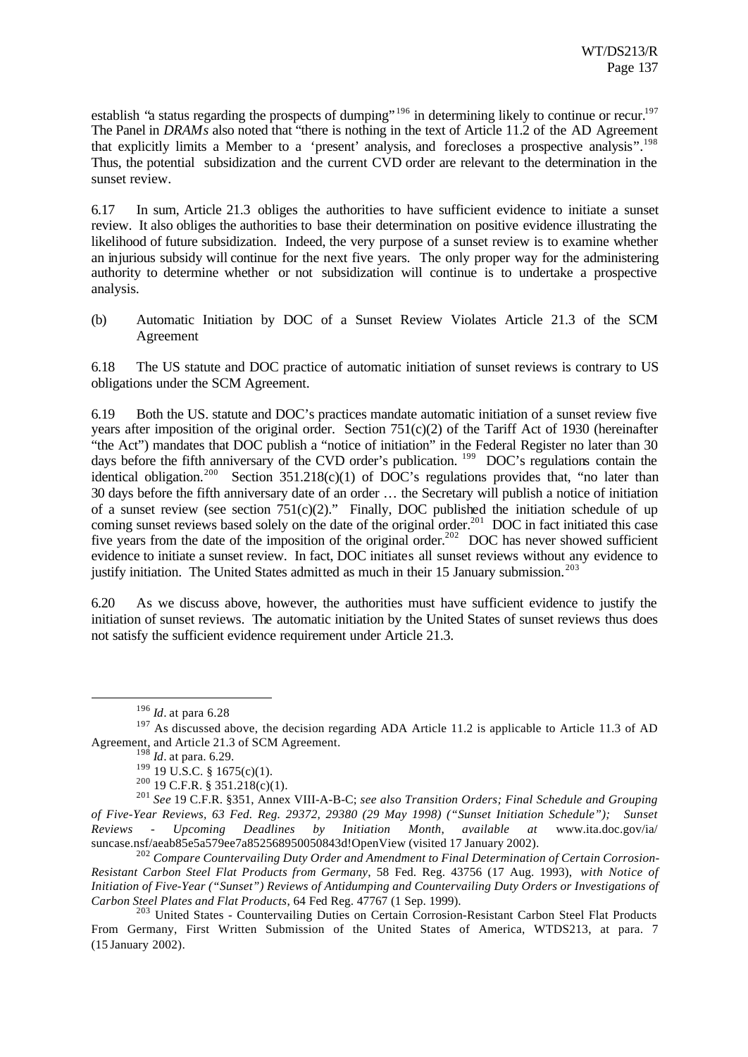establish "a status regarding the prospects of dumping"[196] in determining likely to continue or recur.[197] The Panel in *DRAMs* also noted that "there is nothing in the text of Article 11.2 of the AD Agreement that explicitly limits a Member to a 'present' analysis, and forecloses a prospective analysis".[198] Thus, the potential subsidization and the current CVD order are relevant to the determination in the sunset review.

6.17 In sum, Article 21.3 obliges the authorities to have sufficient evidence to initiate a sunset review. It also obliges the authorities to base their determination on positive evidence illustrating the likelihood of future subsidization. Indeed, the very purpose of a sunset review is to examine whether an injurious subsidy will continue for the next five years. The only proper way for the administering authority to determine whether or not subsidization will continue is to undertake a prospective analysis.

(b) Automatic Initiation by DOC of a Sunset Review Violates Article 21.3 of the SCM Agreement

6.18 The US statute and DOC practice of automatic initiation of sunset reviews is contrary to US obligations under the SCM Agreement.

6.19 Both the US. statute and DOC's practices mandate automatic initiation of a sunset review five years after imposition of the original order. Section 751(c)(2) of the Tariff Act of 1930 (hereinafter "the Act") mandates that DOC publish a "notice of initiation" in the Federal Register no later than 30 days before the fifth anniversary of the CVD order's publication.[199] DOC's regulations contain the identical obligation.[200] Section 351.218(c)(1) of DOC's regulations provides that, "no later than 30 days before the fifth anniversary date of an order … the Secretary will publish a notice of initiation of a sunset review (see section 751(c)(2)." Finally, DOC published the initiation schedule of up coming sunset reviews based solely on the date of the original order.[201] DOC in fact initiated this case five years from the date of the imposition of the original order.[202] DOC has never showed sufficient evidence to initiate a sunset review. In fact, DOC initiates all sunset reviews without any evidence to justify initiation. The United States admitted as much in their 15 January submission.[203]

6.20 As we discuss above, however, the authorities must have sufficient evidence to justify the initiation of sunset reviews. The automatic initiation by the United States of sunset reviews thus does not satisfy the sufficient evidence requirement under Article 21.3.

---

[196] *Id*. at para 6.28

[197] As discussed above, the decision regarding ADA Article 11.2 is applicable to Article 11.3 of AD Agreement, and Article 21.3 of SCM Agreement.

[198] *Id*. at para. 6.29.

[199] 19 U.S.C. § 1675(c)(1).

[200] 19 C.F.R. § 351.218(c)(1).

[201] *See* 19 C.F.R. §351, Annex VIII-A-B-C; *see also Transition Orders; Final Schedule and Grouping of Five-Year Reviews, 63 Fed. Reg. 29372, 29380 (29 May 1998) ("Sunset Initiation Schedule"); Sunset Reviews - Upcoming Deadlines by Initiation Month, available at* www.ita.doc.gov/ia/suncase.nsf/aeab85e5a579ee7a852568950050843d!OpenView (visited 17 January 2002).

[202] *Compare Countervailing Duty Order and Amendment to Final Determination of Certain Corrosion-Resistant Carbon Steel Flat Products from Germany*, 58 Fed. Reg. 43756 (17 Aug. 1993), *with Notice of Initiation of Five-Year ("Sunset") Reviews of Antidumping and Countervailing Duty Orders or Investigations of Carbon Steel Plates and Flat Products*, 64 Fed Reg. 47767 (1 Sep. 1999).

[203] United States - Countervailing Duties on Certain Corrosion-Resistant Carbon Steel Flat Products From Germany, First Written Submission of the United States of America, WTDS213, at para. 7 (15 January 2002).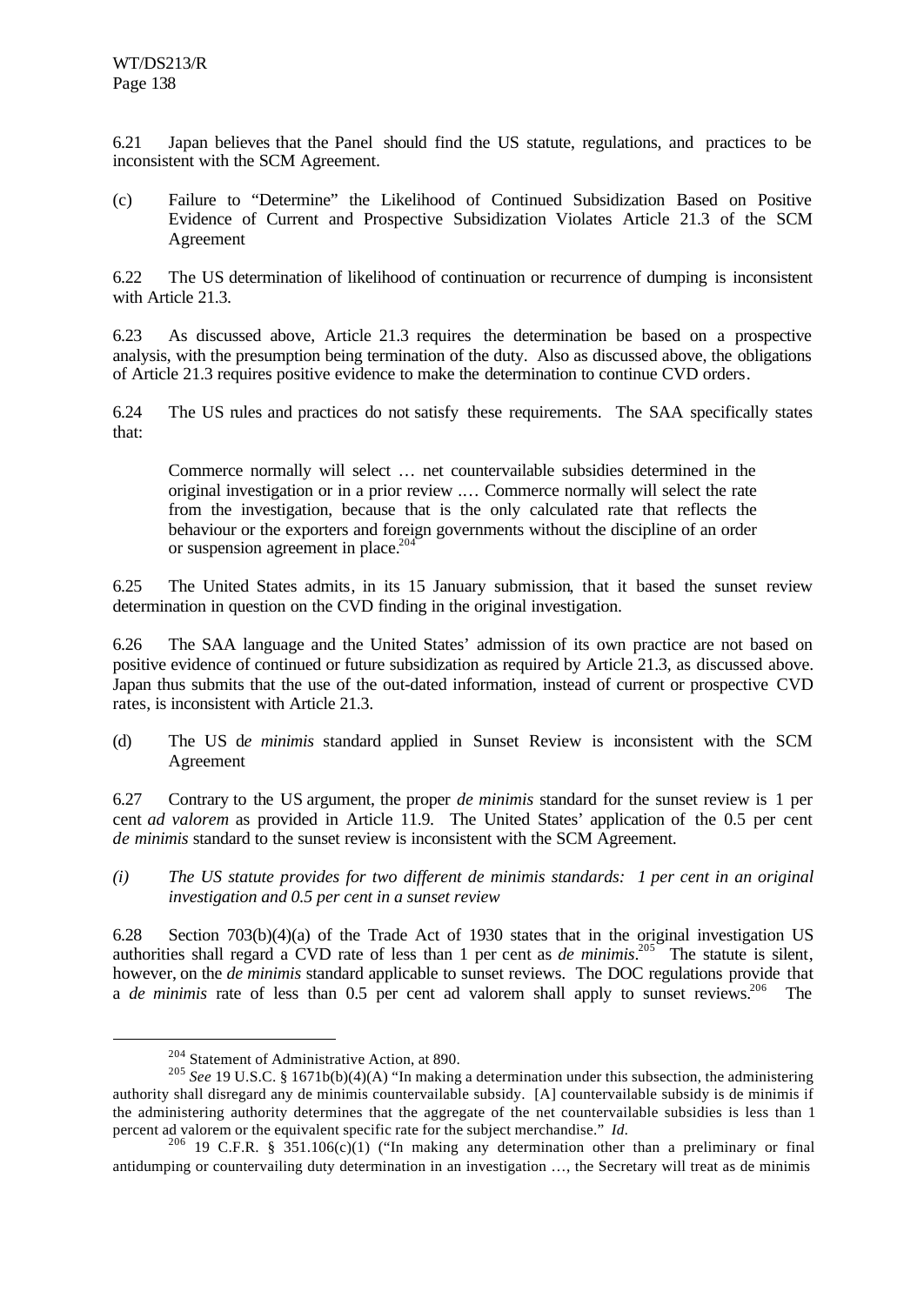6.21 Japan believes that the Panel should find the US statute, regulations, and practices to be inconsistent with the SCM Agreement.

(c) Failure to "Determine" the Likelihood of Continued Subsidization Based on Positive Evidence of Current and Prospective Subsidization Violates Article 21.3 of the SCM Agreement

6.22 The US determination of likelihood of continuation or recurrence of dumping is inconsistent with Article 21.3.

6.23 As discussed above, Article 21.3 requires the determination be based on a prospective analysis, with the presumption being termination of the duty. Also as discussed above, the obligations of Article 21.3 requires positive evidence to make the determination to continue CVD orders.

6.24 The US rules and practices do not satisfy these requirements. The SAA specifically states that:

> Commerce normally will select … net countervailable subsidies determined in the original investigation or in a prior review .… Commerce normally will select the rate from the investigation, because that is the only calculated rate that reflects the behaviour or the exporters and foreign governments without the discipline of an order or suspension agreement in place.[204]

6.25 The United States admits, in its 15 January submission, that it based the sunset review determination in question on the CVD finding in the original investigation.

6.26 The SAA language and the United States' admission of its own practice are not based on positive evidence of continued or future subsidization as required by Article 21.3, as discussed above. Japan thus submits that the use of the out-dated information, instead of current or prospective CVD rates, is inconsistent with Article 21.3.

(d) The US d*e minimis* standard applied in Sunset Review is inconsistent with the SCM Agreement

6.27 Contrary to the US argument, the proper *de minimis* standard for the sunset review is 1 per cent *ad valorem* as provided in Article 11.9. The United States' application of the 0.5 per cent *de minimis* standard to the sunset review is inconsistent with the SCM Agreement.

*(i) The US statute provides for two different de minimis standards: 1 per cent in an original investigation and 0.5 per cent in a sunset review*

6.28 Section 703(b)(4)(a) of the Trade Act of 1930 states that in the original investigation US authorities shall regard a CVD rate of less than 1 per cent as *de minimis*.[205] The statute is silent, however, on the *de minimis* standard applicable to sunset reviews. The DOC regulations provide that a *de minimis* rate of less than 0.5 per cent ad valorem shall apply to sunset reviews.[206] The

---

[204] Statement of Administrative Action, at 890.

[205] *See* 19 U.S.C. § 1671b(b)(4)(A) "In making a determination under this subsection, the administering authority shall disregard any de minimis countervailable subsidy. [A] countervailable subsidy is de minimis if the administering authority determines that the aggregate of the net countervailable subsidies is less than 1 percent ad valorem or the equivalent specific rate for the subject merchandise." *Id.*

[206] 19 C.F.R. § 351.106(c)(1) ("In making any determination other than a preliminary or final antidumping or countervailing duty determination in an investigation …, the Secretary will treat as de minimis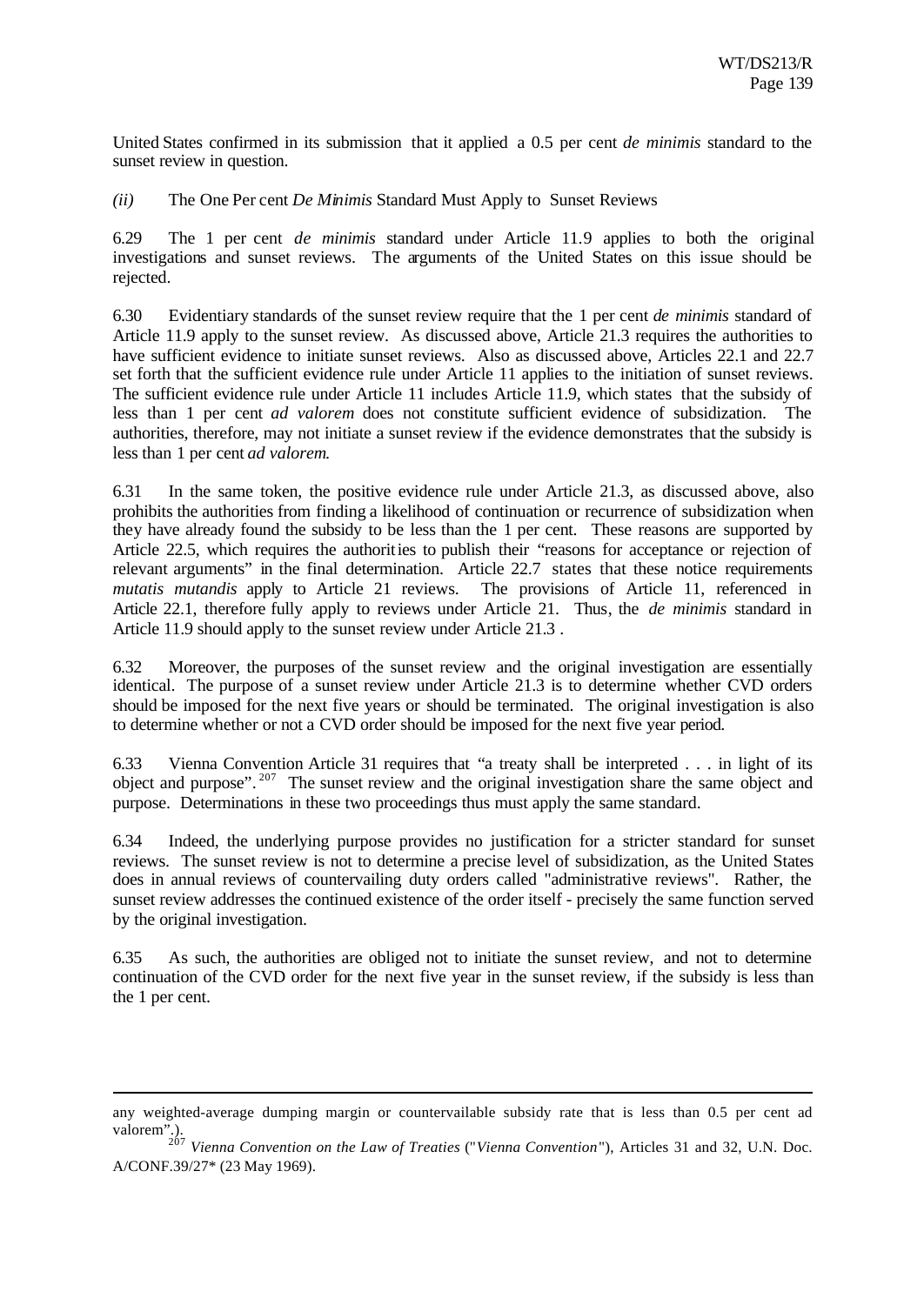United States confirmed in its submission that it applied a 0.5 per cent *de minimis* standard to the sunset review in question.

*(ii)* The One Per cent *De Minimis* Standard Must Apply to Sunset Reviews

6.29 The 1 per cent *de minimis* standard under Article 11.9 applies to both the original investigations and sunset reviews. The arguments of the United States on this issue should be rejected.

6.30 Evidentiary standards of the sunset review require that the 1 per cent *de minimis* standard of Article 11.9 apply to the sunset review. As discussed above, Article 21.3 requires the authorities to have sufficient evidence to initiate sunset reviews. Also as discussed above, Articles 22.1 and 22.7 set forth that the sufficient evidence rule under Article 11 applies to the initiation of sunset reviews. The sufficient evidence rule under Article 11 includes Article 11.9, which states that the subsidy of less than 1 per cent *ad valorem* does not constitute sufficient evidence of subsidization. The authorities, therefore, may not initiate a sunset review if the evidence demonstrates that the subsidy is less than 1 per cent *ad valorem*.

6.31 In the same token, the positive evidence rule under Article 21.3, as discussed above, also prohibits the authorities from finding a likelihood of continuation or recurrence of subsidization when they have already found the subsidy to be less than the 1 per cent. These reasons are supported by Article 22.5, which requires the authorities to publish their "reasons for acceptance or rejection of relevant arguments" in the final determination. Article 22.7 states that these notice requirements *mutatis mutandis* apply to Article 21 reviews. The provisions of Article 11, referenced in Article 22.1, therefore fully apply to reviews under Article 21. Thus, the *de minimis* standard in Article 11.9 should apply to the sunset review under Article 21.3 .

6.32 Moreover, the purposes of the sunset review and the original investigation are essentially identical. The purpose of a sunset review under Article 21.3 is to determine whether CVD orders should be imposed for the next five years or should be terminated. The original investigation is also to determine whether or not a CVD order should be imposed for the next five year period.

6.33 Vienna Convention Article 31 requires that "a treaty shall be interpreted . . . in light of its object and purpose".[207] The sunset review and the original investigation share the same object and purpose. Determinations in these two proceedings thus must apply the same standard.

6.34 Indeed, the underlying purpose provides no justification for a stricter standard for sunset reviews. The sunset review is not to determine a precise level of subsidization, as the United States does in annual reviews of countervailing duty orders called "administrative reviews". Rather, the sunset review addresses the continued existence of the order itself - precisely the same function served by the original investigation.

6.35 As such, the authorities are obliged not to initiate the sunset review, and not to determine continuation of the CVD order for the next five year in the sunset review, if the subsidy is less than the 1 per cent.

---

any weighted-average dumping margin or countervailable subsidy rate that is less than 0.5 per cent ad valorem".).

[207] *Vienna Convention on the Law of Treaties* ("*Vienna Convention*"), Articles 31 and 32, U.N. Doc. A/CONF.39/27* (23 May 1969).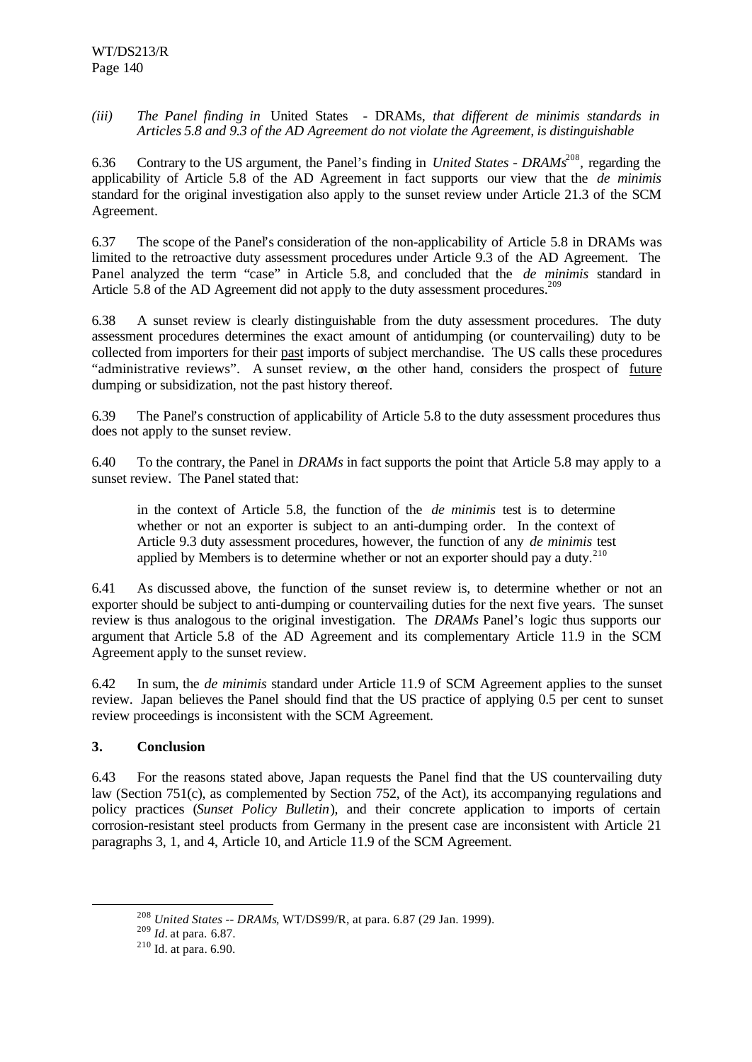*(iii) The Panel finding in* United States - DRAMs*, that different de minimis standards in Articles 5.8 and 9.3 of the AD Agreement do not violate the Agreement, is distinguishable*

6.36 Contrary to the US argument, the Panel's finding in *United States - DRAMs*[208], regarding the applicability of Article 5.8 of the AD Agreement in fact supports our view that the *de minimis* standard for the original investigation also apply to the sunset review under Article 21.3 of the SCM Agreement.

6.37 The scope of the Panel's consideration of the non-applicability of Article 5.8 in DRAMs was limited to the retroactive duty assessment procedures under Article 9.3 of the AD Agreement. The Panel analyzed the term "case" in Article 5.8, and concluded that the *de minimis* standard in Article 5.8 of the AD Agreement did not apply to the duty assessment procedures.[209]

6.38 A sunset review is clearly distinguishable from the duty assessment procedures. The duty assessment procedures determines the exact amount of antidumping (or countervailing) duty to be collected from importers for their past imports of subject merchandise. The US calls these procedures "administrative reviews". A sunset review, on the other hand, considers the prospect of future dumping or subsidization, not the past history thereof.

6.39 The Panel's construction of applicability of Article 5.8 to the duty assessment procedures thus does not apply to the sunset review.

6.40 To the contrary, the Panel in *DRAMs* in fact supports the point that Article 5.8 may apply to a sunset review. The Panel stated that:

> in the context of Article 5.8, the function of the *de minimis* test is to determine whether or not an exporter is subject to an anti-dumping order. In the context of Article 9.3 duty assessment procedures, however, the function of any *de minimis* test applied by Members is to determine whether or not an exporter should pay a duty.[210]

6.41 As discussed above, the function of the sunset review is, to determine whether or not an exporter should be subject to anti-dumping or countervailing duties for the next five years. The sunset review is thus analogous to the original investigation. The *DRAMs* Panel's logic thus supports our argument that Article 5.8 of the AD Agreement and its complementary Article 11.9 in the SCM Agreement apply to the sunset review.

6.42 In sum, the *de minimis* standard under Article 11.9 of SCM Agreement applies to the sunset review. Japan believes the Panel should find that the US practice of applying 0.5 per cent to sunset review proceedings is inconsistent with the SCM Agreement.

### 3. Conclusion

6.43 For the reasons stated above, Japan requests the Panel find that the US countervailing duty law (Section 751(c), as complemented by Section 752, of the Act), its accompanying regulations and policy practices (*Sunset Policy Bulletin*), and their concrete application to imports of certain corrosion-resistant steel products from Germany in the present case are inconsistent with Article 21 paragraphs 3, 1, and 4, Article 10, and Article 11.9 of the SCM Agreement.

---

[208] *United States -- DRAMs*, WT/DS99/R, at para. 6.87 (29 Jan. 1999).

[209] *Id.* at para. 6.87.

[210] Id. at para. 6.90.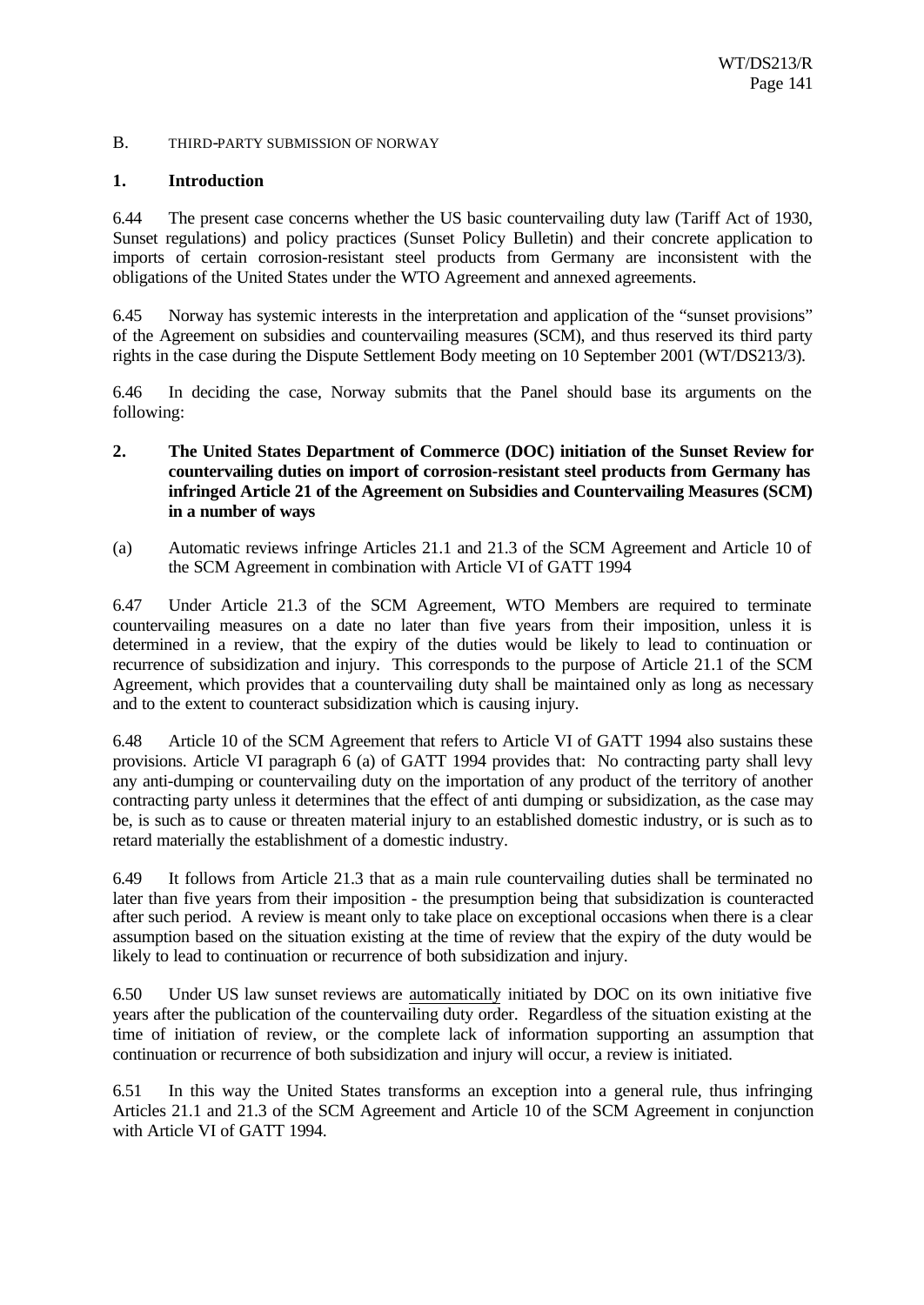## B. THIRD-PARTY SUBMISSION OF NORWAY

### 1. Introduction

6.44 The present case concerns whether the US basic countervailing duty law (Tariff Act of 1930, Sunset regulations) and policy practices (Sunset Policy Bulletin) and their concrete application to imports of certain corrosion-resistant steel products from Germany are inconsistent with the obligations of the United States under the WTO Agreement and annexed agreements.

6.45 Norway has systemic interests in the interpretation and application of the "sunset provisions" of the Agreement on subsidies and countervailing measures (SCM), and thus reserved its third party rights in the case during the Dispute Settlement Body meeting on 10 September 2001 (WT/DS213/3).

6.46 In deciding the case, Norway submits that the Panel should base its arguments on the following:

### 2. The United States Department of Commerce (DOC) initiation of the Sunset Review for countervailing duties on import of corrosion-resistant steel products from Germany has infringed Article 21 of the Agreement on Subsidies and Countervailing Measures (SCM) in a number of ways

(a) Automatic reviews infringe Articles 21.1 and 21.3 of the SCM Agreement and Article 10 of the SCM Agreement in combination with Article VI of GATT 1994

6.47 Under Article 21.3 of the SCM Agreement, WTO Members are required to terminate countervailing measures on a date no later than five years from their imposition, unless it is determined in a review, that the expiry of the duties would be likely to lead to continuation or recurrence of subsidization and injury. This corresponds to the purpose of Article 21.1 of the SCM Agreement, which provides that a countervailing duty shall be maintained only as long as necessary and to the extent to counteract subsidization which is causing injury.

6.48 Article 10 of the SCM Agreement that refers to Article VI of GATT 1994 also sustains these provisions. Article VI paragraph 6 (a) of GATT 1994 provides that: No contracting party shall levy any anti-dumping or countervailing duty on the importation of any product of the territory of another contracting party unless it determines that the effect of anti dumping or subsidization, as the case may be, is such as to cause or threaten material injury to an established domestic industry, or is such as to retard materially the establishment of a domestic industry.

6.49 It follows from Article 21.3 that as a main rule countervailing duties shall be terminated no later than five years from their imposition - the presumption being that subsidization is counteracted after such period. A review is meant only to take place on exceptional occasions when there is a clear assumption based on the situation existing at the time of review that the expiry of the duty would be likely to lead to continuation or recurrence of both subsidization and injury.

6.50 Under US law sunset reviews are automatically initiated by DOC on its own initiative five years after the publication of the countervailing duty order. Regardless of the situation existing at the time of initiation of review, or the complete lack of information supporting an assumption that continuation or recurrence of both subsidization and injury will occur, a review is initiated.

6.51 In this way the United States transforms an exception into a general rule, thus infringing Articles 21.1 and 21.3 of the SCM Agreement and Article 10 of the SCM Agreement in conjunction with Article VI of GATT 1994.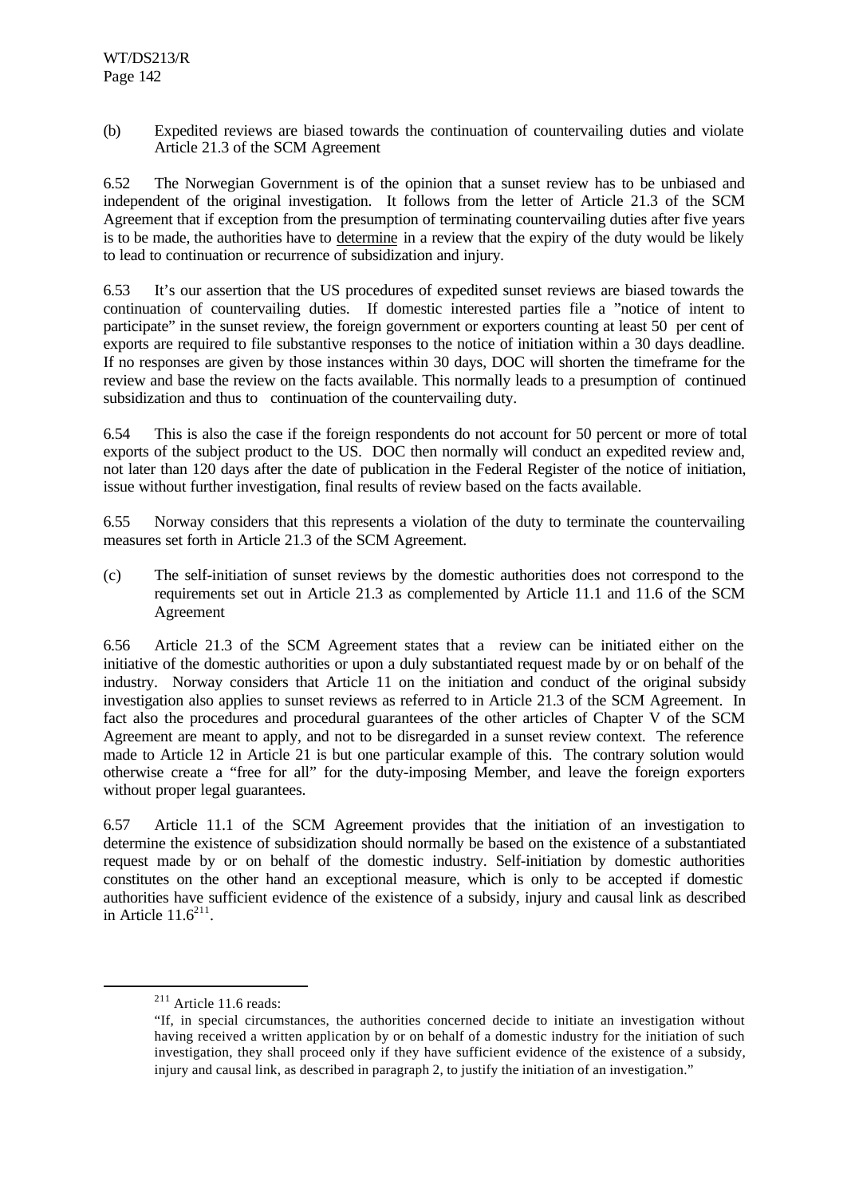(b) Expedited reviews are biased towards the continuation of countervailing duties and violate Article 21.3 of the SCM Agreement

6.52 The Norwegian Government is of the opinion that a sunset review has to be unbiased and independent of the original investigation. It follows from the letter of Article 21.3 of the SCM Agreement that if exception from the presumption of terminating countervailing duties after five years is to be made, the authorities have to determine in a review that the expiry of the duty would be likely to lead to continuation or recurrence of subsidization and injury.

6.53 It's our assertion that the US procedures of expedited sunset reviews are biased towards the continuation of countervailing duties. If domestic interested parties file a "notice of intent to participate" in the sunset review, the foreign government or exporters counting at least 50 per cent of exports are required to file substantive responses to the notice of initiation within a 30 days deadline. If no responses are given by those instances within 30 days, DOC will shorten the timeframe for the review and base the review on the facts available. This normally leads to a presumption of continued subsidization and thus to continuation of the countervailing duty.

6.54 This is also the case if the foreign respondents do not account for 50 percent or more of total exports of the subject product to the US. DOC then normally will conduct an expedited review and, not later than 120 days after the date of publication in the Federal Register of the notice of initiation, issue without further investigation, final results of review based on the facts available.

6.55 Norway considers that this represents a violation of the duty to terminate the countervailing measures set forth in Article 21.3 of the SCM Agreement.

(c) The self-initiation of sunset reviews by the domestic authorities does not correspond to the requirements set out in Article 21.3 as complemented by Article 11.1 and 11.6 of the SCM Agreement

6.56 Article 21.3 of the SCM Agreement states that a review can be initiated either on the initiative of the domestic authorities or upon a duly substantiated request made by or on behalf of the industry. Norway considers that Article 11 on the initiation and conduct of the original subsidy investigation also applies to sunset reviews as referred to in Article 21.3 of the SCM Agreement. In fact also the procedures and procedural guarantees of the other articles of Chapter V of the SCM Agreement are meant to apply, and not to be disregarded in a sunset review context. The reference made to Article 12 in Article 21 is but one particular example of this. The contrary solution would otherwise create a "free for all" for the duty-imposing Member, and leave the foreign exporters without proper legal guarantees.

6.57 Article 11.1 of the SCM Agreement provides that the initiation of an investigation to determine the existence of subsidization should normally be based on the existence of a substantiated request made by or on behalf of the domestic industry. Self-initiation by domestic authorities constitutes on the other hand an exceptional measure, which is only to be accepted if domestic authorities have sufficient evidence of the existence of a subsidy, injury and causal link as described in Article 11.6[211].

[211] Article 11.6 reads:

"If, in special circumstances, the authorities concerned decide to initiate an investigation without having received a written application by or on behalf of a domestic industry for the initiation of such investigation, they shall proceed only if they have sufficient evidence of the existence of a subsidy, injury and causal link, as described in paragraph 2, to justify the initiation of an investigation."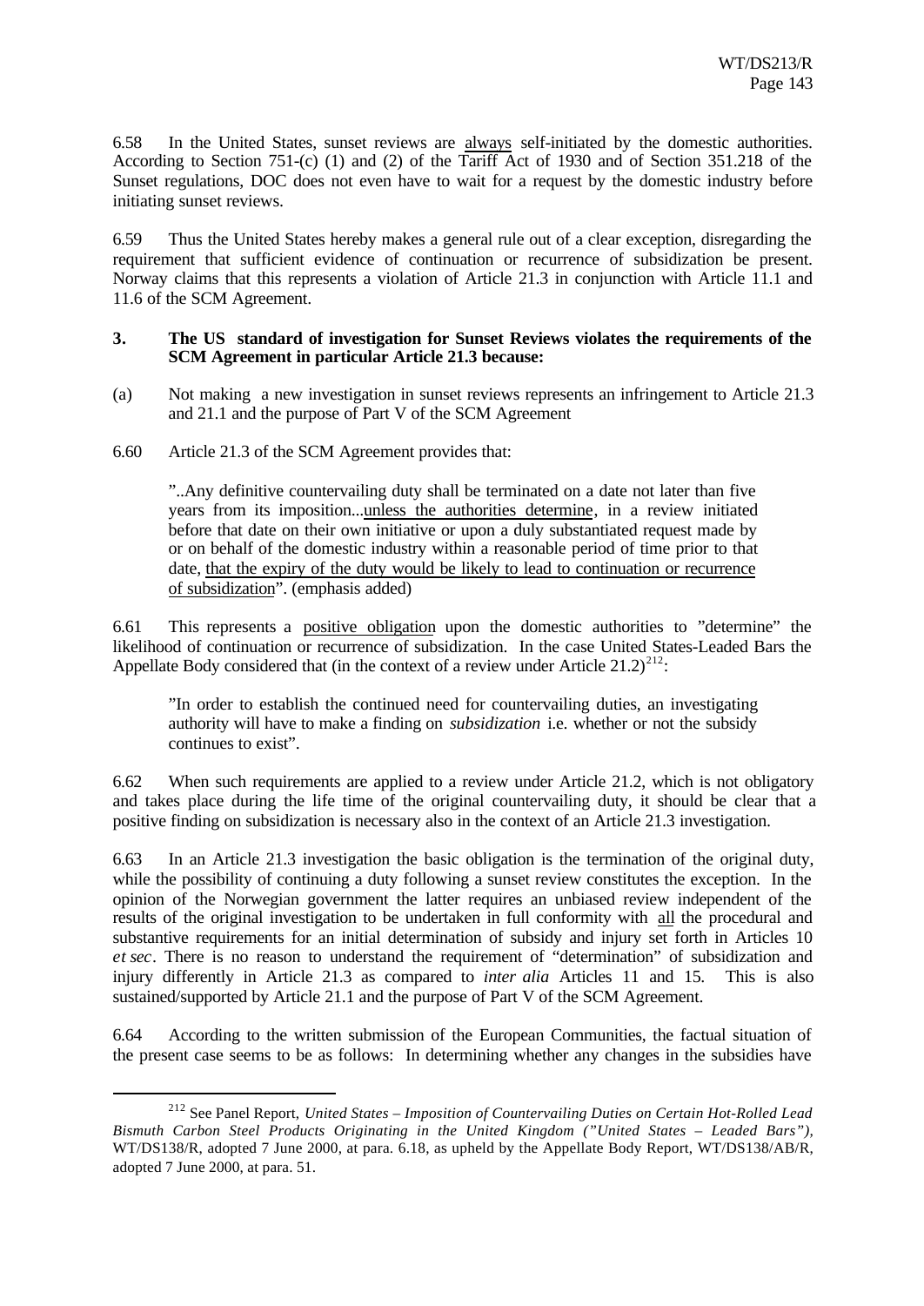6.58 In the United States, sunset reviews are always self-initiated by the domestic authorities. According to Section 751-(c) (1) and (2) of the Tariff Act of 1930 and of Section 351.218 of the Sunset regulations, DOC does not even have to wait for a request by the domestic industry before initiating sunset reviews.

6.59 Thus the United States hereby makes a general rule out of a clear exception, disregarding the requirement that sufficient evidence of continuation or recurrence of subsidization be present. Norway claims that this represents a violation of Article 21.3 in conjunction with Article 11.1 and 11.6 of the SCM Agreement.

### 3. The US standard of investigation for Sunset Reviews violates the requirements of the SCM Agreement in particular Article 21.3 because:

(a) Not making a new investigation in sunset reviews represents an infringement to Article 21.3 and 21.1 and the purpose of Part V of the SCM Agreement

6.60 Article 21.3 of the SCM Agreement provides that:

> "..Any definitive countervailing duty shall be terminated on a date not later than five years from its imposition...unless the authorities determine, in a review initiated before that date on their own initiative or upon a duly substantiated request made by or on behalf of the domestic industry within a reasonable period of time prior to that date, that the expiry of the duty would be likely to lead to continuation or recurrence of subsidization". (emphasis added)

6.61 This represents a positive obligation upon the domestic authorities to "determine" the likelihood of continuation or recurrence of subsidization. In the case United States-Leaded Bars the Appellate Body considered that (in the context of a review under Article 21.2)[212]:

> "In order to establish the continued need for countervailing duties, an investigating authority will have to make a finding on *subsidization* i.e. whether or not the subsidy continues to exist".

6.62 When such requirements are applied to a review under Article 21.2, which is not obligatory and takes place during the life time of the original countervailing duty, it should be clear that a positive finding on subsidization is necessary also in the context of an Article 21.3 investigation.

6.63 In an Article 21.3 investigation the basic obligation is the termination of the original duty, while the possibility of continuing a duty following a sunset review constitutes the exception. In the opinion of the Norwegian government the latter requires an unbiased review independent of the results of the original investigation to be undertaken in full conformity with all the procedural and substantive requirements for an initial determination of subsidy and injury set forth in Articles 10 *et sec*. There is no reason to understand the requirement of "determination" of subsidization and injury differently in Article 21.3 as compared to *inter alia* Articles 11 and 15. This is also sustained/supported by Article 21.1 and the purpose of Part V of the SCM Agreement.

6.64 According to the written submission of the European Communities, the factual situation of the present case seems to be as follows: In determining whether any changes in the subsidies have

---

[212] See Panel Report, *United States – Imposition of Countervailing Duties on Certain Hot-Rolled Lead Bismuth Carbon Steel Products Originating in the United Kingdom ("United States – Leaded Bars")*, WT/DS138/R, adopted 7 June 2000, at para. 6.18, as upheld by the Appellate Body Report, WT/DS138/AB/R, adopted 7 June 2000, at para. 51.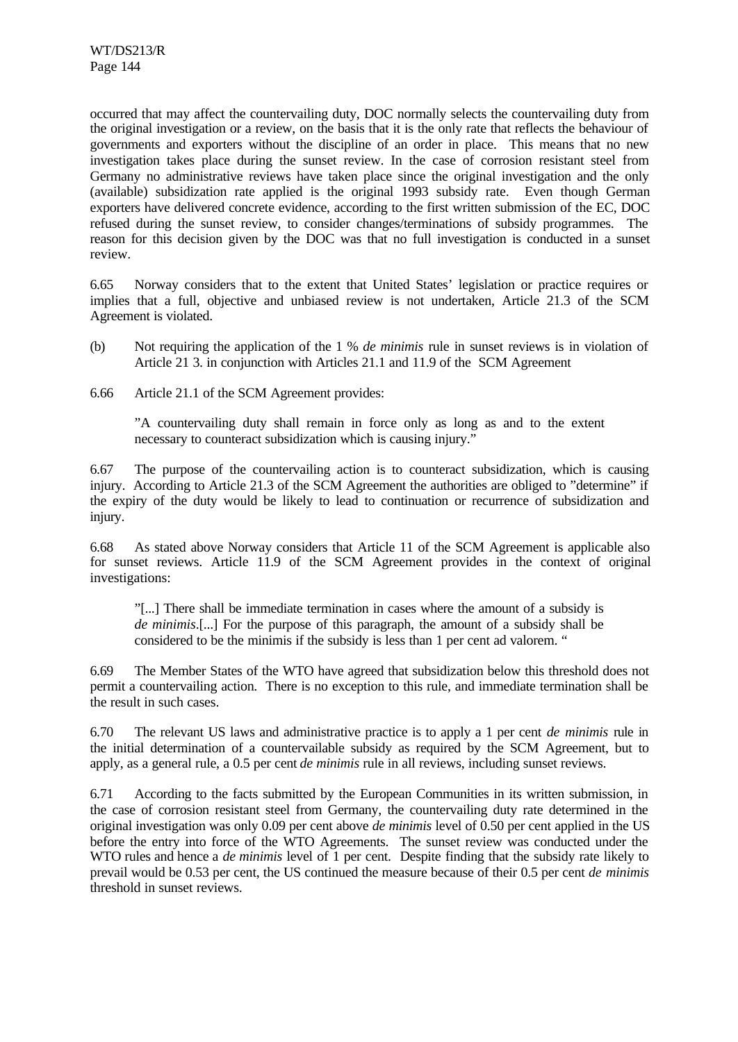occurred that may affect the countervailing duty, DOC normally selects the countervailing duty from the original investigation or a review, on the basis that it is the only rate that reflects the behaviour of governments and exporters without the discipline of an order in place. This means that no new investigation takes place during the sunset review. In the case of corrosion resistant steel from Germany no administrative reviews have taken place since the original investigation and the only (available) subsidization rate applied is the original 1993 subsidy rate. Even though German exporters have delivered concrete evidence, according to the first written submission of the EC, DOC refused during the sunset review, to consider changes/terminations of subsidy programmes. The reason for this decision given by the DOC was that no full investigation is conducted in a sunset review.

6.65 Norway considers that to the extent that United States' legislation or practice requires or implies that a full, objective and unbiased review is not undertaken, Article 21.3 of the SCM Agreement is violated.

(b) Not requiring the application of the 1 % *de minimis* rule in sunset reviews is in violation of Article 21 3. in conjunction with Articles 21.1 and 11.9 of the SCM Agreement

6.66 Article 21.1 of the SCM Agreement provides:

> "A countervailing duty shall remain in force only as long as and to the extent necessary to counteract subsidization which is causing injury."

6.67 The purpose of the countervailing action is to counteract subsidization, which is causing injury. According to Article 21.3 of the SCM Agreement the authorities are obliged to "determine" if the expiry of the duty would be likely to lead to continuation or recurrence of subsidization and injury.

6.68 As stated above Norway considers that Article 11 of the SCM Agreement is applicable also for sunset reviews. Article 11.9 of the SCM Agreement provides in the context of original investigations:

> "[...] There shall be immediate termination in cases where the amount of a subsidy is *de minimis*.[...] For the purpose of this paragraph, the amount of a subsidy shall be considered to be the minimis if the subsidy is less than 1 per cent ad valorem. "

6.69 The Member States of the WTO have agreed that subsidization below this threshold does not permit a countervailing action. There is no exception to this rule, and immediate termination shall be the result in such cases.

6.70 The relevant US laws and administrative practice is to apply a 1 per cent *de minimis* rule in the initial determination of a countervailable subsidy as required by the SCM Agreement, but to apply, as a general rule, a 0.5 per cent *de minimis* rule in all reviews, including sunset reviews.

6.71 According to the facts submitted by the European Communities in its written submission, in the case of corrosion resistant steel from Germany, the countervailing duty rate determined in the original investigation was only 0.09 per cent above *de minimis* level of 0.50 per cent applied in the US before the entry into force of the WTO Agreements. The sunset review was conducted under the WTO rules and hence a *de minimis* level of 1 per cent. Despite finding that the subsidy rate likely to prevail would be 0.53 per cent, the US continued the measure because of their 0.5 per cent *de minimis* threshold in sunset reviews.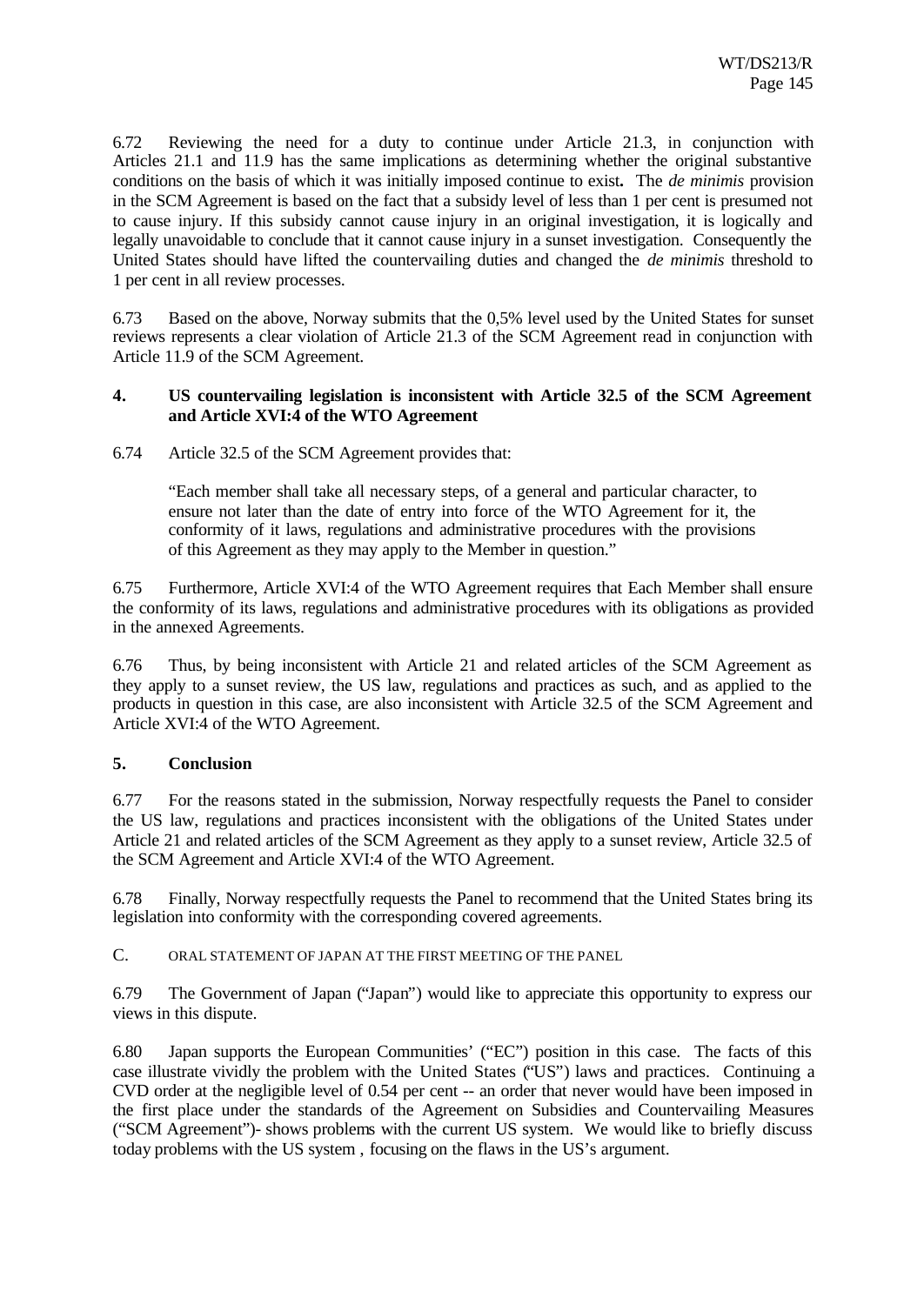6.72 Reviewing the need for a duty to continue under Article 21.3, in conjunction with Articles 21.1 and 11.9 has the same implications as determining whether the original substantive conditions on the basis of which it was initially imposed continue to exist**.** The *de minimis* provision in the SCM Agreement is based on the fact that a subsidy level of less than 1 per cent is presumed not to cause injury. If this subsidy cannot cause injury in an original investigation, it is logically and legally unavoidable to conclude that it cannot cause injury in a sunset investigation. Consequently the United States should have lifted the countervailing duties and changed the *de minimis* threshold to 1 per cent in all review processes.

6.73 Based on the above, Norway submits that the 0,5% level used by the United States for sunset reviews represents a clear violation of Article 21.3 of the SCM Agreement read in conjunction with Article 11.9 of the SCM Agreement.

### 4. US countervailing legislation is inconsistent with Article 32.5 of the SCM Agreement and Article XVI:4 of the WTO Agreement

6.74 Article 32.5 of the SCM Agreement provides that:

> "Each member shall take all necessary steps, of a general and particular character, to ensure not later than the date of entry into force of the WTO Agreement for it, the conformity of it laws, regulations and administrative procedures with the provisions of this Agreement as they may apply to the Member in question."

6.75 Furthermore, Article XVI:4 of the WTO Agreement requires that Each Member shall ensure the conformity of its laws, regulations and administrative procedures with its obligations as provided in the annexed Agreements.

6.76 Thus, by being inconsistent with Article 21 and related articles of the SCM Agreement as they apply to a sunset review, the US law, regulations and practices as such, and as applied to the products in question in this case, are also inconsistent with Article 32.5 of the SCM Agreement and Article XVI:4 of the WTO Agreement.

### 5. Conclusion

6.77 For the reasons stated in the submission, Norway respectfully requests the Panel to consider the US law, regulations and practices inconsistent with the obligations of the United States under Article 21 and related articles of the SCM Agreement as they apply to a sunset review, Article 32.5 of the SCM Agreement and Article XVI:4 of the WTO Agreement.

6.78 Finally, Norway respectfully requests the Panel to recommend that the United States bring its legislation into conformity with the corresponding covered agreements.

## C. ORAL STATEMENT OF JAPAN AT THE FIRST MEETING OF THE PANEL

6.79 The Government of Japan ("Japan") would like to appreciate this opportunity to express our views in this dispute.

6.80 Japan supports the European Communities' ("EC") position in this case. The facts of this case illustrate vividly the problem with the United States ("US") laws and practices. Continuing a CVD order at the negligible level of 0.54 per cent -- an order that never would have been imposed in the first place under the standards of the Agreement on Subsidies and Countervailing Measures ("SCM Agreement")- shows problems with the current US system. We would like to briefly discuss today problems with the US system , focusing on the flaws in the US's argument.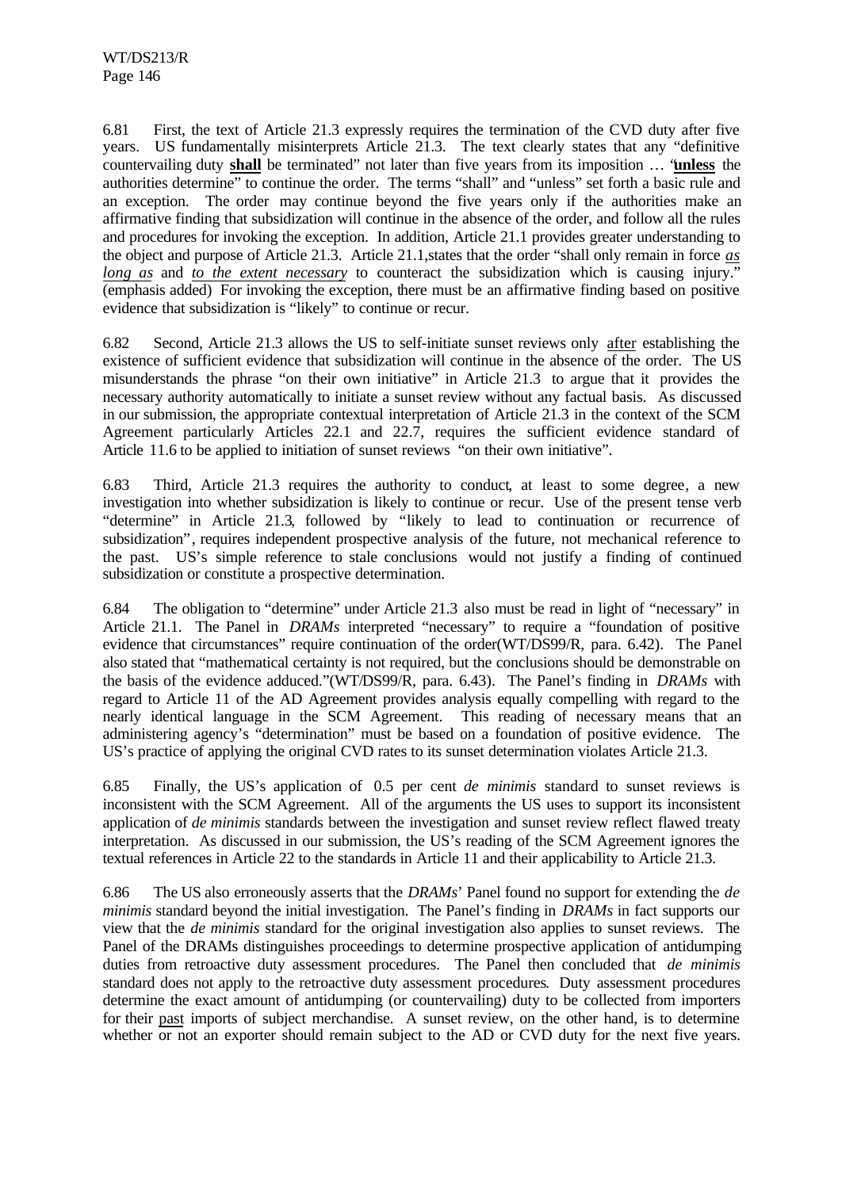6.81 First, the text of Article 21.3 expressly requires the termination of the CVD duty after five years. US fundamentally misinterprets Article 21.3. The text clearly states that any "definitive countervailing duty **shall** be terminated" not later than five years from its imposition … "**unless** the authorities determine" to continue the order. The terms "shall" and "unless" set forth a basic rule and an exception. The order may continue beyond the five years only if the authorities make an affirmative finding that subsidization will continue in the absence of the order, and follow all the rules and procedures for invoking the exception. In addition, Article 21.1 provides greater understanding to the object and purpose of Article 21.3. Article 21.1,states that the order "shall only remain in force *as long as* and *to the extent necessary* to counteract the subsidization which is causing injury." (emphasis added) For invoking the exception, there must be an affirmative finding based on positive evidence that subsidization is "likely" to continue or recur.

6.82 Second, Article 21.3 allows the US to self-initiate sunset reviews only after establishing the existence of sufficient evidence that subsidization will continue in the absence of the order. The US misunderstands the phrase "on their own initiative" in Article 21.3 to argue that it provides the necessary authority automatically to initiate a sunset review without any factual basis. As discussed in our submission, the appropriate contextual interpretation of Article 21.3 in the context of the SCM Agreement particularly Articles 22.1 and 22.7, requires the sufficient evidence standard of Article 11.6 to be applied to initiation of sunset reviews "on their own initiative".

6.83 Third, Article 21.3 requires the authority to conduct, at least to some degree, a new investigation into whether subsidization is likely to continue or recur. Use of the present tense verb "determine" in Article 21.3, followed by "likely to lead to continuation or recurrence of subsidization", requires independent prospective analysis of the future, not mechanical reference to the past. US's simple reference to stale conclusions would not justify a finding of continued subsidization or constitute a prospective determination.

6.84 The obligation to "determine" under Article 21.3 also must be read in light of "necessary" in Article 21.1. The Panel in *DRAMs* interpreted "necessary" to require a "foundation of positive evidence that circumstances" require continuation of the order(WT/DS99/R, para. 6.42). The Panel also stated that "mathematical certainty is not required, but the conclusions should be demonstrable on the basis of the evidence adduced."(WT/DS99/R, para. 6.43). The Panel's finding in *DRAMs* with regard to Article 11 of the AD Agreement provides analysis equally compelling with regard to the nearly identical language in the SCM Agreement. This reading of necessary means that an administering agency's "determination" must be based on a foundation of positive evidence. The US's practice of applying the original CVD rates to its sunset determination violates Article 21.3.

6.85 Finally, the US's application of 0.5 per cent *de minimis* standard to sunset reviews is inconsistent with the SCM Agreement. All of the arguments the US uses to support its inconsistent application of *de minimis* standards between the investigation and sunset review reflect flawed treaty interpretation. As discussed in our submission, the US's reading of the SCM Agreement ignores the textual references in Article 22 to the standards in Article 11 and their applicability to Article 21.3.

6.86 The US also erroneously asserts that the *DRAMs*' Panel found no support for extending the *de minimis* standard beyond the initial investigation. The Panel's finding in *DRAMs* in fact supports our view that the *de minimis* standard for the original investigation also applies to sunset reviews. The Panel of the DRAMs distinguishes proceedings to determine prospective application of antidumping duties from retroactive duty assessment procedures. The Panel then concluded that *de minimis* standard does not apply to the retroactive duty assessment procedures. Duty assessment procedures determine the exact amount of antidumping (or countervailing) duty to be collected from importers for their past imports of subject merchandise. A sunset review, on the other hand, is to determine whether or not an exporter should remain subject to the AD or CVD duty for the next five years.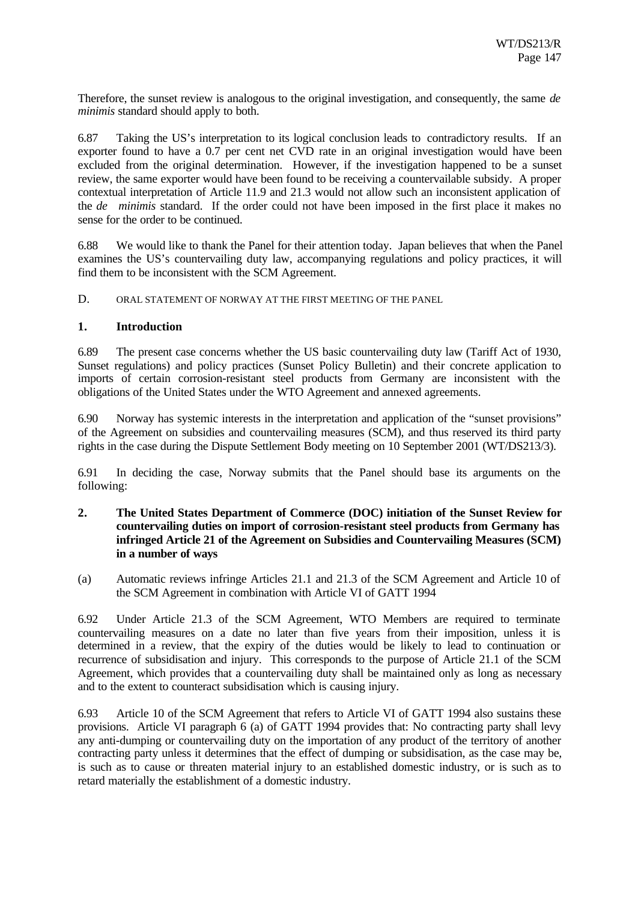Therefore, the sunset review is analogous to the original investigation, and consequently, the same *de minimis* standard should apply to both.

6.87 Taking the US's interpretation to its logical conclusion leads to contradictory results. If an exporter found to have a 0.7 per cent net CVD rate in an original investigation would have been excluded from the original determination. However, if the investigation happened to be a sunset review, the same exporter would have been found to be receiving a countervailable subsidy. A proper contextual interpretation of Article 11.9 and 21.3 would not allow such an inconsistent application of the *de minimis* standard. If the order could not have been imposed in the first place it makes no sense for the order to be continued.

6.88 We would like to thank the Panel for their attention today. Japan believes that when the Panel examines the US's countervailing duty law, accompanying regulations and policy practices, it will find them to be inconsistent with the SCM Agreement.

D. ORAL STATEMENT OF NORWAY AT THE FIRST MEETING OF THE PANEL

**1. Introduction**

6.89 The present case concerns whether the US basic countervailing duty law (Tariff Act of 1930, Sunset regulations) and policy practices (Sunset Policy Bulletin) and their concrete application to imports of certain corrosion-resistant steel products from Germany are inconsistent with the obligations of the United States under the WTO Agreement and annexed agreements.

6.90 Norway has systemic interests in the interpretation and application of the "sunset provisions" of the Agreement on subsidies and countervailing measures (SCM), and thus reserved its third party rights in the case during the Dispute Settlement Body meeting on 10 September 2001 (WT/DS213/3).

6.91 In deciding the case, Norway submits that the Panel should base its arguments on the following:

**2. The United States Department of Commerce (DOC) initiation of the Sunset Review for countervailing duties on import of corrosion-resistant steel products from Germany has infringed Article 21 of the Agreement on Subsidies and Countervailing Measures (SCM) in a number of ways**

(a) Automatic reviews infringe Articles 21.1 and 21.3 of the SCM Agreement and Article 10 of the SCM Agreement in combination with Article VI of GATT 1994

6.92 Under Article 21.3 of the SCM Agreement, WTO Members are required to terminate countervailing measures on a date no later than five years from their imposition, unless it is determined in a review, that the expiry of the duties would be likely to lead to continuation or recurrence of subsidisation and injury. This corresponds to the purpose of Article 21.1 of the SCM Agreement, which provides that a countervailing duty shall be maintained only as long as necessary and to the extent to counteract subsidisation which is causing injury.

6.93 Article 10 of the SCM Agreement that refers to Article VI of GATT 1994 also sustains these provisions. Article VI paragraph 6 (a) of GATT 1994 provides that: No contracting party shall levy any anti-dumping or countervailing duty on the importation of any product of the territory of another contracting party unless it determines that the effect of dumping or subsidisation, as the case may be, is such as to cause or threaten material injury to an established domestic industry, or is such as to retard materially the establishment of a domestic industry.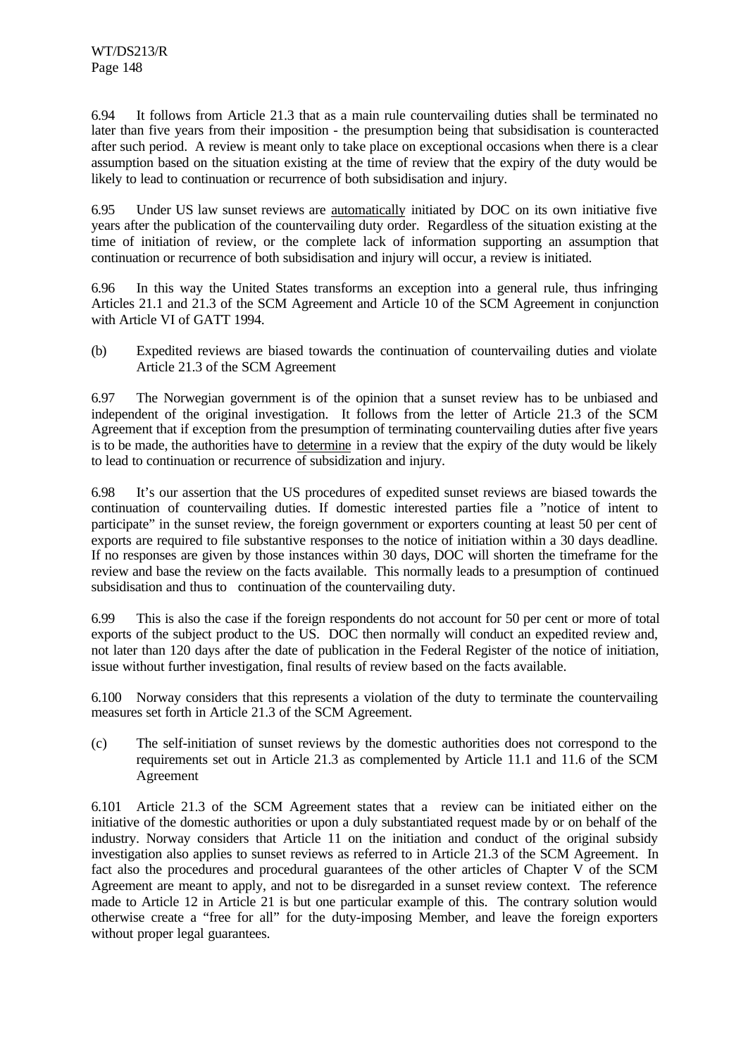6.94 It follows from Article 21.3 that as a main rule countervailing duties shall be terminated no later than five years from their imposition - the presumption being that subsidisation is counteracted after such period. A review is meant only to take place on exceptional occasions when there is a clear assumption based on the situation existing at the time of review that the expiry of the duty would be likely to lead to continuation or recurrence of both subsidisation and injury.

6.95 Under US law sunset reviews are <u>automatically</u> initiated by DOC on its own initiative five years after the publication of the countervailing duty order. Regardless of the situation existing at the time of initiation of review, or the complete lack of information supporting an assumption that continuation or recurrence of both subsidisation and injury will occur, a review is initiated.

6.96 In this way the United States transforms an exception into a general rule, thus infringing Articles 21.1 and 21.3 of the SCM Agreement and Article 10 of the SCM Agreement in conjunction with Article VI of GATT 1994.

(b) Expedited reviews are biased towards the continuation of countervailing duties and violate Article 21.3 of the SCM Agreement

6.97 The Norwegian government is of the opinion that a sunset review has to be unbiased and independent of the original investigation. It follows from the letter of Article 21.3 of the SCM Agreement that if exception from the presumption of terminating countervailing duties after five years is to be made, the authorities have to <u>determine</u> in a review that the expiry of the duty would be likely to lead to continuation or recurrence of subsidization and injury.

6.98 It's our assertion that the US procedures of expedited sunset reviews are biased towards the continuation of countervailing duties. If domestic interested parties file a "notice of intent to participate" in the sunset review, the foreign government or exporters counting at least 50 per cent of exports are required to file substantive responses to the notice of initiation within a 30 days deadline. If no responses are given by those instances within 30 days, DOC will shorten the timeframe for the review and base the review on the facts available. This normally leads to a presumption of continued subsidisation and thus to continuation of the countervailing duty.

6.99 This is also the case if the foreign respondents do not account for 50 per cent or more of total exports of the subject product to the US. DOC then normally will conduct an expedited review and, not later than 120 days after the date of publication in the Federal Register of the notice of initiation, issue without further investigation, final results of review based on the facts available.

6.100 Norway considers that this represents a violation of the duty to terminate the countervailing measures set forth in Article 21.3 of the SCM Agreement.

(c) The self-initiation of sunset reviews by the domestic authorities does not correspond to the requirements set out in Article 21.3 as complemented by Article 11.1 and 11.6 of the SCM Agreement

6.101 Article 21.3 of the SCM Agreement states that a review can be initiated either on the initiative of the domestic authorities or upon a duly substantiated request made by or on behalf of the industry. Norway considers that Article 11 on the initiation and conduct of the original subsidy investigation also applies to sunset reviews as referred to in Article 21.3 of the SCM Agreement. In fact also the procedures and procedural guarantees of the other articles of Chapter V of the SCM Agreement are meant to apply, and not to be disregarded in a sunset review context. The reference made to Article 12 in Article 21 is but one particular example of this. The contrary solution would otherwise create a "free for all" for the duty-imposing Member, and leave the foreign exporters without proper legal guarantees.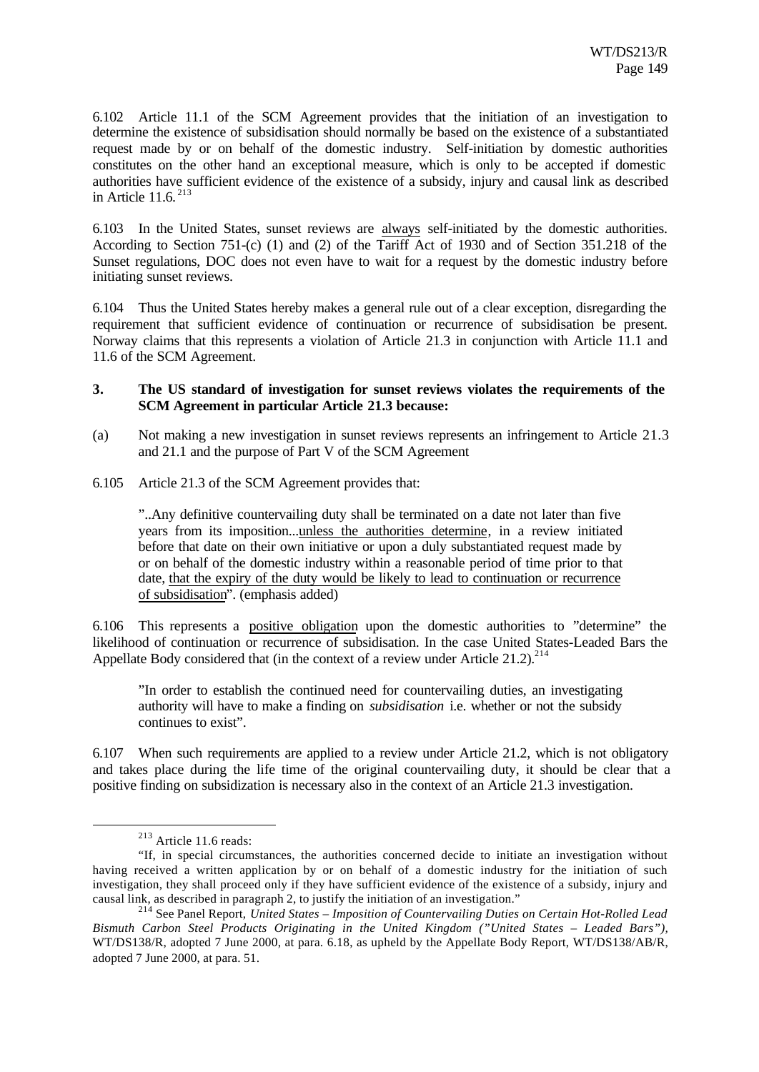6.102 Article 11.1 of the SCM Agreement provides that the initiation of an investigation to determine the existence of subsidisation should normally be based on the existence of a substantiated request made by or on behalf of the domestic industry. Self-initiation by domestic authorities constitutes on the other hand an exceptional measure, which is only to be accepted if domestic authorities have sufficient evidence of the existence of a subsidy, injury and causal link as described in Article 11.6.[213]

6.103 In the United States, sunset reviews are always self-initiated by the domestic authorities. According to Section 751-(c) (1) and (2) of the Tariff Act of 1930 and of Section 351.218 of the Sunset regulations, DOC does not even have to wait for a request by the domestic industry before initiating sunset reviews.

6.104 Thus the United States hereby makes a general rule out of a clear exception, disregarding the requirement that sufficient evidence of continuation or recurrence of subsidisation be present. Norway claims that this represents a violation of Article 21.3 in conjunction with Article 11.1 and 11.6 of the SCM Agreement.

### 3. The US standard of investigation for sunset reviews violates the requirements of the SCM Agreement in particular Article 21.3 because:

(a) Not making a new investigation in sunset reviews represents an infringement to Article 21.3 and 21.1 and the purpose of Part V of the SCM Agreement

6.105 Article 21.3 of the SCM Agreement provides that:

> "..Any definitive countervailing duty shall be terminated on a date not later than five years from its imposition...unless the authorities determine, in a review initiated before that date on their own initiative or upon a duly substantiated request made by or on behalf of the domestic industry within a reasonable period of time prior to that date, that the expiry of the duty would be likely to lead to continuation or recurrence of subsidisation". (emphasis added)

6.106 This represents a positive obligation upon the domestic authorities to "determine" the likelihood of continuation or recurrence of subsidisation. In the case United States-Leaded Bars the Appellate Body considered that (in the context of a review under Article 21.2).[214]

> "In order to establish the continued need for countervailing duties, an investigating authority will have to make a finding on *subsidisation* i.e. whether or not the subsidy continues to exist".

6.107 When such requirements are applied to a review under Article 21.2, which is not obligatory and takes place during the life time of the original countervailing duty, it should be clear that a positive finding on subsidization is necessary also in the context of an Article 21.3 investigation.

---

[213] Article 11.6 reads:

"If, in special circumstances, the authorities concerned decide to initiate an investigation without having received a written application by or on behalf of a domestic industry for the initiation of such investigation, they shall proceed only if they have sufficient evidence of the existence of a subsidy, injury and causal link, as described in paragraph 2, to justify the initiation of an investigation."

[214] See Panel Report, *United States – Imposition of Countervailing Duties on Certain Hot-Rolled Lead Bismuth Carbon Steel Products Originating in the United Kingdom ("United States – Leaded Bars")*, WT/DS138/R, adopted 7 June 2000, at para. 6.18, as upheld by the Appellate Body Report, WT/DS138/AB/R, adopted 7 June 2000, at para. 51.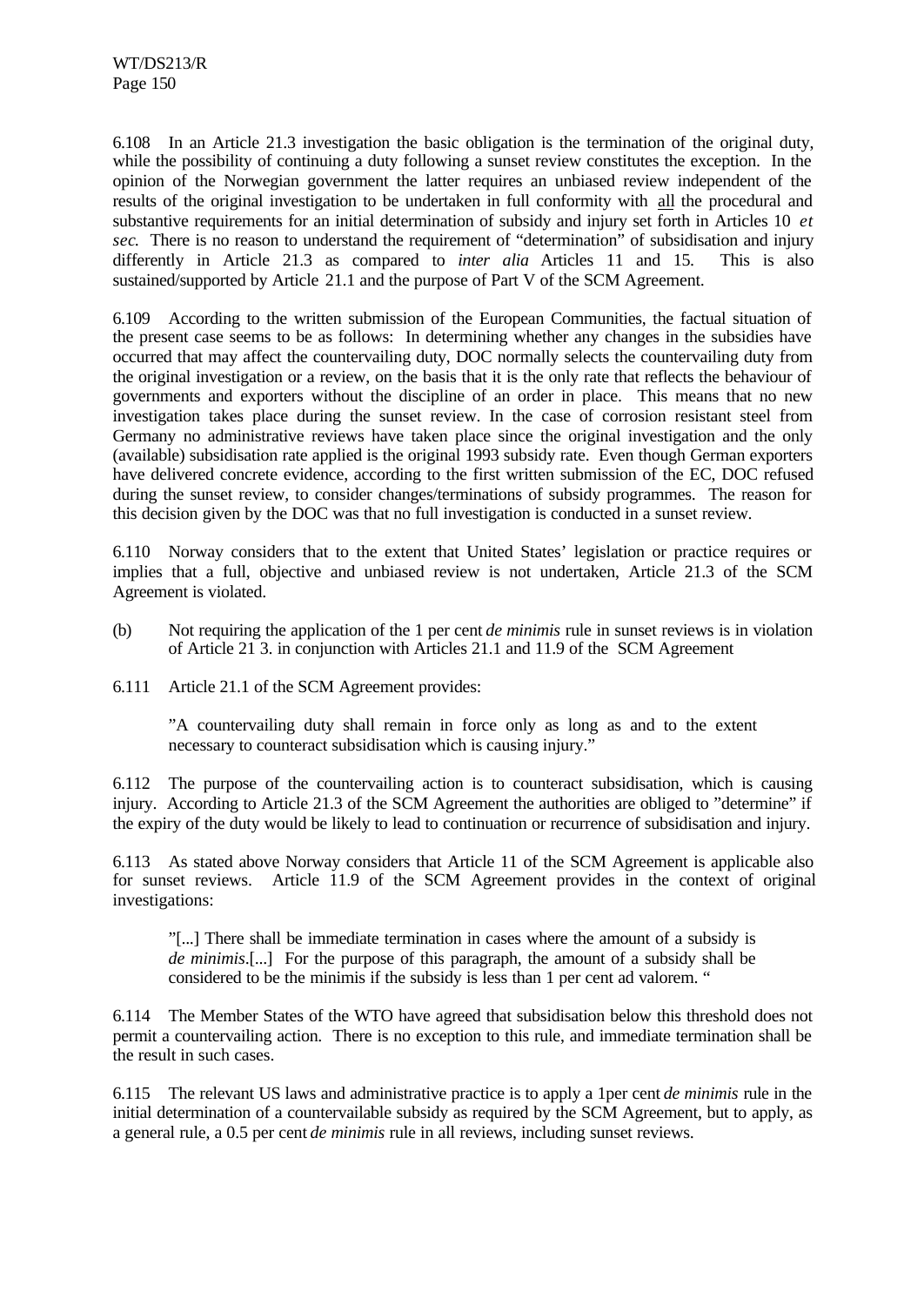6.108 In an Article 21.3 investigation the basic obligation is the termination of the original duty, while the possibility of continuing a duty following a sunset review constitutes the exception. In the opinion of the Norwegian government the latter requires an unbiased review independent of the results of the original investigation to be undertaken in full conformity with all the procedural and substantive requirements for an initial determination of subsidy and injury set forth in Articles 10 *et sec.* There is no reason to understand the requirement of "determination" of subsidisation and injury differently in Article 21.3 as compared to *inter alia* Articles 11 and 15. This is also sustained/supported by Article 21.1 and the purpose of Part V of the SCM Agreement.

6.109 According to the written submission of the European Communities, the factual situation of the present case seems to be as follows: In determining whether any changes in the subsidies have occurred that may affect the countervailing duty, DOC normally selects the countervailing duty from the original investigation or a review, on the basis that it is the only rate that reflects the behaviour of governments and exporters without the discipline of an order in place. This means that no new investigation takes place during the sunset review. In the case of corrosion resistant steel from Germany no administrative reviews have taken place since the original investigation and the only (available) subsidisation rate applied is the original 1993 subsidy rate. Even though German exporters have delivered concrete evidence, according to the first written submission of the EC, DOC refused during the sunset review, to consider changes/terminations of subsidy programmes. The reason for this decision given by the DOC was that no full investigation is conducted in a sunset review.

6.110 Norway considers that to the extent that United States' legislation or practice requires or implies that a full, objective and unbiased review is not undertaken, Article 21.3 of the SCM Agreement is violated.

(b) Not requiring the application of the 1 per cent *de minimis* rule in sunset reviews is in violation of Article 21 3. in conjunction with Articles 21.1 and 11.9 of the SCM Agreement

6.111 Article 21.1 of the SCM Agreement provides:

> "A countervailing duty shall remain in force only as long as and to the extent necessary to counteract subsidisation which is causing injury."

6.112 The purpose of the countervailing action is to counteract subsidisation, which is causing injury. According to Article 21.3 of the SCM Agreement the authorities are obliged to "determine" if the expiry of the duty would be likely to lead to continuation or recurrence of subsidisation and injury.

6.113 As stated above Norway considers that Article 11 of the SCM Agreement is applicable also for sunset reviews. Article 11.9 of the SCM Agreement provides in the context of original investigations:

> "[...] There shall be immediate termination in cases where the amount of a subsidy is *de minimis*.[...] For the purpose of this paragraph, the amount of a subsidy shall be considered to be the minimis if the subsidy is less than 1 per cent ad valorem. "

6.114 The Member States of the WTO have agreed that subsidisation below this threshold does not permit a countervailing action. There is no exception to this rule, and immediate termination shall be the result in such cases.

6.115 The relevant US laws and administrative practice is to apply a 1per cent *de minimis* rule in the initial determination of a countervailable subsidy as required by the SCM Agreement, but to apply, as a general rule, a 0.5 per cent *de minimis* rule in all reviews, including sunset reviews.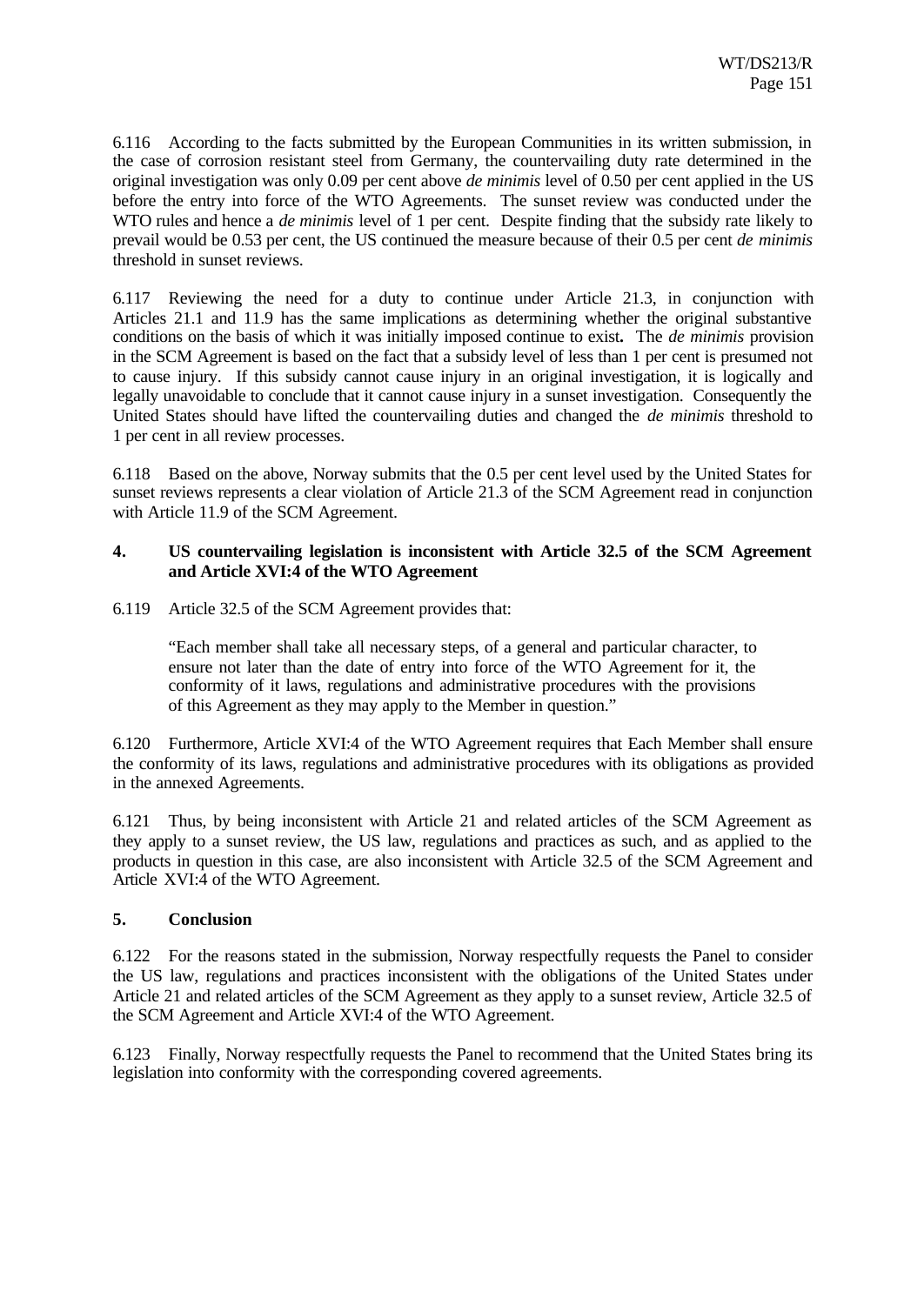6.116 According to the facts submitted by the European Communities in its written submission, in the case of corrosion resistant steel from Germany, the countervailing duty rate determined in the original investigation was only 0.09 per cent above *de minimis* level of 0.50 per cent applied in the US before the entry into force of the WTO Agreements. The sunset review was conducted under the WTO rules and hence a *de minimis* level of 1 per cent. Despite finding that the subsidy rate likely to prevail would be 0.53 per cent, the US continued the measure because of their 0.5 per cent *de minimis* threshold in sunset reviews.

6.117 Reviewing the need for a duty to continue under Article 21.3, in conjunction with Articles 21.1 and 11.9 has the same implications as determining whether the original substantive conditions on the basis of which it was initially imposed continue to exist**.** The *de minimis* provision in the SCM Agreement is based on the fact that a subsidy level of less than 1 per cent is presumed not to cause injury. If this subsidy cannot cause injury in an original investigation, it is logically and legally unavoidable to conclude that it cannot cause injury in a sunset investigation. Consequently the United States should have lifted the countervailing duties and changed the *de minimis* threshold to 1 per cent in all review processes.

6.118 Based on the above, Norway submits that the 0.5 per cent level used by the United States for sunset reviews represents a clear violation of Article 21.3 of the SCM Agreement read in conjunction with Article 11.9 of the SCM Agreement.

### 4. US countervailing legislation is inconsistent with Article 32.5 of the SCM Agreement and Article XVI:4 of the WTO Agreement

6.119 Article 32.5 of the SCM Agreement provides that:

> "Each member shall take all necessary steps, of a general and particular character, to ensure not later than the date of entry into force of the WTO Agreement for it, the conformity of it laws, regulations and administrative procedures with the provisions of this Agreement as they may apply to the Member in question."

6.120 Furthermore, Article XVI:4 of the WTO Agreement requires that Each Member shall ensure the conformity of its laws, regulations and administrative procedures with its obligations as provided in the annexed Agreements.

6.121 Thus, by being inconsistent with Article 21 and related articles of the SCM Agreement as they apply to a sunset review, the US law, regulations and practices as such, and as applied to the products in question in this case, are also inconsistent with Article 32.5 of the SCM Agreement and Article XVI:4 of the WTO Agreement.

### 5. Conclusion

6.122 For the reasons stated in the submission, Norway respectfully requests the Panel to consider the US law, regulations and practices inconsistent with the obligations of the United States under Article 21 and related articles of the SCM Agreement as they apply to a sunset review, Article 32.5 of the SCM Agreement and Article XVI:4 of the WTO Agreement.

6.123 Finally, Norway respectfully requests the Panel to recommend that the United States bring its legislation into conformity with the corresponding covered agreements.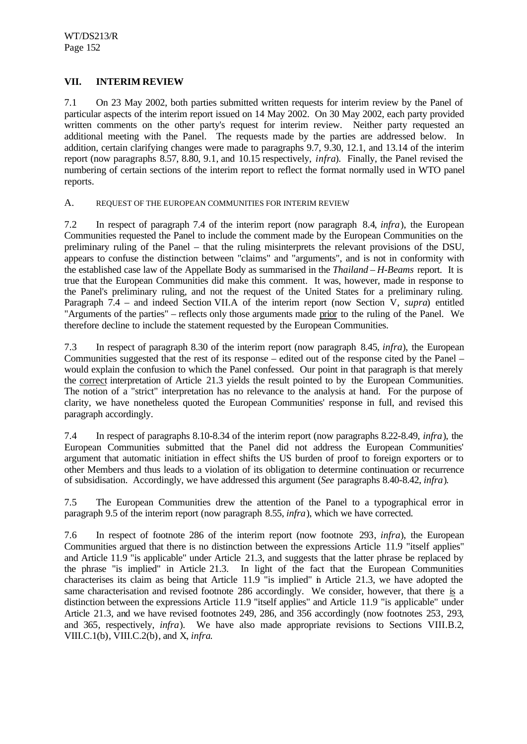## VII. INTERIM REVIEW

7.1 On 23 May 2002, both parties submitted written requests for interim review by the Panel of particular aspects of the interim report issued on 14 May 2002. On 30 May 2002, each party provided written comments on the other party's request for interim review. Neither party requested an additional meeting with the Panel. The requests made by the parties are addressed below. In addition, certain clarifying changes were made to paragraphs 9.7, 9.30, 12.1, and 13.14 of the interim report (now paragraphs 8.57, 8.80, 9.1, and 10.15 respectively, *infra*). Finally, the Panel revised the numbering of certain sections of the interim report to reflect the format normally used in WTO panel reports.

### A. REQUEST OF THE EUROPEAN COMMUNITIES FOR INTERIM REVIEW

7.2 In respect of paragraph 7.4 of the interim report (now paragraph 8.4, *infra*), the European Communities requested the Panel to include the comment made by the European Communities on the preliminary ruling of the Panel – that the ruling misinterprets the relevant provisions of the DSU, appears to confuse the distinction between "claims" and "arguments", and is not in conformity with the established case law of the Appellate Body as summarised in the *Thailand – H-Beams* report. It is true that the European Communities did make this comment. It was, however, made in response to the Panel's preliminary ruling, and not the request of the United States for a preliminary ruling. Paragraph 7.4 – and indeed Section VII.A of the interim report (now Section V, *supra*) entitled "Arguments of the parties" – reflects only those arguments made prior to the ruling of the Panel. We therefore decline to include the statement requested by the European Communities.

7.3 In respect of paragraph 8.30 of the interim report (now paragraph 8.45, *infra*), the European Communities suggested that the rest of its response – edited out of the response cited by the Panel – would explain the confusion to which the Panel confessed. Our point in that paragraph is that merely the correct interpretation of Article 21.3 yields the result pointed to by the European Communities. The notion of a "strict" interpretation has no relevance to the analysis at hand. For the purpose of clarity, we have nonetheless quoted the European Communities' response in full, and revised this paragraph accordingly.

7.4 In respect of paragraphs 8.10-8.34 of the interim report (now paragraphs 8.22-8.49, *infra*), the European Communities submitted that the Panel did not address the European Communities' argument that automatic initiation in effect shifts the US burden of proof to foreign exporters or to other Members and thus leads to a violation of its obligation to determine continuation or recurrence of subsidisation. Accordingly, we have addressed this argument (*See* paragraphs 8.40-8.42, *infra*).

7.5 The European Communities drew the attention of the Panel to a typographical error in paragraph 9.5 of the interim report (now paragraph 8.55, *infra*), which we have corrected.

7.6 In respect of footnote 286 of the interim report (now footnote 293, *infra*), the European Communities argued that there is no distinction between the expressions Article 11.9 "itself applies" and Article 11.9 "is applicable" under Article 21.3, and suggests that the latter phrase be replaced by the phrase "is implied" in Article 21.3. In light of the fact that the European Communities characterises its claim as being that Article 11.9 "is implied" in Article 21.3, we have adopted the same characterisation and revised footnote 286 accordingly. We consider, however, that there is a distinction between the expressions Article 11.9 "itself applies" and Article 11.9 "is applicable" under Article 21.3, and we have revised footnotes 249, 286, and 356 accordingly (now footnotes 253, 293, and 365, respectively, *infra*). We have also made appropriate revisions to Sections VIII.B.2, VIII.C.1(b), VIII.C.2(b), and X, *infra*.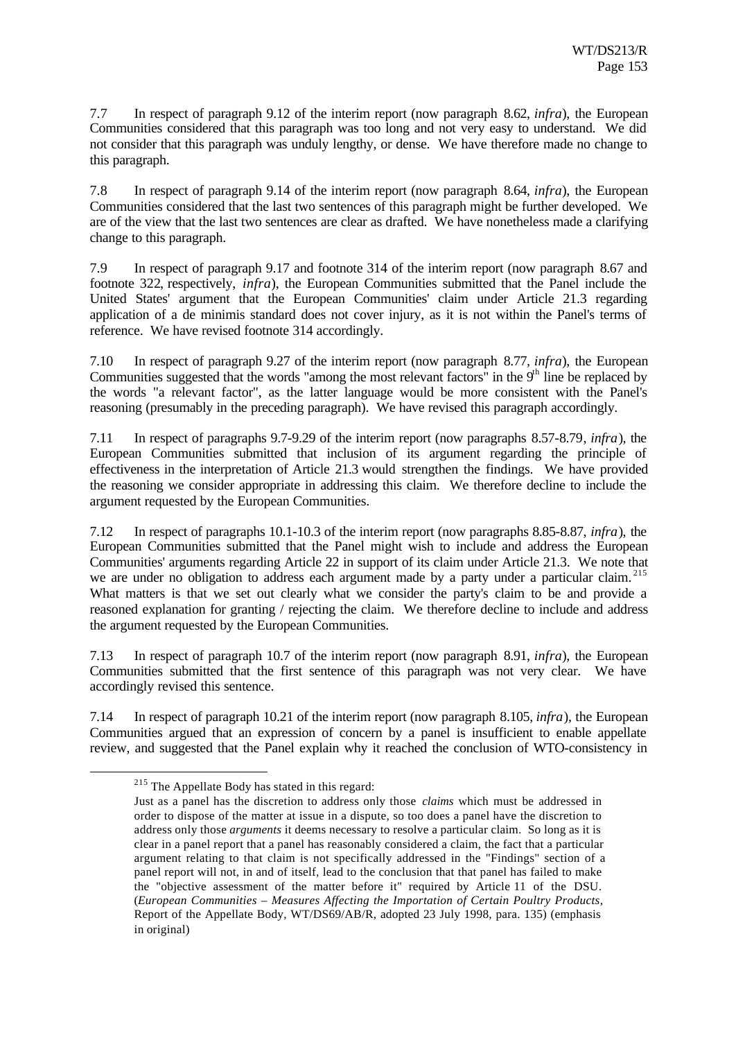7.7 In respect of paragraph 9.12 of the interim report (now paragraph 8.62, *infra*), the European Communities considered that this paragraph was too long and not very easy to understand. We did not consider that this paragraph was unduly lengthy, or dense. We have therefore made no change to this paragraph.

7.8 In respect of paragraph 9.14 of the interim report (now paragraph 8.64, *infra*), the European Communities considered that the last two sentences of this paragraph might be further developed. We are of the view that the last two sentences are clear as drafted. We have nonetheless made a clarifying change to this paragraph.

7.9 In respect of paragraph 9.17 and footnote 314 of the interim report (now paragraph 8.67 and footnote 322, respectively, *infra*), the European Communities submitted that the Panel include the United States' argument that the European Communities' claim under Article 21.3 regarding application of a de minimis standard does not cover injury, as it is not within the Panel's terms of reference. We have revised footnote 314 accordingly.

7.10 In respect of paragraph 9.27 of the interim report (now paragraph 8.77, *infra*), the European Communities suggested that the words "among the most relevant factors" in the 9th line be replaced by the words "a relevant factor", as the latter language would be more consistent with the Panel's reasoning (presumably in the preceding paragraph). We have revised this paragraph accordingly.

7.11 In respect of paragraphs 9.7-9.29 of the interim report (now paragraphs 8.57-8.79, *infra*), the European Communities submitted that inclusion of its argument regarding the principle of effectiveness in the interpretation of Article 21.3 would strengthen the findings. We have provided the reasoning we consider appropriate in addressing this claim. We therefore decline to include the argument requested by the European Communities.

7.12 In respect of paragraphs 10.1-10.3 of the interim report (now paragraphs 8.85-8.87, *infra*), the European Communities submitted that the Panel might wish to include and address the European Communities' arguments regarding Article 22 in support of its claim under Article 21.3. We note that we are under no obligation to address each argument made by a party under a particular claim.[215] What matters is that we set out clearly what we consider the party's claim to be and provide a reasoned explanation for granting / rejecting the claim. We therefore decline to include and address the argument requested by the European Communities.

7.13 In respect of paragraph 10.7 of the interim report (now paragraph 8.91, *infra*), the European Communities submitted that the first sentence of this paragraph was not very clear. We have accordingly revised this sentence.

7.14 In respect of paragraph 10.21 of the interim report (now paragraph 8.105, *infra*), the European Communities argued that an expression of concern by a panel is insufficient to enable appellate review, and suggested that the Panel explain why it reached the conclusion of WTO-consistency in

---

[215] The Appellate Body has stated in this regard:

> Just as a panel has the discretion to address only those *claims* which must be addressed in order to dispose of the matter at issue in a dispute, so too does a panel have the discretion to address only those *arguments* it deems necessary to resolve a particular claim. So long as it is clear in a panel report that a panel has reasonably considered a claim, the fact that a particular argument relating to that claim is not specifically addressed in the "Findings" section of a panel report will not, in and of itself, lead to the conclusion that that panel has failed to make the "objective assessment of the matter before it" required by Article 11 of the DSU. (*European Communities – Measures Affecting the Importation of Certain Poultry Products*, Report of the Appellate Body, WT/DS69/AB/R, adopted 23 July 1998, para. 135) (emphasis in original)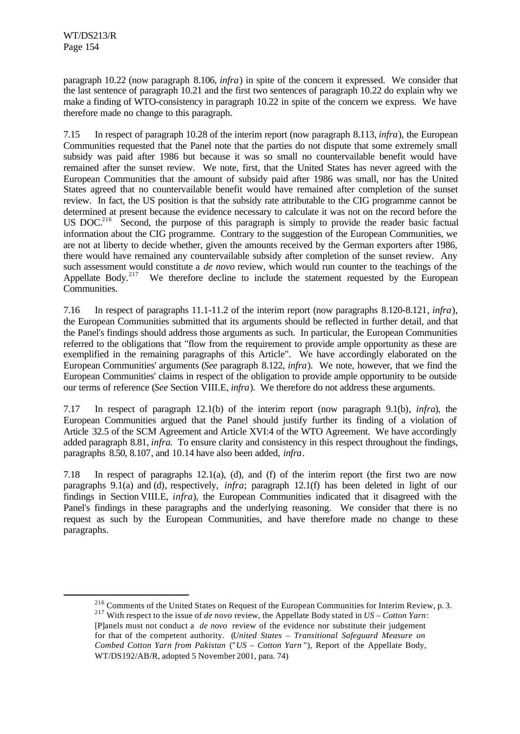paragraph 10.22 (now paragraph 8.106, *infra*) in spite of the concern it expressed. We consider that the last sentence of paragraph 10.21 and the first two sentences of paragraph 10.22 do explain why we make a finding of WTO-consistency in paragraph 10.22 in spite of the concern we express. We have therefore made no change to this paragraph.

7.15 In respect of paragraph 10.28 of the interim report (now paragraph 8.113, *infra*), the European Communities requested that the Panel note that the parties do not dispute that some extremely small subsidy was paid after 1986 but because it was so small no countervailable benefit would have remained after the sunset review. We note, first, that the United States has never agreed with the European Communities that the amount of subsidy paid after 1986 was small, nor has the United States agreed that no countervailable benefit would have remained after completion of the sunset review. In fact, the US position is that the subsidy rate attributable to the CIG programme cannot be determined at present because the evidence necessary to calculate it was not on the record before the US DOC.[216] Second, the purpose of this paragraph is simply to provide the reader basic factual information about the CIG programme. Contrary to the suggestion of the European Communities, we are not at liberty to decide whether, given the amounts received by the German exporters after 1986, there would have remained any countervailable subsidy after completion of the sunset review. Any such assessment would constitute a *de novo* review, which would run counter to the teachings of the Appellate Body.[217] We therefore decline to include the statement requested by the European Communities.

7.16 In respect of paragraphs 11.1-11.2 of the interim report (now paragraphs 8.120-8.121, *infra*), the European Communities submitted that its arguments should be reflected in further detail, and that the Panel's findings should address those arguments as such. In particular, the European Communities referred to the obligations that "flow from the requirement to provide ample opportunity as these are exemplified in the remaining paragraphs of this Article". We have accordingly elaborated on the European Communities' arguments (*See* paragraph 8.122, *infra*). We note, however, that we find the European Communities' claims in respect of the obligation to provide ample opportunity to be outside our terms of reference (*See* Section VIII.E, *infra*). We therefore do not address these arguments.

7.17 In respect of paragraph 12.1(b) of the interim report (now paragraph 9.1(b), *infra*), the European Communities argued that the Panel should justify further its finding of a violation of Article 32.5 of the SCM Agreement and Article XVI:4 of the WTO Agreement. We have accordingly added paragraph 8.81, *infra*. To ensure clarity and consistency in this respect throughout the findings, paragraphs 8.50, 8.107, and 10.14 have also been added, *infra*.

7.18 In respect of paragraphs 12.1(a), (d), and (f) of the interim report (the first two are now paragraphs 9.1(a) and (d), respectively, *infra*; paragraph 12.1(f) has been deleted in light of our findings in Section VIII.E, *infra*), the European Communities indicated that it disagreed with the Panel's findings in these paragraphs and the underlying reasoning. We consider that there is no request as such by the European Communities, and have therefore made no change to these paragraphs.

---

[216] Comments of the United States on Request of the European Communities for Interim Review, p. 3.

[217] With respect to the issue of *de novo* review, the Appellate Body stated in *US – Cotton Yarn*:

> [P]anels must not conduct a *de novo* review of the evidence nor substitute their judgement for that of the competent authority. (*United States – Transitional Safeguard Measure on Combed Cotton Yarn from Pakistan* ("*US – Cotton Yarn*"), Report of the Appellate Body, WT/DS192/AB/R, adopted 5 November 2001, para. 74)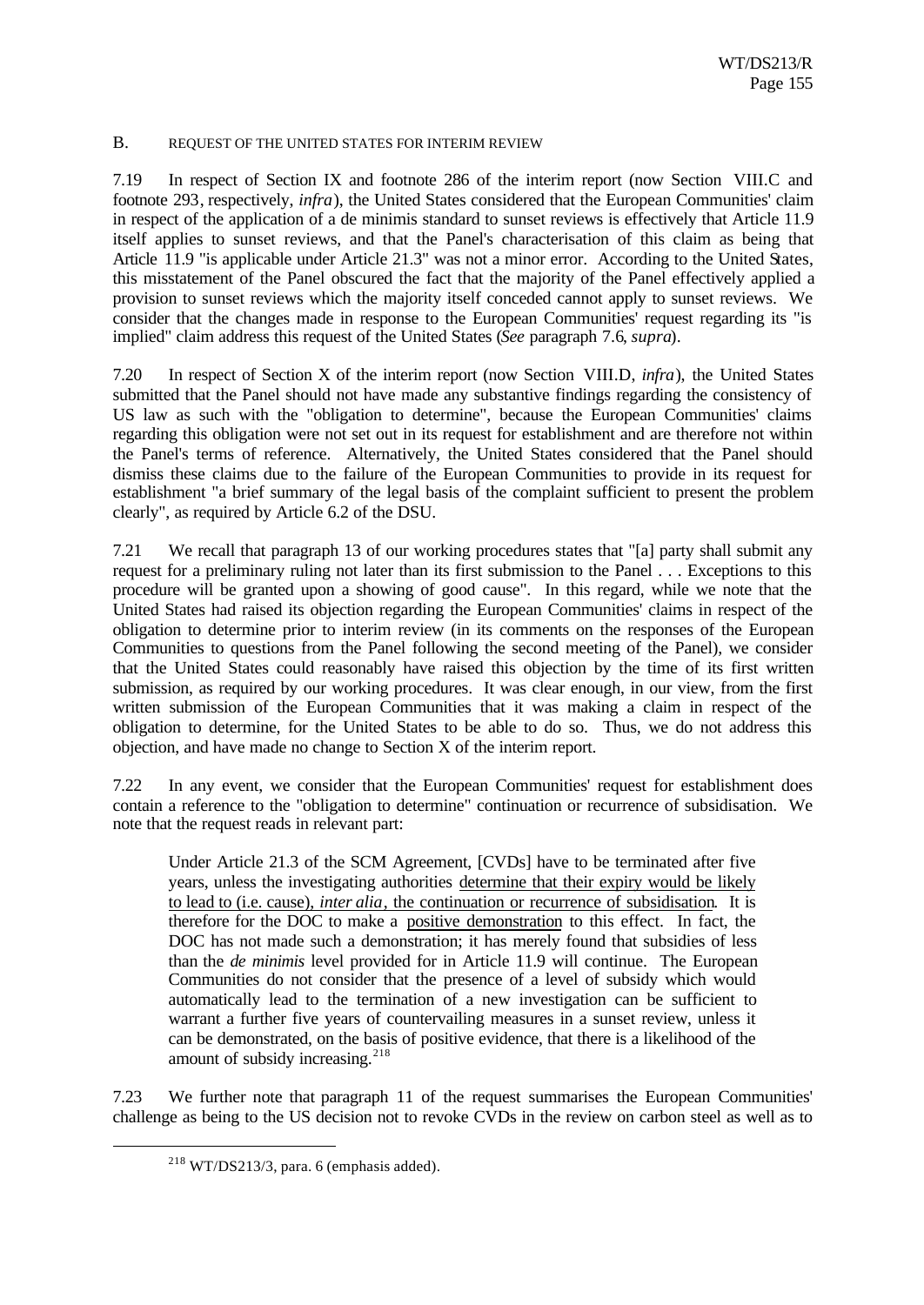### B. REQUEST OF THE UNITED STATES FOR INTERIM REVIEW

7.19 In respect of Section IX and footnote 286 of the interim report (now Section VIII.C and footnote 293, respectively, *infra*), the United States considered that the European Communities' claim in respect of the application of a de minimis standard to sunset reviews is effectively that Article 11.9 itself applies to sunset reviews, and that the Panel's characterisation of this claim as being that Article 11.9 "is applicable under Article 21.3" was not a minor error. According to the United States, this misstatement of the Panel obscured the fact that the majority of the Panel effectively applied a provision to sunset reviews which the majority itself conceded cannot apply to sunset reviews. We consider that the changes made in response to the European Communities' request regarding its "is implied" claim address this request of the United States (*See* paragraph 7.6, *supra*).

7.20 In respect of Section X of the interim report (now Section VIII.D, *infra*), the United States submitted that the Panel should not have made any substantive findings regarding the consistency of US law as such with the "obligation to determine", because the European Communities' claims regarding this obligation were not set out in its request for establishment and are therefore not within the Panel's terms of reference. Alternatively, the United States considered that the Panel should dismiss these claims due to the failure of the European Communities to provide in its request for establishment "a brief summary of the legal basis of the complaint sufficient to present the problem clearly", as required by Article 6.2 of the DSU.

7.21 We recall that paragraph 13 of our working procedures states that "[a] party shall submit any request for a preliminary ruling not later than its first submission to the Panel . . . Exceptions to this procedure will be granted upon a showing of good cause". In this regard, while we note that the United States had raised its objection regarding the European Communities' claims in respect of the obligation to determine prior to interim review (in its comments on the responses of the European Communities to questions from the Panel following the second meeting of the Panel), we consider that the United States could reasonably have raised this objection by the time of its first written submission, as required by our working procedures. It was clear enough, in our view, from the first written submission of the European Communities that it was making a claim in respect of the obligation to determine, for the United States to be able to do so. Thus, we do not address this objection, and have made no change to Section X of the interim report.

7.22 In any event, we consider that the European Communities' request for establishment does contain a reference to the "obligation to determine" continuation or recurrence of subsidisation. We note that the request reads in relevant part:

> Under Article 21.3 of the SCM Agreement, [CVDs] have to be terminated after five years, unless the investigating authorities determine that their expiry would be likely to lead to (i.e. cause), *inter alia*, the continuation or recurrence of subsidisation. It is therefore for the DOC to make a positive demonstration to this effect. In fact, the DOC has not made such a demonstration; it has merely found that subsidies of less than the *de minimis* level provided for in Article 11.9 will continue. The European Communities do not consider that the presence of a level of subsidy which would automatically lead to the termination of a new investigation can be sufficient to warrant a further five years of countervailing measures in a sunset review, unless it can be demonstrated, on the basis of positive evidence, that there is a likelihood of the amount of subsidy increasing.[218]

7.23 We further note that paragraph 11 of the request summarises the European Communities' challenge as being to the US decision not to revoke CVDs in the review on carbon steel as well as to

[218] WT/DS213/3, para. 6 (emphasis added).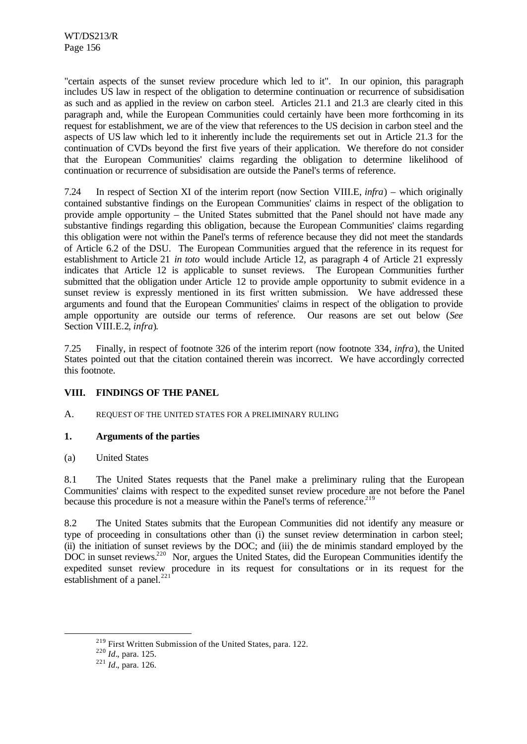"certain aspects of the sunset review procedure which led to it". In our opinion, this paragraph includes US law in respect of the obligation to determine continuation or recurrence of subsidisation as such and as applied in the review on carbon steel. Articles 21.1 and 21.3 are clearly cited in this paragraph and, while the European Communities could certainly have been more forthcoming in its request for establishment, we are of the view that references to the US decision in carbon steel and the aspects of US law which led to it inherently include the requirements set out in Article 21.3 for the continuation of CVDs beyond the first five years of their application. We therefore do not consider that the European Communities' claims regarding the obligation to determine likelihood of continuation or recurrence of subsidisation are outside the Panel's terms of reference.

7.24 In respect of Section XI of the interim report (now Section VIII.E, *infra*) – which originally contained substantive findings on the European Communities' claims in respect of the obligation to provide ample opportunity – the United States submitted that the Panel should not have made any substantive findings regarding this obligation, because the European Communities' claims regarding this obligation were not within the Panel's terms of reference because they did not meet the standards of Article 6.2 of the DSU. The European Communities argued that the reference in its request for establishment to Article 21 *in toto* would include Article 12, as paragraph 4 of Article 21 expressly indicates that Article 12 is applicable to sunset reviews. The European Communities further submitted that the obligation under Article 12 to provide ample opportunity to submit evidence in a sunset review is expressly mentioned in its first written submission. We have addressed these arguments and found that the European Communities' claims in respect of the obligation to provide ample opportunity are outside our terms of reference. Our reasons are set out below (*See* Section VIII.E.2, *infra*).

7.25 Finally, in respect of footnote 326 of the interim report (now footnote 334, *infra*), the United States pointed out that the citation contained therein was incorrect. We have accordingly corrected this footnote.

## VIII. FINDINGS OF THE PANEL

### A. REQUEST OF THE UNITED STATES FOR A PRELIMINARY RULING

#### 1. Arguments of the parties

(a) United States

8.1 The United States requests that the Panel make a preliminary ruling that the European Communities' claims with respect to the expedited sunset review procedure are not before the Panel because this procedure is not a measure within the Panel's terms of reference.[219]

8.2 The United States submits that the European Communities did not identify any measure or type of proceeding in consultations other than (i) the sunset review determination in carbon steel; (ii) the initiation of sunset reviews by the DOC; and (iii) the de minimis standard employed by the DOC in sunset reviews.[220] Nor, argues the United States, did the European Communities identify the expedited sunset review procedure in its request for consultations or in its request for the establishment of a panel.[221]

---

[219] First Written Submission of the United States, para. 122.

[220] *Id*., para. 125.

[221] *Id*., para. 126.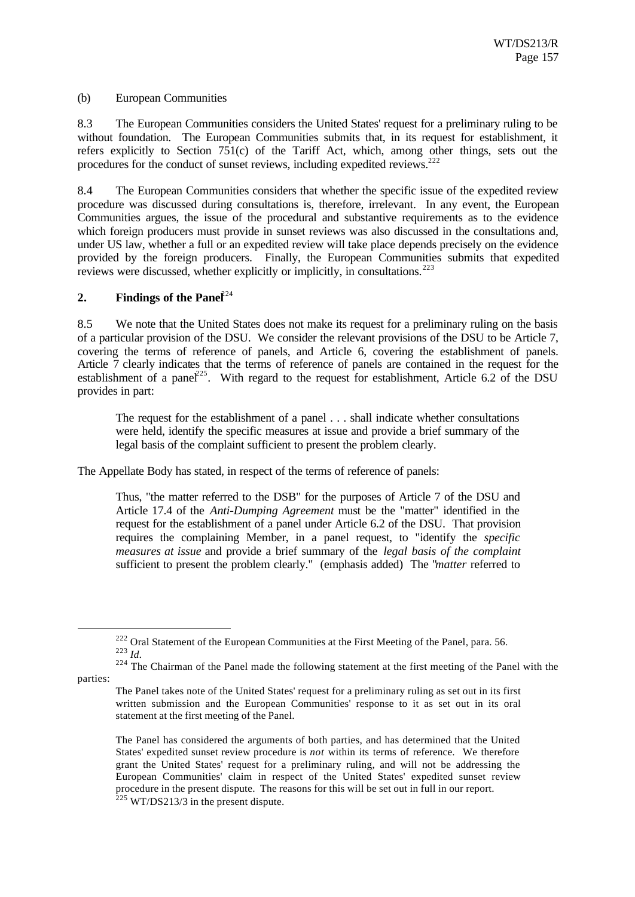(b) European Communities

8.3 The European Communities considers the United States' request for a preliminary ruling to be without foundation. The European Communities submits that, in its request for establishment, it refers explicitly to Section 751(c) of the Tariff Act, which, among other things, sets out the procedures for the conduct of sunset reviews, including expedited reviews.[222]

8.4 The European Communities considers that whether the specific issue of the expedited review procedure was discussed during consultations is, therefore, irrelevant. In any event, the European Communities argues, the issue of the procedural and substantive requirements as to the evidence which foreign producers must provide in sunset reviews was also discussed in the consultations and, under US law, whether a full or an expedited review will take place depends precisely on the evidence provided by the foreign producers. Finally, the European Communities submits that expedited reviews were discussed, whether explicitly or implicitly, in consultations.[223]

## 2. Findings of the Panel[224]

8.5 We note that the United States does not make its request for a preliminary ruling on the basis of a particular provision of the DSU. We consider the relevant provisions of the DSU to be Article 7, covering the terms of reference of panels, and Article 6, covering the establishment of panels. Article 7 clearly indicates that the terms of reference of panels are contained in the request for the establishment of a panel[225]. With regard to the request for establishment, Article 6.2 of the DSU provides in part:

> The request for the establishment of a panel . . . shall indicate whether consultations were held, identify the specific measures at issue and provide a brief summary of the legal basis of the complaint sufficient to present the problem clearly.

The Appellate Body has stated, in respect of the terms of reference of panels:

> Thus, "the matter referred to the DSB" for the purposes of Article 7 of the DSU and Article 17.4 of the *Anti-Dumping Agreement* must be the "matter" identified in the request for the establishment of a panel under Article 6.2 of the DSU. That provision requires the complaining Member, in a panel request, to "identify the *specific measures at issue* and provide a brief summary of the *legal basis of the complaint* sufficient to present the problem clearly." (emphasis added) The "*matter* referred to

---

[222] Oral Statement of the European Communities at the First Meeting of the Panel, para. 56.

[223] *Id*.

[224] The Chairman of the Panel made the following statement at the first meeting of the Panel with the parties:

> The Panel takes note of the United States' request for a preliminary ruling as set out in its first written submission and the European Communities' response to it as set out in its oral statement at the first meeting of the Panel.
>
> The Panel has considered the arguments of both parties, and has determined that the United States' expedited sunset review procedure is *not* within its terms of reference. We therefore grant the United States' request for a preliminary ruling, and will not be addressing the European Communities' claim in respect of the United States' expedited sunset review procedure in the present dispute. The reasons for this will be set out in full in our report.

[225] WT/DS213/3 in the present dispute.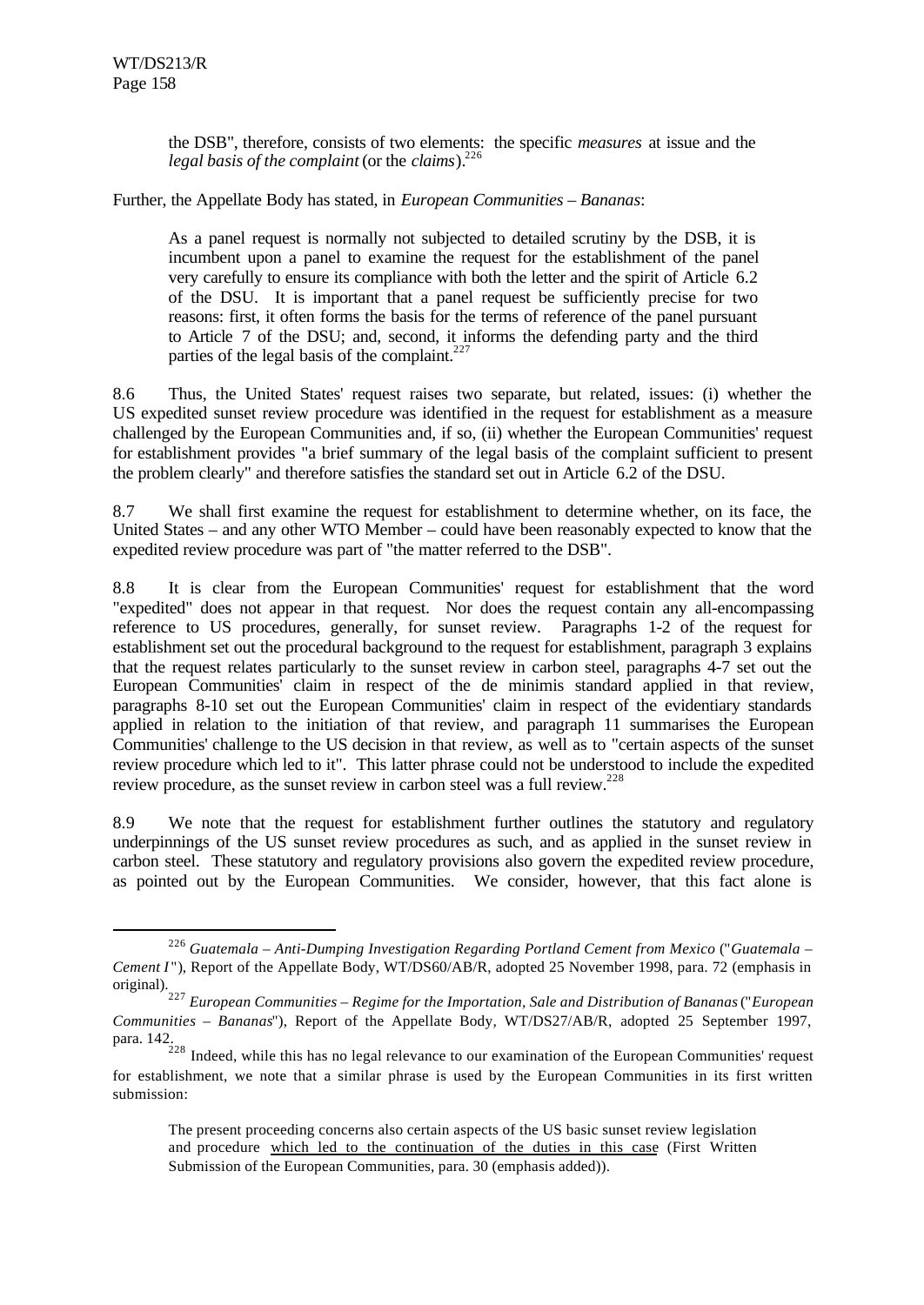the DSB", therefore, consists of two elements: the specific *measures* at issue and the *legal basis of the complaint* (or the *claims*).[226]

Further, the Appellate Body has stated, in *European Communities – Bananas*:

> As a panel request is normally not subjected to detailed scrutiny by the DSB, it is incumbent upon a panel to examine the request for the establishment of the panel very carefully to ensure its compliance with both the letter and the spirit of Article 6.2 of the DSU. It is important that a panel request be sufficiently precise for two reasons: first, it often forms the basis for the terms of reference of the panel pursuant to Article 7 of the DSU; and, second, it informs the defending party and the third parties of the legal basis of the complaint.[227]

8.6 Thus, the United States' request raises two separate, but related, issues: (i) whether the US expedited sunset review procedure was identified in the request for establishment as a measure challenged by the European Communities and, if so, (ii) whether the European Communities' request for establishment provides "a brief summary of the legal basis of the complaint sufficient to present the problem clearly" and therefore satisfies the standard set out in Article 6.2 of the DSU.

8.7 We shall first examine the request for establishment to determine whether, on its face, the United States – and any other WTO Member – could have been reasonably expected to know that the expedited review procedure was part of "the matter referred to the DSB".

8.8 It is clear from the European Communities' request for establishment that the word "expedited" does not appear in that request. Nor does the request contain any all-encompassing reference to US procedures, generally, for sunset review. Paragraphs 1-2 of the request for establishment set out the procedural background to the request for establishment, paragraph 3 explains that the request relates particularly to the sunset review in carbon steel, paragraphs 4-7 set out the European Communities' claim in respect of the de minimis standard applied in that review, paragraphs 8-10 set out the European Communities' claim in respect of the evidentiary standards applied in relation to the initiation of that review, and paragraph 11 summarises the European Communities' challenge to the US decision in that review, as well as to "certain aspects of the sunset review procedure which led to it". This latter phrase could not be understood to include the expedited review procedure, as the sunset review in carbon steel was a full review.[228]

8.9 We note that the request for establishment further outlines the statutory and regulatory underpinnings of the US sunset review procedures as such, and as applied in the sunset review in carbon steel. These statutory and regulatory provisions also govern the expedited review procedure, as pointed out by the European Communities. We consider, however, that this fact alone is

---

[226] *Guatemala – Anti-Dumping Investigation Regarding Portland Cement from Mexico* ("*Guatemala – Cement I*"), Report of the Appellate Body, WT/DS60/AB/R, adopted 25 November 1998, para. 72 (emphasis in original).

[227] *European Communities – Regime for the Importation, Sale and Distribution of Bananas* ("*European Communities – Bananas*"), Report of the Appellate Body, WT/DS27/AB/R, adopted 25 September 1997, para. 142.

[228] Indeed, while this has no legal relevance to our examination of the European Communities' request for establishment, we note that a similar phrase is used by the European Communities in its first written submission:

> The present proceeding concerns also certain aspects of the US basic sunset review legislation and procedure <u>which led to the continuation of the duties in this case</u> (First Written Submission of the European Communities, para. 30 (emphasis added)).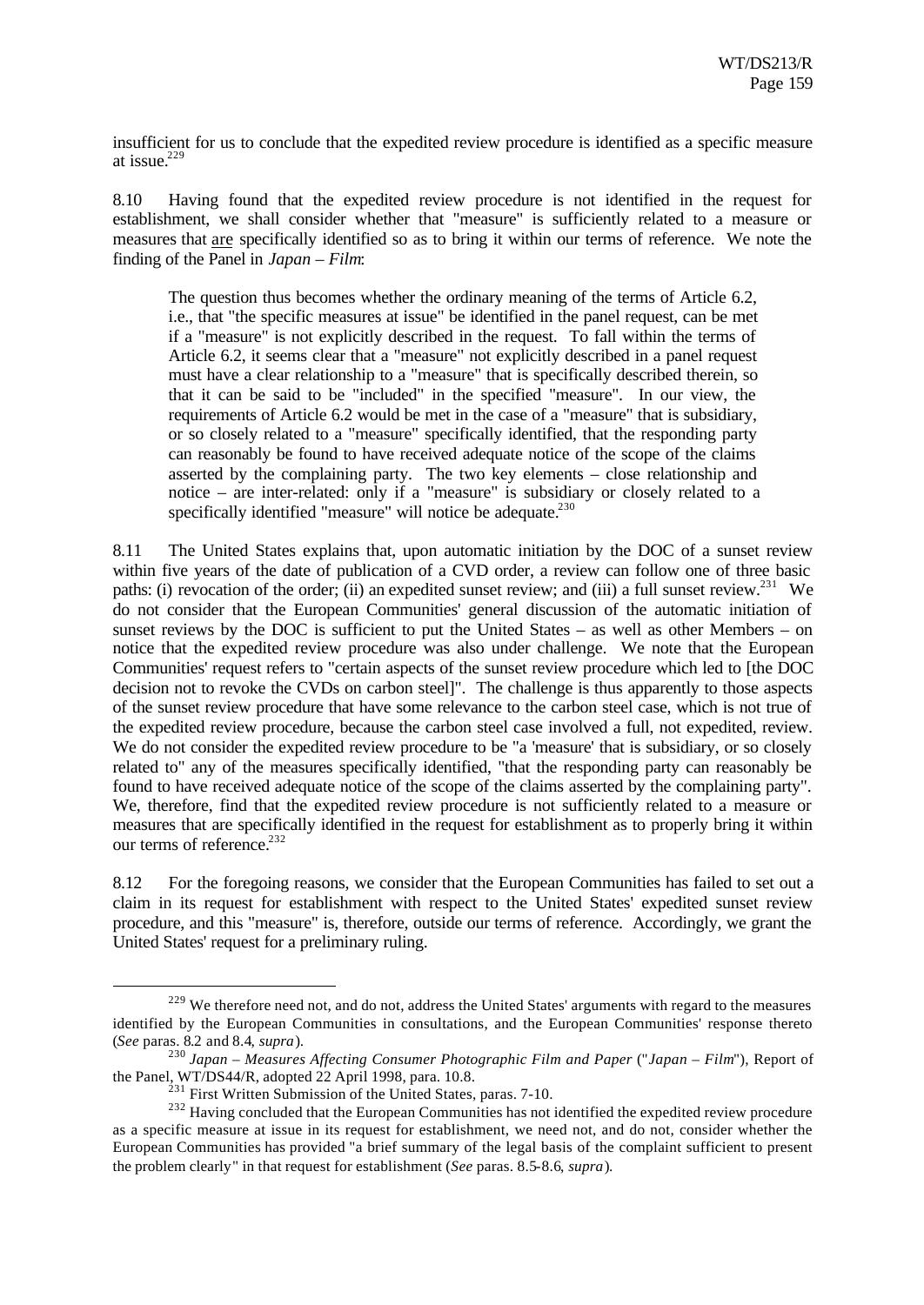insufficient for us to conclude that the expedited review procedure is identified as a specific measure at issue.[229]

8.10 Having found that the expedited review procedure is not identified in the request for establishment, we shall consider whether that "measure" is sufficiently related to a measure or measures that are specifically identified so as to bring it within our terms of reference. We note the finding of the Panel in *Japan – Film*:

> The question thus becomes whether the ordinary meaning of the terms of Article 6.2, i.e., that "the specific measures at issue" be identified in the panel request, can be met if a "measure" is not explicitly described in the request. To fall within the terms of Article 6.2, it seems clear that a "measure" not explicitly described in a panel request must have a clear relationship to a "measure" that is specifically described therein, so that it can be said to be "included" in the specified "measure". In our view, the requirements of Article 6.2 would be met in the case of a "measure" that is subsidiary, or so closely related to a "measure" specifically identified, that the responding party can reasonably be found to have received adequate notice of the scope of the claims asserted by the complaining party. The two key elements – close relationship and notice – are inter-related: only if a "measure" is subsidiary or closely related to a specifically identified "measure" will notice be adequate.[230]

8.11 The United States explains that, upon automatic initiation by the DOC of a sunset review within five years of the date of publication of a CVD order, a review can follow one of three basic paths: (i) revocation of the order; (ii) an expedited sunset review; and (iii) a full sunset review.[231] We do not consider that the European Communities' general discussion of the automatic initiation of sunset reviews by the DOC is sufficient to put the United States – as well as other Members – on notice that the expedited review procedure was also under challenge. We note that the European Communities' request refers to "certain aspects of the sunset review procedure which led to [the DOC decision not to revoke the CVDs on carbon steel]". The challenge is thus apparently to those aspects of the sunset review procedure that have some relevance to the carbon steel case, which is not true of the expedited review procedure, because the carbon steel case involved a full, not expedited, review. We do not consider the expedited review procedure to be "a 'measure' that is subsidiary, or so closely related to" any of the measures specifically identified, "that the responding party can reasonably be found to have received adequate notice of the scope of the claims asserted by the complaining party". We, therefore, find that the expedited review procedure is not sufficiently related to a measure or measures that are specifically identified in the request for establishment as to properly bring it within our terms of reference.[232]

8.12 For the foregoing reasons, we consider that the European Communities has failed to set out a claim in its request for establishment with respect to the United States' expedited sunset review procedure, and this "measure" is, therefore, outside our terms of reference. Accordingly, we grant the United States' request for a preliminary ruling.

---

[229] We therefore need not, and do not, address the United States' arguments with regard to the measures identified by the European Communities in consultations, and the European Communities' response thereto (*See* paras. 8.2 and 8.4, *supra*).

[230] *Japan – Measures Affecting Consumer Photographic Film and Paper* ("*Japan – Film*"), Report of the Panel, WT/DS44/R, adopted 22 April 1998, para. 10.8.

[231] First Written Submission of the United States, paras. 7-10.

[232] Having concluded that the European Communities has not identified the expedited review procedure as a specific measure at issue in its request for establishment, we need not, and do not, consider whether the European Communities has provided "a brief summary of the legal basis of the complaint sufficient to present the problem clearly" in that request for establishment (*See* paras. 8.5-8.6, *supra*).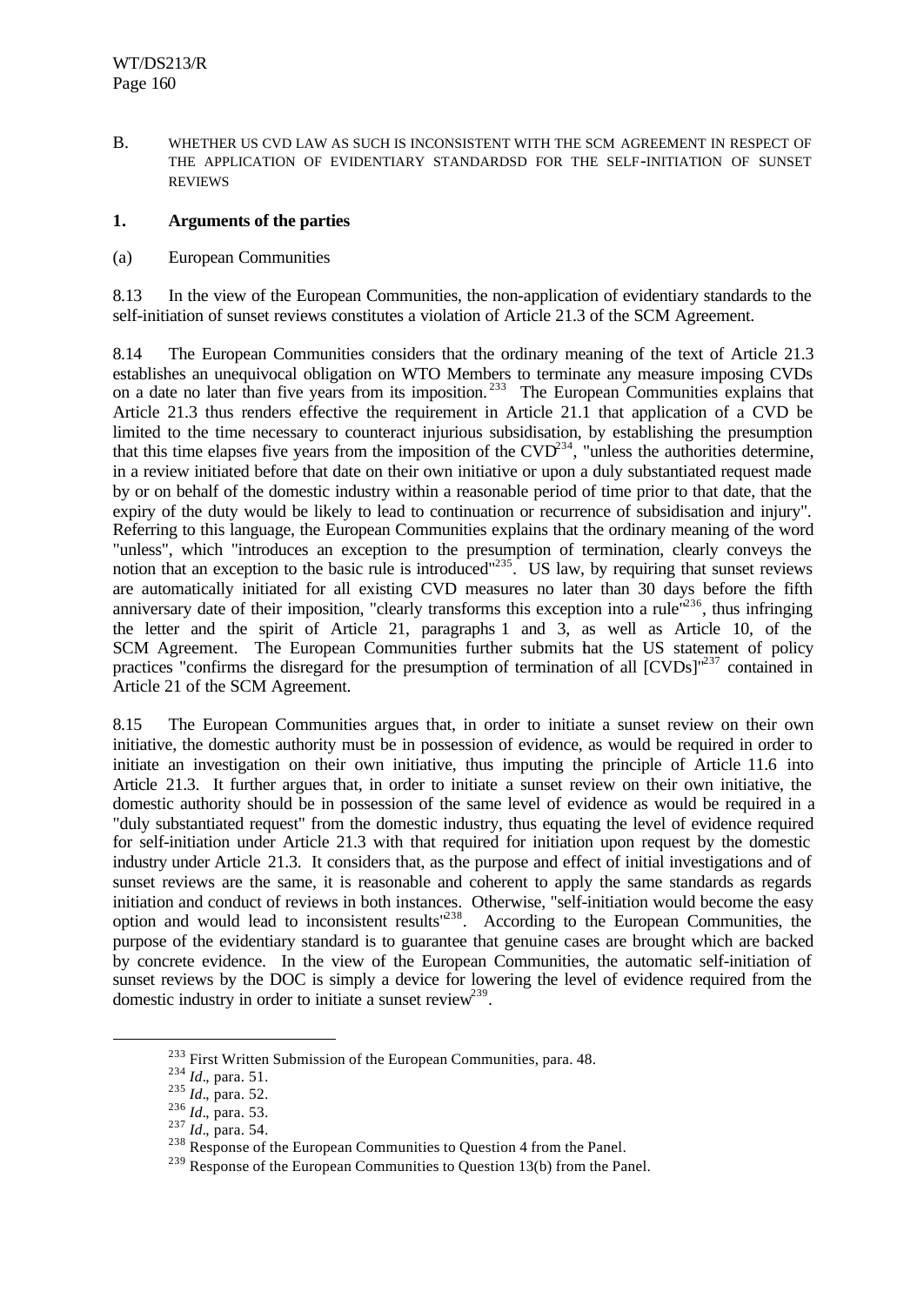B. WHETHER US CVD LAW AS SUCH IS INCONSISTENT WITH THE SCM AGREEMENT IN RESPECT OF THE APPLICATION OF EVIDENTIARY STANDARDSD FOR THE SELF-INITIATION OF SUNSET REVIEWS

**1. Arguments of the parties**

(a) European Communities

8.13 In the view of the European Communities, the non-application of evidentiary standards to the self-initiation of sunset reviews constitutes a violation of Article 21.3 of the SCM Agreement.

8.14 The European Communities considers that the ordinary meaning of the text of Article 21.3 establishes an unequivocal obligation on WTO Members to terminate any measure imposing CVDs on a date no later than five years from its imposition.[233] The European Communities explains that Article 21.3 thus renders effective the requirement in Article 21.1 that application of a CVD be limited to the time necessary to counteract injurious subsidisation, by establishing the presumption that this time elapses five years from the imposition of the CVD[234], "unless the authorities determine, in a review initiated before that date on their own initiative or upon a duly substantiated request made by or on behalf of the domestic industry within a reasonable period of time prior to that date, that the expiry of the duty would be likely to lead to continuation or recurrence of subsidisation and injury". Referring to this language, the European Communities explains that the ordinary meaning of the word "unless", which "introduces an exception to the presumption of termination, clearly conveys the notion that an exception to the basic rule is introduced"[235]. US law, by requiring that sunset reviews are automatically initiated for all existing CVD measures no later than 30 days before the fifth anniversary date of their imposition, "clearly transforms this exception into a rule"[236], thus infringing the letter and the spirit of Article 21, paragraphs 1 and 3, as well as Article 10, of the SCM Agreement. The European Communities further submits that the US statement of policy practices "confirms the disregard for the presumption of termination of all [CVDs]"[237] contained in Article 21 of the SCM Agreement.

8.15 The European Communities argues that, in order to initiate a sunset review on their own initiative, the domestic authority must be in possession of evidence, as would be required in order to initiate an investigation on their own initiative, thus imputing the principle of Article 11.6 into Article 21.3. It further argues that, in order to initiate a sunset review on their own initiative, the domestic authority should be in possession of the same level of evidence as would be required in a "duly substantiated request" from the domestic industry, thus equating the level of evidence required for self-initiation under Article 21.3 with that required for initiation upon request by the domestic industry under Article 21.3. It considers that, as the purpose and effect of initial investigations and of sunset reviews are the same, it is reasonable and coherent to apply the same standards as regards initiation and conduct of reviews in both instances. Otherwise, "self-initiation would become the easy option and would lead to inconsistent results"[238]. According to the European Communities, the purpose of the evidentiary standard is to guarantee that genuine cases are brought which are backed by concrete evidence. In the view of the European Communities, the automatic self-initiation of sunset reviews by the DOC is simply a device for lowering the level of evidence required from the domestic industry in order to initiate a sunset review[239].

[233] First Written Submission of the European Communities, para. 48.

[234] *Id*., para. 51.

[235] *Id*., para. 52.

[236] *Id*., para. 53.

[237] *Id*., para. 54.

[238] Response of the European Communities to Question 4 from the Panel.

[239] Response of the European Communities to Question 13(b) from the Panel.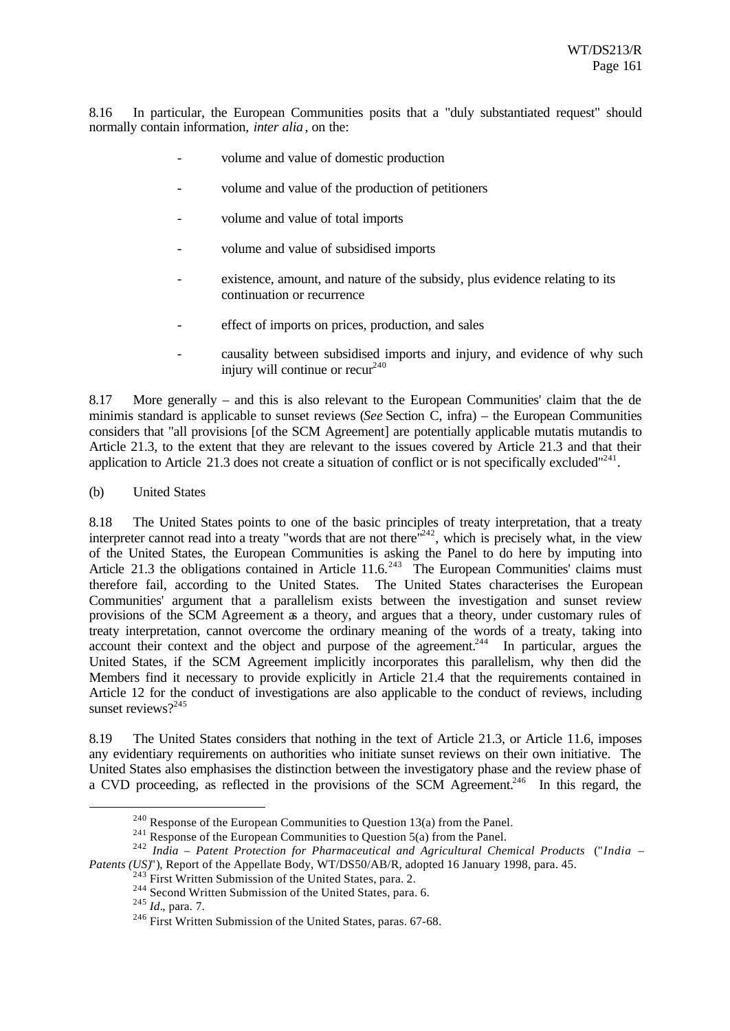8.16 In particular, the European Communities posits that a "duly substantiated request" should normally contain information, *inter alia*, on the:

- volume and value of domestic production
- volume and value of the production of petitioners
- volume and value of total imports
- volume and value of subsidised imports
- existence, amount, and nature of the subsidy, plus evidence relating to its continuation or recurrence
- effect of imports on prices, production, and sales
- causality between subsidised imports and injury, and evidence of why such injury will continue or recur[240]

8.17 More generally – and this is also relevant to the European Communities' claim that the de minimis standard is applicable to sunset reviews (*See* Section C, infra) – the European Communities considers that "all provisions [of the SCM Agreement] are potentially applicable mutatis mutandis to Article 21.3, to the extent that they are relevant to the issues covered by Article 21.3 and that their application to Article 21.3 does not create a situation of conflict or is not specifically excluded"[241].

(b) United States

8.18 The United States points to one of the basic principles of treaty interpretation, that a treaty interpreter cannot read into a treaty "words that are not there"[242], which is precisely what, in the view of the United States, the European Communities is asking the Panel to do here by imputing into Article 21.3 the obligations contained in Article 11.6.[243] The European Communities' claims must therefore fail, according to the United States. The United States characterises the European Communities' argument that a parallelism exists between the investigation and sunset review provisions of the SCM Agreement as a theory, and argues that a theory, under customary rules of treaty interpretation, cannot overcome the ordinary meaning of the words of a treaty, taking into account their context and the object and purpose of the agreement.[244] In particular, argues the United States, if the SCM Agreement implicitly incorporates this parallelism, why then did the Members find it necessary to provide explicitly in Article 21.4 that the requirements contained in Article 12 for the conduct of investigations are also applicable to the conduct of reviews, including sunset reviews?[245]

8.19 The United States considers that nothing in the text of Article 21.3, or Article 11.6, imposes any evidentiary requirements on authorities who initiate sunset reviews on their own initiative. The United States also emphasises the distinction between the investigatory phase and the review phase of a CVD proceeding, as reflected in the provisions of the SCM Agreement.[246] In this regard, the

---

[240] Response of the European Communities to Question 13(a) from the Panel.

[241] Response of the European Communities to Question 5(a) from the Panel.

[242] *India – Patent Protection for Pharmaceutical and Agricultural Chemical Products* ("*India – Patents (US)*"), Report of the Appellate Body, WT/DS50/AB/R, adopted 16 January 1998, para. 45.

[243] First Written Submission of the United States, para. 2.

[244] Second Written Submission of the United States, para. 6.

[245] *Id*., para. 7.

[246] First Written Submission of the United States, paras. 67-68.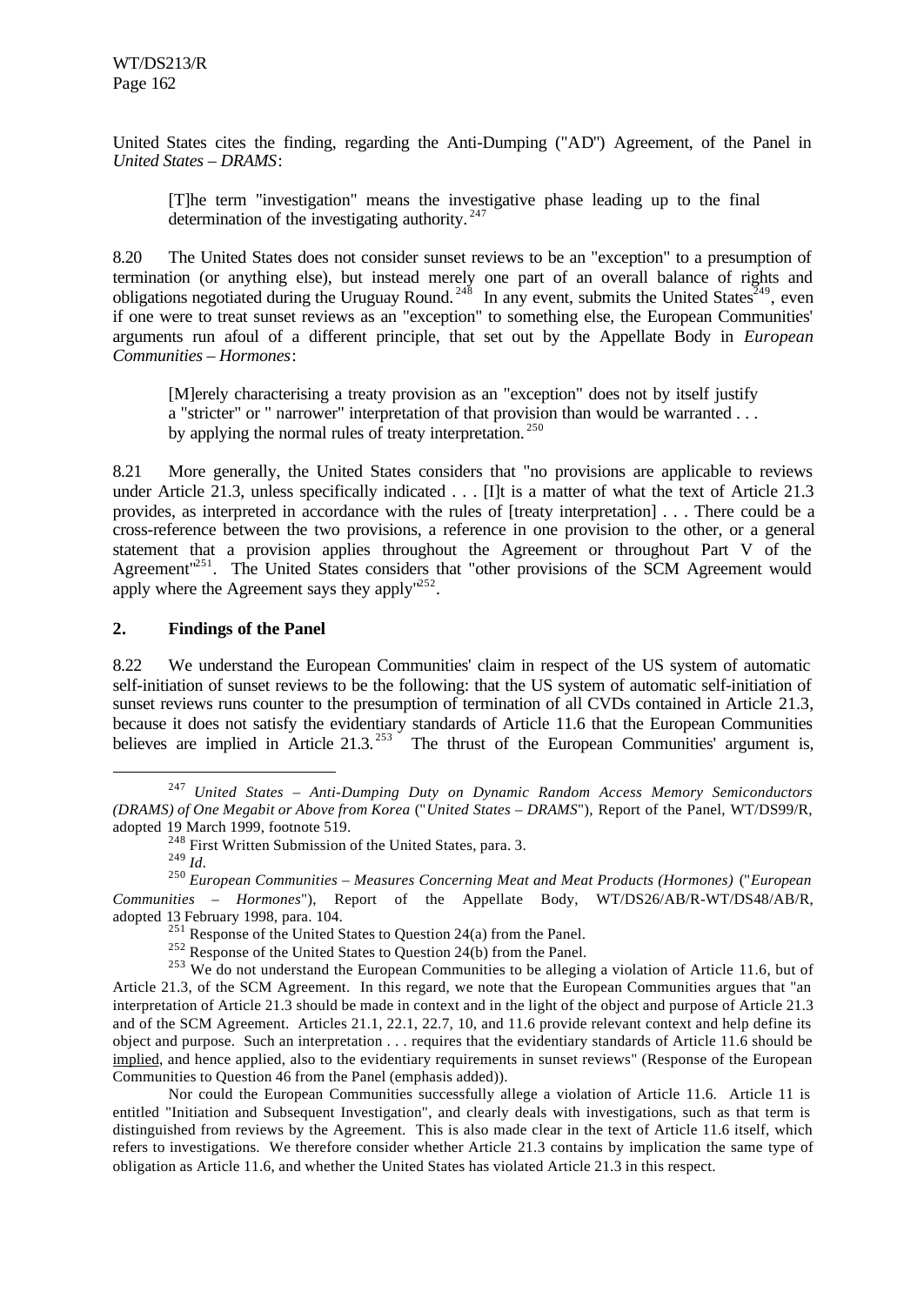United States cites the finding, regarding the Anti-Dumping ("AD") Agreement, of the Panel in *United States – DRAMS*:

> [T]he term "investigation" means the investigative phase leading up to the final determination of the investigating authority.[247]

8.20 The United States does not consider sunset reviews to be an "exception" to a presumption of termination (or anything else), but instead merely one part of an overall balance of rights and obligations negotiated during the Uruguay Round.[248] In any event, submits the United States[249], even if one were to treat sunset reviews as an "exception" to something else, the European Communities' arguments run afoul of a different principle, that set out by the Appellate Body in *European Communities – Hormones*:

> [M]erely characterising a treaty provision as an "exception" does not by itself justify a "stricter" or " narrower" interpretation of that provision than would be warranted . . . by applying the normal rules of treaty interpretation.[250]

8.21 More generally, the United States considers that "no provisions are applicable to reviews under Article 21.3, unless specifically indicated . . . [I]t is a matter of what the text of Article 21.3 provides, as interpreted in accordance with the rules of [treaty interpretation] . . . There could be a cross-reference between the two provisions, a reference in one provision to the other, or a general statement that a provision applies throughout the Agreement or throughout Part V of the Agreement"[251]. The United States considers that "other provisions of the SCM Agreement would apply where the Agreement says they apply"[252].

## 2. Findings of the Panel

8.22 We understand the European Communities' claim in respect of the US system of automatic self-initiation of sunset reviews to be the following: that the US system of automatic self-initiation of sunset reviews runs counter to the presumption of termination of all CVDs contained in Article 21.3, because it does not satisfy the evidentiary standards of Article 11.6 that the European Communities believes are implied in Article 21.3.[253] The thrust of the European Communities' argument is,

---

[247] *United States – Anti-Dumping Duty on Dynamic Random Access Memory Semiconductors (DRAMS) of One Megabit or Above from Korea* ("*United States – DRAMS*"), Report of the Panel, WT/DS99/R, adopted 19 March 1999, footnote 519.

[248] First Written Submission of the United States, para. 3.

[249] *Id*.

[250] *European Communities – Measures Concerning Meat and Meat Products (Hormones)* ("*European Communities – Hormones*"), Report of the Appellate Body, WT/DS26/AB/R-WT/DS48/AB/R, adopted 13 February 1998, para. 104.

[251] Response of the United States to Question 24(a) from the Panel.

[252] Response of the United States to Question 24(b) from the Panel.

[253] We do not understand the European Communities to be alleging a violation of Article 11.6, but of Article 21.3, of the SCM Agreement. In this regard, we note that the European Communities argues that "an interpretation of Article 21.3 should be made in context and in the light of the object and purpose of Article 21.3 and of the SCM Agreement. Articles 21.1, 22.1, 22.7, 10, and 11.6 provide relevant context and help define its object and purpose. Such an interpretation . . . requires that the evidentiary standards of Article 11.6 should be implied, and hence applied, also to the evidentiary requirements in sunset reviews" (Response of the European Communities to Question 46 from the Panel (emphasis added)).

Nor could the European Communities successfully allege a violation of Article 11.6. Article 11 is entitled "Initiation and Subsequent Investigation", and clearly deals with investigations, such as that term is distinguished from reviews by the Agreement. This is also made clear in the text of Article 11.6 itself, which refers to investigations. We therefore consider whether Article 21.3 contains by implication the same type of obligation as Article 11.6, and whether the United States has violated Article 21.3 in this respect.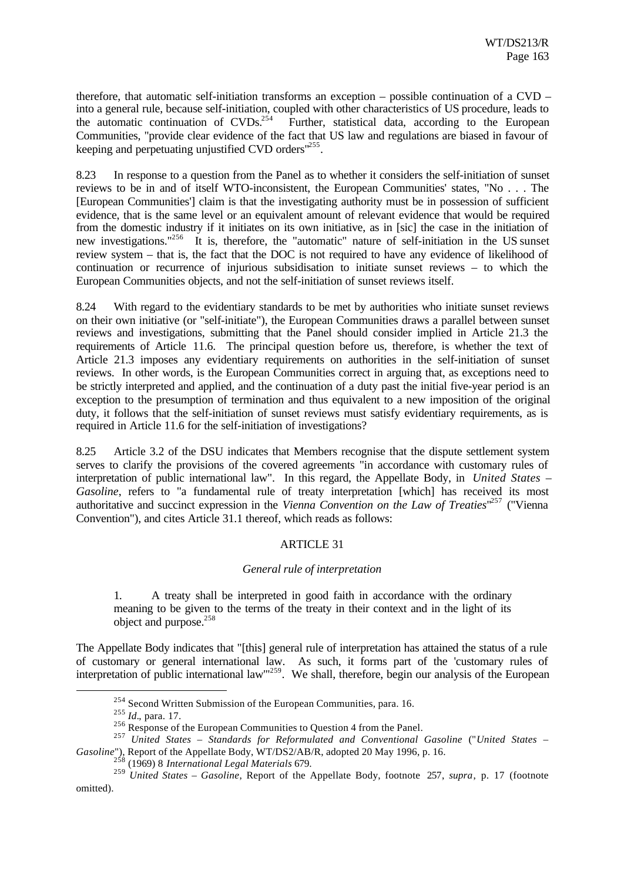therefore, that automatic self-initiation transforms an exception – possible continuation of a CVD – into a general rule, because self-initiation, coupled with other characteristics of US procedure, leads to the automatic continuation of CVDs.[254] Further, statistical data, according to the European Communities, "provide clear evidence of the fact that US law and regulations are biased in favour of keeping and perpetuating unjustified CVD orders"[255].

8.23 In response to a question from the Panel as to whether it considers the self-initiation of sunset reviews to be in and of itself WTO-inconsistent, the European Communities' states, "No . . . The [European Communities'] claim is that the investigating authority must be in possession of sufficient evidence, that is the same level or an equivalent amount of relevant evidence that would be required from the domestic industry if it initiates on its own initiative, as in [sic] the case in the initiation of new investigations."[256] It is, therefore, the "automatic" nature of self-initiation in the US sunset review system – that is, the fact that the DOC is not required to have any evidence of likelihood of continuation or recurrence of injurious subsidisation to initiate sunset reviews – to which the European Communities objects, and not the self-initiation of sunset reviews itself.

8.24 With regard to the evidentiary standards to be met by authorities who initiate sunset reviews on their own initiative (or "self-initiate"), the European Communities draws a parallel between sunset reviews and investigations, submitting that the Panel should consider implied in Article 21.3 the requirements of Article 11.6. The principal question before us, therefore, is whether the text of Article 21.3 imposes any evidentiary requirements on authorities in the self-initiation of sunset reviews. In other words, is the European Communities correct in arguing that, as exceptions need to be strictly interpreted and applied, and the continuation of a duty past the initial five-year period is an exception to the presumption of termination and thus equivalent to a new imposition of the original duty, it follows that the self-initiation of sunset reviews must satisfy evidentiary requirements, as is required in Article 11.6 for the self-initiation of investigations?

8.25 Article 3.2 of the DSU indicates that Members recognise that the dispute settlement system serves to clarify the provisions of the covered agreements "in accordance with customary rules of interpretation of public international law". In this regard, the Appellate Body, in *United States – Gasoline*, refers to "a fundamental rule of treaty interpretation [which] has received its most authoritative and succinct expression in the *Vienna Convention on the Law of Treaties*"[257] ("Vienna Convention"), and cites Article 31.1 thereof, which reads as follows:

ARTICLE 31

*General rule of interpretation*

> 1. A treaty shall be interpreted in good faith in accordance with the ordinary meaning to be given to the terms of the treaty in their context and in the light of its object and purpose.[258]

The Appellate Body indicates that "[this] general rule of interpretation has attained the status of a rule of customary or general international law. As such, it forms part of the 'customary rules of interpretation of public international law'"[259]. We shall, therefore, begin our analysis of the European

---

[254] Second Written Submission of the European Communities, para. 16.

[255] *Id*., para. 17.

[256] Response of the European Communities to Question 4 from the Panel.

[257] *United States – Standards for Reformulated and Conventional Gasoline* ("*United States – Gasoline*"), Report of the Appellate Body, WT/DS2/AB/R, adopted 20 May 1996, p. 16.

[258] (1969) 8 *International Legal Materials* 679.

[259] *United States – Gasoline*, Report of the Appellate Body, footnote 257, *supra*, p. 17 (footnote omitted).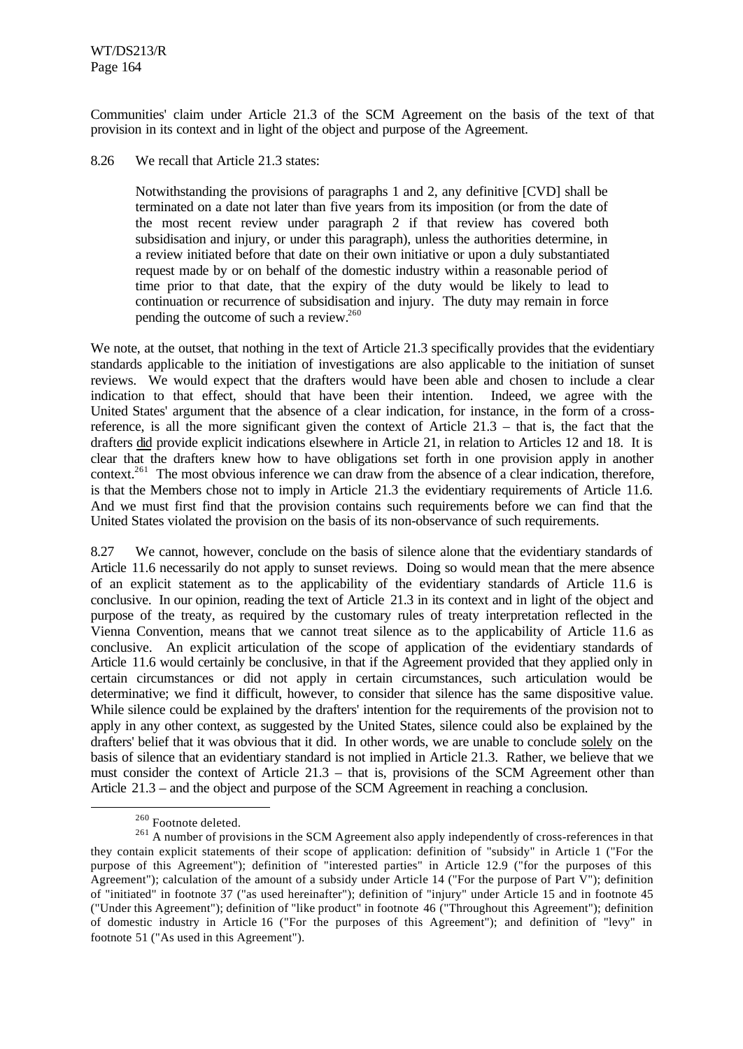Communities' claim under Article 21.3 of the SCM Agreement on the basis of the text of that provision in its context and in light of the object and purpose of the Agreement.

8.26 We recall that Article 21.3 states:

> Notwithstanding the provisions of paragraphs 1 and 2, any definitive [CVD] shall be terminated on a date not later than five years from its imposition (or from the date of the most recent review under paragraph 2 if that review has covered both subsidisation and injury, or under this paragraph), unless the authorities determine, in a review initiated before that date on their own initiative or upon a duly substantiated request made by or on behalf of the domestic industry within a reasonable period of time prior to that date, that the expiry of the duty would be likely to lead to continuation or recurrence of subsidisation and injury. The duty may remain in force pending the outcome of such a review.[260]

We note, at the outset, that nothing in the text of Article 21.3 specifically provides that the evidentiary standards applicable to the initiation of investigations are also applicable to the initiation of sunset reviews. We would expect that the drafters would have been able and chosen to include a clear indication to that effect, should that have been their intention. Indeed, we agree with the United States' argument that the absence of a clear indication, for instance, in the form of a cross-reference, is all the more significant given the context of Article 21.3 – that is, the fact that the drafters did provide explicit indications elsewhere in Article 21, in relation to Articles 12 and 18. It is clear that the drafters knew how to have obligations set forth in one provision apply in another context.[261] The most obvious inference we can draw from the absence of a clear indication, therefore, is that the Members chose not to imply in Article 21.3 the evidentiary requirements of Article 11.6. And we must first find that the provision contains such requirements before we can find that the United States violated the provision on the basis of its non-observance of such requirements.

8.27 We cannot, however, conclude on the basis of silence alone that the evidentiary standards of Article 11.6 necessarily do not apply to sunset reviews. Doing so would mean that the mere absence of an explicit statement as to the applicability of the evidentiary standards of Article 11.6 is conclusive. In our opinion, reading the text of Article 21.3 in its context and in light of the object and purpose of the treaty, as required by the customary rules of treaty interpretation reflected in the Vienna Convention, means that we cannot treat silence as to the applicability of Article 11.6 as conclusive. An explicit articulation of the scope of application of the evidentiary standards of Article 11.6 would certainly be conclusive, in that if the Agreement provided that they applied only in certain circumstances or did not apply in certain circumstances, such articulation would be determinative; we find it difficult, however, to consider that silence has the same dispositive value. While silence could be explained by the drafters' intention for the requirements of the provision not to apply in any other context, as suggested by the United States, silence could also be explained by the drafters' belief that it was obvious that it did. In other words, we are unable to conclude solely on the basis of silence that an evidentiary standard is not implied in Article 21.3. Rather, we believe that we must consider the context of Article 21.3 – that is, provisions of the SCM Agreement other than Article 21.3 – and the object and purpose of the SCM Agreement in reaching a conclusion.

---

[260] Footnote deleted.

[261] A number of provisions in the SCM Agreement also apply independently of cross-references in that they contain explicit statements of their scope of application: definition of "subsidy" in Article 1 ("For the purpose of this Agreement"); definition of "interested parties" in Article 12.9 ("for the purposes of this Agreement"); calculation of the amount of a subsidy under Article 14 ("For the purpose of Part V"); definition of "initiated" in footnote 37 ("as used hereinafter"); definition of "injury" under Article 15 and in footnote 45 ("Under this Agreement"); definition of "like product" in footnote 46 ("Throughout this Agreement"); definition of domestic industry in Article 16 ("For the purposes of this Agreement"); and definition of "levy" in footnote 51 ("As used in this Agreement").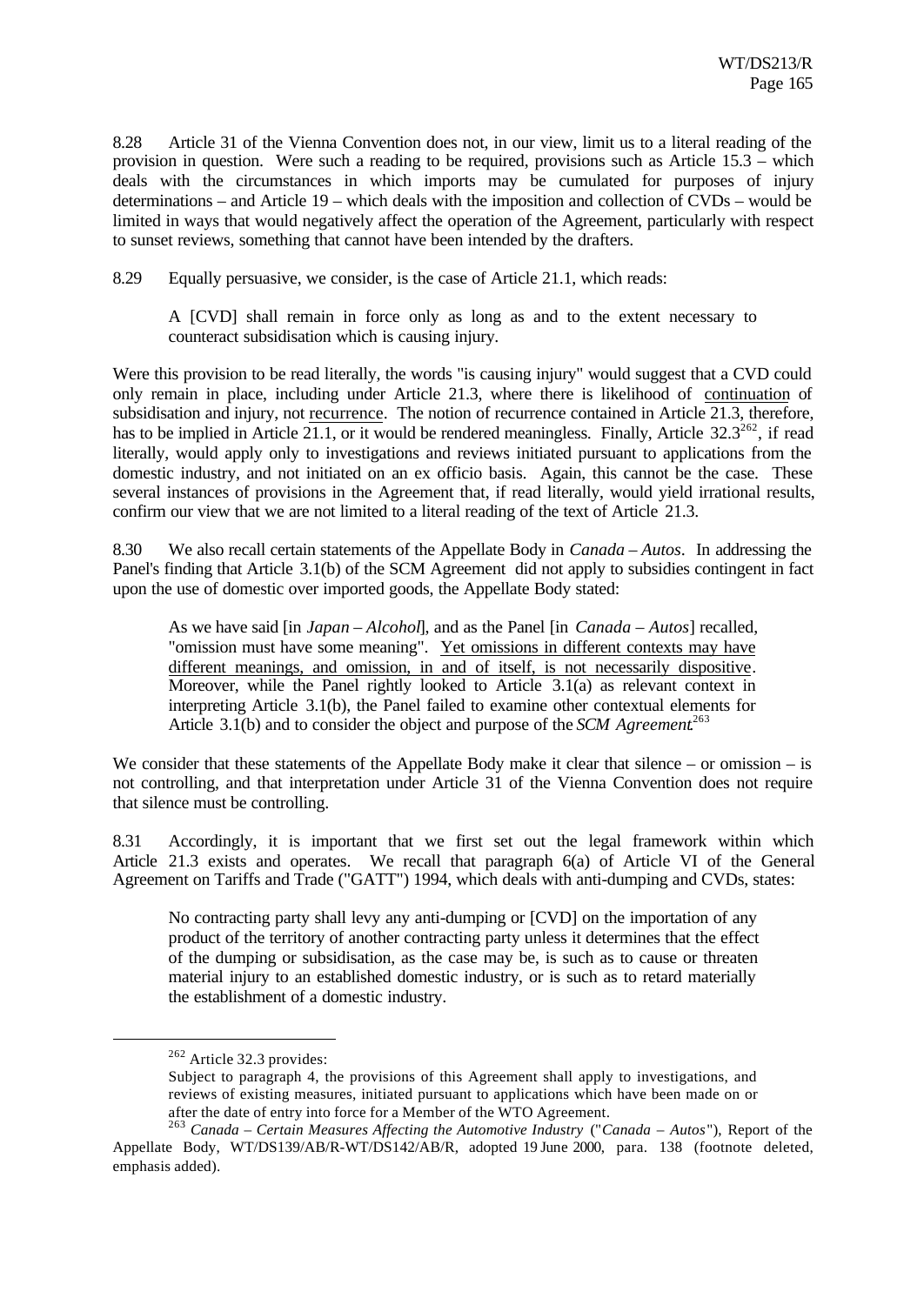8.28 Article 31 of the Vienna Convention does not, in our view, limit us to a literal reading of the provision in question. Were such a reading to be required, provisions such as Article 15.3 – which deals with the circumstances in which imports may be cumulated for purposes of injury determinations – and Article 19 – which deals with the imposition and collection of CVDs – would be limited in ways that would negatively affect the operation of the Agreement, particularly with respect to sunset reviews, something that cannot have been intended by the drafters.

8.29 Equally persuasive, we consider, is the case of Article 21.1, which reads:

> A [CVD] shall remain in force only as long as and to the extent necessary to counteract subsidisation which is causing injury.

Were this provision to be read literally, the words "is causing injury" would suggest that a CVD could only remain in place, including under Article 21.3, where there is likelihood of <u>continuation</u> of subsidisation and injury, not <u>recurrence</u>. The notion of recurrence contained in Article 21.3, therefore, has to be implied in Article 21.1, or it would be rendered meaningless. Finally, Article 32.3[262], if read literally, would apply only to investigations and reviews initiated pursuant to applications from the domestic industry, and not initiated on an ex officio basis. Again, this cannot be the case. These several instances of provisions in the Agreement that, if read literally, would yield irrational results, confirm our view that we are not limited to a literal reading of the text of Article 21.3.

8.30 We also recall certain statements of the Appellate Body in *Canada – Autos*. In addressing the Panel's finding that Article 3.1(b) of the SCM Agreement did not apply to subsidies contingent in fact upon the use of domestic over imported goods, the Appellate Body stated:

> As we have said [in *Japan – Alcohol*], and as the Panel [in *Canada – Autos*] recalled, "omission must have some meaning". <u>Yet omissions in different contexts may have different meanings, and omission, in and of itself, is not necessarily dispositive</u>. Moreover, while the Panel rightly looked to Article 3.1(a) as relevant context in interpreting Article 3.1(b), the Panel failed to examine other contextual elements for Article 3.1(b) and to consider the object and purpose of the *SCM Agreement*.[263]

We consider that these statements of the Appellate Body make it clear that silence – or omission – is not controlling, and that interpretation under Article 31 of the Vienna Convention does not require that silence must be controlling.

8.31 Accordingly, it is important that we first set out the legal framework within which Article 21.3 exists and operates. We recall that paragraph 6(a) of Article VI of the General Agreement on Tariffs and Trade ("GATT") 1994, which deals with anti-dumping and CVDs, states:

> No contracting party shall levy any anti-dumping or [CVD] on the importation of any product of the territory of another contracting party unless it determines that the effect of the dumping or subsidisation, as the case may be, is such as to cause or threaten material injury to an established domestic industry, or is such as to retard materially the establishment of a domestic industry.

---

[262] Article 32.3 provides:

Subject to paragraph 4, the provisions of this Agreement shall apply to investigations, and reviews of existing measures, initiated pursuant to applications which have been made on or after the date of entry into force for a Member of the WTO Agreement.

[263] *Canada – Certain Measures Affecting the Automotive Industry* ("*Canada – Autos*"), Report of the Appellate Body, WT/DS139/AB/R-WT/DS142/AB/R, adopted 19 June 2000, para. 138 (footnote deleted, emphasis added).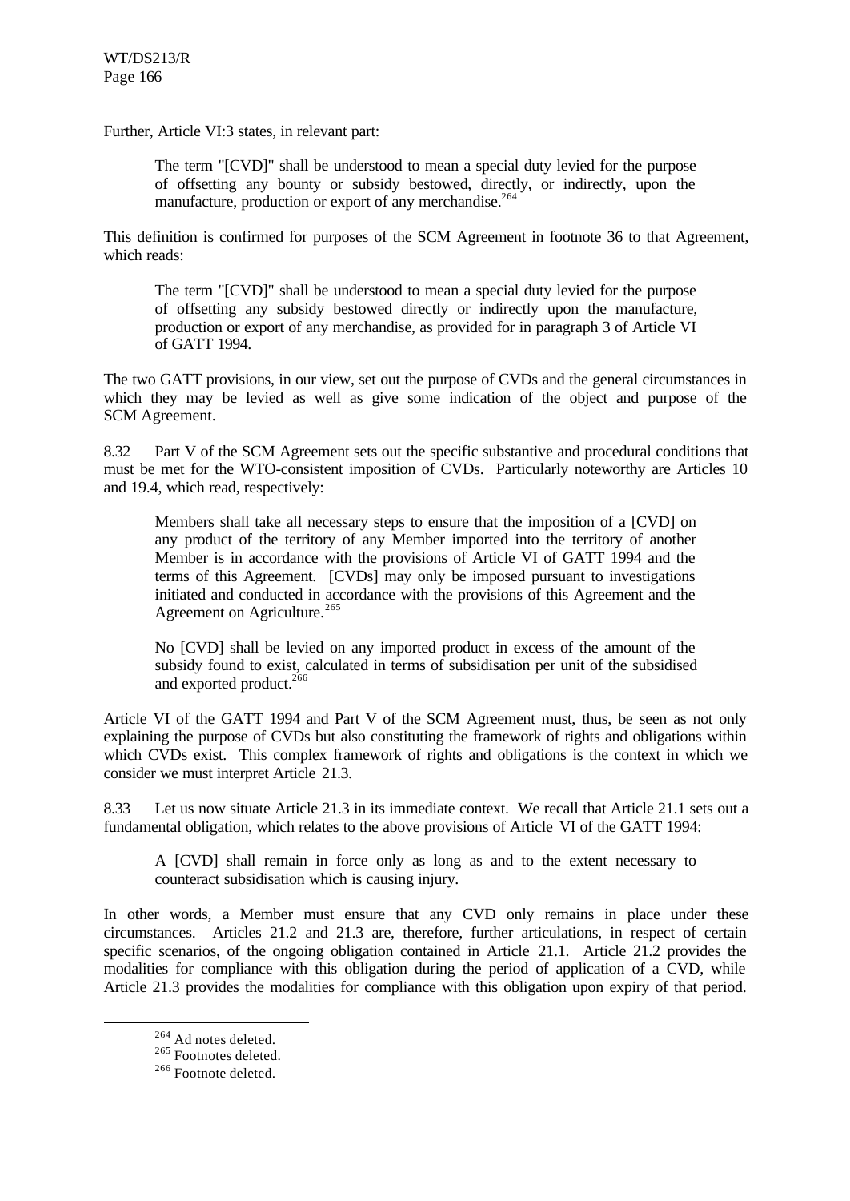Further, Article VI:3 states, in relevant part:

> The term "[CVD]" shall be understood to mean a special duty levied for the purpose of offsetting any bounty or subsidy bestowed, directly, or indirectly, upon the manufacture, production or export of any merchandise.[264]

This definition is confirmed for purposes of the SCM Agreement in footnote 36 to that Agreement, which reads:

> The term "[CVD]" shall be understood to mean a special duty levied for the purpose of offsetting any subsidy bestowed directly or indirectly upon the manufacture, production or export of any merchandise, as provided for in paragraph 3 of Article VI of GATT 1994.

The two GATT provisions, in our view, set out the purpose of CVDs and the general circumstances in which they may be levied as well as give some indication of the object and purpose of the SCM Agreement.

8.32 Part V of the SCM Agreement sets out the specific substantive and procedural conditions that must be met for the WTO-consistent imposition of CVDs. Particularly noteworthy are Articles 10 and 19.4, which read, respectively:

> Members shall take all necessary steps to ensure that the imposition of a [CVD] on any product of the territory of any Member imported into the territory of another Member is in accordance with the provisions of Article VI of GATT 1994 and the terms of this Agreement. [CVDs] may only be imposed pursuant to investigations initiated and conducted in accordance with the provisions of this Agreement and the Agreement on Agriculture.[265]
>
> No [CVD] shall be levied on any imported product in excess of the amount of the subsidy found to exist, calculated in terms of subsidisation per unit of the subsidised and exported product.[266]

Article VI of the GATT 1994 and Part V of the SCM Agreement must, thus, be seen as not only explaining the purpose of CVDs but also constituting the framework of rights and obligations within which CVDs exist. This complex framework of rights and obligations is the context in which we consider we must interpret Article 21.3.

8.33 Let us now situate Article 21.3 in its immediate context. We recall that Article 21.1 sets out a fundamental obligation, which relates to the above provisions of Article VI of the GATT 1994:

> A [CVD] shall remain in force only as long as and to the extent necessary to counteract subsidisation which is causing injury.

In other words, a Member must ensure that any CVD only remains in place under these circumstances. Articles 21.2 and 21.3 are, therefore, further articulations, in respect of certain specific scenarios, of the ongoing obligation contained in Article 21.1. Article 21.2 provides the modalities for compliance with this obligation during the period of application of a CVD, while Article 21.3 provides the modalities for compliance with this obligation upon expiry of that period.

---

[264] Ad notes deleted.

[265] Footnotes deleted.

[266] Footnote deleted.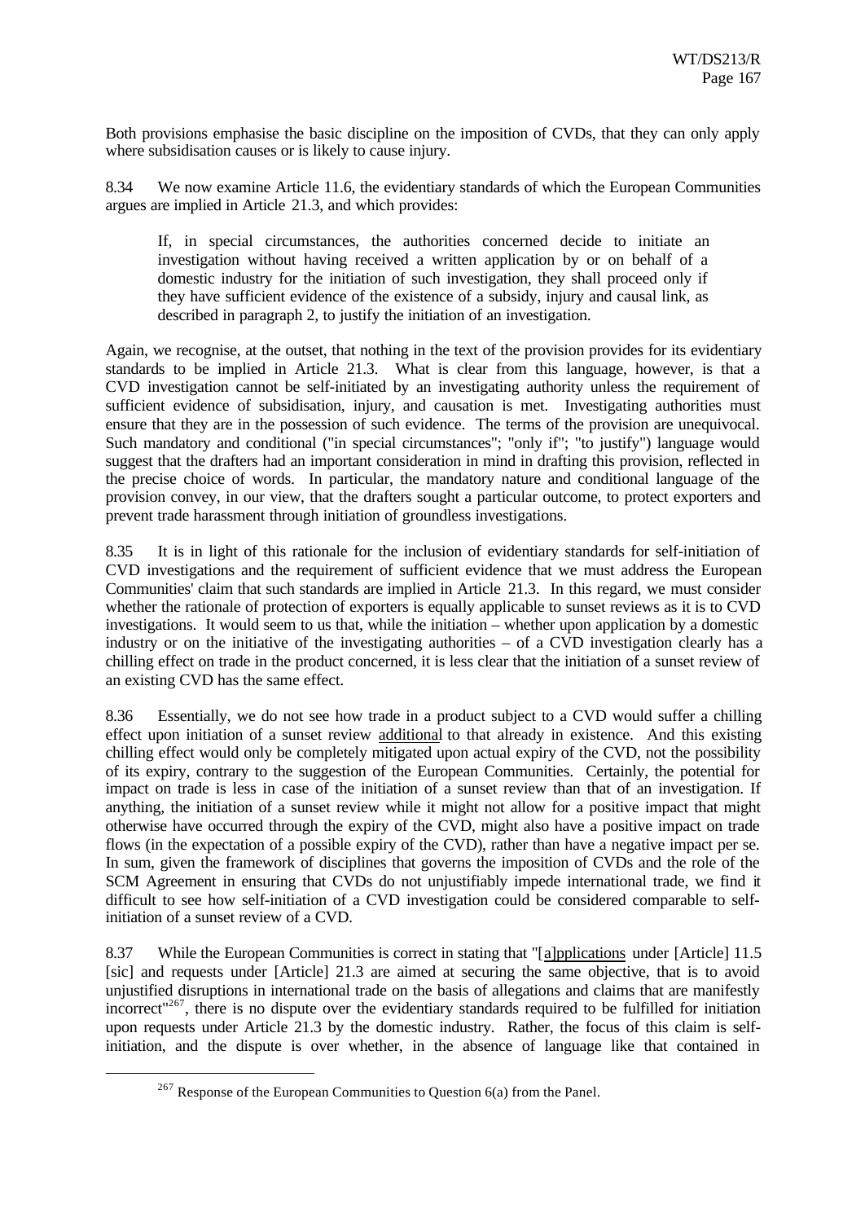Both provisions emphasise the basic discipline on the imposition of CVDs, that they can only apply where subsidisation causes or is likely to cause injury.

8.34 We now examine Article 11.6, the evidentiary standards of which the European Communities argues are implied in Article 21.3, and which provides:

> If, in special circumstances, the authorities concerned decide to initiate an investigation without having received a written application by or on behalf of a domestic industry for the initiation of such investigation, they shall proceed only if they have sufficient evidence of the existence of a subsidy, injury and causal link, as described in paragraph 2, to justify the initiation of an investigation.

Again, we recognise, at the outset, that nothing in the text of the provision provides for its evidentiary standards to be implied in Article 21.3. What is clear from this language, however, is that a CVD investigation cannot be self-initiated by an investigating authority unless the requirement of sufficient evidence of subsidisation, injury, and causation is met. Investigating authorities must ensure that they are in the possession of such evidence. The terms of the provision are unequivocal. Such mandatory and conditional ("in special circumstances"; "only if"; "to justify") language would suggest that the drafters had an important consideration in mind in drafting this provision, reflected in the precise choice of words. In particular, the mandatory nature and conditional language of the provision convey, in our view, that the drafters sought a particular outcome, to protect exporters and prevent trade harassment through initiation of groundless investigations.

8.35 It is in light of this rationale for the inclusion of evidentiary standards for self-initiation of CVD investigations and the requirement of sufficient evidence that we must address the European Communities' claim that such standards are implied in Article 21.3. In this regard, we must consider whether the rationale of protection of exporters is equally applicable to sunset reviews as it is to CVD investigations. It would seem to us that, while the initiation – whether upon application by a domestic industry or on the initiative of the investigating authorities – of a CVD investigation clearly has a chilling effect on trade in the product concerned, it is less clear that the initiation of a sunset review of an existing CVD has the same effect.

8.36 Essentially, we do not see how trade in a product subject to a CVD would suffer a chilling effect upon initiation of a sunset review <u>additional</u> to that already in existence. And this existing chilling effect would only be completely mitigated upon actual expiry of the CVD, not the possibility of its expiry, contrary to the suggestion of the European Communities. Certainly, the potential for impact on trade is less in case of the initiation of a sunset review than that of an investigation. If anything, the initiation of a sunset review while it might not allow for a positive impact that might otherwise have occurred through the expiry of the CVD, might also have a positive impact on trade flows (in the expectation of a possible expiry of the CVD), rather than have a negative impact per se. In sum, given the framework of disciplines that governs the imposition of CVDs and the role of the SCM Agreement in ensuring that CVDs do not unjustifiably impede international trade, we find it difficult to see how self-initiation of a CVD investigation could be considered comparable to self-initiation of a sunset review of a CVD.

8.37 While the European Communities is correct in stating that "[a]<u>pplications</u> under [Article] 11.5 [sic] and requests under [Article] 21.3 are aimed at securing the same objective, that is to avoid unjustified disruptions in international trade on the basis of allegations and claims that are manifestly incorrect"[267], there is no dispute over the evidentiary standards required to be fulfilled for initiation upon requests under Article 21.3 by the domestic industry. Rather, the focus of this claim is self-initiation, and the dispute is over whether, in the absence of language like that contained in

[267] Response of the European Communities to Question 6(a) from the Panel.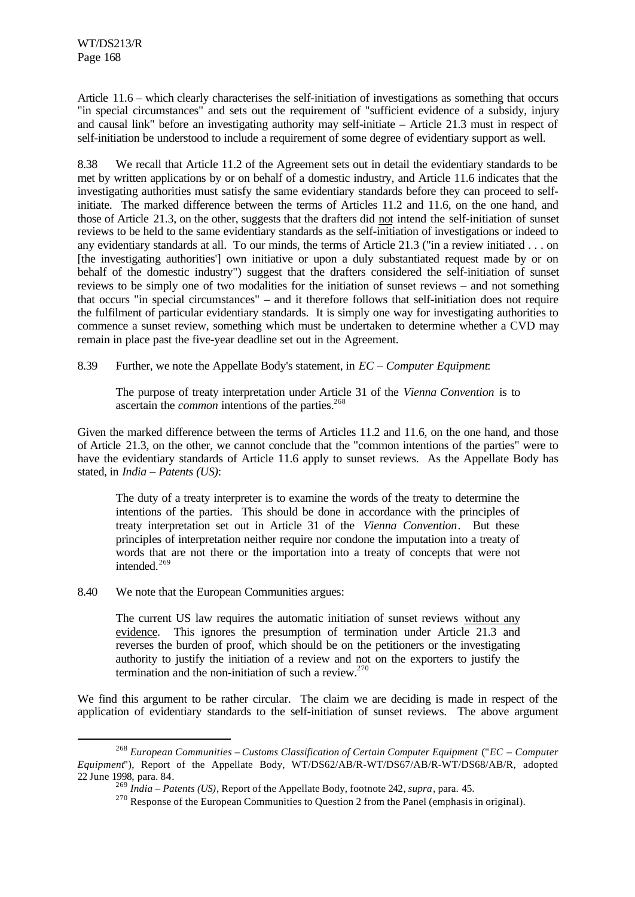Article 11.6 – which clearly characterises the self-initiation of investigations as something that occurs "in special circumstances" and sets out the requirement of "sufficient evidence of a subsidy, injury and causal link" before an investigating authority may self-initiate – Article 21.3 must in respect of self-initiation be understood to include a requirement of some degree of evidentiary support as well.

8.38 We recall that Article 11.2 of the Agreement sets out in detail the evidentiary standards to be met by written applications by or on behalf of a domestic industry, and Article 11.6 indicates that the investigating authorities must satisfy the same evidentiary standards before they can proceed to self-initiate. The marked difference between the terms of Articles 11.2 and 11.6, on the one hand, and those of Article 21.3, on the other, suggests that the drafters did not intend the self-initiation of sunset reviews to be held to the same evidentiary standards as the self-initiation of investigations or indeed to any evidentiary standards at all. To our minds, the terms of Article 21.3 ("in a review initiated . . . on [the investigating authorities'] own initiative or upon a duly substantiated request made by or on behalf of the domestic industry") suggest that the drafters considered the self-initiation of sunset reviews to be simply one of two modalities for the initiation of sunset reviews – and not something that occurs "in special circumstances" – and it therefore follows that self-initiation does not require the fulfilment of particular evidentiary standards. It is simply one way for investigating authorities to commence a sunset review, something which must be undertaken to determine whether a CVD may remain in place past the five-year deadline set out in the Agreement.

8.39 Further, we note the Appellate Body's statement, in *EC – Computer Equipment*:

> The purpose of treaty interpretation under Article 31 of the *Vienna Convention* is to ascertain the *common* intentions of the parties.[268]

Given the marked difference between the terms of Articles 11.2 and 11.6, on the one hand, and those of Article 21.3, on the other, we cannot conclude that the "common intentions of the parties" were to have the evidentiary standards of Article 11.6 apply to sunset reviews. As the Appellate Body has stated, in *India – Patents (US)*:

> The duty of a treaty interpreter is to examine the words of the treaty to determine the intentions of the parties. This should be done in accordance with the principles of treaty interpretation set out in Article 31 of the *Vienna Convention*. But these principles of interpretation neither require nor condone the imputation into a treaty of words that are not there or the importation into a treaty of concepts that were not intended.[269]

8.40 We note that the European Communities argues:

> The current US law requires the automatic initiation of sunset reviews without any evidence. This ignores the presumption of termination under Article 21.3 and reverses the burden of proof, which should be on the petitioners or the investigating authority to justify the initiation of a review and not on the exporters to justify the termination and the non-initiation of such a review.[270]

We find this argument to be rather circular. The claim we are deciding is made in respect of the application of evidentiary standards to the self-initiation of sunset reviews. The above argument

---

[268] *European Communities – Customs Classification of Certain Computer Equipment* ("*EC – Computer Equipment*"), Report of the Appellate Body, WT/DS62/AB/R-WT/DS67/AB/R-WT/DS68/AB/R, adopted 22 June 1998, para. 84.

[269] *India – Patents (US)*, Report of the Appellate Body, footnote 242, *supra*, para. 45.

[270] Response of the European Communities to Question 2 from the Panel (emphasis in original).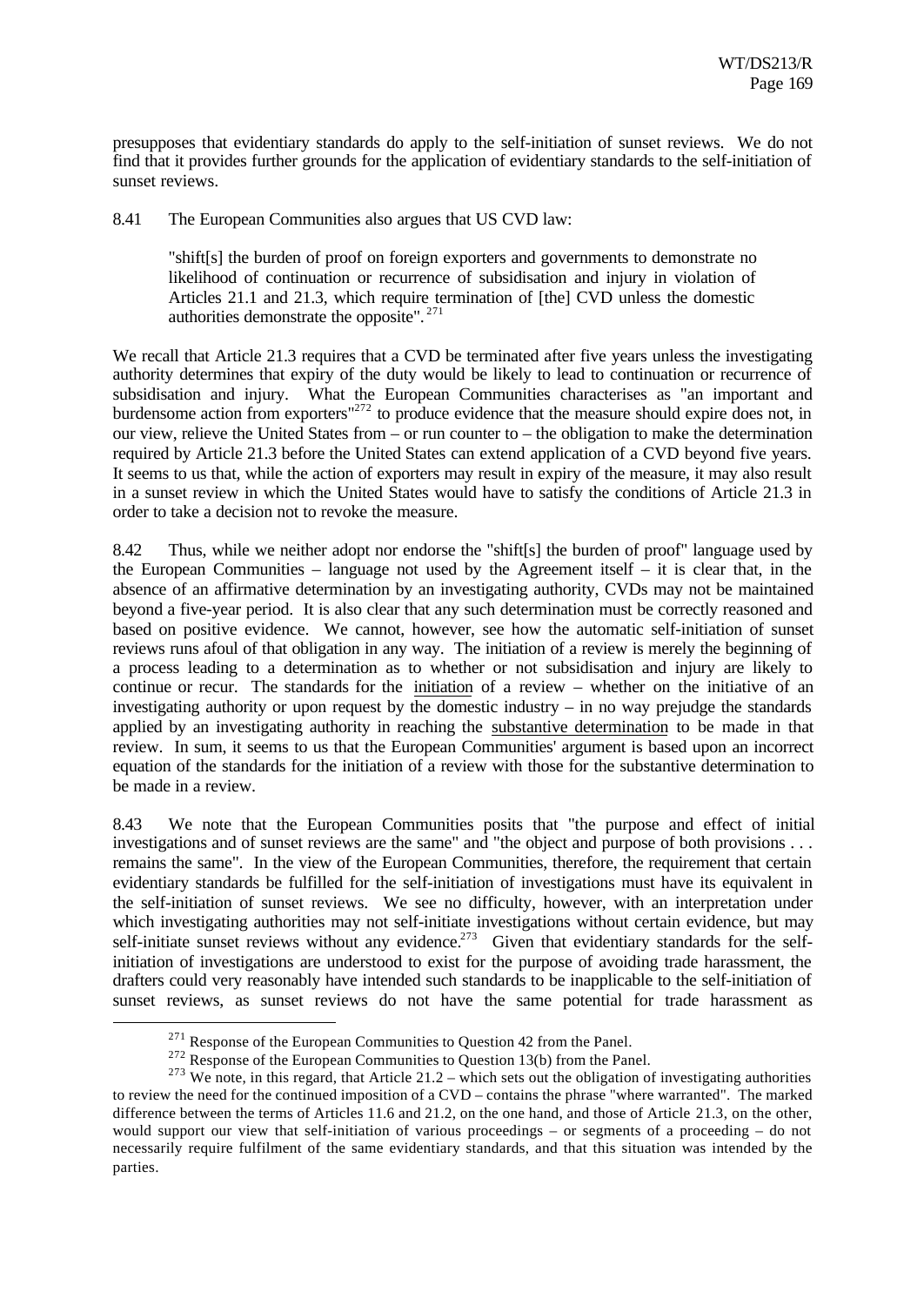presupposes that evidentiary standards do apply to the self-initiation of sunset reviews. We do not find that it provides further grounds for the application of evidentiary standards to the self-initiation of sunset reviews.

8.41 The European Communities also argues that US CVD law:

> "shift[s] the burden of proof on foreign exporters and governments to demonstrate no likelihood of continuation or recurrence of subsidisation and injury in violation of Articles 21.1 and 21.3, which require termination of [the] CVD unless the domestic authorities demonstrate the opposite".[271]

We recall that Article 21.3 requires that a CVD be terminated after five years unless the investigating authority determines that expiry of the duty would be likely to lead to continuation or recurrence of subsidisation and injury. What the European Communities characterises as "an important and burdensome action from exporters"[272] to produce evidence that the measure should expire does not, in our view, relieve the United States from – or run counter to – the obligation to make the determination required by Article 21.3 before the United States can extend application of a CVD beyond five years. It seems to us that, while the action of exporters may result in expiry of the measure, it may also result in a sunset review in which the United States would have to satisfy the conditions of Article 21.3 in order to take a decision not to revoke the measure.

8.42 Thus, while we neither adopt nor endorse the "shift[s] the burden of proof" language used by the European Communities – language not used by the Agreement itself – it is clear that, in the absence of an affirmative determination by an investigating authority, CVDs may not be maintained beyond a five-year period. It is also clear that any such determination must be correctly reasoned and based on positive evidence. We cannot, however, see how the automatic self-initiation of sunset reviews runs afoul of that obligation in any way. The initiation of a review is merely the beginning of a process leading to a determination as to whether or not subsidisation and injury are likely to continue or recur. The standards for the <u>initiation</u> of a review – whether on the initiative of an investigating authority or upon request by the domestic industry – in no way prejudge the standards applied by an investigating authority in reaching the <u>substantive determination</u> to be made in that review. In sum, it seems to us that the European Communities' argument is based upon an incorrect equation of the standards for the initiation of a review with those for the substantive determination to be made in a review.

8.43 We note that the European Communities posits that "the purpose and effect of initial investigations and of sunset reviews are the same" and "the object and purpose of both provisions . . . remains the same". In the view of the European Communities, therefore, the requirement that certain evidentiary standards be fulfilled for the self-initiation of investigations must have its equivalent in the self-initiation of sunset reviews. We see no difficulty, however, with an interpretation under which investigating authorities may not self-initiate investigations without certain evidence, but may self-initiate sunset reviews without any evidence.[273] Given that evidentiary standards for the self-initiation of investigations are understood to exist for the purpose of avoiding trade harassment, the drafters could very reasonably have intended such standards to be inapplicable to the self-initiation of sunset reviews, as sunset reviews do not have the same potential for trade harassment as

---

[271] Response of the European Communities to Question 42 from the Panel.

[272] Response of the European Communities to Question 13(b) from the Panel.

[273] We note, in this regard, that Article 21.2 – which sets out the obligation of investigating authorities to review the need for the continued imposition of a CVD – contains the phrase "where warranted". The marked difference between the terms of Articles 11.6 and 21.2, on the one hand, and those of Article 21.3, on the other, would support our view that self-initiation of various proceedings – or segments of a proceeding – do not necessarily require fulfilment of the same evidentiary standards, and that this situation was intended by the parties.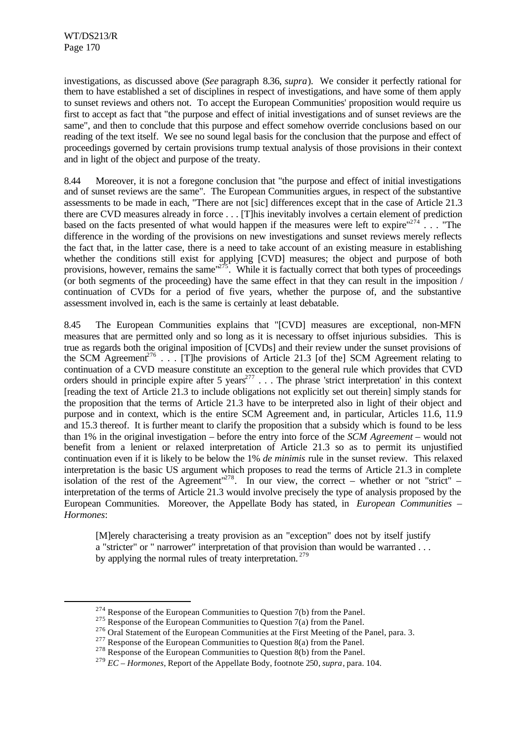investigations, as discussed above (*See* paragraph 8.36, *supra*). We consider it perfectly rational for them to have established a set of disciplines in respect of investigations, and have some of them apply to sunset reviews and others not. To accept the European Communities' proposition would require us first to accept as fact that "the purpose and effect of initial investigations and of sunset reviews are the same", and then to conclude that this purpose and effect somehow override conclusions based on our reading of the text itself. We see no sound legal basis for the conclusion that the purpose and effect of proceedings governed by certain provisions trump textual analysis of those provisions in their context and in light of the object and purpose of the treaty.

8.44 Moreover, it is not a foregone conclusion that "the purpose and effect of initial investigations and of sunset reviews are the same". The European Communities argues, in respect of the substantive assessments to be made in each, "There are not [sic] differences except that in the case of Article 21.3 there are CVD measures already in force . . . [T]his inevitably involves a certain element of prediction based on the facts presented of what would happen if the measures were left to expire"[274] . . . "The difference in the wording of the provisions on new investigations and sunset reviews merely reflects the fact that, in the latter case, there is a need to take account of an existing measure in establishing whether the conditions still exist for applying [CVD] measures; the object and purpose of both provisions, however, remains the same"[275]. While it is factually correct that both types of proceedings (or both segments of the proceeding) have the same effect in that they can result in the imposition / continuation of CVDs for a period of five years, whether the purpose of, and the substantive assessment involved in, each is the same is certainly at least debatable.

8.45 The European Communities explains that "[CVD] measures are exceptional, non-MFN measures that are permitted only and so long as it is necessary to offset injurious subsidies. This is true as regards both the original imposition of [CVDs] and their review under the sunset provisions of the SCM Agreement[276] . . . [T]he provisions of Article 21.3 [of the] SCM Agreement relating to continuation of a CVD measure constitute an exception to the general rule which provides that CVD orders should in principle expire after 5 years[277] . . . The phrase 'strict interpretation' in this context [reading the text of Article 21.3 to include obligations not explicitly set out therein] simply stands for the proposition that the terms of Article 21.3 have to be interpreted also in light of their object and purpose and in context, which is the entire SCM Agreement and, in particular, Articles 11.6, 11.9 and 15.3 thereof. It is further meant to clarify the proposition that a subsidy which is found to be less than 1% in the original investigation – before the entry into force of the *SCM Agreement* – would not benefit from a lenient or relaxed interpretation of Article 21.3 so as to permit its unjustified continuation even if it is likely to be below the 1% *de minimis* rule in the sunset review. This relaxed interpretation is the basic US argument which proposes to read the terms of Article 21.3 in complete isolation of the rest of the Agreement"[278]. In our view, the correct – whether or not "strict" – interpretation of the terms of Article 21.3 would involve precisely the type of analysis proposed by the European Communities. Moreover, the Appellate Body has stated, in *European Communities – Hormones*:

> [M]erely characterising a treaty provision as an "exception" does not by itself justify a "stricter" or " narrower" interpretation of that provision than would be warranted . . . by applying the normal rules of treaty interpretation.[279]

---

[274] Response of the European Communities to Question 7(b) from the Panel.

[275] Response of the European Communities to Question 7(a) from the Panel.

[276] Oral Statement of the European Communities at the First Meeting of the Panel, para. 3.

[277] Response of the European Communities to Question 8(a) from the Panel.

[278] Response of the European Communities to Question 8(b) from the Panel.

[279] *EC – Hormones*, Report of the Appellate Body, footnote 250, *supra*, para. 104.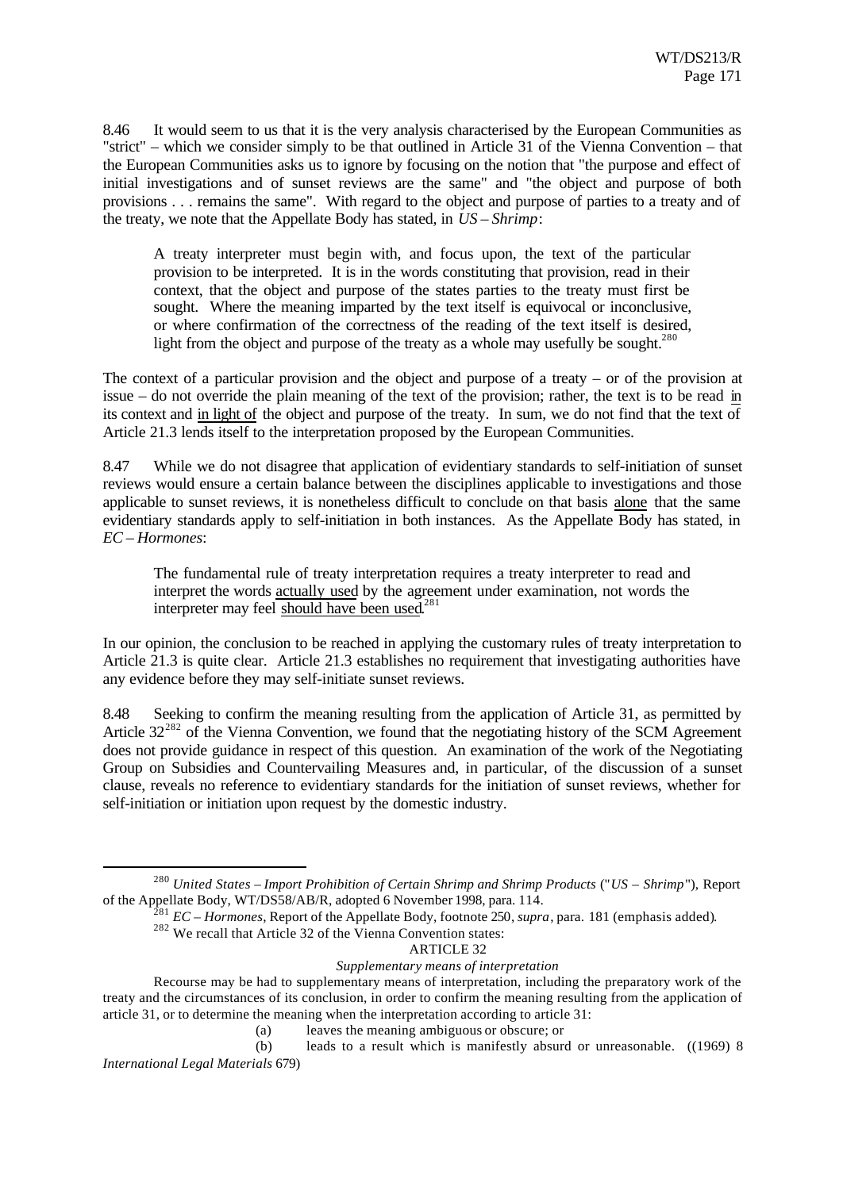8.46 It would seem to us that it is the very analysis characterised by the European Communities as "strict" – which we consider simply to be that outlined in Article 31 of the Vienna Convention – that the European Communities asks us to ignore by focusing on the notion that "the purpose and effect of initial investigations and of sunset reviews are the same" and "the object and purpose of both provisions . . . remains the same". With regard to the object and purpose of parties to a treaty and of the treaty, we note that the Appellate Body has stated, in *US – Shrimp*:

> A treaty interpreter must begin with, and focus upon, the text of the particular provision to be interpreted. It is in the words constituting that provision, read in their context, that the object and purpose of the states parties to the treaty must first be sought. Where the meaning imparted by the text itself is equivocal or inconclusive, or where confirmation of the correctness of the reading of the text itself is desired, light from the object and purpose of the treaty as a whole may usefully be sought.[280]

The context of a particular provision and the object and purpose of a treaty – or of the provision at issue – do not override the plain meaning of the text of the provision; rather, the text is to be read <u>in</u> its context and <u>in light of</u> the object and purpose of the treaty. In sum, we do not find that the text of Article 21.3 lends itself to the interpretation proposed by the European Communities.

8.47 While we do not disagree that application of evidentiary standards to self-initiation of sunset reviews would ensure a certain balance between the disciplines applicable to investigations and those applicable to sunset reviews, it is nonetheless difficult to conclude on that basis <u>alone</u> that the same evidentiary standards apply to self-initiation in both instances. As the Appellate Body has stated, in *EC – Hormones*:

> The fundamental rule of treaty interpretation requires a treaty interpreter to read and interpret the words <u>actually used</u> by the agreement under examination, not words the interpreter may feel <u>should have been used</u>.[281]

In our opinion, the conclusion to be reached in applying the customary rules of treaty interpretation to Article 21.3 is quite clear. Article 21.3 establishes no requirement that investigating authorities have any evidence before they may self-initiate sunset reviews.

8.48 Seeking to confirm the meaning resulting from the application of Article 31, as permitted by Article 32[282] of the Vienna Convention, we found that the negotiating history of the SCM Agreement does not provide guidance in respect of this question. An examination of the work of the Negotiating Group on Subsidies and Countervailing Measures and, in particular, of the discussion of a sunset clause, reveals no reference to evidentiary standards for the initiation of sunset reviews, whether for self-initiation or initiation upon request by the domestic industry.

---

[280] *United States – Import Prohibition of Certain Shrimp and Shrimp Products* ("*US – Shrimp*"), Report of the Appellate Body, WT/DS58/AB/R, adopted 6 November 1998, para. 114.

[281] *EC – Hormones*, Report of the Appellate Body, footnote 250, *supra*, para. 181 (emphasis added).

[282] We recall that Article 32 of the Vienna Convention states:

ARTICLE 32

*Supplementary means of interpretation*

Recourse may be had to supplementary means of interpretation, including the preparatory work of the treaty and the circumstances of its conclusion, in order to confirm the meaning resulting from the application of article 31, or to determine the meaning when the interpretation according to article 31:

(a) leaves the meaning ambiguous or obscure; or

(b) leads to a result which is manifestly absurd or unreasonable. ((1969) 8 *International Legal Materials* 679)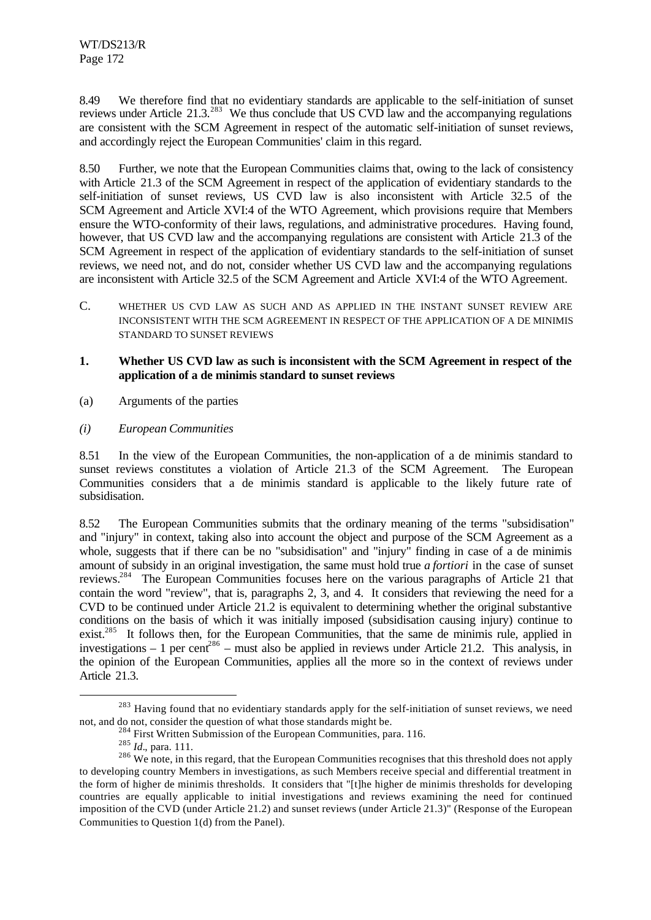8.49 We therefore find that no evidentiary standards are applicable to the self-initiation of sunset reviews under Article 21.3.[283] We thus conclude that US CVD law and the accompanying regulations are consistent with the SCM Agreement in respect of the automatic self-initiation of sunset reviews, and accordingly reject the European Communities' claim in this regard.

8.50 Further, we note that the European Communities claims that, owing to the lack of consistency with Article 21.3 of the SCM Agreement in respect of the application of evidentiary standards to the self-initiation of sunset reviews, US CVD law is also inconsistent with Article 32.5 of the SCM Agreement and Article XVI:4 of the WTO Agreement, which provisions require that Members ensure the WTO-conformity of their laws, regulations, and administrative procedures. Having found, however, that US CVD law and the accompanying regulations are consistent with Article 21.3 of the SCM Agreement in respect of the application of evidentiary standards to the self-initiation of sunset reviews, we need not, and do not, consider whether US CVD law and the accompanying regulations are inconsistent with Article 32.5 of the SCM Agreement and Article XVI:4 of the WTO Agreement.

## C. WHETHER US CVD LAW AS SUCH AND AS APPLIED IN THE INSTANT SUNSET REVIEW ARE INCONSISTENT WITH THE SCM AGREEMENT IN RESPECT OF THE APPLICATION OF A DE MINIMIS STANDARD TO SUNSET REVIEWS

### 1. Whether US CVD law as such is inconsistent with the SCM Agreement in respect of the application of a de minimis standard to sunset reviews

(a) Arguments of the parties

*(i) European Communities*

8.51 In the view of the European Communities, the non-application of a de minimis standard to sunset reviews constitutes a violation of Article 21.3 of the SCM Agreement. The European Communities considers that a de minimis standard is applicable to the likely future rate of subsidisation.

8.52 The European Communities submits that the ordinary meaning of the terms "subsidisation" and "injury" in context, taking also into account the object and purpose of the SCM Agreement as a whole, suggests that if there can be no "subsidisation" and "injury" finding in case of a de minimis amount of subsidy in an original investigation, the same must hold true *a fortiori* in the case of sunset reviews.[284] The European Communities focuses here on the various paragraphs of Article 21 that contain the word "review", that is, paragraphs 2, 3, and 4. It considers that reviewing the need for a CVD to be continued under Article 21.2 is equivalent to determining whether the original substantive conditions on the basis of which it was initially imposed (subsidisation causing injury) continue to exist.[285] It follows then, for the European Communities, that the same de minimis rule, applied in investigations – 1 per cent[286] – must also be applied in reviews under Article 21.2. This analysis, in the opinion of the European Communities, applies all the more so in the context of reviews under Article 21.3.

---

[283] Having found that no evidentiary standards apply for the self-initiation of sunset reviews, we need not, and do not, consider the question of what those standards might be.

[284] First Written Submission of the European Communities, para. 116.

[285] *Id*., para. 111.

[286] We note, in this regard, that the European Communities recognises that this threshold does not apply to developing country Members in investigations, as such Members receive special and differential treatment in the form of higher de minimis thresholds. It considers that "[t]he higher de minimis thresholds for developing countries are equally applicable to initial investigations and reviews examining the need for continued imposition of the CVD (under Article 21.2) and sunset reviews (under Article 21.3)" (Response of the European Communities to Question 1(d) from the Panel).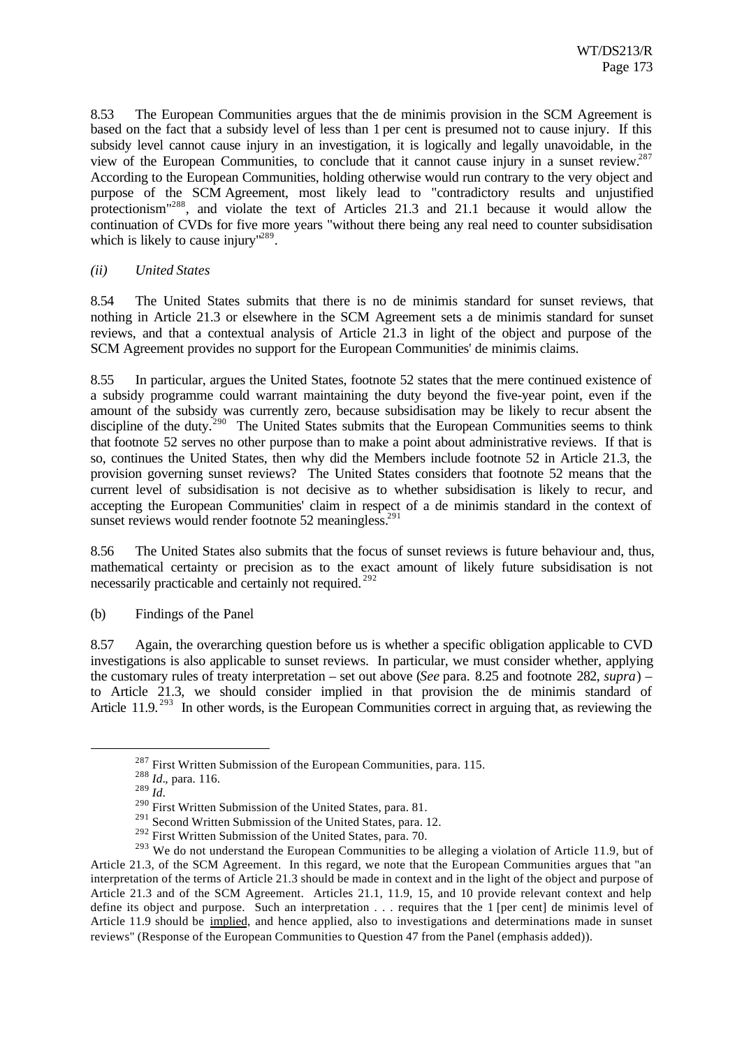8.53 The European Communities argues that the de minimis provision in the SCM Agreement is based on the fact that a subsidy level of less than 1 per cent is presumed not to cause injury. If this subsidy level cannot cause injury in an investigation, it is logically and legally unavoidable, in the view of the European Communities, to conclude that it cannot cause injury in a sunset review.[287] According to the European Communities, holding otherwise would run contrary to the very object and purpose of the SCM Agreement, most likely lead to "contradictory results and unjustified protectionism"[288], and violate the text of Articles 21.3 and 21.1 because it would allow the continuation of CVDs for five more years "without there being any real need to counter subsidisation which is likely to cause injury"[289].

*(ii) United States*

8.54 The United States submits that there is no de minimis standard for sunset reviews, that nothing in Article 21.3 or elsewhere in the SCM Agreement sets a de minimis standard for sunset reviews, and that a contextual analysis of Article 21.3 in light of the object and purpose of the SCM Agreement provides no support for the European Communities' de minimis claims.

8.55 In particular, argues the United States, footnote 52 states that the mere continued existence of a subsidy programme could warrant maintaining the duty beyond the five-year point, even if the amount of the subsidy was currently zero, because subsidisation may be likely to recur absent the discipline of the duty.[290] The United States submits that the European Communities seems to think that footnote 52 serves no other purpose than to make a point about administrative reviews. If that is so, continues the United States, then why did the Members include footnote 52 in Article 21.3, the provision governing sunset reviews? The United States considers that footnote 52 means that the current level of subsidisation is not decisive as to whether subsidisation is likely to recur, and accepting the European Communities' claim in respect of a de minimis standard in the context of sunset reviews would render footnote 52 meaningless.[291]

8.56 The United States also submits that the focus of sunset reviews is future behaviour and, thus, mathematical certainty or precision as to the exact amount of likely future subsidisation is not necessarily practicable and certainly not required.[292]

(b) Findings of the Panel

8.57 Again, the overarching question before us is whether a specific obligation applicable to CVD investigations is also applicable to sunset reviews. In particular, we must consider whether, applying the customary rules of treaty interpretation – set out above (*See* para. 8.25 and footnote 282, *supra*) – to Article 21.3, we should consider implied in that provision the de minimis standard of Article 11.9.[293] In other words, is the European Communities correct in arguing that, as reviewing the

---

[287] First Written Submission of the European Communities, para. 115.

[288] *Id*., para. 116.

[289] *Id*.

[290] First Written Submission of the United States, para. 81.

[291] Second Written Submission of the United States, para. 12.

[292] First Written Submission of the United States, para. 70.

[293] We do not understand the European Communities to be alleging a violation of Article 11.9, but of Article 21.3, of the SCM Agreement. In this regard, we note that the European Communities argues that "an interpretation of the terms of Article 21.3 should be made in context and in the light of the object and purpose of Article 21.3 and of the SCM Agreement. Articles 21.1, 11.9, 15, and 10 provide relevant context and help define its object and purpose. Such an interpretation . . . requires that the 1 [per cent] de minimis level of Article 11.9 should be implied, and hence applied, also to investigations and determinations made in sunset reviews" (Response of the European Communities to Question 47 from the Panel (emphasis added)).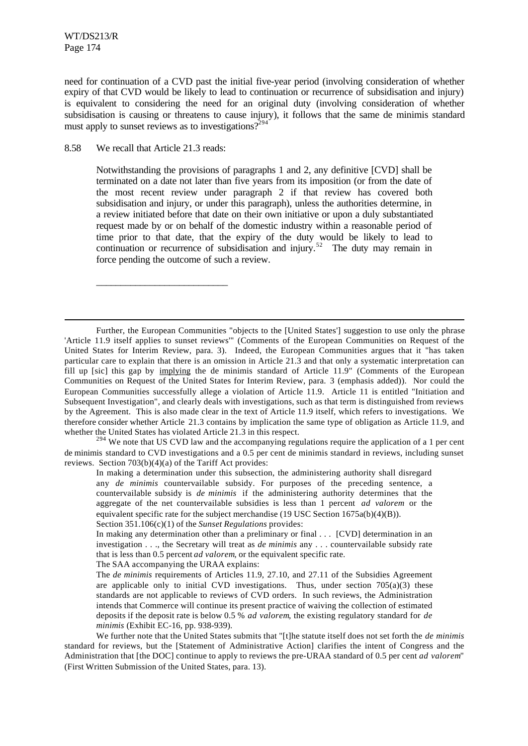need for continuation of a CVD past the initial five-year period (involving consideration of whether expiry of that CVD would be likely to lead to continuation or recurrence of subsidisation and injury) is equivalent to considering the need for an original duty (involving consideration of whether subsidisation is causing or threatens to cause injury), it follows that the same de minimis standard must apply to sunset reviews as to investigations?[294]

8.58 We recall that Article 21.3 reads:

> Notwithstanding the provisions of paragraphs 1 and 2, any definitive [CVD] shall be terminated on a date not later than five years from its imposition (or from the date of the most recent review under paragraph 2 if that review has covered both subsidisation and injury, or under this paragraph), unless the authorities determine, in a review initiated before that date on their own initiative or upon a duly substantiated request made by or on behalf of the domestic industry within a reasonable period of time prior to that date, that the expiry of the duty would be likely to lead to continuation or recurrence of subsidisation and injury.[52] The duty may remain in force pending the outcome of such a review.

---

Further, the European Communities "objects to the [United States'] suggestion to use only the phrase 'Article 11.9 itself applies to sunset reviews'" (Comments of the European Communities on Request of the United States for Interim Review, para. 3). Indeed, the European Communities argues that it "has taken particular care to explain that there is an omission in Article 21.3 and that only a systematic interpretation can fill up [sic] this gap by implying the de minimis standard of Article 11.9" (Comments of the European Communities on Request of the United States for Interim Review, para. 3 (emphasis added)). Nor could the European Communities successfully allege a violation of Article 11.9. Article 11 is entitled "Initiation and Subsequent Investigation", and clearly deals with investigations, such as that term is distinguished from reviews by the Agreement. This is also made clear in the text of Article 11.9 itself, which refers to investigations. We therefore consider whether Article 21.3 contains by implication the same type of obligation as Article 11.9, and whether the United States has violated Article 21.3 in this respect.

[294] We note that US CVD law and the accompanying regulations require the application of a 1 per cent de minimis standard to CVD investigations and a 0.5 per cent de minimis standard in reviews, including sunset reviews. Section 703(b)(4)(a) of the Tariff Act provides:

> In making a determination under this subsection, the administering authority shall disregard any *de minimis* countervailable subsidy. For purposes of the preceding sentence, a countervailable subsidy is *de minimis* if the administering authority determines that the aggregate of the net countervailable subsidies is less than 1 percent *ad valorem* or the equivalent specific rate for the subject merchandise (19 USC Section 1675a(b)(4)(B)).

Section 351.106(c)(1) of the *Sunset Regulations* provides:

> In making any determination other than a preliminary or final . . . [CVD] determination in an investigation . . ., the Secretary will treat as *de minimis* any . . . countervailable subsidy rate that is less than 0.5 percent *ad valorem*, or the equivalent specific rate.

The SAA accompanying the URAA explains:

> The *de minimis* requirements of Articles 11.9, 27.10, and 27.11 of the Subsidies Agreement are applicable only to initial CVD investigations. Thus, under section 705(a)(3) these standards are not applicable to reviews of CVD orders. In such reviews, the Administration intends that Commerce will continue its present practice of waiving the collection of estimated deposits if the deposit rate is below 0.5 % *ad valorem*, the existing regulatory standard for *de minimis* (Exhibit EC-16, pp. 938-939).

We further note that the United States submits that "[t]he statute itself does not set forth the *de minimis* standard for reviews, but the [Statement of Administrative Action] clarifies the intent of Congress and the Administration that [the DOC] continue to apply to reviews the pre-URAA standard of 0.5 per cent *ad valorem*" (First Written Submission of the United States, para. 13).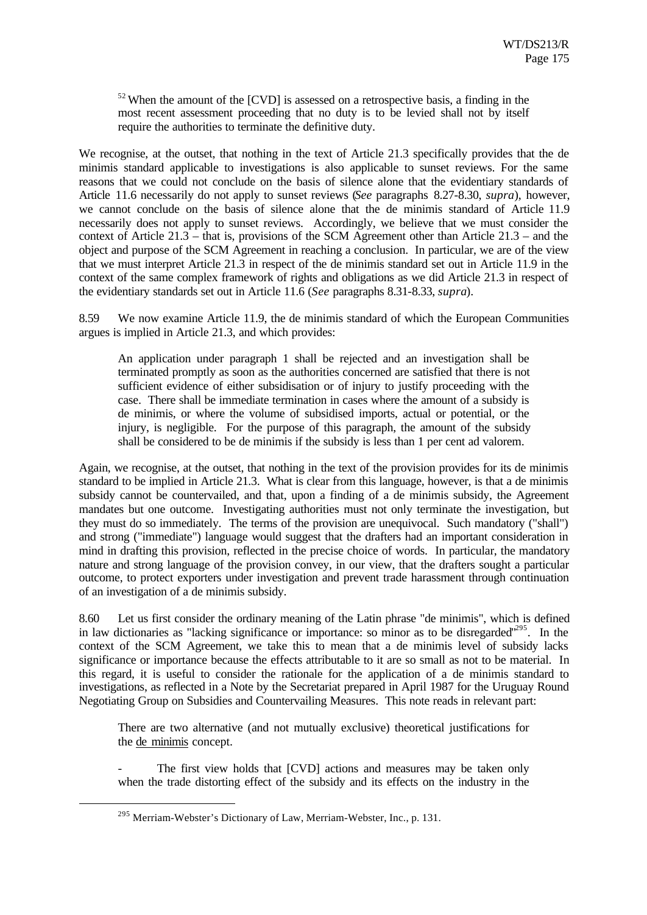[52] When the amount of the [CVD] is assessed on a retrospective basis, a finding in the most recent assessment proceeding that no duty is to be levied shall not by itself require the authorities to terminate the definitive duty.

We recognise, at the outset, that nothing in the text of Article 21.3 specifically provides that the de minimis standard applicable to investigations is also applicable to sunset reviews. For the same reasons that we could not conclude on the basis of silence alone that the evidentiary standards of Article 11.6 necessarily do not apply to sunset reviews (*See* paragraphs 8.27-8.30, *supra*), however, we cannot conclude on the basis of silence alone that the de minimis standard of Article 11.9 necessarily does not apply to sunset reviews. Accordingly, we believe that we must consider the context of Article 21.3 – that is, provisions of the SCM Agreement other than Article 21.3 – and the object and purpose of the SCM Agreement in reaching a conclusion. In particular, we are of the view that we must interpret Article 21.3 in respect of the de minimis standard set out in Article 11.9 in the context of the same complex framework of rights and obligations as we did Article 21.3 in respect of the evidentiary standards set out in Article 11.6 (*See* paragraphs 8.31-8.33, *supra*).

8.59 We now examine Article 11.9, the de minimis standard of which the European Communities argues is implied in Article 21.3, and which provides:

> An application under paragraph 1 shall be rejected and an investigation shall be terminated promptly as soon as the authorities concerned are satisfied that there is not sufficient evidence of either subsidisation or of injury to justify proceeding with the case. There shall be immediate termination in cases where the amount of a subsidy is de minimis, or where the volume of subsidised imports, actual or potential, or the injury, is negligible. For the purpose of this paragraph, the amount of the subsidy shall be considered to be de minimis if the subsidy is less than 1 per cent ad valorem.

Again, we recognise, at the outset, that nothing in the text of the provision provides for its de minimis standard to be implied in Article 21.3. What is clear from this language, however, is that a de minimis subsidy cannot be countervailed, and that, upon a finding of a de minimis subsidy, the Agreement mandates but one outcome. Investigating authorities must not only terminate the investigation, but they must do so immediately. The terms of the provision are unequivocal. Such mandatory ("shall") and strong ("immediate") language would suggest that the drafters had an important consideration in mind in drafting this provision, reflected in the precise choice of words. In particular, the mandatory nature and strong language of the provision convey, in our view, that the drafters sought a particular outcome, to protect exporters under investigation and prevent trade harassment through continuation of an investigation of a de minimis subsidy.

8.60 Let us first consider the ordinary meaning of the Latin phrase "de minimis", which is defined in law dictionaries as "lacking significance or importance: so minor as to be disregarded"[295]. In the context of the SCM Agreement, we take this to mean that a de minimis level of subsidy lacks significance or importance because the effects attributable to it are so small as not to be material. In this regard, it is useful to consider the rationale for the application of a de minimis standard to investigations, as reflected in a Note by the Secretariat prepared in April 1987 for the Uruguay Round Negotiating Group on Subsidies and Countervailing Measures. This note reads in relevant part:

> There are two alternative (and not mutually exclusive) theoretical justifications for the de minimis concept.
>
> - The first view holds that [CVD] actions and measures may be taken only when the trade distorting effect of the subsidy and its effects on the industry in the

[295] Merriam-Webster's Dictionary of Law, Merriam-Webster, Inc., p. 131.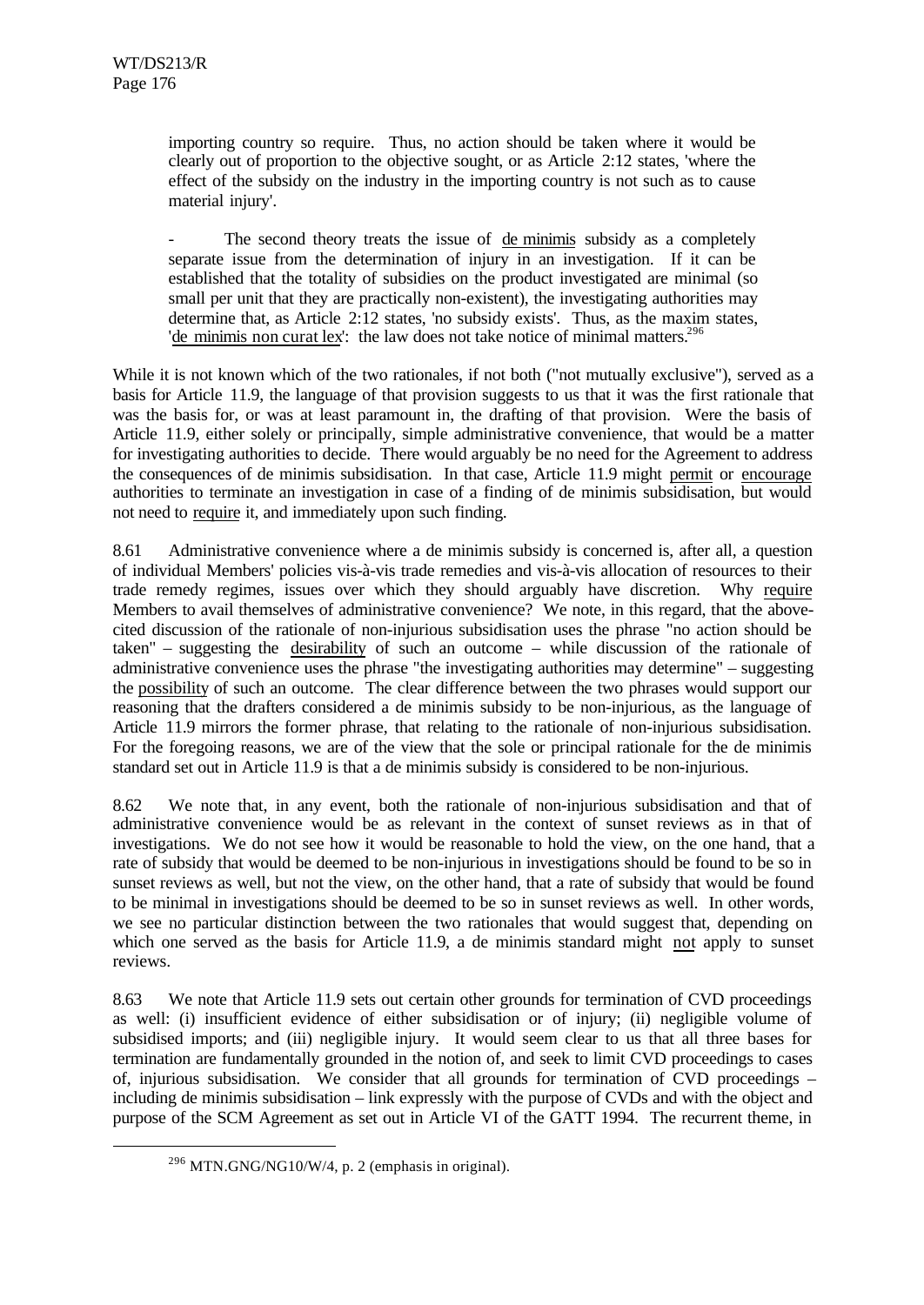importing country so require. Thus, no action should be taken where it would be clearly out of proportion to the objective sought, or as Article 2:12 states, 'where the effect of the subsidy on the industry in the importing country is not such as to cause material injury'.

> - The second theory treats the issue of de minimis subsidy as a completely separate issue from the determination of injury in an investigation. If it can be established that the totality of subsidies on the product investigated are minimal (so small per unit that they are practically non-existent), the investigating authorities may determine that, as Article 2:12 states, 'no subsidy exists'. Thus, as the maxim states, 'de minimis non curat lex': the law does not take notice of minimal matters.[296]

While it is not known which of the two rationales, if not both ("not mutually exclusive"), served as a basis for Article 11.9, the language of that provision suggests to us that it was the first rationale that was the basis for, or was at least paramount in, the drafting of that provision. Were the basis of Article 11.9, either solely or principally, simple administrative convenience, that would be a matter for investigating authorities to decide. There would arguably be no need for the Agreement to address the consequences of de minimis subsidisation. In that case, Article 11.9 might permit or encourage authorities to terminate an investigation in case of a finding of de minimis subsidisation, but would not need to require it, and immediately upon such finding.

8.61 Administrative convenience where a de minimis subsidy is concerned is, after all, a question of individual Members' policies vis-à-vis trade remedies and vis-à-vis allocation of resources to their trade remedy regimes, issues over which they should arguably have discretion. Why require Members to avail themselves of administrative convenience? We note, in this regard, that the above-cited discussion of the rationale of non-injurious subsidisation uses the phrase "no action should be taken" – suggesting the desirability of such an outcome – while discussion of the rationale of administrative convenience uses the phrase "the investigating authorities may determine" – suggesting the possibility of such an outcome. The clear difference between the two phrases would support our reasoning that the drafters considered a de minimis subsidy to be non-injurious, as the language of Article 11.9 mirrors the former phrase, that relating to the rationale of non-injurious subsidisation. For the foregoing reasons, we are of the view that the sole or principal rationale for the de minimis standard set out in Article 11.9 is that a de minimis subsidy is considered to be non-injurious.

8.62 We note that, in any event, both the rationale of non-injurious subsidisation and that of administrative convenience would be as relevant in the context of sunset reviews as in that of investigations. We do not see how it would be reasonable to hold the view, on the one hand, that a rate of subsidy that would be deemed to be non-injurious in investigations should be found to be so in sunset reviews as well, but not the view, on the other hand, that a rate of subsidy that would be found to be minimal in investigations should be deemed to be so in sunset reviews as well. In other words, we see no particular distinction between the two rationales that would suggest that, depending on which one served as the basis for Article 11.9, a de minimis standard might not apply to sunset reviews.

8.63 We note that Article 11.9 sets out certain other grounds for termination of CVD proceedings as well: (i) insufficient evidence of either subsidisation or of injury; (ii) negligible volume of subsidised imports; and (iii) negligible injury. It would seem clear to us that all three bases for termination are fundamentally grounded in the notion of, and seek to limit CVD proceedings to cases of, injurious subsidisation. We consider that all grounds for termination of CVD proceedings – including de minimis subsidisation – link expressly with the purpose of CVDs and with the object and purpose of the SCM Agreement as set out in Article VI of the GATT 1994. The recurrent theme, in

[296] MTN.GNG/NG10/W/4, p. 2 (emphasis in original).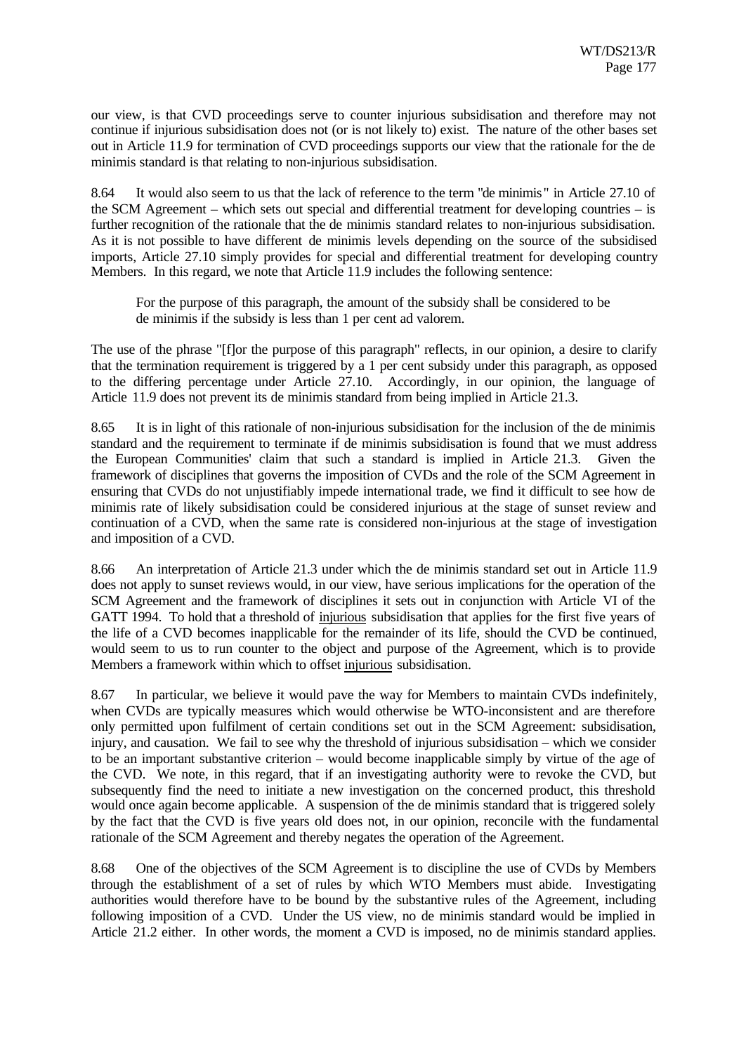our view, is that CVD proceedings serve to counter injurious subsidisation and therefore may not continue if injurious subsidisation does not (or is not likely to) exist. The nature of the other bases set out in Article 11.9 for termination of CVD proceedings supports our view that the rationale for the de minimis standard is that relating to non-injurious subsidisation.

8.64 It would also seem to us that the lack of reference to the term "de minimis" in Article 27.10 of the SCM Agreement – which sets out special and differential treatment for developing countries – is further recognition of the rationale that the de minimis standard relates to non-injurious subsidisation. As it is not possible to have different de minimis levels depending on the source of the subsidised imports, Article 27.10 simply provides for special and differential treatment for developing country Members. In this regard, we note that Article 11.9 includes the following sentence:

> For the purpose of this paragraph, the amount of the subsidy shall be considered to be de minimis if the subsidy is less than 1 per cent ad valorem.

The use of the phrase "[f]or the purpose of this paragraph" reflects, in our opinion, a desire to clarify that the termination requirement is triggered by a 1 per cent subsidy under this paragraph, as opposed to the differing percentage under Article 27.10. Accordingly, in our opinion, the language of Article 11.9 does not prevent its de minimis standard from being implied in Article 21.3.

8.65 It is in light of this rationale of non-injurious subsidisation for the inclusion of the de minimis standard and the requirement to terminate if de minimis subsidisation is found that we must address the European Communities' claim that such a standard is implied in Article 21.3. Given the framework of disciplines that governs the imposition of CVDs and the role of the SCM Agreement in ensuring that CVDs do not unjustifiably impede international trade, we find it difficult to see how de minimis rate of likely subsidisation could be considered injurious at the stage of sunset review and continuation of a CVD, when the same rate is considered non-injurious at the stage of investigation and imposition of a CVD.

8.66 An interpretation of Article 21.3 under which the de minimis standard set out in Article 11.9 does not apply to sunset reviews would, in our view, have serious implications for the operation of the SCM Agreement and the framework of disciplines it sets out in conjunction with Article VI of the GATT 1994. To hold that a threshold of <u>injurious</u> subsidisation that applies for the first five years of the life of a CVD becomes inapplicable for the remainder of its life, should the CVD be continued, would seem to us to run counter to the object and purpose of the Agreement, which is to provide Members a framework within which to offset <u>injurious</u> subsidisation.

8.67 In particular, we believe it would pave the way for Members to maintain CVDs indefinitely, when CVDs are typically measures which would otherwise be WTO-inconsistent and are therefore only permitted upon fulfilment of certain conditions set out in the SCM Agreement: subsidisation, injury, and causation. We fail to see why the threshold of injurious subsidisation – which we consider to be an important substantive criterion – would become inapplicable simply by virtue of the age of the CVD. We note, in this regard, that if an investigating authority were to revoke the CVD, but subsequently find the need to initiate a new investigation on the concerned product, this threshold would once again become applicable. A suspension of the de minimis standard that is triggered solely by the fact that the CVD is five years old does not, in our opinion, reconcile with the fundamental rationale of the SCM Agreement and thereby negates the operation of the Agreement.

8.68 One of the objectives of the SCM Agreement is to discipline the use of CVDs by Members through the establishment of a set of rules by which WTO Members must abide. Investigating authorities would therefore have to be bound by the substantive rules of the Agreement, including following imposition of a CVD. Under the US view, no de minimis standard would be implied in Article 21.2 either. In other words, the moment a CVD is imposed, no de minimis standard applies.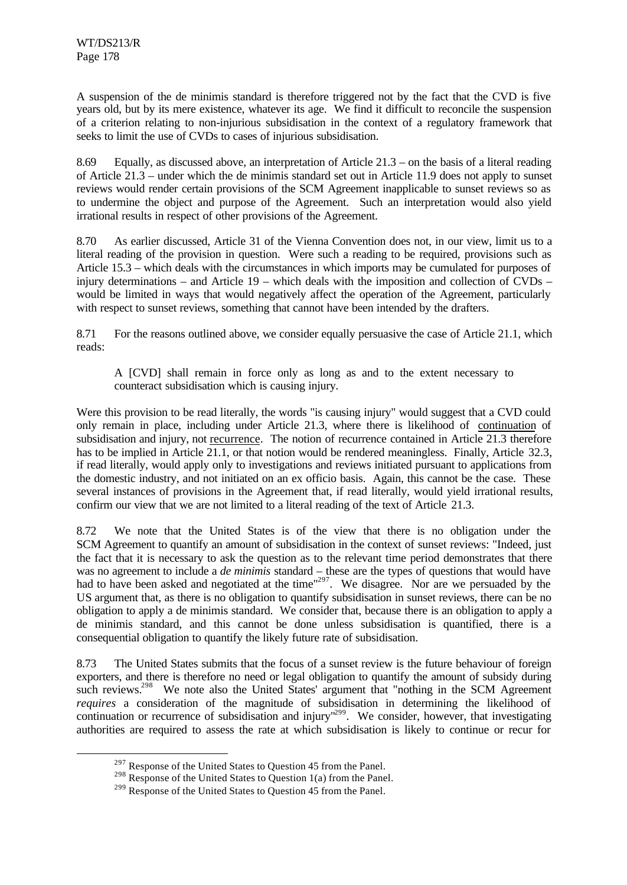A suspension of the de minimis standard is therefore triggered not by the fact that the CVD is five years old, but by its mere existence, whatever its age. We find it difficult to reconcile the suspension of a criterion relating to non-injurious subsidisation in the context of a regulatory framework that seeks to limit the use of CVDs to cases of injurious subsidisation.

8.69 Equally, as discussed above, an interpretation of Article 21.3 – on the basis of a literal reading of Article 21.3 – under which the de minimis standard set out in Article 11.9 does not apply to sunset reviews would render certain provisions of the SCM Agreement inapplicable to sunset reviews so as to undermine the object and purpose of the Agreement. Such an interpretation would also yield irrational results in respect of other provisions of the Agreement.

8.70 As earlier discussed, Article 31 of the Vienna Convention does not, in our view, limit us to a literal reading of the provision in question. Were such a reading to be required, provisions such as Article 15.3 – which deals with the circumstances in which imports may be cumulated for purposes of injury determinations – and Article 19 – which deals with the imposition and collection of CVDs – would be limited in ways that would negatively affect the operation of the Agreement, particularly with respect to sunset reviews, something that cannot have been intended by the drafters.

8.71 For the reasons outlined above, we consider equally persuasive the case of Article 21.1, which reads:

> A [CVD] shall remain in force only as long as and to the extent necessary to counteract subsidisation which is causing injury.

Were this provision to be read literally, the words "is causing injury" would suggest that a CVD could only remain in place, including under Article 21.3, where there is likelihood of continuation of subsidisation and injury, not recurrence. The notion of recurrence contained in Article 21.3 therefore has to be implied in Article 21.1, or that notion would be rendered meaningless. Finally, Article 32.3, if read literally, would apply only to investigations and reviews initiated pursuant to applications from the domestic industry, and not initiated on an ex officio basis. Again, this cannot be the case. These several instances of provisions in the Agreement that, if read literally, would yield irrational results, confirm our view that we are not limited to a literal reading of the text of Article 21.3.

8.72 We note that the United States is of the view that there is no obligation under the SCM Agreement to quantify an amount of subsidisation in the context of sunset reviews: "Indeed, just the fact that it is necessary to ask the question as to the relevant time period demonstrates that there was no agreement to include a *de minimis* standard – these are the types of questions that would have had to have been asked and negotiated at the time"[297]. We disagree. Nor are we persuaded by the US argument that, as there is no obligation to quantify subsidisation in sunset reviews, there can be no obligation to apply a de minimis standard. We consider that, because there is an obligation to apply a de minimis standard, and this cannot be done unless subsidisation is quantified, there is a consequential obligation to quantify the likely future rate of subsidisation.

8.73 The United States submits that the focus of a sunset review is the future behaviour of foreign exporters, and there is therefore no need or legal obligation to quantify the amount of subsidy during such reviews.[298] We note also the United States' argument that "nothing in the SCM Agreement *requires* a consideration of the magnitude of subsidisation in determining the likelihood of continuation or recurrence of subsidisation and injury"[299]. We consider, however, that investigating authorities are required to assess the rate at which subsidisation is likely to continue or recur for

[297] Response of the United States to Question 45 from the Panel.

[298] Response of the United States to Question 1(a) from the Panel.

[299] Response of the United States to Question 45 from the Panel.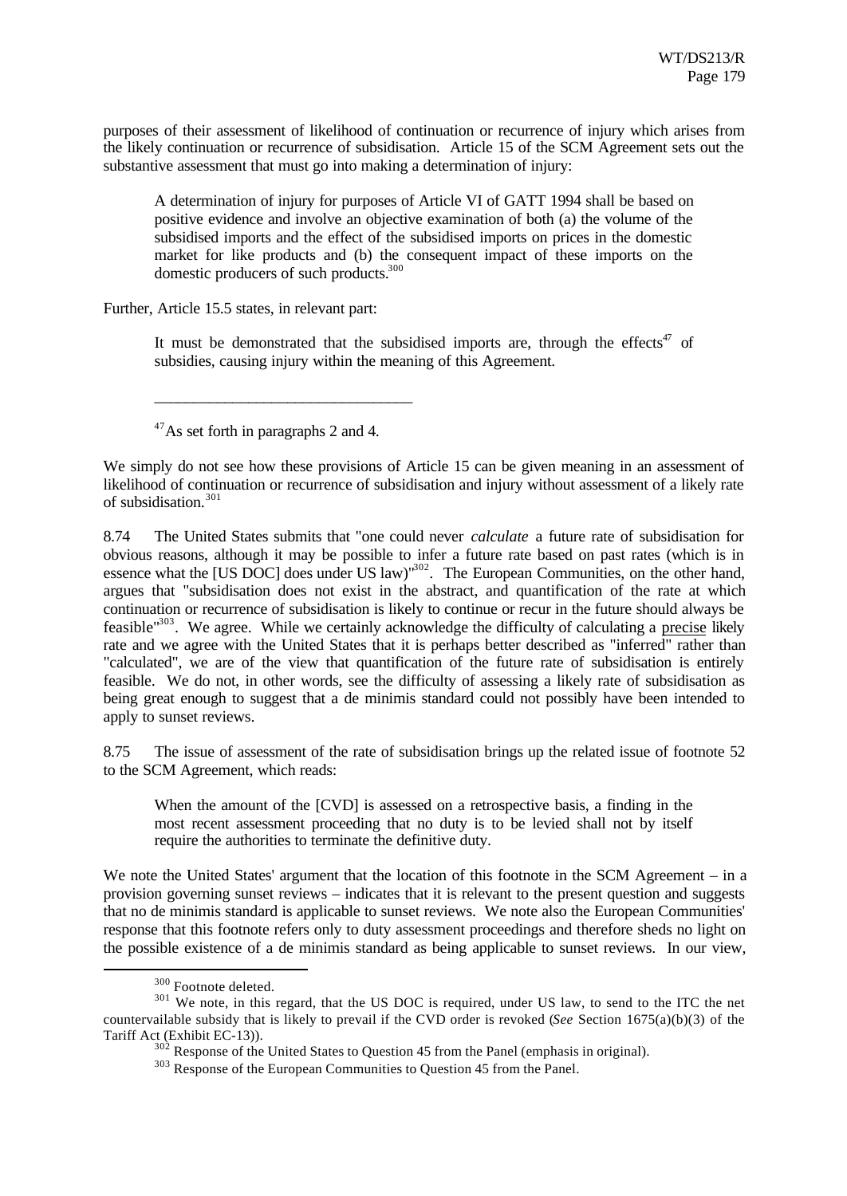purposes of their assessment of likelihood of continuation or recurrence of injury which arises from the likely continuation or recurrence of subsidisation. Article 15 of the SCM Agreement sets out the substantive assessment that must go into making a determination of injury:

> A determination of injury for purposes of Article VI of GATT 1994 shall be based on positive evidence and involve an objective examination of both (a) the volume of the subsidised imports and the effect of the subsidised imports on prices in the domestic market for like products and (b) the consequent impact of these imports on the domestic producers of such products.[300]

Further, Article 15.5 states, in relevant part:

> It must be demonstrated that the subsidised imports are, through the effects[47] of subsidies, causing injury within the meaning of this Agreement.
>
> \_\_\_\_\_\_\_\_\_\_\_\_\_\_\_\_\_\_\_\_\_\_\_\_\_\_\_\_\_\_\_\_
>
> [47] As set forth in paragraphs 2 and 4.

We simply do not see how these provisions of Article 15 can be given meaning in an assessment of likelihood of continuation or recurrence of subsidisation and injury without assessment of a likely rate of subsidisation.[301]

8.74 The United States submits that "one could never *calculate* a future rate of subsidisation for obvious reasons, although it may be possible to infer a future rate based on past rates (which is in essence what the [US DOC] does under US law)"[302]. The European Communities, on the other hand, argues that "subsidisation does not exist in the abstract, and quantification of the rate at which continuation or recurrence of subsidisation is likely to continue or recur in the future should always be feasible"[303]. We agree. While we certainly acknowledge the difficulty of calculating a <u>precise</u> likely rate and we agree with the United States that it is perhaps better described as "inferred" rather than "calculated", we are of the view that quantification of the future rate of subsidisation is entirely feasible. We do not, in other words, see the difficulty of assessing a likely rate of subsidisation as being great enough to suggest that a de minimis standard could not possibly have been intended to apply to sunset reviews.

8.75 The issue of assessment of the rate of subsidisation brings up the related issue of footnote 52 to the SCM Agreement, which reads:

> When the amount of the [CVD] is assessed on a retrospective basis, a finding in the most recent assessment proceeding that no duty is to be levied shall not by itself require the authorities to terminate the definitive duty.

We note the United States' argument that the location of this footnote in the SCM Agreement – in a provision governing sunset reviews – indicates that it is relevant to the present question and suggests that no de minimis standard is applicable to sunset reviews. We note also the European Communities' response that this footnote refers only to duty assessment proceedings and therefore sheds no light on the possible existence of a de minimis standard as being applicable to sunset reviews. In our view,

---

[300] Footnote deleted.

[301] We note, in this regard, that the US DOC is required, under US law, to send to the ITC the net countervailable subsidy that is likely to prevail if the CVD order is revoked (*See* Section 1675(a)(b)(3) of the Tariff Act (Exhibit EC-13)).

[302] Response of the United States to Question 45 from the Panel (emphasis in original).

[303] Response of the European Communities to Question 45 from the Panel.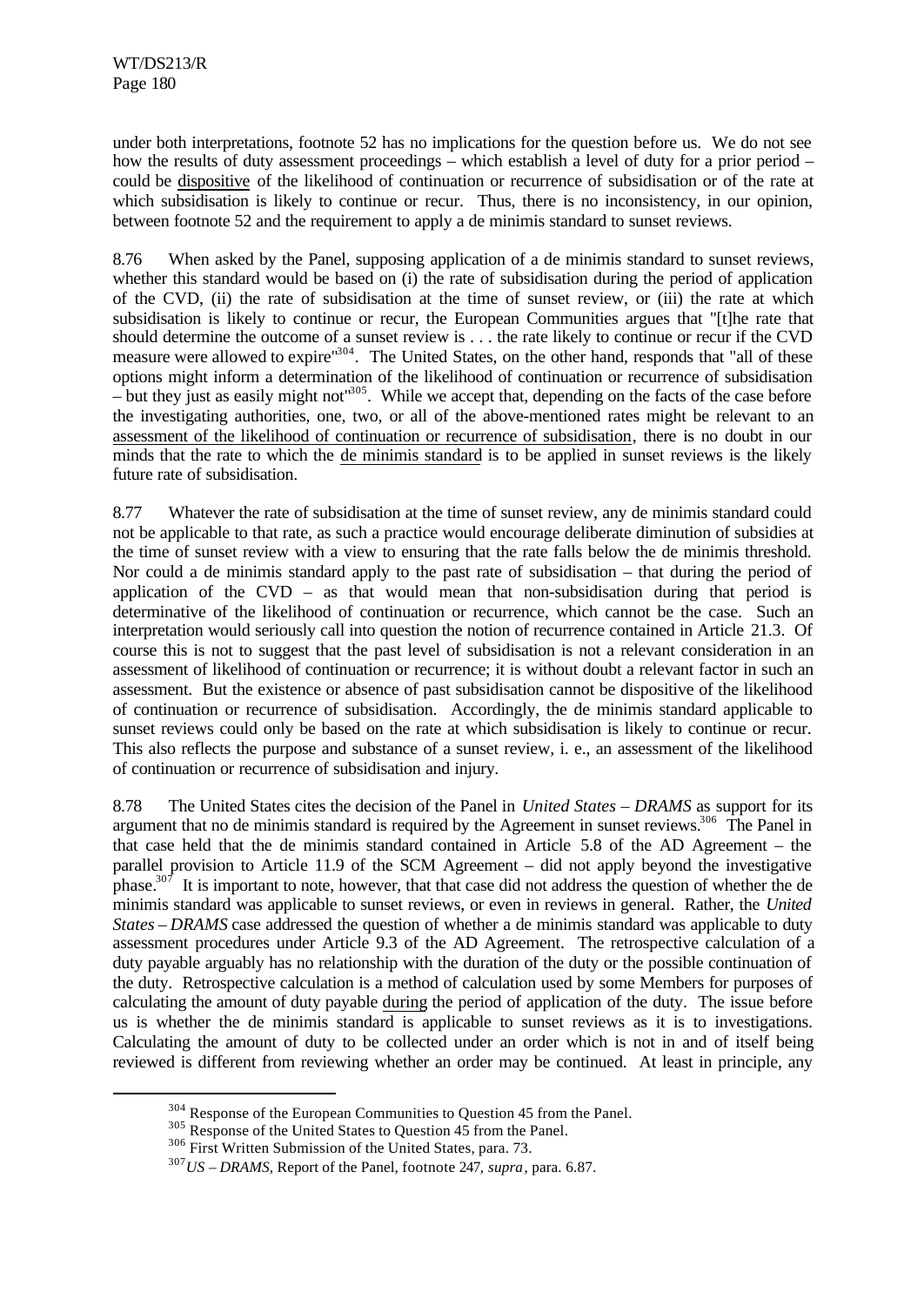under both interpretations, footnote 52 has no implications for the question before us. We do not see how the results of duty assessment proceedings – which establish a level of duty for a prior period – could be dispositive of the likelihood of continuation or recurrence of subsidisation or of the rate at which subsidisation is likely to continue or recur. Thus, there is no inconsistency, in our opinion, between footnote 52 and the requirement to apply a de minimis standard to sunset reviews.

8.76 When asked by the Panel, supposing application of a de minimis standard to sunset reviews, whether this standard would be based on (i) the rate of subsidisation during the period of application of the CVD, (ii) the rate of subsidisation at the time of sunset review, or (iii) the rate at which subsidisation is likely to continue or recur, the European Communities argues that "[t]he rate that should determine the outcome of a sunset review is . . . the rate likely to continue or recur if the CVD measure were allowed to expire"[304]. The United States, on the other hand, responds that "all of these options might inform a determination of the likelihood of continuation or recurrence of subsidisation – but they just as easily might not"[305]. While we accept that, depending on the facts of the case before the investigating authorities, one, two, or all of the above-mentioned rates might be relevant to an assessment of the likelihood of continuation or recurrence of subsidisation, there is no doubt in our minds that the rate to which the de minimis standard is to be applied in sunset reviews is the likely future rate of subsidisation.

8.77 Whatever the rate of subsidisation at the time of sunset review, any de minimis standard could not be applicable to that rate, as such a practice would encourage deliberate diminution of subsidies at the time of sunset review with a view to ensuring that the rate falls below the de minimis threshold. Nor could a de minimis standard apply to the past rate of subsidisation – that during the period of application of the CVD – as that would mean that non-subsidisation during that period is determinative of the likelihood of continuation or recurrence, which cannot be the case. Such an interpretation would seriously call into question the notion of recurrence contained in Article 21.3. Of course this is not to suggest that the past level of subsidisation is not a relevant consideration in an assessment of likelihood of continuation or recurrence; it is without doubt a relevant factor in such an assessment. But the existence or absence of past subsidisation cannot be dispositive of the likelihood of continuation or recurrence of subsidisation. Accordingly, the de minimis standard applicable to sunset reviews could only be based on the rate at which subsidisation is likely to continue or recur. This also reflects the purpose and substance of a sunset review, i. e., an assessment of the likelihood of continuation or recurrence of subsidisation and injury.

8.78 The United States cites the decision of the Panel in *United States – DRAMS* as support for its argument that no de minimis standard is required by the Agreement in sunset reviews.[306] The Panel in that case held that the de minimis standard contained in Article 5.8 of the AD Agreement – the parallel provision to Article 11.9 of the SCM Agreement – did not apply beyond the investigative phase.[307] It is important to note, however, that that case did not address the question of whether the de minimis standard was applicable to sunset reviews, or even in reviews in general. Rather, the *United States – DRAMS* case addressed the question of whether a de minimis standard was applicable to duty assessment procedures under Article 9.3 of the AD Agreement. The retrospective calculation of a duty payable arguably has no relationship with the duration of the duty or the possible continuation of the duty. Retrospective calculation is a method of calculation used by some Members for purposes of calculating the amount of duty payable during the period of application of the duty. The issue before us is whether the de minimis standard is applicable to sunset reviews as it is to investigations. Calculating the amount of duty to be collected under an order which is not in and of itself being reviewed is different from reviewing whether an order may be continued. At least in principle, any

---

[304] Response of the European Communities to Question 45 from the Panel.

[305] Response of the United States to Question 45 from the Panel.

[306] First Written Submission of the United States, para. 73.

[307] *US – DRAMS*, Report of the Panel, footnote 247, *supra*, para. 6.87.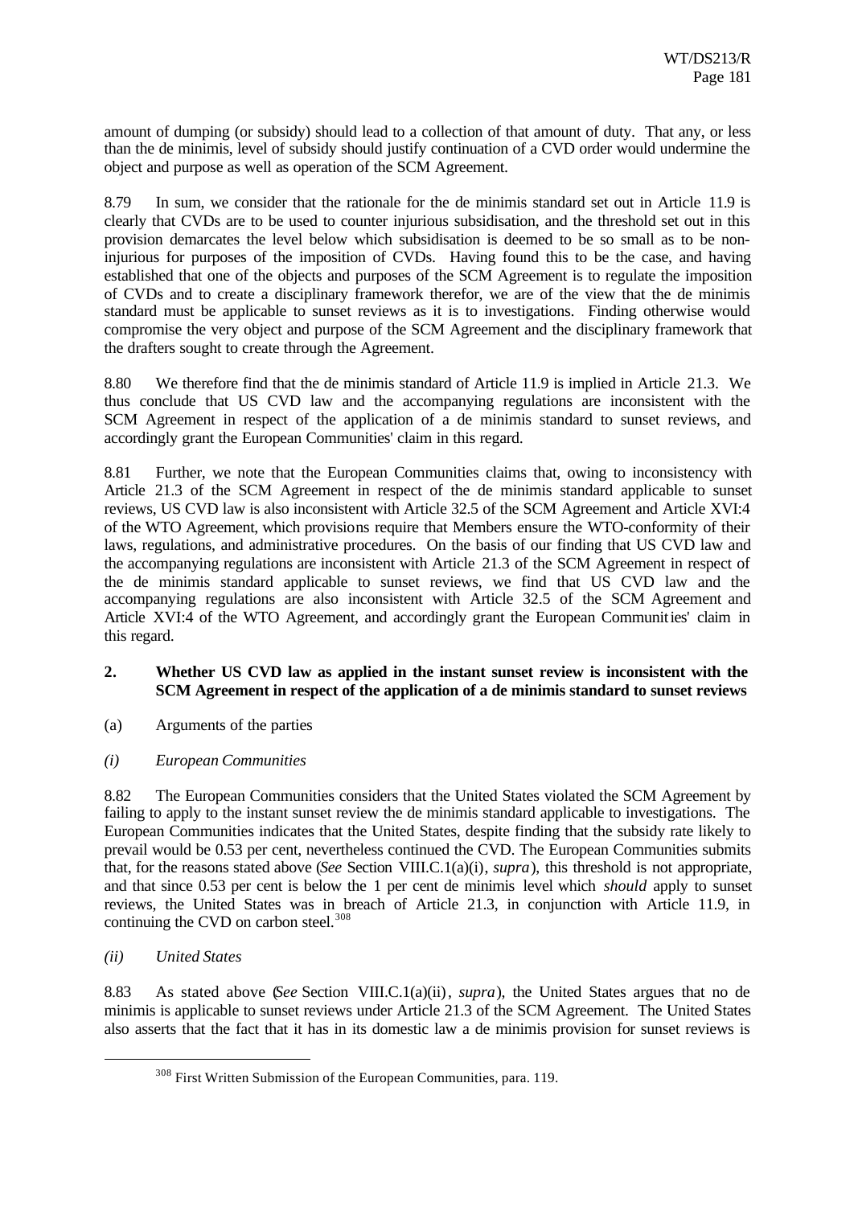amount of dumping (or subsidy) should lead to a collection of that amount of duty. That any, or less than the de minimis, level of subsidy should justify continuation of a CVD order would undermine the object and purpose as well as operation of the SCM Agreement.

8.79 In sum, we consider that the rationale for the de minimis standard set out in Article 11.9 is clearly that CVDs are to be used to counter injurious subsidisation, and the threshold set out in this provision demarcates the level below which subsidisation is deemed to be so small as to be non-injurious for purposes of the imposition of CVDs. Having found this to be the case, and having established that one of the objects and purposes of the SCM Agreement is to regulate the imposition of CVDs and to create a disciplinary framework therefor, we are of the view that the de minimis standard must be applicable to sunset reviews as it is to investigations. Finding otherwise would compromise the very object and purpose of the SCM Agreement and the disciplinary framework that the drafters sought to create through the Agreement.

8.80 We therefore find that the de minimis standard of Article 11.9 is implied in Article 21.3. We thus conclude that US CVD law and the accompanying regulations are inconsistent with the SCM Agreement in respect of the application of a de minimis standard to sunset reviews, and accordingly grant the European Communities' claim in this regard.

8.81 Further, we note that the European Communities claims that, owing to inconsistency with Article 21.3 of the SCM Agreement in respect of the de minimis standard applicable to sunset reviews, US CVD law is also inconsistent with Article 32.5 of the SCM Agreement and Article XVI:4 of the WTO Agreement, which provisions require that Members ensure the WTO-conformity of their laws, regulations, and administrative procedures. On the basis of our finding that US CVD law and the accompanying regulations are inconsistent with Article 21.3 of the SCM Agreement in respect of the de minimis standard applicable to sunset reviews, we find that US CVD law and the accompanying regulations are also inconsistent with Article 32.5 of the SCM Agreement and Article XVI:4 of the WTO Agreement, and accordingly grant the European Communities' claim in this regard.

### 2. Whether US CVD law as applied in the instant sunset review is inconsistent with the SCM Agreement in respect of the application of a de minimis standard to sunset reviews

(a) Arguments of the parties

*(i) European Communities*

8.82 The European Communities considers that the United States violated the SCM Agreement by failing to apply to the instant sunset review the de minimis standard applicable to investigations. The European Communities indicates that the United States, despite finding that the subsidy rate likely to prevail would be 0.53 per cent, nevertheless continued the CVD. The European Communities submits that, for the reasons stated above (*See* Section VIII.C.1(a)(i), *supra*), this threshold is not appropriate, and that since 0.53 per cent is below the 1 per cent de minimis level which *should* apply to sunset reviews, the United States was in breach of Article 21.3, in conjunction with Article 11.9, in continuing the CVD on carbon steel.[308]

*(ii) United States*

8.83 As stated above (*See* Section VIII.C.1(a)(ii), *supra*), the United States argues that no de minimis is applicable to sunset reviews under Article 21.3 of the SCM Agreement. The United States also asserts that the fact that it has in its domestic law a de minimis provision for sunset reviews is

[308] First Written Submission of the European Communities, para. 119.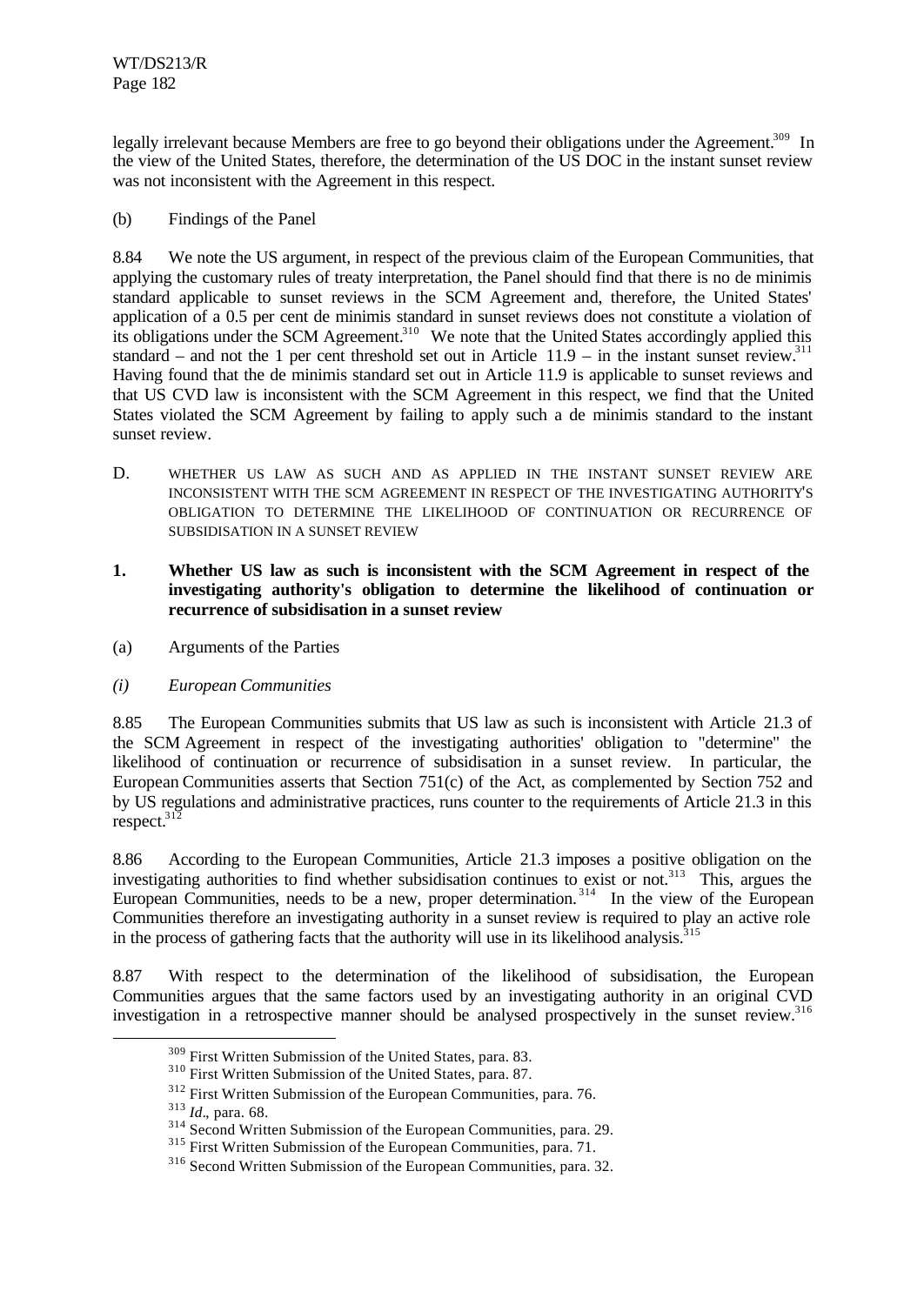legally irrelevant because Members are free to go beyond their obligations under the Agreement.[309] In the view of the United States, therefore, the determination of the US DOC in the instant sunset review was not inconsistent with the Agreement in this respect.

(b) Findings of the Panel

8.84 We note the US argument, in respect of the previous claim of the European Communities, that applying the customary rules of treaty interpretation, the Panel should find that there is no de minimis standard applicable to sunset reviews in the SCM Agreement and, therefore, the United States' application of a 0.5 per cent de minimis standard in sunset reviews does not constitute a violation of its obligations under the SCM Agreement.[310] We note that the United States accordingly applied this standard – and not the 1 per cent threshold set out in Article 11.9 – in the instant sunset review.[311] Having found that the de minimis standard set out in Article 11.9 is applicable to sunset reviews and that US CVD law is inconsistent with the SCM Agreement in this respect, we find that the United States violated the SCM Agreement by failing to apply such a de minimis standard to the instant sunset review.

D. WHETHER US LAW AS SUCH AND AS APPLIED IN THE INSTANT SUNSET REVIEW ARE INCONSISTENT WITH THE SCM AGREEMENT IN RESPECT OF THE INVESTIGATING AUTHORITY'S OBLIGATION TO DETERMINE THE LIKELIHOOD OF CONTINUATION OR RECURRENCE OF SUBSIDISATION IN A SUNSET REVIEW

**1. Whether US law as such is inconsistent with the SCM Agreement in respect of the investigating authority's obligation to determine the likelihood of continuation or recurrence of subsidisation in a sunset review**

(a) Arguments of the Parties

*(i) European Communities*

8.85 The European Communities submits that US law as such is inconsistent with Article 21.3 of the SCM Agreement in respect of the investigating authorities' obligation to "determine" the likelihood of continuation or recurrence of subsidisation in a sunset review. In particular, the European Communities asserts that Section 751(c) of the Act, as complemented by Section 752 and by US regulations and administrative practices, runs counter to the requirements of Article 21.3 in this respect.[312]

8.86 According to the European Communities, Article 21.3 imposes a positive obligation on the investigating authorities to find whether subsidisation continues to exist or not.[313] This, argues the European Communities, needs to be a new, proper determination.[314] In the view of the European Communities therefore an investigating authority in a sunset review is required to play an active role in the process of gathering facts that the authority will use in its likelihood analysis.[315]

8.87 With respect to the determination of the likelihood of subsidisation, the European Communities argues that the same factors used by an investigating authority in an original CVD investigation in a retrospective manner should be analysed prospectively in the sunset review.[316]

[309] First Written Submission of the United States, para. 83.

[310] First Written Submission of the United States, para. 87.

[312] First Written Submission of the European Communities, para. 76.

[313] *Id*., para. 68.

[314] Second Written Submission of the European Communities, para. 29.

[315] First Written Submission of the European Communities, para. 71.

[316] Second Written Submission of the European Communities, para. 32.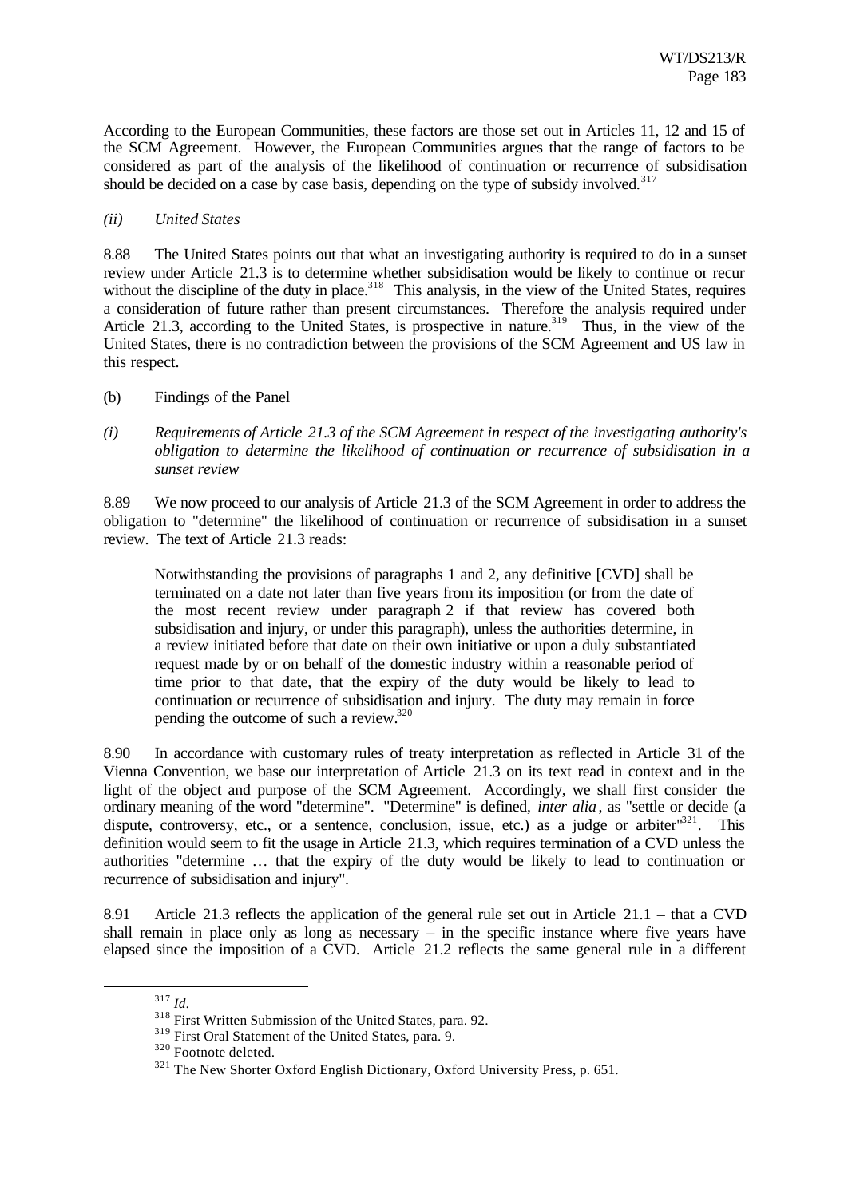According to the European Communities, these factors are those set out in Articles 11, 12 and 15 of the SCM Agreement. However, the European Communities argues that the range of factors to be considered as part of the analysis of the likelihood of continuation or recurrence of subsidisation should be decided on a case by case basis, depending on the type of subsidy involved.[317]

*(ii) United States*

8.88 The United States points out that what an investigating authority is required to do in a sunset review under Article 21.3 is to determine whether subsidisation would be likely to continue or recur without the discipline of the duty in place.[318] This analysis, in the view of the United States, requires a consideration of future rather than present circumstances. Therefore the analysis required under Article 21.3, according to the United States, is prospective in nature.[319] Thus, in the view of the United States, there is no contradiction between the provisions of the SCM Agreement and US law in this respect.

(b) Findings of the Panel

*(i) Requirements of Article 21.3 of the SCM Agreement in respect of the investigating authority's obligation to determine the likelihood of continuation or recurrence of subsidisation in a sunset review*

8.89 We now proceed to our analysis of Article 21.3 of the SCM Agreement in order to address the obligation to "determine" the likelihood of continuation or recurrence of subsidisation in a sunset review. The text of Article 21.3 reads:

> Notwithstanding the provisions of paragraphs 1 and 2, any definitive [CVD] shall be terminated on a date not later than five years from its imposition (or from the date of the most recent review under paragraph 2 if that review has covered both subsidisation and injury, or under this paragraph), unless the authorities determine, in a review initiated before that date on their own initiative or upon a duly substantiated request made by or on behalf of the domestic industry within a reasonable period of time prior to that date, that the expiry of the duty would be likely to lead to continuation or recurrence of subsidisation and injury. The duty may remain in force pending the outcome of such a review.[320]

8.90 In accordance with customary rules of treaty interpretation as reflected in Article 31 of the Vienna Convention, we base our interpretation of Article 21.3 on its text read in context and in the light of the object and purpose of the SCM Agreement. Accordingly, we shall first consider the ordinary meaning of the word "determine". "Determine" is defined, *inter alia*, as "settle or decide (a dispute, controversy, etc., or a sentence, conclusion, issue, etc.) as a judge or arbiter"[321]. This definition would seem to fit the usage in Article 21.3, which requires termination of a CVD unless the authorities "determine … that the expiry of the duty would be likely to lead to continuation or recurrence of subsidisation and injury".

8.91 Article 21.3 reflects the application of the general rule set out in Article 21.1 – that a CVD shall remain in place only as long as necessary – in the specific instance where five years have elapsed since the imposition of a CVD. Article 21.2 reflects the same general rule in a different

---

[317] *Id*.

[318] First Written Submission of the United States, para. 92.

[319] First Oral Statement of the United States, para. 9.

[320] Footnote deleted.

[321] The New Shorter Oxford English Dictionary, Oxford University Press, p. 651.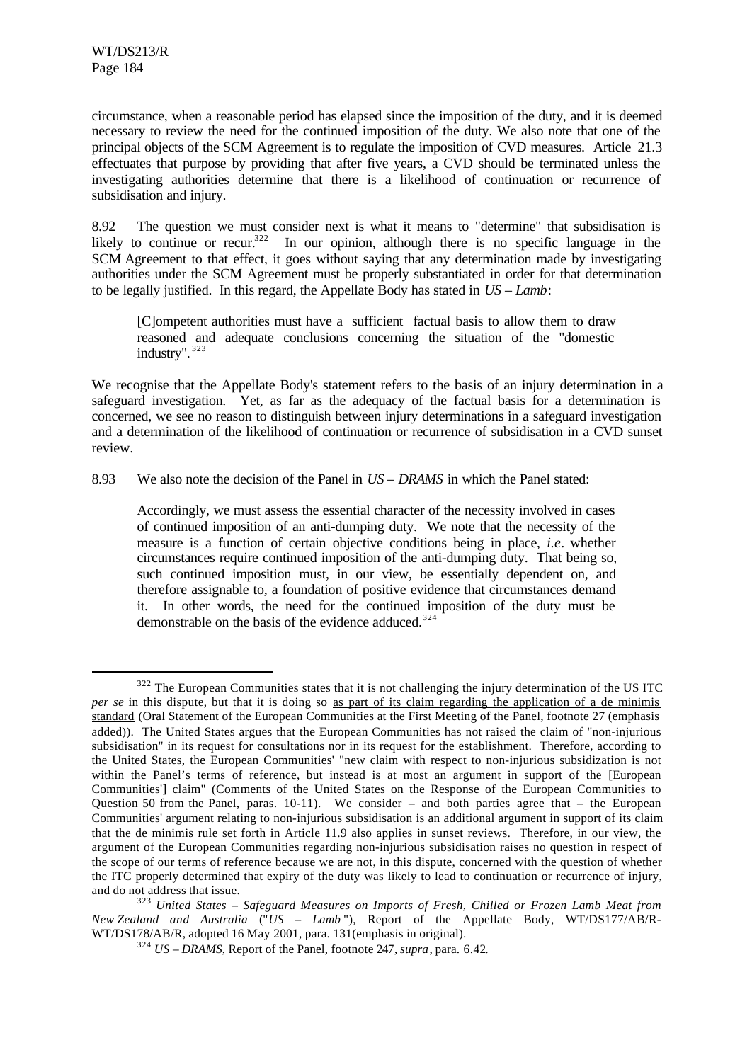circumstance, when a reasonable period has elapsed since the imposition of the duty, and it is deemed necessary to review the need for the continued imposition of the duty. We also note that one of the principal objects of the SCM Agreement is to regulate the imposition of CVD measures. Article 21.3 effectuates that purpose by providing that after five years, a CVD should be terminated unless the investigating authorities determine that there is a likelihood of continuation or recurrence of subsidisation and injury.

8.92 The question we must consider next is what it means to "determine" that subsidisation is likely to continue or recur.[322] In our opinion, although there is no specific language in the SCM Agreement to that effect, it goes without saying that any determination made by investigating authorities under the SCM Agreement must be properly substantiated in order for that determination to be legally justified. In this regard, the Appellate Body has stated in *US – Lamb*:

> [C]ompetent authorities must have a *sufficient* factual basis to allow them to draw *reasoned* and *adequate* conclusions concerning the situation of the "domestic industry".[323]

We recognise that the Appellate Body's statement refers to the basis of an injury determination in a safeguard investigation. Yet, as far as the adequacy of the factual basis for a determination is concerned, we see no reason to distinguish between injury determinations in a safeguard investigation and a determination of the likelihood of continuation or recurrence of subsidisation in a CVD sunset review.

8.93 We also note the decision of the Panel in *US – DRAMS* in which the Panel stated:

> Accordingly, we must assess the essential character of the necessity involved in cases of continued imposition of an anti-dumping duty. We note that the necessity of the measure is a function of certain objective conditions being in place, *i.e.* whether circumstances require continued imposition of the anti-dumping duty. That being so, such continued imposition must, in our view, be essentially dependent on, and therefore assignable to, a foundation of positive evidence that circumstances demand it. In other words, the need for the continued imposition of the duty must be demonstrable on the basis of the evidence adduced.[324]

---

[322] The European Communities states that it is not challenging the injury determination of the US ITC *per se* in this dispute, but that it is doing so as part of its claim regarding the application of a de minimis standard (Oral Statement of the European Communities at the First Meeting of the Panel, footnote 27 (emphasis added)). The United States argues that the European Communities has not raised the claim of "non-injurious subsidisation" in its request for consultations nor in its request for the establishment. Therefore, according to the United States, the European Communities' "new claim with respect to non-injurious subsidization is not within the Panel's terms of reference, but instead is at most an argument in support of the [European Communities'] claim" (Comments of the United States on the Response of the European Communities to Question 50 from the Panel, paras. 10-11). We consider – and both parties agree that – the European Communities' argument relating to non-injurious subsidisation is an additional argument in support of its claim that the de minimis rule set forth in Article 11.9 also applies in sunset reviews. Therefore, in our view, the argument of the European Communities regarding non-injurious subsidisation raises no question in respect of the scope of our terms of reference because we are not, in this dispute, concerned with the question of whether the ITC properly determined that expiry of the duty was likely to lead to continuation or recurrence of injury, and do not address that issue.

[323] *United States – Safeguard Measures on Imports of Fresh, Chilled or Frozen Lamb Meat from New Zealand and Australia* ("*US – Lamb*"), Report of the Appellate Body, WT/DS177/AB/R-WT/DS178/AB/R, adopted 16 May 2001, para. 131(emphasis in original).

[324] *US – DRAMS*, Report of the Panel, footnote 247, *supra*, para. 6.42.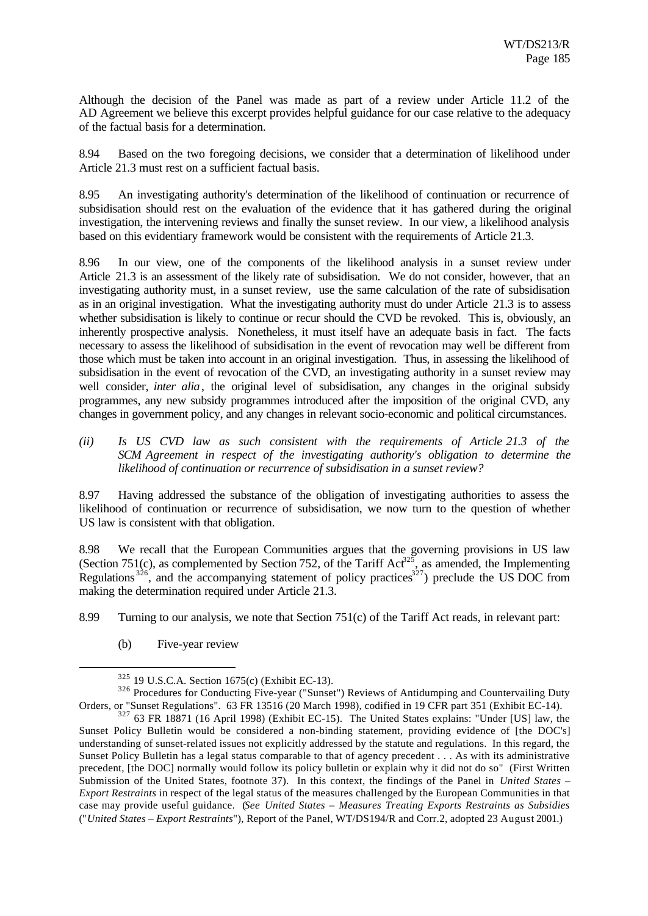Although the decision of the Panel was made as part of a review under Article 11.2 of the AD Agreement we believe this excerpt provides helpful guidance for our case relative to the adequacy of the factual basis for a determination.

8.94 Based on the two foregoing decisions, we consider that a determination of likelihood under Article 21.3 must rest on a sufficient factual basis.

8.95 An investigating authority's determination of the likelihood of continuation or recurrence of subsidisation should rest on the evaluation of the evidence that it has gathered during the original investigation, the intervening reviews and finally the sunset review. In our view, a likelihood analysis based on this evidentiary framework would be consistent with the requirements of Article 21.3.

8.96 In our view, one of the components of the likelihood analysis in a sunset review under Article 21.3 is an assessment of the likely rate of subsidisation. We do not consider, however, that an investigating authority must, in a sunset review, use the same calculation of the rate of subsidisation as in an original investigation. What the investigating authority must do under Article 21.3 is to assess whether subsidisation is likely to continue or recur should the CVD be revoked. This is, obviously, an inherently prospective analysis. Nonetheless, it must itself have an adequate basis in fact. The facts necessary to assess the likelihood of subsidisation in the event of revocation may well be different from those which must be taken into account in an original investigation. Thus, in assessing the likelihood of subsidisation in the event of revocation of the CVD, an investigating authority in a sunset review may well consider, *inter alia*, the original level of subsidisation, any changes in the original subsidy programmes, any new subsidy programmes introduced after the imposition of the original CVD, any changes in government policy, and any changes in relevant socio-economic and political circumstances.

*(ii) Is US CVD law as such consistent with the requirements of Article 21.3 of the SCM Agreement in respect of the investigating authority's obligation to determine the likelihood of continuation or recurrence of subsidisation in a sunset review?*

8.97 Having addressed the substance of the obligation of investigating authorities to assess the likelihood of continuation or recurrence of subsidisation, we now turn to the question of whether US law is consistent with that obligation.

8.98 We recall that the European Communities argues that the governing provisions in US law (Section 751(c), as complemented by Section 752, of the Tariff Act[325], as amended, the Implementing Regulations[326], and the accompanying statement of policy practices[327]) preclude the US DOC from making the determination required under Article 21.3.

8.99 Turning to our analysis, we note that Section 751(c) of the Tariff Act reads, in relevant part:

(b) Five-year review

---

[325] 19 U.S.C.A. Section 1675(c) (Exhibit EC-13).

[326] Procedures for Conducting Five-year ("Sunset") Reviews of Antidumping and Countervailing Duty Orders, or "Sunset Regulations". 63 FR 13516 (20 March 1998), codified in 19 CFR part 351 (Exhibit EC-14).

[327] 63 FR 18871 (16 April 1998) (Exhibit EC-15). The United States explains: "Under [US] law, the Sunset Policy Bulletin would be considered a non-binding statement, providing evidence of [the DOC's] understanding of sunset-related issues not explicitly addressed by the statute and regulations. In this regard, the Sunset Policy Bulletin has a legal status comparable to that of agency precedent . . . As with its administrative precedent, [the DOC] normally would follow its policy bulletin or explain why it did not do so" (First Written Submission of the United States, footnote 37). In this context, the findings of the Panel in *United States – Export Restraints* in respect of the legal status of the measures challenged by the European Communities in that case may provide useful guidance. (*See United States – Measures Treating Export Restraints as Subsidies* ("*United States – Export Restraints*"), Report of the Panel, WT/DS194/R and Corr.2, adopted 23 August 2001.)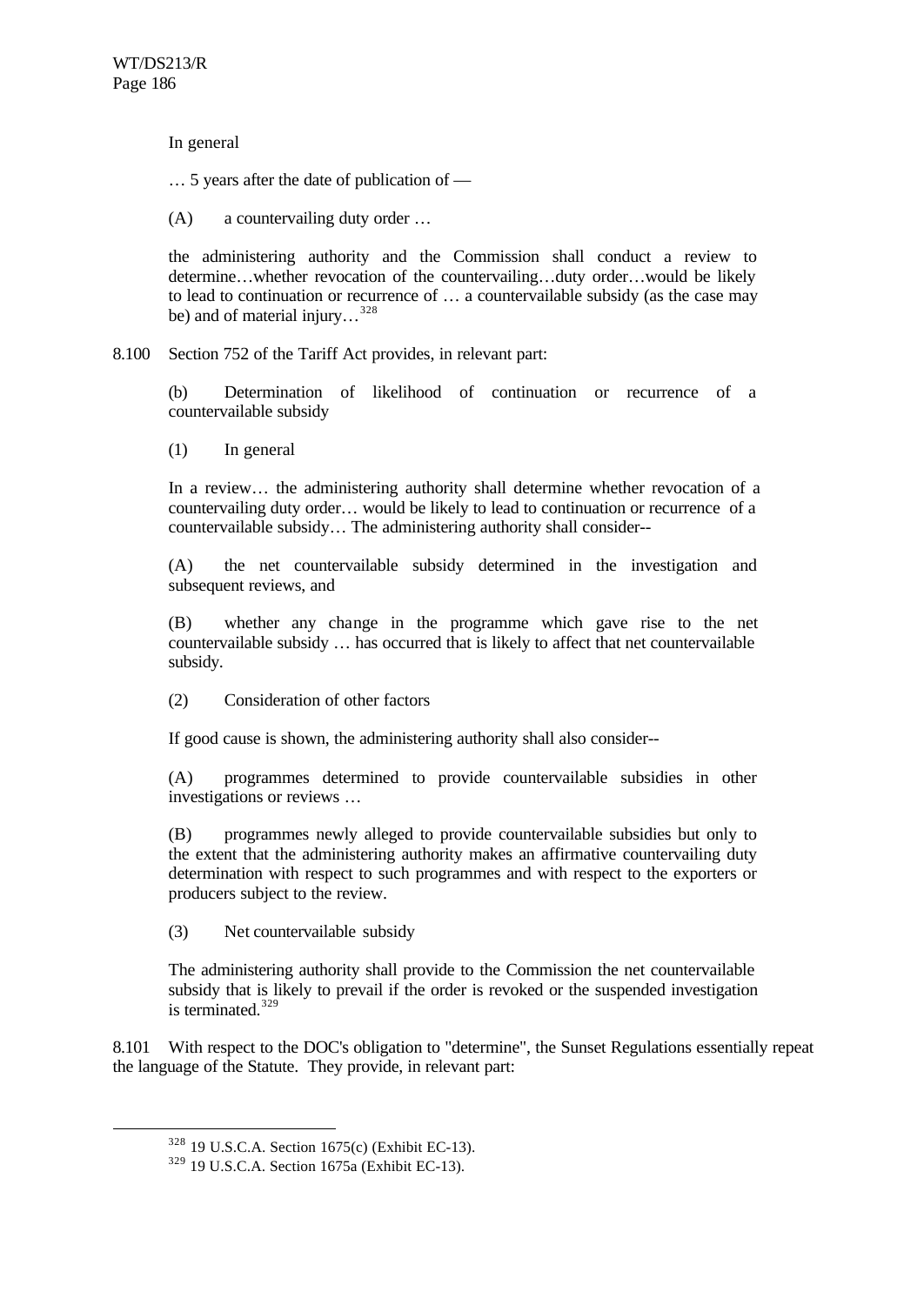In general

… 5 years after the date of publication of —

(A) a countervailing duty order …

the administering authority and the Commission shall conduct a review to determine…whether revocation of the countervailing…duty order…would be likely to lead to continuation or recurrence of … a countervailable subsidy (as the case may be) and of material injury…[328]

8.100 Section 752 of the Tariff Act provides, in relevant part:

(b) Determination of likelihood of continuation or recurrence of a countervailable subsidy

(1) In general

In a review… the administering authority shall determine whether revocation of a countervailing duty order… would be likely to lead to continuation or recurrence of a countervailable subsidy… The administering authority shall consider--

(A) the net countervailable subsidy determined in the investigation and subsequent reviews, and

(B) whether any change in the programme which gave rise to the net countervailable subsidy … has occurred that is likely to affect that net countervailable subsidy.

(2) Consideration of other factors

If good cause is shown, the administering authority shall also consider--

(A) programmes determined to provide countervailable subsidies in other investigations or reviews …

(B) programmes newly alleged to provide countervailable subsidies but only to the extent that the administering authority makes an affirmative countervailing duty determination with respect to such programmes and with respect to the exporters or producers subject to the review.

(3) Net countervailable subsidy

The administering authority shall provide to the Commission the net countervailable subsidy that is likely to prevail if the order is revoked or the suspended investigation is terminated.[329]

8.101 With respect to the DOC's obligation to "determine", the Sunset Regulations essentially repeat the language of the Statute. They provide, in relevant part:

---

[328] 19 U.S.C.A. Section 1675(c) (Exhibit EC-13).

[329] 19 U.S.C.A. Section 1675a (Exhibit EC-13).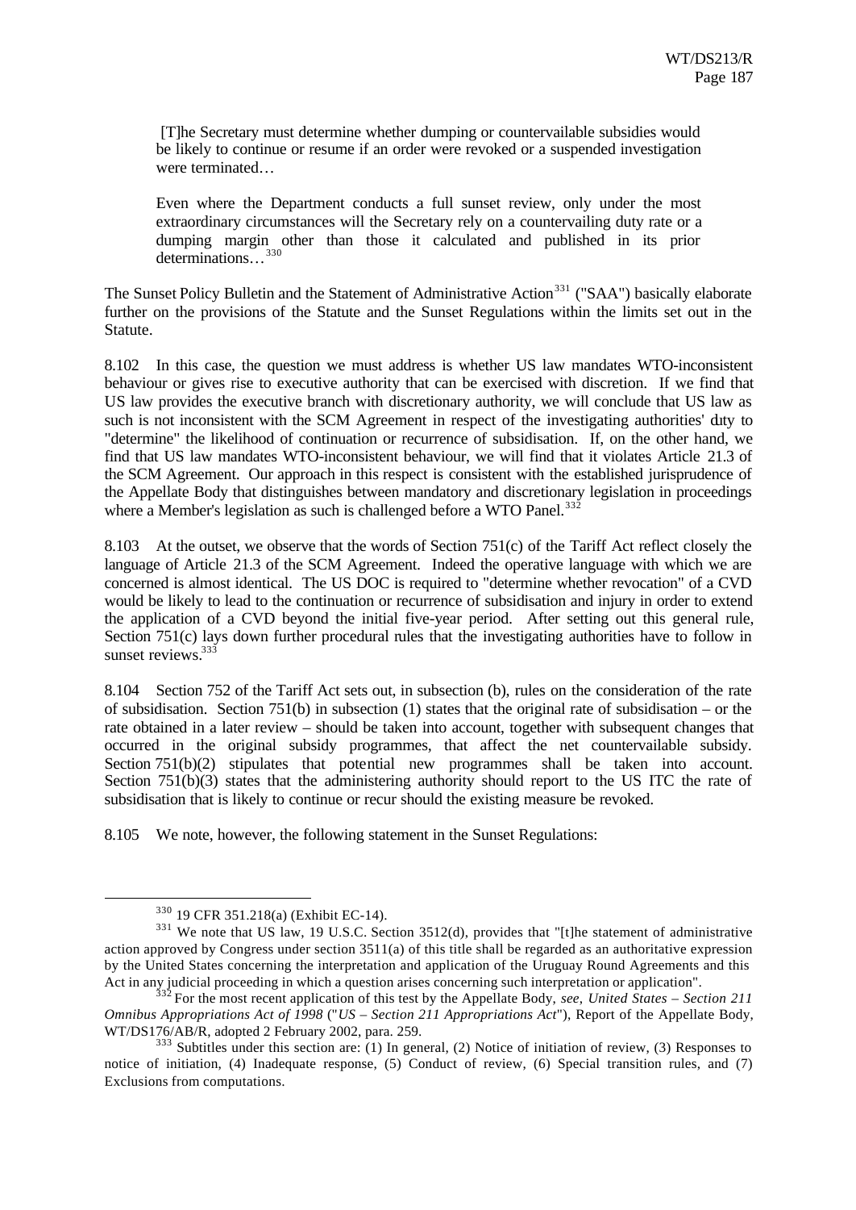> [T]he Secretary must determine whether dumping or countervailable subsidies would be likely to continue or resume if an order were revoked or a suspended investigation were terminated…
>
> Even where the Department conducts a full sunset review, only under the most extraordinary circumstances will the Secretary rely on a countervailing duty rate or a dumping margin other than those it calculated and published in its prior determinations…[330]

The Sunset Policy Bulletin and the Statement of Administrative Action[331] ("SAA") basically elaborate further on the provisions of the Statute and the Sunset Regulations within the limits set out in the Statute.

8.102 In this case, the question we must address is whether US law mandates WTO-inconsistent behaviour or gives rise to executive authority that can be exercised with discretion. If we find that US law provides the executive branch with discretionary authority, we will conclude that US law as such is not inconsistent with the SCM Agreement in respect of the investigating authorities' duty to "determine" the likelihood of continuation or recurrence of subsidisation. If, on the other hand, we find that US law mandates WTO-inconsistent behaviour, we will find that it violates Article 21.3 of the SCM Agreement. Our approach in this respect is consistent with the established jurisprudence of the Appellate Body that distinguishes between mandatory and discretionary legislation in proceedings where a Member's legislation as such is challenged before a WTO Panel.[332]

8.103 At the outset, we observe that the words of Section 751(c) of the Tariff Act reflect closely the language of Article 21.3 of the SCM Agreement. Indeed the operative language with which we are concerned is almost identical. The US DOC is required to "determine whether revocation" of a CVD would be likely to lead to the continuation or recurrence of subsidisation and injury in order to extend the application of a CVD beyond the initial five-year period. After setting out this general rule, Section 751(c) lays down further procedural rules that the investigating authorities have to follow in sunset reviews.[333]

8.104 Section 752 of the Tariff Act sets out, in subsection (b), rules on the consideration of the rate of subsidisation. Section 751(b) in subsection (1) states that the original rate of subsidisation – or the rate obtained in a later review – should be taken into account, together with subsequent changes that occurred in the original subsidy programmes, that affect the net countervailable subsidy. Section 751(b)(2) stipulates that potential new programmes shall be taken into account. Section 751(b)(3) states that the administering authority should report to the US ITC the rate of subsidisation that is likely to continue or recur should the existing measure be revoked.

8.105 We note, however, the following statement in the Sunset Regulations:

---

[330] 19 CFR 351.218(a) (Exhibit EC-14).

[331] We note that US law, 19 U.S.C. Section 3512(d), provides that "[t]he statement of administrative action approved by Congress under section 3511(a) of this title shall be regarded as an authoritative expression by the United States concerning the interpretation and application of the Uruguay Round Agreements and this Act in any judicial proceeding in which a question arises concerning such interpretation or application".

[332] For the most recent application of this test by the Appellate Body, *see*, *United States – Section 211 Omnibus Appropriations Act of 1998* ("*US – Section 211 Appropriations Act*"), Report of the Appellate Body, WT/DS176/AB/R, adopted 2 February 2002, para. 259.

[333] Subtitles under this section are: (1) In general, (2) Notice of initiation of review, (3) Responses to notice of initiation, (4) Inadequate response, (5) Conduct of review, (6) Special transition rules, and (7) Exclusions from computations.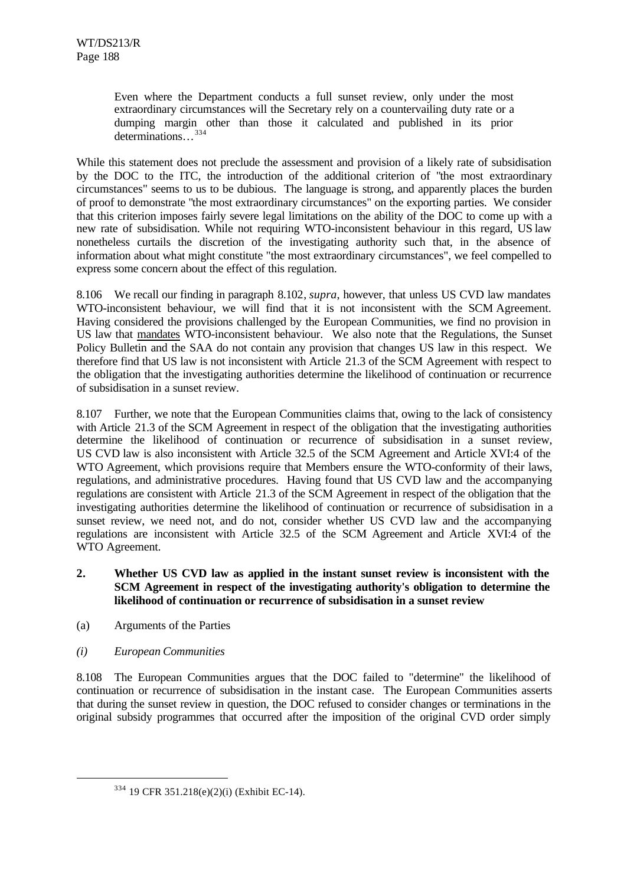> Even where the Department conducts a full sunset review, only under the most extraordinary circumstances will the Secretary rely on a countervailing duty rate or a dumping margin other than those it calculated and published in its prior determinations…[334]

While this statement does not preclude the assessment and provision of a likely rate of subsidisation by the DOC to the ITC, the introduction of the additional criterion of "the most extraordinary circumstances" seems to us to be dubious. The language is strong, and apparently places the burden of proof to demonstrate "the most extraordinary circumstances" on the exporting parties. We consider that this criterion imposes fairly severe legal limitations on the ability of the DOC to come up with a new rate of subsidisation. While not requiring WTO-inconsistent behaviour in this regard, US law nonetheless curtails the discretion of the investigating authority such that, in the absence of information about what might constitute "the most extraordinary circumstances", we feel compelled to express some concern about the effect of this regulation.

8.106 We recall our finding in paragraph 8.102, *supra*, however, that unless US CVD law mandates WTO-inconsistent behaviour, we will find that it is not inconsistent with the SCM Agreement. Having considered the provisions challenged by the European Communities, we find no provision in US law that mandates WTO-inconsistent behaviour. We also note that the Regulations, the Sunset Policy Bulletin and the SAA do not contain any provision that changes US law in this respect. We therefore find that US law is not inconsistent with Article 21.3 of the SCM Agreement with respect to the obligation that the investigating authorities determine the likelihood of continuation or recurrence of subsidisation in a sunset review.

8.107 Further, we note that the European Communities claims that, owing to the lack of consistency with Article 21.3 of the SCM Agreement in respect of the obligation that the investigating authorities determine the likelihood of continuation or recurrence of subsidisation in a sunset review, US CVD law is also inconsistent with Article 32.5 of the SCM Agreement and Article XVI:4 of the WTO Agreement, which provisions require that Members ensure the WTO-conformity of their laws, regulations, and administrative procedures. Having found that US CVD law and the accompanying regulations are consistent with Article 21.3 of the SCM Agreement in respect of the obligation that the investigating authorities determine the likelihood of continuation or recurrence of subsidisation in a sunset review, we need not, and do not, consider whether US CVD law and the accompanying regulations are inconsistent with Article 32.5 of the SCM Agreement and Article XVI:4 of the WTO Agreement.

### 2. Whether US CVD law as applied in the instant sunset review is inconsistent with the SCM Agreement in respect of the investigating authority's obligation to determine the likelihood of continuation or recurrence of subsidisation in a sunset review

(a) Arguments of the Parties

*(i) European Communities*

8.108 The European Communities argues that the DOC failed to "determine" the likelihood of continuation or recurrence of subsidisation in the instant case. The European Communities asserts that during the sunset review in question, the DOC refused to consider changes or terminations in the original subsidy programmes that occurred after the imposition of the original CVD order simply

---

[334] 19 CFR 351.218(e)(2)(i) (Exhibit EC-14).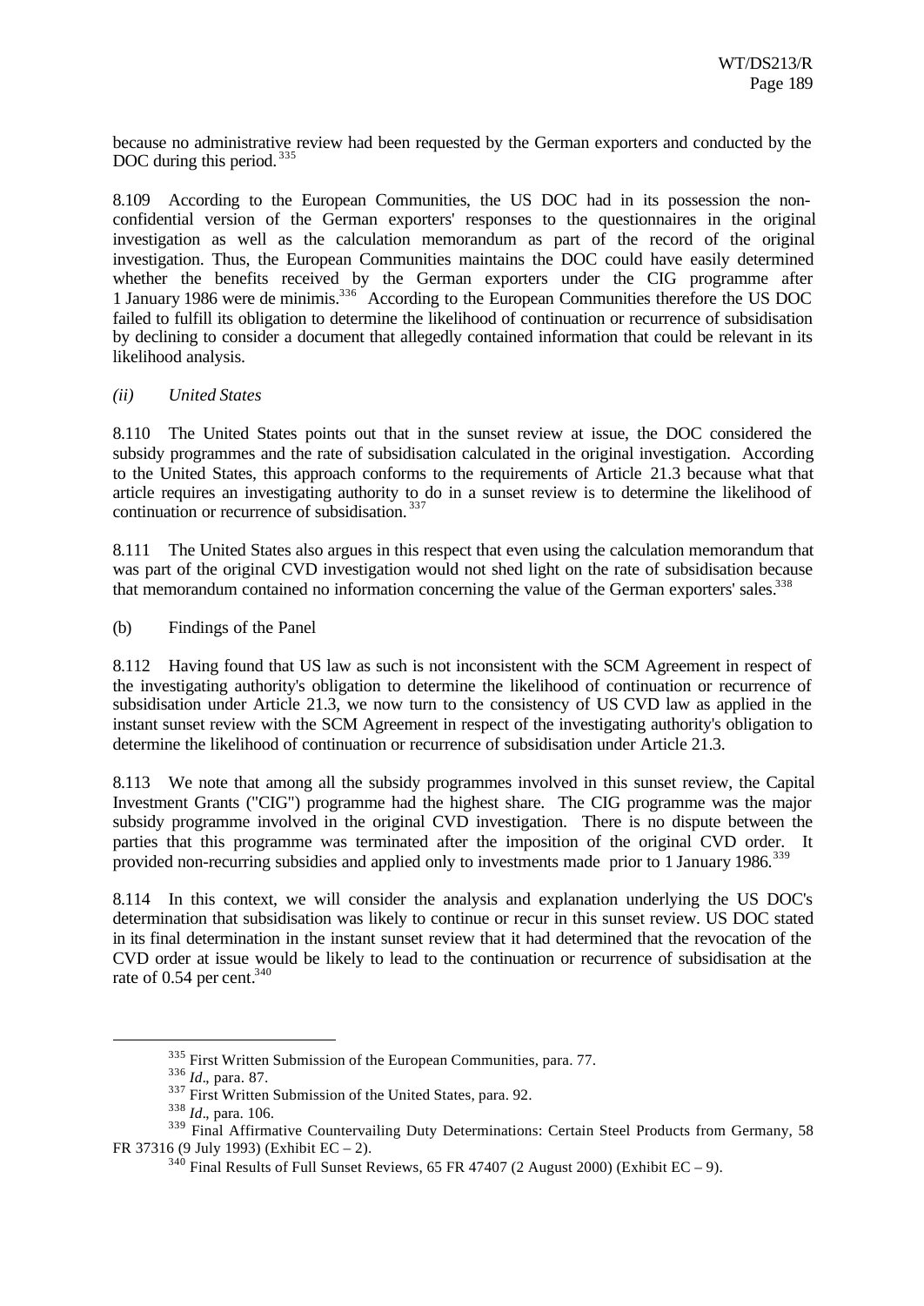because no administrative review had been requested by the German exporters and conducted by the DOC during this period.[335]

8.109 According to the European Communities, the US DOC had in its possession the non-confidential version of the German exporters' responses to the questionnaires in the original investigation as well as the calculation memorandum as part of the record of the original investigation. Thus, the European Communities maintains the DOC could have easily determined whether the benefits received by the German exporters under the CIG programme after 1 January 1986 were de minimis.[336] According to the European Communities therefore the US DOC failed to fulfill its obligation to determine the likelihood of continuation or recurrence of subsidisation by declining to consider a document that allegedly contained information that could be relevant in its likelihood analysis.

*(ii) United States*

8.110 The United States points out that in the sunset review at issue, the DOC considered the subsidy programmes and the rate of subsidisation calculated in the original investigation. According to the United States, this approach conforms to the requirements of Article 21.3 because what that article requires an investigating authority to do in a sunset review is to determine the likelihood of continuation or recurrence of subsidisation.[337]

8.111 The United States also argues in this respect that even using the calculation memorandum that was part of the original CVD investigation would not shed light on the rate of subsidisation because that memorandum contained no information concerning the value of the German exporters' sales.[338]

(b) Findings of the Panel

8.112 Having found that US law as such is not inconsistent with the SCM Agreement in respect of the investigating authority's obligation to determine the likelihood of continuation or recurrence of subsidisation under Article 21.3, we now turn to the consistency of US CVD law as applied in the instant sunset review with the SCM Agreement in respect of the investigating authority's obligation to determine the likelihood of continuation or recurrence of subsidisation under Article 21.3.

8.113 We note that among all the subsidy programmes involved in this sunset review, the Capital Investment Grants ("CIG") programme had the highest share. The CIG programme was the major subsidy programme involved in the original CVD investigation. There is no dispute between the parties that this programme was terminated after the imposition of the original CVD order. It provided non-recurring subsidies and applied only to investments made prior to 1 January 1986.[339]

8.114 In this context, we will consider the analysis and explanation underlying the US DOC's determination that subsidisation was likely to continue or recur in this sunset review. US DOC stated in its final determination in the instant sunset review that it had determined that the revocation of the CVD order at issue would be likely to lead to the continuation or recurrence of subsidisation at the rate of 0.54 per cent.[340]

---

[335] First Written Submission of the European Communities, para. 77.

[336] *Id*., para. 87.

[337] First Written Submission of the United States, para. 92.

[338] *Id*., para. 106.

[339] Final Affirmative Countervailing Duty Determinations: Certain Steel Products from Germany, 58 FR 37316 (9 July 1993) (Exhibit EC – 2).

[340] Final Results of Full Sunset Reviews, 65 FR 47407 (2 August 2000) (Exhibit EC – 9).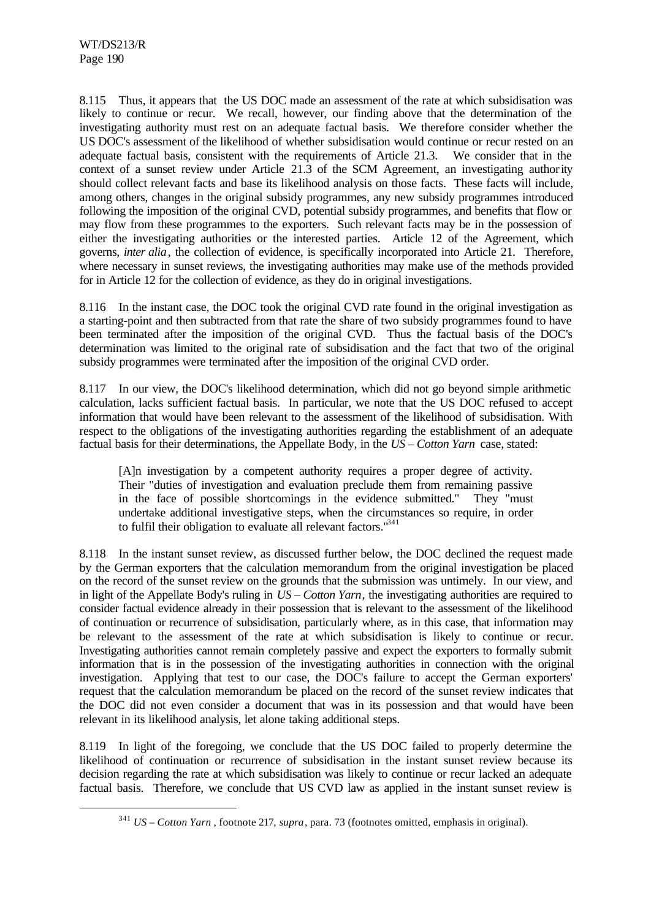8.115 Thus, it appears that the US DOC made an assessment of the rate at which subsidisation was likely to continue or recur. We recall, however, our finding above that the determination of the investigating authority must rest on an adequate factual basis. We therefore consider whether the US DOC's assessment of the likelihood of whether subsidisation would continue or recur rested on an adequate factual basis, consistent with the requirements of Article 21.3. We consider that in the context of a sunset review under Article 21.3 of the SCM Agreement, an investigating authority should collect relevant facts and base its likelihood analysis on those facts. These facts will include, among others, changes in the original subsidy programmes, any new subsidy programmes introduced following the imposition of the original CVD, potential subsidy programmes, and benefits that flow or may flow from these programmes to the exporters. Such relevant facts may be in the possession of either the investigating authorities or the interested parties. Article 12 of the Agreement, which governs, *inter alia*, the collection of evidence, is specifically incorporated into Article 21. Therefore, where necessary in sunset reviews, the investigating authorities may make use of the methods provided for in Article 12 for the collection of evidence, as they do in original investigations.

8.116 In the instant case, the DOC took the original CVD rate found in the original investigation as a starting-point and then subtracted from that rate the share of two subsidy programmes found to have been terminated after the imposition of the original CVD. Thus the factual basis of the DOC's determination was limited to the original rate of subsidisation and the fact that two of the original subsidy programmes were terminated after the imposition of the original CVD order.

8.117 In our view, the DOC's likelihood determination, which did not go beyond simple arithmetic calculation, lacks sufficient factual basis. In particular, we note that the US DOC refused to accept information that would have been relevant to the assessment of the likelihood of subsidisation. With respect to the obligations of the investigating authorities regarding the establishment of an adequate factual basis for their determinations, the Appellate Body, in the *US – Cotton Yarn* case, stated:

> [A]n investigation by a competent authority requires a proper degree of activity. Their "duties of investigation and evaluation preclude them from remaining passive in the face of possible shortcomings in the evidence submitted." They "must undertake additional investigative steps, when the circumstances so require, in order to fulfil their obligation to evaluate all relevant factors."[341]

8.118 In the instant sunset review, as discussed further below, the DOC declined the request made by the German exporters that the calculation memorandum from the original investigation be placed on the record of the sunset review on the grounds that the submission was untimely. In our view, and in light of the Appellate Body's ruling in *US – Cotton Yarn*, the investigating authorities are required to consider factual evidence already in their possession that is relevant to the assessment of the likelihood of continuation or recurrence of subsidisation, particularly where, as in this case, that information may be relevant to the assessment of the rate at which subsidisation is likely to continue or recur. Investigating authorities cannot remain completely passive and expect the exporters to formally submit information that is in the possession of the investigating authorities in connection with the original investigation. Applying that test to our case, the DOC's failure to accept the German exporters' request that the calculation memorandum be placed on the record of the sunset review indicates that the DOC did not even consider a document that was in its possession and that would have been relevant in its likelihood analysis, let alone taking additional steps.

8.119 In light of the foregoing, we conclude that the US DOC failed to properly determine the likelihood of continuation or recurrence of subsidisation in the instant sunset review because its decision regarding the rate at which subsidisation was likely to continue or recur lacked an adequate factual basis. Therefore, we conclude that US CVD law as applied in the instant sunset review is

[341] *US – Cotton Yarn*, footnote 217, *supra*, para. 73 (footnotes omitted, emphasis in original).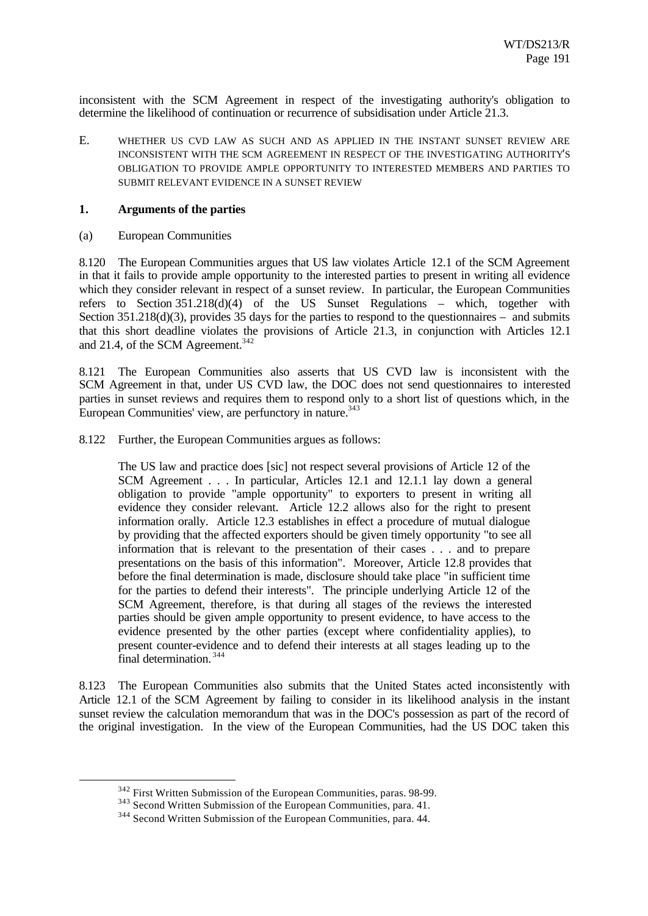inconsistent with the SCM Agreement in respect of the investigating authority's obligation to determine the likelihood of continuation or recurrence of subsidisation under Article 21.3.

## E. WHETHER US CVD LAW AS SUCH AND AS APPLIED IN THE INSTANT SUNSET REVIEW ARE INCONSISTENT WITH THE SCM AGREEMENT IN RESPECT OF THE INVESTIGATING AUTHORITY'S OBLIGATION TO PROVIDE AMPLE OPPORTUNITY TO INTERESTED MEMBERS AND PARTIES TO SUBMIT RELEVANT EVIDENCE IN A SUNSET REVIEW

### 1. Arguments of the parties

#### (a) European Communities

8.120 The European Communities argues that US law violates Article 12.1 of the SCM Agreement in that it fails to provide ample opportunity to the interested parties to present in writing all evidence which they consider relevant in respect of a sunset review. In particular, the European Communities refers to Section 351.218(d)(4) of the US Sunset Regulations – which, together with Section 351.218(d)(3), provides 35 days for the parties to respond to the questionnaires – and submits that this short deadline violates the provisions of Article 21.3, in conjunction with Articles 12.1 and 21.4, of the SCM Agreement.[342]

8.121 The European Communities also asserts that US CVD law is inconsistent with the SCM Agreement in that, under US CVD law, the DOC does not send questionnaires to interested parties in sunset reviews and requires them to respond only to a short list of questions which, in the European Communities' view, are perfunctory in nature.[343]

8.122 Further, the European Communities argues as follows:

> The US law and practice does [sic] not respect several provisions of Article 12 of the SCM Agreement . . . In particular, Articles 12.1 and 12.1.1 lay down a general obligation to provide "ample opportunity" to exporters to present in writing all evidence they consider relevant. Article 12.2 allows also for the right to present information orally. Article 12.3 establishes in effect a procedure of mutual dialogue by providing that the affected exporters should be given timely opportunity "to see all information that is relevant to the presentation of their cases . . . and to prepare presentations on the basis of this information". Moreover, Article 12.8 provides that before the final determination is made, disclosure should take place "in sufficient time for the parties to defend their interests". The principle underlying Article 12 of the SCM Agreement, therefore, is that during all stages of the reviews the interested parties should be given ample opportunity to present evidence, to have access to the evidence presented by the other parties (except where confidentiality applies), to present counter-evidence and to defend their interests at all stages leading up to the final determination.[344]

8.123 The European Communities also submits that the United States acted inconsistently with Article 12.1 of the SCM Agreement by failing to consider in its likelihood analysis in the instant sunset review the calculation memorandum that was in the DOC's possession as part of the record of the original investigation. In the view of the European Communities, had the US DOC taken this

---

[342] First Written Submission of the European Communities, paras. 98-99.

[343] Second Written Submission of the European Communities, para. 41.

[344] Second Written Submission of the European Communities, para. 44.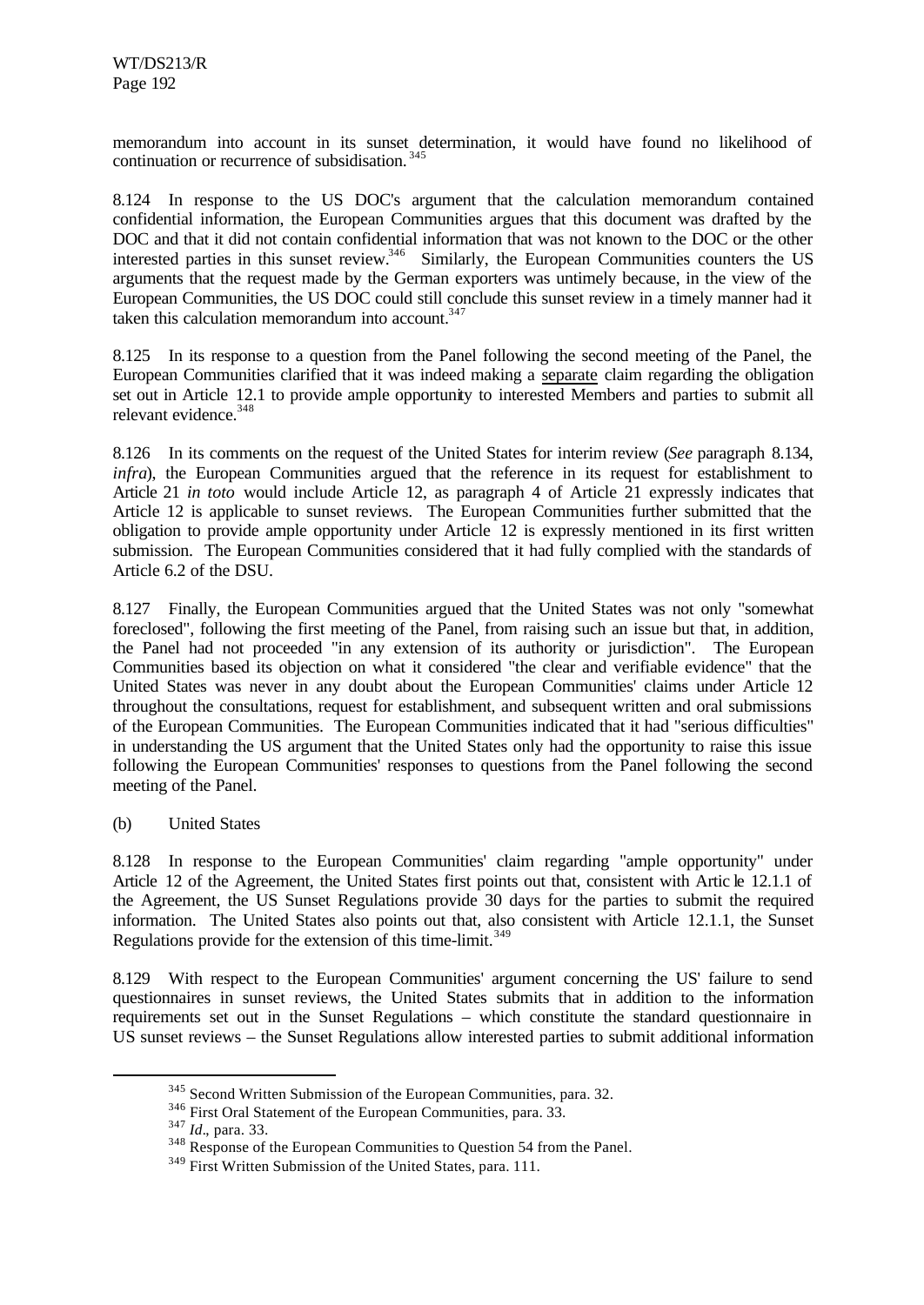memorandum into account in its sunset determination, it would have found no likelihood of continuation or recurrence of subsidisation.[345]

8.124 In response to the US DOC's argument that the calculation memorandum contained confidential information, the European Communities argues that this document was drafted by the DOC and that it did not contain confidential information that was not known to the DOC or the other interested parties in this sunset review.[346] Similarly, the European Communities counters the US arguments that the request made by the German exporters was untimely because, in the view of the European Communities, the US DOC could still conclude this sunset review in a timely manner had it taken this calculation memorandum into account.[347]

8.125 In its response to a question from the Panel following the second meeting of the Panel, the European Communities clarified that it was indeed making a separate claim regarding the obligation set out in Article 12.1 to provide ample opportunity to interested Members and parties to submit all relevant evidence.[348]

8.126 In its comments on the request of the United States for interim review (*See* paragraph 8.134, *infra*), the European Communities argued that the reference in its request for establishment to Article 21 *in toto* would include Article 12, as paragraph 4 of Article 21 expressly indicates that Article 12 is applicable to sunset reviews. The European Communities further submitted that the obligation to provide ample opportunity under Article 12 is expressly mentioned in its first written submission. The European Communities considered that it had fully complied with the standards of Article 6.2 of the DSU.

8.127 Finally, the European Communities argued that the United States was not only "somewhat foreclosed", following the first meeting of the Panel, from raising such an issue but that, in addition, the Panel had not proceeded "in any extension of its authority or jurisdiction". The European Communities based its objection on what it considered "the clear and verifiable evidence" that the United States was never in any doubt about the European Communities' claims under Article 12 throughout the consultations, request for establishment, and subsequent written and oral submissions of the European Communities. The European Communities indicated that it had "serious difficulties" in understanding the US argument that the United States only had the opportunity to raise this issue following the European Communities' responses to questions from the Panel following the second meeting of the Panel.

(b) United States

8.128 In response to the European Communities' claim regarding "ample opportunity" under Article 12 of the Agreement, the United States first points out that, consistent with Article 12.1.1 of the Agreement, the US Sunset Regulations provide 30 days for the parties to submit the required information. The United States also points out that, also consistent with Article 12.1.1, the Sunset Regulations provide for the extension of this time-limit.[349]

8.129 With respect to the European Communities' argument concerning the US' failure to send questionnaires in sunset reviews, the United States submits that in addition to the information requirements set out in the Sunset Regulations – which constitute the standard questionnaire in US sunset reviews – the Sunset Regulations allow interested parties to submit additional information

---

[345] Second Written Submission of the European Communities, para. 32.

[346] First Oral Statement of the European Communities, para. 33.

[347] *Id*., para. 33.

[348] Response of the European Communities to Question 54 from the Panel.

[349] First Written Submission of the United States, para. 111.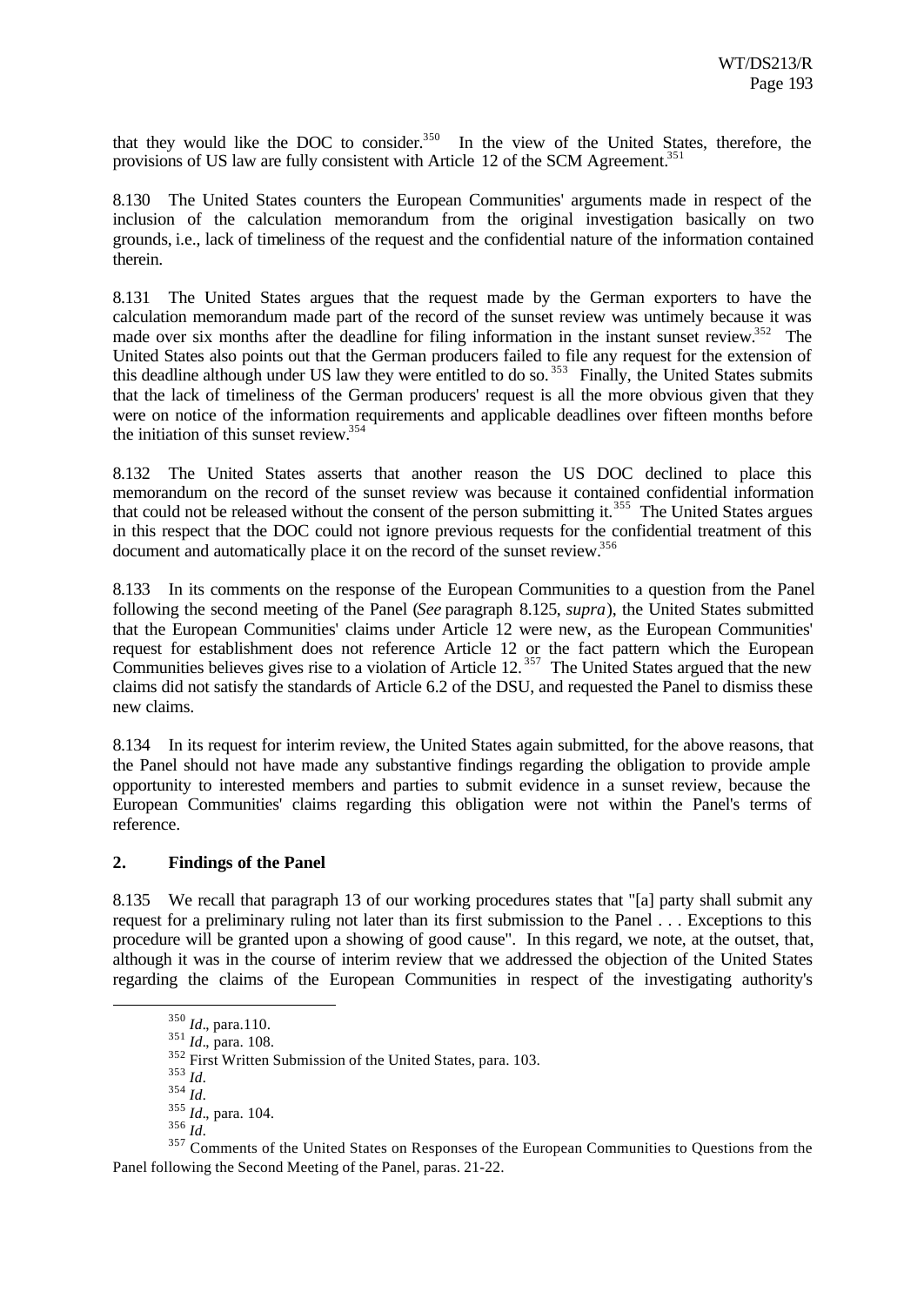that they would like the DOC to consider.[350] In the view of the United States, therefore, the provisions of US law are fully consistent with Article 12 of the SCM Agreement.[351]

8.130 The United States counters the European Communities' arguments made in respect of the inclusion of the calculation memorandum from the original investigation basically on two grounds, i.e., lack of timeliness of the request and the confidential nature of the information contained therein.

8.131 The United States argues that the request made by the German exporters to have the calculation memorandum made part of the record of the sunset review was untimely because it was made over six months after the deadline for filing information in the instant sunset review.[352] The United States also points out that the German producers failed to file any request for the extension of this deadline although under US law they were entitled to do so.[353] Finally, the United States submits that the lack of timeliness of the German producers' request is all the more obvious given that they were on notice of the information requirements and applicable deadlines over fifteen months before the initiation of this sunset review.[354]

8.132 The United States asserts that another reason the US DOC declined to place this memorandum on the record of the sunset review was because it contained confidential information that could not be released without the consent of the person submitting it.[355] The United States argues in this respect that the DOC could not ignore previous requests for the confidential treatment of this document and automatically place it on the record of the sunset review.[356]

8.133 In its comments on the response of the European Communities to a question from the Panel following the second meeting of the Panel (*See* paragraph 8.125, *supra*), the United States submitted that the European Communities' claims under Article 12 were new, as the European Communities' request for establishment does not reference Article 12 or the fact pattern which the European Communities believes gives rise to a violation of Article 12.[357] The United States argued that the new claims did not satisfy the standards of Article 6.2 of the DSU, and requested the Panel to dismiss these new claims.

8.134 In its request for interim review, the United States again submitted, for the above reasons, that the Panel should not have made any substantive findings regarding the obligation to provide ample opportunity to interested members and parties to submit evidence in a sunset review, because the European Communities' claims regarding this obligation were not within the Panel's terms of reference.

## 2. Findings of the Panel

8.135 We recall that paragraph 13 of our working procedures states that "[a] party shall submit any request for a preliminary ruling not later than its first submission to the Panel . . . Exceptions to this procedure will be granted upon a showing of good cause". In this regard, we note, at the outset, that, although it was in the course of interim review that we addressed the objection of the United States regarding the claims of the European Communities in respect of the investigating authority's

---

[350] *Id*., para.110.

[351] *Id*., para. 108.

[352] First Written Submission of the United States, para. 103.

[353] *Id*.

[354] *Id*.

[355] *Id*., para. 104.

[356] *Id*.

[357] Comments of the United States on Responses of the European Communities to Questions from the Panel following the Second Meeting of the Panel, paras. 21-22.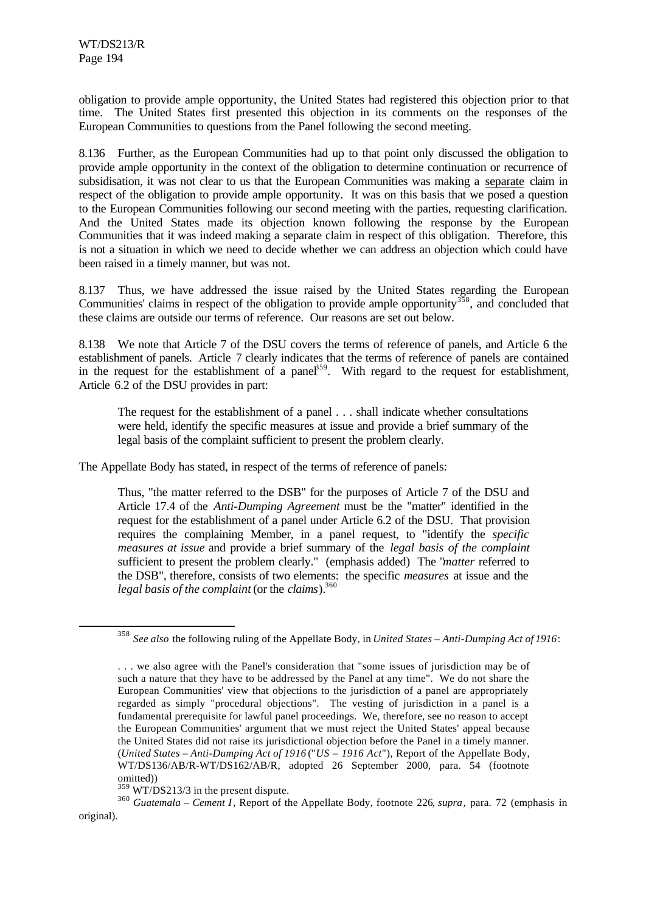obligation to provide ample opportunity, the United States had registered this objection prior to that time. The United States first presented this objection in its comments on the responses of the European Communities to questions from the Panel following the second meeting.

8.136 Further, as the European Communities had up to that point only discussed the obligation to provide ample opportunity in the context of the obligation to determine continuation or recurrence of subsidisation, it was not clear to us that the European Communities was making a separate claim in respect of the obligation to provide ample opportunity. It was on this basis that we posed a question to the European Communities following our second meeting with the parties, requesting clarification. And the United States made its objection known following the response by the European Communities that it was indeed making a separate claim in respect of this obligation. Therefore, this is not a situation in which we need to decide whether we can address an objection which could have been raised in a timely manner, but was not.

8.137 Thus, we have addressed the issue raised by the United States regarding the European Communities' claims in respect of the obligation to provide ample opportunity[358], and concluded that these claims are outside our terms of reference. Our reasons are set out below.

8.138 We note that Article 7 of the DSU covers the terms of reference of panels, and Article 6 the establishment of panels. Article 7 clearly indicates that the terms of reference of panels are contained in the request for the establishment of a panel[359]. With regard to the request for establishment, Article 6.2 of the DSU provides in part:

> The request for the establishment of a panel . . . shall indicate whether consultations were held, identify the specific measures at issue and provide a brief summary of the legal basis of the complaint sufficient to present the problem clearly.

The Appellate Body has stated, in respect of the terms of reference of panels:

> Thus, "the matter referred to the DSB" for the purposes of Article 7 of the DSU and Article 17.4 of the *Anti-Dumping Agreement* must be the "matter" identified in the request for the establishment of a panel under Article 6.2 of the DSU. That provision requires the complaining Member, in a panel request, to "identify the *specific measures at issue* and provide a brief summary of the *legal basis of the complaint* sufficient to present the problem clearly." (emphasis added) The "*matter* referred to the DSB", therefore, consists of two elements: the specific *measures* at issue and the *legal basis of the complaint* (or the *claims*).[360]

---

[358] *See also* the following ruling of the Appellate Body, in *United States – Anti-Dumping Act of 1916*:

> . . . we also agree with the Panel's consideration that "some issues of jurisdiction may be of such a nature that they have to be addressed by the Panel at any time". We do not share the European Communities' view that objections to the jurisdiction of a panel are appropriately regarded as simply "procedural objections". The vesting of jurisdiction in a panel is a fundamental prerequisite for lawful panel proceedings. We, therefore, see no reason to accept the European Communities' argument that we must reject the United States' appeal because the United States did not raise its jurisdictional objection before the Panel in a timely manner. (*United States – Anti-Dumping Act of 1916* ("*US – 1916 Act*"), Report of the Appellate Body, WT/DS136/AB/R-WT/DS162/AB/R, adopted 26 September 2000, para. 54 (footnote omitted))

[359] WT/DS213/3 in the present dispute.

[360] *Guatemala – Cement I*, Report of the Appellate Body, footnote 226, *supra*, para. 72 (emphasis in original).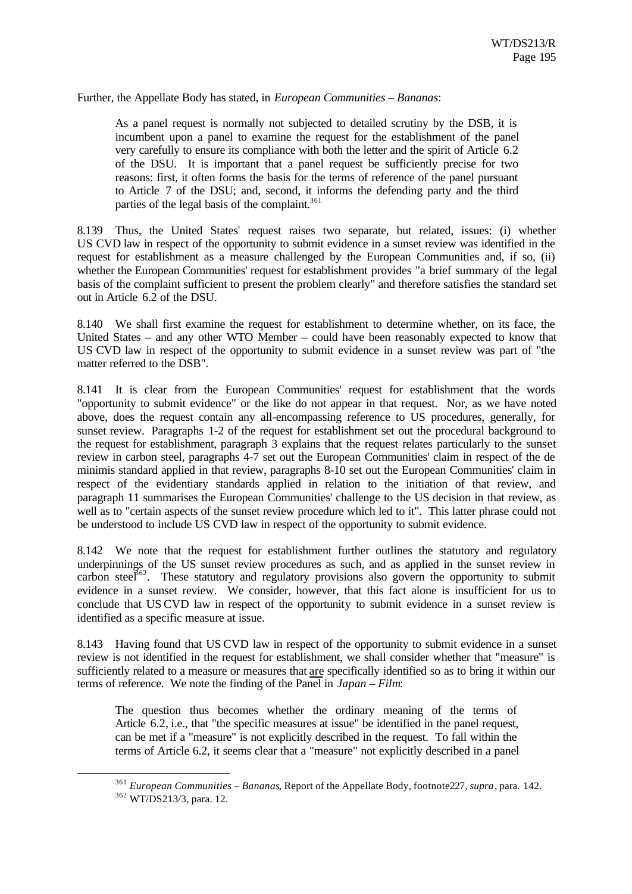Further, the Appellate Body has stated, in *European Communities – Bananas*:

> As a panel request is normally not subjected to detailed scrutiny by the DSB, it is incumbent upon a panel to examine the request for the establishment of the panel very carefully to ensure its compliance with both the letter and the spirit of Article 6.2 of the DSU. It is important that a panel request be sufficiently precise for two reasons: first, it often forms the basis for the terms of reference of the panel pursuant to Article 7 of the DSU; and, second, it informs the defending party and the third parties of the legal basis of the complaint.[361]

8.139 Thus, the United States' request raises two separate, but related, issues: (i) whether US CVD law in respect of the opportunity to submit evidence in a sunset review was identified in the request for establishment as a measure challenged by the European Communities and, if so, (ii) whether the European Communities' request for establishment provides "a brief summary of the legal basis of the complaint sufficient to present the problem clearly" and therefore satisfies the standard set out in Article 6.2 of the DSU.

8.140 We shall first examine the request for establishment to determine whether, on its face, the United States – and any other WTO Member – could have been reasonably expected to know that US CVD law in respect of the opportunity to submit evidence in a sunset review was part of "the matter referred to the DSB".

8.141 It is clear from the European Communities' request for establishment that the words "opportunity to submit evidence" or the like do not appear in that request. Nor, as we have noted above, does the request contain any all-encompassing reference to US procedures, generally, for sunset review. Paragraphs 1-2 of the request for establishment set out the procedural background to the request for establishment, paragraph 3 explains that the request relates particularly to the sunset review in carbon steel, paragraphs 4-7 set out the European Communities' claim in respect of the de minimis standard applied in that review, paragraphs 8-10 set out the European Communities' claim in respect of the evidentiary standards applied in relation to the initiation of that review, and paragraph 11 summarises the European Communities' challenge to the US decision in that review, as well as to "certain aspects of the sunset review procedure which led to it". This latter phrase could not be understood to include US CVD law in respect of the opportunity to submit evidence.

8.142 We note that the request for establishment further outlines the statutory and regulatory underpinnings of the US sunset review procedures as such, and as applied in the sunset review in carbon steel[362]. These statutory and regulatory provisions also govern the opportunity to submit evidence in a sunset review. We consider, however, that this fact alone is insufficient for us to conclude that US CVD law in respect of the opportunity to submit evidence in a sunset review is identified as a specific measure at issue.

8.143 Having found that US CVD law in respect of the opportunity to submit evidence in a sunset review is not identified in the request for establishment, we shall consider whether that "measure" is sufficiently related to a measure or measures that <u>are</u> specifically identified so as to bring it within our terms of reference. We note the finding of the Panel in *Japan – Film*:

> The question thus becomes whether the ordinary meaning of the terms of Article 6.2, i.e., that "the specific measures at issue" be identified in the panel request, can be met if a "measure" is not explicitly described in the request. To fall within the terms of Article 6.2, it seems clear that a "measure" not explicitly described in a panel

---

[361] *European Communities – Bananas*, Report of the Appellate Body, footnote227, *supra*, para. 142.

[362] WT/DS213/3, para. 12.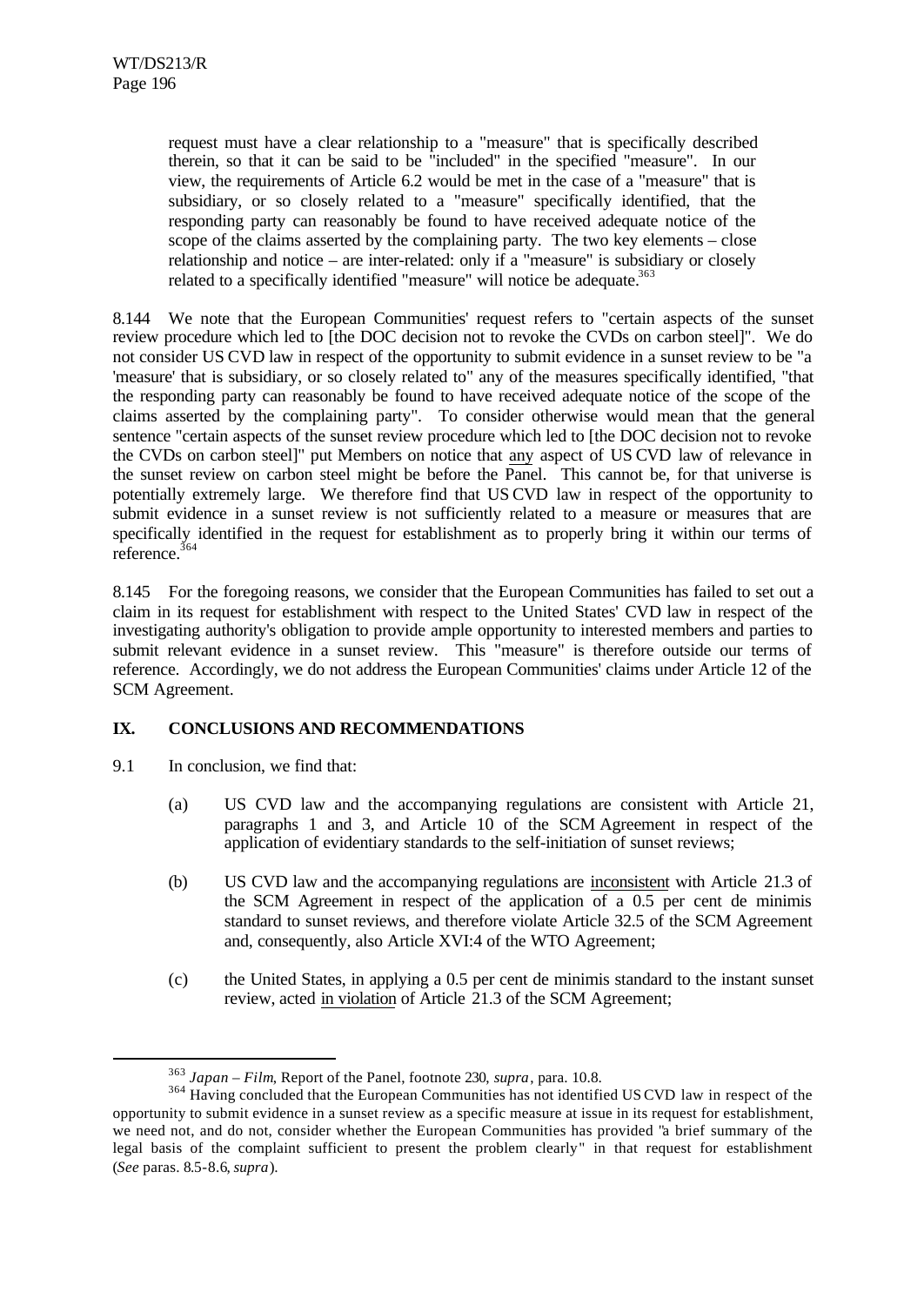request must have a clear relationship to a "measure" that is specifically described therein, so that it can be said to be "included" in the specified "measure". In our view, the requirements of Article 6.2 would be met in the case of a "measure" that is subsidiary, or so closely related to a "measure" specifically identified, that the responding party can reasonably be found to have received adequate notice of the scope of the claims asserted by the complaining party. The two key elements – close relationship and notice – are inter-related: only if a "measure" is subsidiary or closely related to a specifically identified "measure" will notice be adequate.[363]

8.144 We note that the European Communities' request refers to "certain aspects of the sunset review procedure which led to [the DOC decision not to revoke the CVDs on carbon steel]". We do not consider US CVD law in respect of the opportunity to submit evidence in a sunset review to be "a 'measure' that is subsidiary, or so closely related to" any of the measures specifically identified, "that the responding party can reasonably be found to have received adequate notice of the scope of the claims asserted by the complaining party". To consider otherwise would mean that the general sentence "certain aspects of the sunset review procedure which led to [the DOC decision not to revoke the CVDs on carbon steel]" put Members on notice that <u>any</u> aspect of US CVD law of relevance in the sunset review on carbon steel might be before the Panel. This cannot be, for that universe is potentially extremely large. We therefore find that US CVD law in respect of the opportunity to submit evidence in a sunset review is not sufficiently related to a measure or measures that are specifically identified in the request for establishment as to properly bring it within our terms of reference.[364]

8.145 For the foregoing reasons, we consider that the European Communities has failed to set out a claim in its request for establishment with respect to the United States' CVD law in respect of the investigating authority's obligation to provide ample opportunity to interested members and parties to submit relevant evidence in a sunset review. This "measure" is therefore outside our terms of reference. Accordingly, we do not address the European Communities' claims under Article 12 of the SCM Agreement.

## IX. CONCLUSIONS AND RECOMMENDATIONS

9.1 In conclusion, we find that:

(a) US CVD law and the accompanying regulations are consistent with Article 21, paragraphs 1 and 3, and Article 10 of the SCM Agreement in respect of the application of evidentiary standards to the self-initiation of sunset reviews;

(b) US CVD law and the accompanying regulations are <u>inconsistent</u> with Article 21.3 of the SCM Agreement in respect of the application of a 0.5 per cent de minimis standard to sunset reviews, and therefore violate Article 32.5 of the SCM Agreement and, consequently, also Article XVI:4 of the WTO Agreement;

(c) the United States, in applying a 0.5 per cent de minimis standard to the instant sunset review, acted <u>in violation</u> of Article 21.3 of the SCM Agreement;

---

[363] *Japan – Film*, Report of the Panel, footnote 230, *supra*, para. 10.8.

[364] Having concluded that the European Communities has not identified US CVD law in respect of the opportunity to submit evidence in a sunset review as a specific measure at issue in its request for establishment, we need not, and do not, consider whether the European Communities has provided "a brief summary of the legal basis of the complaint sufficient to present the problem clearly" in that request for establishment (*See* paras. 8.5-8.6, *supra*).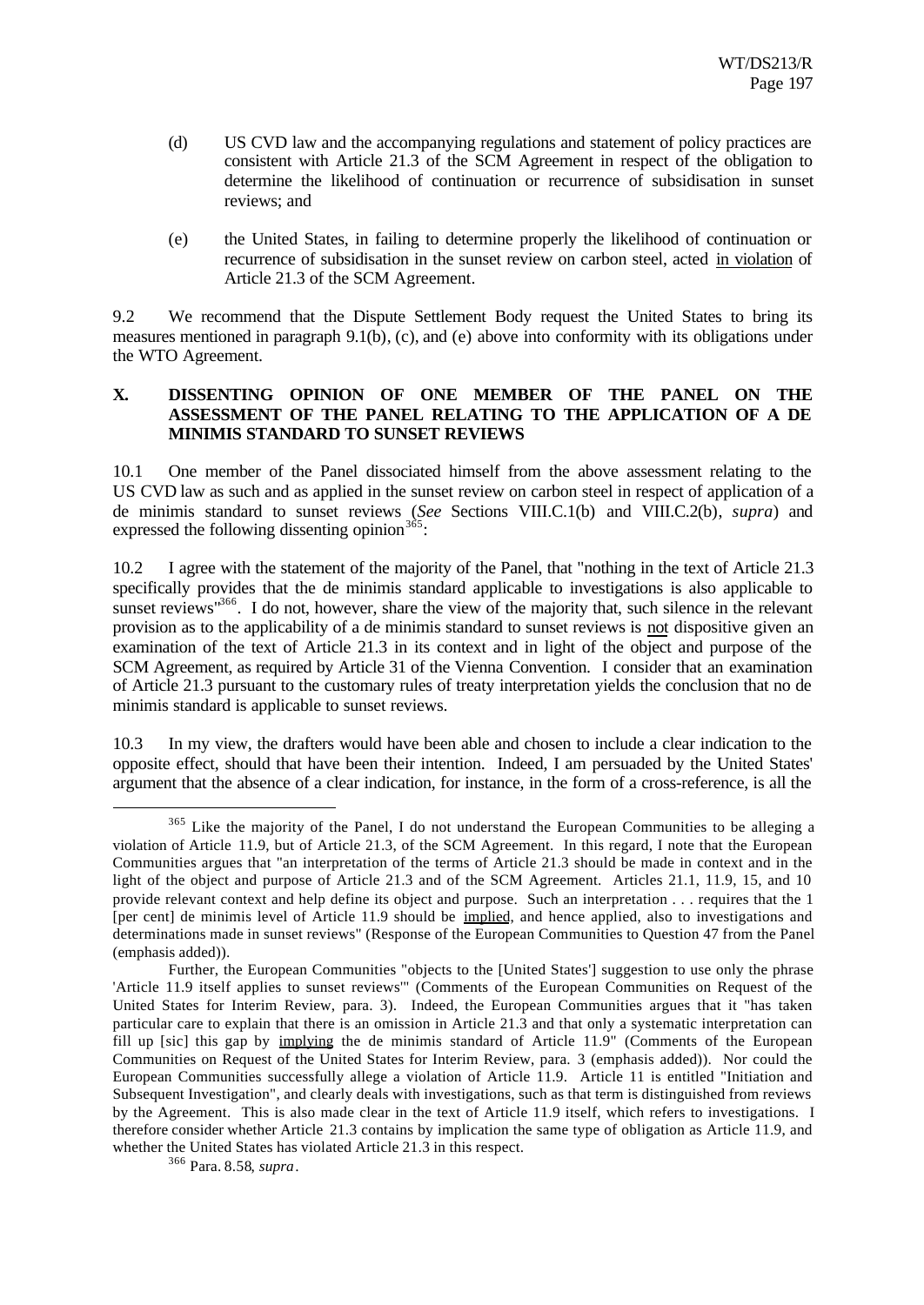(d) US CVD law and the accompanying regulations and statement of policy practices are consistent with Article 21.3 of the SCM Agreement in respect of the obligation to determine the likelihood of continuation or recurrence of subsidisation in sunset reviews; and

(e) the United States, in failing to determine properly the likelihood of continuation or recurrence of subsidisation in the sunset review on carbon steel, acted in violation of Article 21.3 of the SCM Agreement.

9.2 We recommend that the Dispute Settlement Body request the United States to bring its measures mentioned in paragraph 9.1(b), (c), and (e) above into conformity with its obligations under the WTO Agreement.

## X. DISSENTING OPINION OF ONE MEMBER OF THE PANEL ON THE ASSESSMENT OF THE PANEL RELATING TO THE APPLICATION OF A DE MINIMIS STANDARD TO SUNSET REVIEWS

10.1 One member of the Panel dissociated himself from the above assessment relating to the US CVD law as such and as applied in the sunset review on carbon steel in respect of application of a de minimis standard to sunset reviews (*See* Sections VIII.C.1(b) and VIII.C.2(b), *supra*) and expressed the following dissenting opinion[365]:

10.2 I agree with the statement of the majority of the Panel, that "nothing in the text of Article 21.3 specifically provides that the de minimis standard applicable to investigations is also applicable to sunset reviews"[366]. I do not, however, share the view of the majority that, such silence in the relevant provision as to the applicability of a de minimis standard to sunset reviews is not dispositive given an examination of the text of Article 21.3 in its context and in light of the object and purpose of the SCM Agreement, as required by Article 31 of the Vienna Convention. I consider that an examination of Article 21.3 pursuant to the customary rules of treaty interpretation yields the conclusion that no de minimis standard is applicable to sunset reviews.

10.3 In my view, the drafters would have been able and chosen to include a clear indication to the opposite effect, should that have been their intention. Indeed, I am persuaded by the United States' argument that the absence of a clear indication, for instance, in the form of a cross-reference, is all the

---

[365] Like the majority of the Panel, I do not understand the European Communities to be alleging a violation of Article 11.9, but of Article 21.3, of the SCM Agreement. In this regard, I note that the European Communities argues that "an interpretation of the terms of Article 21.3 should be made in context and in the light of the object and purpose of Article 21.3 and of the SCM Agreement. Articles 21.1, 11.9, 15, and 10 provide relevant context and help define its object and purpose. Such an interpretation . . . requires that the 1 [per cent] de minimis level of Article 11.9 should be implied, and hence applied, also to investigations and determinations made in sunset reviews" (Response of the European Communities to Question 47 from the Panel (emphasis added)).

Further, the European Communities "objects to the [United States'] suggestion to use only the phrase 'Article 11.9 itself applies to sunset reviews'" (Comments of the European Communities on Request of the United States for Interim Review, para. 3). Indeed, the European Communities argues that it "has taken particular care to explain that there is an omission in Article 21.3 and that only a systematic interpretation can fill up [sic] this gap by implying the de minimis standard of Article 11.9" (Comments of the European Communities on Request of the United States for Interim Review, para. 3 (emphasis added)). Nor could the European Communities successfully allege a violation of Article 11.9. Article 11 is entitled "Initiation and Subsequent Investigation", and clearly deals with investigations, such as that term is distinguished from reviews by the Agreement. This is also made clear in the text of Article 11.9 itself, which refers to investigations. I therefore consider whether Article 21.3 contains by implication the same type of obligation as Article 11.9, and whether the United States has violated Article 21.3 in this respect.

[366] Para. 8.58, *supra*.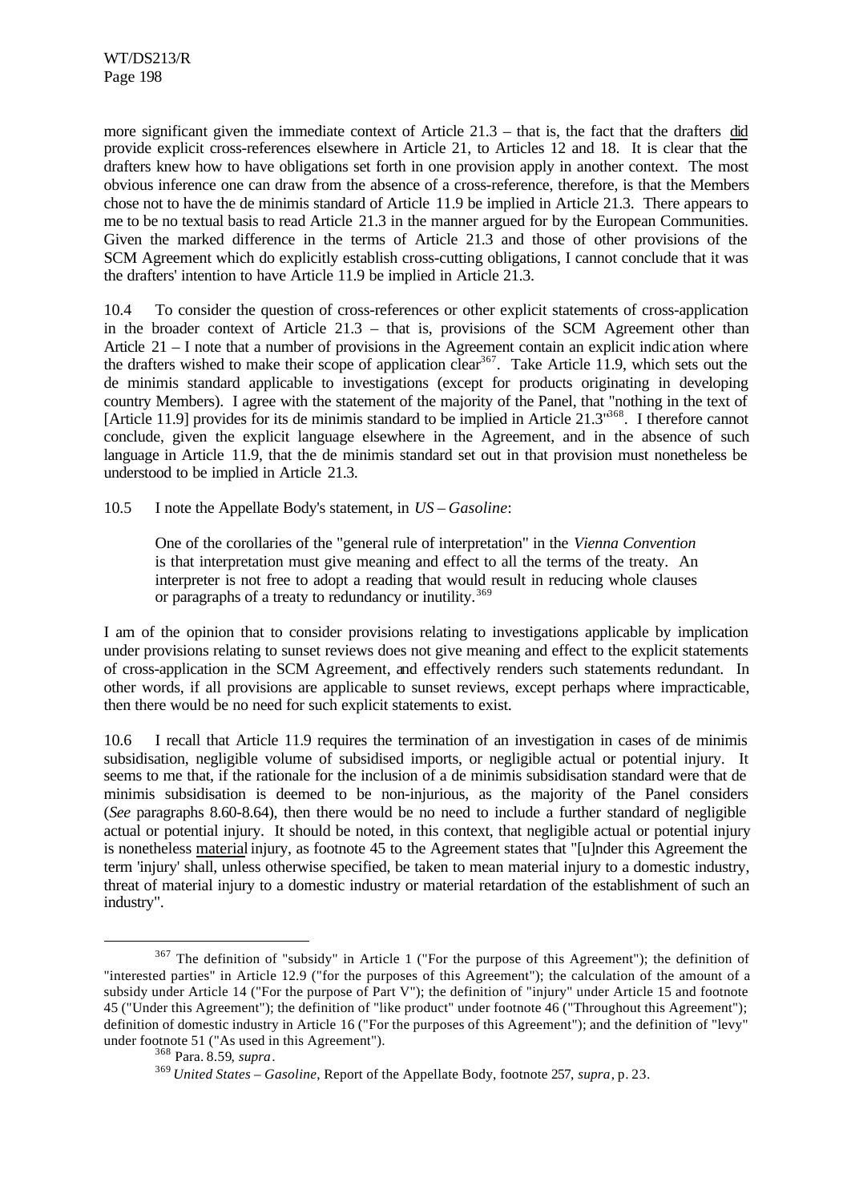more significant given the immediate context of Article 21.3 – that is, the fact that the drafters did provide explicit cross-references elsewhere in Article 21, to Articles 12 and 18. It is clear that the drafters knew how to have obligations set forth in one provision apply in another context. The most obvious inference one can draw from the absence of a cross-reference, therefore, is that the Members chose not to have the de minimis standard of Article 11.9 be implied in Article 21.3. There appears to me to be no textual basis to read Article 21.3 in the manner argued for by the European Communities. Given the marked difference in the terms of Article 21.3 and those of other provisions of the SCM Agreement which do explicitly establish cross-cutting obligations, I cannot conclude that it was the drafters' intention to have Article 11.9 be implied in Article 21.3.

10.4 To consider the question of cross-references or other explicit statements of cross-application in the broader context of Article 21.3 – that is, provisions of the SCM Agreement other than Article 21 – I note that a number of provisions in the Agreement contain an explicit indication where the drafters wished to make their scope of application clear[367]. Take Article 11.9, which sets out the de minimis standard applicable to investigations (except for products originating in developing country Members). I agree with the statement of the majority of the Panel, that "nothing in the text of [Article 11.9] provides for its de minimis standard to be implied in Article 21.3"[368]. I therefore cannot conclude, given the explicit language elsewhere in the Agreement, and in the absence of such language in Article 11.9, that the de minimis standard set out in that provision must nonetheless be understood to be implied in Article 21.3.

10.5 I note the Appellate Body's statement, in *US – Gasoline*:

> One of the corollaries of the "general rule of interpretation" in the *Vienna Convention* is that interpretation must give meaning and effect to all the terms of the treaty. An interpreter is not free to adopt a reading that would result in reducing whole clauses or paragraphs of a treaty to redundancy or inutility.[369]

I am of the opinion that to consider provisions relating to investigations applicable by implication under provisions relating to sunset reviews does not give meaning and effect to the explicit statements of cross-application in the SCM Agreement, and effectively renders such statements redundant. In other words, if all provisions are applicable to sunset reviews, except perhaps where impracticable, then there would be no need for such explicit statements to exist.

10.6 I recall that Article 11.9 requires the termination of an investigation in cases of de minimis subsidisation, negligible volume of subsidised imports, or negligible actual or potential injury. It seems to me that, if the rationale for the inclusion of a de minimis subsidisation standard were that de minimis subsidisation is deemed to be non-injurious, as the majority of the Panel considers (*See* paragraphs 8.60-8.64), then there would be no need to include a further standard of negligible actual or potential injury. It should be noted, in this context, that negligible actual or potential injury is nonetheless material injury, as footnote 45 to the Agreement states that "[u]nder this Agreement the term 'injury' shall, unless otherwise specified, be taken to mean material injury to a domestic industry, threat of material injury to a domestic industry or material retardation of the establishment of such an industry".

---

[367] The definition of "subsidy" in Article 1 ("For the purpose of this Agreement"); the definition of "interested parties" in Article 12.9 ("for the purposes of this Agreement"); the calculation of the amount of a subsidy under Article 14 ("For the purpose of Part V"); the definition of "injury" under Article 15 and footnote 45 ("Under this Agreement"); the definition of "like product" under footnote 46 ("Throughout this Agreement"); definition of domestic industry in Article 16 ("For the purposes of this Agreement"); and the definition of "levy" under footnote 51 ("As used in this Agreement").

[368] Para. 8.59, *supra*.

[369] *United States – Gasoline*, Report of the Appellate Body, footnote 257, *supra*, p. 23.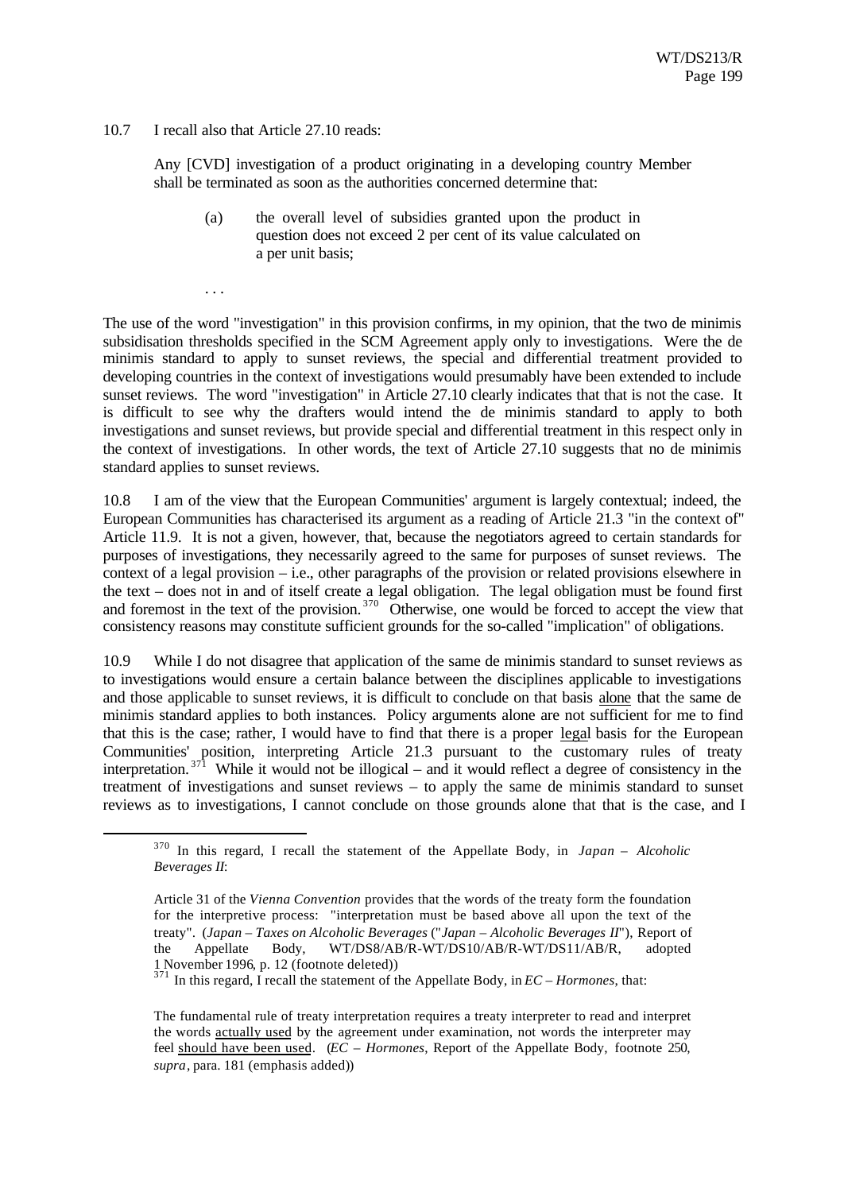10.7 I recall also that Article 27.10 reads:

> Any [CVD] investigation of a product originating in a developing country Member shall be terminated as soon as the authorities concerned determine that:
>
> (a) the overall level of subsidies granted upon the product in question does not exceed 2 per cent of its value calculated on a per unit basis;
>
> . . .

The use of the word "investigation" in this provision confirms, in my opinion, that the two de minimis subsidisation thresholds specified in the SCM Agreement apply only to investigations. Were the de minimis standard to apply to sunset reviews, the special and differential treatment provided to developing countries in the context of investigations would presumably have been extended to include sunset reviews. The word "investigation" in Article 27.10 clearly indicates that that is not the case. It is difficult to see why the drafters would intend the de minimis standard to apply to both investigations and sunset reviews, but provide special and differential treatment in this respect only in the context of investigations. In other words, the text of Article 27.10 suggests that no de minimis standard applies to sunset reviews.

10.8 I am of the view that the European Communities' argument is largely contextual; indeed, the European Communities has characterised its argument as a reading of Article 21.3 "in the context of" Article 11.9. It is not a given, however, that, because the negotiators agreed to certain standards for purposes of investigations, they necessarily agreed to the same for purposes of sunset reviews. The context of a legal provision – i.e., other paragraphs of the provision or related provisions elsewhere in the text – does not in and of itself create a legal obligation. The legal obligation must be found first and foremost in the text of the provision.[370] Otherwise, one would be forced to accept the view that consistency reasons may constitute sufficient grounds for the so-called "implication" of obligations.

10.9 While I do not disagree that application of the same de minimis standard to sunset reviews as to investigations would ensure a certain balance between the disciplines applicable to investigations and those applicable to sunset reviews, it is difficult to conclude on that basis alone that the same de minimis standard applies to both instances. Policy arguments alone are not sufficient for me to find that this is the case; rather, I would have to find that there is a proper legal basis for the European Communities' position, interpreting Article 21.3 pursuant to the customary rules of treaty interpretation.[371] While it would not be illogical – and it would reflect a degree of consistency in the treatment of investigations and sunset reviews – to apply the same de minimis standard to sunset reviews as to investigations, I cannot conclude on those grounds alone that that is the case, and I

---

[370] In this regard, I recall the statement of the Appellate Body, in *Japan – Alcoholic Beverages II*:

> Article 31 of the *Vienna Convention* provides that the words of the treaty form the foundation for the interpretive process: "interpretation must be based above all upon the text of the treaty". (*Japan – Taxes on Alcoholic Beverages* ("*Japan – Alcoholic Beverages II*"), Report of the Appellate Body, WT/DS8/AB/R-WT/DS10/AB/R-WT/DS11/AB/R, adopted 1 November 1996, p. 12 (footnote deleted))

[371] In this regard, I recall the statement of the Appellate Body, in *EC – Hormones*, that:

> The fundamental rule of treaty interpretation requires a treaty interpreter to read and interpret the words actually used by the agreement under examination, not words the interpreter may feel should have been used. (*EC – Hormones*, Report of the Appellate Body, footnote 250, *supra*, para. 181 (emphasis added))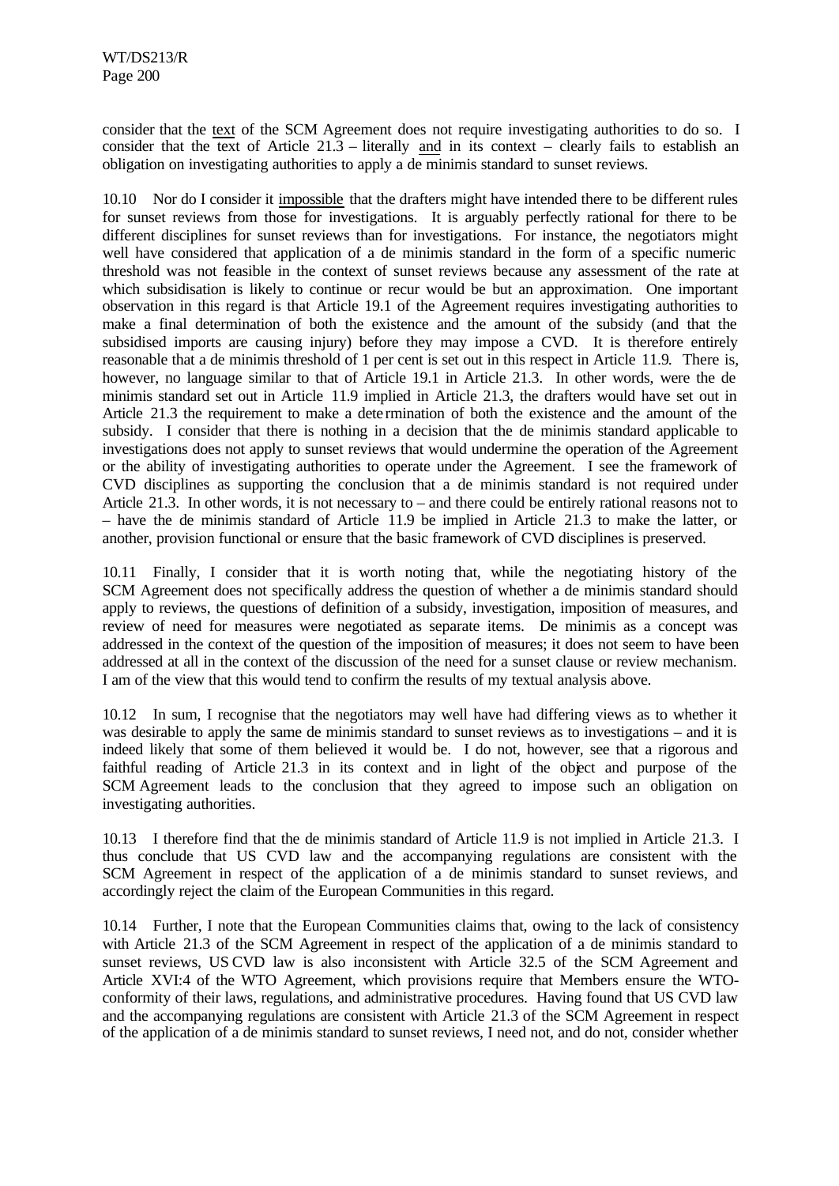consider that the text of the SCM Agreement does not require investigating authorities to do so. I consider that the text of Article 21.3 – literally and in its context – clearly fails to establish an obligation on investigating authorities to apply a de minimis standard to sunset reviews.

10.10 Nor do I consider it impossible that the drafters might have intended there to be different rules for sunset reviews from those for investigations. It is arguably perfectly rational for there to be different disciplines for sunset reviews than for investigations. For instance, the negotiators might well have considered that application of a de minimis standard in the form of a specific numeric threshold was not feasible in the context of sunset reviews because any assessment of the rate at which subsidisation is likely to continue or recur would be but an approximation. One important observation in this regard is that Article 19.1 of the Agreement requires investigating authorities to make a final determination of both the existence and the amount of the subsidy (and that the subsidised imports are causing injury) before they may impose a CVD. It is therefore entirely reasonable that a de minimis threshold of 1 per cent is set out in this respect in Article 11.9. There is, however, no language similar to that of Article 19.1 in Article 21.3. In other words, were the de minimis standard set out in Article 11.9 implied in Article 21.3, the drafters would have set out in Article 21.3 the requirement to make a determination of both the existence and the amount of the subsidy. I consider that there is nothing in a decision that the de minimis standard applicable to investigations does not apply to sunset reviews that would undermine the operation of the Agreement or the ability of investigating authorities to operate under the Agreement. I see the framework of CVD disciplines as supporting the conclusion that a de minimis standard is not required under Article 21.3. In other words, it is not necessary to – and there could be entirely rational reasons not to – have the de minimis standard of Article 11.9 be implied in Article 21.3 to make the latter, or another, provision functional or ensure that the basic framework of CVD disciplines is preserved.

10.11 Finally, I consider that it is worth noting that, while the negotiating history of the SCM Agreement does not specifically address the question of whether a de minimis standard should apply to reviews, the questions of definition of a subsidy, investigation, imposition of measures, and review of need for measures were negotiated as separate items. De minimis as a concept was addressed in the context of the question of the imposition of measures; it does not seem to have been addressed at all in the context of the discussion of the need for a sunset clause or review mechanism. I am of the view that this would tend to confirm the results of my textual analysis above.

10.12 In sum, I recognise that the negotiators may well have had differing views as to whether it was desirable to apply the same de minimis standard to sunset reviews as to investigations – and it is indeed likely that some of them believed it would be. I do not, however, see that a rigorous and faithful reading of Article 21.3 in its context and in light of the object and purpose of the SCM Agreement leads to the conclusion that they agreed to impose such an obligation on investigating authorities.

10.13 I therefore find that the de minimis standard of Article 11.9 is not implied in Article 21.3. I thus conclude that US CVD law and the accompanying regulations are consistent with the SCM Agreement in respect of the application of a de minimis standard to sunset reviews, and accordingly reject the claim of the European Communities in this regard.

10.14 Further, I note that the European Communities claims that, owing to the lack of consistency with Article 21.3 of the SCM Agreement in respect of the application of a de minimis standard to sunset reviews, US CVD law is also inconsistent with Article 32.5 of the SCM Agreement and Article XVI:4 of the WTO Agreement, which provisions require that Members ensure the WTO-conformity of their laws, regulations, and administrative procedures. Having found that US CVD law and the accompanying regulations are consistent with Article 21.3 of the SCM Agreement in respect of the application of a de minimis standard to sunset reviews, I need not, and do not, consider whether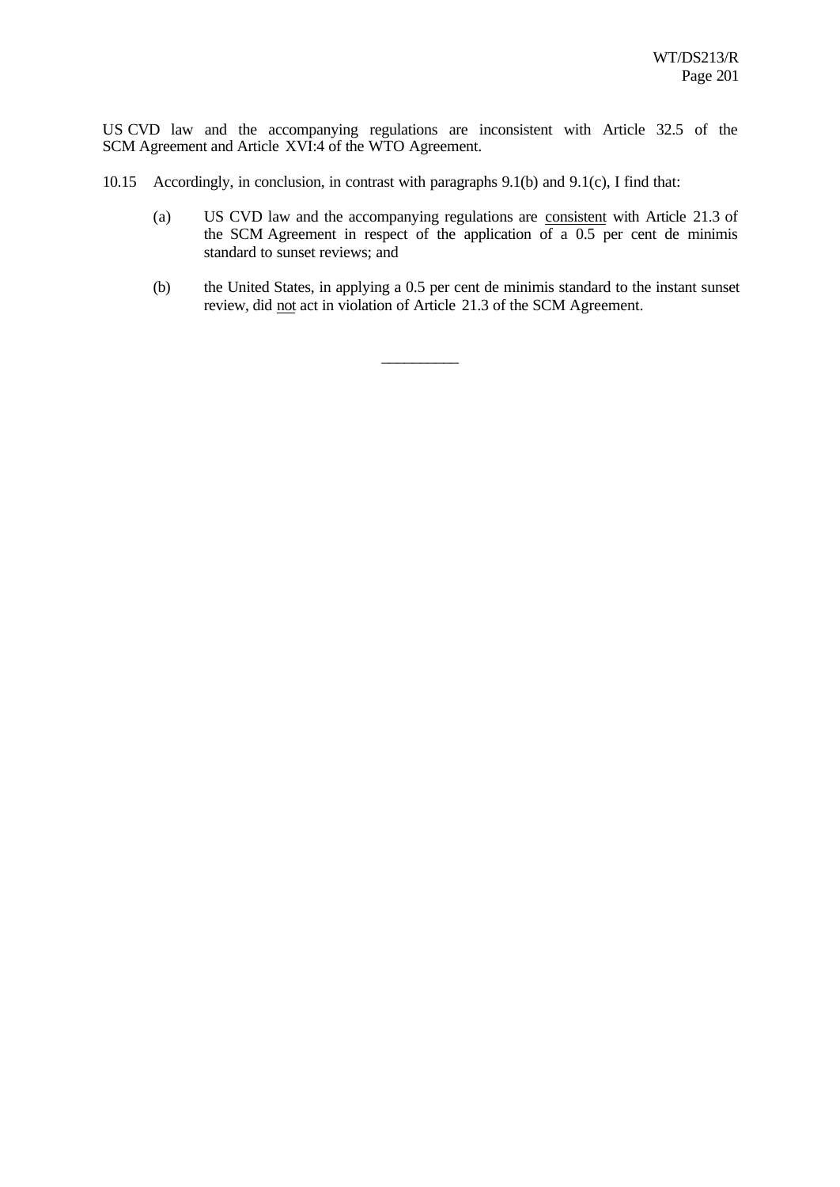US CVD law and the accompanying regulations are inconsistent with Article 32.5 of the SCM Agreement and Article XVI:4 of the WTO Agreement.

10.15 Accordingly, in conclusion, in contrast with paragraphs 9.1(b) and 9.1(c), I find that:

(a) US CVD law and the accompanying regulations are consistent with Article 21.3 of the SCM Agreement in respect of the application of a 0.5 per cent de minimis standard to sunset reviews; and

(b) the United States, in applying a 0.5 per cent de minimis standard to the instant sunset review, did not act in violation of Article 21.3 of the SCM Agreement.

__________